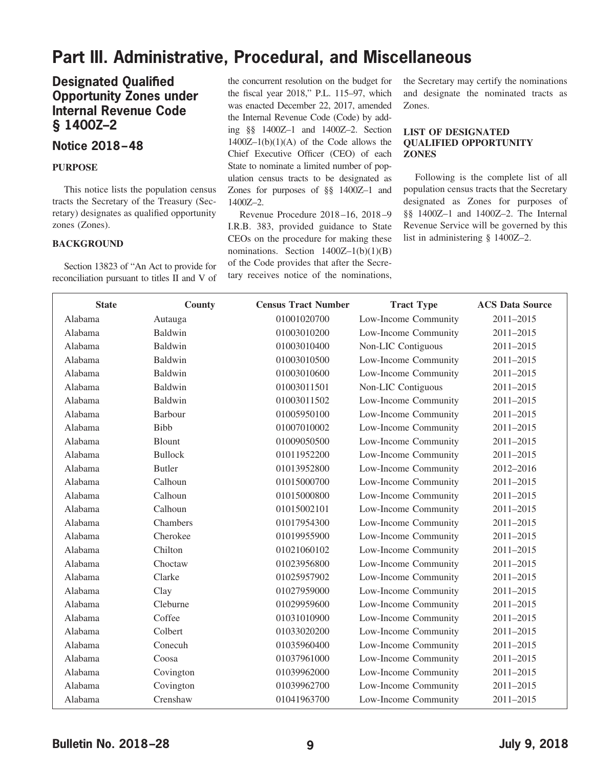# Part III. Administrative, Procedural, and Miscellaneous

## Designated Qualified Opportunity Zones under Internal Revenue Code § 1400Z–2

## Notice 2018–48

### PURPOSE

This notice lists the population census tracts the Secretary of the Treasury (Secretary) designates as qualified opportunity zones (Zones).

### BACKGROUND

Section 13823 of "An Act to provide for reconciliation pursuant to titles II and V of the concurrent resolution on the budget for the fiscal year 2018," P.L. 115–97, which was enacted December 22, 2017, amended the Internal Revenue Code (Code) by adding §§ 1400Z–1 and 1400Z–2. Section 1400Z–1(b)(1)(A) of the Code allows the Chief Executive Officer (CEO) of each State to nominate a limited number of population census tracts to be designated as Zones for purposes of §§ 1400Z–1 and 1400Z–2.

Revenue Procedure 2018–16, 2018–9 I.R.B. 383, provided guidance to State CEOs on the procedure for making these nominations. Section 1400Z–1(b)(1)(B) of the Code provides that after the Secretary receives notice of the nominations, the Secretary may certify the nominations and designate the nominated tracts as Zones.

### LIST OF DESIGNATED QUALIFIED OPPORTUNITY ZONES

Following is the complete list of all population census tracts that the Secretary designated as Zones for purposes of §§ 1400Z–1 and 1400Z–2. The Internal Revenue Service will be governed by this list in administering § 1400Z–2.

| State | County | Census Tract Number | Tract Type | ACS Data Source |
|---|---|---|---|---|
| Alabama | Autauga | 01001020700 | Low-Income Community | 2011–2015 |
| Alabama | Baldwin | 01003010200 | Low-Income Community | 2011–2015 |
| Alabama | Baldwin | 01003010400 | Non-LIC Contiguous | 2011–2015 |
| Alabama | Baldwin | 01003010500 | Low-Income Community | 2011–2015 |
| Alabama | Baldwin | 01003010600 | Low-Income Community | 2011–2015 |
| Alabama | Baldwin | 01003011501 | Non-LIC Contiguous | 2011–2015 |
| Alabama | Baldwin | 01003011502 | Low-Income Community | 2011–2015 |
| Alabama | Barbour | 01005950100 | Low-Income Community | 2011–2015 |
| Alabama | Bibb | 01007010002 | Low-Income Community | 2011–2015 |
| Alabama | Blount | 01009050500 | Low-Income Community | 2011–2015 |
| Alabama | Bullock | 01011952200 | Low-Income Community | 2011–2015 |
| Alabama | Butler | 01013952800 | Low-Income Community | 2012–2016 |
| Alabama | Calhoun | 01015000700 | Low-Income Community | 2011–2015 |
| Alabama | Calhoun | 01015000800 | Low-Income Community | 2011–2015 |
| Alabama | Calhoun | 01015002101 | Low-Income Community | 2011–2015 |
| Alabama | Chambers | 01017954300 | Low-Income Community | 2011–2015 |
| Alabama | Cherokee | 01019955900 | Low-Income Community | 2011–2015 |
| Alabama | Chilton | 01021060102 | Low-Income Community | 2011–2015 |
| Alabama | Choctaw | 01023956800 | Low-Income Community | 2011–2015 |
| Alabama | Clarke | 01025957902 | Low-Income Community | 2011–2015 |
| Alabama | Clay | 01027959000 | Low-Income Community | 2011–2015 |
| Alabama | Cleburne | 01029959600 | Low-Income Community | 2011–2015 |
| Alabama | Coffee | 01031010900 | Low-Income Community | 2011–2015 |
| Alabama | Colbert | 01033020200 | Low-Income Community | 2011–2015 |
| Alabama | Conecuh | 01035960400 | Low-Income Community | 2011–2015 |
| Alabama | Coosa | 01037961000 | Low-Income Community | 2011–2015 |
| Alabama | Covington | 01039962000 | Low-Income Community | 2011–2015 |
| Alabama | Covington | 01039962700 | Low-Income Community | 2011–2015 |
| Alabama | Crenshaw | 01041963700 | Low-Income Community | 2011–2015 |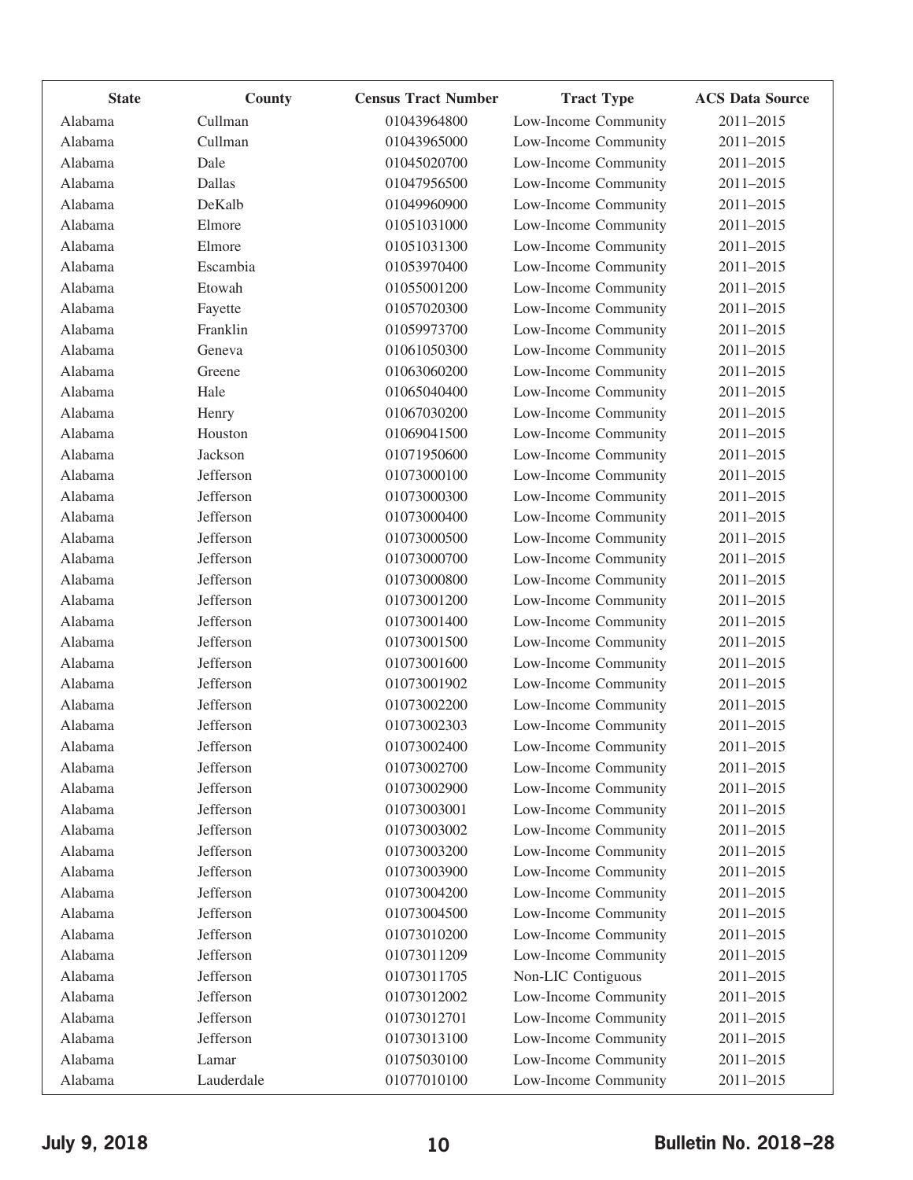| State | County | Census Tract Number | Tract Type | ACS Data Source |
|---|---|---|---|---|
| Alabama | Cullman | 01043964800 | Low-Income Community | 2011–2015 |
| Alabama | Cullman | 01043965000 | Low-Income Community | 2011–2015 |
| Alabama | Dale | 01045020700 | Low-Income Community | 2011–2015 |
| Alabama | Dallas | 01047956500 | Low-Income Community | 2011–2015 |
| Alabama | DeKalb | 01049960900 | Low-Income Community | 2011–2015 |
| Alabama | Elmore | 01051031000 | Low-Income Community | 2011–2015 |
| Alabama | Elmore | 01051031300 | Low-Income Community | 2011–2015 |
| Alabama | Escambia | 01053970400 | Low-Income Community | 2011–2015 |
| Alabama | Etowah | 01055001200 | Low-Income Community | 2011–2015 |
| Alabama | Fayette | 01057020300 | Low-Income Community | 2011–2015 |
| Alabama | Franklin | 01059973700 | Low-Income Community | 2011–2015 |
| Alabama | Geneva | 01061050300 | Low-Income Community | 2011–2015 |
| Alabama | Greene | 01063060200 | Low-Income Community | 2011–2015 |
| Alabama | Hale | 01065040400 | Low-Income Community | 2011–2015 |
| Alabama | Henry | 01067030200 | Low-Income Community | 2011–2015 |
| Alabama | Houston | 01069041500 | Low-Income Community | 2011–2015 |
| Alabama | Jackson | 01071950600 | Low-Income Community | 2011–2015 |
| Alabama | Jefferson | 01073000100 | Low-Income Community | 2011–2015 |
| Alabama | Jefferson | 01073000300 | Low-Income Community | 2011–2015 |
| Alabama | Jefferson | 01073000400 | Low-Income Community | 2011–2015 |
| Alabama | Jefferson | 01073000500 | Low-Income Community | 2011–2015 |
| Alabama | Jefferson | 01073000700 | Low-Income Community | 2011–2015 |
| Alabama | Jefferson | 01073000800 | Low-Income Community | 2011–2015 |
| Alabama | Jefferson | 01073001200 | Low-Income Community | 2011–2015 |
| Alabama | Jefferson | 01073001400 | Low-Income Community | 2011–2015 |
| Alabama | Jefferson | 01073001500 | Low-Income Community | 2011–2015 |
| Alabama | Jefferson | 01073001600 | Low-Income Community | 2011–2015 |
| Alabama | Jefferson | 01073001902 | Low-Income Community | 2011–2015 |
| Alabama | Jefferson | 01073002200 | Low-Income Community | 2011–2015 |
| Alabama | Jefferson | 01073002303 | Low-Income Community | 2011–2015 |
| Alabama | Jefferson | 01073002400 | Low-Income Community | 2011–2015 |
| Alabama | Jefferson | 01073002700 | Low-Income Community | 2011–2015 |
| Alabama | Jefferson | 01073002900 | Low-Income Community | 2011–2015 |
| Alabama | Jefferson | 01073003001 | Low-Income Community | 2011–2015 |
| Alabama | Jefferson | 01073003002 | Low-Income Community | 2011–2015 |
| Alabama | Jefferson | 01073003200 | Low-Income Community | 2011–2015 |
| Alabama | Jefferson | 01073003900 | Low-Income Community | 2011–2015 |
| Alabama | Jefferson | 01073004200 | Low-Income Community | 2011–2015 |
| Alabama | Jefferson | 01073004500 | Low-Income Community | 2011–2015 |
| Alabama | Jefferson | 01073010200 | Low-Income Community | 2011–2015 |
| Alabama | Jefferson | 01073011209 | Low-Income Community | 2011–2015 |
| Alabama | Jefferson | 01073011705 | Non-LIC Contiguous | 2011–2015 |
| Alabama | Jefferson | 01073012002 | Low-Income Community | 2011–2015 |
| Alabama | Jefferson | 01073012701 | Low-Income Community | 2011–2015 |
| Alabama | Jefferson | 01073013100 | Low-Income Community | 2011–2015 |
| Alabama | Lamar | 01075030100 | Low-Income Community | 2011–2015 |
| Alabama | Lauderdale | 01077010100 | Low-Income Community | 2011–2015 |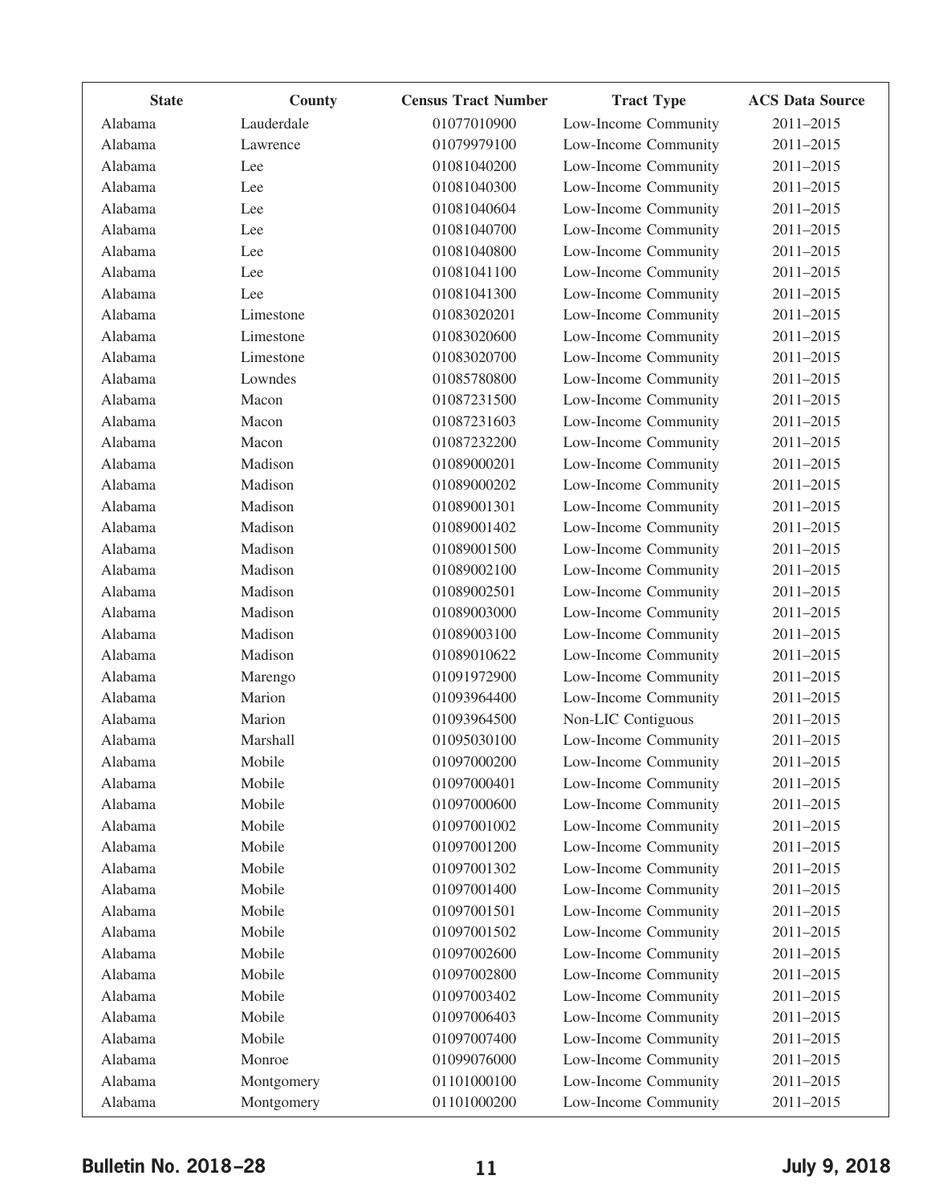| State | County | Census Tract Number | Tract Type | ACS Data Source |
|---|---|---|---|---|
| Alabama | Lauderdale | 01077010900 | Low-Income Community | 2011–2015 |
| Alabama | Lawrence | 01079979100 | Low-Income Community | 2011–2015 |
| Alabama | Lee | 01081040200 | Low-Income Community | 2011–2015 |
| Alabama | Lee | 01081040300 | Low-Income Community | 2011–2015 |
| Alabama | Lee | 01081040604 | Low-Income Community | 2011–2015 |
| Alabama | Lee | 01081040700 | Low-Income Community | 2011–2015 |
| Alabama | Lee | 01081040800 | Low-Income Community | 2011–2015 |
| Alabama | Lee | 01081041100 | Low-Income Community | 2011–2015 |
| Alabama | Lee | 01081041300 | Low-Income Community | 2011–2015 |
| Alabama | Limestone | 01083020201 | Low-Income Community | 2011–2015 |
| Alabama | Limestone | 01083020600 | Low-Income Community | 2011–2015 |
| Alabama | Limestone | 01083020700 | Low-Income Community | 2011–2015 |
| Alabama | Lowndes | 01085780800 | Low-Income Community | 2011–2015 |
| Alabama | Macon | 01087231500 | Low-Income Community | 2011–2015 |
| Alabama | Macon | 01087231603 | Low-Income Community | 2011–2015 |
| Alabama | Macon | 01087232200 | Low-Income Community | 2011–2015 |
| Alabama | Madison | 01089000201 | Low-Income Community | 2011–2015 |
| Alabama | Madison | 01089000202 | Low-Income Community | 2011–2015 |
| Alabama | Madison | 01089001301 | Low-Income Community | 2011–2015 |
| Alabama | Madison | 01089001402 | Low-Income Community | 2011–2015 |
| Alabama | Madison | 01089001500 | Low-Income Community | 2011–2015 |
| Alabama | Madison | 01089002100 | Low-Income Community | 2011–2015 |
| Alabama | Madison | 01089002501 | Low-Income Community | 2011–2015 |
| Alabama | Madison | 01089003000 | Low-Income Community | 2011–2015 |
| Alabama | Madison | 01089003100 | Low-Income Community | 2011–2015 |
| Alabama | Madison | 01089010622 | Low-Income Community | 2011–2015 |
| Alabama | Marengo | 01091972900 | Low-Income Community | 2011–2015 |
| Alabama | Marion | 01093964400 | Low-Income Community | 2011–2015 |
| Alabama | Marion | 01093964500 | Non-LIC Contiguous | 2011–2015 |
| Alabama | Marshall | 01095030100 | Low-Income Community | 2011–2015 |
| Alabama | Mobile | 01097000200 | Low-Income Community | 2011–2015 |
| Alabama | Mobile | 01097000401 | Low-Income Community | 2011–2015 |
| Alabama | Mobile | 01097000600 | Low-Income Community | 2011–2015 |
| Alabama | Mobile | 01097001002 | Low-Income Community | 2011–2015 |
| Alabama | Mobile | 01097001200 | Low-Income Community | 2011–2015 |
| Alabama | Mobile | 01097001302 | Low-Income Community | 2011–2015 |
| Alabama | Mobile | 01097001400 | Low-Income Community | 2011–2015 |
| Alabama | Mobile | 01097001501 | Low-Income Community | 2011–2015 |
| Alabama | Mobile | 01097001502 | Low-Income Community | 2011–2015 |
| Alabama | Mobile | 01097002600 | Low-Income Community | 2011–2015 |
| Alabama | Mobile | 01097002800 | Low-Income Community | 2011–2015 |
| Alabama | Mobile | 01097003402 | Low-Income Community | 2011–2015 |
| Alabama | Mobile | 01097006403 | Low-Income Community | 2011–2015 |
| Alabama | Mobile | 01097007400 | Low-Income Community | 2011–2015 |
| Alabama | Monroe | 01099076000 | Low-Income Community | 2011–2015 |
| Alabama | Montgomery | 01101000100 | Low-Income Community | 2011–2015 |
| Alabama | Montgomery | 01101000200 | Low-Income Community | 2011–2015 |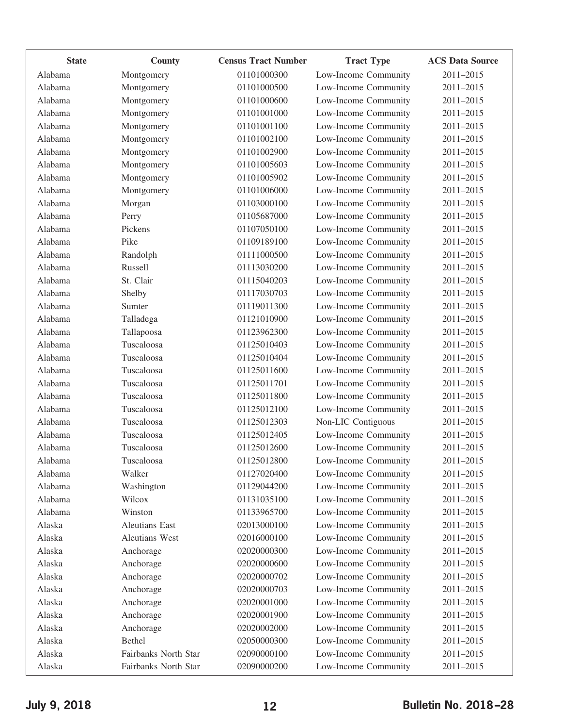| State | County | Census Tract Number | Tract Type | ACS Data Source |
|---|---|---|---|---|
| Alabama | Montgomery | 01101000300 | Low-Income Community | 2011–2015 |
| Alabama | Montgomery | 01101000500 | Low-Income Community | 2011–2015 |
| Alabama | Montgomery | 01101000600 | Low-Income Community | 2011–2015 |
| Alabama | Montgomery | 01101001000 | Low-Income Community | 2011–2015 |
| Alabama | Montgomery | 01101001100 | Low-Income Community | 2011–2015 |
| Alabama | Montgomery | 01101002100 | Low-Income Community | 2011–2015 |
| Alabama | Montgomery | 01101002900 | Low-Income Community | 2011–2015 |
| Alabama | Montgomery | 01101005603 | Low-Income Community | 2011–2015 |
| Alabama | Montgomery | 01101005902 | Low-Income Community | 2011–2015 |
| Alabama | Montgomery | 01101006000 | Low-Income Community | 2011–2015 |
| Alabama | Morgan | 01103000100 | Low-Income Community | 2011–2015 |
| Alabama | Perry | 01105687000 | Low-Income Community | 2011–2015 |
| Alabama | Pickens | 01107050100 | Low-Income Community | 2011–2015 |
| Alabama | Pike | 01109189100 | Low-Income Community | 2011–2015 |
| Alabama | Randolph | 01111000500 | Low-Income Community | 2011–2015 |
| Alabama | Russell | 01113030200 | Low-Income Community | 2011–2015 |
| Alabama | St. Clair | 01115040203 | Low-Income Community | 2011–2015 |
| Alabama | Shelby | 01117030703 | Low-Income Community | 2011–2015 |
| Alabama | Sumter | 01119011300 | Low-Income Community | 2011–2015 |
| Alabama | Talladega | 01121010900 | Low-Income Community | 2011–2015 |
| Alabama | Tallapoosa | 01123962300 | Low-Income Community | 2011–2015 |
| Alabama | Tuscaloosa | 01125010403 | Low-Income Community | 2011–2015 |
| Alabama | Tuscaloosa | 01125010404 | Low-Income Community | 2011–2015 |
| Alabama | Tuscaloosa | 01125011600 | Low-Income Community | 2011–2015 |
| Alabama | Tuscaloosa | 01125011701 | Low-Income Community | 2011–2015 |
| Alabama | Tuscaloosa | 01125011800 | Low-Income Community | 2011–2015 |
| Alabama | Tuscaloosa | 01125012100 | Low-Income Community | 2011–2015 |
| Alabama | Tuscaloosa | 01125012303 | Non-LIC Contiguous | 2011–2015 |
| Alabama | Tuscaloosa | 01125012405 | Low-Income Community | 2011–2015 |
| Alabama | Tuscaloosa | 01125012600 | Low-Income Community | 2011–2015 |
| Alabama | Tuscaloosa | 01125012800 | Low-Income Community | 2011–2015 |
| Alabama | Walker | 01127020400 | Low-Income Community | 2011–2015 |
| Alabama | Washington | 01129044200 | Low-Income Community | 2011–2015 |
| Alabama | Wilcox | 01131035100 | Low-Income Community | 2011–2015 |
| Alabama | Winston | 01133965700 | Low-Income Community | 2011–2015 |
| Alaska | Aleutians East | 02013000100 | Low-Income Community | 2011–2015 |
| Alaska | Aleutians West | 02016000100 | Low-Income Community | 2011–2015 |
| Alaska | Anchorage | 02020000300 | Low-Income Community | 2011–2015 |
| Alaska | Anchorage | 02020000600 | Low-Income Community | 2011–2015 |
| Alaska | Anchorage | 02020000702 | Low-Income Community | 2011–2015 |
| Alaska | Anchorage | 02020000703 | Low-Income Community | 2011–2015 |
| Alaska | Anchorage | 02020001000 | Low-Income Community | 2011–2015 |
| Alaska | Anchorage | 02020001900 | Low-Income Community | 2011–2015 |
| Alaska | Anchorage | 02020002000 | Low-Income Community | 2011–2015 |
| Alaska | Bethel | 02050000300 | Low-Income Community | 2011–2015 |
| Alaska | Fairbanks North Star | 02090000100 | Low-Income Community | 2011–2015 |
| Alaska | Fairbanks North Star | 02090000200 | Low-Income Community | 2011–2015 |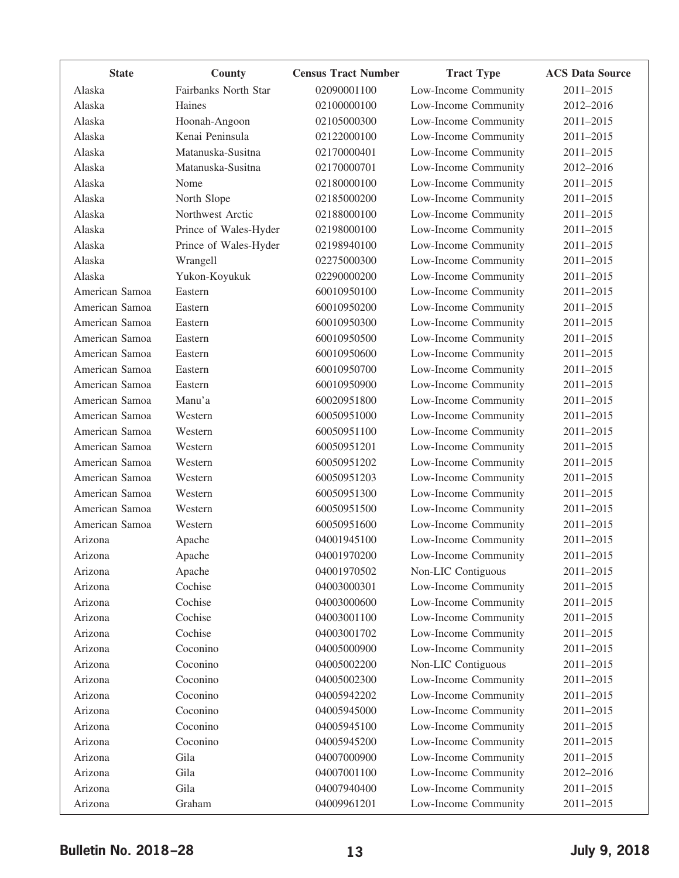| State | County | Census Tract Number | Tract Type | ACS Data Source |
|---|---|---|---|---|
| Alaska | Fairbanks North Star | 02090001100 | Low-Income Community | 2011–2015 |
| Alaska | Haines | 02100000100 | Low-Income Community | 2012–2016 |
| Alaska | Hoonah-Angoon | 02105000300 | Low-Income Community | 2011–2015 |
| Alaska | Kenai Peninsula | 02122000100 | Low-Income Community | 2011–2015 |
| Alaska | Matanuska-Susitna | 02170000401 | Low-Income Community | 2011–2015 |
| Alaska | Matanuska-Susitna | 02170000701 | Low-Income Community | 2012–2016 |
| Alaska | Nome | 02180000100 | Low-Income Community | 2011–2015 |
| Alaska | North Slope | 02185000200 | Low-Income Community | 2011–2015 |
| Alaska | Northwest Arctic | 02188000100 | Low-Income Community | 2011–2015 |
| Alaska | Prince of Wales-Hyder | 02198000100 | Low-Income Community | 2011–2015 |
| Alaska | Prince of Wales-Hyder | 02198940100 | Low-Income Community | 2011–2015 |
| Alaska | Wrangell | 02275000300 | Low-Income Community | 2011–2015 |
| Alaska | Yukon-Koyukuk | 02290000200 | Low-Income Community | 2011–2015 |
| American Samoa | Eastern | 60010950100 | Low-Income Community | 2011–2015 |
| American Samoa | Eastern | 60010950200 | Low-Income Community | 2011–2015 |
| American Samoa | Eastern | 60010950300 | Low-Income Community | 2011–2015 |
| American Samoa | Eastern | 60010950500 | Low-Income Community | 2011–2015 |
| American Samoa | Eastern | 60010950600 | Low-Income Community | 2011–2015 |
| American Samoa | Eastern | 60010950700 | Low-Income Community | 2011–2015 |
| American Samoa | Eastern | 60010950900 | Low-Income Community | 2011–2015 |
| American Samoa | Manu'a | 60020951800 | Low-Income Community | 2011–2015 |
| American Samoa | Western | 60050951000 | Low-Income Community | 2011–2015 |
| American Samoa | Western | 60050951100 | Low-Income Community | 2011–2015 |
| American Samoa | Western | 60050951201 | Low-Income Community | 2011–2015 |
| American Samoa | Western | 60050951202 | Low-Income Community | 2011–2015 |
| American Samoa | Western | 60050951203 | Low-Income Community | 2011–2015 |
| American Samoa | Western | 60050951300 | Low-Income Community | 2011–2015 |
| American Samoa | Western | 60050951500 | Low-Income Community | 2011–2015 |
| American Samoa | Western | 60050951600 | Low-Income Community | 2011–2015 |
| Arizona | Apache | 04001945100 | Low-Income Community | 2011–2015 |
| Arizona | Apache | 04001970200 | Low-Income Community | 2011–2015 |
| Arizona | Apache | 04001970502 | Non-LIC Contiguous | 2011–2015 |
| Arizona | Cochise | 04003000301 | Low-Income Community | 2011–2015 |
| Arizona | Cochise | 04003000600 | Low-Income Community | 2011–2015 |
| Arizona | Cochise | 04003001100 | Low-Income Community | 2011–2015 |
| Arizona | Cochise | 04003001702 | Low-Income Community | 2011–2015 |
| Arizona | Coconino | 04005000900 | Low-Income Community | 2011–2015 |
| Arizona | Coconino | 04005002200 | Non-LIC Contiguous | 2011–2015 |
| Arizona | Coconino | 04005002300 | Low-Income Community | 2011–2015 |
| Arizona | Coconino | 04005942202 | Low-Income Community | 2011–2015 |
| Arizona | Coconino | 04005945000 | Low-Income Community | 2011–2015 |
| Arizona | Coconino | 04005945100 | Low-Income Community | 2011–2015 |
| Arizona | Coconino | 04005945200 | Low-Income Community | 2011–2015 |
| Arizona | Gila | 04007000900 | Low-Income Community | 2011–2015 |
| Arizona | Gila | 04007001100 | Low-Income Community | 2012–2016 |
| Arizona | Gila | 04007940400 | Low-Income Community | 2011–2015 |
| Arizona | Graham | 04009961201 | Low-Income Community | 2011–2015 |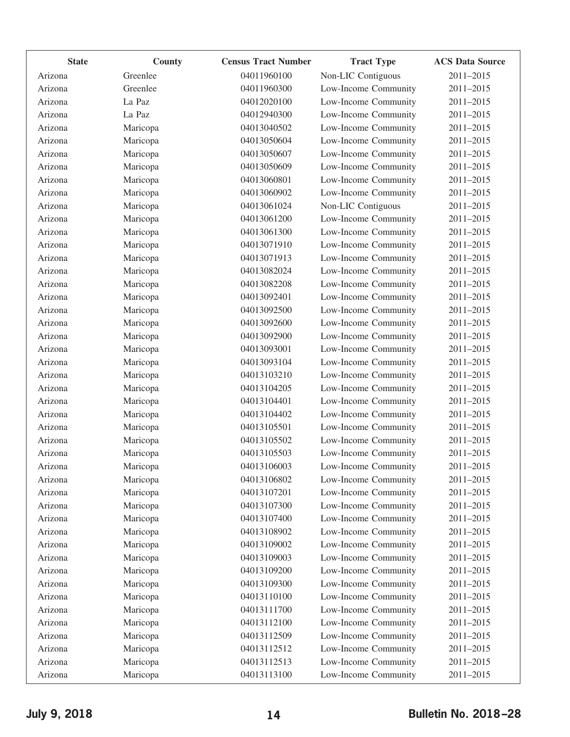| State | County | Census Tract Number | Tract Type | ACS Data Source |
|---|---|---|---|---|
| Arizona | Greenlee | 04011960100 | Non-LIC Contiguous | 2011–2015 |
| Arizona | Greenlee | 04011960300 | Low-Income Community | 2011–2015 |
| Arizona | La Paz | 04012020100 | Low-Income Community | 2011–2015 |
| Arizona | La Paz | 04012940300 | Low-Income Community | 2011–2015 |
| Arizona | Maricopa | 04013040502 | Low-Income Community | 2011–2015 |
| Arizona | Maricopa | 04013050604 | Low-Income Community | 2011–2015 |
| Arizona | Maricopa | 04013050607 | Low-Income Community | 2011–2015 |
| Arizona | Maricopa | 04013050609 | Low-Income Community | 2011–2015 |
| Arizona | Maricopa | 04013060801 | Low-Income Community | 2011–2015 |
| Arizona | Maricopa | 04013060902 | Low-Income Community | 2011–2015 |
| Arizona | Maricopa | 04013061024 | Non-LIC Contiguous | 2011–2015 |
| Arizona | Maricopa | 04013061200 | Low-Income Community | 2011–2015 |
| Arizona | Maricopa | 04013061300 | Low-Income Community | 2011–2015 |
| Arizona | Maricopa | 04013071910 | Low-Income Community | 2011–2015 |
| Arizona | Maricopa | 04013071913 | Low-Income Community | 2011–2015 |
| Arizona | Maricopa | 04013082024 | Low-Income Community | 2011–2015 |
| Arizona | Maricopa | 04013082208 | Low-Income Community | 2011–2015 |
| Arizona | Maricopa | 04013092401 | Low-Income Community | 2011–2015 |
| Arizona | Maricopa | 04013092500 | Low-Income Community | 2011–2015 |
| Arizona | Maricopa | 04013092600 | Low-Income Community | 2011–2015 |
| Arizona | Maricopa | 04013092900 | Low-Income Community | 2011–2015 |
| Arizona | Maricopa | 04013093001 | Low-Income Community | 2011–2015 |
| Arizona | Maricopa | 04013093104 | Low-Income Community | 2011–2015 |
| Arizona | Maricopa | 04013103210 | Low-Income Community | 2011–2015 |
| Arizona | Maricopa | 04013104205 | Low-Income Community | 2011–2015 |
| Arizona | Maricopa | 04013104401 | Low-Income Community | 2011–2015 |
| Arizona | Maricopa | 04013104402 | Low-Income Community | 2011–2015 |
| Arizona | Maricopa | 04013105501 | Low-Income Community | 2011–2015 |
| Arizona | Maricopa | 04013105502 | Low-Income Community | 2011–2015 |
| Arizona | Maricopa | 04013105503 | Low-Income Community | 2011–2015 |
| Arizona | Maricopa | 04013106003 | Low-Income Community | 2011–2015 |
| Arizona | Maricopa | 04013106802 | Low-Income Community | 2011–2015 |
| Arizona | Maricopa | 04013107201 | Low-Income Community | 2011–2015 |
| Arizona | Maricopa | 04013107300 | Low-Income Community | 2011–2015 |
| Arizona | Maricopa | 04013107400 | Low-Income Community | 2011–2015 |
| Arizona | Maricopa | 04013108902 | Low-Income Community | 2011–2015 |
| Arizona | Maricopa | 04013109002 | Low-Income Community | 2011–2015 |
| Arizona | Maricopa | 04013109003 | Low-Income Community | 2011–2015 |
| Arizona | Maricopa | 04013109200 | Low-Income Community | 2011–2015 |
| Arizona | Maricopa | 04013109300 | Low-Income Community | 2011–2015 |
| Arizona | Maricopa | 04013110100 | Low-Income Community | 2011–2015 |
| Arizona | Maricopa | 04013111700 | Low-Income Community | 2011–2015 |
| Arizona | Maricopa | 04013112100 | Low-Income Community | 2011–2015 |
| Arizona | Maricopa | 04013112509 | Low-Income Community | 2011–2015 |
| Arizona | Maricopa | 04013112512 | Low-Income Community | 2011–2015 |
| Arizona | Maricopa | 04013112513 | Low-Income Community | 2011–2015 |
| Arizona | Maricopa | 04013113100 | Low-Income Community | 2011–2015 |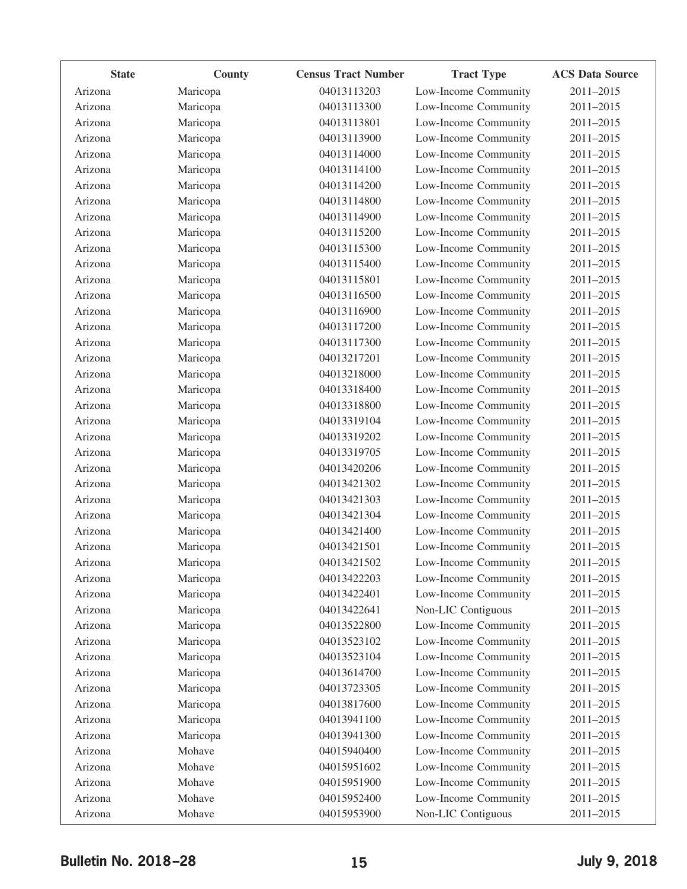| State | County | Census Tract Number | Tract Type | ACS Data Source |
| --- | --- | --- | --- | --- |
| Arizona | Maricopa | 04013113203 | Low-Income Community | 2011–2015 |
| Arizona | Maricopa | 04013113300 | Low-Income Community | 2011–2015 |
| Arizona | Maricopa | 04013113801 | Low-Income Community | 2011–2015 |
| Arizona | Maricopa | 04013113900 | Low-Income Community | 2011–2015 |
| Arizona | Maricopa | 04013114000 | Low-Income Community | 2011–2015 |
| Arizona | Maricopa | 04013114100 | Low-Income Community | 2011–2015 |
| Arizona | Maricopa | 04013114200 | Low-Income Community | 2011–2015 |
| Arizona | Maricopa | 04013114800 | Low-Income Community | 2011–2015 |
| Arizona | Maricopa | 04013114900 | Low-Income Community | 2011–2015 |
| Arizona | Maricopa | 04013115200 | Low-Income Community | 2011–2015 |
| Arizona | Maricopa | 04013115300 | Low-Income Community | 2011–2015 |
| Arizona | Maricopa | 04013115400 | Low-Income Community | 2011–2015 |
| Arizona | Maricopa | 04013115801 | Low-Income Community | 2011–2015 |
| Arizona | Maricopa | 04013116500 | Low-Income Community | 2011–2015 |
| Arizona | Maricopa | 04013116900 | Low-Income Community | 2011–2015 |
| Arizona | Maricopa | 04013117200 | Low-Income Community | 2011–2015 |
| Arizona | Maricopa | 04013117300 | Low-Income Community | 2011–2015 |
| Arizona | Maricopa | 04013217201 | Low-Income Community | 2011–2015 |
| Arizona | Maricopa | 04013218000 | Low-Income Community | 2011–2015 |
| Arizona | Maricopa | 04013318400 | Low-Income Community | 2011–2015 |
| Arizona | Maricopa | 04013318800 | Low-Income Community | 2011–2015 |
| Arizona | Maricopa | 04013319104 | Low-Income Community | 2011–2015 |
| Arizona | Maricopa | 04013319202 | Low-Income Community | 2011–2015 |
| Arizona | Maricopa | 04013319705 | Low-Income Community | 2011–2015 |
| Arizona | Maricopa | 04013420206 | Low-Income Community | 2011–2015 |
| Arizona | Maricopa | 04013421302 | Low-Income Community | 2011–2015 |
| Arizona | Maricopa | 04013421303 | Low-Income Community | 2011–2015 |
| Arizona | Maricopa | 04013421304 | Low-Income Community | 2011–2015 |
| Arizona | Maricopa | 04013421400 | Low-Income Community | 2011–2015 |
| Arizona | Maricopa | 04013421501 | Low-Income Community | 2011–2015 |
| Arizona | Maricopa | 04013421502 | Low-Income Community | 2011–2015 |
| Arizona | Maricopa | 04013422203 | Low-Income Community | 2011–2015 |
| Arizona | Maricopa | 04013422401 | Low-Income Community | 2011–2015 |
| Arizona | Maricopa | 04013422641 | Non-LIC Contiguous | 2011–2015 |
| Arizona | Maricopa | 04013522800 | Low-Income Community | 2011–2015 |
| Arizona | Maricopa | 04013523102 | Low-Income Community | 2011–2015 |
| Arizona | Maricopa | 04013523104 | Low-Income Community | 2011–2015 |
| Arizona | Maricopa | 04013614700 | Low-Income Community | 2011–2015 |
| Arizona | Maricopa | 04013723305 | Low-Income Community | 2011–2015 |
| Arizona | Maricopa | 04013817600 | Low-Income Community | 2011–2015 |
| Arizona | Maricopa | 04013941100 | Low-Income Community | 2011–2015 |
| Arizona | Maricopa | 04013941300 | Low-Income Community | 2011–2015 |
| Arizona | Mohave | 04015940400 | Low-Income Community | 2011–2015 |
| Arizona | Mohave | 04015951602 | Low-Income Community | 2011–2015 |
| Arizona | Mohave | 04015951900 | Low-Income Community | 2011–2015 |
| Arizona | Mohave | 04015952400 | Low-Income Community | 2011–2015 |
| Arizona | Mohave | 04015953900 | Non-LIC Contiguous | 2011–2015 |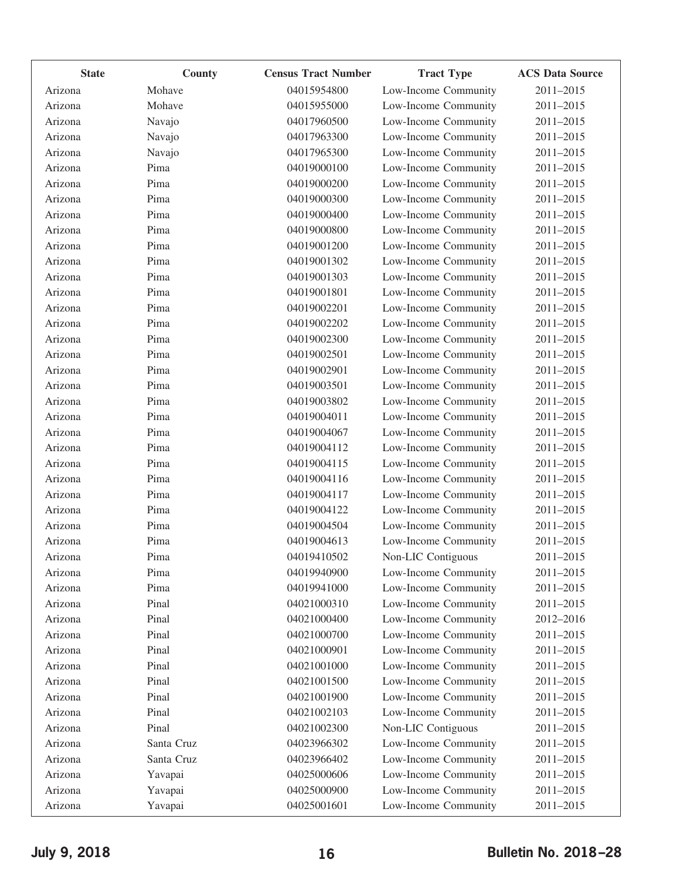| State | County | Census Tract Number | Tract Type | ACS Data Source |
|---|---|---|---|---|
| Arizona | Mohave | 04015954800 | Low-Income Community | 2011–2015 |
| Arizona | Mohave | 04015955000 | Low-Income Community | 2011–2015 |
| Arizona | Navajo | 04017960500 | Low-Income Community | 2011–2015 |
| Arizona | Navajo | 04017963300 | Low-Income Community | 2011–2015 |
| Arizona | Navajo | 04017965300 | Low-Income Community | 2011–2015 |
| Arizona | Pima | 04019000100 | Low-Income Community | 2011–2015 |
| Arizona | Pima | 04019000200 | Low-Income Community | 2011–2015 |
| Arizona | Pima | 04019000300 | Low-Income Community | 2011–2015 |
| Arizona | Pima | 04019000400 | Low-Income Community | 2011–2015 |
| Arizona | Pima | 04019000800 | Low-Income Community | 2011–2015 |
| Arizona | Pima | 04019001200 | Low-Income Community | 2011–2015 |
| Arizona | Pima | 04019001302 | Low-Income Community | 2011–2015 |
| Arizona | Pima | 04019001303 | Low-Income Community | 2011–2015 |
| Arizona | Pima | 04019001801 | Low-Income Community | 2011–2015 |
| Arizona | Pima | 04019002201 | Low-Income Community | 2011–2015 |
| Arizona | Pima | 04019002202 | Low-Income Community | 2011–2015 |
| Arizona | Pima | 04019002300 | Low-Income Community | 2011–2015 |
| Arizona | Pima | 04019002501 | Low-Income Community | 2011–2015 |
| Arizona | Pima | 04019002901 | Low-Income Community | 2011–2015 |
| Arizona | Pima | 04019003501 | Low-Income Community | 2011–2015 |
| Arizona | Pima | 04019003802 | Low-Income Community | 2011–2015 |
| Arizona | Pima | 04019004011 | Low-Income Community | 2011–2015 |
| Arizona | Pima | 04019004067 | Low-Income Community | 2011–2015 |
| Arizona | Pima | 04019004112 | Low-Income Community | 2011–2015 |
| Arizona | Pima | 04019004115 | Low-Income Community | 2011–2015 |
| Arizona | Pima | 04019004116 | Low-Income Community | 2011–2015 |
| Arizona | Pima | 04019004117 | Low-Income Community | 2011–2015 |
| Arizona | Pima | 04019004122 | Low-Income Community | 2011–2015 |
| Arizona | Pima | 04019004504 | Low-Income Community | 2011–2015 |
| Arizona | Pima | 04019004613 | Low-Income Community | 2011–2015 |
| Arizona | Pima | 04019410502 | Non-LIC Contiguous | 2011–2015 |
| Arizona | Pima | 04019940900 | Low-Income Community | 2011–2015 |
| Arizona | Pima | 04019941000 | Low-Income Community | 2011–2015 |
| Arizona | Pinal | 04021000310 | Low-Income Community | 2011–2015 |
| Arizona | Pinal | 04021000400 | Low-Income Community | 2012–2016 |
| Arizona | Pinal | 04021000700 | Low-Income Community | 2011–2015 |
| Arizona | Pinal | 04021000901 | Low-Income Community | 2011–2015 |
| Arizona | Pinal | 04021001000 | Low-Income Community | 2011–2015 |
| Arizona | Pinal | 04021001500 | Low-Income Community | 2011–2015 |
| Arizona | Pinal | 04021001900 | Low-Income Community | 2011–2015 |
| Arizona | Pinal | 04021002103 | Low-Income Community | 2011–2015 |
| Arizona | Pinal | 04021002300 | Non-LIC Contiguous | 2011–2015 |
| Arizona | Santa Cruz | 04023966302 | Low-Income Community | 2011–2015 |
| Arizona | Santa Cruz | 04023966402 | Low-Income Community | 2011–2015 |
| Arizona | Yavapai | 04025000606 | Low-Income Community | 2011–2015 |
| Arizona | Yavapai | 04025000900 | Low-Income Community | 2011–2015 |
| Arizona | Yavapai | 04025001601 | Low-Income Community | 2011–2015 |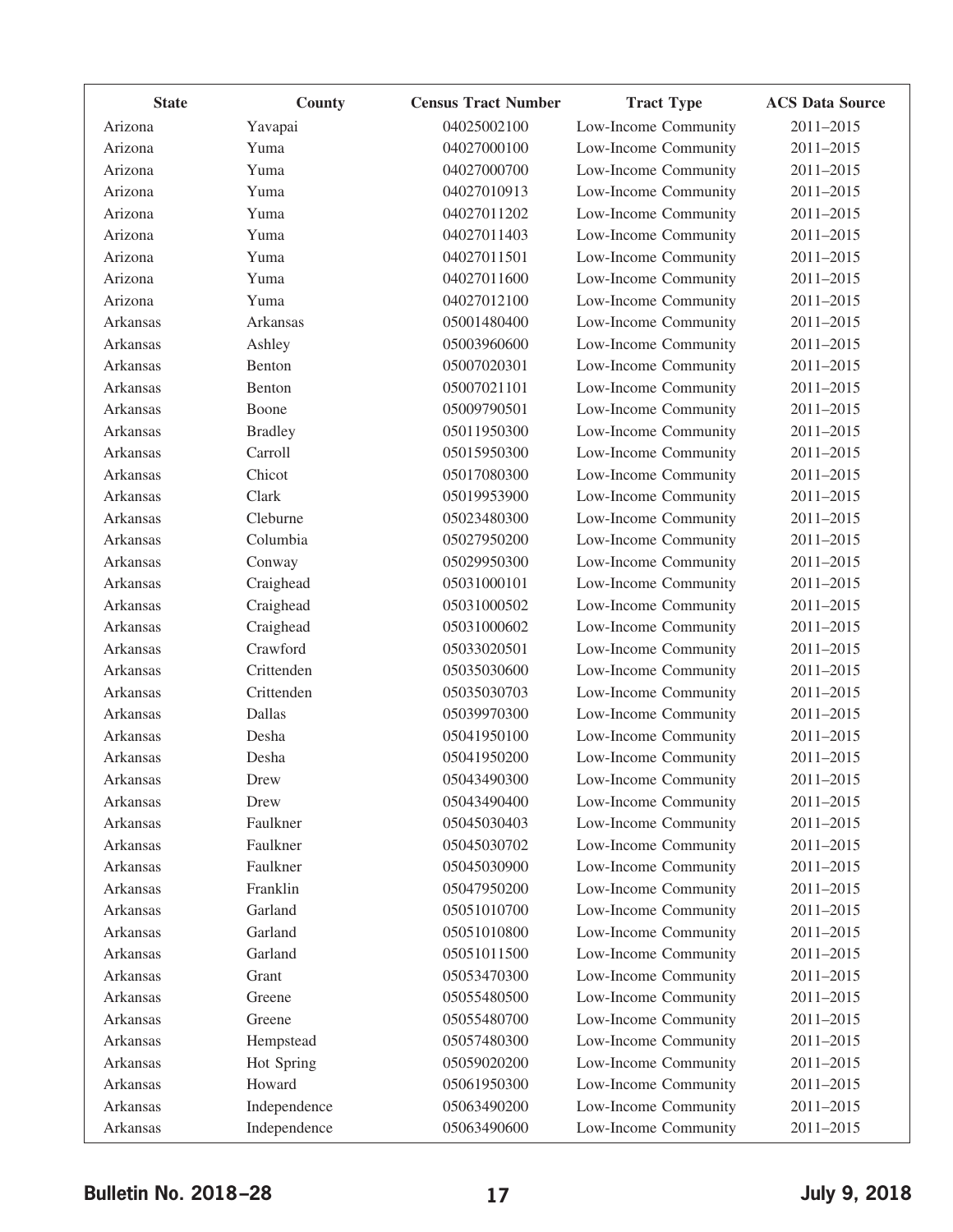| State | County | Census Tract Number | Tract Type | ACS Data Source |
|---|---|---|---|---|
| Arizona | Yavapai | 04025002100 | Low-Income Community | 2011–2015 |
| Arizona | Yuma | 04027000100 | Low-Income Community | 2011–2015 |
| Arizona | Yuma | 04027000700 | Low-Income Community | 2011–2015 |
| Arizona | Yuma | 04027010913 | Low-Income Community | 2011–2015 |
| Arizona | Yuma | 04027011202 | Low-Income Community | 2011–2015 |
| Arizona | Yuma | 04027011403 | Low-Income Community | 2011–2015 |
| Arizona | Yuma | 04027011501 | Low-Income Community | 2011–2015 |
| Arizona | Yuma | 04027011600 | Low-Income Community | 2011–2015 |
| Arizona | Yuma | 04027012100 | Low-Income Community | 2011–2015 |
| Arkansas | Arkansas | 05001480400 | Low-Income Community | 2011–2015 |
| Arkansas | Ashley | 05003960600 | Low-Income Community | 2011–2015 |
| Arkansas | Benton | 05007020301 | Low-Income Community | 2011–2015 |
| Arkansas | Benton | 05007021101 | Low-Income Community | 2011–2015 |
| Arkansas | Boone | 05009790501 | Low-Income Community | 2011–2015 |
| Arkansas | Bradley | 05011950300 | Low-Income Community | 2011–2015 |
| Arkansas | Carroll | 05015950300 | Low-Income Community | 2011–2015 |
| Arkansas | Chicot | 05017080300 | Low-Income Community | 2011–2015 |
| Arkansas | Clark | 05019953900 | Low-Income Community | 2011–2015 |
| Arkansas | Cleburne | 05023480300 | Low-Income Community | 2011–2015 |
| Arkansas | Columbia | 05027950200 | Low-Income Community | 2011–2015 |
| Arkansas | Conway | 05029950300 | Low-Income Community | 2011–2015 |
| Arkansas | Craighead | 05031000101 | Low-Income Community | 2011–2015 |
| Arkansas | Craighead | 05031000502 | Low-Income Community | 2011–2015 |
| Arkansas | Craighead | 05031000602 | Low-Income Community | 2011–2015 |
| Arkansas | Crawford | 05033020501 | Low-Income Community | 2011–2015 |
| Arkansas | Crittenden | 05035030600 | Low-Income Community | 2011–2015 |
| Arkansas | Crittenden | 05035030703 | Low-Income Community | 2011–2015 |
| Arkansas | Dallas | 05039970300 | Low-Income Community | 2011–2015 |
| Arkansas | Desha | 05041950100 | Low-Income Community | 2011–2015 |
| Arkansas | Desha | 05041950200 | Low-Income Community | 2011–2015 |
| Arkansas | Drew | 05043490300 | Low-Income Community | 2011–2015 |
| Arkansas | Drew | 05043490400 | Low-Income Community | 2011–2015 |
| Arkansas | Faulkner | 05045030403 | Low-Income Community | 2011–2015 |
| Arkansas | Faulkner | 05045030702 | Low-Income Community | 2011–2015 |
| Arkansas | Faulkner | 05045030900 | Low-Income Community | 2011–2015 |
| Arkansas | Franklin | 05047950200 | Low-Income Community | 2011–2015 |
| Arkansas | Garland | 05051010700 | Low-Income Community | 2011–2015 |
| Arkansas | Garland | 05051010800 | Low-Income Community | 2011–2015 |
| Arkansas | Garland | 05051011500 | Low-Income Community | 2011–2015 |
| Arkansas | Grant | 05053470300 | Low-Income Community | 2011–2015 |
| Arkansas | Greene | 05055480500 | Low-Income Community | 2011–2015 |
| Arkansas | Greene | 05055480700 | Low-Income Community | 2011–2015 |
| Arkansas | Hempstead | 05057480300 | Low-Income Community | 2011–2015 |
| Arkansas | Hot Spring | 05059020200 | Low-Income Community | 2011–2015 |
| Arkansas | Howard | 05061950300 | Low-Income Community | 2011–2015 |
| Arkansas | Independence | 05063490200 | Low-Income Community | 2011–2015 |
| Arkansas | Independence | 05063490600 | Low-Income Community | 2011–2015 |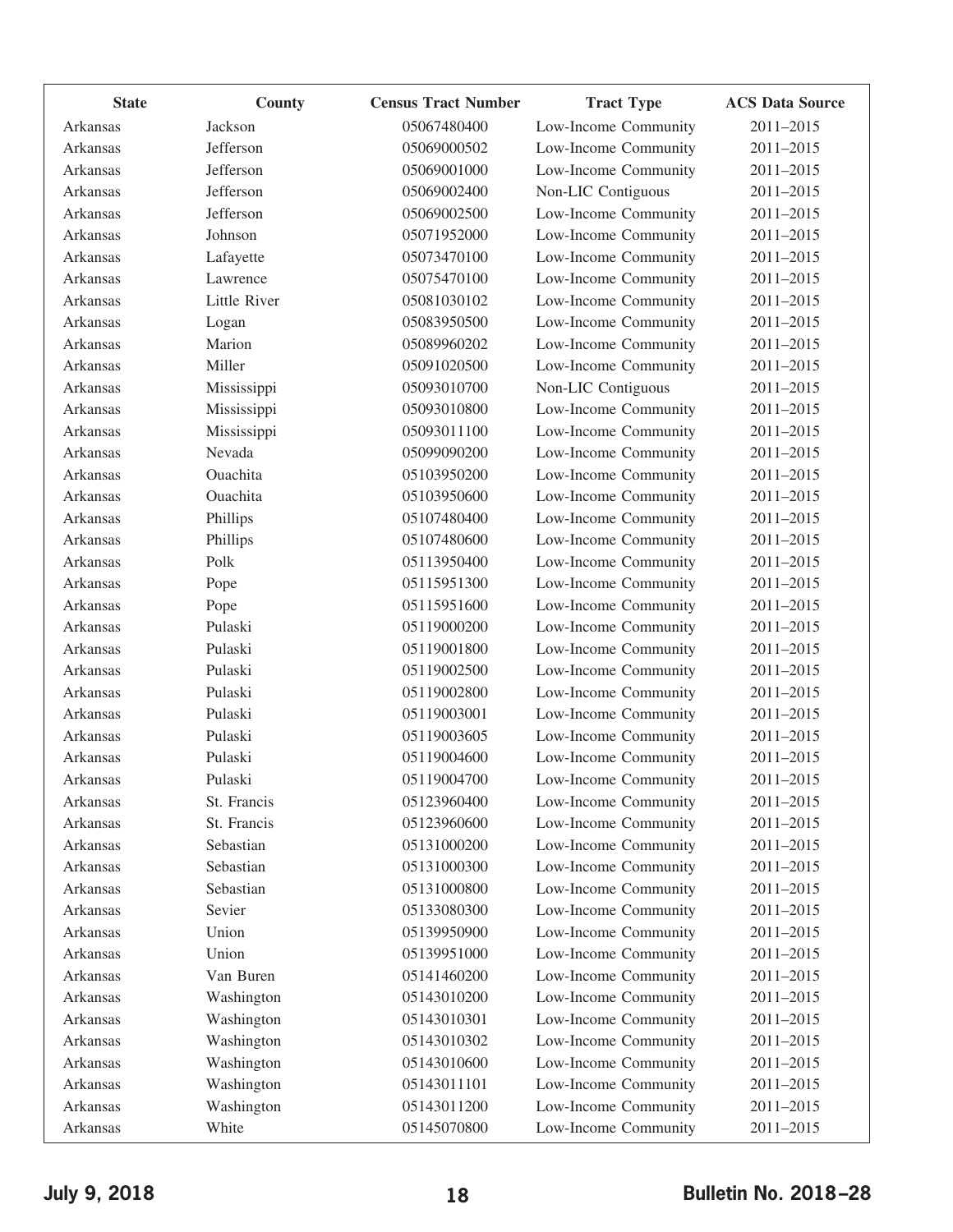| State | County | Census Tract Number | Tract Type | ACS Data Source |
|---|---|---|---|---|
| Arkansas | Jackson | 05067480400 | Low-Income Community | 2011–2015 |
| Arkansas | Jefferson | 05069000502 | Low-Income Community | 2011–2015 |
| Arkansas | Jefferson | 05069001000 | Low-Income Community | 2011–2015 |
| Arkansas | Jefferson | 05069002400 | Non-LIC Contiguous | 2011–2015 |
| Arkansas | Jefferson | 05069002500 | Low-Income Community | 2011–2015 |
| Arkansas | Johnson | 05071952000 | Low-Income Community | 2011–2015 |
| Arkansas | Lafayette | 05073470100 | Low-Income Community | 2011–2015 |
| Arkansas | Lawrence | 05075470100 | Low-Income Community | 2011–2015 |
| Arkansas | Little River | 05081030102 | Low-Income Community | 2011–2015 |
| Arkansas | Logan | 05083950500 | Low-Income Community | 2011–2015 |
| Arkansas | Marion | 05089960202 | Low-Income Community | 2011–2015 |
| Arkansas | Miller | 05091020500 | Low-Income Community | 2011–2015 |
| Arkansas | Mississippi | 05093010700 | Non-LIC Contiguous | 2011–2015 |
| Arkansas | Mississippi | 05093010800 | Low-Income Community | 2011–2015 |
| Arkansas | Mississippi | 05093011100 | Low-Income Community | 2011–2015 |
| Arkansas | Nevada | 05099090200 | Low-Income Community | 2011–2015 |
| Arkansas | Ouachita | 05103950200 | Low-Income Community | 2011–2015 |
| Arkansas | Ouachita | 05103950600 | Low-Income Community | 2011–2015 |
| Arkansas | Phillips | 05107480400 | Low-Income Community | 2011–2015 |
| Arkansas | Phillips | 05107480600 | Low-Income Community | 2011–2015 |
| Arkansas | Polk | 05113950400 | Low-Income Community | 2011–2015 |
| Arkansas | Pope | 05115951300 | Low-Income Community | 2011–2015 |
| Arkansas | Pope | 05115951600 | Low-Income Community | 2011–2015 |
| Arkansas | Pulaski | 05119000200 | Low-Income Community | 2011–2015 |
| Arkansas | Pulaski | 05119001800 | Low-Income Community | 2011–2015 |
| Arkansas | Pulaski | 05119002500 | Low-Income Community | 2011–2015 |
| Arkansas | Pulaski | 05119002800 | Low-Income Community | 2011–2015 |
| Arkansas | Pulaski | 05119003001 | Low-Income Community | 2011–2015 |
| Arkansas | Pulaski | 05119003605 | Low-Income Community | 2011–2015 |
| Arkansas | Pulaski | 05119004600 | Low-Income Community | 2011–2015 |
| Arkansas | Pulaski | 05119004700 | Low-Income Community | 2011–2015 |
| Arkansas | St. Francis | 05123960400 | Low-Income Community | 2011–2015 |
| Arkansas | St. Francis | 05123960600 | Low-Income Community | 2011–2015 |
| Arkansas | Sebastian | 05131000200 | Low-Income Community | 2011–2015 |
| Arkansas | Sebastian | 05131000300 | Low-Income Community | 2011–2015 |
| Arkansas | Sebastian | 05131000800 | Low-Income Community | 2011–2015 |
| Arkansas | Sevier | 05133080300 | Low-Income Community | 2011–2015 |
| Arkansas | Union | 05139950900 | Low-Income Community | 2011–2015 |
| Arkansas | Union | 05139951000 | Low-Income Community | 2011–2015 |
| Arkansas | Van Buren | 05141460200 | Low-Income Community | 2011–2015 |
| Arkansas | Washington | 05143010200 | Low-Income Community | 2011–2015 |
| Arkansas | Washington | 05143010301 | Low-Income Community | 2011–2015 |
| Arkansas | Washington | 05143010302 | Low-Income Community | 2011–2015 |
| Arkansas | Washington | 05143010600 | Low-Income Community | 2011–2015 |
| Arkansas | Washington | 05143011101 | Low-Income Community | 2011–2015 |
| Arkansas | Washington | 05143011200 | Low-Income Community | 2011–2015 |
| Arkansas | White | 05145070800 | Low-Income Community | 2011–2015 |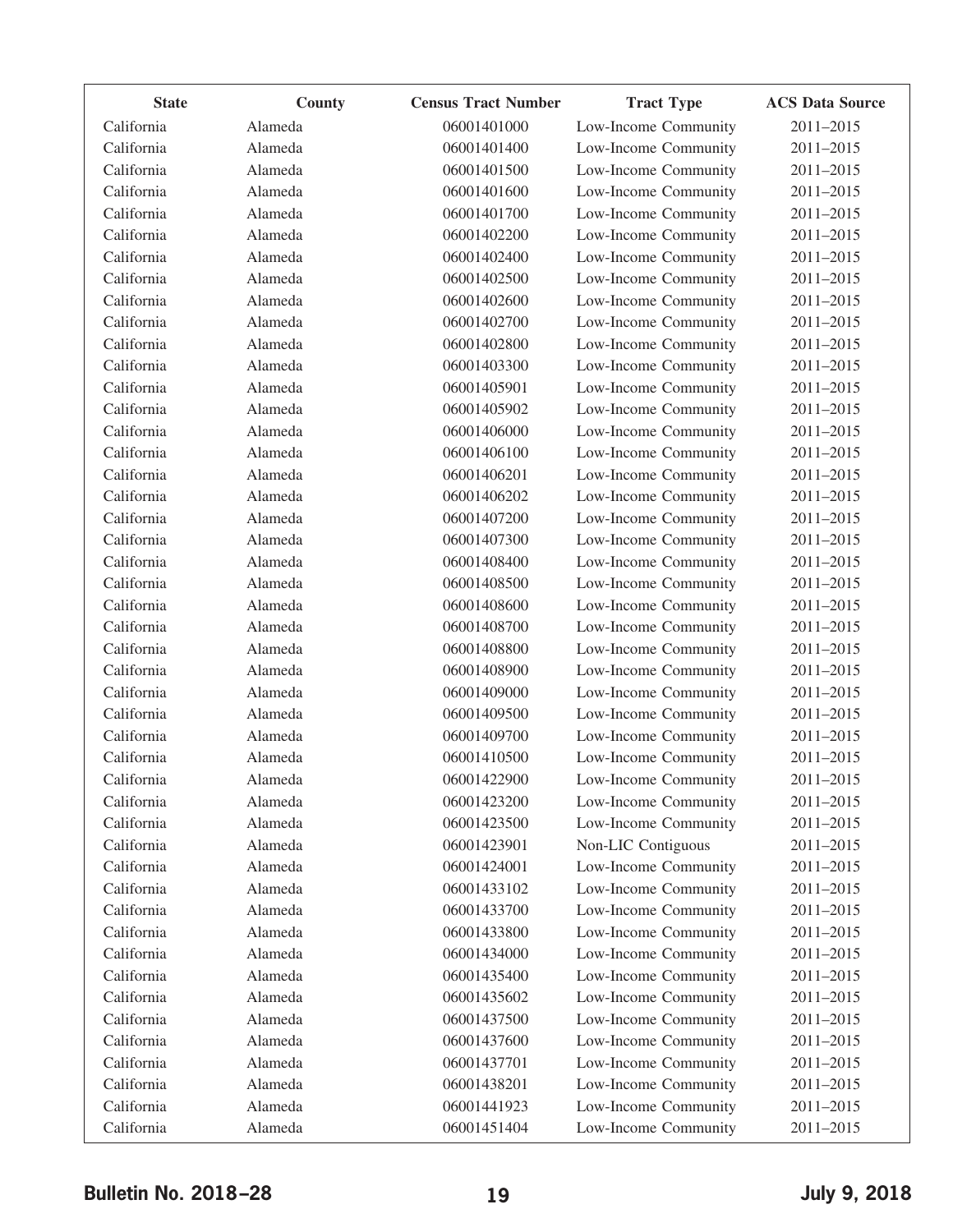| State | County | Census Tract Number | Tract Type | ACS Data Source |
|---|---|---|---|---|
| California | Alameda | 06001401000 | Low-Income Community | 2011–2015 |
| California | Alameda | 06001401400 | Low-Income Community | 2011–2015 |
| California | Alameda | 06001401500 | Low-Income Community | 2011–2015 |
| California | Alameda | 06001401600 | Low-Income Community | 2011–2015 |
| California | Alameda | 06001401700 | Low-Income Community | 2011–2015 |
| California | Alameda | 06001402200 | Low-Income Community | 2011–2015 |
| California | Alameda | 06001402400 | Low-Income Community | 2011–2015 |
| California | Alameda | 06001402500 | Low-Income Community | 2011–2015 |
| California | Alameda | 06001402600 | Low-Income Community | 2011–2015 |
| California | Alameda | 06001402700 | Low-Income Community | 2011–2015 |
| California | Alameda | 06001402800 | Low-Income Community | 2011–2015 |
| California | Alameda | 06001403300 | Low-Income Community | 2011–2015 |
| California | Alameda | 06001405901 | Low-Income Community | 2011–2015 |
| California | Alameda | 06001405902 | Low-Income Community | 2011–2015 |
| California | Alameda | 06001406000 | Low-Income Community | 2011–2015 |
| California | Alameda | 06001406100 | Low-Income Community | 2011–2015 |
| California | Alameda | 06001406201 | Low-Income Community | 2011–2015 |
| California | Alameda | 06001406202 | Low-Income Community | 2011–2015 |
| California | Alameda | 06001407200 | Low-Income Community | 2011–2015 |
| California | Alameda | 06001407300 | Low-Income Community | 2011–2015 |
| California | Alameda | 06001408400 | Low-Income Community | 2011–2015 |
| California | Alameda | 06001408500 | Low-Income Community | 2011–2015 |
| California | Alameda | 06001408600 | Low-Income Community | 2011–2015 |
| California | Alameda | 06001408700 | Low-Income Community | 2011–2015 |
| California | Alameda | 06001408800 | Low-Income Community | 2011–2015 |
| California | Alameda | 06001408900 | Low-Income Community | 2011–2015 |
| California | Alameda | 06001409000 | Low-Income Community | 2011–2015 |
| California | Alameda | 06001409500 | Low-Income Community | 2011–2015 |
| California | Alameda | 06001409700 | Low-Income Community | 2011–2015 |
| California | Alameda | 06001410500 | Low-Income Community | 2011–2015 |
| California | Alameda | 06001422900 | Low-Income Community | 2011–2015 |
| California | Alameda | 06001423200 | Low-Income Community | 2011–2015 |
| California | Alameda | 06001423500 | Low-Income Community | 2011–2015 |
| California | Alameda | 06001423901 | Non-LIC Contiguous | 2011–2015 |
| California | Alameda | 06001424001 | Low-Income Community | 2011–2015 |
| California | Alameda | 06001433102 | Low-Income Community | 2011–2015 |
| California | Alameda | 06001433700 | Low-Income Community | 2011–2015 |
| California | Alameda | 06001433800 | Low-Income Community | 2011–2015 |
| California | Alameda | 06001434000 | Low-Income Community | 2011–2015 |
| California | Alameda | 06001435400 | Low-Income Community | 2011–2015 |
| California | Alameda | 06001435602 | Low-Income Community | 2011–2015 |
| California | Alameda | 06001437500 | Low-Income Community | 2011–2015 |
| California | Alameda | 06001437600 | Low-Income Community | 2011–2015 |
| California | Alameda | 06001437701 | Low-Income Community | 2011–2015 |
| California | Alameda | 06001438201 | Low-Income Community | 2011–2015 |
| California | Alameda | 06001441923 | Low-Income Community | 2011–2015 |
| California | Alameda | 06001451404 | Low-Income Community | 2011–2015 |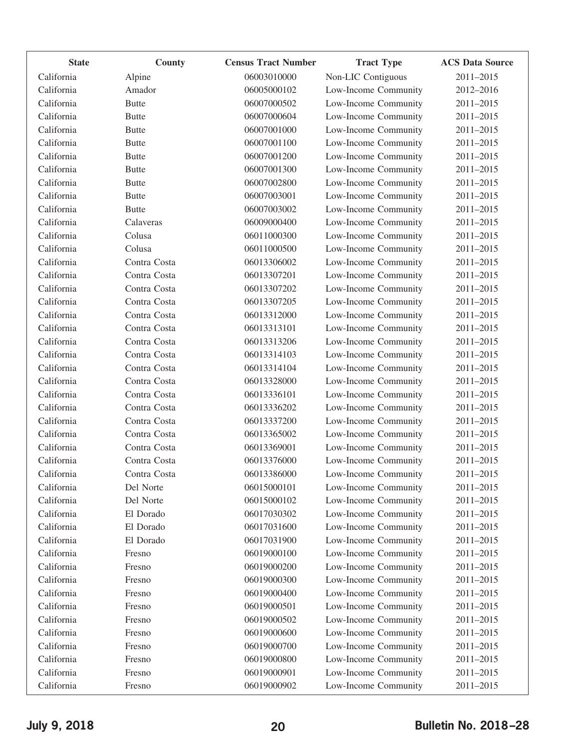| State | County | Census Tract Number | Tract Type | ACS Data Source |
|---|---|---|---|---|
| California | Alpine | 06003010000 | Non-LIC Contiguous | 2011–2015 |
| California | Amador | 06005000102 | Low-Income Community | 2012–2016 |
| California | Butte | 06007000502 | Low-Income Community | 2011–2015 |
| California | Butte | 06007000604 | Low-Income Community | 2011–2015 |
| California | Butte | 06007001000 | Low-Income Community | 2011–2015 |
| California | Butte | 06007001100 | Low-Income Community | 2011–2015 |
| California | Butte | 06007001200 | Low-Income Community | 2011–2015 |
| California | Butte | 06007001300 | Low-Income Community | 2011–2015 |
| California | Butte | 06007002800 | Low-Income Community | 2011–2015 |
| California | Butte | 06007003001 | Low-Income Community | 2011–2015 |
| California | Butte | 06007003002 | Low-Income Community | 2011–2015 |
| California | Calaveras | 06009000400 | Low-Income Community | 2011–2015 |
| California | Colusa | 06011000300 | Low-Income Community | 2011–2015 |
| California | Colusa | 06011000500 | Low-Income Community | 2011–2015 |
| California | Contra Costa | 06013306002 | Low-Income Community | 2011–2015 |
| California | Contra Costa | 06013307201 | Low-Income Community | 2011–2015 |
| California | Contra Costa | 06013307202 | Low-Income Community | 2011–2015 |
| California | Contra Costa | 06013307205 | Low-Income Community | 2011–2015 |
| California | Contra Costa | 06013312000 | Low-Income Community | 2011–2015 |
| California | Contra Costa | 06013313101 | Low-Income Community | 2011–2015 |
| California | Contra Costa | 06013313206 | Low-Income Community | 2011–2015 |
| California | Contra Costa | 06013314103 | Low-Income Community | 2011–2015 |
| California | Contra Costa | 06013314104 | Low-Income Community | 2011–2015 |
| California | Contra Costa | 06013328000 | Low-Income Community | 2011–2015 |
| California | Contra Costa | 06013336101 | Low-Income Community | 2011–2015 |
| California | Contra Costa | 06013336202 | Low-Income Community | 2011–2015 |
| California | Contra Costa | 06013337200 | Low-Income Community | 2011–2015 |
| California | Contra Costa | 06013365002 | Low-Income Community | 2011–2015 |
| California | Contra Costa | 06013369001 | Low-Income Community | 2011–2015 |
| California | Contra Costa | 06013376000 | Low-Income Community | 2011–2015 |
| California | Contra Costa | 06013386000 | Low-Income Community | 2011–2015 |
| California | Del Norte | 06015000101 | Low-Income Community | 2011–2015 |
| California | Del Norte | 06015000102 | Low-Income Community | 2011–2015 |
| California | El Dorado | 06017030302 | Low-Income Community | 2011–2015 |
| California | El Dorado | 06017031600 | Low-Income Community | 2011–2015 |
| California | El Dorado | 06017031900 | Low-Income Community | 2011–2015 |
| California | Fresno | 06019000100 | Low-Income Community | 2011–2015 |
| California | Fresno | 06019000200 | Low-Income Community | 2011–2015 |
| California | Fresno | 06019000300 | Low-Income Community | 2011–2015 |
| California | Fresno | 06019000400 | Low-Income Community | 2011–2015 |
| California | Fresno | 06019000501 | Low-Income Community | 2011–2015 |
| California | Fresno | 06019000502 | Low-Income Community | 2011–2015 |
| California | Fresno | 06019000600 | Low-Income Community | 2011–2015 |
| California | Fresno | 06019000700 | Low-Income Community | 2011–2015 |
| California | Fresno | 06019000800 | Low-Income Community | 2011–2015 |
| California | Fresno | 06019000901 | Low-Income Community | 2011–2015 |
| California | Fresno | 06019000902 | Low-Income Community | 2011–2015 |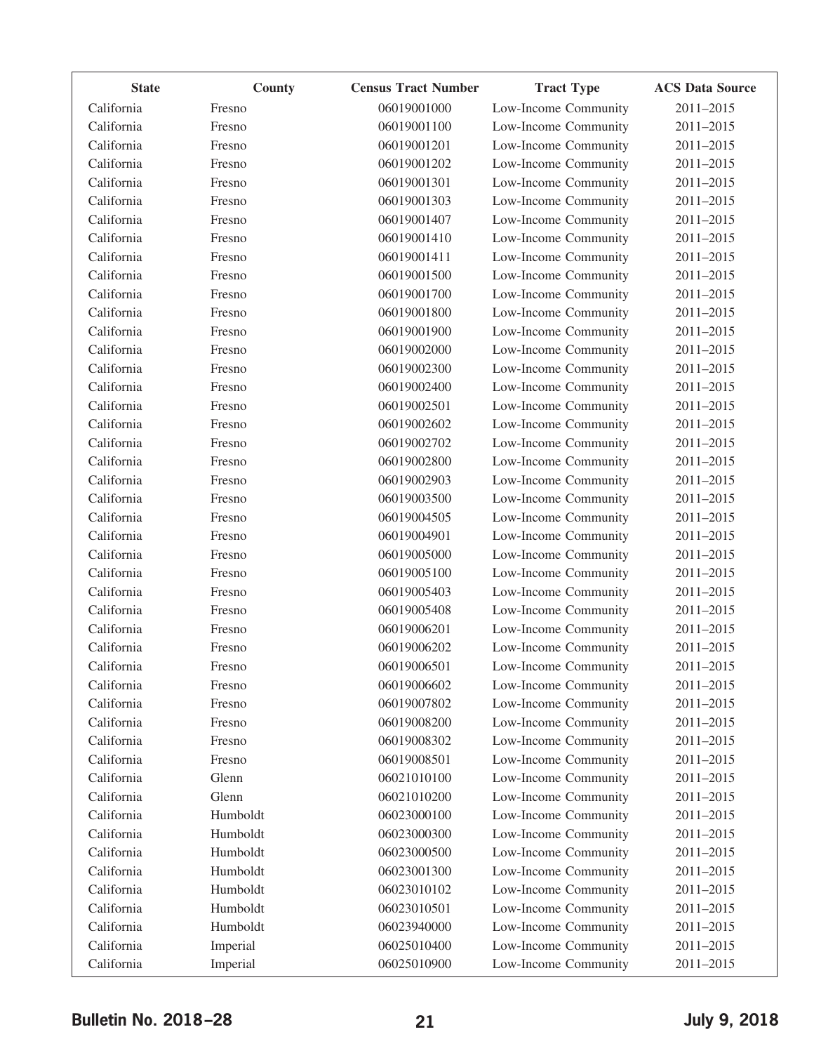| State | County | Census Tract Number | Tract Type | ACS Data Source |
| --- | --- | --- | --- | --- |
| California | Fresno | 06019001000 | Low-Income Community | 2011–2015 |
| California | Fresno | 06019001100 | Low-Income Community | 2011–2015 |
| California | Fresno | 06019001201 | Low-Income Community | 2011–2015 |
| California | Fresno | 06019001202 | Low-Income Community | 2011–2015 |
| California | Fresno | 06019001301 | Low-Income Community | 2011–2015 |
| California | Fresno | 06019001303 | Low-Income Community | 2011–2015 |
| California | Fresno | 06019001407 | Low-Income Community | 2011–2015 |
| California | Fresno | 06019001410 | Low-Income Community | 2011–2015 |
| California | Fresno | 06019001411 | Low-Income Community | 2011–2015 |
| California | Fresno | 06019001500 | Low-Income Community | 2011–2015 |
| California | Fresno | 06019001700 | Low-Income Community | 2011–2015 |
| California | Fresno | 06019001800 | Low-Income Community | 2011–2015 |
| California | Fresno | 06019001900 | Low-Income Community | 2011–2015 |
| California | Fresno | 06019002000 | Low-Income Community | 2011–2015 |
| California | Fresno | 06019002300 | Low-Income Community | 2011–2015 |
| California | Fresno | 06019002400 | Low-Income Community | 2011–2015 |
| California | Fresno | 06019002501 | Low-Income Community | 2011–2015 |
| California | Fresno | 06019002602 | Low-Income Community | 2011–2015 |
| California | Fresno | 06019002702 | Low-Income Community | 2011–2015 |
| California | Fresno | 06019002800 | Low-Income Community | 2011–2015 |
| California | Fresno | 06019002903 | Low-Income Community | 2011–2015 |
| California | Fresno | 06019003500 | Low-Income Community | 2011–2015 |
| California | Fresno | 06019004505 | Low-Income Community | 2011–2015 |
| California | Fresno | 06019004901 | Low-Income Community | 2011–2015 |
| California | Fresno | 06019005000 | Low-Income Community | 2011–2015 |
| California | Fresno | 06019005100 | Low-Income Community | 2011–2015 |
| California | Fresno | 06019005403 | Low-Income Community | 2011–2015 |
| California | Fresno | 06019005408 | Low-Income Community | 2011–2015 |
| California | Fresno | 06019006201 | Low-Income Community | 2011–2015 |
| California | Fresno | 06019006202 | Low-Income Community | 2011–2015 |
| California | Fresno | 06019006501 | Low-Income Community | 2011–2015 |
| California | Fresno | 06019006602 | Low-Income Community | 2011–2015 |
| California | Fresno | 06019007802 | Low-Income Community | 2011–2015 |
| California | Fresno | 06019008200 | Low-Income Community | 2011–2015 |
| California | Fresno | 06019008302 | Low-Income Community | 2011–2015 |
| California | Fresno | 06019008501 | Low-Income Community | 2011–2015 |
| California | Glenn | 06021010100 | Low-Income Community | 2011–2015 |
| California | Glenn | 06021010200 | Low-Income Community | 2011–2015 |
| California | Humboldt | 06023000100 | Low-Income Community | 2011–2015 |
| California | Humboldt | 06023000300 | Low-Income Community | 2011–2015 |
| California | Humboldt | 06023000500 | Low-Income Community | 2011–2015 |
| California | Humboldt | 06023001300 | Low-Income Community | 2011–2015 |
| California | Humboldt | 06023010102 | Low-Income Community | 2011–2015 |
| California | Humboldt | 06023010501 | Low-Income Community | 2011–2015 |
| California | Humboldt | 06023940000 | Low-Income Community | 2011–2015 |
| California | Imperial | 06025010400 | Low-Income Community | 2011–2015 |
| California | Imperial | 06025010900 | Low-Income Community | 2011–2015 |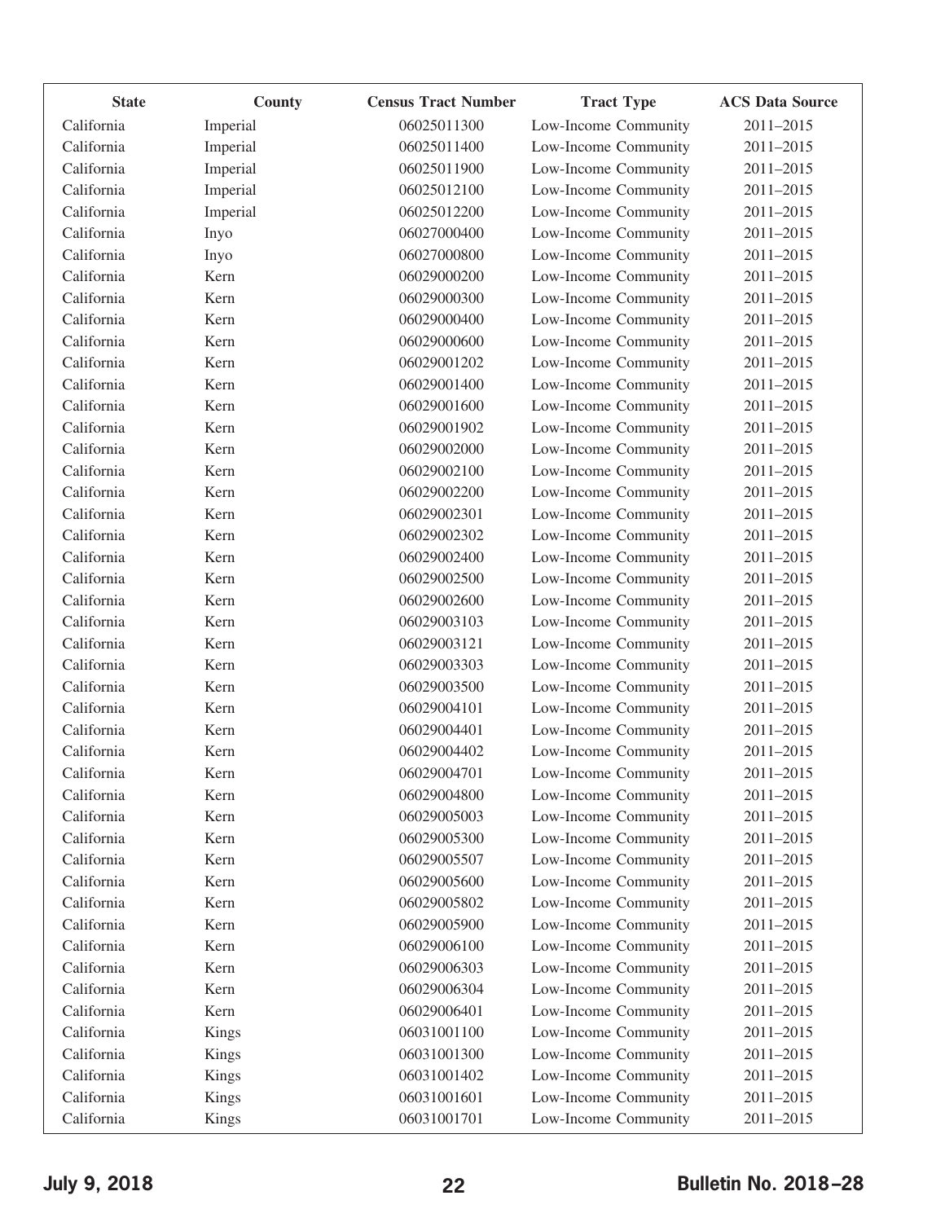| State | County | Census Tract Number | Tract Type | ACS Data Source |
|---|---|---|---|---|
| California | Imperial | 06025011300 | Low-Income Community | 2011–2015 |
| California | Imperial | 06025011400 | Low-Income Community | 2011–2015 |
| California | Imperial | 06025011900 | Low-Income Community | 2011–2015 |
| California | Imperial | 06025012100 | Low-Income Community | 2011–2015 |
| California | Imperial | 06025012200 | Low-Income Community | 2011–2015 |
| California | Inyo | 06027000400 | Low-Income Community | 2011–2015 |
| California | Inyo | 06027000800 | Low-Income Community | 2011–2015 |
| California | Kern | 06029000200 | Low-Income Community | 2011–2015 |
| California | Kern | 06029000300 | Low-Income Community | 2011–2015 |
| California | Kern | 06029000400 | Low-Income Community | 2011–2015 |
| California | Kern | 06029000600 | Low-Income Community | 2011–2015 |
| California | Kern | 06029001202 | Low-Income Community | 2011–2015 |
| California | Kern | 06029001400 | Low-Income Community | 2011–2015 |
| California | Kern | 06029001600 | Low-Income Community | 2011–2015 |
| California | Kern | 06029001902 | Low-Income Community | 2011–2015 |
| California | Kern | 06029002000 | Low-Income Community | 2011–2015 |
| California | Kern | 06029002100 | Low-Income Community | 2011–2015 |
| California | Kern | 06029002200 | Low-Income Community | 2011–2015 |
| California | Kern | 06029002301 | Low-Income Community | 2011–2015 |
| California | Kern | 06029002302 | Low-Income Community | 2011–2015 |
| California | Kern | 06029002400 | Low-Income Community | 2011–2015 |
| California | Kern | 06029002500 | Low-Income Community | 2011–2015 |
| California | Kern | 06029002600 | Low-Income Community | 2011–2015 |
| California | Kern | 06029003103 | Low-Income Community | 2011–2015 |
| California | Kern | 06029003121 | Low-Income Community | 2011–2015 |
| California | Kern | 06029003303 | Low-Income Community | 2011–2015 |
| California | Kern | 06029003500 | Low-Income Community | 2011–2015 |
| California | Kern | 06029004101 | Low-Income Community | 2011–2015 |
| California | Kern | 06029004401 | Low-Income Community | 2011–2015 |
| California | Kern | 06029004402 | Low-Income Community | 2011–2015 |
| California | Kern | 06029004701 | Low-Income Community | 2011–2015 |
| California | Kern | 06029004800 | Low-Income Community | 2011–2015 |
| California | Kern | 06029005003 | Low-Income Community | 2011–2015 |
| California | Kern | 06029005300 | Low-Income Community | 2011–2015 |
| California | Kern | 06029005507 | Low-Income Community | 2011–2015 |
| California | Kern | 06029005600 | Low-Income Community | 2011–2015 |
| California | Kern | 06029005802 | Low-Income Community | 2011–2015 |
| California | Kern | 06029005900 | Low-Income Community | 2011–2015 |
| California | Kern | 06029006100 | Low-Income Community | 2011–2015 |
| California | Kern | 06029006303 | Low-Income Community | 2011–2015 |
| California | Kern | 06029006304 | Low-Income Community | 2011–2015 |
| California | Kern | 06029006401 | Low-Income Community | 2011–2015 |
| California | Kings | 06031001100 | Low-Income Community | 2011–2015 |
| California | Kings | 06031001300 | Low-Income Community | 2011–2015 |
| California | Kings | 06031001402 | Low-Income Community | 2011–2015 |
| California | Kings | 06031001601 | Low-Income Community | 2011–2015 |
| California | Kings | 06031001701 | Low-Income Community | 2011–2015 |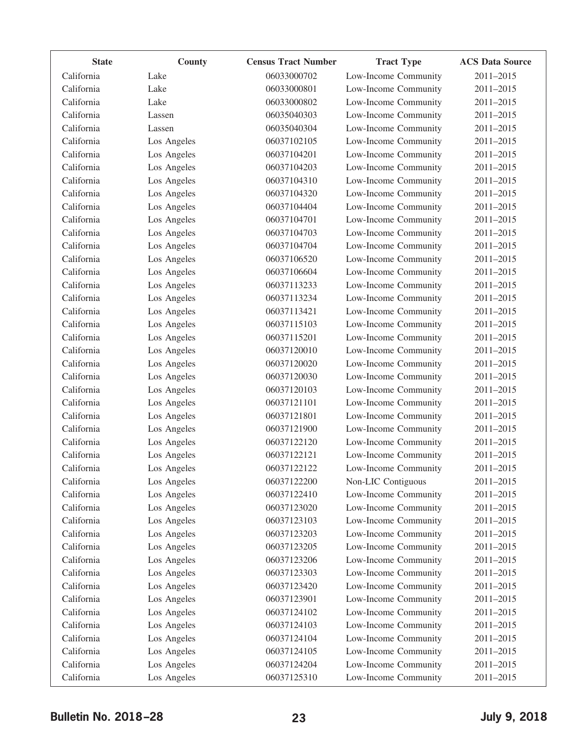| State | County | Census Tract Number | Tract Type | ACS Data Source |
|---|---|---|---|---|
| California | Lake | 06033000702 | Low-Income Community | 2011–2015 |
| California | Lake | 06033000801 | Low-Income Community | 2011–2015 |
| California | Lake | 06033000802 | Low-Income Community | 2011–2015 |
| California | Lassen | 06035040303 | Low-Income Community | 2011–2015 |
| California | Lassen | 06035040304 | Low-Income Community | 2011–2015 |
| California | Los Angeles | 06037102105 | Low-Income Community | 2011–2015 |
| California | Los Angeles | 06037104201 | Low-Income Community | 2011–2015 |
| California | Los Angeles | 06037104203 | Low-Income Community | 2011–2015 |
| California | Los Angeles | 06037104310 | Low-Income Community | 2011–2015 |
| California | Los Angeles | 06037104320 | Low-Income Community | 2011–2015 |
| California | Los Angeles | 06037104404 | Low-Income Community | 2011–2015 |
| California | Los Angeles | 06037104701 | Low-Income Community | 2011–2015 |
| California | Los Angeles | 06037104703 | Low-Income Community | 2011–2015 |
| California | Los Angeles | 06037104704 | Low-Income Community | 2011–2015 |
| California | Los Angeles | 06037106520 | Low-Income Community | 2011–2015 |
| California | Los Angeles | 06037106604 | Low-Income Community | 2011–2015 |
| California | Los Angeles | 06037113233 | Low-Income Community | 2011–2015 |
| California | Los Angeles | 06037113234 | Low-Income Community | 2011–2015 |
| California | Los Angeles | 06037113421 | Low-Income Community | 2011–2015 |
| California | Los Angeles | 06037115103 | Low-Income Community | 2011–2015 |
| California | Los Angeles | 06037115201 | Low-Income Community | 2011–2015 |
| California | Los Angeles | 06037120010 | Low-Income Community | 2011–2015 |
| California | Los Angeles | 06037120020 | Low-Income Community | 2011–2015 |
| California | Los Angeles | 06037120030 | Low-Income Community | 2011–2015 |
| California | Los Angeles | 06037120103 | Low-Income Community | 2011–2015 |
| California | Los Angeles | 06037121101 | Low-Income Community | 2011–2015 |
| California | Los Angeles | 06037121801 | Low-Income Community | 2011–2015 |
| California | Los Angeles | 06037121900 | Low-Income Community | 2011–2015 |
| California | Los Angeles | 06037122120 | Low-Income Community | 2011–2015 |
| California | Los Angeles | 06037122121 | Low-Income Community | 2011–2015 |
| California | Los Angeles | 06037122122 | Low-Income Community | 2011–2015 |
| California | Los Angeles | 06037122200 | Non-LIC Contiguous | 2011–2015 |
| California | Los Angeles | 06037122410 | Low-Income Community | 2011–2015 |
| California | Los Angeles | 06037123020 | Low-Income Community | 2011–2015 |
| California | Los Angeles | 06037123103 | Low-Income Community | 2011–2015 |
| California | Los Angeles | 06037123203 | Low-Income Community | 2011–2015 |
| California | Los Angeles | 06037123205 | Low-Income Community | 2011–2015 |
| California | Los Angeles | 06037123206 | Low-Income Community | 2011–2015 |
| California | Los Angeles | 06037123303 | Low-Income Community | 2011–2015 |
| California | Los Angeles | 06037123420 | Low-Income Community | 2011–2015 |
| California | Los Angeles | 06037123901 | Low-Income Community | 2011–2015 |
| California | Los Angeles | 06037124102 | Low-Income Community | 2011–2015 |
| California | Los Angeles | 06037124103 | Low-Income Community | 2011–2015 |
| California | Los Angeles | 06037124104 | Low-Income Community | 2011–2015 |
| California | Los Angeles | 06037124105 | Low-Income Community | 2011–2015 |
| California | Los Angeles | 06037124204 | Low-Income Community | 2011–2015 |
| California | Los Angeles | 06037125310 | Low-Income Community | 2011–2015 |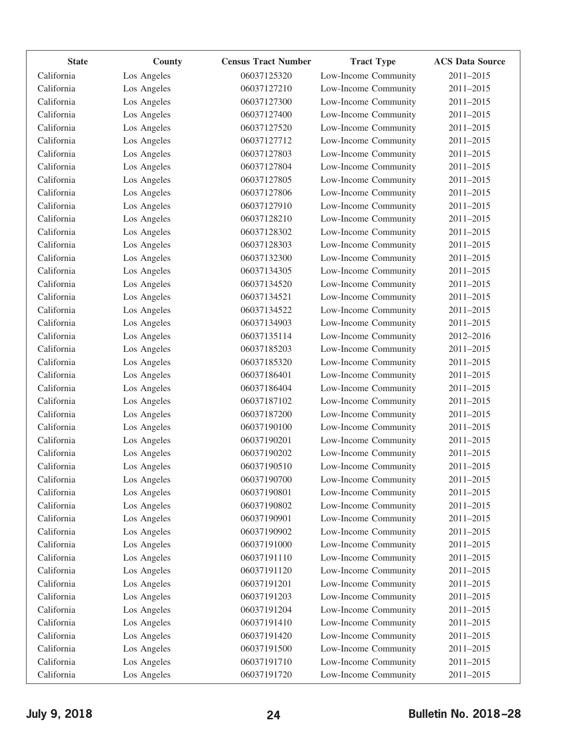| State | County | Census Tract Number | Tract Type | ACS Data Source |
|---|---|---|---|---|
| California | Los Angeles | 06037125320 | Low-Income Community | 2011–2015 |
| California | Los Angeles | 06037127210 | Low-Income Community | 2011–2015 |
| California | Los Angeles | 06037127300 | Low-Income Community | 2011–2015 |
| California | Los Angeles | 06037127400 | Low-Income Community | 2011–2015 |
| California | Los Angeles | 06037127520 | Low-Income Community | 2011–2015 |
| California | Los Angeles | 06037127712 | Low-Income Community | 2011–2015 |
| California | Los Angeles | 06037127803 | Low-Income Community | 2011–2015 |
| California | Los Angeles | 06037127804 | Low-Income Community | 2011–2015 |
| California | Los Angeles | 06037127805 | Low-Income Community | 2011–2015 |
| California | Los Angeles | 06037127806 | Low-Income Community | 2011–2015 |
| California | Los Angeles | 06037127910 | Low-Income Community | 2011–2015 |
| California | Los Angeles | 06037128210 | Low-Income Community | 2011–2015 |
| California | Los Angeles | 06037128302 | Low-Income Community | 2011–2015 |
| California | Los Angeles | 06037128303 | Low-Income Community | 2011–2015 |
| California | Los Angeles | 06037132300 | Low-Income Community | 2011–2015 |
| California | Los Angeles | 06037134305 | Low-Income Community | 2011–2015 |
| California | Los Angeles | 06037134520 | Low-Income Community | 2011–2015 |
| California | Los Angeles | 06037134521 | Low-Income Community | 2011–2015 |
| California | Los Angeles | 06037134522 | Low-Income Community | 2011–2015 |
| California | Los Angeles | 06037134903 | Low-Income Community | 2011–2015 |
| California | Los Angeles | 06037135114 | Low-Income Community | 2012–2016 |
| California | Los Angeles | 06037185203 | Low-Income Community | 2011–2015 |
| California | Los Angeles | 06037185320 | Low-Income Community | 2011–2015 |
| California | Los Angeles | 06037186401 | Low-Income Community | 2011–2015 |
| California | Los Angeles | 06037186404 | Low-Income Community | 2011–2015 |
| California | Los Angeles | 06037187102 | Low-Income Community | 2011–2015 |
| California | Los Angeles | 06037187200 | Low-Income Community | 2011–2015 |
| California | Los Angeles | 06037190100 | Low-Income Community | 2011–2015 |
| California | Los Angeles | 06037190201 | Low-Income Community | 2011–2015 |
| California | Los Angeles | 06037190202 | Low-Income Community | 2011–2015 |
| California | Los Angeles | 06037190510 | Low-Income Community | 2011–2015 |
| California | Los Angeles | 06037190700 | Low-Income Community | 2011–2015 |
| California | Los Angeles | 06037190801 | Low-Income Community | 2011–2015 |
| California | Los Angeles | 06037190802 | Low-Income Community | 2011–2015 |
| California | Los Angeles | 06037190901 | Low-Income Community | 2011–2015 |
| California | Los Angeles | 06037190902 | Low-Income Community | 2011–2015 |
| California | Los Angeles | 06037191000 | Low-Income Community | 2011–2015 |
| California | Los Angeles | 06037191110 | Low-Income Community | 2011–2015 |
| California | Los Angeles | 06037191120 | Low-Income Community | 2011–2015 |
| California | Los Angeles | 06037191201 | Low-Income Community | 2011–2015 |
| California | Los Angeles | 06037191203 | Low-Income Community | 2011–2015 |
| California | Los Angeles | 06037191204 | Low-Income Community | 2011–2015 |
| California | Los Angeles | 06037191410 | Low-Income Community | 2011–2015 |
| California | Los Angeles | 06037191420 | Low-Income Community | 2011–2015 |
| California | Los Angeles | 06037191500 | Low-Income Community | 2011–2015 |
| California | Los Angeles | 06037191710 | Low-Income Community | 2011–2015 |
| California | Los Angeles | 06037191720 | Low-Income Community | 2011–2015 |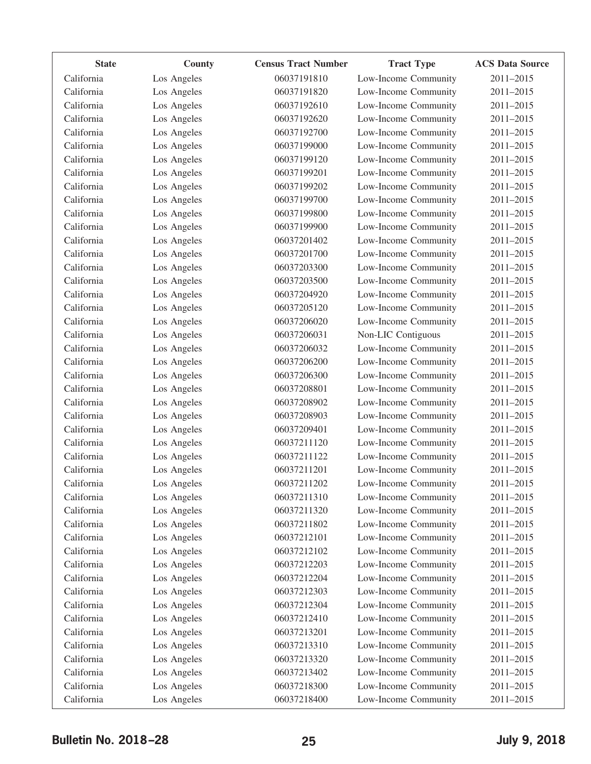| State | County | Census Tract Number | Tract Type | ACS Data Source |
|---|---|---|---|---|
| California | Los Angeles | 06037191810 | Low-Income Community | 2011–2015 |
| California | Los Angeles | 06037191820 | Low-Income Community | 2011–2015 |
| California | Los Angeles | 06037192610 | Low-Income Community | 2011–2015 |
| California | Los Angeles | 06037192620 | Low-Income Community | 2011–2015 |
| California | Los Angeles | 06037192700 | Low-Income Community | 2011–2015 |
| California | Los Angeles | 06037199000 | Low-Income Community | 2011–2015 |
| California | Los Angeles | 06037199120 | Low-Income Community | 2011–2015 |
| California | Los Angeles | 06037199201 | Low-Income Community | 2011–2015 |
| California | Los Angeles | 06037199202 | Low-Income Community | 2011–2015 |
| California | Los Angeles | 06037199700 | Low-Income Community | 2011–2015 |
| California | Los Angeles | 06037199800 | Low-Income Community | 2011–2015 |
| California | Los Angeles | 06037199900 | Low-Income Community | 2011–2015 |
| California | Los Angeles | 06037201402 | Low-Income Community | 2011–2015 |
| California | Los Angeles | 06037201700 | Low-Income Community | 2011–2015 |
| California | Los Angeles | 06037203300 | Low-Income Community | 2011–2015 |
| California | Los Angeles | 06037203500 | Low-Income Community | 2011–2015 |
| California | Los Angeles | 06037204920 | Low-Income Community | 2011–2015 |
| California | Los Angeles | 06037205120 | Low-Income Community | 2011–2015 |
| California | Los Angeles | 06037206020 | Low-Income Community | 2011–2015 |
| California | Los Angeles | 06037206031 | Non-LIC Contiguous | 2011–2015 |
| California | Los Angeles | 06037206032 | Low-Income Community | 2011–2015 |
| California | Los Angeles | 06037206200 | Low-Income Community | 2011–2015 |
| California | Los Angeles | 06037206300 | Low-Income Community | 2011–2015 |
| California | Los Angeles | 06037208801 | Low-Income Community | 2011–2015 |
| California | Los Angeles | 06037208902 | Low-Income Community | 2011–2015 |
| California | Los Angeles | 06037208903 | Low-Income Community | 2011–2015 |
| California | Los Angeles | 06037209401 | Low-Income Community | 2011–2015 |
| California | Los Angeles | 06037211120 | Low-Income Community | 2011–2015 |
| California | Los Angeles | 06037211122 | Low-Income Community | 2011–2015 |
| California | Los Angeles | 06037211201 | Low-Income Community | 2011–2015 |
| California | Los Angeles | 06037211202 | Low-Income Community | 2011–2015 |
| California | Los Angeles | 06037211310 | Low-Income Community | 2011–2015 |
| California | Los Angeles | 06037211320 | Low-Income Community | 2011–2015 |
| California | Los Angeles | 06037211802 | Low-Income Community | 2011–2015 |
| California | Los Angeles | 06037212101 | Low-Income Community | 2011–2015 |
| California | Los Angeles | 06037212102 | Low-Income Community | 2011–2015 |
| California | Los Angeles | 06037212203 | Low-Income Community | 2011–2015 |
| California | Los Angeles | 06037212204 | Low-Income Community | 2011–2015 |
| California | Los Angeles | 06037212303 | Low-Income Community | 2011–2015 |
| California | Los Angeles | 06037212304 | Low-Income Community | 2011–2015 |
| California | Los Angeles | 06037212410 | Low-Income Community | 2011–2015 |
| California | Los Angeles | 06037213201 | Low-Income Community | 2011–2015 |
| California | Los Angeles | 06037213310 | Low-Income Community | 2011–2015 |
| California | Los Angeles | 06037213320 | Low-Income Community | 2011–2015 |
| California | Los Angeles | 06037213402 | Low-Income Community | 2011–2015 |
| California | Los Angeles | 06037218300 | Low-Income Community | 2011–2015 |
| California | Los Angeles | 06037218400 | Low-Income Community | 2011–2015 |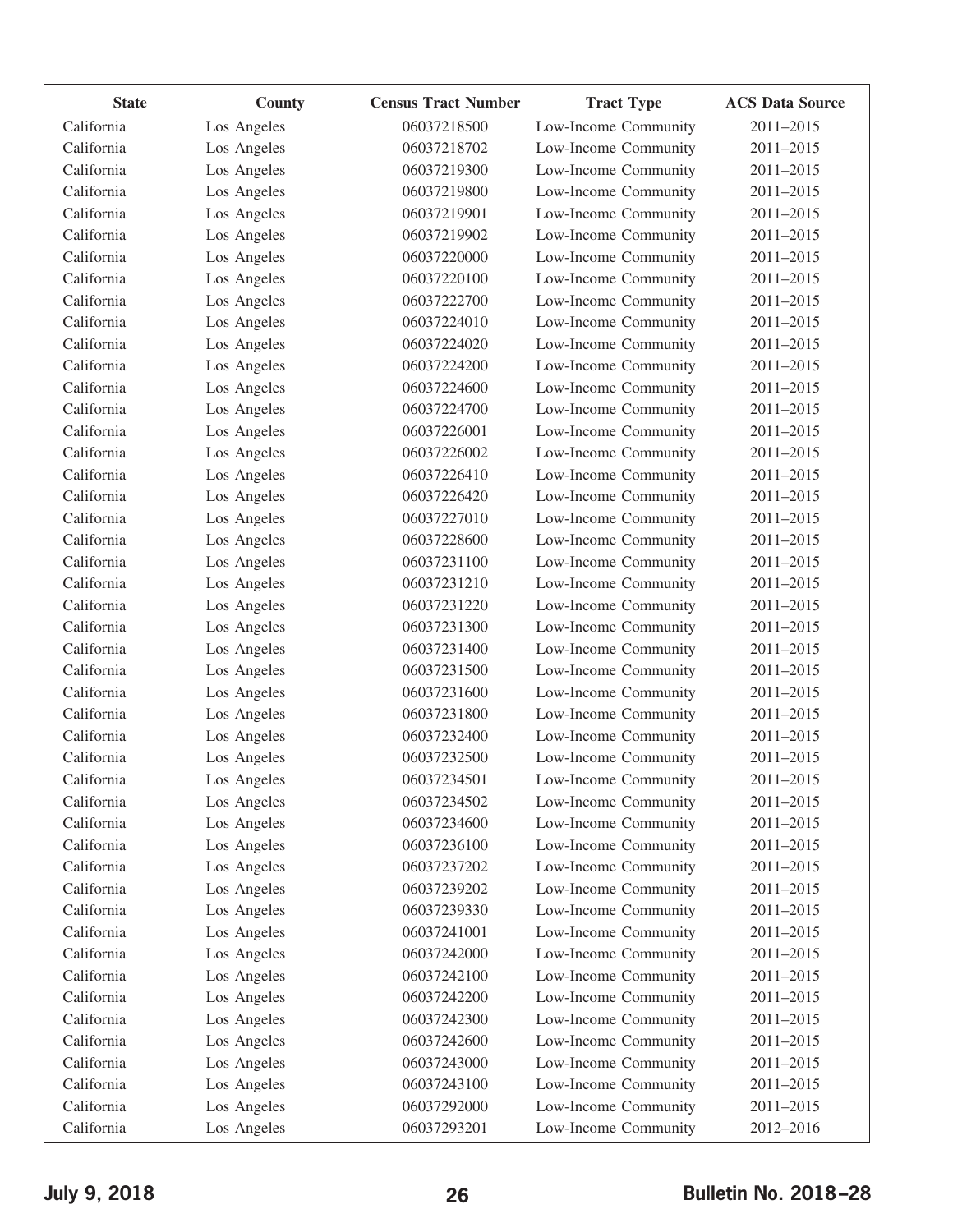| State | County | Census Tract Number | Tract Type | ACS Data Source |
|---|---|---|---|---|
| California | Los Angeles | 06037218500 | Low-Income Community | 2011–2015 |
| California | Los Angeles | 06037218702 | Low-Income Community | 2011–2015 |
| California | Los Angeles | 06037219300 | Low-Income Community | 2011–2015 |
| California | Los Angeles | 06037219800 | Low-Income Community | 2011–2015 |
| California | Los Angeles | 06037219901 | Low-Income Community | 2011–2015 |
| California | Los Angeles | 06037219902 | Low-Income Community | 2011–2015 |
| California | Los Angeles | 06037220000 | Low-Income Community | 2011–2015 |
| California | Los Angeles | 06037220100 | Low-Income Community | 2011–2015 |
| California | Los Angeles | 06037222700 | Low-Income Community | 2011–2015 |
| California | Los Angeles | 06037224010 | Low-Income Community | 2011–2015 |
| California | Los Angeles | 06037224020 | Low-Income Community | 2011–2015 |
| California | Los Angeles | 06037224200 | Low-Income Community | 2011–2015 |
| California | Los Angeles | 06037224600 | Low-Income Community | 2011–2015 |
| California | Los Angeles | 06037224700 | Low-Income Community | 2011–2015 |
| California | Los Angeles | 06037226001 | Low-Income Community | 2011–2015 |
| California | Los Angeles | 06037226002 | Low-Income Community | 2011–2015 |
| California | Los Angeles | 06037226410 | Low-Income Community | 2011–2015 |
| California | Los Angeles | 06037226420 | Low-Income Community | 2011–2015 |
| California | Los Angeles | 06037227010 | Low-Income Community | 2011–2015 |
| California | Los Angeles | 06037228600 | Low-Income Community | 2011–2015 |
| California | Los Angeles | 06037231100 | Low-Income Community | 2011–2015 |
| California | Los Angeles | 06037231210 | Low-Income Community | 2011–2015 |
| California | Los Angeles | 06037231220 | Low-Income Community | 2011–2015 |
| California | Los Angeles | 06037231300 | Low-Income Community | 2011–2015 |
| California | Los Angeles | 06037231400 | Low-Income Community | 2011–2015 |
| California | Los Angeles | 06037231500 | Low-Income Community | 2011–2015 |
| California | Los Angeles | 06037231600 | Low-Income Community | 2011–2015 |
| California | Los Angeles | 06037231800 | Low-Income Community | 2011–2015 |
| California | Los Angeles | 06037232400 | Low-Income Community | 2011–2015 |
| California | Los Angeles | 06037232500 | Low-Income Community | 2011–2015 |
| California | Los Angeles | 06037234501 | Low-Income Community | 2011–2015 |
| California | Los Angeles | 06037234502 | Low-Income Community | 2011–2015 |
| California | Los Angeles | 06037234600 | Low-Income Community | 2011–2015 |
| California | Los Angeles | 06037236100 | Low-Income Community | 2011–2015 |
| California | Los Angeles | 06037237202 | Low-Income Community | 2011–2015 |
| California | Los Angeles | 06037239202 | Low-Income Community | 2011–2015 |
| California | Los Angeles | 06037239330 | Low-Income Community | 2011–2015 |
| California | Los Angeles | 06037241001 | Low-Income Community | 2011–2015 |
| California | Los Angeles | 06037242000 | Low-Income Community | 2011–2015 |
| California | Los Angeles | 06037242100 | Low-Income Community | 2011–2015 |
| California | Los Angeles | 06037242200 | Low-Income Community | 2011–2015 |
| California | Los Angeles | 06037242300 | Low-Income Community | 2011–2015 |
| California | Los Angeles | 06037242600 | Low-Income Community | 2011–2015 |
| California | Los Angeles | 06037243000 | Low-Income Community | 2011–2015 |
| California | Los Angeles | 06037243100 | Low-Income Community | 2011–2015 |
| California | Los Angeles | 06037292000 | Low-Income Community | 2011–2015 |
| California | Los Angeles | 06037293201 | Low-Income Community | 2012–2016 |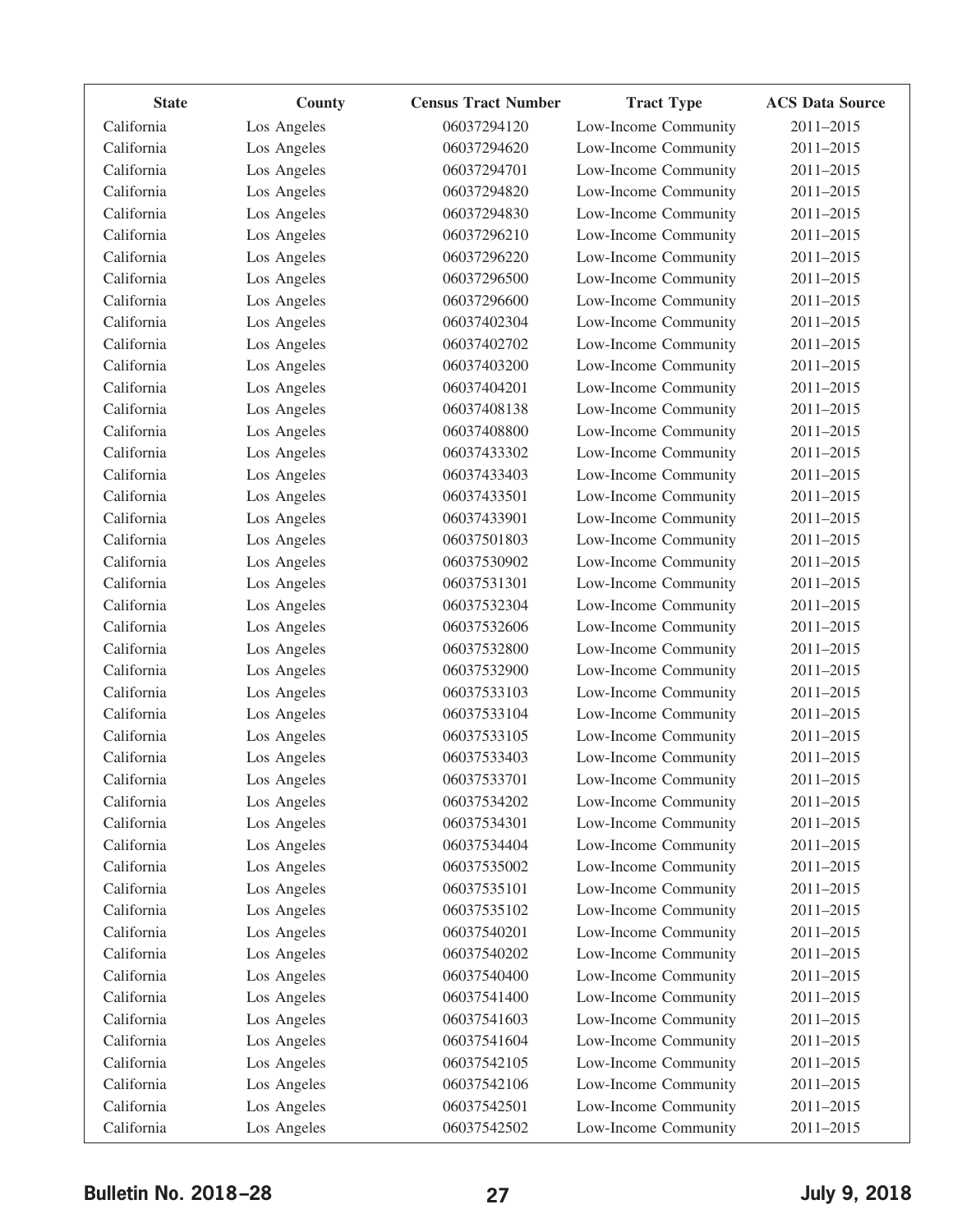| State | County | Census Tract Number | Tract Type | ACS Data Source |
|---|---|---|---|---|
| California | Los Angeles | 06037294120 | Low-Income Community | 2011–2015 |
| California | Los Angeles | 06037294620 | Low-Income Community | 2011–2015 |
| California | Los Angeles | 06037294701 | Low-Income Community | 2011–2015 |
| California | Los Angeles | 06037294820 | Low-Income Community | 2011–2015 |
| California | Los Angeles | 06037294830 | Low-Income Community | 2011–2015 |
| California | Los Angeles | 06037296210 | Low-Income Community | 2011–2015 |
| California | Los Angeles | 06037296220 | Low-Income Community | 2011–2015 |
| California | Los Angeles | 06037296500 | Low-Income Community | 2011–2015 |
| California | Los Angeles | 06037296600 | Low-Income Community | 2011–2015 |
| California | Los Angeles | 06037402304 | Low-Income Community | 2011–2015 |
| California | Los Angeles | 06037402702 | Low-Income Community | 2011–2015 |
| California | Los Angeles | 06037403200 | Low-Income Community | 2011–2015 |
| California | Los Angeles | 06037404201 | Low-Income Community | 2011–2015 |
| California | Los Angeles | 06037408138 | Low-Income Community | 2011–2015 |
| California | Los Angeles | 06037408800 | Low-Income Community | 2011–2015 |
| California | Los Angeles | 06037433302 | Low-Income Community | 2011–2015 |
| California | Los Angeles | 06037433403 | Low-Income Community | 2011–2015 |
| California | Los Angeles | 06037433501 | Low-Income Community | 2011–2015 |
| California | Los Angeles | 06037433901 | Low-Income Community | 2011–2015 |
| California | Los Angeles | 06037501803 | Low-Income Community | 2011–2015 |
| California | Los Angeles | 06037530902 | Low-Income Community | 2011–2015 |
| California | Los Angeles | 06037531301 | Low-Income Community | 2011–2015 |
| California | Los Angeles | 06037532304 | Low-Income Community | 2011–2015 |
| California | Los Angeles | 06037532606 | Low-Income Community | 2011–2015 |
| California | Los Angeles | 06037532800 | Low-Income Community | 2011–2015 |
| California | Los Angeles | 06037532900 | Low-Income Community | 2011–2015 |
| California | Los Angeles | 06037533103 | Low-Income Community | 2011–2015 |
| California | Los Angeles | 06037533104 | Low-Income Community | 2011–2015 |
| California | Los Angeles | 06037533105 | Low-Income Community | 2011–2015 |
| California | Los Angeles | 06037533403 | Low-Income Community | 2011–2015 |
| California | Los Angeles | 06037533701 | Low-Income Community | 2011–2015 |
| California | Los Angeles | 06037534202 | Low-Income Community | 2011–2015 |
| California | Los Angeles | 06037534301 | Low-Income Community | 2011–2015 |
| California | Los Angeles | 06037534404 | Low-Income Community | 2011–2015 |
| California | Los Angeles | 06037535002 | Low-Income Community | 2011–2015 |
| California | Los Angeles | 06037535101 | Low-Income Community | 2011–2015 |
| California | Los Angeles | 06037535102 | Low-Income Community | 2011–2015 |
| California | Los Angeles | 06037540201 | Low-Income Community | 2011–2015 |
| California | Los Angeles | 06037540202 | Low-Income Community | 2011–2015 |
| California | Los Angeles | 06037540400 | Low-Income Community | 2011–2015 |
| California | Los Angeles | 06037541400 | Low-Income Community | 2011–2015 |
| California | Los Angeles | 06037541603 | Low-Income Community | 2011–2015 |
| California | Los Angeles | 06037541604 | Low-Income Community | 2011–2015 |
| California | Los Angeles | 06037542105 | Low-Income Community | 2011–2015 |
| California | Los Angeles | 06037542106 | Low-Income Community | 2011–2015 |
| California | Los Angeles | 06037542501 | Low-Income Community | 2011–2015 |
| California | Los Angeles | 06037542502 | Low-Income Community | 2011–2015 |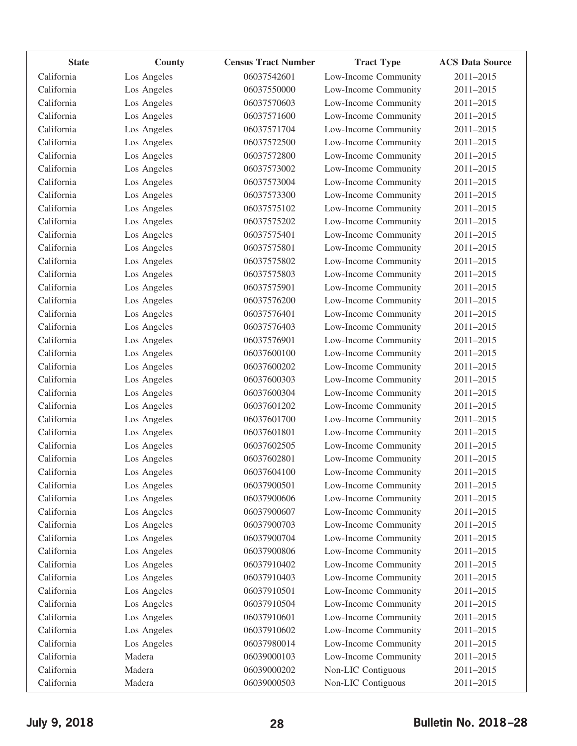| State | County | Census Tract Number | Tract Type | ACS Data Source |
|---|---|---|---|---|
| California | Los Angeles | 06037542601 | Low-Income Community | 2011–2015 |
| California | Los Angeles | 06037550000 | Low-Income Community | 2011–2015 |
| California | Los Angeles | 06037570603 | Low-Income Community | 2011–2015 |
| California | Los Angeles | 06037571600 | Low-Income Community | 2011–2015 |
| California | Los Angeles | 06037571704 | Low-Income Community | 2011–2015 |
| California | Los Angeles | 06037572500 | Low-Income Community | 2011–2015 |
| California | Los Angeles | 06037572800 | Low-Income Community | 2011–2015 |
| California | Los Angeles | 06037573002 | Low-Income Community | 2011–2015 |
| California | Los Angeles | 06037573004 | Low-Income Community | 2011–2015 |
| California | Los Angeles | 06037573300 | Low-Income Community | 2011–2015 |
| California | Los Angeles | 06037575102 | Low-Income Community | 2011–2015 |
| California | Los Angeles | 06037575202 | Low-Income Community | 2011–2015 |
| California | Los Angeles | 06037575401 | Low-Income Community | 2011–2015 |
| California | Los Angeles | 06037575801 | Low-Income Community | 2011–2015 |
| California | Los Angeles | 06037575802 | Low-Income Community | 2011–2015 |
| California | Los Angeles | 06037575803 | Low-Income Community | 2011–2015 |
| California | Los Angeles | 06037575901 | Low-Income Community | 2011–2015 |
| California | Los Angeles | 06037576200 | Low-Income Community | 2011–2015 |
| California | Los Angeles | 06037576401 | Low-Income Community | 2011–2015 |
| California | Los Angeles | 06037576403 | Low-Income Community | 2011–2015 |
| California | Los Angeles | 06037576901 | Low-Income Community | 2011–2015 |
| California | Los Angeles | 06037600100 | Low-Income Community | 2011–2015 |
| California | Los Angeles | 06037600202 | Low-Income Community | 2011–2015 |
| California | Los Angeles | 06037600303 | Low-Income Community | 2011–2015 |
| California | Los Angeles | 06037600304 | Low-Income Community | 2011–2015 |
| California | Los Angeles | 06037601202 | Low-Income Community | 2011–2015 |
| California | Los Angeles | 06037601700 | Low-Income Community | 2011–2015 |
| California | Los Angeles | 06037601801 | Low-Income Community | 2011–2015 |
| California | Los Angeles | 06037602505 | Low-Income Community | 2011–2015 |
| California | Los Angeles | 06037602801 | Low-Income Community | 2011–2015 |
| California | Los Angeles | 06037604100 | Low-Income Community | 2011–2015 |
| California | Los Angeles | 06037900501 | Low-Income Community | 2011–2015 |
| California | Los Angeles | 06037900606 | Low-Income Community | 2011–2015 |
| California | Los Angeles | 06037900607 | Low-Income Community | 2011–2015 |
| California | Los Angeles | 06037900703 | Low-Income Community | 2011–2015 |
| California | Los Angeles | 06037900704 | Low-Income Community | 2011–2015 |
| California | Los Angeles | 06037900806 | Low-Income Community | 2011–2015 |
| California | Los Angeles | 06037910402 | Low-Income Community | 2011–2015 |
| California | Los Angeles | 06037910403 | Low-Income Community | 2011–2015 |
| California | Los Angeles | 06037910501 | Low-Income Community | 2011–2015 |
| California | Los Angeles | 06037910504 | Low-Income Community | 2011–2015 |
| California | Los Angeles | 06037910601 | Low-Income Community | 2011–2015 |
| California | Los Angeles | 06037910602 | Low-Income Community | 2011–2015 |
| California | Los Angeles | 06037980014 | Low-Income Community | 2011–2015 |
| California | Madera | 06039000103 | Low-Income Community | 2011–2015 |
| California | Madera | 06039000202 | Non-LIC Contiguous | 2011–2015 |
| California | Madera | 06039000503 | Non-LIC Contiguous | 2011–2015 |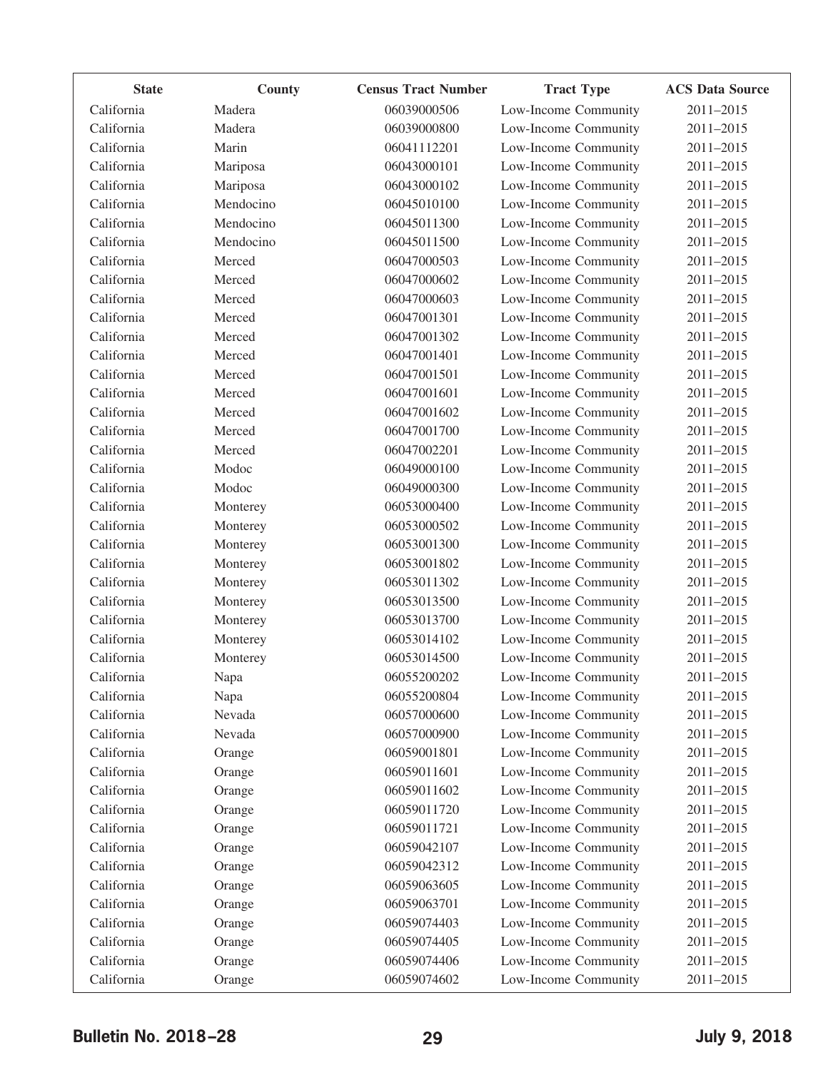| State | County | Census Tract Number | Tract Type | ACS Data Source |
|---|---|---|---|---|
| California | Madera | 06039000506 | Low-Income Community | 2011–2015 |
| California | Madera | 06039000800 | Low-Income Community | 2011–2015 |
| California | Marin | 06041112201 | Low-Income Community | 2011–2015 |
| California | Mariposa | 06043000101 | Low-Income Community | 2011–2015 |
| California | Mariposa | 06043000102 | Low-Income Community | 2011–2015 |
| California | Mendocino | 06045010100 | Low-Income Community | 2011–2015 |
| California | Mendocino | 06045011300 | Low-Income Community | 2011–2015 |
| California | Mendocino | 06045011500 | Low-Income Community | 2011–2015 |
| California | Merced | 06047000503 | Low-Income Community | 2011–2015 |
| California | Merced | 06047000602 | Low-Income Community | 2011–2015 |
| California | Merced | 06047000603 | Low-Income Community | 2011–2015 |
| California | Merced | 06047001301 | Low-Income Community | 2011–2015 |
| California | Merced | 06047001302 | Low-Income Community | 2011–2015 |
| California | Merced | 06047001401 | Low-Income Community | 2011–2015 |
| California | Merced | 06047001501 | Low-Income Community | 2011–2015 |
| California | Merced | 06047001601 | Low-Income Community | 2011–2015 |
| California | Merced | 06047001602 | Low-Income Community | 2011–2015 |
| California | Merced | 06047001700 | Low-Income Community | 2011–2015 |
| California | Merced | 06047002201 | Low-Income Community | 2011–2015 |
| California | Modoc | 06049000100 | Low-Income Community | 2011–2015 |
| California | Modoc | 06049000300 | Low-Income Community | 2011–2015 |
| California | Monterey | 06053000400 | Low-Income Community | 2011–2015 |
| California | Monterey | 06053000502 | Low-Income Community | 2011–2015 |
| California | Monterey | 06053001300 | Low-Income Community | 2011–2015 |
| California | Monterey | 06053001802 | Low-Income Community | 2011–2015 |
| California | Monterey | 06053011302 | Low-Income Community | 2011–2015 |
| California | Monterey | 06053013500 | Low-Income Community | 2011–2015 |
| California | Monterey | 06053013700 | Low-Income Community | 2011–2015 |
| California | Monterey | 06053014102 | Low-Income Community | 2011–2015 |
| California | Monterey | 06053014500 | Low-Income Community | 2011–2015 |
| California | Napa | 06055200202 | Low-Income Community | 2011–2015 |
| California | Napa | 06055200804 | Low-Income Community | 2011–2015 |
| California | Nevada | 06057000600 | Low-Income Community | 2011–2015 |
| California | Nevada | 06057000900 | Low-Income Community | 2011–2015 |
| California | Orange | 06059001801 | Low-Income Community | 2011–2015 |
| California | Orange | 06059011601 | Low-Income Community | 2011–2015 |
| California | Orange | 06059011602 | Low-Income Community | 2011–2015 |
| California | Orange | 06059011720 | Low-Income Community | 2011–2015 |
| California | Orange | 06059011721 | Low-Income Community | 2011–2015 |
| California | Orange | 06059042107 | Low-Income Community | 2011–2015 |
| California | Orange | 06059042312 | Low-Income Community | 2011–2015 |
| California | Orange | 06059063605 | Low-Income Community | 2011–2015 |
| California | Orange | 06059063701 | Low-Income Community | 2011–2015 |
| California | Orange | 06059074403 | Low-Income Community | 2011–2015 |
| California | Orange | 06059074405 | Low-Income Community | 2011–2015 |
| California | Orange | 06059074406 | Low-Income Community | 2011–2015 |
| California | Orange | 06059074602 | Low-Income Community | 2011–2015 |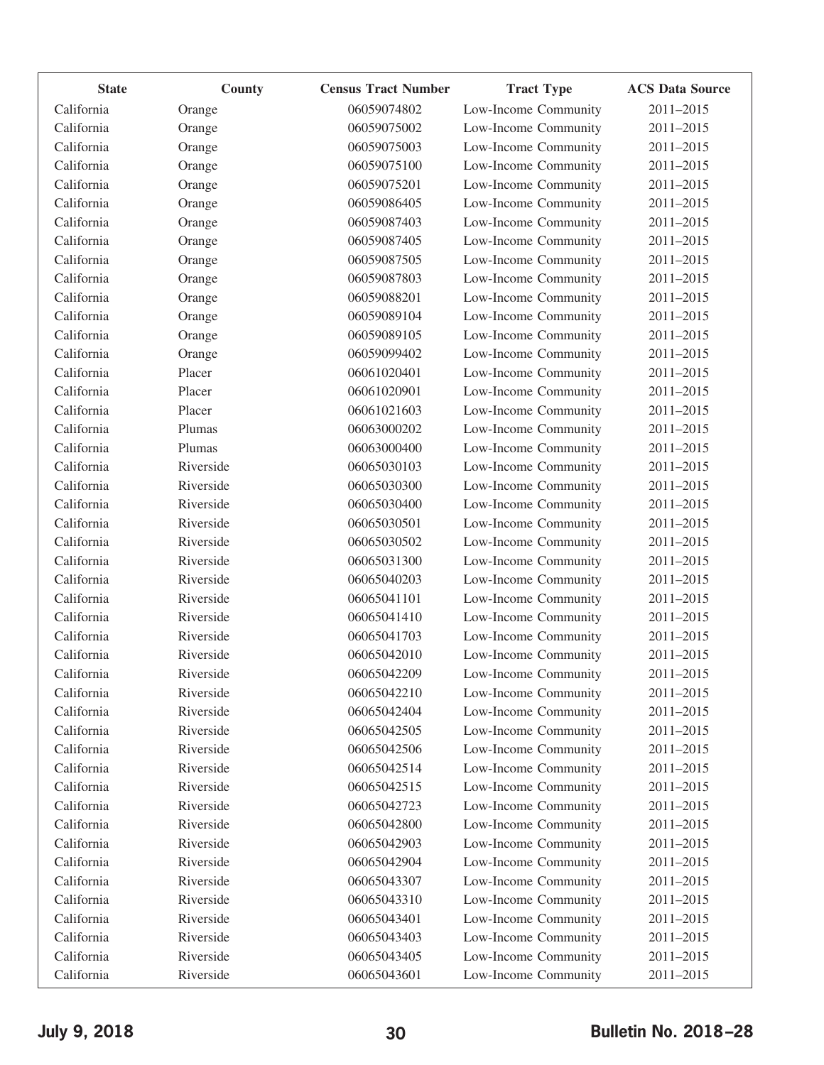| State | County | Census Tract Number | Tract Type | ACS Data Source |
|---|---|---|---|---|
| California | Orange | 06059074802 | Low-Income Community | 2011–2015 |
| California | Orange | 06059075002 | Low-Income Community | 2011–2015 |
| California | Orange | 06059075003 | Low-Income Community | 2011–2015 |
| California | Orange | 06059075100 | Low-Income Community | 2011–2015 |
| California | Orange | 06059075201 | Low-Income Community | 2011–2015 |
| California | Orange | 06059086405 | Low-Income Community | 2011–2015 |
| California | Orange | 06059087403 | Low-Income Community | 2011–2015 |
| California | Orange | 06059087405 | Low-Income Community | 2011–2015 |
| California | Orange | 06059087505 | Low-Income Community | 2011–2015 |
| California | Orange | 06059087803 | Low-Income Community | 2011–2015 |
| California | Orange | 06059088201 | Low-Income Community | 2011–2015 |
| California | Orange | 06059089104 | Low-Income Community | 2011–2015 |
| California | Orange | 06059089105 | Low-Income Community | 2011–2015 |
| California | Orange | 06059099402 | Low-Income Community | 2011–2015 |
| California | Placer | 06061020401 | Low-Income Community | 2011–2015 |
| California | Placer | 06061020901 | Low-Income Community | 2011–2015 |
| California | Placer | 06061021603 | Low-Income Community | 2011–2015 |
| California | Plumas | 06063000202 | Low-Income Community | 2011–2015 |
| California | Plumas | 06063000400 | Low-Income Community | 2011–2015 |
| California | Riverside | 06065030103 | Low-Income Community | 2011–2015 |
| California | Riverside | 06065030300 | Low-Income Community | 2011–2015 |
| California | Riverside | 06065030400 | Low-Income Community | 2011–2015 |
| California | Riverside | 06065030501 | Low-Income Community | 2011–2015 |
| California | Riverside | 06065030502 | Low-Income Community | 2011–2015 |
| California | Riverside | 06065031300 | Low-Income Community | 2011–2015 |
| California | Riverside | 06065040203 | Low-Income Community | 2011–2015 |
| California | Riverside | 06065041101 | Low-Income Community | 2011–2015 |
| California | Riverside | 06065041410 | Low-Income Community | 2011–2015 |
| California | Riverside | 06065041703 | Low-Income Community | 2011–2015 |
| California | Riverside | 06065042010 | Low-Income Community | 2011–2015 |
| California | Riverside | 06065042209 | Low-Income Community | 2011–2015 |
| California | Riverside | 06065042210 | Low-Income Community | 2011–2015 |
| California | Riverside | 06065042404 | Low-Income Community | 2011–2015 |
| California | Riverside | 06065042505 | Low-Income Community | 2011–2015 |
| California | Riverside | 06065042506 | Low-Income Community | 2011–2015 |
| California | Riverside | 06065042514 | Low-Income Community | 2011–2015 |
| California | Riverside | 06065042515 | Low-Income Community | 2011–2015 |
| California | Riverside | 06065042723 | Low-Income Community | 2011–2015 |
| California | Riverside | 06065042800 | Low-Income Community | 2011–2015 |
| California | Riverside | 06065042903 | Low-Income Community | 2011–2015 |
| California | Riverside | 06065042904 | Low-Income Community | 2011–2015 |
| California | Riverside | 06065043307 | Low-Income Community | 2011–2015 |
| California | Riverside | 06065043310 | Low-Income Community | 2011–2015 |
| California | Riverside | 06065043401 | Low-Income Community | 2011–2015 |
| California | Riverside | 06065043403 | Low-Income Community | 2011–2015 |
| California | Riverside | 06065043405 | Low-Income Community | 2011–2015 |
| California | Riverside | 06065043601 | Low-Income Community | 2011–2015 |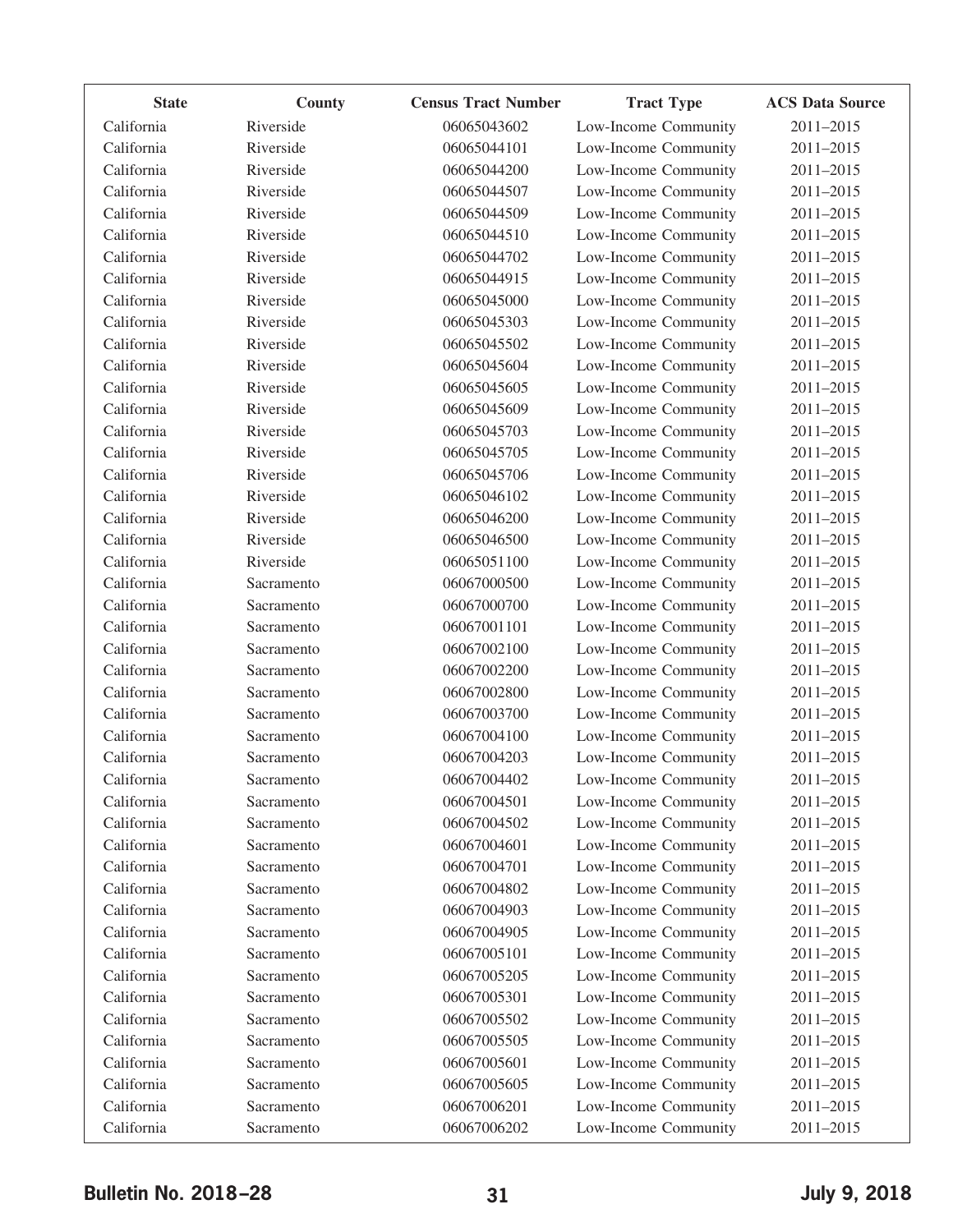| State | County | Census Tract Number | Tract Type | ACS Data Source |
|---|---|---|---|---|
| California | Riverside | 06065043602 | Low-Income Community | 2011–2015 |
| California | Riverside | 06065044101 | Low-Income Community | 2011–2015 |
| California | Riverside | 06065044200 | Low-Income Community | 2011–2015 |
| California | Riverside | 06065044507 | Low-Income Community | 2011–2015 |
| California | Riverside | 06065044509 | Low-Income Community | 2011–2015 |
| California | Riverside | 06065044510 | Low-Income Community | 2011–2015 |
| California | Riverside | 06065044702 | Low-Income Community | 2011–2015 |
| California | Riverside | 06065044915 | Low-Income Community | 2011–2015 |
| California | Riverside | 06065045000 | Low-Income Community | 2011–2015 |
| California | Riverside | 06065045303 | Low-Income Community | 2011–2015 |
| California | Riverside | 06065045502 | Low-Income Community | 2011–2015 |
| California | Riverside | 06065045604 | Low-Income Community | 2011–2015 |
| California | Riverside | 06065045605 | Low-Income Community | 2011–2015 |
| California | Riverside | 06065045609 | Low-Income Community | 2011–2015 |
| California | Riverside | 06065045703 | Low-Income Community | 2011–2015 |
| California | Riverside | 06065045705 | Low-Income Community | 2011–2015 |
| California | Riverside | 06065045706 | Low-Income Community | 2011–2015 |
| California | Riverside | 06065046102 | Low-Income Community | 2011–2015 |
| California | Riverside | 06065046200 | Low-Income Community | 2011–2015 |
| California | Riverside | 06065046500 | Low-Income Community | 2011–2015 |
| California | Riverside | 06065051100 | Low-Income Community | 2011–2015 |
| California | Sacramento | 06067000500 | Low-Income Community | 2011–2015 |
| California | Sacramento | 06067000700 | Low-Income Community | 2011–2015 |
| California | Sacramento | 06067001101 | Low-Income Community | 2011–2015 |
| California | Sacramento | 06067002100 | Low-Income Community | 2011–2015 |
| California | Sacramento | 06067002200 | Low-Income Community | 2011–2015 |
| California | Sacramento | 06067002800 | Low-Income Community | 2011–2015 |
| California | Sacramento | 06067003700 | Low-Income Community | 2011–2015 |
| California | Sacramento | 06067004100 | Low-Income Community | 2011–2015 |
| California | Sacramento | 06067004203 | Low-Income Community | 2011–2015 |
| California | Sacramento | 06067004402 | Low-Income Community | 2011–2015 |
| California | Sacramento | 06067004501 | Low-Income Community | 2011–2015 |
| California | Sacramento | 06067004502 | Low-Income Community | 2011–2015 |
| California | Sacramento | 06067004601 | Low-Income Community | 2011–2015 |
| California | Sacramento | 06067004701 | Low-Income Community | 2011–2015 |
| California | Sacramento | 06067004802 | Low-Income Community | 2011–2015 |
| California | Sacramento | 06067004903 | Low-Income Community | 2011–2015 |
| California | Sacramento | 06067004905 | Low-Income Community | 2011–2015 |
| California | Sacramento | 06067005101 | Low-Income Community | 2011–2015 |
| California | Sacramento | 06067005205 | Low-Income Community | 2011–2015 |
| California | Sacramento | 06067005301 | Low-Income Community | 2011–2015 |
| California | Sacramento | 06067005502 | Low-Income Community | 2011–2015 |
| California | Sacramento | 06067005505 | Low-Income Community | 2011–2015 |
| California | Sacramento | 06067005601 | Low-Income Community | 2011–2015 |
| California | Sacramento | 06067005605 | Low-Income Community | 2011–2015 |
| California | Sacramento | 06067006201 | Low-Income Community | 2011–2015 |
| California | Sacramento | 06067006202 | Low-Income Community | 2011–2015 |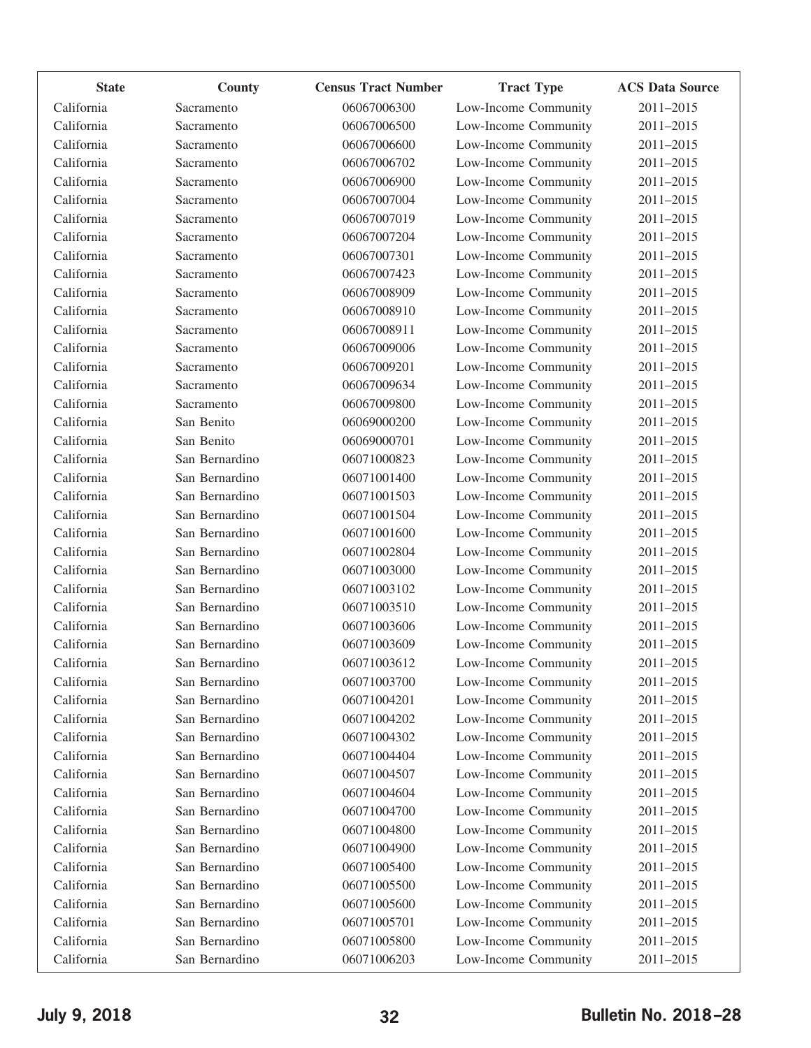| State | County | Census Tract Number | Tract Type | ACS Data Source |
|---|---|---|---|---|
| California | Sacramento | 06067006300 | Low-Income Community | 2011–2015 |
| California | Sacramento | 06067006500 | Low-Income Community | 2011–2015 |
| California | Sacramento | 06067006600 | Low-Income Community | 2011–2015 |
| California | Sacramento | 06067006702 | Low-Income Community | 2011–2015 |
| California | Sacramento | 06067006900 | Low-Income Community | 2011–2015 |
| California | Sacramento | 06067007004 | Low-Income Community | 2011–2015 |
| California | Sacramento | 06067007019 | Low-Income Community | 2011–2015 |
| California | Sacramento | 06067007204 | Low-Income Community | 2011–2015 |
| California | Sacramento | 06067007301 | Low-Income Community | 2011–2015 |
| California | Sacramento | 06067007423 | Low-Income Community | 2011–2015 |
| California | Sacramento | 06067008909 | Low-Income Community | 2011–2015 |
| California | Sacramento | 06067008910 | Low-Income Community | 2011–2015 |
| California | Sacramento | 06067008911 | Low-Income Community | 2011–2015 |
| California | Sacramento | 06067009006 | Low-Income Community | 2011–2015 |
| California | Sacramento | 06067009201 | Low-Income Community | 2011–2015 |
| California | Sacramento | 06067009634 | Low-Income Community | 2011–2015 |
| California | Sacramento | 06067009800 | Low-Income Community | 2011–2015 |
| California | San Benito | 06069000200 | Low-Income Community | 2011–2015 |
| California | San Benito | 06069000701 | Low-Income Community | 2011–2015 |
| California | San Bernardino | 06071000823 | Low-Income Community | 2011–2015 |
| California | San Bernardino | 06071001400 | Low-Income Community | 2011–2015 |
| California | San Bernardino | 06071001503 | Low-Income Community | 2011–2015 |
| California | San Bernardino | 06071001504 | Low-Income Community | 2011–2015 |
| California | San Bernardino | 06071001600 | Low-Income Community | 2011–2015 |
| California | San Bernardino | 06071002804 | Low-Income Community | 2011–2015 |
| California | San Bernardino | 06071003000 | Low-Income Community | 2011–2015 |
| California | San Bernardino | 06071003102 | Low-Income Community | 2011–2015 |
| California | San Bernardino | 06071003510 | Low-Income Community | 2011–2015 |
| California | San Bernardino | 06071003606 | Low-Income Community | 2011–2015 |
| California | San Bernardino | 06071003609 | Low-Income Community | 2011–2015 |
| California | San Bernardino | 06071003612 | Low-Income Community | 2011–2015 |
| California | San Bernardino | 06071003700 | Low-Income Community | 2011–2015 |
| California | San Bernardino | 06071004201 | Low-Income Community | 2011–2015 |
| California | San Bernardino | 06071004202 | Low-Income Community | 2011–2015 |
| California | San Bernardino | 06071004302 | Low-Income Community | 2011–2015 |
| California | San Bernardino | 06071004404 | Low-Income Community | 2011–2015 |
| California | San Bernardino | 06071004507 | Low-Income Community | 2011–2015 |
| California | San Bernardino | 06071004604 | Low-Income Community | 2011–2015 |
| California | San Bernardino | 06071004700 | Low-Income Community | 2011–2015 |
| California | San Bernardino | 06071004800 | Low-Income Community | 2011–2015 |
| California | San Bernardino | 06071004900 | Low-Income Community | 2011–2015 |
| California | San Bernardino | 06071005400 | Low-Income Community | 2011–2015 |
| California | San Bernardino | 06071005500 | Low-Income Community | 2011–2015 |
| California | San Bernardino | 06071005600 | Low-Income Community | 2011–2015 |
| California | San Bernardino | 06071005701 | Low-Income Community | 2011–2015 |
| California | San Bernardino | 06071005800 | Low-Income Community | 2011–2015 |
| California | San Bernardino | 06071006203 | Low-Income Community | 2011–2015 |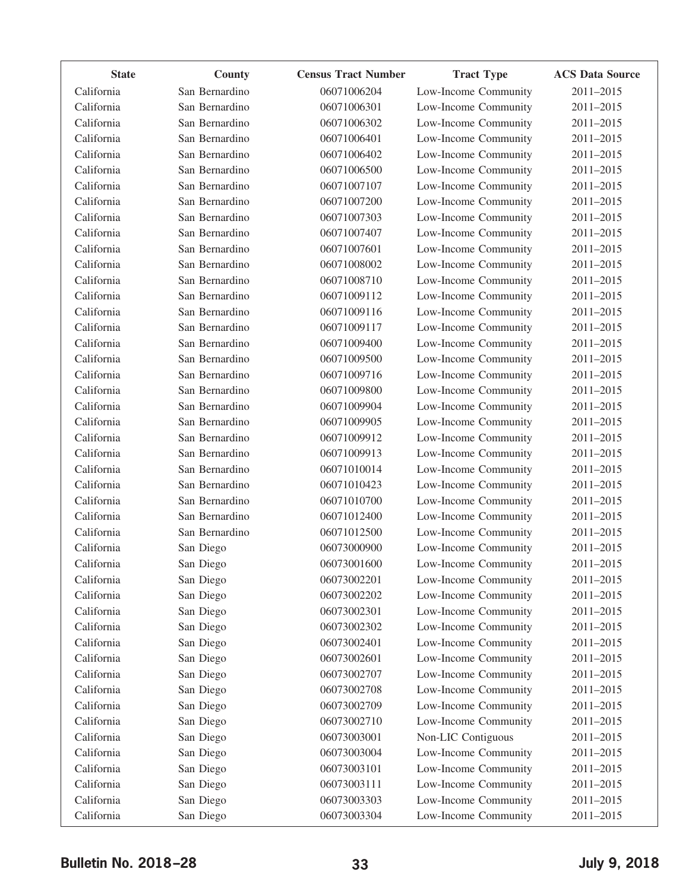| State | County | Census Tract Number | Tract Type | ACS Data Source |
|---|---|---|---|---|
| California | San Bernardino | 06071006204 | Low-Income Community | 2011–2015 |
| California | San Bernardino | 06071006301 | Low-Income Community | 2011–2015 |
| California | San Bernardino | 06071006302 | Low-Income Community | 2011–2015 |
| California | San Bernardino | 06071006401 | Low-Income Community | 2011–2015 |
| California | San Bernardino | 06071006402 | Low-Income Community | 2011–2015 |
| California | San Bernardino | 06071006500 | Low-Income Community | 2011–2015 |
| California | San Bernardino | 06071007107 | Low-Income Community | 2011–2015 |
| California | San Bernardino | 06071007200 | Low-Income Community | 2011–2015 |
| California | San Bernardino | 06071007303 | Low-Income Community | 2011–2015 |
| California | San Bernardino | 06071007407 | Low-Income Community | 2011–2015 |
| California | San Bernardino | 06071007601 | Low-Income Community | 2011–2015 |
| California | San Bernardino | 06071008002 | Low-Income Community | 2011–2015 |
| California | San Bernardino | 06071008710 | Low-Income Community | 2011–2015 |
| California | San Bernardino | 06071009112 | Low-Income Community | 2011–2015 |
| California | San Bernardino | 06071009116 | Low-Income Community | 2011–2015 |
| California | San Bernardino | 06071009117 | Low-Income Community | 2011–2015 |
| California | San Bernardino | 06071009400 | Low-Income Community | 2011–2015 |
| California | San Bernardino | 06071009500 | Low-Income Community | 2011–2015 |
| California | San Bernardino | 06071009716 | Low-Income Community | 2011–2015 |
| California | San Bernardino | 06071009800 | Low-Income Community | 2011–2015 |
| California | San Bernardino | 06071009904 | Low-Income Community | 2011–2015 |
| California | San Bernardino | 06071009905 | Low-Income Community | 2011–2015 |
| California | San Bernardino | 06071009912 | Low-Income Community | 2011–2015 |
| California | San Bernardino | 06071009913 | Low-Income Community | 2011–2015 |
| California | San Bernardino | 06071010014 | Low-Income Community | 2011–2015 |
| California | San Bernardino | 06071010423 | Low-Income Community | 2011–2015 |
| California | San Bernardino | 06071010700 | Low-Income Community | 2011–2015 |
| California | San Bernardino | 06071012400 | Low-Income Community | 2011–2015 |
| California | San Bernardino | 06071012500 | Low-Income Community | 2011–2015 |
| California | San Diego | 06073000900 | Low-Income Community | 2011–2015 |
| California | San Diego | 06073001600 | Low-Income Community | 2011–2015 |
| California | San Diego | 06073002201 | Low-Income Community | 2011–2015 |
| California | San Diego | 06073002202 | Low-Income Community | 2011–2015 |
| California | San Diego | 06073002301 | Low-Income Community | 2011–2015 |
| California | San Diego | 06073002302 | Low-Income Community | 2011–2015 |
| California | San Diego | 06073002401 | Low-Income Community | 2011–2015 |
| California | San Diego | 06073002601 | Low-Income Community | 2011–2015 |
| California | San Diego | 06073002707 | Low-Income Community | 2011–2015 |
| California | San Diego | 06073002708 | Low-Income Community | 2011–2015 |
| California | San Diego | 06073002709 | Low-Income Community | 2011–2015 |
| California | San Diego | 06073002710 | Low-Income Community | 2011–2015 |
| California | San Diego | 06073003001 | Non-LIC Contiguous | 2011–2015 |
| California | San Diego | 06073003004 | Low-Income Community | 2011–2015 |
| California | San Diego | 06073003101 | Low-Income Community | 2011–2015 |
| California | San Diego | 06073003111 | Low-Income Community | 2011–2015 |
| California | San Diego | 06073003303 | Low-Income Community | 2011–2015 |
| California | San Diego | 06073003304 | Low-Income Community | 2011–2015 |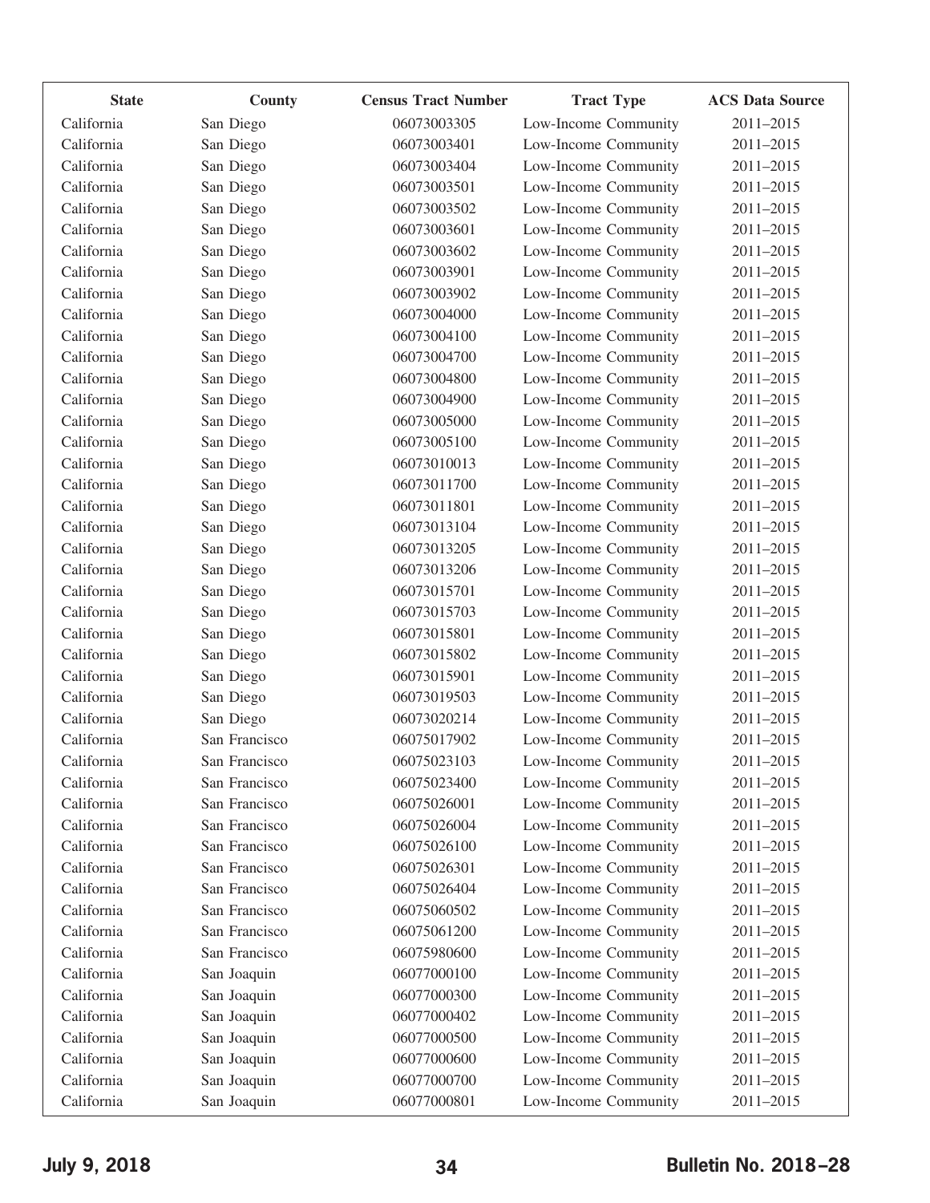| State | County | Census Tract Number | Tract Type | ACS Data Source |
|---|---|---|---|---|
| California | San Diego | 06073003305 | Low-Income Community | 2011–2015 |
| California | San Diego | 06073003401 | Low-Income Community | 2011–2015 |
| California | San Diego | 06073003404 | Low-Income Community | 2011–2015 |
| California | San Diego | 06073003501 | Low-Income Community | 2011–2015 |
| California | San Diego | 06073003502 | Low-Income Community | 2011–2015 |
| California | San Diego | 06073003601 | Low-Income Community | 2011–2015 |
| California | San Diego | 06073003602 | Low-Income Community | 2011–2015 |
| California | San Diego | 06073003901 | Low-Income Community | 2011–2015 |
| California | San Diego | 06073003902 | Low-Income Community | 2011–2015 |
| California | San Diego | 06073004000 | Low-Income Community | 2011–2015 |
| California | San Diego | 06073004100 | Low-Income Community | 2011–2015 |
| California | San Diego | 06073004700 | Low-Income Community | 2011–2015 |
| California | San Diego | 06073004800 | Low-Income Community | 2011–2015 |
| California | San Diego | 06073004900 | Low-Income Community | 2011–2015 |
| California | San Diego | 06073005000 | Low-Income Community | 2011–2015 |
| California | San Diego | 06073005100 | Low-Income Community | 2011–2015 |
| California | San Diego | 06073010013 | Low-Income Community | 2011–2015 |
| California | San Diego | 06073011700 | Low-Income Community | 2011–2015 |
| California | San Diego | 06073011801 | Low-Income Community | 2011–2015 |
| California | San Diego | 06073013104 | Low-Income Community | 2011–2015 |
| California | San Diego | 06073013205 | Low-Income Community | 2011–2015 |
| California | San Diego | 06073013206 | Low-Income Community | 2011–2015 |
| California | San Diego | 06073015701 | Low-Income Community | 2011–2015 |
| California | San Diego | 06073015703 | Low-Income Community | 2011–2015 |
| California | San Diego | 06073015801 | Low-Income Community | 2011–2015 |
| California | San Diego | 06073015802 | Low-Income Community | 2011–2015 |
| California | San Diego | 06073015901 | Low-Income Community | 2011–2015 |
| California | San Diego | 06073019503 | Low-Income Community | 2011–2015 |
| California | San Diego | 06073020214 | Low-Income Community | 2011–2015 |
| California | San Francisco | 06075017902 | Low-Income Community | 2011–2015 |
| California | San Francisco | 06075023103 | Low-Income Community | 2011–2015 |
| California | San Francisco | 06075023400 | Low-Income Community | 2011–2015 |
| California | San Francisco | 06075026001 | Low-Income Community | 2011–2015 |
| California | San Francisco | 06075026004 | Low-Income Community | 2011–2015 |
| California | San Francisco | 06075026100 | Low-Income Community | 2011–2015 |
| California | San Francisco | 06075026301 | Low-Income Community | 2011–2015 |
| California | San Francisco | 06075026404 | Low-Income Community | 2011–2015 |
| California | San Francisco | 06075060502 | Low-Income Community | 2011–2015 |
| California | San Francisco | 06075061200 | Low-Income Community | 2011–2015 |
| California | San Francisco | 06075980600 | Low-Income Community | 2011–2015 |
| California | San Joaquin | 06077000100 | Low-Income Community | 2011–2015 |
| California | San Joaquin | 06077000300 | Low-Income Community | 2011–2015 |
| California | San Joaquin | 06077000402 | Low-Income Community | 2011–2015 |
| California | San Joaquin | 06077000500 | Low-Income Community | 2011–2015 |
| California | San Joaquin | 06077000600 | Low-Income Community | 2011–2015 |
| California | San Joaquin | 06077000700 | Low-Income Community | 2011–2015 |
| California | San Joaquin | 06077000801 | Low-Income Community | 2011–2015 |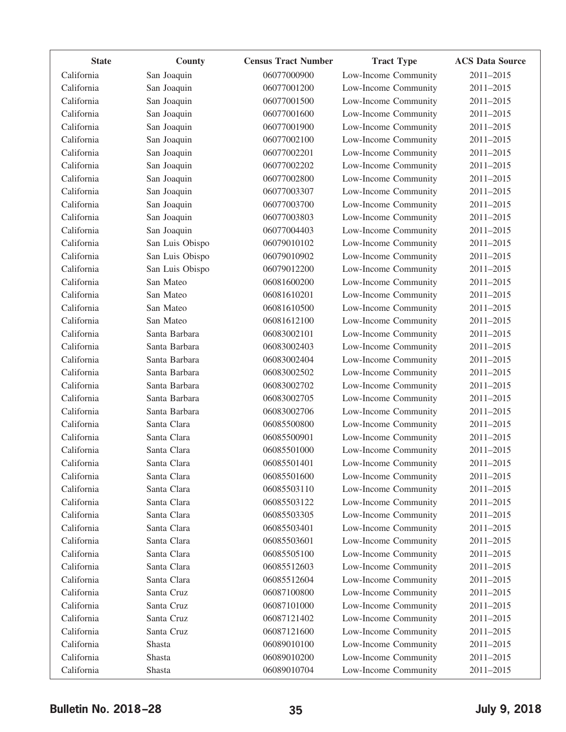| State | County | Census Tract Number | Tract Type | ACS Data Source |
|---|---|---|---|---|
| California | San Joaquin | 06077000900 | Low-Income Community | 2011–2015 |
| California | San Joaquin | 06077001200 | Low-Income Community | 2011–2015 |
| California | San Joaquin | 06077001500 | Low-Income Community | 2011–2015 |
| California | San Joaquin | 06077001600 | Low-Income Community | 2011–2015 |
| California | San Joaquin | 06077001900 | Low-Income Community | 2011–2015 |
| California | San Joaquin | 06077002100 | Low-Income Community | 2011–2015 |
| California | San Joaquin | 06077002201 | Low-Income Community | 2011–2015 |
| California | San Joaquin | 06077002202 | Low-Income Community | 2011–2015 |
| California | San Joaquin | 06077002800 | Low-Income Community | 2011–2015 |
| California | San Joaquin | 06077003307 | Low-Income Community | 2011–2015 |
| California | San Joaquin | 06077003700 | Low-Income Community | 2011–2015 |
| California | San Joaquin | 06077003803 | Low-Income Community | 2011–2015 |
| California | San Joaquin | 06077004403 | Low-Income Community | 2011–2015 |
| California | San Luis Obispo | 06079010102 | Low-Income Community | 2011–2015 |
| California | San Luis Obispo | 06079010902 | Low-Income Community | 2011–2015 |
| California | San Luis Obispo | 06079012200 | Low-Income Community | 2011–2015 |
| California | San Mateo | 06081600200 | Low-Income Community | 2011–2015 |
| California | San Mateo | 06081610201 | Low-Income Community | 2011–2015 |
| California | San Mateo | 06081610500 | Low-Income Community | 2011–2015 |
| California | San Mateo | 06081612100 | Low-Income Community | 2011–2015 |
| California | Santa Barbara | 06083002101 | Low-Income Community | 2011–2015 |
| California | Santa Barbara | 06083002403 | Low-Income Community | 2011–2015 |
| California | Santa Barbara | 06083002404 | Low-Income Community | 2011–2015 |
| California | Santa Barbara | 06083002502 | Low-Income Community | 2011–2015 |
| California | Santa Barbara | 06083002702 | Low-Income Community | 2011–2015 |
| California | Santa Barbara | 06083002705 | Low-Income Community | 2011–2015 |
| California | Santa Barbara | 06083002706 | Low-Income Community | 2011–2015 |
| California | Santa Clara | 06085500800 | Low-Income Community | 2011–2015 |
| California | Santa Clara | 06085500901 | Low-Income Community | 2011–2015 |
| California | Santa Clara | 06085501000 | Low-Income Community | 2011–2015 |
| California | Santa Clara | 06085501401 | Low-Income Community | 2011–2015 |
| California | Santa Clara | 06085501600 | Low-Income Community | 2011–2015 |
| California | Santa Clara | 06085503110 | Low-Income Community | 2011–2015 |
| California | Santa Clara | 06085503122 | Low-Income Community | 2011–2015 |
| California | Santa Clara | 06085503305 | Low-Income Community | 2011–2015 |
| California | Santa Clara | 06085503401 | Low-Income Community | 2011–2015 |
| California | Santa Clara | 06085503601 | Low-Income Community | 2011–2015 |
| California | Santa Clara | 06085505100 | Low-Income Community | 2011–2015 |
| California | Santa Clara | 06085512603 | Low-Income Community | 2011–2015 |
| California | Santa Clara | 06085512604 | Low-Income Community | 2011–2015 |
| California | Santa Cruz | 06087100800 | Low-Income Community | 2011–2015 |
| California | Santa Cruz | 06087101000 | Low-Income Community | 2011–2015 |
| California | Santa Cruz | 06087121402 | Low-Income Community | 2011–2015 |
| California | Santa Cruz | 06087121600 | Low-Income Community | 2011–2015 |
| California | Shasta | 06089010100 | Low-Income Community | 2011–2015 |
| California | Shasta | 06089010200 | Low-Income Community | 2011–2015 |
| California | Shasta | 06089010704 | Low-Income Community | 2011–2015 |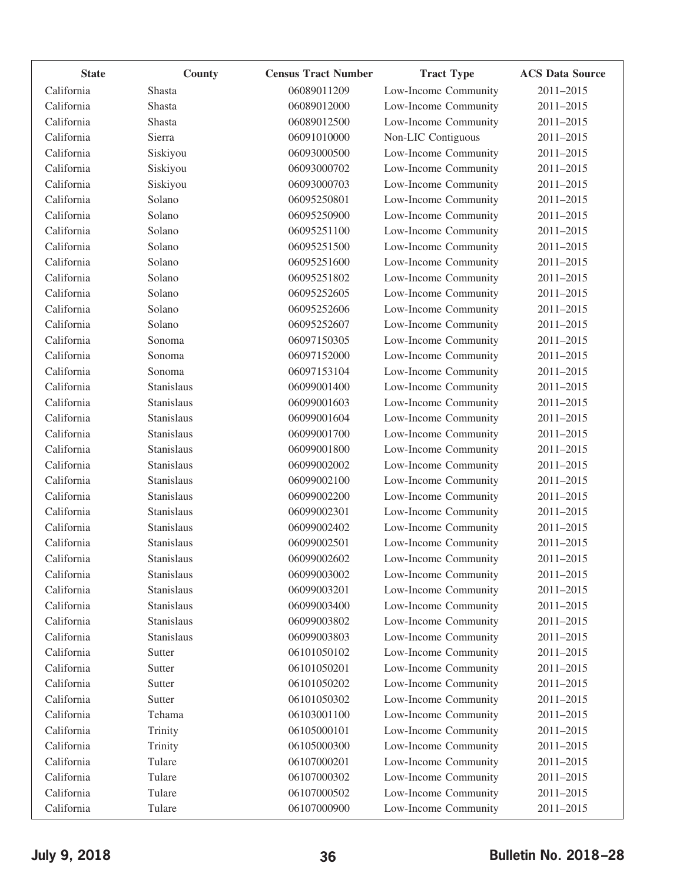| State | County | Census Tract Number | Tract Type | ACS Data Source |
|---|---|---|---|---|
| California | Shasta | 06089011209 | Low-Income Community | 2011–2015 |
| California | Shasta | 06089012000 | Low-Income Community | 2011–2015 |
| California | Shasta | 06089012500 | Low-Income Community | 2011–2015 |
| California | Sierra | 06091010000 | Non-LIC Contiguous | 2011–2015 |
| California | Siskiyou | 06093000500 | Low-Income Community | 2011–2015 |
| California | Siskiyou | 06093000702 | Low-Income Community | 2011–2015 |
| California | Siskiyou | 06093000703 | Low-Income Community | 2011–2015 |
| California | Solano | 06095250801 | Low-Income Community | 2011–2015 |
| California | Solano | 06095250900 | Low-Income Community | 2011–2015 |
| California | Solano | 06095251100 | Low-Income Community | 2011–2015 |
| California | Solano | 06095251500 | Low-Income Community | 2011–2015 |
| California | Solano | 06095251600 | Low-Income Community | 2011–2015 |
| California | Solano | 06095251802 | Low-Income Community | 2011–2015 |
| California | Solano | 06095252605 | Low-Income Community | 2011–2015 |
| California | Solano | 06095252606 | Low-Income Community | 2011–2015 |
| California | Solano | 06095252607 | Low-Income Community | 2011–2015 |
| California | Sonoma | 06097150305 | Low-Income Community | 2011–2015 |
| California | Sonoma | 06097152000 | Low-Income Community | 2011–2015 |
| California | Sonoma | 06097153104 | Low-Income Community | 2011–2015 |
| California | Stanislaus | 06099001400 | Low-Income Community | 2011–2015 |
| California | Stanislaus | 06099001603 | Low-Income Community | 2011–2015 |
| California | Stanislaus | 06099001604 | Low-Income Community | 2011–2015 |
| California | Stanislaus | 06099001700 | Low-Income Community | 2011–2015 |
| California | Stanislaus | 06099001800 | Low-Income Community | 2011–2015 |
| California | Stanislaus | 06099002002 | Low-Income Community | 2011–2015 |
| California | Stanislaus | 06099002100 | Low-Income Community | 2011–2015 |
| California | Stanislaus | 06099002200 | Low-Income Community | 2011–2015 |
| California | Stanislaus | 06099002301 | Low-Income Community | 2011–2015 |
| California | Stanislaus | 06099002402 | Low-Income Community | 2011–2015 |
| California | Stanislaus | 06099002501 | Low-Income Community | 2011–2015 |
| California | Stanislaus | 06099002602 | Low-Income Community | 2011–2015 |
| California | Stanislaus | 06099003002 | Low-Income Community | 2011–2015 |
| California | Stanislaus | 06099003201 | Low-Income Community | 2011–2015 |
| California | Stanislaus | 06099003400 | Low-Income Community | 2011–2015 |
| California | Stanislaus | 06099003802 | Low-Income Community | 2011–2015 |
| California | Stanislaus | 06099003803 | Low-Income Community | 2011–2015 |
| California | Sutter | 06101050102 | Low-Income Community | 2011–2015 |
| California | Sutter | 06101050201 | Low-Income Community | 2011–2015 |
| California | Sutter | 06101050202 | Low-Income Community | 2011–2015 |
| California | Sutter | 06101050302 | Low-Income Community | 2011–2015 |
| California | Tehama | 06103001100 | Low-Income Community | 2011–2015 |
| California | Trinity | 06105000101 | Low-Income Community | 2011–2015 |
| California | Trinity | 06105000300 | Low-Income Community | 2011–2015 |
| California | Tulare | 06107000201 | Low-Income Community | 2011–2015 |
| California | Tulare | 06107000302 | Low-Income Community | 2011–2015 |
| California | Tulare | 06107000502 | Low-Income Community | 2011–2015 |
| California | Tulare | 06107000900 | Low-Income Community | 2011–2015 |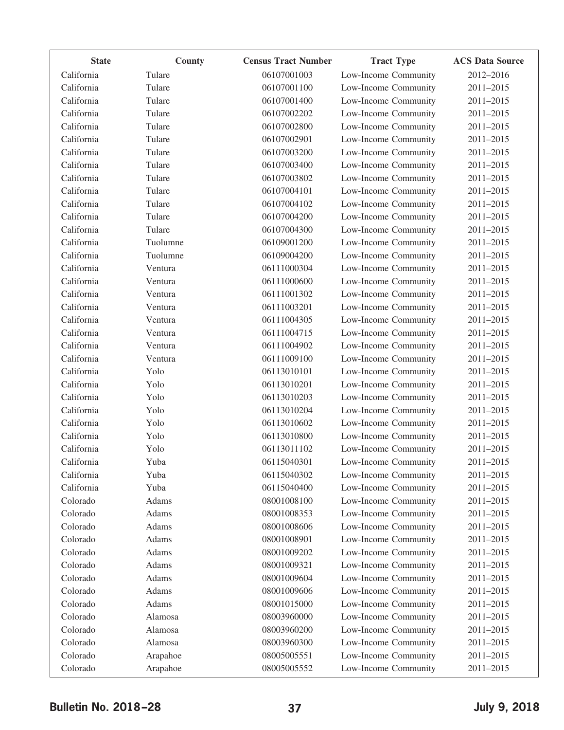| State | County | Census Tract Number | Tract Type | ACS Data Source |
|---|---|---|---|---|
| California | Tulare | 06107001003 | Low-Income Community | 2012–2016 |
| California | Tulare | 06107001100 | Low-Income Community | 2011–2015 |
| California | Tulare | 06107001400 | Low-Income Community | 2011–2015 |
| California | Tulare | 06107002202 | Low-Income Community | 2011–2015 |
| California | Tulare | 06107002800 | Low-Income Community | 2011–2015 |
| California | Tulare | 06107002901 | Low-Income Community | 2011–2015 |
| California | Tulare | 06107003200 | Low-Income Community | 2011–2015 |
| California | Tulare | 06107003400 | Low-Income Community | 2011–2015 |
| California | Tulare | 06107003802 | Low-Income Community | 2011–2015 |
| California | Tulare | 06107004101 | Low-Income Community | 2011–2015 |
| California | Tulare | 06107004102 | Low-Income Community | 2011–2015 |
| California | Tulare | 06107004200 | Low-Income Community | 2011–2015 |
| California | Tulare | 06107004300 | Low-Income Community | 2011–2015 |
| California | Tuolumne | 06109001200 | Low-Income Community | 2011–2015 |
| California | Tuolumne | 06109004200 | Low-Income Community | 2011–2015 |
| California | Ventura | 06111000304 | Low-Income Community | 2011–2015 |
| California | Ventura | 06111000600 | Low-Income Community | 2011–2015 |
| California | Ventura | 06111001302 | Low-Income Community | 2011–2015 |
| California | Ventura | 06111003201 | Low-Income Community | 2011–2015 |
| California | Ventura | 06111004305 | Low-Income Community | 2011–2015 |
| California | Ventura | 06111004715 | Low-Income Community | 2011–2015 |
| California | Ventura | 06111004902 | Low-Income Community | 2011–2015 |
| California | Ventura | 06111009100 | Low-Income Community | 2011–2015 |
| California | Yolo | 06113010101 | Low-Income Community | 2011–2015 |
| California | Yolo | 06113010201 | Low-Income Community | 2011–2015 |
| California | Yolo | 06113010203 | Low-Income Community | 2011–2015 |
| California | Yolo | 06113010204 | Low-Income Community | 2011–2015 |
| California | Yolo | 06113010602 | Low-Income Community | 2011–2015 |
| California | Yolo | 06113010800 | Low-Income Community | 2011–2015 |
| California | Yolo | 06113011102 | Low-Income Community | 2011–2015 |
| California | Yuba | 06115040301 | Low-Income Community | 2011–2015 |
| California | Yuba | 06115040302 | Low-Income Community | 2011–2015 |
| California | Yuba | 06115040400 | Low-Income Community | 2011–2015 |
| Colorado | Adams | 08001008100 | Low-Income Community | 2011–2015 |
| Colorado | Adams | 08001008353 | Low-Income Community | 2011–2015 |
| Colorado | Adams | 08001008606 | Low-Income Community | 2011–2015 |
| Colorado | Adams | 08001008901 | Low-Income Community | 2011–2015 |
| Colorado | Adams | 08001009202 | Low-Income Community | 2011–2015 |
| Colorado | Adams | 08001009321 | Low-Income Community | 2011–2015 |
| Colorado | Adams | 08001009604 | Low-Income Community | 2011–2015 |
| Colorado | Adams | 08001009606 | Low-Income Community | 2011–2015 |
| Colorado | Adams | 08001015000 | Low-Income Community | 2011–2015 |
| Colorado | Alamosa | 08003960000 | Low-Income Community | 2011–2015 |
| Colorado | Alamosa | 08003960200 | Low-Income Community | 2011–2015 |
| Colorado | Alamosa | 08003960300 | Low-Income Community | 2011–2015 |
| Colorado | Arapahoe | 08005005551 | Low-Income Community | 2011–2015 |
| Colorado | Arapahoe | 08005005552 | Low-Income Community | 2011–2015 |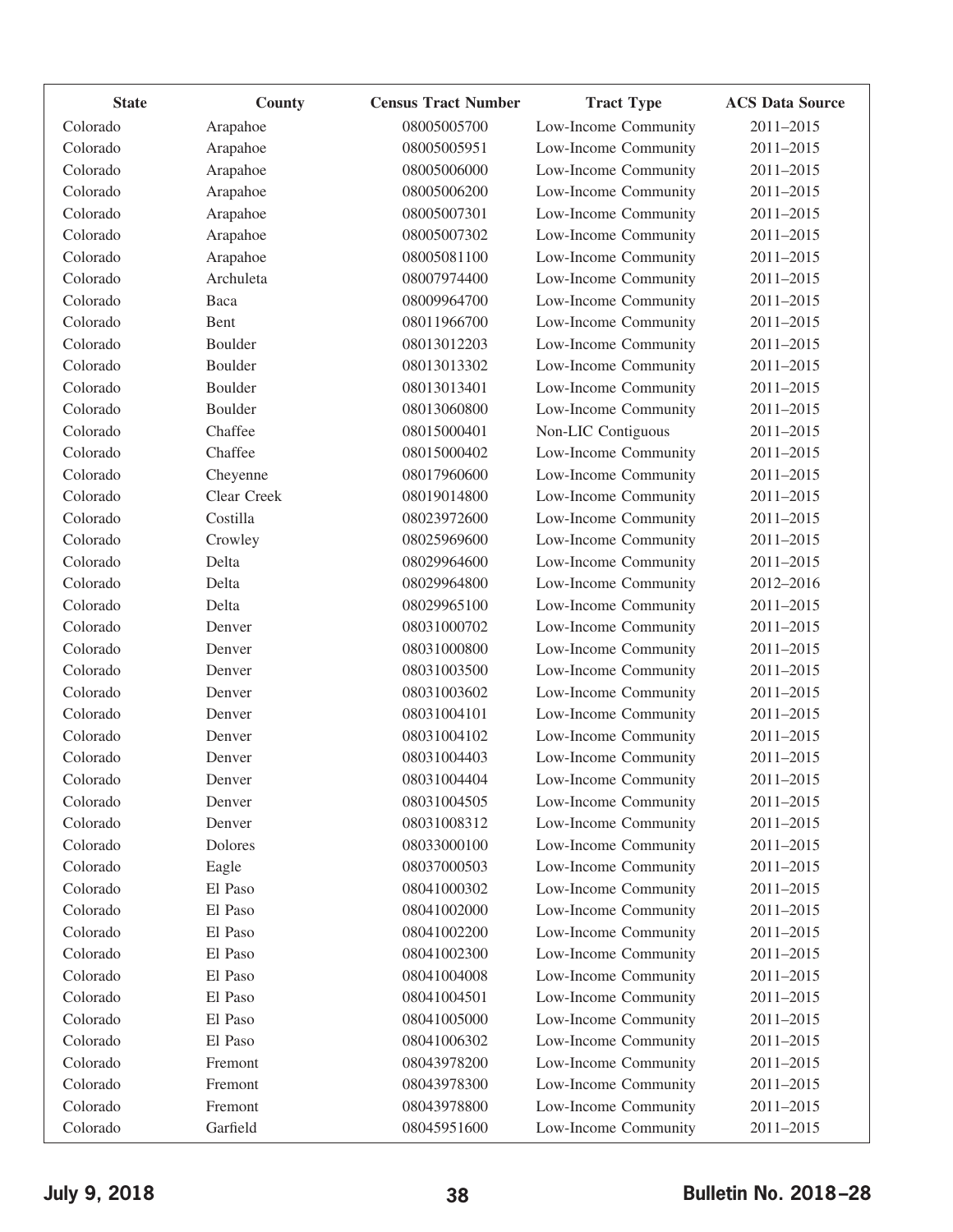| State | County | Census Tract Number | Tract Type | ACS Data Source |
|---|---|---|---|---|
| Colorado | Arapahoe | 08005005700 | Low-Income Community | 2011–2015 |
| Colorado | Arapahoe | 08005005951 | Low-Income Community | 2011–2015 |
| Colorado | Arapahoe | 08005006000 | Low-Income Community | 2011–2015 |
| Colorado | Arapahoe | 08005006200 | Low-Income Community | 2011–2015 |
| Colorado | Arapahoe | 08005007301 | Low-Income Community | 2011–2015 |
| Colorado | Arapahoe | 08005007302 | Low-Income Community | 2011–2015 |
| Colorado | Arapahoe | 08005081100 | Low-Income Community | 2011–2015 |
| Colorado | Archuleta | 08007974400 | Low-Income Community | 2011–2015 |
| Colorado | Baca | 08009964700 | Low-Income Community | 2011–2015 |
| Colorado | Bent | 08011966700 | Low-Income Community | 2011–2015 |
| Colorado | Boulder | 08013012203 | Low-Income Community | 2011–2015 |
| Colorado | Boulder | 08013013302 | Low-Income Community | 2011–2015 |
| Colorado | Boulder | 08013013401 | Low-Income Community | 2011–2015 |
| Colorado | Boulder | 08013060800 | Low-Income Community | 2011–2015 |
| Colorado | Chaffee | 08015000401 | Non-LIC Contiguous | 2011–2015 |
| Colorado | Chaffee | 08015000402 | Low-Income Community | 2011–2015 |
| Colorado | Cheyenne | 08017960600 | Low-Income Community | 2011–2015 |
| Colorado | Clear Creek | 08019014800 | Low-Income Community | 2011–2015 |
| Colorado | Costilla | 08023972600 | Low-Income Community | 2011–2015 |
| Colorado | Crowley | 08025969600 | Low-Income Community | 2011–2015 |
| Colorado | Delta | 08029964600 | Low-Income Community | 2011–2015 |
| Colorado | Delta | 08029964800 | Low-Income Community | 2012–2016 |
| Colorado | Delta | 08029965100 | Low-Income Community | 2011–2015 |
| Colorado | Denver | 08031000702 | Low-Income Community | 2011–2015 |
| Colorado | Denver | 08031000800 | Low-Income Community | 2011–2015 |
| Colorado | Denver | 08031003500 | Low-Income Community | 2011–2015 |
| Colorado | Denver | 08031003602 | Low-Income Community | 2011–2015 |
| Colorado | Denver | 08031004101 | Low-Income Community | 2011–2015 |
| Colorado | Denver | 08031004102 | Low-Income Community | 2011–2015 |
| Colorado | Denver | 08031004403 | Low-Income Community | 2011–2015 |
| Colorado | Denver | 08031004404 | Low-Income Community | 2011–2015 |
| Colorado | Denver | 08031004505 | Low-Income Community | 2011–2015 |
| Colorado | Denver | 08031008312 | Low-Income Community | 2011–2015 |
| Colorado | Dolores | 08033000100 | Low-Income Community | 2011–2015 |
| Colorado | Eagle | 08037000503 | Low-Income Community | 2011–2015 |
| Colorado | El Paso | 08041000302 | Low-Income Community | 2011–2015 |
| Colorado | El Paso | 08041002000 | Low-Income Community | 2011–2015 |
| Colorado | El Paso | 08041002200 | Low-Income Community | 2011–2015 |
| Colorado | El Paso | 08041002300 | Low-Income Community | 2011–2015 |
| Colorado | El Paso | 08041004008 | Low-Income Community | 2011–2015 |
| Colorado | El Paso | 08041004501 | Low-Income Community | 2011–2015 |
| Colorado | El Paso | 08041005000 | Low-Income Community | 2011–2015 |
| Colorado | El Paso | 08041006302 | Low-Income Community | 2011–2015 |
| Colorado | Fremont | 08043978200 | Low-Income Community | 2011–2015 |
| Colorado | Fremont | 08043978300 | Low-Income Community | 2011–2015 |
| Colorado | Fremont | 08043978800 | Low-Income Community | 2011–2015 |
| Colorado | Garfield | 08045951600 | Low-Income Community | 2011–2015 |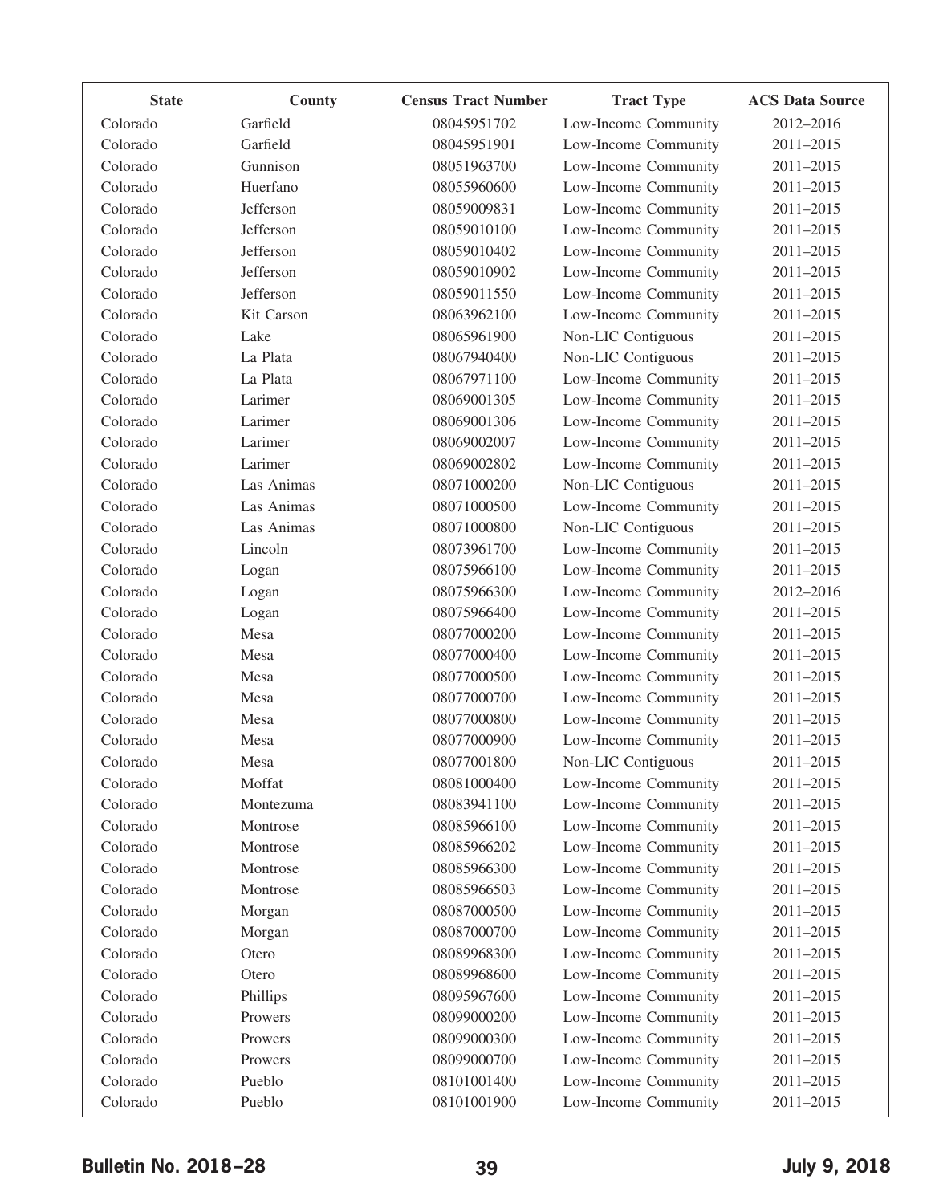| State | County | Census Tract Number | Tract Type | ACS Data Source |
|---|---|---|---|---|
| Colorado | Garfield | 08045951702 | Low-Income Community | 2012–2016 |
| Colorado | Garfield | 08045951901 | Low-Income Community | 2011–2015 |
| Colorado | Gunnison | 08051963700 | Low-Income Community | 2011–2015 |
| Colorado | Huerfano | 08055960600 | Low-Income Community | 2011–2015 |
| Colorado | Jefferson | 08059009831 | Low-Income Community | 2011–2015 |
| Colorado | Jefferson | 08059010100 | Low-Income Community | 2011–2015 |
| Colorado | Jefferson | 08059010402 | Low-Income Community | 2011–2015 |
| Colorado | Jefferson | 08059010902 | Low-Income Community | 2011–2015 |
| Colorado | Jefferson | 08059011550 | Low-Income Community | 2011–2015 |
| Colorado | Kit Carson | 08063962100 | Low-Income Community | 2011–2015 |
| Colorado | Lake | 08065961900 | Non-LIC Contiguous | 2011–2015 |
| Colorado | La Plata | 08067940400 | Non-LIC Contiguous | 2011–2015 |
| Colorado | La Plata | 08067971100 | Low-Income Community | 2011–2015 |
| Colorado | Larimer | 08069001305 | Low-Income Community | 2011–2015 |
| Colorado | Larimer | 08069001306 | Low-Income Community | 2011–2015 |
| Colorado | Larimer | 08069002007 | Low-Income Community | 2011–2015 |
| Colorado | Larimer | 08069002802 | Low-Income Community | 2011–2015 |
| Colorado | Las Animas | 08071000200 | Non-LIC Contiguous | 2011–2015 |
| Colorado | Las Animas | 08071000500 | Low-Income Community | 2011–2015 |
| Colorado | Las Animas | 08071000800 | Non-LIC Contiguous | 2011–2015 |
| Colorado | Lincoln | 08073961700 | Low-Income Community | 2011–2015 |
| Colorado | Logan | 08075966100 | Low-Income Community | 2011–2015 |
| Colorado | Logan | 08075966300 | Low-Income Community | 2012–2016 |
| Colorado | Logan | 08075966400 | Low-Income Community | 2011–2015 |
| Colorado | Mesa | 08077000200 | Low-Income Community | 2011–2015 |
| Colorado | Mesa | 08077000400 | Low-Income Community | 2011–2015 |
| Colorado | Mesa | 08077000500 | Low-Income Community | 2011–2015 |
| Colorado | Mesa | 08077000700 | Low-Income Community | 2011–2015 |
| Colorado | Mesa | 08077000800 | Low-Income Community | 2011–2015 |
| Colorado | Mesa | 08077000900 | Low-Income Community | 2011–2015 |
| Colorado | Mesa | 08077001800 | Non-LIC Contiguous | 2011–2015 |
| Colorado | Moffat | 08081000400 | Low-Income Community | 2011–2015 |
| Colorado | Montezuma | 08083941100 | Low-Income Community | 2011–2015 |
| Colorado | Montrose | 08085966100 | Low-Income Community | 2011–2015 |
| Colorado | Montrose | 08085966202 | Low-Income Community | 2011–2015 |
| Colorado | Montrose | 08085966300 | Low-Income Community | 2011–2015 |
| Colorado | Montrose | 08085966503 | Low-Income Community | 2011–2015 |
| Colorado | Morgan | 08087000500 | Low-Income Community | 2011–2015 |
| Colorado | Morgan | 08087000700 | Low-Income Community | 2011–2015 |
| Colorado | Otero | 08089968300 | Low-Income Community | 2011–2015 |
| Colorado | Otero | 08089968600 | Low-Income Community | 2011–2015 |
| Colorado | Phillips | 08095967600 | Low-Income Community | 2011–2015 |
| Colorado | Prowers | 08099000200 | Low-Income Community | 2011–2015 |
| Colorado | Prowers | 08099000300 | Low-Income Community | 2011–2015 |
| Colorado | Prowers | 08099000700 | Low-Income Community | 2011–2015 |
| Colorado | Pueblo | 08101001400 | Low-Income Community | 2011–2015 |
| Colorado | Pueblo | 08101001900 | Low-Income Community | 2011–2015 |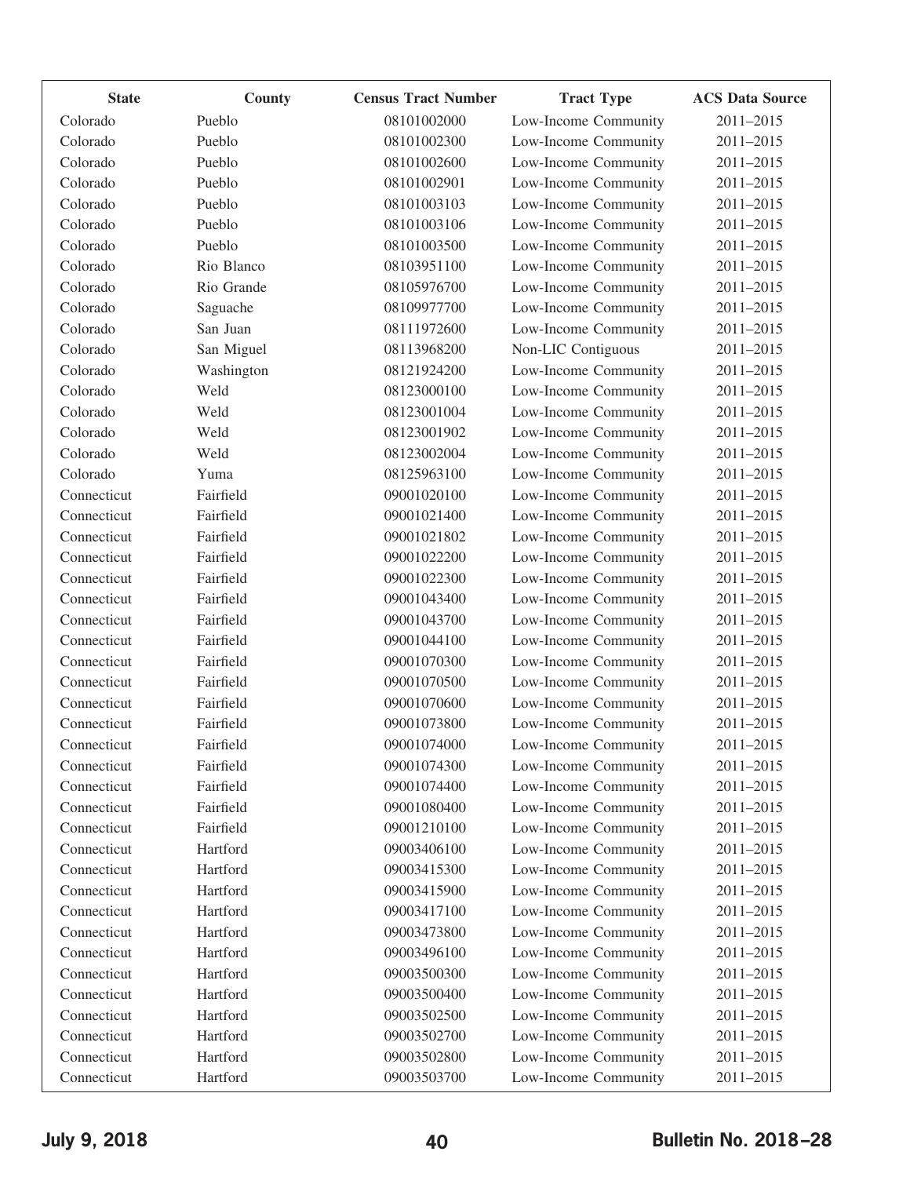| State | County | Census Tract Number | Tract Type | ACS Data Source |
|---|---|---|---|---|
| Colorado | Pueblo | 08101002000 | Low-Income Community | 2011–2015 |
| Colorado | Pueblo | 08101002300 | Low-Income Community | 2011–2015 |
| Colorado | Pueblo | 08101002600 | Low-Income Community | 2011–2015 |
| Colorado | Pueblo | 08101002901 | Low-Income Community | 2011–2015 |
| Colorado | Pueblo | 08101003103 | Low-Income Community | 2011–2015 |
| Colorado | Pueblo | 08101003106 | Low-Income Community | 2011–2015 |
| Colorado | Pueblo | 08101003500 | Low-Income Community | 2011–2015 |
| Colorado | Rio Blanco | 08103951100 | Low-Income Community | 2011–2015 |
| Colorado | Rio Grande | 08105976700 | Low-Income Community | 2011–2015 |
| Colorado | Saguache | 08109977700 | Low-Income Community | 2011–2015 |
| Colorado | San Juan | 08111972600 | Low-Income Community | 2011–2015 |
| Colorado | San Miguel | 08113968200 | Non-LIC Contiguous | 2011–2015 |
| Colorado | Washington | 08121924200 | Low-Income Community | 2011–2015 |
| Colorado | Weld | 08123000100 | Low-Income Community | 2011–2015 |
| Colorado | Weld | 08123001004 | Low-Income Community | 2011–2015 |
| Colorado | Weld | 08123001902 | Low-Income Community | 2011–2015 |
| Colorado | Weld | 08123002004 | Low-Income Community | 2011–2015 |
| Colorado | Yuma | 08125963100 | Low-Income Community | 2011–2015 |
| Connecticut | Fairfield | 09001020100 | Low-Income Community | 2011–2015 |
| Connecticut | Fairfield | 09001021400 | Low-Income Community | 2011–2015 |
| Connecticut | Fairfield | 09001021802 | Low-Income Community | 2011–2015 |
| Connecticut | Fairfield | 09001022200 | Low-Income Community | 2011–2015 |
| Connecticut | Fairfield | 09001022300 | Low-Income Community | 2011–2015 |
| Connecticut | Fairfield | 09001043400 | Low-Income Community | 2011–2015 |
| Connecticut | Fairfield | 09001043700 | Low-Income Community | 2011–2015 |
| Connecticut | Fairfield | 09001044100 | Low-Income Community | 2011–2015 |
| Connecticut | Fairfield | 09001070300 | Low-Income Community | 2011–2015 |
| Connecticut | Fairfield | 09001070500 | Low-Income Community | 2011–2015 |
| Connecticut | Fairfield | 09001070600 | Low-Income Community | 2011–2015 |
| Connecticut | Fairfield | 09001073800 | Low-Income Community | 2011–2015 |
| Connecticut | Fairfield | 09001074000 | Low-Income Community | 2011–2015 |
| Connecticut | Fairfield | 09001074300 | Low-Income Community | 2011–2015 |
| Connecticut | Fairfield | 09001074400 | Low-Income Community | 2011–2015 |
| Connecticut | Fairfield | 09001080400 | Low-Income Community | 2011–2015 |
| Connecticut | Fairfield | 09001210100 | Low-Income Community | 2011–2015 |
| Connecticut | Hartford | 09003406100 | Low-Income Community | 2011–2015 |
| Connecticut | Hartford | 09003415300 | Low-Income Community | 2011–2015 |
| Connecticut | Hartford | 09003415900 | Low-Income Community | 2011–2015 |
| Connecticut | Hartford | 09003417100 | Low-Income Community | 2011–2015 |
| Connecticut | Hartford | 09003473800 | Low-Income Community | 2011–2015 |
| Connecticut | Hartford | 09003496100 | Low-Income Community | 2011–2015 |
| Connecticut | Hartford | 09003500300 | Low-Income Community | 2011–2015 |
| Connecticut | Hartford | 09003500400 | Low-Income Community | 2011–2015 |
| Connecticut | Hartford | 09003502500 | Low-Income Community | 2011–2015 |
| Connecticut | Hartford | 09003502700 | Low-Income Community | 2011–2015 |
| Connecticut | Hartford | 09003502800 | Low-Income Community | 2011–2015 |
| Connecticut | Hartford | 09003503700 | Low-Income Community | 2011–2015 |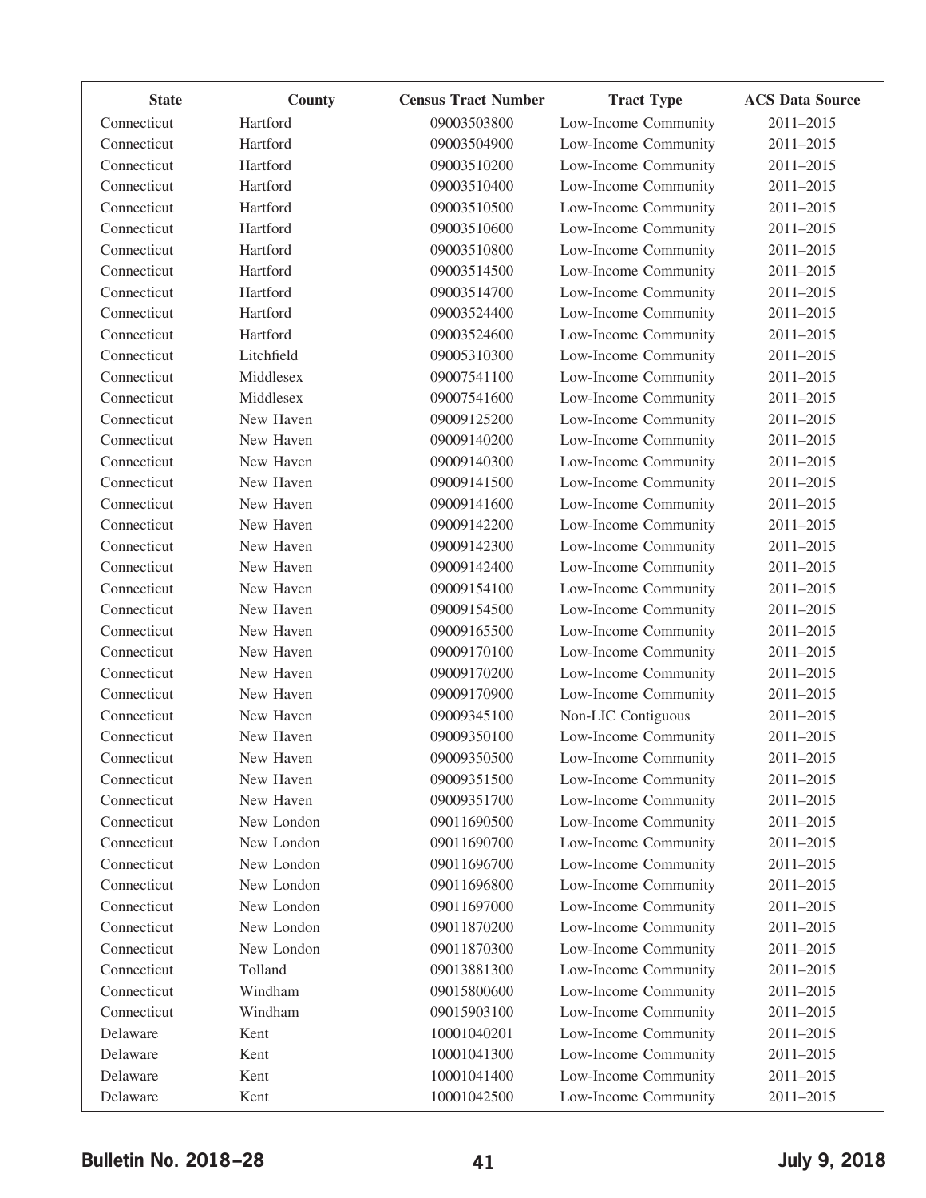| State | County | Census Tract Number | Tract Type | ACS Data Source |
|---|---|---|---|---|
| Connecticut | Hartford | 09003503800 | Low-Income Community | 2011–2015 |
| Connecticut | Hartford | 09003504900 | Low-Income Community | 2011–2015 |
| Connecticut | Hartford | 09003510200 | Low-Income Community | 2011–2015 |
| Connecticut | Hartford | 09003510400 | Low-Income Community | 2011–2015 |
| Connecticut | Hartford | 09003510500 | Low-Income Community | 2011–2015 |
| Connecticut | Hartford | 09003510600 | Low-Income Community | 2011–2015 |
| Connecticut | Hartford | 09003510800 | Low-Income Community | 2011–2015 |
| Connecticut | Hartford | 09003514500 | Low-Income Community | 2011–2015 |
| Connecticut | Hartford | 09003514700 | Low-Income Community | 2011–2015 |
| Connecticut | Hartford | 09003524400 | Low-Income Community | 2011–2015 |
| Connecticut | Hartford | 09003524600 | Low-Income Community | 2011–2015 |
| Connecticut | Litchfield | 09005310300 | Low-Income Community | 2011–2015 |
| Connecticut | Middlesex | 09007541100 | Low-Income Community | 2011–2015 |
| Connecticut | Middlesex | 09007541600 | Low-Income Community | 2011–2015 |
| Connecticut | New Haven | 09009125200 | Low-Income Community | 2011–2015 |
| Connecticut | New Haven | 09009140200 | Low-Income Community | 2011–2015 |
| Connecticut | New Haven | 09009140300 | Low-Income Community | 2011–2015 |
| Connecticut | New Haven | 09009141500 | Low-Income Community | 2011–2015 |
| Connecticut | New Haven | 09009141600 | Low-Income Community | 2011–2015 |
| Connecticut | New Haven | 09009142200 | Low-Income Community | 2011–2015 |
| Connecticut | New Haven | 09009142300 | Low-Income Community | 2011–2015 |
| Connecticut | New Haven | 09009142400 | Low-Income Community | 2011–2015 |
| Connecticut | New Haven | 09009154100 | Low-Income Community | 2011–2015 |
| Connecticut | New Haven | 09009154500 | Low-Income Community | 2011–2015 |
| Connecticut | New Haven | 09009165500 | Low-Income Community | 2011–2015 |
| Connecticut | New Haven | 09009170100 | Low-Income Community | 2011–2015 |
| Connecticut | New Haven | 09009170200 | Low-Income Community | 2011–2015 |
| Connecticut | New Haven | 09009170900 | Low-Income Community | 2011–2015 |
| Connecticut | New Haven | 09009345100 | Non-LIC Contiguous | 2011–2015 |
| Connecticut | New Haven | 09009350100 | Low-Income Community | 2011–2015 |
| Connecticut | New Haven | 09009350500 | Low-Income Community | 2011–2015 |
| Connecticut | New Haven | 09009351500 | Low-Income Community | 2011–2015 |
| Connecticut | New Haven | 09009351700 | Low-Income Community | 2011–2015 |
| Connecticut | New London | 09011690500 | Low-Income Community | 2011–2015 |
| Connecticut | New London | 09011690700 | Low-Income Community | 2011–2015 |
| Connecticut | New London | 09011696700 | Low-Income Community | 2011–2015 |
| Connecticut | New London | 09011696800 | Low-Income Community | 2011–2015 |
| Connecticut | New London | 09011697000 | Low-Income Community | 2011–2015 |
| Connecticut | New London | 09011870200 | Low-Income Community | 2011–2015 |
| Connecticut | New London | 09011870300 | Low-Income Community | 2011–2015 |
| Connecticut | Tolland | 09013881300 | Low-Income Community | 2011–2015 |
| Connecticut | Windham | 09015800600 | Low-Income Community | 2011–2015 |
| Connecticut | Windham | 09015903100 | Low-Income Community | 2011–2015 |
| Delaware | Kent | 10001040201 | Low-Income Community | 2011–2015 |
| Delaware | Kent | 10001041300 | Low-Income Community | 2011–2015 |
| Delaware | Kent | 10001041400 | Low-Income Community | 2011–2015 |
| Delaware | Kent | 10001042500 | Low-Income Community | 2011–2015 |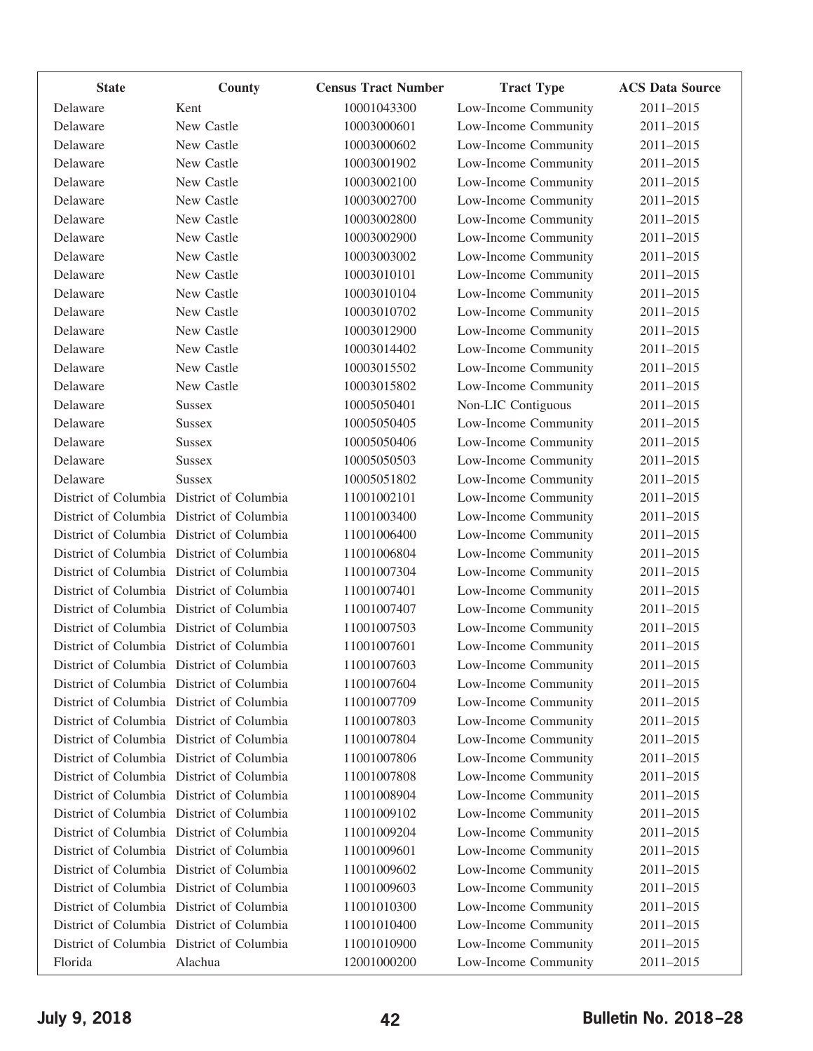| State | County | Census Tract Number | Tract Type | ACS Data Source |
|---|---|---|---|---|
| Delaware | Kent | 10001043300 | Low-Income Community | 2011–2015 |
| Delaware | New Castle | 10003000601 | Low-Income Community | 2011–2015 |
| Delaware | New Castle | 10003000602 | Low-Income Community | 2011–2015 |
| Delaware | New Castle | 10003001902 | Low-Income Community | 2011–2015 |
| Delaware | New Castle | 10003002100 | Low-Income Community | 2011–2015 |
| Delaware | New Castle | 10003002700 | Low-Income Community | 2011–2015 |
| Delaware | New Castle | 10003002800 | Low-Income Community | 2011–2015 |
| Delaware | New Castle | 10003002900 | Low-Income Community | 2011–2015 |
| Delaware | New Castle | 10003003002 | Low-Income Community | 2011–2015 |
| Delaware | New Castle | 10003010101 | Low-Income Community | 2011–2015 |
| Delaware | New Castle | 10003010104 | Low-Income Community | 2011–2015 |
| Delaware | New Castle | 10003010702 | Low-Income Community | 2011–2015 |
| Delaware | New Castle | 10003012900 | Low-Income Community | 2011–2015 |
| Delaware | New Castle | 10003014402 | Low-Income Community | 2011–2015 |
| Delaware | New Castle | 10003015502 | Low-Income Community | 2011–2015 |
| Delaware | New Castle | 10003015802 | Low-Income Community | 2011–2015 |
| Delaware | Sussex | 10005050401 | Non-LIC Contiguous | 2011–2015 |
| Delaware | Sussex | 10005050405 | Low-Income Community | 2011–2015 |
| Delaware | Sussex | 10005050406 | Low-Income Community | 2011–2015 |
| Delaware | Sussex | 10005050503 | Low-Income Community | 2011–2015 |
| Delaware | Sussex | 10005051802 | Low-Income Community | 2011–2015 |
| District of Columbia | District of Columbia | 11001002101 | Low-Income Community | 2011–2015 |
| District of Columbia | District of Columbia | 11001003400 | Low-Income Community | 2011–2015 |
| District of Columbia | District of Columbia | 11001006400 | Low-Income Community | 2011–2015 |
| District of Columbia | District of Columbia | 11001006804 | Low-Income Community | 2011–2015 |
| District of Columbia | District of Columbia | 11001007304 | Low-Income Community | 2011–2015 |
| District of Columbia | District of Columbia | 11001007401 | Low-Income Community | 2011–2015 |
| District of Columbia | District of Columbia | 11001007407 | Low-Income Community | 2011–2015 |
| District of Columbia | District of Columbia | 11001007503 | Low-Income Community | 2011–2015 |
| District of Columbia | District of Columbia | 11001007601 | Low-Income Community | 2011–2015 |
| District of Columbia | District of Columbia | 11001007603 | Low-Income Community | 2011–2015 |
| District of Columbia | District of Columbia | 11001007604 | Low-Income Community | 2011–2015 |
| District of Columbia | District of Columbia | 11001007709 | Low-Income Community | 2011–2015 |
| District of Columbia | District of Columbia | 11001007803 | Low-Income Community | 2011–2015 |
| District of Columbia | District of Columbia | 11001007804 | Low-Income Community | 2011–2015 |
| District of Columbia | District of Columbia | 11001007806 | Low-Income Community | 2011–2015 |
| District of Columbia | District of Columbia | 11001007808 | Low-Income Community | 2011–2015 |
| District of Columbia | District of Columbia | 11001008904 | Low-Income Community | 2011–2015 |
| District of Columbia | District of Columbia | 11001009102 | Low-Income Community | 2011–2015 |
| District of Columbia | District of Columbia | 11001009204 | Low-Income Community | 2011–2015 |
| District of Columbia | District of Columbia | 11001009601 | Low-Income Community | 2011–2015 |
| District of Columbia | District of Columbia | 11001009602 | Low-Income Community | 2011–2015 |
| District of Columbia | District of Columbia | 11001009603 | Low-Income Community | 2011–2015 |
| District of Columbia | District of Columbia | 11001010300 | Low-Income Community | 2011–2015 |
| District of Columbia | District of Columbia | 11001010400 | Low-Income Community | 2011–2015 |
| District of Columbia | District of Columbia | 11001010900 | Low-Income Community | 2011–2015 |
| Florida | Alachua | 12001000200 | Low-Income Community | 2011–2015 |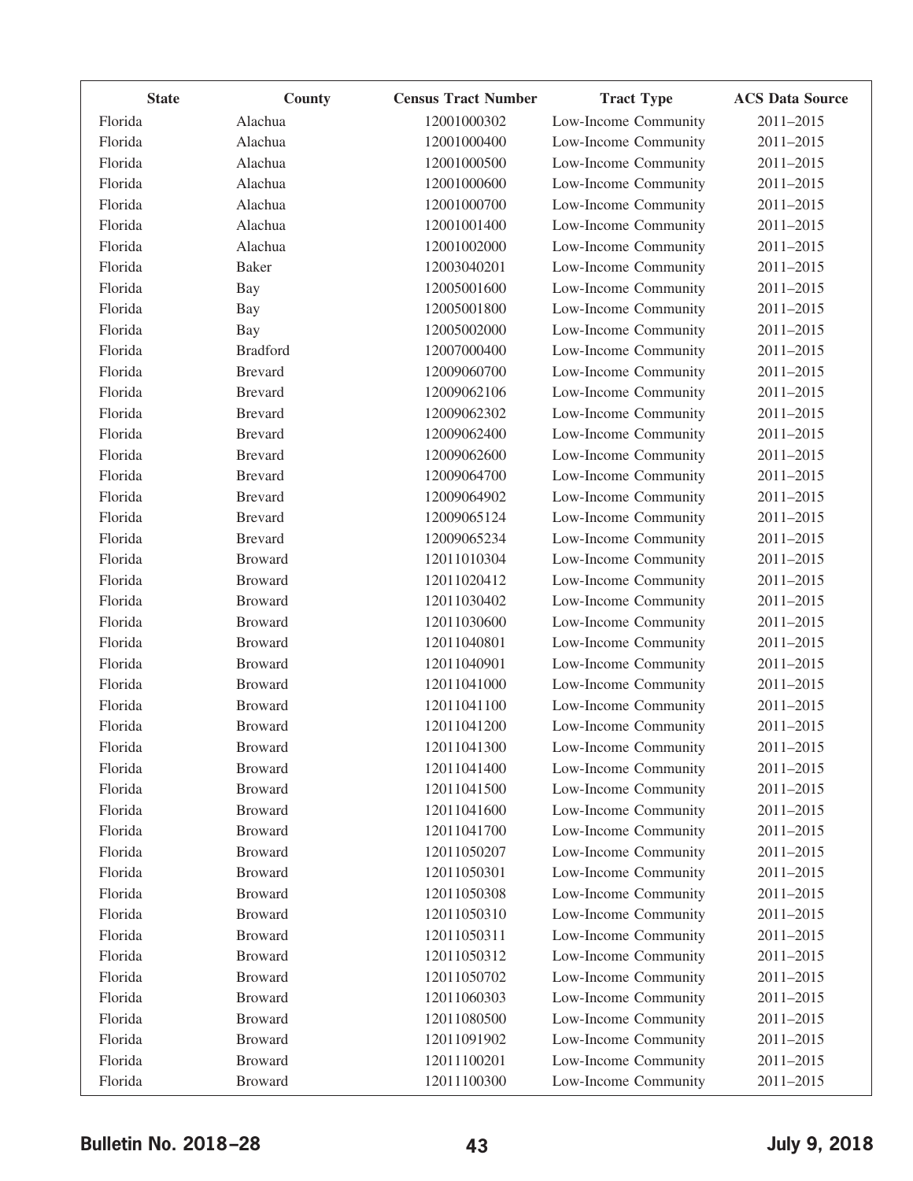| State | County | Census Tract Number | Tract Type | ACS Data Source |
|---|---|---|---|---|
| Florida | Alachua | 12001000302 | Low-Income Community | 2011–2015 |
| Florida | Alachua | 12001000400 | Low-Income Community | 2011–2015 |
| Florida | Alachua | 12001000500 | Low-Income Community | 2011–2015 |
| Florida | Alachua | 12001000600 | Low-Income Community | 2011–2015 |
| Florida | Alachua | 12001000700 | Low-Income Community | 2011–2015 |
| Florida | Alachua | 12001001400 | Low-Income Community | 2011–2015 |
| Florida | Alachua | 12001002000 | Low-Income Community | 2011–2015 |
| Florida | Baker | 12003040201 | Low-Income Community | 2011–2015 |
| Florida | Bay | 12005001600 | Low-Income Community | 2011–2015 |
| Florida | Bay | 12005001800 | Low-Income Community | 2011–2015 |
| Florida | Bay | 12005002000 | Low-Income Community | 2011–2015 |
| Florida | Bradford | 12007000400 | Low-Income Community | 2011–2015 |
| Florida | Brevard | 12009060700 | Low-Income Community | 2011–2015 |
| Florida | Brevard | 12009062106 | Low-Income Community | 2011–2015 |
| Florida | Brevard | 12009062302 | Low-Income Community | 2011–2015 |
| Florida | Brevard | 12009062400 | Low-Income Community | 2011–2015 |
| Florida | Brevard | 12009062600 | Low-Income Community | 2011–2015 |
| Florida | Brevard | 12009064700 | Low-Income Community | 2011–2015 |
| Florida | Brevard | 12009064902 | Low-Income Community | 2011–2015 |
| Florida | Brevard | 12009065124 | Low-Income Community | 2011–2015 |
| Florida | Brevard | 12009065234 | Low-Income Community | 2011–2015 |
| Florida | Broward | 12011010304 | Low-Income Community | 2011–2015 |
| Florida | Broward | 12011020412 | Low-Income Community | 2011–2015 |
| Florida | Broward | 12011030402 | Low-Income Community | 2011–2015 |
| Florida | Broward | 12011030600 | Low-Income Community | 2011–2015 |
| Florida | Broward | 12011040801 | Low-Income Community | 2011–2015 |
| Florida | Broward | 12011040901 | Low-Income Community | 2011–2015 |
| Florida | Broward | 12011041000 | Low-Income Community | 2011–2015 |
| Florida | Broward | 12011041100 | Low-Income Community | 2011–2015 |
| Florida | Broward | 12011041200 | Low-Income Community | 2011–2015 |
| Florida | Broward | 12011041300 | Low-Income Community | 2011–2015 |
| Florida | Broward | 12011041400 | Low-Income Community | 2011–2015 |
| Florida | Broward | 12011041500 | Low-Income Community | 2011–2015 |
| Florida | Broward | 12011041600 | Low-Income Community | 2011–2015 |
| Florida | Broward | 12011041700 | Low-Income Community | 2011–2015 |
| Florida | Broward | 12011050207 | Low-Income Community | 2011–2015 |
| Florida | Broward | 12011050301 | Low-Income Community | 2011–2015 |
| Florida | Broward | 12011050308 | Low-Income Community | 2011–2015 |
| Florida | Broward | 12011050310 | Low-Income Community | 2011–2015 |
| Florida | Broward | 12011050311 | Low-Income Community | 2011–2015 |
| Florida | Broward | 12011050312 | Low-Income Community | 2011–2015 |
| Florida | Broward | 12011050702 | Low-Income Community | 2011–2015 |
| Florida | Broward | 12011060303 | Low-Income Community | 2011–2015 |
| Florida | Broward | 12011080500 | Low-Income Community | 2011–2015 |
| Florida | Broward | 12011091902 | Low-Income Community | 2011–2015 |
| Florida | Broward | 12011100201 | Low-Income Community | 2011–2015 |
| Florida | Broward | 12011100300 | Low-Income Community | 2011–2015 |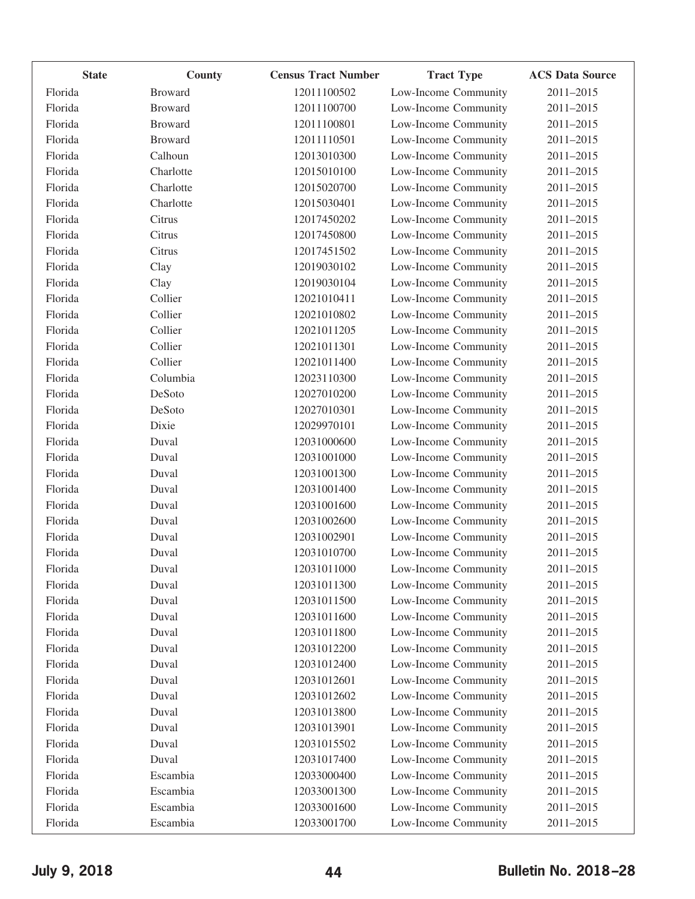| State | County | Census Tract Number | Tract Type | ACS Data Source |
|---|---|---|---|---|
| Florida | Broward | 12011100502 | Low-Income Community | 2011–2015 |
| Florida | Broward | 12011100700 | Low-Income Community | 2011–2015 |
| Florida | Broward | 12011100801 | Low-Income Community | 2011–2015 |
| Florida | Broward | 12011110501 | Low-Income Community | 2011–2015 |
| Florida | Calhoun | 12013010300 | Low-Income Community | 2011–2015 |
| Florida | Charlotte | 12015010100 | Low-Income Community | 2011–2015 |
| Florida | Charlotte | 12015020700 | Low-Income Community | 2011–2015 |
| Florida | Charlotte | 12015030401 | Low-Income Community | 2011–2015 |
| Florida | Citrus | 12017450202 | Low-Income Community | 2011–2015 |
| Florida | Citrus | 12017450800 | Low-Income Community | 2011–2015 |
| Florida | Citrus | 12017451502 | Low-Income Community | 2011–2015 |
| Florida | Clay | 12019030102 | Low-Income Community | 2011–2015 |
| Florida | Clay | 12019030104 | Low-Income Community | 2011–2015 |
| Florida | Collier | 12021010411 | Low-Income Community | 2011–2015 |
| Florida | Collier | 12021010802 | Low-Income Community | 2011–2015 |
| Florida | Collier | 12021011205 | Low-Income Community | 2011–2015 |
| Florida | Collier | 12021011301 | Low-Income Community | 2011–2015 |
| Florida | Collier | 12021011400 | Low-Income Community | 2011–2015 |
| Florida | Columbia | 12023110300 | Low-Income Community | 2011–2015 |
| Florida | DeSoto | 12027010200 | Low-Income Community | 2011–2015 |
| Florida | DeSoto | 12027010301 | Low-Income Community | 2011–2015 |
| Florida | Dixie | 12029970101 | Low-Income Community | 2011–2015 |
| Florida | Duval | 12031000600 | Low-Income Community | 2011–2015 |
| Florida | Duval | 12031001000 | Low-Income Community | 2011–2015 |
| Florida | Duval | 12031001300 | Low-Income Community | 2011–2015 |
| Florida | Duval | 12031001400 | Low-Income Community | 2011–2015 |
| Florida | Duval | 12031001600 | Low-Income Community | 2011–2015 |
| Florida | Duval | 12031002600 | Low-Income Community | 2011–2015 |
| Florida | Duval | 12031002901 | Low-Income Community | 2011–2015 |
| Florida | Duval | 12031010700 | Low-Income Community | 2011–2015 |
| Florida | Duval | 12031011000 | Low-Income Community | 2011–2015 |
| Florida | Duval | 12031011300 | Low-Income Community | 2011–2015 |
| Florida | Duval | 12031011500 | Low-Income Community | 2011–2015 |
| Florida | Duval | 12031011600 | Low-Income Community | 2011–2015 |
| Florida | Duval | 12031011800 | Low-Income Community | 2011–2015 |
| Florida | Duval | 12031012200 | Low-Income Community | 2011–2015 |
| Florida | Duval | 12031012400 | Low-Income Community | 2011–2015 |
| Florida | Duval | 12031012601 | Low-Income Community | 2011–2015 |
| Florida | Duval | 12031012602 | Low-Income Community | 2011–2015 |
| Florida | Duval | 12031013800 | Low-Income Community | 2011–2015 |
| Florida | Duval | 12031013901 | Low-Income Community | 2011–2015 |
| Florida | Duval | 12031015502 | Low-Income Community | 2011–2015 |
| Florida | Duval | 12031017400 | Low-Income Community | 2011–2015 |
| Florida | Escambia | 12033000400 | Low-Income Community | 2011–2015 |
| Florida | Escambia | 12033001300 | Low-Income Community | 2011–2015 |
| Florida | Escambia | 12033001600 | Low-Income Community | 2011–2015 |
| Florida | Escambia | 12033001700 | Low-Income Community | 2011–2015 |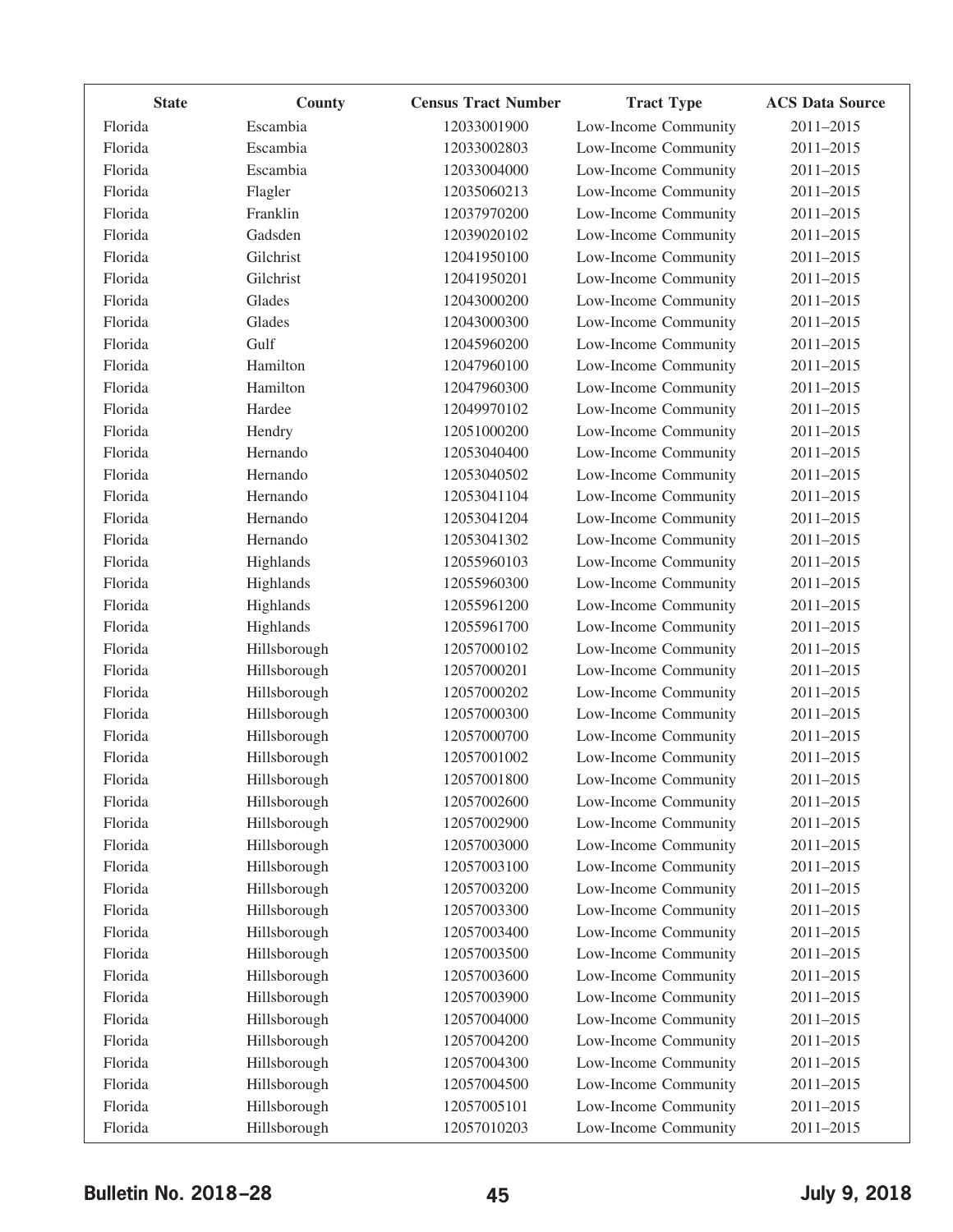| State | County | Census Tract Number | Tract Type | ACS Data Source |
| --- | --- | --- | --- | --- |
| Florida | Escambia | 12033001900 | Low-Income Community | 2011–2015 |
| Florida | Escambia | 12033002803 | Low-Income Community | 2011–2015 |
| Florida | Escambia | 12033004000 | Low-Income Community | 2011–2015 |
| Florida | Flagler | 12035060213 | Low-Income Community | 2011–2015 |
| Florida | Franklin | 12037970200 | Low-Income Community | 2011–2015 |
| Florida | Gadsden | 12039020102 | Low-Income Community | 2011–2015 |
| Florida | Gilchrist | 12041950100 | Low-Income Community | 2011–2015 |
| Florida | Gilchrist | 12041950201 | Low-Income Community | 2011–2015 |
| Florida | Glades | 12043000200 | Low-Income Community | 2011–2015 |
| Florida | Glades | 12043000300 | Low-Income Community | 2011–2015 |
| Florida | Gulf | 12045960200 | Low-Income Community | 2011–2015 |
| Florida | Hamilton | 12047960100 | Low-Income Community | 2011–2015 |
| Florida | Hamilton | 12047960300 | Low-Income Community | 2011–2015 |
| Florida | Hardee | 12049970102 | Low-Income Community | 2011–2015 |
| Florida | Hendry | 12051000200 | Low-Income Community | 2011–2015 |
| Florida | Hernando | 12053040400 | Low-Income Community | 2011–2015 |
| Florida | Hernando | 12053040502 | Low-Income Community | 2011–2015 |
| Florida | Hernando | 12053041104 | Low-Income Community | 2011–2015 |
| Florida | Hernando | 12053041204 | Low-Income Community | 2011–2015 |
| Florida | Hernando | 12053041302 | Low-Income Community | 2011–2015 |
| Florida | Highlands | 12055960103 | Low-Income Community | 2011–2015 |
| Florida | Highlands | 12055960300 | Low-Income Community | 2011–2015 |
| Florida | Highlands | 12055961200 | Low-Income Community | 2011–2015 |
| Florida | Highlands | 12055961700 | Low-Income Community | 2011–2015 |
| Florida | Hillsborough | 12057000102 | Low-Income Community | 2011–2015 |
| Florida | Hillsborough | 12057000201 | Low-Income Community | 2011–2015 |
| Florida | Hillsborough | 12057000202 | Low-Income Community | 2011–2015 |
| Florida | Hillsborough | 12057000300 | Low-Income Community | 2011–2015 |
| Florida | Hillsborough | 12057000700 | Low-Income Community | 2011–2015 |
| Florida | Hillsborough | 12057001002 | Low-Income Community | 2011–2015 |
| Florida | Hillsborough | 12057001800 | Low-Income Community | 2011–2015 |
| Florida | Hillsborough | 12057002600 | Low-Income Community | 2011–2015 |
| Florida | Hillsborough | 12057002900 | Low-Income Community | 2011–2015 |
| Florida | Hillsborough | 12057003000 | Low-Income Community | 2011–2015 |
| Florida | Hillsborough | 12057003100 | Low-Income Community | 2011–2015 |
| Florida | Hillsborough | 12057003200 | Low-Income Community | 2011–2015 |
| Florida | Hillsborough | 12057003300 | Low-Income Community | 2011–2015 |
| Florida | Hillsborough | 12057003400 | Low-Income Community | 2011–2015 |
| Florida | Hillsborough | 12057003500 | Low-Income Community | 2011–2015 |
| Florida | Hillsborough | 12057003600 | Low-Income Community | 2011–2015 |
| Florida | Hillsborough | 12057003900 | Low-Income Community | 2011–2015 |
| Florida | Hillsborough | 12057004000 | Low-Income Community | 2011–2015 |
| Florida | Hillsborough | 12057004200 | Low-Income Community | 2011–2015 |
| Florida | Hillsborough | 12057004300 | Low-Income Community | 2011–2015 |
| Florida | Hillsborough | 12057004500 | Low-Income Community | 2011–2015 |
| Florida | Hillsborough | 12057005101 | Low-Income Community | 2011–2015 |
| Florida | Hillsborough | 12057010203 | Low-Income Community | 2011–2015 |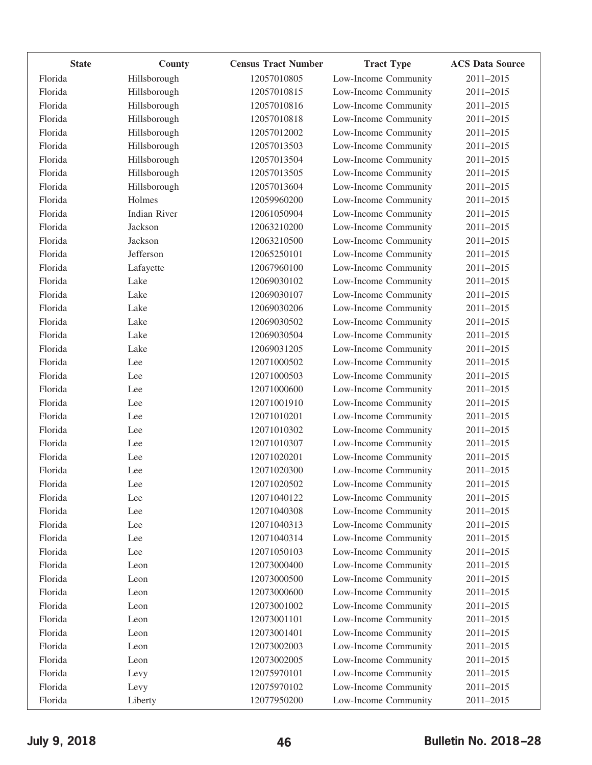| State | County | Census Tract Number | Tract Type | ACS Data Source |
|---|---|---|---|---|
| Florida | Hillsborough | 12057010805 | Low-Income Community | 2011–2015 |
| Florida | Hillsborough | 12057010815 | Low-Income Community | 2011–2015 |
| Florida | Hillsborough | 12057010816 | Low-Income Community | 2011–2015 |
| Florida | Hillsborough | 12057010818 | Low-Income Community | 2011–2015 |
| Florida | Hillsborough | 12057012002 | Low-Income Community | 2011–2015 |
| Florida | Hillsborough | 12057013503 | Low-Income Community | 2011–2015 |
| Florida | Hillsborough | 12057013504 | Low-Income Community | 2011–2015 |
| Florida | Hillsborough | 12057013505 | Low-Income Community | 2011–2015 |
| Florida | Hillsborough | 12057013604 | Low-Income Community | 2011–2015 |
| Florida | Holmes | 12059960200 | Low-Income Community | 2011–2015 |
| Florida | Indian River | 12061050904 | Low-Income Community | 2011–2015 |
| Florida | Jackson | 12063210200 | Low-Income Community | 2011–2015 |
| Florida | Jackson | 12063210500 | Low-Income Community | 2011–2015 |
| Florida | Jefferson | 12065250101 | Low-Income Community | 2011–2015 |
| Florida | Lafayette | 12067960100 | Low-Income Community | 2011–2015 |
| Florida | Lake | 12069030102 | Low-Income Community | 2011–2015 |
| Florida | Lake | 12069030107 | Low-Income Community | 2011–2015 |
| Florida | Lake | 12069030206 | Low-Income Community | 2011–2015 |
| Florida | Lake | 12069030502 | Low-Income Community | 2011–2015 |
| Florida | Lake | 12069030504 | Low-Income Community | 2011–2015 |
| Florida | Lake | 12069031205 | Low-Income Community | 2011–2015 |
| Florida | Lee | 12071000502 | Low-Income Community | 2011–2015 |
| Florida | Lee | 12071000503 | Low-Income Community | 2011–2015 |
| Florida | Lee | 12071000600 | Low-Income Community | 2011–2015 |
| Florida | Lee | 12071001910 | Low-Income Community | 2011–2015 |
| Florida | Lee | 12071010201 | Low-Income Community | 2011–2015 |
| Florida | Lee | 12071010302 | Low-Income Community | 2011–2015 |
| Florida | Lee | 12071010307 | Low-Income Community | 2011–2015 |
| Florida | Lee | 12071020201 | Low-Income Community | 2011–2015 |
| Florida | Lee | 12071020300 | Low-Income Community | 2011–2015 |
| Florida | Lee | 12071020502 | Low-Income Community | 2011–2015 |
| Florida | Lee | 12071040122 | Low-Income Community | 2011–2015 |
| Florida | Lee | 12071040308 | Low-Income Community | 2011–2015 |
| Florida | Lee | 12071040313 | Low-Income Community | 2011–2015 |
| Florida | Lee | 12071040314 | Low-Income Community | 2011–2015 |
| Florida | Lee | 12071050103 | Low-Income Community | 2011–2015 |
| Florida | Leon | 12073000400 | Low-Income Community | 2011–2015 |
| Florida | Leon | 12073000500 | Low-Income Community | 2011–2015 |
| Florida | Leon | 12073000600 | Low-Income Community | 2011–2015 |
| Florida | Leon | 12073001002 | Low-Income Community | 2011–2015 |
| Florida | Leon | 12073001101 | Low-Income Community | 2011–2015 |
| Florida | Leon | 12073001401 | Low-Income Community | 2011–2015 |
| Florida | Leon | 12073002003 | Low-Income Community | 2011–2015 |
| Florida | Leon | 12073002005 | Low-Income Community | 2011–2015 |
| Florida | Levy | 12075970101 | Low-Income Community | 2011–2015 |
| Florida | Levy | 12075970102 | Low-Income Community | 2011–2015 |
| Florida | Liberty | 12077950200 | Low-Income Community | 2011–2015 |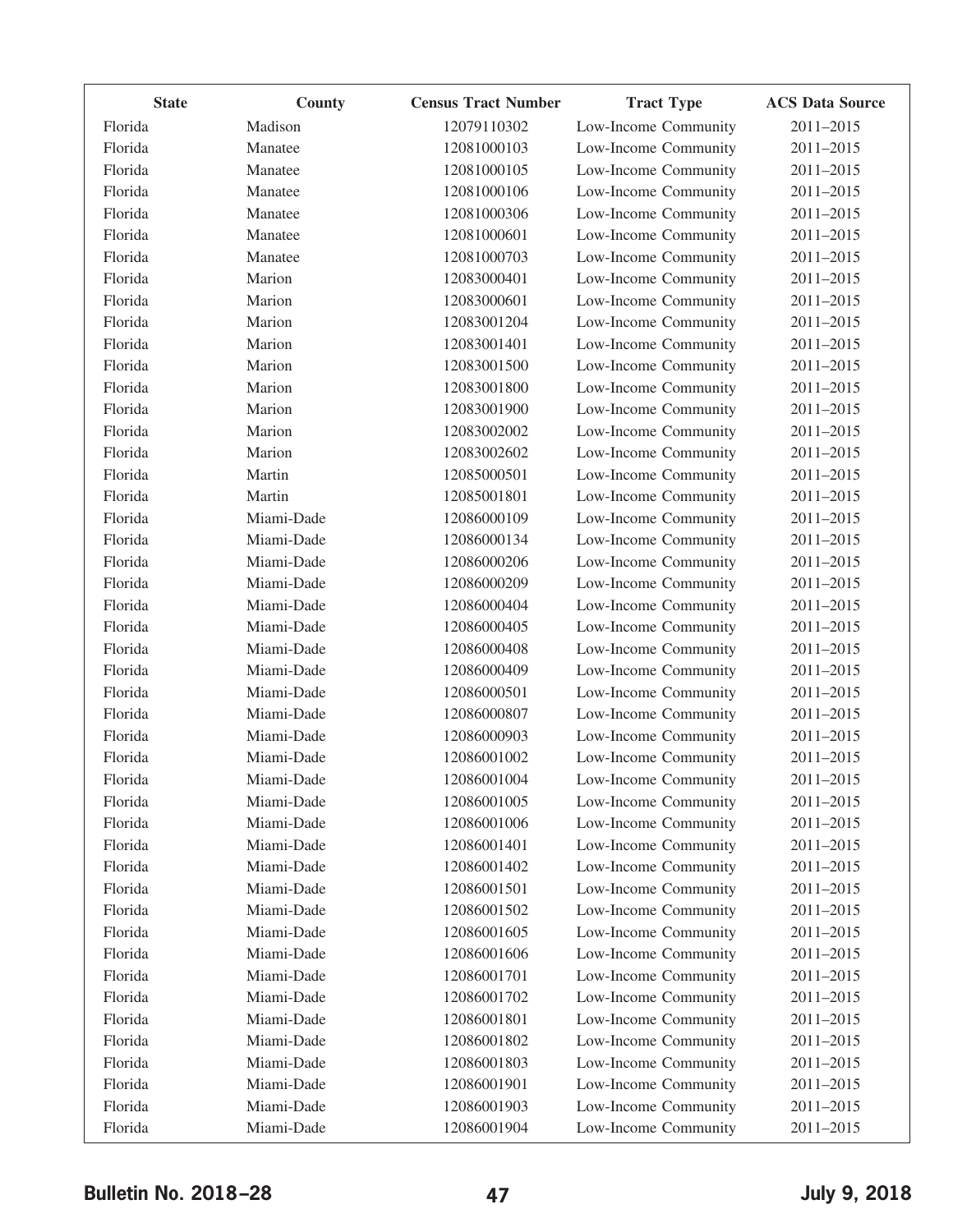| State | County | Census Tract Number | Tract Type | ACS Data Source |
|---|---|---|---|---|
| Florida | Madison | 12079110302 | Low-Income Community | 2011–2015 |
| Florida | Manatee | 12081000103 | Low-Income Community | 2011–2015 |
| Florida | Manatee | 12081000105 | Low-Income Community | 2011–2015 |
| Florida | Manatee | 12081000106 | Low-Income Community | 2011–2015 |
| Florida | Manatee | 12081000306 | Low-Income Community | 2011–2015 |
| Florida | Manatee | 12081000601 | Low-Income Community | 2011–2015 |
| Florida | Manatee | 12081000703 | Low-Income Community | 2011–2015 |
| Florida | Marion | 12083000401 | Low-Income Community | 2011–2015 |
| Florida | Marion | 12083000601 | Low-Income Community | 2011–2015 |
| Florida | Marion | 12083001204 | Low-Income Community | 2011–2015 |
| Florida | Marion | 12083001401 | Low-Income Community | 2011–2015 |
| Florida | Marion | 12083001500 | Low-Income Community | 2011–2015 |
| Florida | Marion | 12083001800 | Low-Income Community | 2011–2015 |
| Florida | Marion | 12083001900 | Low-Income Community | 2011–2015 |
| Florida | Marion | 12083002002 | Low-Income Community | 2011–2015 |
| Florida | Marion | 12083002602 | Low-Income Community | 2011–2015 |
| Florida | Martin | 12085000501 | Low-Income Community | 2011–2015 |
| Florida | Martin | 12085001801 | Low-Income Community | 2011–2015 |
| Florida | Miami-Dade | 12086000109 | Low-Income Community | 2011–2015 |
| Florida | Miami-Dade | 12086000134 | Low-Income Community | 2011–2015 |
| Florida | Miami-Dade | 12086000206 | Low-Income Community | 2011–2015 |
| Florida | Miami-Dade | 12086000209 | Low-Income Community | 2011–2015 |
| Florida | Miami-Dade | 12086000404 | Low-Income Community | 2011–2015 |
| Florida | Miami-Dade | 12086000405 | Low-Income Community | 2011–2015 |
| Florida | Miami-Dade | 12086000408 | Low-Income Community | 2011–2015 |
| Florida | Miami-Dade | 12086000409 | Low-Income Community | 2011–2015 |
| Florida | Miami-Dade | 12086000501 | Low-Income Community | 2011–2015 |
| Florida | Miami-Dade | 12086000807 | Low-Income Community | 2011–2015 |
| Florida | Miami-Dade | 12086000903 | Low-Income Community | 2011–2015 |
| Florida | Miami-Dade | 12086001002 | Low-Income Community | 2011–2015 |
| Florida | Miami-Dade | 12086001004 | Low-Income Community | 2011–2015 |
| Florida | Miami-Dade | 12086001005 | Low-Income Community | 2011–2015 |
| Florida | Miami-Dade | 12086001006 | Low-Income Community | 2011–2015 |
| Florida | Miami-Dade | 12086001401 | Low-Income Community | 2011–2015 |
| Florida | Miami-Dade | 12086001402 | Low-Income Community | 2011–2015 |
| Florida | Miami-Dade | 12086001501 | Low-Income Community | 2011–2015 |
| Florida | Miami-Dade | 12086001502 | Low-Income Community | 2011–2015 |
| Florida | Miami-Dade | 12086001605 | Low-Income Community | 2011–2015 |
| Florida | Miami-Dade | 12086001606 | Low-Income Community | 2011–2015 |
| Florida | Miami-Dade | 12086001701 | Low-Income Community | 2011–2015 |
| Florida | Miami-Dade | 12086001702 | Low-Income Community | 2011–2015 |
| Florida | Miami-Dade | 12086001801 | Low-Income Community | 2011–2015 |
| Florida | Miami-Dade | 12086001802 | Low-Income Community | 2011–2015 |
| Florida | Miami-Dade | 12086001803 | Low-Income Community | 2011–2015 |
| Florida | Miami-Dade | 12086001901 | Low-Income Community | 2011–2015 |
| Florida | Miami-Dade | 12086001903 | Low-Income Community | 2011–2015 |
| Florida | Miami-Dade | 12086001904 | Low-Income Community | 2011–2015 |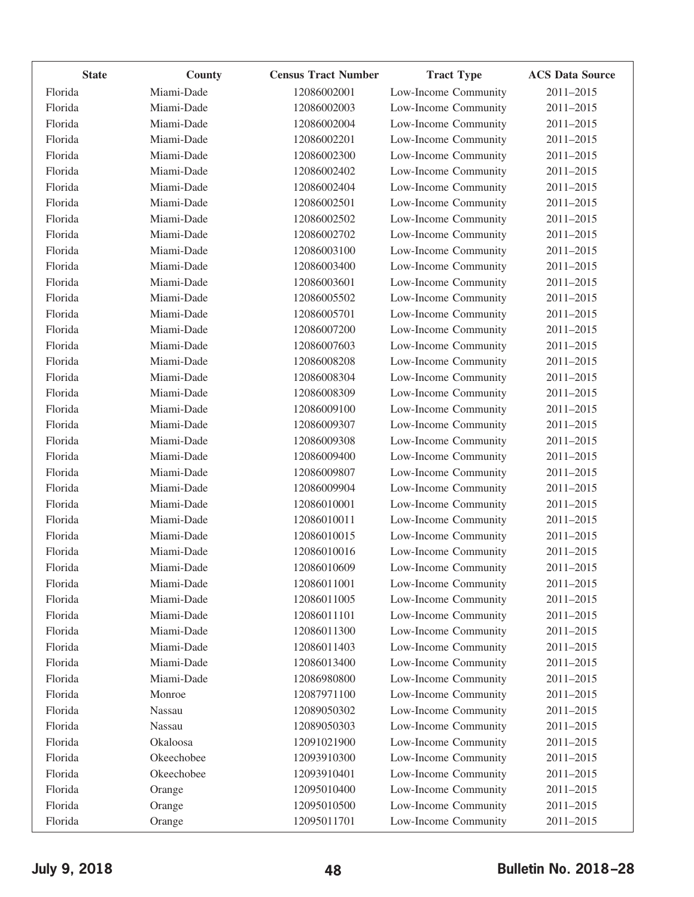| State | County | Census Tract Number | Tract Type | ACS Data Source |
|---|---|---|---|---|
| Florida | Miami-Dade | 12086002001 | Low-Income Community | 2011–2015 |
| Florida | Miami-Dade | 12086002003 | Low-Income Community | 2011–2015 |
| Florida | Miami-Dade | 12086002004 | Low-Income Community | 2011–2015 |
| Florida | Miami-Dade | 12086002201 | Low-Income Community | 2011–2015 |
| Florida | Miami-Dade | 12086002300 | Low-Income Community | 2011–2015 |
| Florida | Miami-Dade | 12086002402 | Low-Income Community | 2011–2015 |
| Florida | Miami-Dade | 12086002404 | Low-Income Community | 2011–2015 |
| Florida | Miami-Dade | 12086002501 | Low-Income Community | 2011–2015 |
| Florida | Miami-Dade | 12086002502 | Low-Income Community | 2011–2015 |
| Florida | Miami-Dade | 12086002702 | Low-Income Community | 2011–2015 |
| Florida | Miami-Dade | 12086003100 | Low-Income Community | 2011–2015 |
| Florida | Miami-Dade | 12086003400 | Low-Income Community | 2011–2015 |
| Florida | Miami-Dade | 12086003601 | Low-Income Community | 2011–2015 |
| Florida | Miami-Dade | 12086005502 | Low-Income Community | 2011–2015 |
| Florida | Miami-Dade | 12086005701 | Low-Income Community | 2011–2015 |
| Florida | Miami-Dade | 12086007200 | Low-Income Community | 2011–2015 |
| Florida | Miami-Dade | 12086007603 | Low-Income Community | 2011–2015 |
| Florida | Miami-Dade | 12086008208 | Low-Income Community | 2011–2015 |
| Florida | Miami-Dade | 12086008304 | Low-Income Community | 2011–2015 |
| Florida | Miami-Dade | 12086008309 | Low-Income Community | 2011–2015 |
| Florida | Miami-Dade | 12086009100 | Low-Income Community | 2011–2015 |
| Florida | Miami-Dade | 12086009307 | Low-Income Community | 2011–2015 |
| Florida | Miami-Dade | 12086009308 | Low-Income Community | 2011–2015 |
| Florida | Miami-Dade | 12086009400 | Low-Income Community | 2011–2015 |
| Florida | Miami-Dade | 12086009807 | Low-Income Community | 2011–2015 |
| Florida | Miami-Dade | 12086009904 | Low-Income Community | 2011–2015 |
| Florida | Miami-Dade | 12086010001 | Low-Income Community | 2011–2015 |
| Florida | Miami-Dade | 12086010011 | Low-Income Community | 2011–2015 |
| Florida | Miami-Dade | 12086010015 | Low-Income Community | 2011–2015 |
| Florida | Miami-Dade | 12086010016 | Low-Income Community | 2011–2015 |
| Florida | Miami-Dade | 12086010609 | Low-Income Community | 2011–2015 |
| Florida | Miami-Dade | 12086011001 | Low-Income Community | 2011–2015 |
| Florida | Miami-Dade | 12086011005 | Low-Income Community | 2011–2015 |
| Florida | Miami-Dade | 12086011101 | Low-Income Community | 2011–2015 |
| Florida | Miami-Dade | 12086011300 | Low-Income Community | 2011–2015 |
| Florida | Miami-Dade | 12086011403 | Low-Income Community | 2011–2015 |
| Florida | Miami-Dade | 12086013400 | Low-Income Community | 2011–2015 |
| Florida | Miami-Dade | 12086980800 | Low-Income Community | 2011–2015 |
| Florida | Monroe | 12087971100 | Low-Income Community | 2011–2015 |
| Florida | Nassau | 12089050302 | Low-Income Community | 2011–2015 |
| Florida | Nassau | 12089050303 | Low-Income Community | 2011–2015 |
| Florida | Okaloosa | 12091021900 | Low-Income Community | 2011–2015 |
| Florida | Okeechobee | 12093910300 | Low-Income Community | 2011–2015 |
| Florida | Okeechobee | 12093910401 | Low-Income Community | 2011–2015 |
| Florida | Orange | 12095010400 | Low-Income Community | 2011–2015 |
| Florida | Orange | 12095010500 | Low-Income Community | 2011–2015 |
| Florida | Orange | 12095011701 | Low-Income Community | 2011–2015 |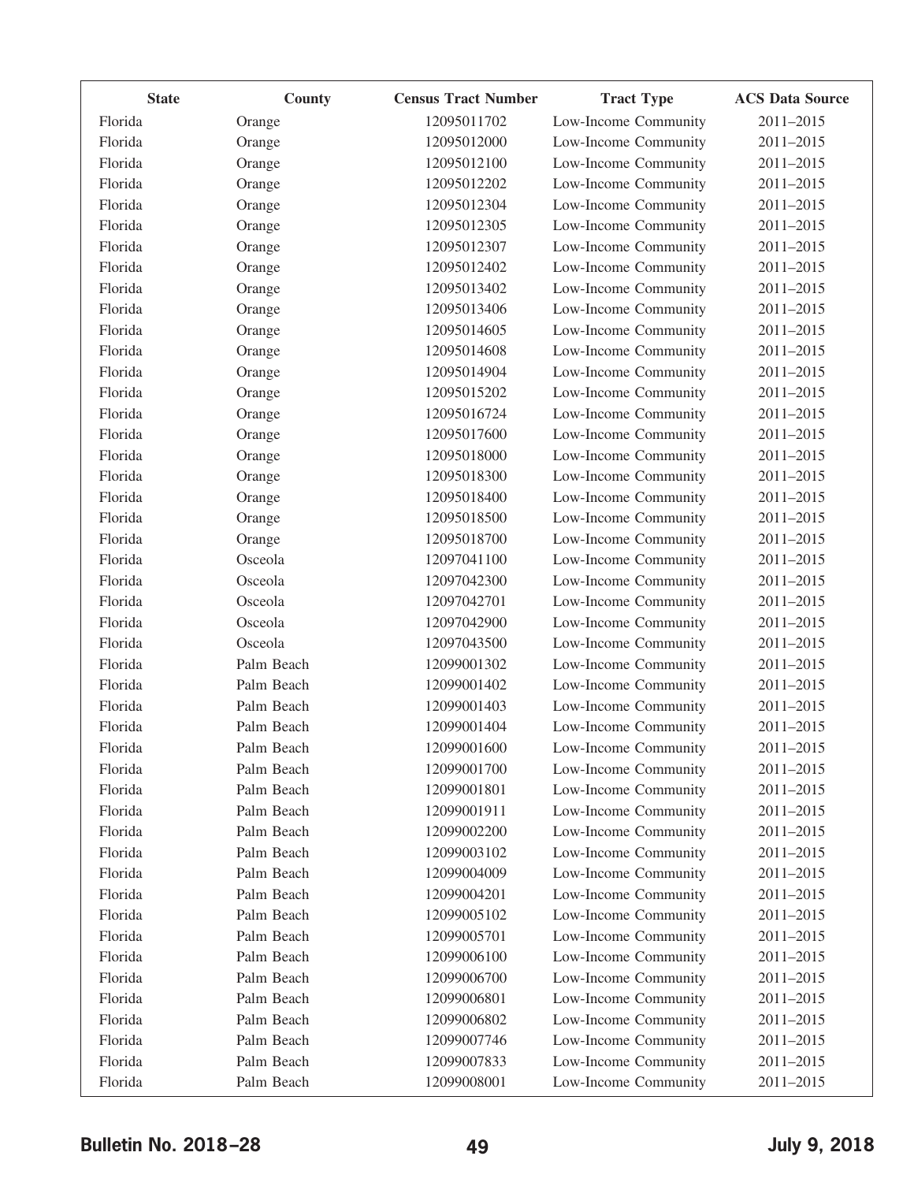| State | County | Census Tract Number | Tract Type | ACS Data Source |
|---|---|---|---|---|
| Florida | Orange | 12095011702 | Low-Income Community | 2011–2015 |
| Florida | Orange | 12095012000 | Low-Income Community | 2011–2015 |
| Florida | Orange | 12095012100 | Low-Income Community | 2011–2015 |
| Florida | Orange | 12095012202 | Low-Income Community | 2011–2015 |
| Florida | Orange | 12095012304 | Low-Income Community | 2011–2015 |
| Florida | Orange | 12095012305 | Low-Income Community | 2011–2015 |
| Florida | Orange | 12095012307 | Low-Income Community | 2011–2015 |
| Florida | Orange | 12095012402 | Low-Income Community | 2011–2015 |
| Florida | Orange | 12095013402 | Low-Income Community | 2011–2015 |
| Florida | Orange | 12095013406 | Low-Income Community | 2011–2015 |
| Florida | Orange | 12095014605 | Low-Income Community | 2011–2015 |
| Florida | Orange | 12095014608 | Low-Income Community | 2011–2015 |
| Florida | Orange | 12095014904 | Low-Income Community | 2011–2015 |
| Florida | Orange | 12095015202 | Low-Income Community | 2011–2015 |
| Florida | Orange | 12095016724 | Low-Income Community | 2011–2015 |
| Florida | Orange | 12095017600 | Low-Income Community | 2011–2015 |
| Florida | Orange | 12095018000 | Low-Income Community | 2011–2015 |
| Florida | Orange | 12095018300 | Low-Income Community | 2011–2015 |
| Florida | Orange | 12095018400 | Low-Income Community | 2011–2015 |
| Florida | Orange | 12095018500 | Low-Income Community | 2011–2015 |
| Florida | Orange | 12095018700 | Low-Income Community | 2011–2015 |
| Florida | Osceola | 12097041100 | Low-Income Community | 2011–2015 |
| Florida | Osceola | 12097042300 | Low-Income Community | 2011–2015 |
| Florida | Osceola | 12097042701 | Low-Income Community | 2011–2015 |
| Florida | Osceola | 12097042900 | Low-Income Community | 2011–2015 |
| Florida | Osceola | 12097043500 | Low-Income Community | 2011–2015 |
| Florida | Palm Beach | 12099001302 | Low-Income Community | 2011–2015 |
| Florida | Palm Beach | 12099001402 | Low-Income Community | 2011–2015 |
| Florida | Palm Beach | 12099001403 | Low-Income Community | 2011–2015 |
| Florida | Palm Beach | 12099001404 | Low-Income Community | 2011–2015 |
| Florida | Palm Beach | 12099001600 | Low-Income Community | 2011–2015 |
| Florida | Palm Beach | 12099001700 | Low-Income Community | 2011–2015 |
| Florida | Palm Beach | 12099001801 | Low-Income Community | 2011–2015 |
| Florida | Palm Beach | 12099001911 | Low-Income Community | 2011–2015 |
| Florida | Palm Beach | 12099002200 | Low-Income Community | 2011–2015 |
| Florida | Palm Beach | 12099003102 | Low-Income Community | 2011–2015 |
| Florida | Palm Beach | 12099004009 | Low-Income Community | 2011–2015 |
| Florida | Palm Beach | 12099004201 | Low-Income Community | 2011–2015 |
| Florida | Palm Beach | 12099005102 | Low-Income Community | 2011–2015 |
| Florida | Palm Beach | 12099005701 | Low-Income Community | 2011–2015 |
| Florida | Palm Beach | 12099006100 | Low-Income Community | 2011–2015 |
| Florida | Palm Beach | 12099006700 | Low-Income Community | 2011–2015 |
| Florida | Palm Beach | 12099006801 | Low-Income Community | 2011–2015 |
| Florida | Palm Beach | 12099006802 | Low-Income Community | 2011–2015 |
| Florida | Palm Beach | 12099007746 | Low-Income Community | 2011–2015 |
| Florida | Palm Beach | 12099007833 | Low-Income Community | 2011–2015 |
| Florida | Palm Beach | 12099008001 | Low-Income Community | 2011–2015 |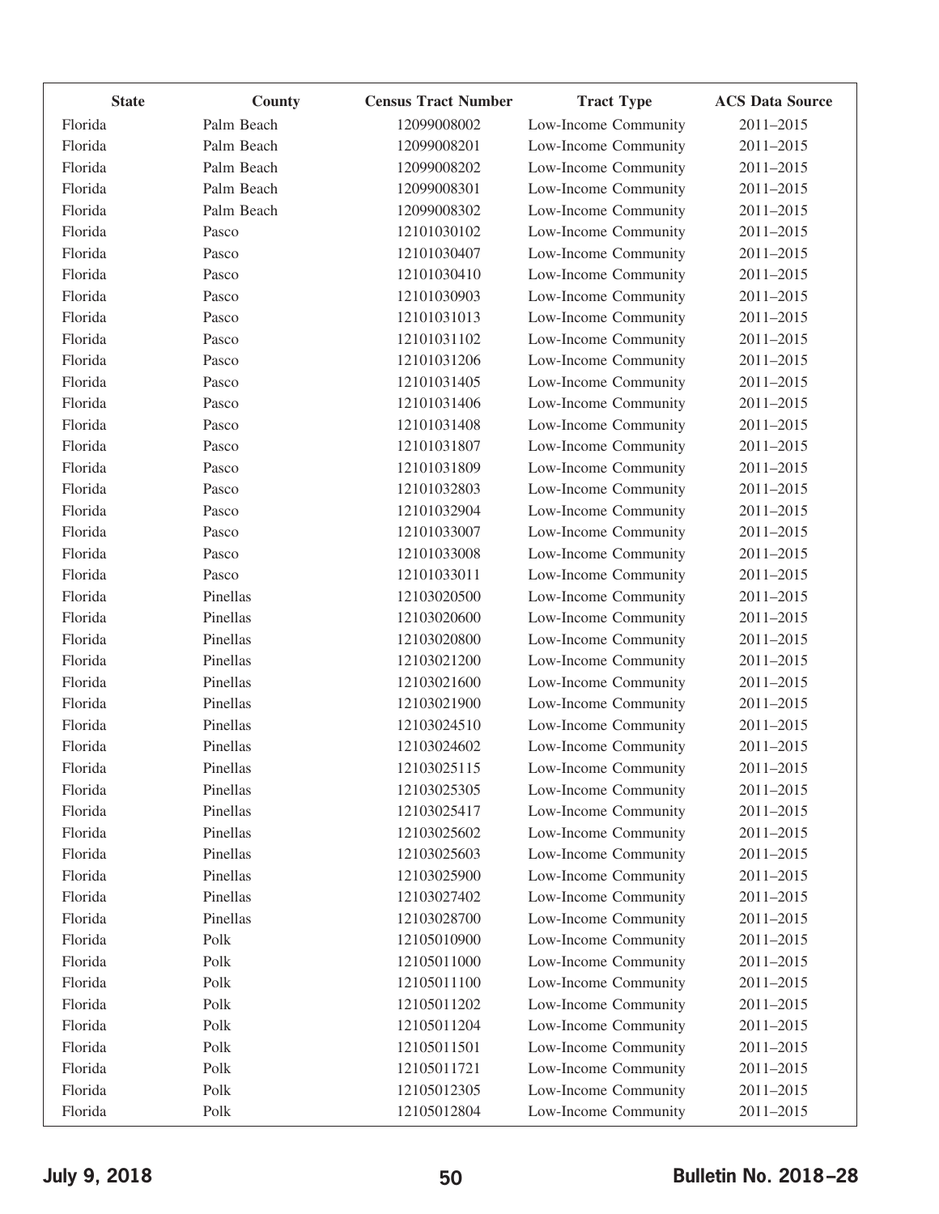| State | County | Census Tract Number | Tract Type | ACS Data Source |
|---|---|---|---|---|
| Florida | Palm Beach | 12099008002 | Low-Income Community | 2011–2015 |
| Florida | Palm Beach | 12099008201 | Low-Income Community | 2011–2015 |
| Florida | Palm Beach | 12099008202 | Low-Income Community | 2011–2015 |
| Florida | Palm Beach | 12099008301 | Low-Income Community | 2011–2015 |
| Florida | Palm Beach | 12099008302 | Low-Income Community | 2011–2015 |
| Florida | Pasco | 12101030102 | Low-Income Community | 2011–2015 |
| Florida | Pasco | 12101030407 | Low-Income Community | 2011–2015 |
| Florida | Pasco | 12101030410 | Low-Income Community | 2011–2015 |
| Florida | Pasco | 12101030903 | Low-Income Community | 2011–2015 |
| Florida | Pasco | 12101031013 | Low-Income Community | 2011–2015 |
| Florida | Pasco | 12101031102 | Low-Income Community | 2011–2015 |
| Florida | Pasco | 12101031206 | Low-Income Community | 2011–2015 |
| Florida | Pasco | 12101031405 | Low-Income Community | 2011–2015 |
| Florida | Pasco | 12101031406 | Low-Income Community | 2011–2015 |
| Florida | Pasco | 12101031408 | Low-Income Community | 2011–2015 |
| Florida | Pasco | 12101031807 | Low-Income Community | 2011–2015 |
| Florida | Pasco | 12101031809 | Low-Income Community | 2011–2015 |
| Florida | Pasco | 12101032803 | Low-Income Community | 2011–2015 |
| Florida | Pasco | 12101032904 | Low-Income Community | 2011–2015 |
| Florida | Pasco | 12101033007 | Low-Income Community | 2011–2015 |
| Florida | Pasco | 12101033008 | Low-Income Community | 2011–2015 |
| Florida | Pasco | 12101033011 | Low-Income Community | 2011–2015 |
| Florida | Pinellas | 12103020500 | Low-Income Community | 2011–2015 |
| Florida | Pinellas | 12103020600 | Low-Income Community | 2011–2015 |
| Florida | Pinellas | 12103020800 | Low-Income Community | 2011–2015 |
| Florida | Pinellas | 12103021200 | Low-Income Community | 2011–2015 |
| Florida | Pinellas | 12103021600 | Low-Income Community | 2011–2015 |
| Florida | Pinellas | 12103021900 | Low-Income Community | 2011–2015 |
| Florida | Pinellas | 12103024510 | Low-Income Community | 2011–2015 |
| Florida | Pinellas | 12103024602 | Low-Income Community | 2011–2015 |
| Florida | Pinellas | 12103025115 | Low-Income Community | 2011–2015 |
| Florida | Pinellas | 12103025305 | Low-Income Community | 2011–2015 |
| Florida | Pinellas | 12103025417 | Low-Income Community | 2011–2015 |
| Florida | Pinellas | 12103025602 | Low-Income Community | 2011–2015 |
| Florida | Pinellas | 12103025603 | Low-Income Community | 2011–2015 |
| Florida | Pinellas | 12103025900 | Low-Income Community | 2011–2015 |
| Florida | Pinellas | 12103027402 | Low-Income Community | 2011–2015 |
| Florida | Pinellas | 12103028700 | Low-Income Community | 2011–2015 |
| Florida | Polk | 12105010900 | Low-Income Community | 2011–2015 |
| Florida | Polk | 12105011000 | Low-Income Community | 2011–2015 |
| Florida | Polk | 12105011100 | Low-Income Community | 2011–2015 |
| Florida | Polk | 12105011202 | Low-Income Community | 2011–2015 |
| Florida | Polk | 12105011204 | Low-Income Community | 2011–2015 |
| Florida | Polk | 12105011501 | Low-Income Community | 2011–2015 |
| Florida | Polk | 12105011721 | Low-Income Community | 2011–2015 |
| Florida | Polk | 12105012305 | Low-Income Community | 2011–2015 |
| Florida | Polk | 12105012804 | Low-Income Community | 2011–2015 |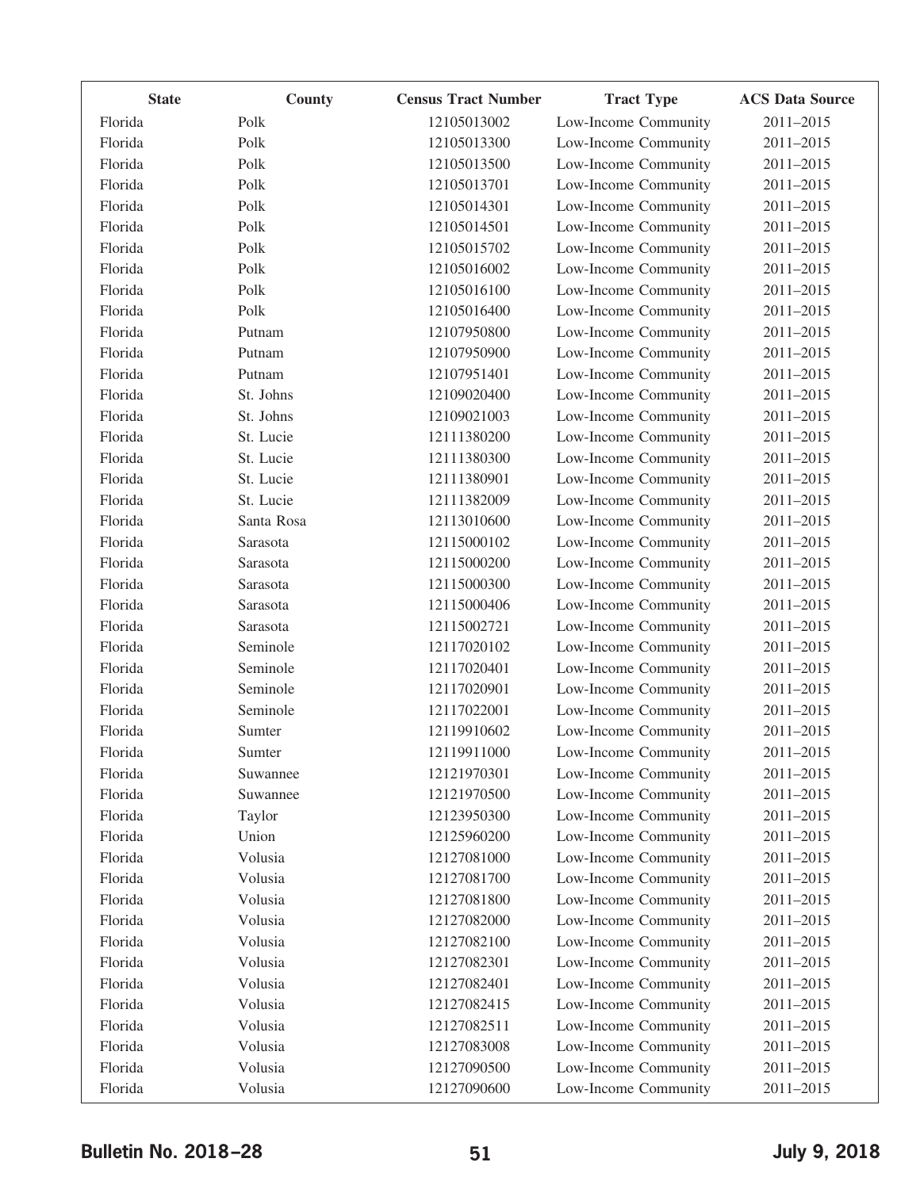| State | County | Census Tract Number | Tract Type | ACS Data Source |
|---|---|---|---|---|
| Florida | Polk | 12105013002 | Low-Income Community | 2011–2015 |
| Florida | Polk | 12105013300 | Low-Income Community | 2011–2015 |
| Florida | Polk | 12105013500 | Low-Income Community | 2011–2015 |
| Florida | Polk | 12105013701 | Low-Income Community | 2011–2015 |
| Florida | Polk | 12105014301 | Low-Income Community | 2011–2015 |
| Florida | Polk | 12105014501 | Low-Income Community | 2011–2015 |
| Florida | Polk | 12105015702 | Low-Income Community | 2011–2015 |
| Florida | Polk | 12105016002 | Low-Income Community | 2011–2015 |
| Florida | Polk | 12105016100 | Low-Income Community | 2011–2015 |
| Florida | Polk | 12105016400 | Low-Income Community | 2011–2015 |
| Florida | Putnam | 12107950800 | Low-Income Community | 2011–2015 |
| Florida | Putnam | 12107950900 | Low-Income Community | 2011–2015 |
| Florida | Putnam | 12107951401 | Low-Income Community | 2011–2015 |
| Florida | St. Johns | 12109020400 | Low-Income Community | 2011–2015 |
| Florida | St. Johns | 12109021003 | Low-Income Community | 2011–2015 |
| Florida | St. Lucie | 12111380200 | Low-Income Community | 2011–2015 |
| Florida | St. Lucie | 12111380300 | Low-Income Community | 2011–2015 |
| Florida | St. Lucie | 12111380901 | Low-Income Community | 2011–2015 |
| Florida | St. Lucie | 12111382009 | Low-Income Community | 2011–2015 |
| Florida | Santa Rosa | 12113010600 | Low-Income Community | 2011–2015 |
| Florida | Sarasota | 12115000102 | Low-Income Community | 2011–2015 |
| Florida | Sarasota | 12115000200 | Low-Income Community | 2011–2015 |
| Florida | Sarasota | 12115000300 | Low-Income Community | 2011–2015 |
| Florida | Sarasota | 12115000406 | Low-Income Community | 2011–2015 |
| Florida | Sarasota | 12115002721 | Low-Income Community | 2011–2015 |
| Florida | Seminole | 12117020102 | Low-Income Community | 2011–2015 |
| Florida | Seminole | 12117020401 | Low-Income Community | 2011–2015 |
| Florida | Seminole | 12117020901 | Low-Income Community | 2011–2015 |
| Florida | Seminole | 12117022001 | Low-Income Community | 2011–2015 |
| Florida | Sumter | 12119910602 | Low-Income Community | 2011–2015 |
| Florida | Sumter | 12119911000 | Low-Income Community | 2011–2015 |
| Florida | Suwannee | 12121970301 | Low-Income Community | 2011–2015 |
| Florida | Suwannee | 12121970500 | Low-Income Community | 2011–2015 |
| Florida | Taylor | 12123950300 | Low-Income Community | 2011–2015 |
| Florida | Union | 12125960200 | Low-Income Community | 2011–2015 |
| Florida | Volusia | 12127081000 | Low-Income Community | 2011–2015 |
| Florida | Volusia | 12127081700 | Low-Income Community | 2011–2015 |
| Florida | Volusia | 12127081800 | Low-Income Community | 2011–2015 |
| Florida | Volusia | 12127082000 | Low-Income Community | 2011–2015 |
| Florida | Volusia | 12127082100 | Low-Income Community | 2011–2015 |
| Florida | Volusia | 12127082301 | Low-Income Community | 2011–2015 |
| Florida | Volusia | 12127082401 | Low-Income Community | 2011–2015 |
| Florida | Volusia | 12127082415 | Low-Income Community | 2011–2015 |
| Florida | Volusia | 12127082511 | Low-Income Community | 2011–2015 |
| Florida | Volusia | 12127083008 | Low-Income Community | 2011–2015 |
| Florida | Volusia | 12127090500 | Low-Income Community | 2011–2015 |
| Florida | Volusia | 12127090600 | Low-Income Community | 2011–2015 |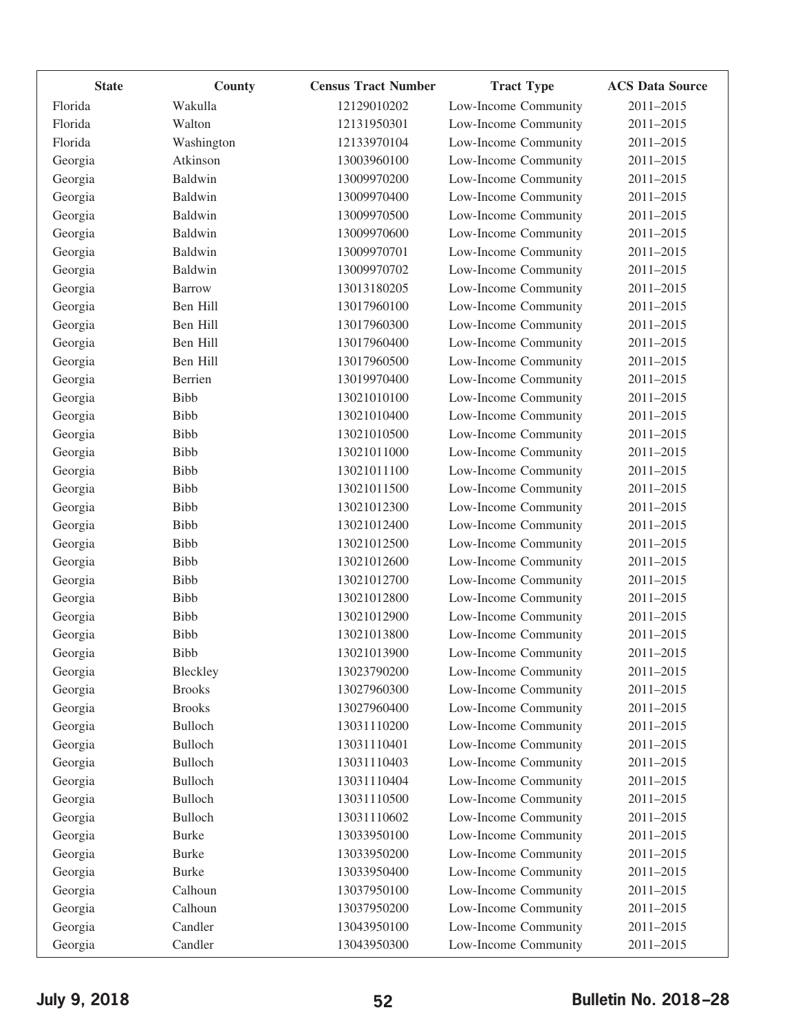| State | County | Census Tract Number | Tract Type | ACS Data Source |
|---|---|---|---|---|
| Florida | Wakulla | 12129010202 | Low-Income Community | 2011–2015 |
| Florida | Walton | 12131950301 | Low-Income Community | 2011–2015 |
| Florida | Washington | 12133970104 | Low-Income Community | 2011–2015 |
| Georgia | Atkinson | 13003960100 | Low-Income Community | 2011–2015 |
| Georgia | Baldwin | 13009970200 | Low-Income Community | 2011–2015 |
| Georgia | Baldwin | 13009970400 | Low-Income Community | 2011–2015 |
| Georgia | Baldwin | 13009970500 | Low-Income Community | 2011–2015 |
| Georgia | Baldwin | 13009970600 | Low-Income Community | 2011–2015 |
| Georgia | Baldwin | 13009970701 | Low-Income Community | 2011–2015 |
| Georgia | Baldwin | 13009970702 | Low-Income Community | 2011–2015 |
| Georgia | Barrow | 13013180205 | Low-Income Community | 2011–2015 |
| Georgia | Ben Hill | 13017960100 | Low-Income Community | 2011–2015 |
| Georgia | Ben Hill | 13017960300 | Low-Income Community | 2011–2015 |
| Georgia | Ben Hill | 13017960400 | Low-Income Community | 2011–2015 |
| Georgia | Ben Hill | 13017960500 | Low-Income Community | 2011–2015 |
| Georgia | Berrien | 13019970400 | Low-Income Community | 2011–2015 |
| Georgia | Bibb | 13021010100 | Low-Income Community | 2011–2015 |
| Georgia | Bibb | 13021010400 | Low-Income Community | 2011–2015 |
| Georgia | Bibb | 13021010500 | Low-Income Community | 2011–2015 |
| Georgia | Bibb | 13021011000 | Low-Income Community | 2011–2015 |
| Georgia | Bibb | 13021011100 | Low-Income Community | 2011–2015 |
| Georgia | Bibb | 13021011500 | Low-Income Community | 2011–2015 |
| Georgia | Bibb | 13021012300 | Low-Income Community | 2011–2015 |
| Georgia | Bibb | 13021012400 | Low-Income Community | 2011–2015 |
| Georgia | Bibb | 13021012500 | Low-Income Community | 2011–2015 |
| Georgia | Bibb | 13021012600 | Low-Income Community | 2011–2015 |
| Georgia | Bibb | 13021012700 | Low-Income Community | 2011–2015 |
| Georgia | Bibb | 13021012800 | Low-Income Community | 2011–2015 |
| Georgia | Bibb | 13021012900 | Low-Income Community | 2011–2015 |
| Georgia | Bibb | 13021013800 | Low-Income Community | 2011–2015 |
| Georgia | Bibb | 13021013900 | Low-Income Community | 2011–2015 |
| Georgia | Bleckley | 13023790200 | Low-Income Community | 2011–2015 |
| Georgia | Brooks | 13027960300 | Low-Income Community | 2011–2015 |
| Georgia | Brooks | 13027960400 | Low-Income Community | 2011–2015 |
| Georgia | Bulloch | 13031110200 | Low-Income Community | 2011–2015 |
| Georgia | Bulloch | 13031110401 | Low-Income Community | 2011–2015 |
| Georgia | Bulloch | 13031110403 | Low-Income Community | 2011–2015 |
| Georgia | Bulloch | 13031110404 | Low-Income Community | 2011–2015 |
| Georgia | Bulloch | 13031110500 | Low-Income Community | 2011–2015 |
| Georgia | Bulloch | 13031110602 | Low-Income Community | 2011–2015 |
| Georgia | Burke | 13033950100 | Low-Income Community | 2011–2015 |
| Georgia | Burke | 13033950200 | Low-Income Community | 2011–2015 |
| Georgia | Burke | 13033950400 | Low-Income Community | 2011–2015 |
| Georgia | Calhoun | 13037950100 | Low-Income Community | 2011–2015 |
| Georgia | Calhoun | 13037950200 | Low-Income Community | 2011–2015 |
| Georgia | Candler | 13043950100 | Low-Income Community | 2011–2015 |
| Georgia | Candler | 13043950300 | Low-Income Community | 2011–2015 |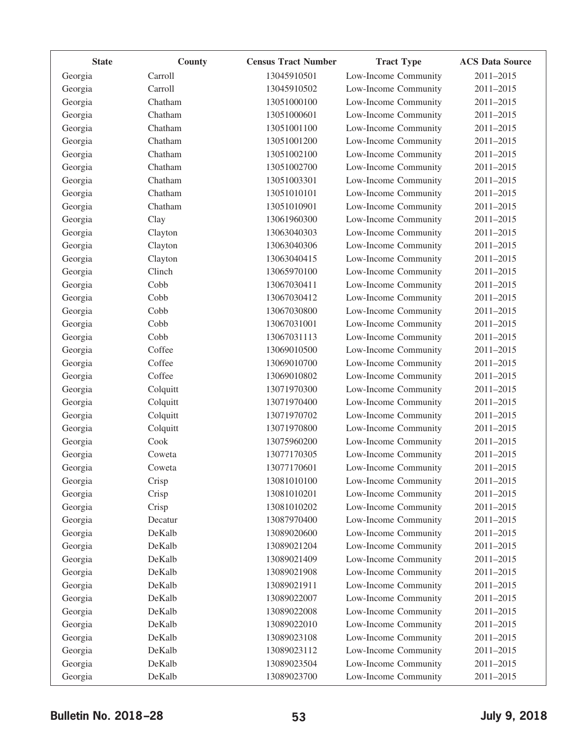| State | County | Census Tract Number | Tract Type | ACS Data Source |
|---|---|---|---|---|
| Georgia | Carroll | 13045910501 | Low-Income Community | 2011–2015 |
| Georgia | Carroll | 13045910502 | Low-Income Community | 2011–2015 |
| Georgia | Chatham | 13051000100 | Low-Income Community | 2011–2015 |
| Georgia | Chatham | 13051000601 | Low-Income Community | 2011–2015 |
| Georgia | Chatham | 13051001100 | Low-Income Community | 2011–2015 |
| Georgia | Chatham | 13051001200 | Low-Income Community | 2011–2015 |
| Georgia | Chatham | 13051002100 | Low-Income Community | 2011–2015 |
| Georgia | Chatham | 13051002700 | Low-Income Community | 2011–2015 |
| Georgia | Chatham | 13051003301 | Low-Income Community | 2011–2015 |
| Georgia | Chatham | 13051010101 | Low-Income Community | 2011–2015 |
| Georgia | Chatham | 13051010901 | Low-Income Community | 2011–2015 |
| Georgia | Clay | 13061960300 | Low-Income Community | 2011–2015 |
| Georgia | Clayton | 13063040303 | Low-Income Community | 2011–2015 |
| Georgia | Clayton | 13063040306 | Low-Income Community | 2011–2015 |
| Georgia | Clayton | 13063040415 | Low-Income Community | 2011–2015 |
| Georgia | Clinch | 13065970100 | Low-Income Community | 2011–2015 |
| Georgia | Cobb | 13067030411 | Low-Income Community | 2011–2015 |
| Georgia | Cobb | 13067030412 | Low-Income Community | 2011–2015 |
| Georgia | Cobb | 13067030800 | Low-Income Community | 2011–2015 |
| Georgia | Cobb | 13067031001 | Low-Income Community | 2011–2015 |
| Georgia | Cobb | 13067031113 | Low-Income Community | 2011–2015 |
| Georgia | Coffee | 13069010500 | Low-Income Community | 2011–2015 |
| Georgia | Coffee | 13069010700 | Low-Income Community | 2011–2015 |
| Georgia | Coffee | 13069010802 | Low-Income Community | 2011–2015 |
| Georgia | Colquitt | 13071970300 | Low-Income Community | 2011–2015 |
| Georgia | Colquitt | 13071970400 | Low-Income Community | 2011–2015 |
| Georgia | Colquitt | 13071970702 | Low-Income Community | 2011–2015 |
| Georgia | Colquitt | 13071970800 | Low-Income Community | 2011–2015 |
| Georgia | Cook | 13075960200 | Low-Income Community | 2011–2015 |
| Georgia | Coweta | 13077170305 | Low-Income Community | 2011–2015 |
| Georgia | Coweta | 13077170601 | Low-Income Community | 2011–2015 |
| Georgia | Crisp | 13081010100 | Low-Income Community | 2011–2015 |
| Georgia | Crisp | 13081010201 | Low-Income Community | 2011–2015 |
| Georgia | Crisp | 13081010202 | Low-Income Community | 2011–2015 |
| Georgia | Decatur | 13087970400 | Low-Income Community | 2011–2015 |
| Georgia | DeKalb | 13089020600 | Low-Income Community | 2011–2015 |
| Georgia | DeKalb | 13089021204 | Low-Income Community | 2011–2015 |
| Georgia | DeKalb | 13089021409 | Low-Income Community | 2011–2015 |
| Georgia | DeKalb | 13089021908 | Low-Income Community | 2011–2015 |
| Georgia | DeKalb | 13089021911 | Low-Income Community | 2011–2015 |
| Georgia | DeKalb | 13089022007 | Low-Income Community | 2011–2015 |
| Georgia | DeKalb | 13089022008 | Low-Income Community | 2011–2015 |
| Georgia | DeKalb | 13089022010 | Low-Income Community | 2011–2015 |
| Georgia | DeKalb | 13089023108 | Low-Income Community | 2011–2015 |
| Georgia | DeKalb | 13089023112 | Low-Income Community | 2011–2015 |
| Georgia | DeKalb | 13089023504 | Low-Income Community | 2011–2015 |
| Georgia | DeKalb | 13089023700 | Low-Income Community | 2011–2015 |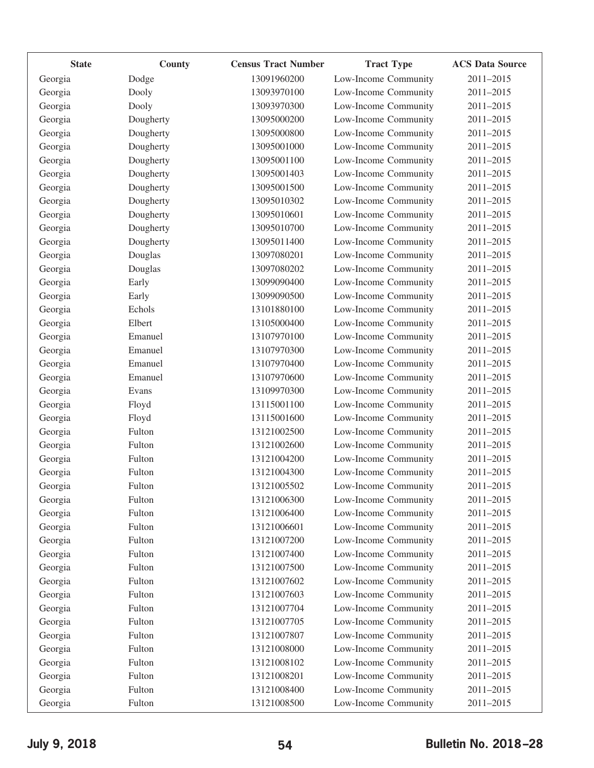| State | County | Census Tract Number | Tract Type | ACS Data Source |
|---|---|---|---|---|
| Georgia | Dodge | 13091960200 | Low-Income Community | 2011–2015 |
| Georgia | Dooly | 13093970100 | Low-Income Community | 2011–2015 |
| Georgia | Dooly | 13093970300 | Low-Income Community | 2011–2015 |
| Georgia | Dougherty | 13095000200 | Low-Income Community | 2011–2015 |
| Georgia | Dougherty | 13095000800 | Low-Income Community | 2011–2015 |
| Georgia | Dougherty | 13095001000 | Low-Income Community | 2011–2015 |
| Georgia | Dougherty | 13095001100 | Low-Income Community | 2011–2015 |
| Georgia | Dougherty | 13095001403 | Low-Income Community | 2011–2015 |
| Georgia | Dougherty | 13095001500 | Low-Income Community | 2011–2015 |
| Georgia | Dougherty | 13095010302 | Low-Income Community | 2011–2015 |
| Georgia | Dougherty | 13095010601 | Low-Income Community | 2011–2015 |
| Georgia | Dougherty | 13095010700 | Low-Income Community | 2011–2015 |
| Georgia | Dougherty | 13095011400 | Low-Income Community | 2011–2015 |
| Georgia | Douglas | 13097080201 | Low-Income Community | 2011–2015 |
| Georgia | Douglas | 13097080202 | Low-Income Community | 2011–2015 |
| Georgia | Early | 13099090400 | Low-Income Community | 2011–2015 |
| Georgia | Early | 13099090500 | Low-Income Community | 2011–2015 |
| Georgia | Echols | 13101880100 | Low-Income Community | 2011–2015 |
| Georgia | Elbert | 13105000400 | Low-Income Community | 2011–2015 |
| Georgia | Emanuel | 13107970100 | Low-Income Community | 2011–2015 |
| Georgia | Emanuel | 13107970300 | Low-Income Community | 2011–2015 |
| Georgia | Emanuel | 13107970400 | Low-Income Community | 2011–2015 |
| Georgia | Emanuel | 13107970600 | Low-Income Community | 2011–2015 |
| Georgia | Evans | 13109970300 | Low-Income Community | 2011–2015 |
| Georgia | Floyd | 13115001100 | Low-Income Community | 2011–2015 |
| Georgia | Floyd | 13115001600 | Low-Income Community | 2011–2015 |
| Georgia | Fulton | 13121002500 | Low-Income Community | 2011–2015 |
| Georgia | Fulton | 13121002600 | Low-Income Community | 2011–2015 |
| Georgia | Fulton | 13121004200 | Low-Income Community | 2011–2015 |
| Georgia | Fulton | 13121004300 | Low-Income Community | 2011–2015 |
| Georgia | Fulton | 13121005502 | Low-Income Community | 2011–2015 |
| Georgia | Fulton | 13121006300 | Low-Income Community | 2011–2015 |
| Georgia | Fulton | 13121006400 | Low-Income Community | 2011–2015 |
| Georgia | Fulton | 13121006601 | Low-Income Community | 2011–2015 |
| Georgia | Fulton | 13121007200 | Low-Income Community | 2011–2015 |
| Georgia | Fulton | 13121007400 | Low-Income Community | 2011–2015 |
| Georgia | Fulton | 13121007500 | Low-Income Community | 2011–2015 |
| Georgia | Fulton | 13121007602 | Low-Income Community | 2011–2015 |
| Georgia | Fulton | 13121007603 | Low-Income Community | 2011–2015 |
| Georgia | Fulton | 13121007704 | Low-Income Community | 2011–2015 |
| Georgia | Fulton | 13121007705 | Low-Income Community | 2011–2015 |
| Georgia | Fulton | 13121007807 | Low-Income Community | 2011–2015 |
| Georgia | Fulton | 13121008000 | Low-Income Community | 2011–2015 |
| Georgia | Fulton | 13121008102 | Low-Income Community | 2011–2015 |
| Georgia | Fulton | 13121008201 | Low-Income Community | 2011–2015 |
| Georgia | Fulton | 13121008400 | Low-Income Community | 2011–2015 |
| Georgia | Fulton | 13121008500 | Low-Income Community | 2011–2015 |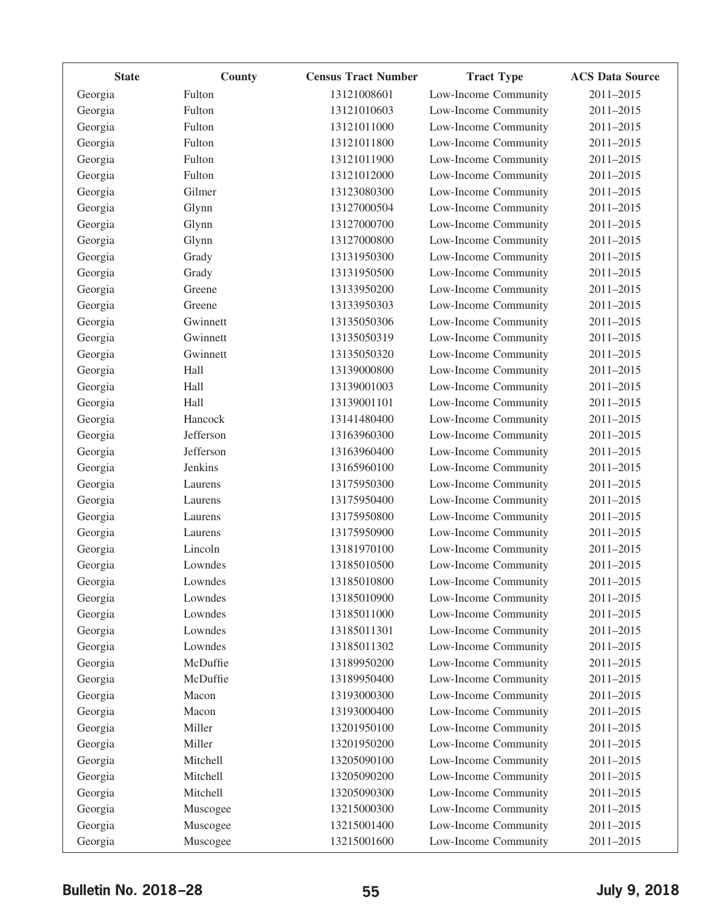| State | County | Census Tract Number | Tract Type | ACS Data Source |
|---|---|---|---|---|
| Georgia | Fulton | 13121008601 | Low-Income Community | 2011–2015 |
| Georgia | Fulton | 13121010603 | Low-Income Community | 2011–2015 |
| Georgia | Fulton | 13121011000 | Low-Income Community | 2011–2015 |
| Georgia | Fulton | 13121011800 | Low-Income Community | 2011–2015 |
| Georgia | Fulton | 13121011900 | Low-Income Community | 2011–2015 |
| Georgia | Fulton | 13121012000 | Low-Income Community | 2011–2015 |
| Georgia | Gilmer | 13123080300 | Low-Income Community | 2011–2015 |
| Georgia | Glynn | 13127000504 | Low-Income Community | 2011–2015 |
| Georgia | Glynn | 13127000700 | Low-Income Community | 2011–2015 |
| Georgia | Glynn | 13127000800 | Low-Income Community | 2011–2015 |
| Georgia | Grady | 13131950300 | Low-Income Community | 2011–2015 |
| Georgia | Grady | 13131950500 | Low-Income Community | 2011–2015 |
| Georgia | Greene | 13133950200 | Low-Income Community | 2011–2015 |
| Georgia | Greene | 13133950303 | Low-Income Community | 2011–2015 |
| Georgia | Gwinnett | 13135050306 | Low-Income Community | 2011–2015 |
| Georgia | Gwinnett | 13135050319 | Low-Income Community | 2011–2015 |
| Georgia | Gwinnett | 13135050320 | Low-Income Community | 2011–2015 |
| Georgia | Hall | 13139000800 | Low-Income Community | 2011–2015 |
| Georgia | Hall | 13139001003 | Low-Income Community | 2011–2015 |
| Georgia | Hall | 13139001101 | Low-Income Community | 2011–2015 |
| Georgia | Hancock | 13141480400 | Low-Income Community | 2011–2015 |
| Georgia | Jefferson | 13163960300 | Low-Income Community | 2011–2015 |
| Georgia | Jefferson | 13163960400 | Low-Income Community | 2011–2015 |
| Georgia | Jenkins | 13165960100 | Low-Income Community | 2011–2015 |
| Georgia | Laurens | 13175950300 | Low-Income Community | 2011–2015 |
| Georgia | Laurens | 13175950400 | Low-Income Community | 2011–2015 |
| Georgia | Laurens | 13175950800 | Low-Income Community | 2011–2015 |
| Georgia | Laurens | 13175950900 | Low-Income Community | 2011–2015 |
| Georgia | Lincoln | 13181970100 | Low-Income Community | 2011–2015 |
| Georgia | Lowndes | 13185010500 | Low-Income Community | 2011–2015 |
| Georgia | Lowndes | 13185010800 | Low-Income Community | 2011–2015 |
| Georgia | Lowndes | 13185010900 | Low-Income Community | 2011–2015 |
| Georgia | Lowndes | 13185011000 | Low-Income Community | 2011–2015 |
| Georgia | Lowndes | 13185011301 | Low-Income Community | 2011–2015 |
| Georgia | Lowndes | 13185011302 | Low-Income Community | 2011–2015 |
| Georgia | McDuffie | 13189950200 | Low-Income Community | 2011–2015 |
| Georgia | McDuffie | 13189950400 | Low-Income Community | 2011–2015 |
| Georgia | Macon | 13193000300 | Low-Income Community | 2011–2015 |
| Georgia | Macon | 13193000400 | Low-Income Community | 2011–2015 |
| Georgia | Miller | 13201950100 | Low-Income Community | 2011–2015 |
| Georgia | Miller | 13201950200 | Low-Income Community | 2011–2015 |
| Georgia | Mitchell | 13205090100 | Low-Income Community | 2011–2015 |
| Georgia | Mitchell | 13205090200 | Low-Income Community | 2011–2015 |
| Georgia | Mitchell | 13205090300 | Low-Income Community | 2011–2015 |
| Georgia | Muscogee | 13215000300 | Low-Income Community | 2011–2015 |
| Georgia | Muscogee | 13215001400 | Low-Income Community | 2011–2015 |
| Georgia | Muscogee | 13215001600 | Low-Income Community | 2011–2015 |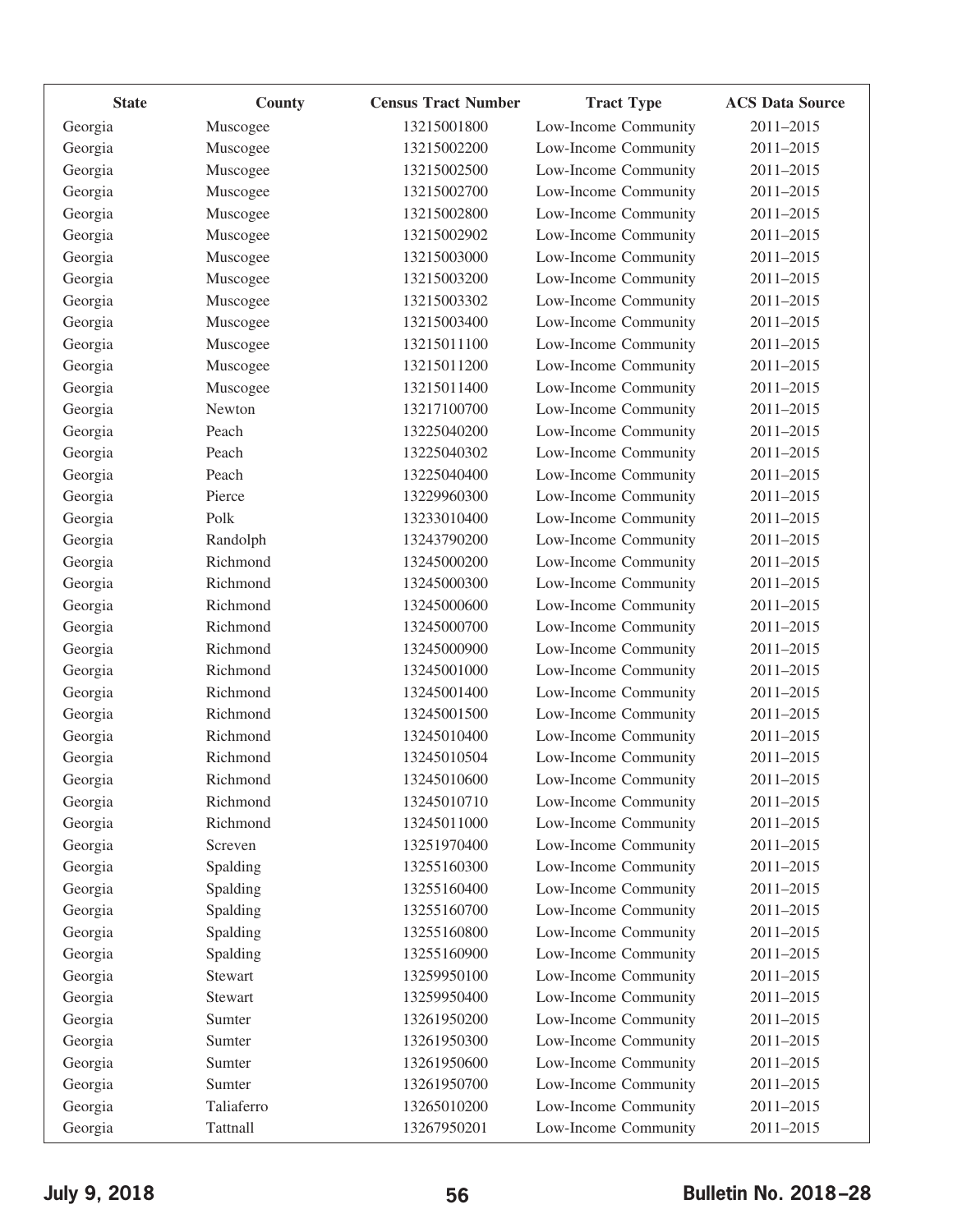| State | County | Census Tract Number | Tract Type | ACS Data Source |
|---|---|---|---|---|
| Georgia | Muscogee | 13215001800 | Low-Income Community | 2011–2015 |
| Georgia | Muscogee | 13215002200 | Low-Income Community | 2011–2015 |
| Georgia | Muscogee | 13215002500 | Low-Income Community | 2011–2015 |
| Georgia | Muscogee | 13215002700 | Low-Income Community | 2011–2015 |
| Georgia | Muscogee | 13215002800 | Low-Income Community | 2011–2015 |
| Georgia | Muscogee | 13215002902 | Low-Income Community | 2011–2015 |
| Georgia | Muscogee | 13215003000 | Low-Income Community | 2011–2015 |
| Georgia | Muscogee | 13215003200 | Low-Income Community | 2011–2015 |
| Georgia | Muscogee | 13215003302 | Low-Income Community | 2011–2015 |
| Georgia | Muscogee | 13215003400 | Low-Income Community | 2011–2015 |
| Georgia | Muscogee | 13215011100 | Low-Income Community | 2011–2015 |
| Georgia | Muscogee | 13215011200 | Low-Income Community | 2011–2015 |
| Georgia | Muscogee | 13215011400 | Low-Income Community | 2011–2015 |
| Georgia | Newton | 13217100700 | Low-Income Community | 2011–2015 |
| Georgia | Peach | 13225040200 | Low-Income Community | 2011–2015 |
| Georgia | Peach | 13225040302 | Low-Income Community | 2011–2015 |
| Georgia | Peach | 13225040400 | Low-Income Community | 2011–2015 |
| Georgia | Pierce | 13229960300 | Low-Income Community | 2011–2015 |
| Georgia | Polk | 13233010400 | Low-Income Community | 2011–2015 |
| Georgia | Randolph | 13243790200 | Low-Income Community | 2011–2015 |
| Georgia | Richmond | 13245000200 | Low-Income Community | 2011–2015 |
| Georgia | Richmond | 13245000300 | Low-Income Community | 2011–2015 |
| Georgia | Richmond | 13245000600 | Low-Income Community | 2011–2015 |
| Georgia | Richmond | 13245000700 | Low-Income Community | 2011–2015 |
| Georgia | Richmond | 13245000900 | Low-Income Community | 2011–2015 |
| Georgia | Richmond | 13245001000 | Low-Income Community | 2011–2015 |
| Georgia | Richmond | 13245001400 | Low-Income Community | 2011–2015 |
| Georgia | Richmond | 13245001500 | Low-Income Community | 2011–2015 |
| Georgia | Richmond | 13245010400 | Low-Income Community | 2011–2015 |
| Georgia | Richmond | 13245010504 | Low-Income Community | 2011–2015 |
| Georgia | Richmond | 13245010600 | Low-Income Community | 2011–2015 |
| Georgia | Richmond | 13245010710 | Low-Income Community | 2011–2015 |
| Georgia | Richmond | 13245011000 | Low-Income Community | 2011–2015 |
| Georgia | Screven | 13251970400 | Low-Income Community | 2011–2015 |
| Georgia | Spalding | 13255160300 | Low-Income Community | 2011–2015 |
| Georgia | Spalding | 13255160400 | Low-Income Community | 2011–2015 |
| Georgia | Spalding | 13255160700 | Low-Income Community | 2011–2015 |
| Georgia | Spalding | 13255160800 | Low-Income Community | 2011–2015 |
| Georgia | Spalding | 13255160900 | Low-Income Community | 2011–2015 |
| Georgia | Stewart | 13259950100 | Low-Income Community | 2011–2015 |
| Georgia | Stewart | 13259950400 | Low-Income Community | 2011–2015 |
| Georgia | Sumter | 13261950200 | Low-Income Community | 2011–2015 |
| Georgia | Sumter | 13261950300 | Low-Income Community | 2011–2015 |
| Georgia | Sumter | 13261950600 | Low-Income Community | 2011–2015 |
| Georgia | Sumter | 13261950700 | Low-Income Community | 2011–2015 |
| Georgia | Taliaferro | 13265010200 | Low-Income Community | 2011–2015 |
| Georgia | Tattnall | 13267950201 | Low-Income Community | 2011–2015 |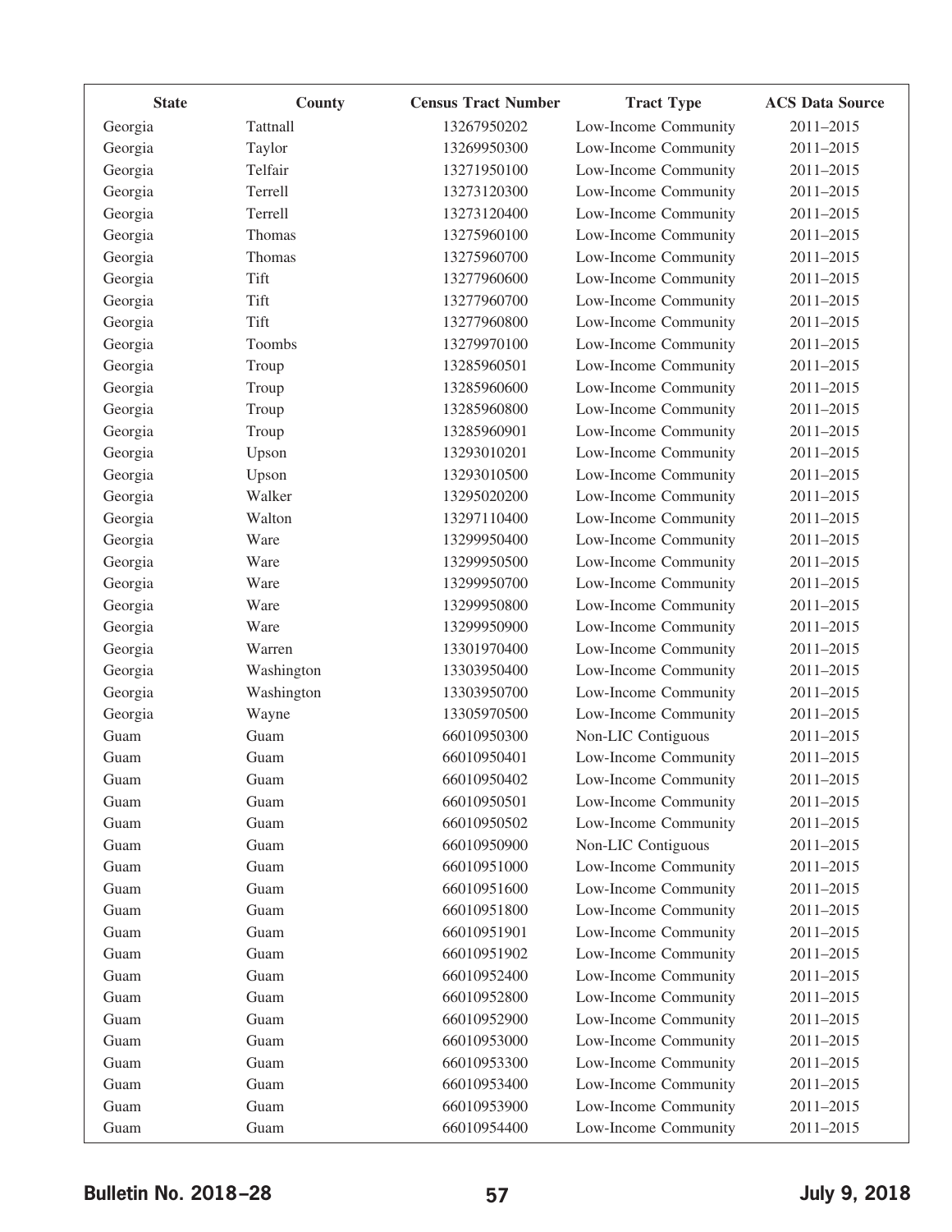| State | County | Census Tract Number | Tract Type | ACS Data Source |
|---|---|---|---|---|
| Georgia | Tattnall | 13267950202 | Low-Income Community | 2011–2015 |
| Georgia | Taylor | 13269950300 | Low-Income Community | 2011–2015 |
| Georgia | Telfair | 13271950100 | Low-Income Community | 2011–2015 |
| Georgia | Terrell | 13273120300 | Low-Income Community | 2011–2015 |
| Georgia | Terrell | 13273120400 | Low-Income Community | 2011–2015 |
| Georgia | Thomas | 13275960100 | Low-Income Community | 2011–2015 |
| Georgia | Thomas | 13275960700 | Low-Income Community | 2011–2015 |
| Georgia | Tift | 13277960600 | Low-Income Community | 2011–2015 |
| Georgia | Tift | 13277960700 | Low-Income Community | 2011–2015 |
| Georgia | Tift | 13277960800 | Low-Income Community | 2011–2015 |
| Georgia | Toombs | 13279970100 | Low-Income Community | 2011–2015 |
| Georgia | Troup | 13285960501 | Low-Income Community | 2011–2015 |
| Georgia | Troup | 13285960600 | Low-Income Community | 2011–2015 |
| Georgia | Troup | 13285960800 | Low-Income Community | 2011–2015 |
| Georgia | Troup | 13285960901 | Low-Income Community | 2011–2015 |
| Georgia | Upson | 13293010201 | Low-Income Community | 2011–2015 |
| Georgia | Upson | 13293010500 | Low-Income Community | 2011–2015 |
| Georgia | Walker | 13295020200 | Low-Income Community | 2011–2015 |
| Georgia | Walton | 13297110400 | Low-Income Community | 2011–2015 |
| Georgia | Ware | 13299950400 | Low-Income Community | 2011–2015 |
| Georgia | Ware | 13299950500 | Low-Income Community | 2011–2015 |
| Georgia | Ware | 13299950700 | Low-Income Community | 2011–2015 |
| Georgia | Ware | 13299950800 | Low-Income Community | 2011–2015 |
| Georgia | Ware | 13299950900 | Low-Income Community | 2011–2015 |
| Georgia | Warren | 13301970400 | Low-Income Community | 2011–2015 |
| Georgia | Washington | 13303950400 | Low-Income Community | 2011–2015 |
| Georgia | Washington | 13303950700 | Low-Income Community | 2011–2015 |
| Georgia | Wayne | 13305970500 | Low-Income Community | 2011–2015 |
| Guam | Guam | 66010950300 | Non-LIC Contiguous | 2011–2015 |
| Guam | Guam | 66010950401 | Low-Income Community | 2011–2015 |
| Guam | Guam | 66010950402 | Low-Income Community | 2011–2015 |
| Guam | Guam | 66010950501 | Low-Income Community | 2011–2015 |
| Guam | Guam | 66010950502 | Low-Income Community | 2011–2015 |
| Guam | Guam | 66010950900 | Non-LIC Contiguous | 2011–2015 |
| Guam | Guam | 66010951000 | Low-Income Community | 2011–2015 |
| Guam | Guam | 66010951600 | Low-Income Community | 2011–2015 |
| Guam | Guam | 66010951800 | Low-Income Community | 2011–2015 |
| Guam | Guam | 66010951901 | Low-Income Community | 2011–2015 |
| Guam | Guam | 66010951902 | Low-Income Community | 2011–2015 |
| Guam | Guam | 66010952400 | Low-Income Community | 2011–2015 |
| Guam | Guam | 66010952800 | Low-Income Community | 2011–2015 |
| Guam | Guam | 66010952900 | Low-Income Community | 2011–2015 |
| Guam | Guam | 66010953000 | Low-Income Community | 2011–2015 |
| Guam | Guam | 66010953300 | Low-Income Community | 2011–2015 |
| Guam | Guam | 66010953400 | Low-Income Community | 2011–2015 |
| Guam | Guam | 66010953900 | Low-Income Community | 2011–2015 |
| Guam | Guam | 66010954400 | Low-Income Community | 2011–2015 |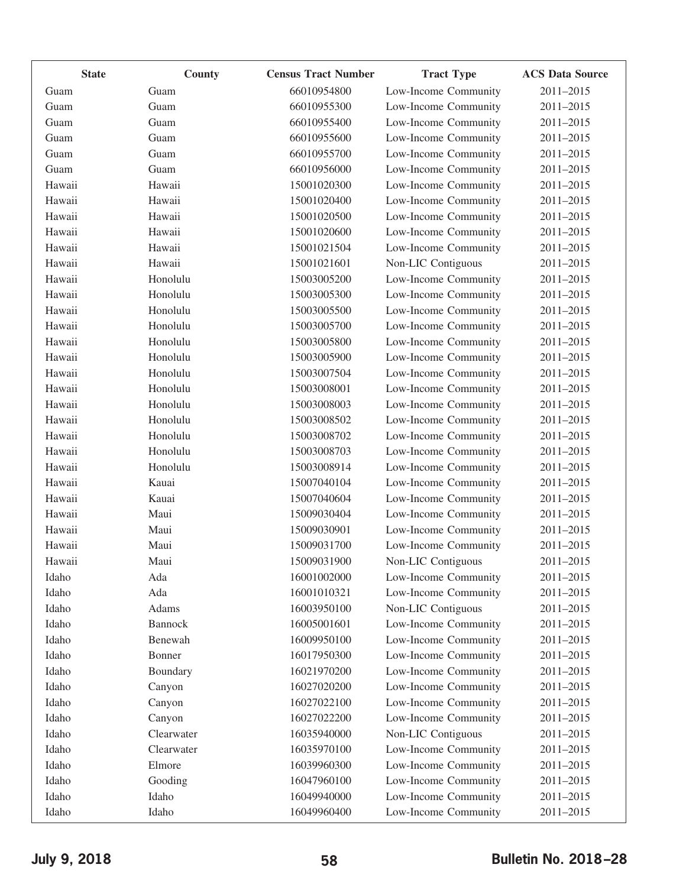| State | County | Census Tract Number | Tract Type | ACS Data Source |
|---|---|---|---|---|
| Guam | Guam | 66010954800 | Low-Income Community | 2011–2015 |
| Guam | Guam | 66010955300 | Low-Income Community | 2011–2015 |
| Guam | Guam | 66010955400 | Low-Income Community | 2011–2015 |
| Guam | Guam | 66010955600 | Low-Income Community | 2011–2015 |
| Guam | Guam | 66010955700 | Low-Income Community | 2011–2015 |
| Guam | Guam | 66010956000 | Low-Income Community | 2011–2015 |
| Hawaii | Hawaii | 15001020300 | Low-Income Community | 2011–2015 |
| Hawaii | Hawaii | 15001020400 | Low-Income Community | 2011–2015 |
| Hawaii | Hawaii | 15001020500 | Low-Income Community | 2011–2015 |
| Hawaii | Hawaii | 15001020600 | Low-Income Community | 2011–2015 |
| Hawaii | Hawaii | 15001021504 | Low-Income Community | 2011–2015 |
| Hawaii | Hawaii | 15001021601 | Non-LIC Contiguous | 2011–2015 |
| Hawaii | Honolulu | 15003005200 | Low-Income Community | 2011–2015 |
| Hawaii | Honolulu | 15003005300 | Low-Income Community | 2011–2015 |
| Hawaii | Honolulu | 15003005500 | Low-Income Community | 2011–2015 |
| Hawaii | Honolulu | 15003005700 | Low-Income Community | 2011–2015 |
| Hawaii | Honolulu | 15003005800 | Low-Income Community | 2011–2015 |
| Hawaii | Honolulu | 15003005900 | Low-Income Community | 2011–2015 |
| Hawaii | Honolulu | 15003007504 | Low-Income Community | 2011–2015 |
| Hawaii | Honolulu | 15003008001 | Low-Income Community | 2011–2015 |
| Hawaii | Honolulu | 15003008003 | Low-Income Community | 2011–2015 |
| Hawaii | Honolulu | 15003008502 | Low-Income Community | 2011–2015 |
| Hawaii | Honolulu | 15003008702 | Low-Income Community | 2011–2015 |
| Hawaii | Honolulu | 15003008703 | Low-Income Community | 2011–2015 |
| Hawaii | Honolulu | 15003008914 | Low-Income Community | 2011–2015 |
| Hawaii | Kauai | 15007040104 | Low-Income Community | 2011–2015 |
| Hawaii | Kauai | 15007040604 | Low-Income Community | 2011–2015 |
| Hawaii | Maui | 15009030404 | Low-Income Community | 2011–2015 |
| Hawaii | Maui | 15009030901 | Low-Income Community | 2011–2015 |
| Hawaii | Maui | 15009031700 | Low-Income Community | 2011–2015 |
| Hawaii | Maui | 15009031900 | Non-LIC Contiguous | 2011–2015 |
| Idaho | Ada | 16001002000 | Low-Income Community | 2011–2015 |
| Idaho | Ada | 16001010321 | Low-Income Community | 2011–2015 |
| Idaho | Adams | 16003950100 | Non-LIC Contiguous | 2011–2015 |
| Idaho | Bannock | 16005001601 | Low-Income Community | 2011–2015 |
| Idaho | Benewah | 16009950100 | Low-Income Community | 2011–2015 |
| Idaho | Bonner | 16017950300 | Low-Income Community | 2011–2015 |
| Idaho | Boundary | 16021970200 | Low-Income Community | 2011–2015 |
| Idaho | Canyon | 16027020200 | Low-Income Community | 2011–2015 |
| Idaho | Canyon | 16027022100 | Low-Income Community | 2011–2015 |
| Idaho | Canyon | 16027022200 | Low-Income Community | 2011–2015 |
| Idaho | Clearwater | 16035940000 | Non-LIC Contiguous | 2011–2015 |
| Idaho | Clearwater | 16035970100 | Low-Income Community | 2011–2015 |
| Idaho | Elmore | 16039960300 | Low-Income Community | 2011–2015 |
| Idaho | Gooding | 16047960100 | Low-Income Community | 2011–2015 |
| Idaho | Idaho | 16049940000 | Low-Income Community | 2011–2015 |
| Idaho | Idaho | 16049960400 | Low-Income Community | 2011–2015 |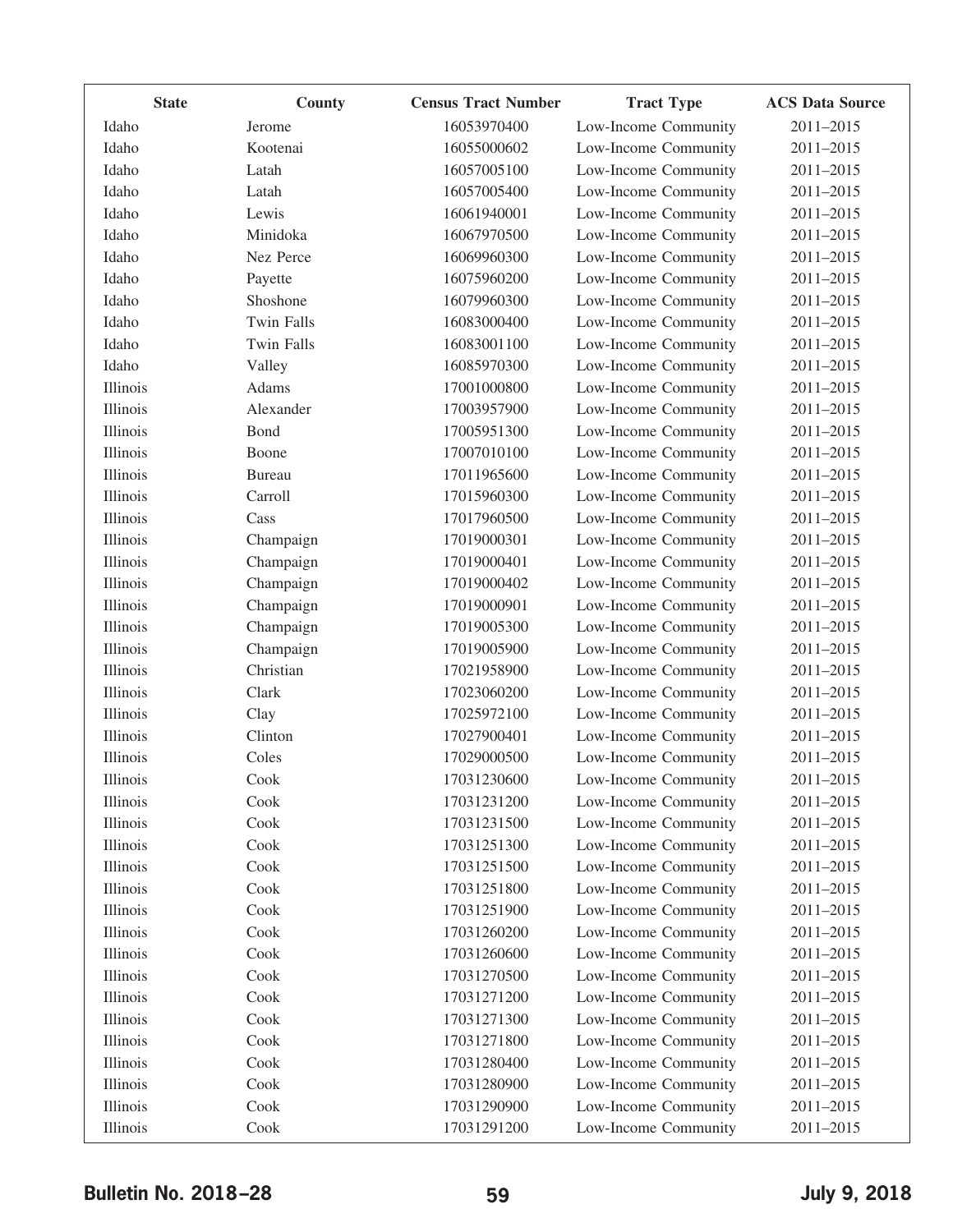| State | County | Census Tract Number | Tract Type | ACS Data Source |
|---|---|---|---|---|
| Idaho | Jerome | 16053970400 | Low-Income Community | 2011–2015 |
| Idaho | Kootenai | 16055000602 | Low-Income Community | 2011–2015 |
| Idaho | Latah | 16057005100 | Low-Income Community | 2011–2015 |
| Idaho | Latah | 16057005400 | Low-Income Community | 2011–2015 |
| Idaho | Lewis | 16061940001 | Low-Income Community | 2011–2015 |
| Idaho | Minidoka | 16067970500 | Low-Income Community | 2011–2015 |
| Idaho | Nez Perce | 16069960300 | Low-Income Community | 2011–2015 |
| Idaho | Payette | 16075960200 | Low-Income Community | 2011–2015 |
| Idaho | Shoshone | 16079960300 | Low-Income Community | 2011–2015 |
| Idaho | Twin Falls | 16083000400 | Low-Income Community | 2011–2015 |
| Idaho | Twin Falls | 16083001100 | Low-Income Community | 2011–2015 |
| Idaho | Valley | 16085970300 | Low-Income Community | 2011–2015 |
| Illinois | Adams | 17001000800 | Low-Income Community | 2011–2015 |
| Illinois | Alexander | 17003957900 | Low-Income Community | 2011–2015 |
| Illinois | Bond | 17005951300 | Low-Income Community | 2011–2015 |
| Illinois | Boone | 17007010100 | Low-Income Community | 2011–2015 |
| Illinois | Bureau | 17011965600 | Low-Income Community | 2011–2015 |
| Illinois | Carroll | 17015960300 | Low-Income Community | 2011–2015 |
| Illinois | Cass | 17017960500 | Low-Income Community | 2011–2015 |
| Illinois | Champaign | 17019000301 | Low-Income Community | 2011–2015 |
| Illinois | Champaign | 17019000401 | Low-Income Community | 2011–2015 |
| Illinois | Champaign | 17019000402 | Low-Income Community | 2011–2015 |
| Illinois | Champaign | 17019000901 | Low-Income Community | 2011–2015 |
| Illinois | Champaign | 17019005300 | Low-Income Community | 2011–2015 |
| Illinois | Champaign | 17019005900 | Low-Income Community | 2011–2015 |
| Illinois | Christian | 17021958900 | Low-Income Community | 2011–2015 |
| Illinois | Clark | 17023060200 | Low-Income Community | 2011–2015 |
| Illinois | Clay | 17025972100 | Low-Income Community | 2011–2015 |
| Illinois | Clinton | 17027900401 | Low-Income Community | 2011–2015 |
| Illinois | Coles | 17029000500 | Low-Income Community | 2011–2015 |
| Illinois | Cook | 17031230600 | Low-Income Community | 2011–2015 |
| Illinois | Cook | 17031231200 | Low-Income Community | 2011–2015 |
| Illinois | Cook | 17031231500 | Low-Income Community | 2011–2015 |
| Illinois | Cook | 17031251300 | Low-Income Community | 2011–2015 |
| Illinois | Cook | 17031251500 | Low-Income Community | 2011–2015 |
| Illinois | Cook | 17031251800 | Low-Income Community | 2011–2015 |
| Illinois | Cook | 17031251900 | Low-Income Community | 2011–2015 |
| Illinois | Cook | 17031260200 | Low-Income Community | 2011–2015 |
| Illinois | Cook | 17031260600 | Low-Income Community | 2011–2015 |
| Illinois | Cook | 17031270500 | Low-Income Community | 2011–2015 |
| Illinois | Cook | 17031271200 | Low-Income Community | 2011–2015 |
| Illinois | Cook | 17031271300 | Low-Income Community | 2011–2015 |
| Illinois | Cook | 17031271800 | Low-Income Community | 2011–2015 |
| Illinois | Cook | 17031280400 | Low-Income Community | 2011–2015 |
| Illinois | Cook | 17031280900 | Low-Income Community | 2011–2015 |
| Illinois | Cook | 17031290900 | Low-Income Community | 2011–2015 |
| Illinois | Cook | 17031291200 | Low-Income Community | 2011–2015 |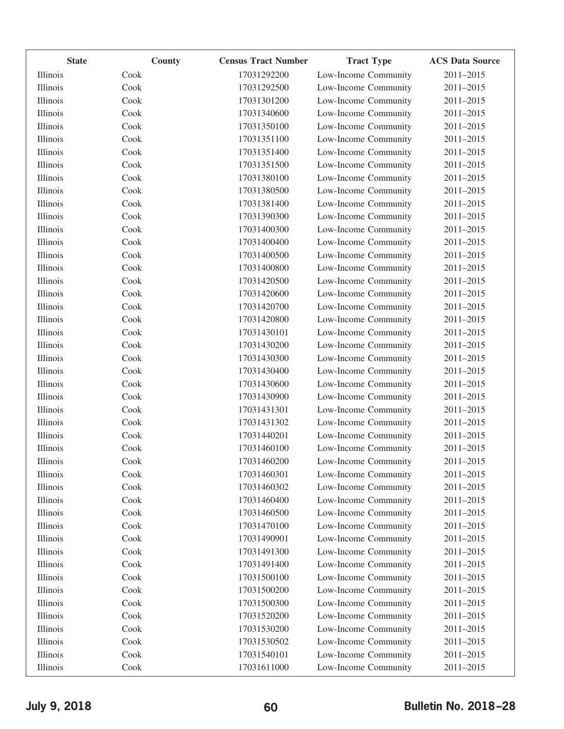| State | County | Census Tract Number | Tract Type | ACS Data Source |
|---|---|---|---|---|
| Illinois | Cook | 17031292200 | Low-Income Community | 2011–2015 |
| Illinois | Cook | 17031292500 | Low-Income Community | 2011–2015 |
| Illinois | Cook | 17031301200 | Low-Income Community | 2011–2015 |
| Illinois | Cook | 17031340600 | Low-Income Community | 2011–2015 |
| Illinois | Cook | 17031350100 | Low-Income Community | 2011–2015 |
| Illinois | Cook | 17031351100 | Low-Income Community | 2011–2015 |
| Illinois | Cook | 17031351400 | Low-Income Community | 2011–2015 |
| Illinois | Cook | 17031351500 | Low-Income Community | 2011–2015 |
| Illinois | Cook | 17031380100 | Low-Income Community | 2011–2015 |
| Illinois | Cook | 17031380500 | Low-Income Community | 2011–2015 |
| Illinois | Cook | 17031381400 | Low-Income Community | 2011–2015 |
| Illinois | Cook | 17031390300 | Low-Income Community | 2011–2015 |
| Illinois | Cook | 17031400300 | Low-Income Community | 2011–2015 |
| Illinois | Cook | 17031400400 | Low-Income Community | 2011–2015 |
| Illinois | Cook | 17031400500 | Low-Income Community | 2011–2015 |
| Illinois | Cook | 17031400800 | Low-Income Community | 2011–2015 |
| Illinois | Cook | 17031420500 | Low-Income Community | 2011–2015 |
| Illinois | Cook | 17031420600 | Low-Income Community | 2011–2015 |
| Illinois | Cook | 17031420700 | Low-Income Community | 2011–2015 |
| Illinois | Cook | 17031420800 | Low-Income Community | 2011–2015 |
| Illinois | Cook | 17031430101 | Low-Income Community | 2011–2015 |
| Illinois | Cook | 17031430200 | Low-Income Community | 2011–2015 |
| Illinois | Cook | 17031430300 | Low-Income Community | 2011–2015 |
| Illinois | Cook | 17031430400 | Low-Income Community | 2011–2015 |
| Illinois | Cook | 17031430600 | Low-Income Community | 2011–2015 |
| Illinois | Cook | 17031430900 | Low-Income Community | 2011–2015 |
| Illinois | Cook | 17031431301 | Low-Income Community | 2011–2015 |
| Illinois | Cook | 17031431302 | Low-Income Community | 2011–2015 |
| Illinois | Cook | 17031440201 | Low-Income Community | 2011–2015 |
| Illinois | Cook | 17031460100 | Low-Income Community | 2011–2015 |
| Illinois | Cook | 17031460200 | Low-Income Community | 2011–2015 |
| Illinois | Cook | 17031460301 | Low-Income Community | 2011–2015 |
| Illinois | Cook | 17031460302 | Low-Income Community | 2011–2015 |
| Illinois | Cook | 17031460400 | Low-Income Community | 2011–2015 |
| Illinois | Cook | 17031460500 | Low-Income Community | 2011–2015 |
| Illinois | Cook | 17031470100 | Low-Income Community | 2011–2015 |
| Illinois | Cook | 17031490901 | Low-Income Community | 2011–2015 |
| Illinois | Cook | 17031491300 | Low-Income Community | 2011–2015 |
| Illinois | Cook | 17031491400 | Low-Income Community | 2011–2015 |
| Illinois | Cook | 17031500100 | Low-Income Community | 2011–2015 |
| Illinois | Cook | 17031500200 | Low-Income Community | 2011–2015 |
| Illinois | Cook | 17031500300 | Low-Income Community | 2011–2015 |
| Illinois | Cook | 17031520200 | Low-Income Community | 2011–2015 |
| Illinois | Cook | 17031530200 | Low-Income Community | 2011–2015 |
| Illinois | Cook | 17031530502 | Low-Income Community | 2011–2015 |
| Illinois | Cook | 17031540101 | Low-Income Community | 2011–2015 |
| Illinois | Cook | 17031611000 | Low-Income Community | 2011–2015 |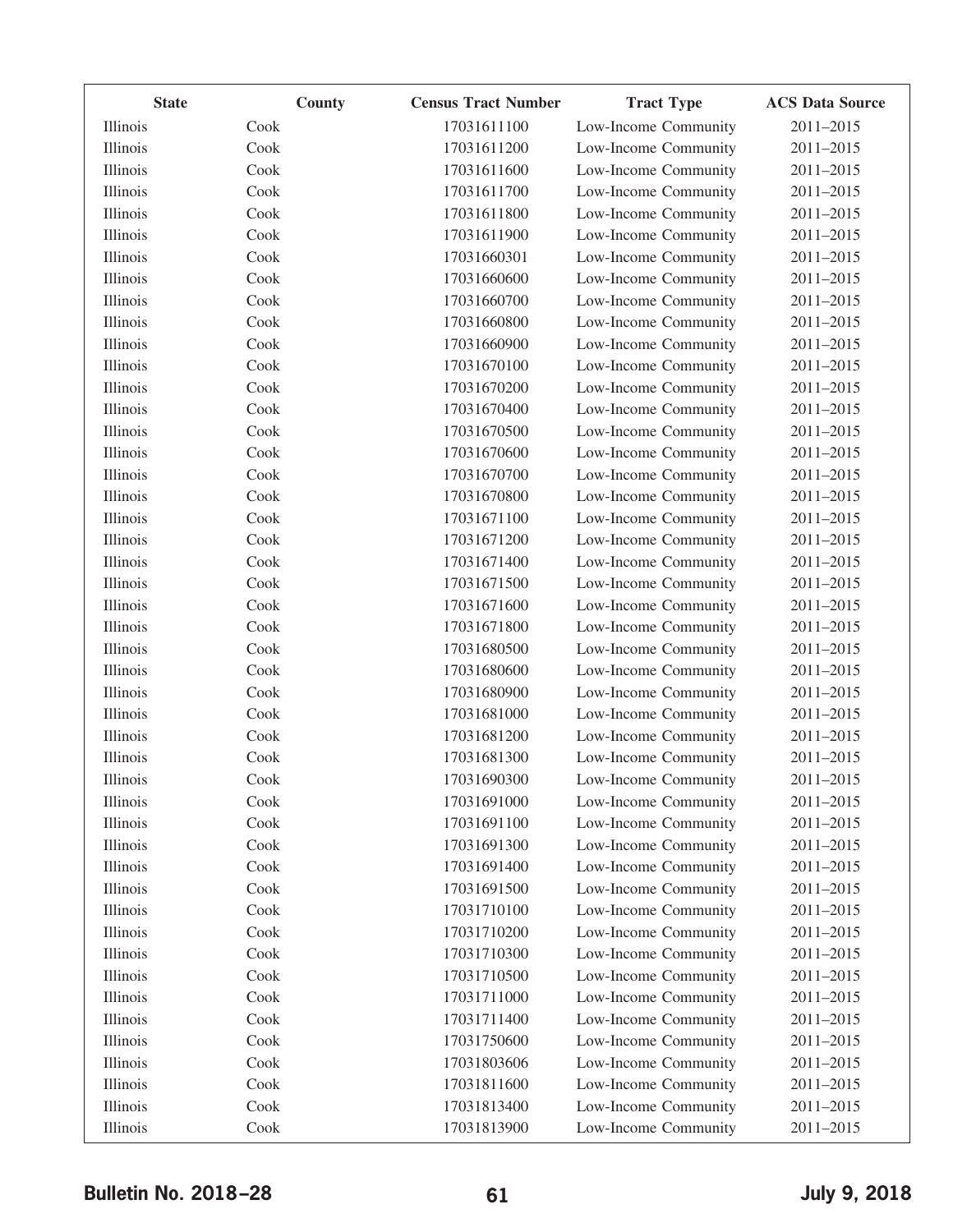| State | County | Census Tract Number | Tract Type | ACS Data Source |
|---|---|---|---|---|
| Illinois | Cook | 17031611100 | Low-Income Community | 2011–2015 |
| Illinois | Cook | 17031611200 | Low-Income Community | 2011–2015 |
| Illinois | Cook | 17031611600 | Low-Income Community | 2011–2015 |
| Illinois | Cook | 17031611700 | Low-Income Community | 2011–2015 |
| Illinois | Cook | 17031611800 | Low-Income Community | 2011–2015 |
| Illinois | Cook | 17031611900 | Low-Income Community | 2011–2015 |
| Illinois | Cook | 17031660301 | Low-Income Community | 2011–2015 |
| Illinois | Cook | 17031660600 | Low-Income Community | 2011–2015 |
| Illinois | Cook | 17031660700 | Low-Income Community | 2011–2015 |
| Illinois | Cook | 17031660800 | Low-Income Community | 2011–2015 |
| Illinois | Cook | 17031660900 | Low-Income Community | 2011–2015 |
| Illinois | Cook | 17031670100 | Low-Income Community | 2011–2015 |
| Illinois | Cook | 17031670200 | Low-Income Community | 2011–2015 |
| Illinois | Cook | 17031670400 | Low-Income Community | 2011–2015 |
| Illinois | Cook | 17031670500 | Low-Income Community | 2011–2015 |
| Illinois | Cook | 17031670600 | Low-Income Community | 2011–2015 |
| Illinois | Cook | 17031670700 | Low-Income Community | 2011–2015 |
| Illinois | Cook | 17031670800 | Low-Income Community | 2011–2015 |
| Illinois | Cook | 17031671100 | Low-Income Community | 2011–2015 |
| Illinois | Cook | 17031671200 | Low-Income Community | 2011–2015 |
| Illinois | Cook | 17031671400 | Low-Income Community | 2011–2015 |
| Illinois | Cook | 17031671500 | Low-Income Community | 2011–2015 |
| Illinois | Cook | 17031671600 | Low-Income Community | 2011–2015 |
| Illinois | Cook | 17031671800 | Low-Income Community | 2011–2015 |
| Illinois | Cook | 17031680500 | Low-Income Community | 2011–2015 |
| Illinois | Cook | 17031680600 | Low-Income Community | 2011–2015 |
| Illinois | Cook | 17031680900 | Low-Income Community | 2011–2015 |
| Illinois | Cook | 17031681000 | Low-Income Community | 2011–2015 |
| Illinois | Cook | 17031681200 | Low-Income Community | 2011–2015 |
| Illinois | Cook | 17031681300 | Low-Income Community | 2011–2015 |
| Illinois | Cook | 17031690300 | Low-Income Community | 2011–2015 |
| Illinois | Cook | 17031691000 | Low-Income Community | 2011–2015 |
| Illinois | Cook | 17031691100 | Low-Income Community | 2011–2015 |
| Illinois | Cook | 17031691300 | Low-Income Community | 2011–2015 |
| Illinois | Cook | 17031691400 | Low-Income Community | 2011–2015 |
| Illinois | Cook | 17031691500 | Low-Income Community | 2011–2015 |
| Illinois | Cook | 17031710100 | Low-Income Community | 2011–2015 |
| Illinois | Cook | 17031710200 | Low-Income Community | 2011–2015 |
| Illinois | Cook | 17031710300 | Low-Income Community | 2011–2015 |
| Illinois | Cook | 17031710500 | Low-Income Community | 2011–2015 |
| Illinois | Cook | 17031711000 | Low-Income Community | 2011–2015 |
| Illinois | Cook | 17031711400 | Low-Income Community | 2011–2015 |
| Illinois | Cook | 17031750600 | Low-Income Community | 2011–2015 |
| Illinois | Cook | 17031803606 | Low-Income Community | 2011–2015 |
| Illinois | Cook | 17031811600 | Low-Income Community | 2011–2015 |
| Illinois | Cook | 17031813400 | Low-Income Community | 2011–2015 |
| Illinois | Cook | 17031813900 | Low-Income Community | 2011–2015 |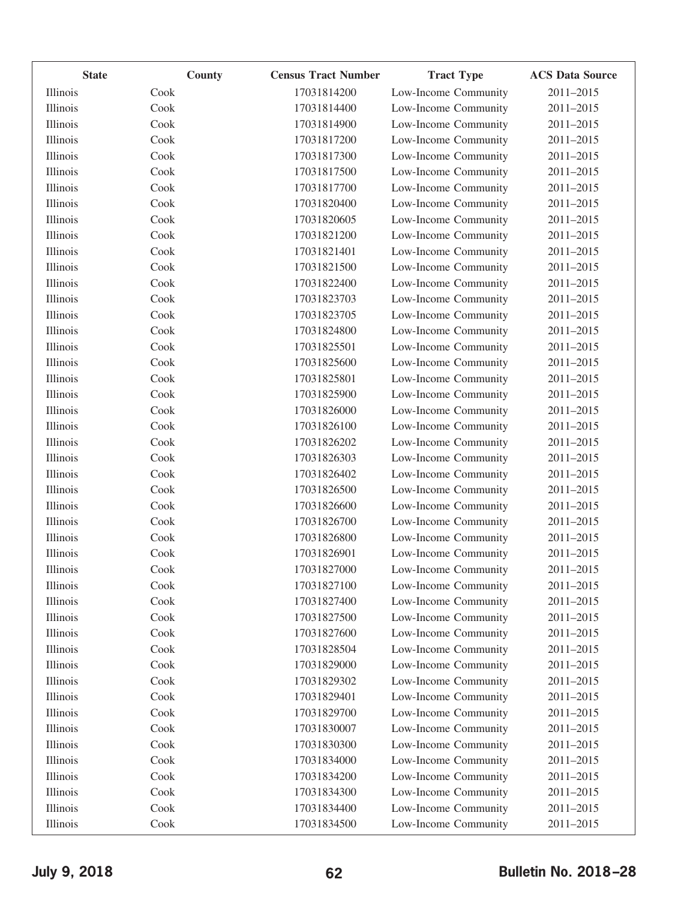| State | County | Census Tract Number | Tract Type | ACS Data Source |
| --- | --- | --- | --- | --- |
| Illinois | Cook | 17031814200 | Low-Income Community | 2011–2015 |
| Illinois | Cook | 17031814400 | Low-Income Community | 2011–2015 |
| Illinois | Cook | 17031814900 | Low-Income Community | 2011–2015 |
| Illinois | Cook | 17031817200 | Low-Income Community | 2011–2015 |
| Illinois | Cook | 17031817300 | Low-Income Community | 2011–2015 |
| Illinois | Cook | 17031817500 | Low-Income Community | 2011–2015 |
| Illinois | Cook | 17031817700 | Low-Income Community | 2011–2015 |
| Illinois | Cook | 17031820400 | Low-Income Community | 2011–2015 |
| Illinois | Cook | 17031820605 | Low-Income Community | 2011–2015 |
| Illinois | Cook | 17031821200 | Low-Income Community | 2011–2015 |
| Illinois | Cook | 17031821401 | Low-Income Community | 2011–2015 |
| Illinois | Cook | 17031821500 | Low-Income Community | 2011–2015 |
| Illinois | Cook | 17031822400 | Low-Income Community | 2011–2015 |
| Illinois | Cook | 17031823703 | Low-Income Community | 2011–2015 |
| Illinois | Cook | 17031823705 | Low-Income Community | 2011–2015 |
| Illinois | Cook | 17031824800 | Low-Income Community | 2011–2015 |
| Illinois | Cook | 17031825501 | Low-Income Community | 2011–2015 |
| Illinois | Cook | 17031825600 | Low-Income Community | 2011–2015 |
| Illinois | Cook | 17031825801 | Low-Income Community | 2011–2015 |
| Illinois | Cook | 17031825900 | Low-Income Community | 2011–2015 |
| Illinois | Cook | 17031826000 | Low-Income Community | 2011–2015 |
| Illinois | Cook | 17031826100 | Low-Income Community | 2011–2015 |
| Illinois | Cook | 17031826202 | Low-Income Community | 2011–2015 |
| Illinois | Cook | 17031826303 | Low-Income Community | 2011–2015 |
| Illinois | Cook | 17031826402 | Low-Income Community | 2011–2015 |
| Illinois | Cook | 17031826500 | Low-Income Community | 2011–2015 |
| Illinois | Cook | 17031826600 | Low-Income Community | 2011–2015 |
| Illinois | Cook | 17031826700 | Low-Income Community | 2011–2015 |
| Illinois | Cook | 17031826800 | Low-Income Community | 2011–2015 |
| Illinois | Cook | 17031826901 | Low-Income Community | 2011–2015 |
| Illinois | Cook | 17031827000 | Low-Income Community | 2011–2015 |
| Illinois | Cook | 17031827100 | Low-Income Community | 2011–2015 |
| Illinois | Cook | 17031827400 | Low-Income Community | 2011–2015 |
| Illinois | Cook | 17031827500 | Low-Income Community | 2011–2015 |
| Illinois | Cook | 17031827600 | Low-Income Community | 2011–2015 |
| Illinois | Cook | 17031828504 | Low-Income Community | 2011–2015 |
| Illinois | Cook | 17031829000 | Low-Income Community | 2011–2015 |
| Illinois | Cook | 17031829302 | Low-Income Community | 2011–2015 |
| Illinois | Cook | 17031829401 | Low-Income Community | 2011–2015 |
| Illinois | Cook | 17031829700 | Low-Income Community | 2011–2015 |
| Illinois | Cook | 17031830007 | Low-Income Community | 2011–2015 |
| Illinois | Cook | 17031830300 | Low-Income Community | 2011–2015 |
| Illinois | Cook | 17031834000 | Low-Income Community | 2011–2015 |
| Illinois | Cook | 17031834200 | Low-Income Community | 2011–2015 |
| Illinois | Cook | 17031834300 | Low-Income Community | 2011–2015 |
| Illinois | Cook | 17031834400 | Low-Income Community | 2011–2015 |
| Illinois | Cook | 17031834500 | Low-Income Community | 2011–2015 |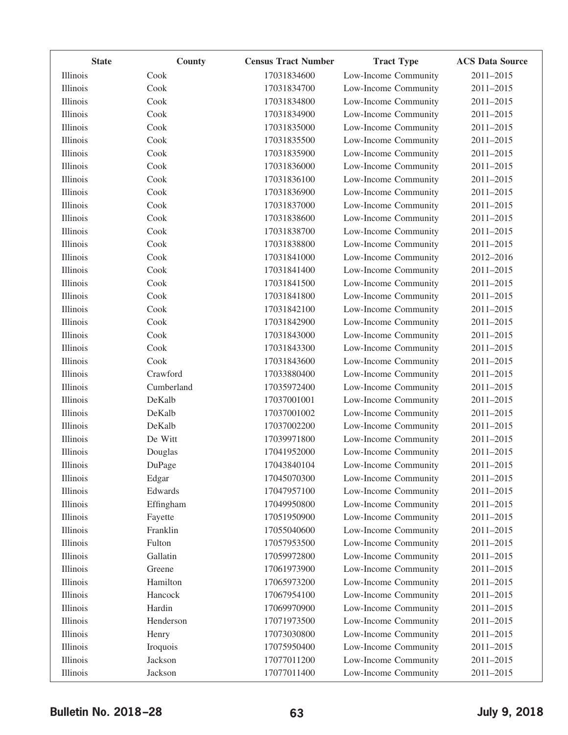| State | County | Census Tract Number | Tract Type | ACS Data Source |
|---|---|---|---|---|
| Illinois | Cook | 17031834600 | Low-Income Community | 2011–2015 |
| Illinois | Cook | 17031834700 | Low-Income Community | 2011–2015 |
| Illinois | Cook | 17031834800 | Low-Income Community | 2011–2015 |
| Illinois | Cook | 17031834900 | Low-Income Community | 2011–2015 |
| Illinois | Cook | 17031835000 | Low-Income Community | 2011–2015 |
| Illinois | Cook | 17031835500 | Low-Income Community | 2011–2015 |
| Illinois | Cook | 17031835900 | Low-Income Community | 2011–2015 |
| Illinois | Cook | 17031836000 | Low-Income Community | 2011–2015 |
| Illinois | Cook | 17031836100 | Low-Income Community | 2011–2015 |
| Illinois | Cook | 17031836900 | Low-Income Community | 2011–2015 |
| Illinois | Cook | 17031837000 | Low-Income Community | 2011–2015 |
| Illinois | Cook | 17031838600 | Low-Income Community | 2011–2015 |
| Illinois | Cook | 17031838700 | Low-Income Community | 2011–2015 |
| Illinois | Cook | 17031838800 | Low-Income Community | 2011–2015 |
| Illinois | Cook | 17031841000 | Low-Income Community | 2012–2016 |
| Illinois | Cook | 17031841400 | Low-Income Community | 2011–2015 |
| Illinois | Cook | 17031841500 | Low-Income Community | 2011–2015 |
| Illinois | Cook | 17031841800 | Low-Income Community | 2011–2015 |
| Illinois | Cook | 17031842100 | Low-Income Community | 2011–2015 |
| Illinois | Cook | 17031842900 | Low-Income Community | 2011–2015 |
| Illinois | Cook | 17031843000 | Low-Income Community | 2011–2015 |
| Illinois | Cook | 17031843300 | Low-Income Community | 2011–2015 |
| Illinois | Cook | 17031843600 | Low-Income Community | 2011–2015 |
| Illinois | Crawford | 17033880400 | Low-Income Community | 2011–2015 |
| Illinois | Cumberland | 17035972400 | Low-Income Community | 2011–2015 |
| Illinois | DeKalb | 17037001001 | Low-Income Community | 2011–2015 |
| Illinois | DeKalb | 17037001002 | Low-Income Community | 2011–2015 |
| Illinois | DeKalb | 17037002200 | Low-Income Community | 2011–2015 |
| Illinois | De Witt | 17039971800 | Low-Income Community | 2011–2015 |
| Illinois | Douglas | 17041952000 | Low-Income Community | 2011–2015 |
| Illinois | DuPage | 17043840104 | Low-Income Community | 2011–2015 |
| Illinois | Edgar | 17045070300 | Low-Income Community | 2011–2015 |
| Illinois | Edwards | 17047957100 | Low-Income Community | 2011–2015 |
| Illinois | Effingham | 17049950800 | Low-Income Community | 2011–2015 |
| Illinois | Fayette | 17051950900 | Low-Income Community | 2011–2015 |
| Illinois | Franklin | 17055040600 | Low-Income Community | 2011–2015 |
| Illinois | Fulton | 17057953500 | Low-Income Community | 2011–2015 |
| Illinois | Gallatin | 17059972800 | Low-Income Community | 2011–2015 |
| Illinois | Greene | 17061973900 | Low-Income Community | 2011–2015 |
| Illinois | Hamilton | 17065973200 | Low-Income Community | 2011–2015 |
| Illinois | Hancock | 17067954100 | Low-Income Community | 2011–2015 |
| Illinois | Hardin | 17069970900 | Low-Income Community | 2011–2015 |
| Illinois | Henderson | 17071973500 | Low-Income Community | 2011–2015 |
| Illinois | Henry | 17073030800 | Low-Income Community | 2011–2015 |
| Illinois | Iroquois | 17075950400 | Low-Income Community | 2011–2015 |
| Illinois | Jackson | 17077011200 | Low-Income Community | 2011–2015 |
| Illinois | Jackson | 17077011400 | Low-Income Community | 2011–2015 |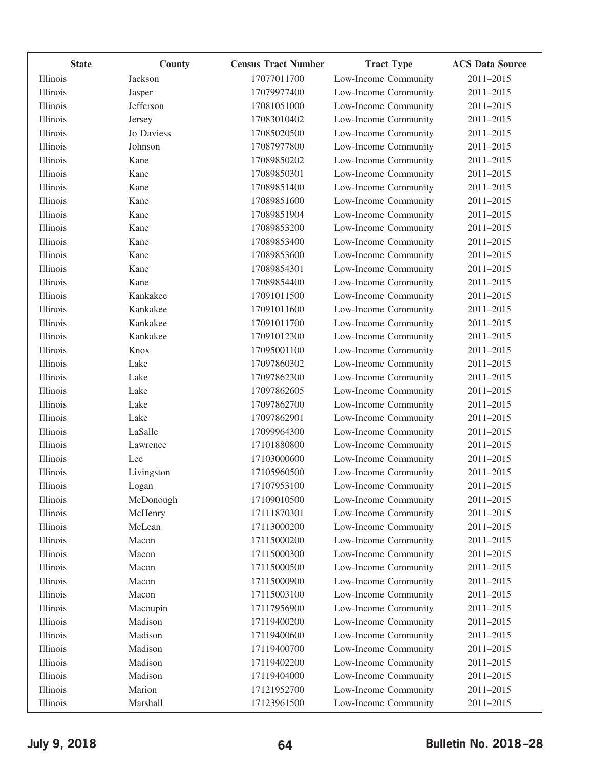| State | County | Census Tract Number | Tract Type | ACS Data Source |
|---|---|---|---|---|
| Illinois | Jackson | 17077011700 | Low-Income Community | 2011–2015 |
| Illinois | Jasper | 17079977400 | Low-Income Community | 2011–2015 |
| Illinois | Jefferson | 17081051000 | Low-Income Community | 2011–2015 |
| Illinois | Jersey | 17083010402 | Low-Income Community | 2011–2015 |
| Illinois | Jo Daviess | 17085020500 | Low-Income Community | 2011–2015 |
| Illinois | Johnson | 17087977800 | Low-Income Community | 2011–2015 |
| Illinois | Kane | 17089850202 | Low-Income Community | 2011–2015 |
| Illinois | Kane | 17089850301 | Low-Income Community | 2011–2015 |
| Illinois | Kane | 17089851400 | Low-Income Community | 2011–2015 |
| Illinois | Kane | 17089851600 | Low-Income Community | 2011–2015 |
| Illinois | Kane | 17089851904 | Low-Income Community | 2011–2015 |
| Illinois | Kane | 17089853200 | Low-Income Community | 2011–2015 |
| Illinois | Kane | 17089853400 | Low-Income Community | 2011–2015 |
| Illinois | Kane | 17089853600 | Low-Income Community | 2011–2015 |
| Illinois | Kane | 17089854301 | Low-Income Community | 2011–2015 |
| Illinois | Kane | 17089854400 | Low-Income Community | 2011–2015 |
| Illinois | Kankakee | 17091011500 | Low-Income Community | 2011–2015 |
| Illinois | Kankakee | 17091011600 | Low-Income Community | 2011–2015 |
| Illinois | Kankakee | 17091011700 | Low-Income Community | 2011–2015 |
| Illinois | Kankakee | 17091012300 | Low-Income Community | 2011–2015 |
| Illinois | Knox | 17095001100 | Low-Income Community | 2011–2015 |
| Illinois | Lake | 17097860302 | Low-Income Community | 2011–2015 |
| Illinois | Lake | 17097862300 | Low-Income Community | 2011–2015 |
| Illinois | Lake | 17097862605 | Low-Income Community | 2011–2015 |
| Illinois | Lake | 17097862700 | Low-Income Community | 2011–2015 |
| Illinois | Lake | 17097862901 | Low-Income Community | 2011–2015 |
| Illinois | LaSalle | 17099964300 | Low-Income Community | 2011–2015 |
| Illinois | Lawrence | 17101880800 | Low-Income Community | 2011–2015 |
| Illinois | Lee | 17103000600 | Low-Income Community | 2011–2015 |
| Illinois | Livingston | 17105960500 | Low-Income Community | 2011–2015 |
| Illinois | Logan | 17107953100 | Low-Income Community | 2011–2015 |
| Illinois | McDonough | 17109010500 | Low-Income Community | 2011–2015 |
| Illinois | McHenry | 17111870301 | Low-Income Community | 2011–2015 |
| Illinois | McLean | 17113000200 | Low-Income Community | 2011–2015 |
| Illinois | Macon | 17115000200 | Low-Income Community | 2011–2015 |
| Illinois | Macon | 17115000300 | Low-Income Community | 2011–2015 |
| Illinois | Macon | 17115000500 | Low-Income Community | 2011–2015 |
| Illinois | Macon | 17115000900 | Low-Income Community | 2011–2015 |
| Illinois | Macon | 17115003100 | Low-Income Community | 2011–2015 |
| Illinois | Macoupin | 17117956900 | Low-Income Community | 2011–2015 |
| Illinois | Madison | 17119400200 | Low-Income Community | 2011–2015 |
| Illinois | Madison | 17119400600 | Low-Income Community | 2011–2015 |
| Illinois | Madison | 17119400700 | Low-Income Community | 2011–2015 |
| Illinois | Madison | 17119402200 | Low-Income Community | 2011–2015 |
| Illinois | Madison | 17119404000 | Low-Income Community | 2011–2015 |
| Illinois | Marion | 17121952700 | Low-Income Community | 2011–2015 |
| Illinois | Marshall | 17123961500 | Low-Income Community | 2011–2015 |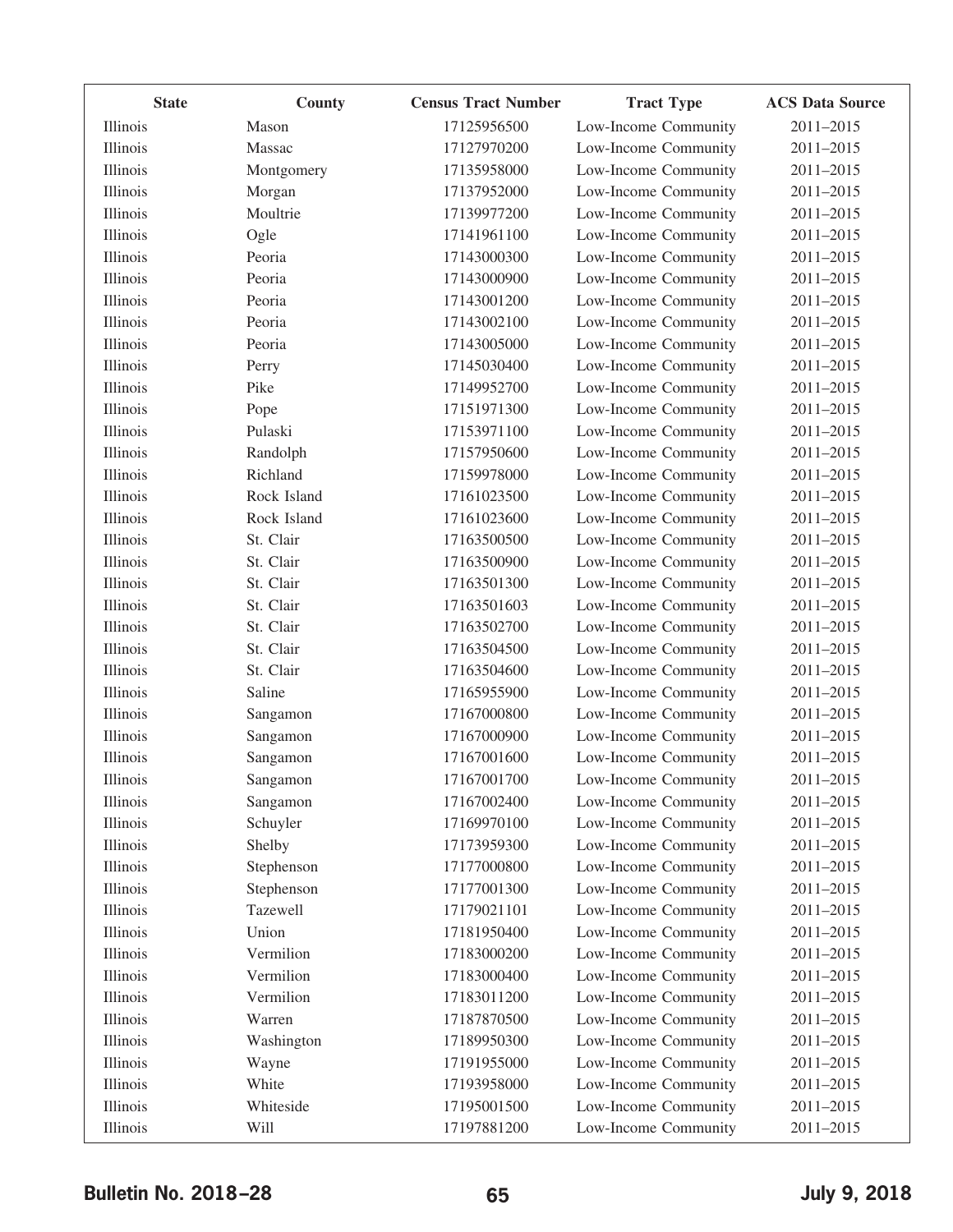| State | County | Census Tract Number | Tract Type | ACS Data Source |
|---|---|---|---|---|
| Illinois | Mason | 17125956500 | Low-Income Community | 2011–2015 |
| Illinois | Massac | 17127970200 | Low-Income Community | 2011–2015 |
| Illinois | Montgomery | 17135958000 | Low-Income Community | 2011–2015 |
| Illinois | Morgan | 17137952000 | Low-Income Community | 2011–2015 |
| Illinois | Moultrie | 17139977200 | Low-Income Community | 2011–2015 |
| Illinois | Ogle | 17141961100 | Low-Income Community | 2011–2015 |
| Illinois | Peoria | 17143000300 | Low-Income Community | 2011–2015 |
| Illinois | Peoria | 17143000900 | Low-Income Community | 2011–2015 |
| Illinois | Peoria | 17143001200 | Low-Income Community | 2011–2015 |
| Illinois | Peoria | 17143002100 | Low-Income Community | 2011–2015 |
| Illinois | Peoria | 17143005000 | Low-Income Community | 2011–2015 |
| Illinois | Perry | 17145030400 | Low-Income Community | 2011–2015 |
| Illinois | Pike | 17149952700 | Low-Income Community | 2011–2015 |
| Illinois | Pope | 17151971300 | Low-Income Community | 2011–2015 |
| Illinois | Pulaski | 17153971100 | Low-Income Community | 2011–2015 |
| Illinois | Randolph | 17157950600 | Low-Income Community | 2011–2015 |
| Illinois | Richland | 17159978000 | Low-Income Community | 2011–2015 |
| Illinois | Rock Island | 17161023500 | Low-Income Community | 2011–2015 |
| Illinois | Rock Island | 17161023600 | Low-Income Community | 2011–2015 |
| Illinois | St. Clair | 17163500500 | Low-Income Community | 2011–2015 |
| Illinois | St. Clair | 17163500900 | Low-Income Community | 2011–2015 |
| Illinois | St. Clair | 17163501300 | Low-Income Community | 2011–2015 |
| Illinois | St. Clair | 17163501603 | Low-Income Community | 2011–2015 |
| Illinois | St. Clair | 17163502700 | Low-Income Community | 2011–2015 |
| Illinois | St. Clair | 17163504500 | Low-Income Community | 2011–2015 |
| Illinois | St. Clair | 17163504600 | Low-Income Community | 2011–2015 |
| Illinois | Saline | 17165955900 | Low-Income Community | 2011–2015 |
| Illinois | Sangamon | 17167000800 | Low-Income Community | 2011–2015 |
| Illinois | Sangamon | 17167000900 | Low-Income Community | 2011–2015 |
| Illinois | Sangamon | 17167001600 | Low-Income Community | 2011–2015 |
| Illinois | Sangamon | 17167001700 | Low-Income Community | 2011–2015 |
| Illinois | Sangamon | 17167002400 | Low-Income Community | 2011–2015 |
| Illinois | Schuyler | 17169970100 | Low-Income Community | 2011–2015 |
| Illinois | Shelby | 17173959300 | Low-Income Community | 2011–2015 |
| Illinois | Stephenson | 17177000800 | Low-Income Community | 2011–2015 |
| Illinois | Stephenson | 17177001300 | Low-Income Community | 2011–2015 |
| Illinois | Tazewell | 17179021101 | Low-Income Community | 2011–2015 |
| Illinois | Union | 17181950400 | Low-Income Community | 2011–2015 |
| Illinois | Vermilion | 17183000200 | Low-Income Community | 2011–2015 |
| Illinois | Vermilion | 17183000400 | Low-Income Community | 2011–2015 |
| Illinois | Vermilion | 17183011200 | Low-Income Community | 2011–2015 |
| Illinois | Warren | 17187870500 | Low-Income Community | 2011–2015 |
| Illinois | Washington | 17189950300 | Low-Income Community | 2011–2015 |
| Illinois | Wayne | 17191955000 | Low-Income Community | 2011–2015 |
| Illinois | White | 17193958000 | Low-Income Community | 2011–2015 |
| Illinois | Whiteside | 17195001500 | Low-Income Community | 2011–2015 |
| Illinois | Will | 17197881200 | Low-Income Community | 2011–2015 |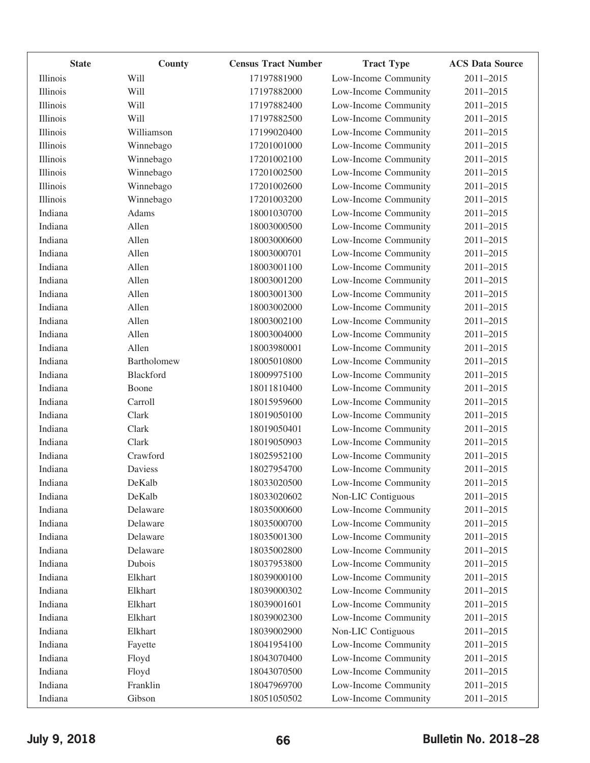| State | County | Census Tract Number | Tract Type | ACS Data Source |
|---|---|---|---|---|
| Illinois | Will | 17197881900 | Low-Income Community | 2011–2015 |
| Illinois | Will | 17197882000 | Low-Income Community | 2011–2015 |
| Illinois | Will | 17197882400 | Low-Income Community | 2011–2015 |
| Illinois | Will | 17197882500 | Low-Income Community | 2011–2015 |
| Illinois | Williamson | 17199020400 | Low-Income Community | 2011–2015 |
| Illinois | Winnebago | 17201001000 | Low-Income Community | 2011–2015 |
| Illinois | Winnebago | 17201002100 | Low-Income Community | 2011–2015 |
| Illinois | Winnebago | 17201002500 | Low-Income Community | 2011–2015 |
| Illinois | Winnebago | 17201002600 | Low-Income Community | 2011–2015 |
| Illinois | Winnebago | 17201003200 | Low-Income Community | 2011–2015 |
| Indiana | Adams | 18001030700 | Low-Income Community | 2011–2015 |
| Indiana | Allen | 18003000500 | Low-Income Community | 2011–2015 |
| Indiana | Allen | 18003000600 | Low-Income Community | 2011–2015 |
| Indiana | Allen | 18003000701 | Low-Income Community | 2011–2015 |
| Indiana | Allen | 18003001100 | Low-Income Community | 2011–2015 |
| Indiana | Allen | 18003001200 | Low-Income Community | 2011–2015 |
| Indiana | Allen | 18003001300 | Low-Income Community | 2011–2015 |
| Indiana | Allen | 18003002000 | Low-Income Community | 2011–2015 |
| Indiana | Allen | 18003002100 | Low-Income Community | 2011–2015 |
| Indiana | Allen | 18003004000 | Low-Income Community | 2011–2015 |
| Indiana | Allen | 18003980001 | Low-Income Community | 2011–2015 |
| Indiana | Bartholomew | 18005010800 | Low-Income Community | 2011–2015 |
| Indiana | Blackford | 18009975100 | Low-Income Community | 2011–2015 |
| Indiana | Boone | 18011810400 | Low-Income Community | 2011–2015 |
| Indiana | Carroll | 18015959600 | Low-Income Community | 2011–2015 |
| Indiana | Clark | 18019050100 | Low-Income Community | 2011–2015 |
| Indiana | Clark | 18019050401 | Low-Income Community | 2011–2015 |
| Indiana | Clark | 18019050903 | Low-Income Community | 2011–2015 |
| Indiana | Crawford | 18025952100 | Low-Income Community | 2011–2015 |
| Indiana | Daviess | 18027954700 | Low-Income Community | 2011–2015 |
| Indiana | DeKalb | 18033020500 | Low-Income Community | 2011–2015 |
| Indiana | DeKalb | 18033020602 | Non-LIC Contiguous | 2011–2015 |
| Indiana | Delaware | 18035000600 | Low-Income Community | 2011–2015 |
| Indiana | Delaware | 18035000700 | Low-Income Community | 2011–2015 |
| Indiana | Delaware | 18035001300 | Low-Income Community | 2011–2015 |
| Indiana | Delaware | 18035002800 | Low-Income Community | 2011–2015 |
| Indiana | Dubois | 18037953800 | Low-Income Community | 2011–2015 |
| Indiana | Elkhart | 18039000100 | Low-Income Community | 2011–2015 |
| Indiana | Elkhart | 18039000302 | Low-Income Community | 2011–2015 |
| Indiana | Elkhart | 18039001601 | Low-Income Community | 2011–2015 |
| Indiana | Elkhart | 18039002300 | Low-Income Community | 2011–2015 |
| Indiana | Elkhart | 18039002900 | Non-LIC Contiguous | 2011–2015 |
| Indiana | Fayette | 18041954100 | Low-Income Community | 2011–2015 |
| Indiana | Floyd | 18043070400 | Low-Income Community | 2011–2015 |
| Indiana | Floyd | 18043070500 | Low-Income Community | 2011–2015 |
| Indiana | Franklin | 18047969700 | Low-Income Community | 2011–2015 |
| Indiana | Gibson | 18051050502 | Low-Income Community | 2011–2015 |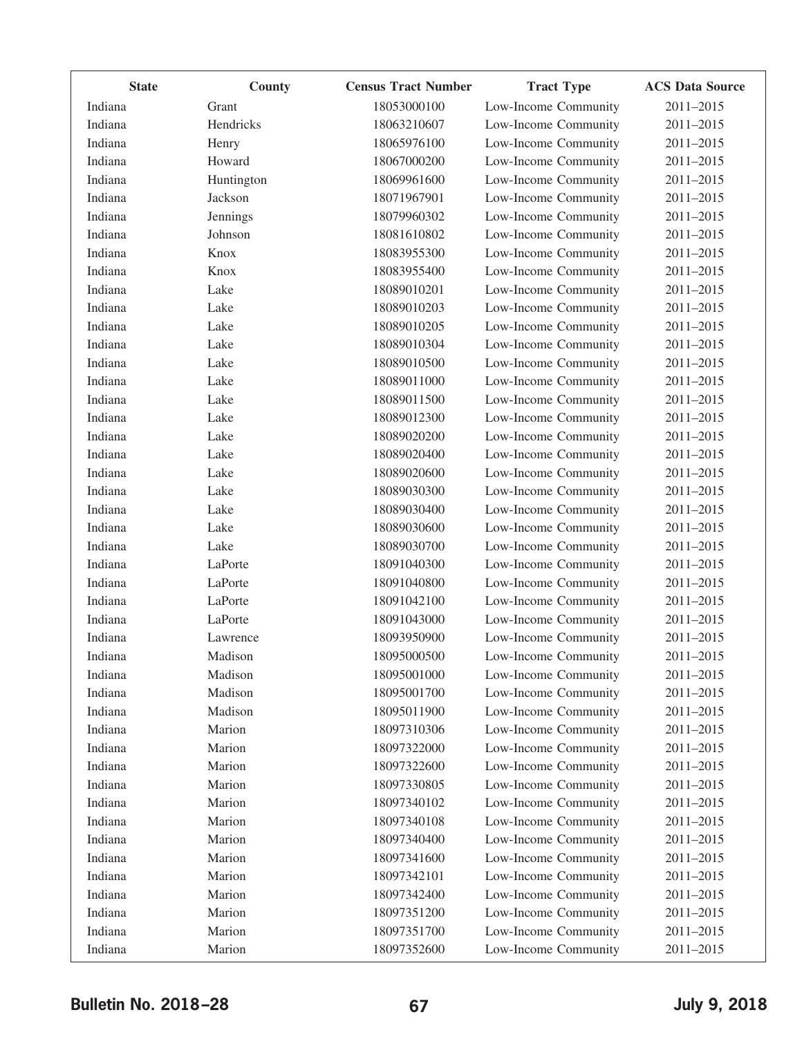| State | County | Census Tract Number | Tract Type | ACS Data Source |
|---|---|---|---|---|
| Indiana | Grant | 18053000100 | Low-Income Community | 2011–2015 |
| Indiana | Hendricks | 18063210607 | Low-Income Community | 2011–2015 |
| Indiana | Henry | 18065976100 | Low-Income Community | 2011–2015 |
| Indiana | Howard | 18067000200 | Low-Income Community | 2011–2015 |
| Indiana | Huntington | 18069961600 | Low-Income Community | 2011–2015 |
| Indiana | Jackson | 18071967901 | Low-Income Community | 2011–2015 |
| Indiana | Jennings | 18079960302 | Low-Income Community | 2011–2015 |
| Indiana | Johnson | 18081610802 | Low-Income Community | 2011–2015 |
| Indiana | Knox | 18083955300 | Low-Income Community | 2011–2015 |
| Indiana | Knox | 18083955400 | Low-Income Community | 2011–2015 |
| Indiana | Lake | 18089010201 | Low-Income Community | 2011–2015 |
| Indiana | Lake | 18089010203 | Low-Income Community | 2011–2015 |
| Indiana | Lake | 18089010205 | Low-Income Community | 2011–2015 |
| Indiana | Lake | 18089010304 | Low-Income Community | 2011–2015 |
| Indiana | Lake | 18089010500 | Low-Income Community | 2011–2015 |
| Indiana | Lake | 18089011000 | Low-Income Community | 2011–2015 |
| Indiana | Lake | 18089011500 | Low-Income Community | 2011–2015 |
| Indiana | Lake | 18089012300 | Low-Income Community | 2011–2015 |
| Indiana | Lake | 18089020200 | Low-Income Community | 2011–2015 |
| Indiana | Lake | 18089020400 | Low-Income Community | 2011–2015 |
| Indiana | Lake | 18089020600 | Low-Income Community | 2011–2015 |
| Indiana | Lake | 18089030300 | Low-Income Community | 2011–2015 |
| Indiana | Lake | 18089030400 | Low-Income Community | 2011–2015 |
| Indiana | Lake | 18089030600 | Low-Income Community | 2011–2015 |
| Indiana | Lake | 18089030700 | Low-Income Community | 2011–2015 |
| Indiana | LaPorte | 18091040300 | Low-Income Community | 2011–2015 |
| Indiana | LaPorte | 18091040800 | Low-Income Community | 2011–2015 |
| Indiana | LaPorte | 18091042100 | Low-Income Community | 2011–2015 |
| Indiana | LaPorte | 18091043000 | Low-Income Community | 2011–2015 |
| Indiana | Lawrence | 18093950900 | Low-Income Community | 2011–2015 |
| Indiana | Madison | 18095000500 | Low-Income Community | 2011–2015 |
| Indiana | Madison | 18095001000 | Low-Income Community | 2011–2015 |
| Indiana | Madison | 18095001700 | Low-Income Community | 2011–2015 |
| Indiana | Madison | 18095011900 | Low-Income Community | 2011–2015 |
| Indiana | Marion | 18097310306 | Low-Income Community | 2011–2015 |
| Indiana | Marion | 18097322000 | Low-Income Community | 2011–2015 |
| Indiana | Marion | 18097322600 | Low-Income Community | 2011–2015 |
| Indiana | Marion | 18097330805 | Low-Income Community | 2011–2015 |
| Indiana | Marion | 18097340102 | Low-Income Community | 2011–2015 |
| Indiana | Marion | 18097340108 | Low-Income Community | 2011–2015 |
| Indiana | Marion | 18097340400 | Low-Income Community | 2011–2015 |
| Indiana | Marion | 18097341600 | Low-Income Community | 2011–2015 |
| Indiana | Marion | 18097342101 | Low-Income Community | 2011–2015 |
| Indiana | Marion | 18097342400 | Low-Income Community | 2011–2015 |
| Indiana | Marion | 18097351200 | Low-Income Community | 2011–2015 |
| Indiana | Marion | 18097351700 | Low-Income Community | 2011–2015 |
| Indiana | Marion | 18097352600 | Low-Income Community | 2011–2015 |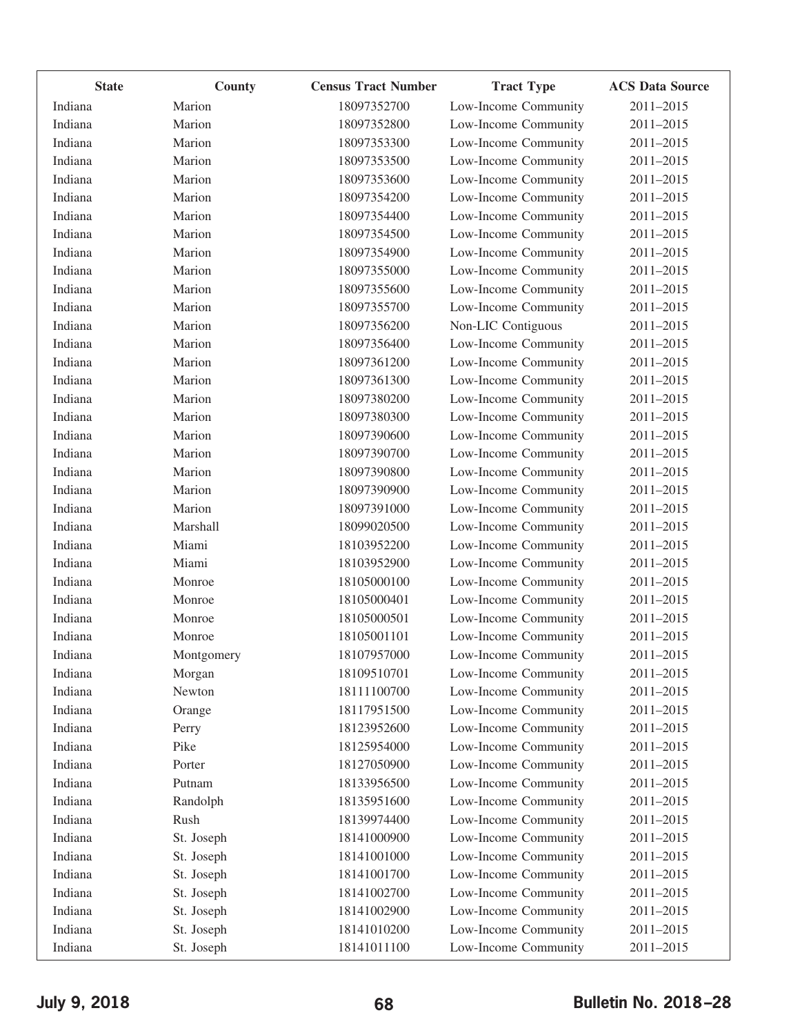| State | County | Census Tract Number | Tract Type | ACS Data Source |
|---|---|---|---|---|
| Indiana | Marion | 18097352700 | Low-Income Community | 2011–2015 |
| Indiana | Marion | 18097352800 | Low-Income Community | 2011–2015 |
| Indiana | Marion | 18097353300 | Low-Income Community | 2011–2015 |
| Indiana | Marion | 18097353500 | Low-Income Community | 2011–2015 |
| Indiana | Marion | 18097353600 | Low-Income Community | 2011–2015 |
| Indiana | Marion | 18097354200 | Low-Income Community | 2011–2015 |
| Indiana | Marion | 18097354400 | Low-Income Community | 2011–2015 |
| Indiana | Marion | 18097354500 | Low-Income Community | 2011–2015 |
| Indiana | Marion | 18097354900 | Low-Income Community | 2011–2015 |
| Indiana | Marion | 18097355000 | Low-Income Community | 2011–2015 |
| Indiana | Marion | 18097355600 | Low-Income Community | 2011–2015 |
| Indiana | Marion | 18097355700 | Low-Income Community | 2011–2015 |
| Indiana | Marion | 18097356200 | Non-LIC Contiguous | 2011–2015 |
| Indiana | Marion | 18097356400 | Low-Income Community | 2011–2015 |
| Indiana | Marion | 18097361200 | Low-Income Community | 2011–2015 |
| Indiana | Marion | 18097361300 | Low-Income Community | 2011–2015 |
| Indiana | Marion | 18097380200 | Low-Income Community | 2011–2015 |
| Indiana | Marion | 18097380300 | Low-Income Community | 2011–2015 |
| Indiana | Marion | 18097390600 | Low-Income Community | 2011–2015 |
| Indiana | Marion | 18097390700 | Low-Income Community | 2011–2015 |
| Indiana | Marion | 18097390800 | Low-Income Community | 2011–2015 |
| Indiana | Marion | 18097390900 | Low-Income Community | 2011–2015 |
| Indiana | Marion | 18097391000 | Low-Income Community | 2011–2015 |
| Indiana | Marshall | 18099020500 | Low-Income Community | 2011–2015 |
| Indiana | Miami | 18103952200 | Low-Income Community | 2011–2015 |
| Indiana | Miami | 18103952900 | Low-Income Community | 2011–2015 |
| Indiana | Monroe | 18105000100 | Low-Income Community | 2011–2015 |
| Indiana | Monroe | 18105000401 | Low-Income Community | 2011–2015 |
| Indiana | Monroe | 18105000501 | Low-Income Community | 2011–2015 |
| Indiana | Monroe | 18105001101 | Low-Income Community | 2011–2015 |
| Indiana | Montgomery | 18107957000 | Low-Income Community | 2011–2015 |
| Indiana | Morgan | 18109510701 | Low-Income Community | 2011–2015 |
| Indiana | Newton | 18111100700 | Low-Income Community | 2011–2015 |
| Indiana | Orange | 18117951500 | Low-Income Community | 2011–2015 |
| Indiana | Perry | 18123952600 | Low-Income Community | 2011–2015 |
| Indiana | Pike | 18125954000 | Low-Income Community | 2011–2015 |
| Indiana | Porter | 18127050900 | Low-Income Community | 2011–2015 |
| Indiana | Putnam | 18133956500 | Low-Income Community | 2011–2015 |
| Indiana | Randolph | 18135951600 | Low-Income Community | 2011–2015 |
| Indiana | Rush | 18139974400 | Low-Income Community | 2011–2015 |
| Indiana | St. Joseph | 18141000900 | Low-Income Community | 2011–2015 |
| Indiana | St. Joseph | 18141001000 | Low-Income Community | 2011–2015 |
| Indiana | St. Joseph | 18141001700 | Low-Income Community | 2011–2015 |
| Indiana | St. Joseph | 18141002700 | Low-Income Community | 2011–2015 |
| Indiana | St. Joseph | 18141002900 | Low-Income Community | 2011–2015 |
| Indiana | St. Joseph | 18141010200 | Low-Income Community | 2011–2015 |
| Indiana | St. Joseph | 18141011100 | Low-Income Community | 2011–2015 |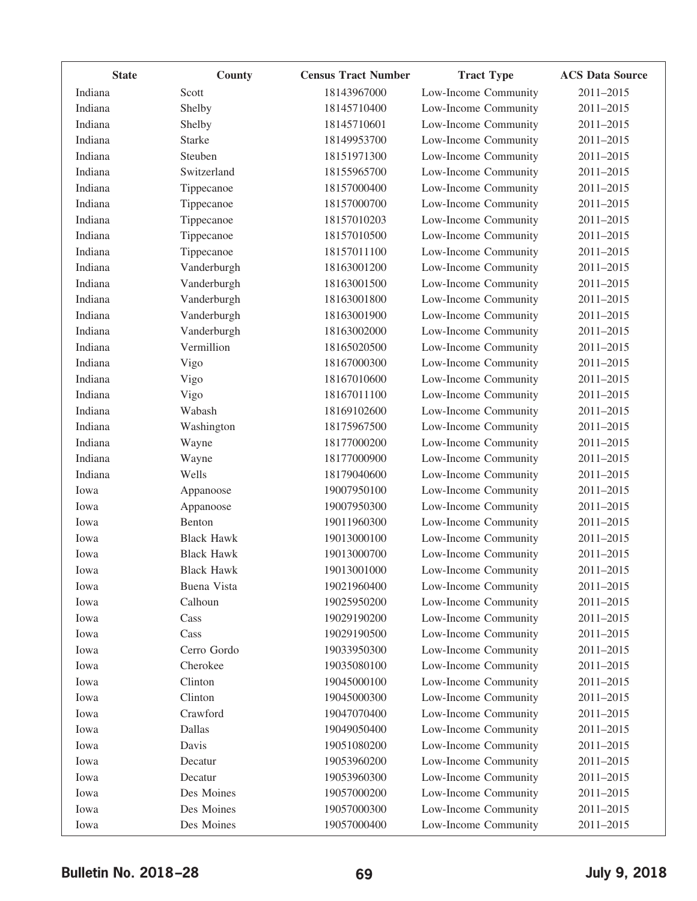| State | County | Census Tract Number | Tract Type | ACS Data Source |
|---|---|---|---|---|
| Indiana | Scott | 18143967000 | Low-Income Community | 2011–2015 |
| Indiana | Shelby | 18145710400 | Low-Income Community | 2011–2015 |
| Indiana | Shelby | 18145710601 | Low-Income Community | 2011–2015 |
| Indiana | Starke | 18149953700 | Low-Income Community | 2011–2015 |
| Indiana | Steuben | 18151971300 | Low-Income Community | 2011–2015 |
| Indiana | Switzerland | 18155965700 | Low-Income Community | 2011–2015 |
| Indiana | Tippecanoe | 18157000400 | Low-Income Community | 2011–2015 |
| Indiana | Tippecanoe | 18157000700 | Low-Income Community | 2011–2015 |
| Indiana | Tippecanoe | 18157010203 | Low-Income Community | 2011–2015 |
| Indiana | Tippecanoe | 18157010500 | Low-Income Community | 2011–2015 |
| Indiana | Tippecanoe | 18157011100 | Low-Income Community | 2011–2015 |
| Indiana | Vanderburgh | 18163001200 | Low-Income Community | 2011–2015 |
| Indiana | Vanderburgh | 18163001500 | Low-Income Community | 2011–2015 |
| Indiana | Vanderburgh | 18163001800 | Low-Income Community | 2011–2015 |
| Indiana | Vanderburgh | 18163001900 | Low-Income Community | 2011–2015 |
| Indiana | Vanderburgh | 18163002000 | Low-Income Community | 2011–2015 |
| Indiana | Vermillion | 18165020500 | Low-Income Community | 2011–2015 |
| Indiana | Vigo | 18167000300 | Low-Income Community | 2011–2015 |
| Indiana | Vigo | 18167010600 | Low-Income Community | 2011–2015 |
| Indiana | Vigo | 18167011100 | Low-Income Community | 2011–2015 |
| Indiana | Wabash | 18169102600 | Low-Income Community | 2011–2015 |
| Indiana | Washington | 18175967500 | Low-Income Community | 2011–2015 |
| Indiana | Wayne | 18177000200 | Low-Income Community | 2011–2015 |
| Indiana | Wayne | 18177000900 | Low-Income Community | 2011–2015 |
| Indiana | Wells | 18179040600 | Low-Income Community | 2011–2015 |
| Iowa | Appanoose | 19007950100 | Low-Income Community | 2011–2015 |
| Iowa | Appanoose | 19007950300 | Low-Income Community | 2011–2015 |
| Iowa | Benton | 19011960300 | Low-Income Community | 2011–2015 |
| Iowa | Black Hawk | 19013000100 | Low-Income Community | 2011–2015 |
| Iowa | Black Hawk | 19013000700 | Low-Income Community | 2011–2015 |
| Iowa | Black Hawk | 19013001000 | Low-Income Community | 2011–2015 |
| Iowa | Buena Vista | 19021960400 | Low-Income Community | 2011–2015 |
| Iowa | Calhoun | 19025950200 | Low-Income Community | 2011–2015 |
| Iowa | Cass | 19029190200 | Low-Income Community | 2011–2015 |
| Iowa | Cass | 19029190500 | Low-Income Community | 2011–2015 |
| Iowa | Cerro Gordo | 19033950300 | Low-Income Community | 2011–2015 |
| Iowa | Cherokee | 19035080100 | Low-Income Community | 2011–2015 |
| Iowa | Clinton | 19045000100 | Low-Income Community | 2011–2015 |
| Iowa | Clinton | 19045000300 | Low-Income Community | 2011–2015 |
| Iowa | Crawford | 19047070400 | Low-Income Community | 2011–2015 |
| Iowa | Dallas | 19049050400 | Low-Income Community | 2011–2015 |
| Iowa | Davis | 19051080200 | Low-Income Community | 2011–2015 |
| Iowa | Decatur | 19053960200 | Low-Income Community | 2011–2015 |
| Iowa | Decatur | 19053960300 | Low-Income Community | 2011–2015 |
| Iowa | Des Moines | 19057000200 | Low-Income Community | 2011–2015 |
| Iowa | Des Moines | 19057000300 | Low-Income Community | 2011–2015 |
| Iowa | Des Moines | 19057000400 | Low-Income Community | 2011–2015 |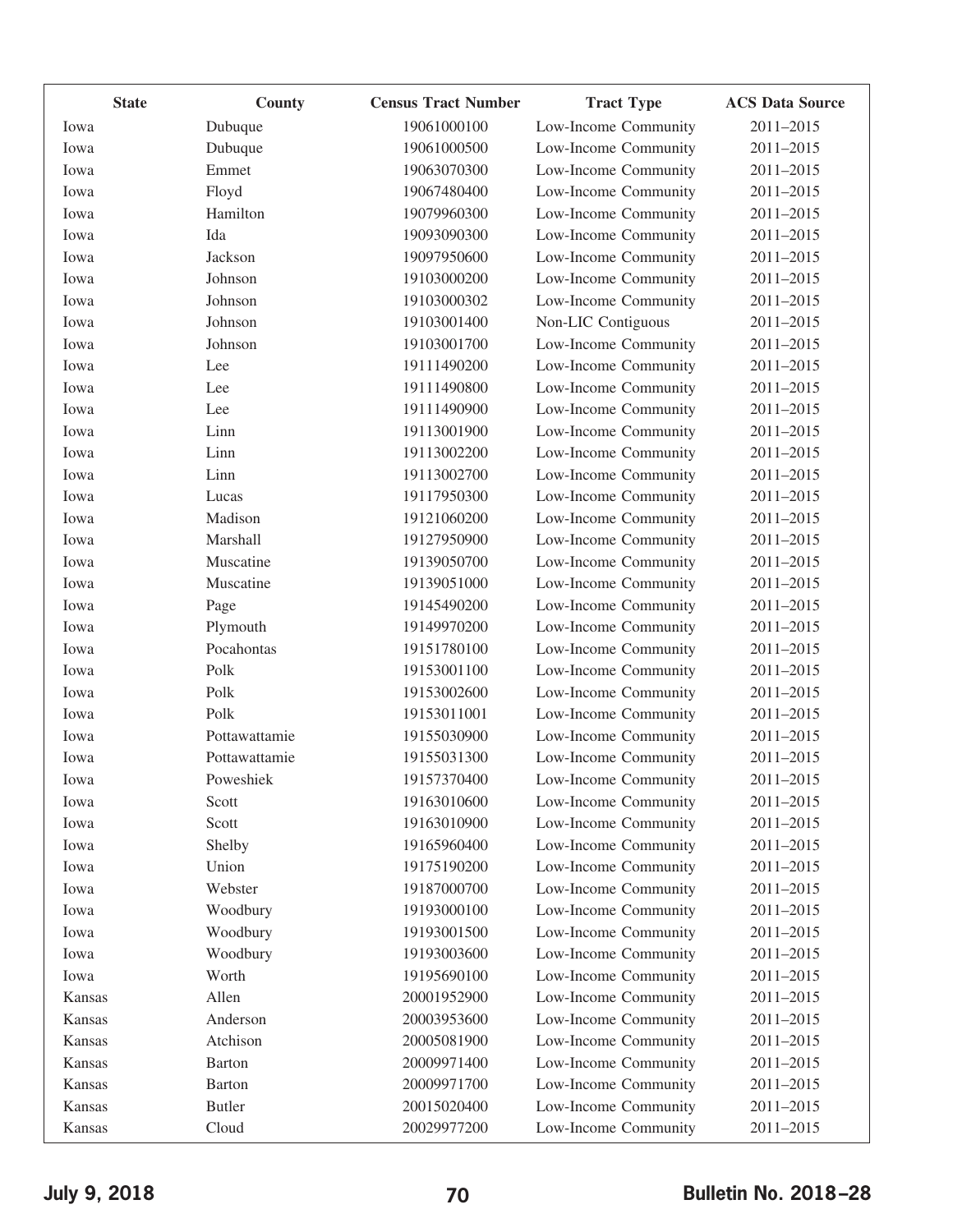| State | County | Census Tract Number | Tract Type | ACS Data Source |
|---|---|---|---|---|
| Iowa | Dubuque | 19061000100 | Low-Income Community | 2011–2015 |
| Iowa | Dubuque | 19061000500 | Low-Income Community | 2011–2015 |
| Iowa | Emmet | 19063070300 | Low-Income Community | 2011–2015 |
| Iowa | Floyd | 19067480400 | Low-Income Community | 2011–2015 |
| Iowa | Hamilton | 19079960300 | Low-Income Community | 2011–2015 |
| Iowa | Ida | 19093090300 | Low-Income Community | 2011–2015 |
| Iowa | Jackson | 19097950600 | Low-Income Community | 2011–2015 |
| Iowa | Johnson | 19103000200 | Low-Income Community | 2011–2015 |
| Iowa | Johnson | 19103000302 | Low-Income Community | 2011–2015 |
| Iowa | Johnson | 19103001400 | Non-LIC Contiguous | 2011–2015 |
| Iowa | Johnson | 19103001700 | Low-Income Community | 2011–2015 |
| Iowa | Lee | 19111490200 | Low-Income Community | 2011–2015 |
| Iowa | Lee | 19111490800 | Low-Income Community | 2011–2015 |
| Iowa | Lee | 19111490900 | Low-Income Community | 2011–2015 |
| Iowa | Linn | 19113001900 | Low-Income Community | 2011–2015 |
| Iowa | Linn | 19113002200 | Low-Income Community | 2011–2015 |
| Iowa | Linn | 19113002700 | Low-Income Community | 2011–2015 |
| Iowa | Lucas | 19117950300 | Low-Income Community | 2011–2015 |
| Iowa | Madison | 19121060200 | Low-Income Community | 2011–2015 |
| Iowa | Marshall | 19127950900 | Low-Income Community | 2011–2015 |
| Iowa | Muscatine | 19139050700 | Low-Income Community | 2011–2015 |
| Iowa | Muscatine | 19139051000 | Low-Income Community | 2011–2015 |
| Iowa | Page | 19145490200 | Low-Income Community | 2011–2015 |
| Iowa | Plymouth | 19149970200 | Low-Income Community | 2011–2015 |
| Iowa | Pocahontas | 19151780100 | Low-Income Community | 2011–2015 |
| Iowa | Polk | 19153001100 | Low-Income Community | 2011–2015 |
| Iowa | Polk | 19153002600 | Low-Income Community | 2011–2015 |
| Iowa | Polk | 19153011001 | Low-Income Community | 2011–2015 |
| Iowa | Pottawattamie | 19155030900 | Low-Income Community | 2011–2015 |
| Iowa | Pottawattamie | 19155031300 | Low-Income Community | 2011–2015 |
| Iowa | Poweshiek | 19157370400 | Low-Income Community | 2011–2015 |
| Iowa | Scott | 19163010600 | Low-Income Community | 2011–2015 |
| Iowa | Scott | 19163010900 | Low-Income Community | 2011–2015 |
| Iowa | Shelby | 19165960400 | Low-Income Community | 2011–2015 |
| Iowa | Union | 19175190200 | Low-Income Community | 2011–2015 |
| Iowa | Webster | 19187000700 | Low-Income Community | 2011–2015 |
| Iowa | Woodbury | 19193000100 | Low-Income Community | 2011–2015 |
| Iowa | Woodbury | 19193001500 | Low-Income Community | 2011–2015 |
| Iowa | Woodbury | 19193003600 | Low-Income Community | 2011–2015 |
| Iowa | Worth | 19195690100 | Low-Income Community | 2011–2015 |
| Kansas | Allen | 20001952900 | Low-Income Community | 2011–2015 |
| Kansas | Anderson | 20003953600 | Low-Income Community | 2011–2015 |
| Kansas | Atchison | 20005081900 | Low-Income Community | 2011–2015 |
| Kansas | Barton | 20009971400 | Low-Income Community | 2011–2015 |
| Kansas | Barton | 20009971700 | Low-Income Community | 2011–2015 |
| Kansas | Butler | 20015020400 | Low-Income Community | 2011–2015 |
| Kansas | Cloud | 20029977200 | Low-Income Community | 2011–2015 |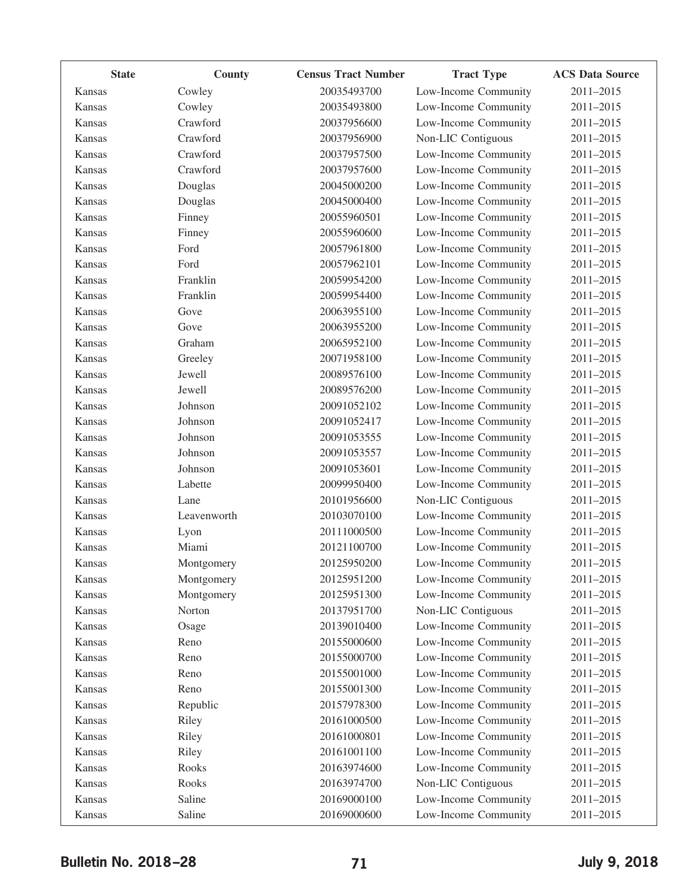| State | County | Census Tract Number | Tract Type | ACS Data Source |
|---|---|---|---|---|
| Kansas | Cowley | 20035493700 | Low-Income Community | 2011–2015 |
| Kansas | Cowley | 20035493800 | Low-Income Community | 2011–2015 |
| Kansas | Crawford | 20037956600 | Low-Income Community | 2011–2015 |
| Kansas | Crawford | 20037956900 | Non-LIC Contiguous | 2011–2015 |
| Kansas | Crawford | 20037957500 | Low-Income Community | 2011–2015 |
| Kansas | Crawford | 20037957600 | Low-Income Community | 2011–2015 |
| Kansas | Douglas | 20045000200 | Low-Income Community | 2011–2015 |
| Kansas | Douglas | 20045000400 | Low-Income Community | 2011–2015 |
| Kansas | Finney | 20055960501 | Low-Income Community | 2011–2015 |
| Kansas | Finney | 20055960600 | Low-Income Community | 2011–2015 |
| Kansas | Ford | 20057961800 | Low-Income Community | 2011–2015 |
| Kansas | Ford | 20057962101 | Low-Income Community | 2011–2015 |
| Kansas | Franklin | 20059954200 | Low-Income Community | 2011–2015 |
| Kansas | Franklin | 20059954400 | Low-Income Community | 2011–2015 |
| Kansas | Gove | 20063955100 | Low-Income Community | 2011–2015 |
| Kansas | Gove | 20063955200 | Low-Income Community | 2011–2015 |
| Kansas | Graham | 20065952100 | Low-Income Community | 2011–2015 |
| Kansas | Greeley | 20071958100 | Low-Income Community | 2011–2015 |
| Kansas | Jewell | 20089576100 | Low-Income Community | 2011–2015 |
| Kansas | Jewell | 20089576200 | Low-Income Community | 2011–2015 |
| Kansas | Johnson | 20091052102 | Low-Income Community | 2011–2015 |
| Kansas | Johnson | 20091052417 | Low-Income Community | 2011–2015 |
| Kansas | Johnson | 20091053555 | Low-Income Community | 2011–2015 |
| Kansas | Johnson | 20091053557 | Low-Income Community | 2011–2015 |
| Kansas | Johnson | 20091053601 | Low-Income Community | 2011–2015 |
| Kansas | Labette | 20099950400 | Low-Income Community | 2011–2015 |
| Kansas | Lane | 20101956600 | Non-LIC Contiguous | 2011–2015 |
| Kansas | Leavenworth | 20103070100 | Low-Income Community | 2011–2015 |
| Kansas | Lyon | 20111000500 | Low-Income Community | 2011–2015 |
| Kansas | Miami | 20121100700 | Low-Income Community | 2011–2015 |
| Kansas | Montgomery | 20125950200 | Low-Income Community | 2011–2015 |
| Kansas | Montgomery | 20125951200 | Low-Income Community | 2011–2015 |
| Kansas | Montgomery | 20125951300 | Low-Income Community | 2011–2015 |
| Kansas | Norton | 20137951700 | Non-LIC Contiguous | 2011–2015 |
| Kansas | Osage | 20139010400 | Low-Income Community | 2011–2015 |
| Kansas | Reno | 20155000600 | Low-Income Community | 2011–2015 |
| Kansas | Reno | 20155000700 | Low-Income Community | 2011–2015 |
| Kansas | Reno | 20155001000 | Low-Income Community | 2011–2015 |
| Kansas | Reno | 20155001300 | Low-Income Community | 2011–2015 |
| Kansas | Republic | 20157978300 | Low-Income Community | 2011–2015 |
| Kansas | Riley | 20161000500 | Low-Income Community | 2011–2015 |
| Kansas | Riley | 20161000801 | Low-Income Community | 2011–2015 |
| Kansas | Riley | 20161001100 | Low-Income Community | 2011–2015 |
| Kansas | Rooks | 20163974600 | Low-Income Community | 2011–2015 |
| Kansas | Rooks | 20163974700 | Non-LIC Contiguous | 2011–2015 |
| Kansas | Saline | 20169000100 | Low-Income Community | 2011–2015 |
| Kansas | Saline | 20169000600 | Low-Income Community | 2011–2015 |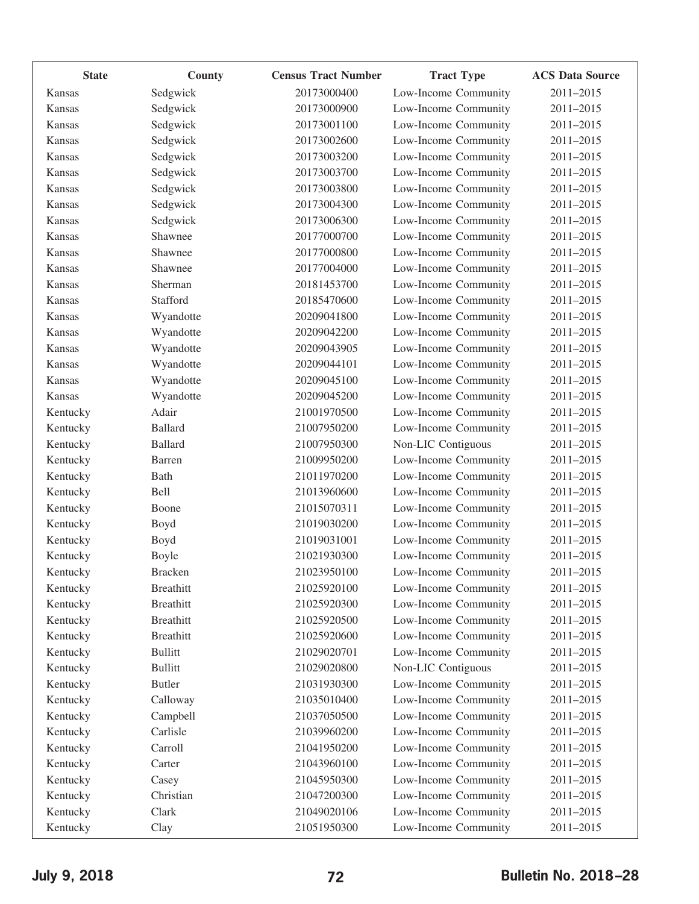| State | County | Census Tract Number | Tract Type | ACS Data Source |
|---|---|---|---|---|
| Kansas | Sedgwick | 20173000400 | Low-Income Community | 2011–2015 |
| Kansas | Sedgwick | 20173000900 | Low-Income Community | 2011–2015 |
| Kansas | Sedgwick | 20173001100 | Low-Income Community | 2011–2015 |
| Kansas | Sedgwick | 20173002600 | Low-Income Community | 2011–2015 |
| Kansas | Sedgwick | 20173003200 | Low-Income Community | 2011–2015 |
| Kansas | Sedgwick | 20173003700 | Low-Income Community | 2011–2015 |
| Kansas | Sedgwick | 20173003800 | Low-Income Community | 2011–2015 |
| Kansas | Sedgwick | 20173004300 | Low-Income Community | 2011–2015 |
| Kansas | Sedgwick | 20173006300 | Low-Income Community | 2011–2015 |
| Kansas | Shawnee | 20177000700 | Low-Income Community | 2011–2015 |
| Kansas | Shawnee | 20177000800 | Low-Income Community | 2011–2015 |
| Kansas | Shawnee | 20177004000 | Low-Income Community | 2011–2015 |
| Kansas | Sherman | 20181453700 | Low-Income Community | 2011–2015 |
| Kansas | Stafford | 20185470600 | Low-Income Community | 2011–2015 |
| Kansas | Wyandotte | 20209041800 | Low-Income Community | 2011–2015 |
| Kansas | Wyandotte | 20209042200 | Low-Income Community | 2011–2015 |
| Kansas | Wyandotte | 20209043905 | Low-Income Community | 2011–2015 |
| Kansas | Wyandotte | 20209044101 | Low-Income Community | 2011–2015 |
| Kansas | Wyandotte | 20209045100 | Low-Income Community | 2011–2015 |
| Kansas | Wyandotte | 20209045200 | Low-Income Community | 2011–2015 |
| Kentucky | Adair | 21001970500 | Low-Income Community | 2011–2015 |
| Kentucky | Ballard | 21007950200 | Low-Income Community | 2011–2015 |
| Kentucky | Ballard | 21007950300 | Non-LIC Contiguous | 2011–2015 |
| Kentucky | Barren | 21009950200 | Low-Income Community | 2011–2015 |
| Kentucky | Bath | 21011970200 | Low-Income Community | 2011–2015 |
| Kentucky | Bell | 21013960600 | Low-Income Community | 2011–2015 |
| Kentucky | Boone | 21015070311 | Low-Income Community | 2011–2015 |
| Kentucky | Boyd | 21019030200 | Low-Income Community | 2011–2015 |
| Kentucky | Boyd | 21019031001 | Low-Income Community | 2011–2015 |
| Kentucky | Boyle | 21021930300 | Low-Income Community | 2011–2015 |
| Kentucky | Bracken | 21023950100 | Low-Income Community | 2011–2015 |
| Kentucky | Breathitt | 21025920100 | Low-Income Community | 2011–2015 |
| Kentucky | Breathitt | 21025920300 | Low-Income Community | 2011–2015 |
| Kentucky | Breathitt | 21025920500 | Low-Income Community | 2011–2015 |
| Kentucky | Breathitt | 21025920600 | Low-Income Community | 2011–2015 |
| Kentucky | Bullitt | 21029020701 | Low-Income Community | 2011–2015 |
| Kentucky | Bullitt | 21029020800 | Non-LIC Contiguous | 2011–2015 |
| Kentucky | Butler | 21031930300 | Low-Income Community | 2011–2015 |
| Kentucky | Calloway | 21035010400 | Low-Income Community | 2011–2015 |
| Kentucky | Campbell | 21037050500 | Low-Income Community | 2011–2015 |
| Kentucky | Carlisle | 21039960200 | Low-Income Community | 2011–2015 |
| Kentucky | Carroll | 21041950200 | Low-Income Community | 2011–2015 |
| Kentucky | Carter | 21043960100 | Low-Income Community | 2011–2015 |
| Kentucky | Casey | 21045950300 | Low-Income Community | 2011–2015 |
| Kentucky | Christian | 21047200300 | Low-Income Community | 2011–2015 |
| Kentucky | Clark | 21049020106 | Low-Income Community | 2011–2015 |
| Kentucky | Clay | 21051950300 | Low-Income Community | 2011–2015 |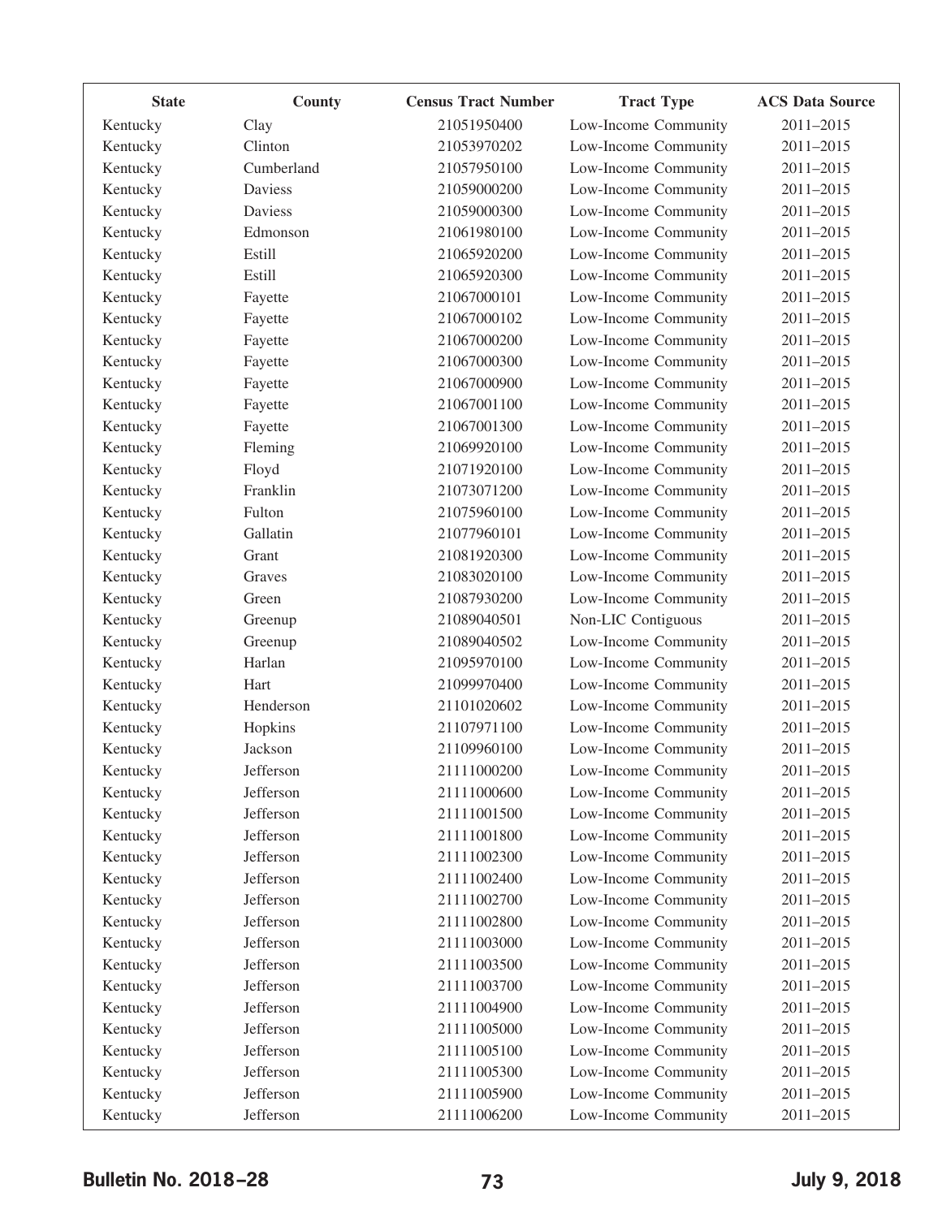| State | County | Census Tract Number | Tract Type | ACS Data Source |
|---|---|---|---|---|
| Kentucky | Clay | 21051950400 | Low-Income Community | 2011–2015 |
| Kentucky | Clinton | 21053970202 | Low-Income Community | 2011–2015 |
| Kentucky | Cumberland | 21057950100 | Low-Income Community | 2011–2015 |
| Kentucky | Daviess | 21059000200 | Low-Income Community | 2011–2015 |
| Kentucky | Daviess | 21059000300 | Low-Income Community | 2011–2015 |
| Kentucky | Edmonson | 21061980100 | Low-Income Community | 2011–2015 |
| Kentucky | Estill | 21065920200 | Low-Income Community | 2011–2015 |
| Kentucky | Estill | 21065920300 | Low-Income Community | 2011–2015 |
| Kentucky | Fayette | 21067000101 | Low-Income Community | 2011–2015 |
| Kentucky | Fayette | 21067000102 | Low-Income Community | 2011–2015 |
| Kentucky | Fayette | 21067000200 | Low-Income Community | 2011–2015 |
| Kentucky | Fayette | 21067000300 | Low-Income Community | 2011–2015 |
| Kentucky | Fayette | 21067000900 | Low-Income Community | 2011–2015 |
| Kentucky | Fayette | 21067001100 | Low-Income Community | 2011–2015 |
| Kentucky | Fayette | 21067001300 | Low-Income Community | 2011–2015 |
| Kentucky | Fleming | 21069920100 | Low-Income Community | 2011–2015 |
| Kentucky | Floyd | 21071920100 | Low-Income Community | 2011–2015 |
| Kentucky | Franklin | 21073071200 | Low-Income Community | 2011–2015 |
| Kentucky | Fulton | 21075960100 | Low-Income Community | 2011–2015 |
| Kentucky | Gallatin | 21077960101 | Low-Income Community | 2011–2015 |
| Kentucky | Grant | 21081920300 | Low-Income Community | 2011–2015 |
| Kentucky | Graves | 21083020100 | Low-Income Community | 2011–2015 |
| Kentucky | Green | 21087930200 | Low-Income Community | 2011–2015 |
| Kentucky | Greenup | 21089040501 | Non-LIC Contiguous | 2011–2015 |
| Kentucky | Greenup | 21089040502 | Low-Income Community | 2011–2015 |
| Kentucky | Harlan | 21095970100 | Low-Income Community | 2011–2015 |
| Kentucky | Hart | 21099970400 | Low-Income Community | 2011–2015 |
| Kentucky | Henderson | 21101020602 | Low-Income Community | 2011–2015 |
| Kentucky | Hopkins | 21107971100 | Low-Income Community | 2011–2015 |
| Kentucky | Jackson | 21109960100 | Low-Income Community | 2011–2015 |
| Kentucky | Jefferson | 21111000200 | Low-Income Community | 2011–2015 |
| Kentucky | Jefferson | 21111000600 | Low-Income Community | 2011–2015 |
| Kentucky | Jefferson | 21111001500 | Low-Income Community | 2011–2015 |
| Kentucky | Jefferson | 21111001800 | Low-Income Community | 2011–2015 |
| Kentucky | Jefferson | 21111002300 | Low-Income Community | 2011–2015 |
| Kentucky | Jefferson | 21111002400 | Low-Income Community | 2011–2015 |
| Kentucky | Jefferson | 21111002700 | Low-Income Community | 2011–2015 |
| Kentucky | Jefferson | 21111002800 | Low-Income Community | 2011–2015 |
| Kentucky | Jefferson | 21111003000 | Low-Income Community | 2011–2015 |
| Kentucky | Jefferson | 21111003500 | Low-Income Community | 2011–2015 |
| Kentucky | Jefferson | 21111003700 | Low-Income Community | 2011–2015 |
| Kentucky | Jefferson | 21111004900 | Low-Income Community | 2011–2015 |
| Kentucky | Jefferson | 21111005000 | Low-Income Community | 2011–2015 |
| Kentucky | Jefferson | 21111005100 | Low-Income Community | 2011–2015 |
| Kentucky | Jefferson | 21111005300 | Low-Income Community | 2011–2015 |
| Kentucky | Jefferson | 21111005900 | Low-Income Community | 2011–2015 |
| Kentucky | Jefferson | 21111006200 | Low-Income Community | 2011–2015 |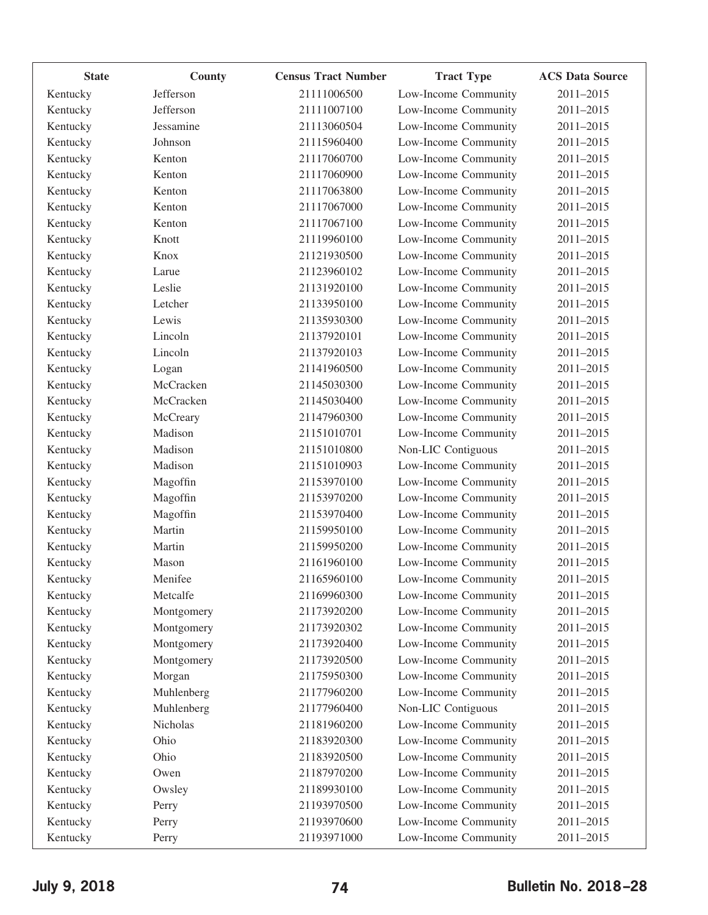| State | County | Census Tract Number | Tract Type | ACS Data Source |
|---|---|---|---|---|
| Kentucky | Jefferson | 21111006500 | Low-Income Community | 2011–2015 |
| Kentucky | Jefferson | 21111007100 | Low-Income Community | 2011–2015 |
| Kentucky | Jessamine | 21113060504 | Low-Income Community | 2011–2015 |
| Kentucky | Johnson | 21115960400 | Low-Income Community | 2011–2015 |
| Kentucky | Kenton | 21117060700 | Low-Income Community | 2011–2015 |
| Kentucky | Kenton | 21117060900 | Low-Income Community | 2011–2015 |
| Kentucky | Kenton | 21117063800 | Low-Income Community | 2011–2015 |
| Kentucky | Kenton | 21117067000 | Low-Income Community | 2011–2015 |
| Kentucky | Kenton | 21117067100 | Low-Income Community | 2011–2015 |
| Kentucky | Knott | 21119960100 | Low-Income Community | 2011–2015 |
| Kentucky | Knox | 21121930500 | Low-Income Community | 2011–2015 |
| Kentucky | Larue | 21123960102 | Low-Income Community | 2011–2015 |
| Kentucky | Leslie | 21131920100 | Low-Income Community | 2011–2015 |
| Kentucky | Letcher | 21133950100 | Low-Income Community | 2011–2015 |
| Kentucky | Lewis | 21135930300 | Low-Income Community | 2011–2015 |
| Kentucky | Lincoln | 21137920101 | Low-Income Community | 2011–2015 |
| Kentucky | Lincoln | 21137920103 | Low-Income Community | 2011–2015 |
| Kentucky | Logan | 21141960500 | Low-Income Community | 2011–2015 |
| Kentucky | McCracken | 21145030300 | Low-Income Community | 2011–2015 |
| Kentucky | McCracken | 21145030400 | Low-Income Community | 2011–2015 |
| Kentucky | McCreary | 21147960300 | Low-Income Community | 2011–2015 |
| Kentucky | Madison | 21151010701 | Low-Income Community | 2011–2015 |
| Kentucky | Madison | 21151010800 | Non-LIC Contiguous | 2011–2015 |
| Kentucky | Madison | 21151010903 | Low-Income Community | 2011–2015 |
| Kentucky | Magoffin | 21153970100 | Low-Income Community | 2011–2015 |
| Kentucky | Magoffin | 21153970200 | Low-Income Community | 2011–2015 |
| Kentucky | Magoffin | 21153970400 | Low-Income Community | 2011–2015 |
| Kentucky | Martin | 21159950100 | Low-Income Community | 2011–2015 |
| Kentucky | Martin | 21159950200 | Low-Income Community | 2011–2015 |
| Kentucky | Mason | 21161960100 | Low-Income Community | 2011–2015 |
| Kentucky | Menifee | 21165960100 | Low-Income Community | 2011–2015 |
| Kentucky | Metcalfe | 21169960300 | Low-Income Community | 2011–2015 |
| Kentucky | Montgomery | 21173920200 | Low-Income Community | 2011–2015 |
| Kentucky | Montgomery | 21173920302 | Low-Income Community | 2011–2015 |
| Kentucky | Montgomery | 21173920400 | Low-Income Community | 2011–2015 |
| Kentucky | Montgomery | 21173920500 | Low-Income Community | 2011–2015 |
| Kentucky | Morgan | 21175950300 | Low-Income Community | 2011–2015 |
| Kentucky | Muhlenberg | 21177960200 | Low-Income Community | 2011–2015 |
| Kentucky | Muhlenberg | 21177960400 | Non-LIC Contiguous | 2011–2015 |
| Kentucky | Nicholas | 21181960200 | Low-Income Community | 2011–2015 |
| Kentucky | Ohio | 21183920300 | Low-Income Community | 2011–2015 |
| Kentucky | Ohio | 21183920500 | Low-Income Community | 2011–2015 |
| Kentucky | Owen | 21187970200 | Low-Income Community | 2011–2015 |
| Kentucky | Owsley | 21189930100 | Low-Income Community | 2011–2015 |
| Kentucky | Perry | 21193970500 | Low-Income Community | 2011–2015 |
| Kentucky | Perry | 21193970600 | Low-Income Community | 2011–2015 |
| Kentucky | Perry | 21193971000 | Low-Income Community | 2011–2015 |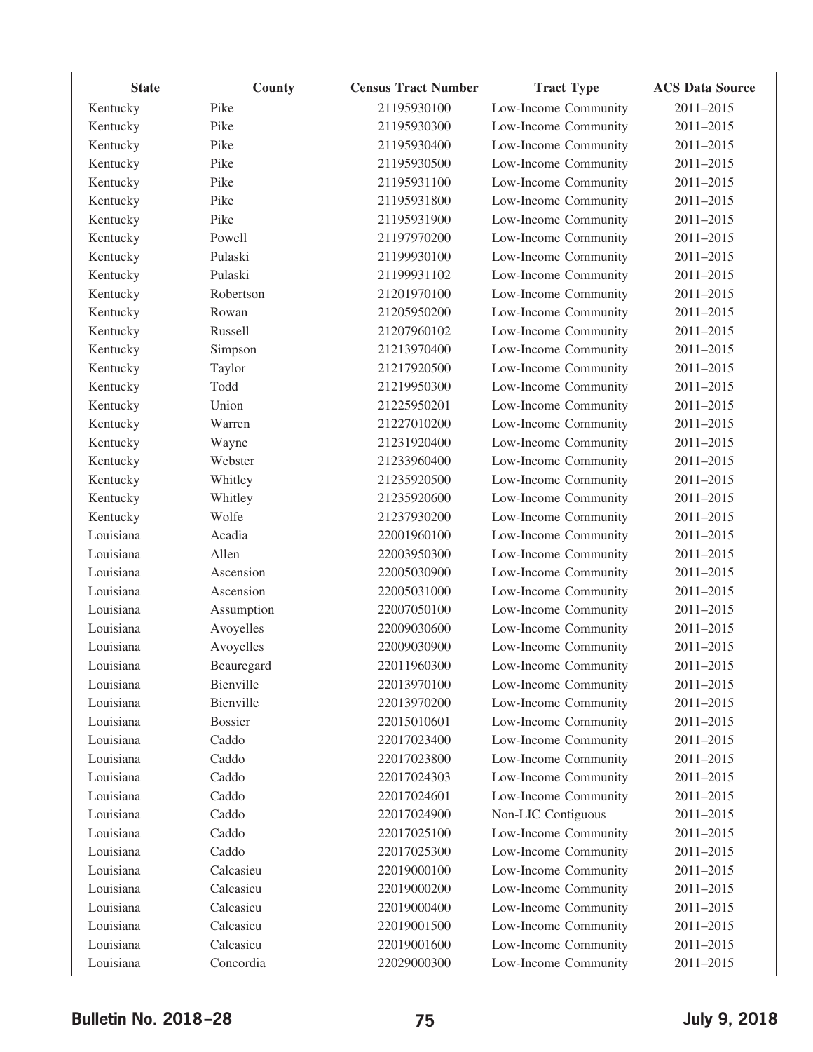| State | County | Census Tract Number | Tract Type | ACS Data Source |
|---|---|---|---|---|
| Kentucky | Pike | 21195930100 | Low-Income Community | 2011–2015 |
| Kentucky | Pike | 21195930300 | Low-Income Community | 2011–2015 |
| Kentucky | Pike | 21195930400 | Low-Income Community | 2011–2015 |
| Kentucky | Pike | 21195930500 | Low-Income Community | 2011–2015 |
| Kentucky | Pike | 21195931100 | Low-Income Community | 2011–2015 |
| Kentucky | Pike | 21195931800 | Low-Income Community | 2011–2015 |
| Kentucky | Pike | 21195931900 | Low-Income Community | 2011–2015 |
| Kentucky | Powell | 21197970200 | Low-Income Community | 2011–2015 |
| Kentucky | Pulaski | 21199930100 | Low-Income Community | 2011–2015 |
| Kentucky | Pulaski | 21199931102 | Low-Income Community | 2011–2015 |
| Kentucky | Robertson | 21201970100 | Low-Income Community | 2011–2015 |
| Kentucky | Rowan | 21205950200 | Low-Income Community | 2011–2015 |
| Kentucky | Russell | 21207960102 | Low-Income Community | 2011–2015 |
| Kentucky | Simpson | 21213970400 | Low-Income Community | 2011–2015 |
| Kentucky | Taylor | 21217920500 | Low-Income Community | 2011–2015 |
| Kentucky | Todd | 21219950300 | Low-Income Community | 2011–2015 |
| Kentucky | Union | 21225950201 | Low-Income Community | 2011–2015 |
| Kentucky | Warren | 21227010200 | Low-Income Community | 2011–2015 |
| Kentucky | Wayne | 21231920400 | Low-Income Community | 2011–2015 |
| Kentucky | Webster | 21233960400 | Low-Income Community | 2011–2015 |
| Kentucky | Whitley | 21235920500 | Low-Income Community | 2011–2015 |
| Kentucky | Whitley | 21235920600 | Low-Income Community | 2011–2015 |
| Kentucky | Wolfe | 21237930200 | Low-Income Community | 2011–2015 |
| Louisiana | Acadia | 22001960100 | Low-Income Community | 2011–2015 |
| Louisiana | Allen | 22003950300 | Low-Income Community | 2011–2015 |
| Louisiana | Ascension | 22005030900 | Low-Income Community | 2011–2015 |
| Louisiana | Ascension | 22005031000 | Low-Income Community | 2011–2015 |
| Louisiana | Assumption | 22007050100 | Low-Income Community | 2011–2015 |
| Louisiana | Avoyelles | 22009030600 | Low-Income Community | 2011–2015 |
| Louisiana | Avoyelles | 22009030900 | Low-Income Community | 2011–2015 |
| Louisiana | Beauregard | 22011960300 | Low-Income Community | 2011–2015 |
| Louisiana | Bienville | 22013970100 | Low-Income Community | 2011–2015 |
| Louisiana | Bienville | 22013970200 | Low-Income Community | 2011–2015 |
| Louisiana | Bossier | 22015010601 | Low-Income Community | 2011–2015 |
| Louisiana | Caddo | 22017023400 | Low-Income Community | 2011–2015 |
| Louisiana | Caddo | 22017023800 | Low-Income Community | 2011–2015 |
| Louisiana | Caddo | 22017024303 | Low-Income Community | 2011–2015 |
| Louisiana | Caddo | 22017024601 | Low-Income Community | 2011–2015 |
| Louisiana | Caddo | 22017024900 | Non-LIC Contiguous | 2011–2015 |
| Louisiana | Caddo | 22017025100 | Low-Income Community | 2011–2015 |
| Louisiana | Caddo | 22017025300 | Low-Income Community | 2011–2015 |
| Louisiana | Calcasieu | 22019000100 | Low-Income Community | 2011–2015 |
| Louisiana | Calcasieu | 22019000200 | Low-Income Community | 2011–2015 |
| Louisiana | Calcasieu | 22019000400 | Low-Income Community | 2011–2015 |
| Louisiana | Calcasieu | 22019001500 | Low-Income Community | 2011–2015 |
| Louisiana | Calcasieu | 22019001600 | Low-Income Community | 2011–2015 |
| Louisiana | Concordia | 22029000300 | Low-Income Community | 2011–2015 |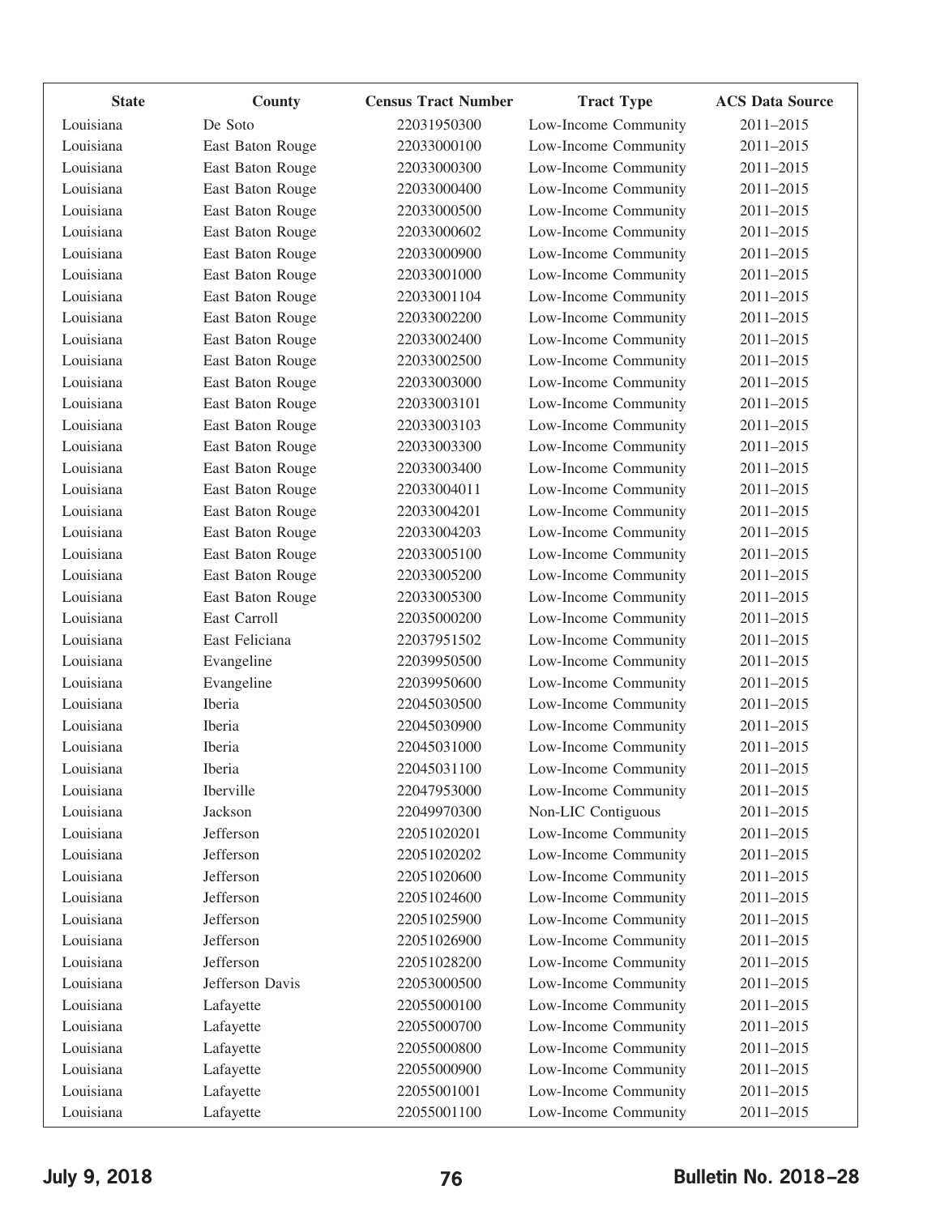| State | County | Census Tract Number | Tract Type | ACS Data Source |
|---|---|---|---|---|
| Louisiana | De Soto | 22031950300 | Low-Income Community | 2011–2015 |
| Louisiana | East Baton Rouge | 22033000100 | Low-Income Community | 2011–2015 |
| Louisiana | East Baton Rouge | 22033000300 | Low-Income Community | 2011–2015 |
| Louisiana | East Baton Rouge | 22033000400 | Low-Income Community | 2011–2015 |
| Louisiana | East Baton Rouge | 22033000500 | Low-Income Community | 2011–2015 |
| Louisiana | East Baton Rouge | 22033000602 | Low-Income Community | 2011–2015 |
| Louisiana | East Baton Rouge | 22033000900 | Low-Income Community | 2011–2015 |
| Louisiana | East Baton Rouge | 22033001000 | Low-Income Community | 2011–2015 |
| Louisiana | East Baton Rouge | 22033001104 | Low-Income Community | 2011–2015 |
| Louisiana | East Baton Rouge | 22033002200 | Low-Income Community | 2011–2015 |
| Louisiana | East Baton Rouge | 22033002400 | Low-Income Community | 2011–2015 |
| Louisiana | East Baton Rouge | 22033002500 | Low-Income Community | 2011–2015 |
| Louisiana | East Baton Rouge | 22033003000 | Low-Income Community | 2011–2015 |
| Louisiana | East Baton Rouge | 22033003101 | Low-Income Community | 2011–2015 |
| Louisiana | East Baton Rouge | 22033003103 | Low-Income Community | 2011–2015 |
| Louisiana | East Baton Rouge | 22033003300 | Low-Income Community | 2011–2015 |
| Louisiana | East Baton Rouge | 22033003400 | Low-Income Community | 2011–2015 |
| Louisiana | East Baton Rouge | 22033004011 | Low-Income Community | 2011–2015 |
| Louisiana | East Baton Rouge | 22033004201 | Low-Income Community | 2011–2015 |
| Louisiana | East Baton Rouge | 22033004203 | Low-Income Community | 2011–2015 |
| Louisiana | East Baton Rouge | 22033005100 | Low-Income Community | 2011–2015 |
| Louisiana | East Baton Rouge | 22033005200 | Low-Income Community | 2011–2015 |
| Louisiana | East Baton Rouge | 22033005300 | Low-Income Community | 2011–2015 |
| Louisiana | East Carroll | 22035000200 | Low-Income Community | 2011–2015 |
| Louisiana | East Feliciana | 22037951502 | Low-Income Community | 2011–2015 |
| Louisiana | Evangeline | 22039950500 | Low-Income Community | 2011–2015 |
| Louisiana | Evangeline | 22039950600 | Low-Income Community | 2011–2015 |
| Louisiana | Iberia | 22045030500 | Low-Income Community | 2011–2015 |
| Louisiana | Iberia | 22045030900 | Low-Income Community | 2011–2015 |
| Louisiana | Iberia | 22045031000 | Low-Income Community | 2011–2015 |
| Louisiana | Iberia | 22045031100 | Low-Income Community | 2011–2015 |
| Louisiana | Iberville | 22047953000 | Low-Income Community | 2011–2015 |
| Louisiana | Jackson | 22049970300 | Non-LIC Contiguous | 2011–2015 |
| Louisiana | Jefferson | 22051020201 | Low-Income Community | 2011–2015 |
| Louisiana | Jefferson | 22051020202 | Low-Income Community | 2011–2015 |
| Louisiana | Jefferson | 22051020600 | Low-Income Community | 2011–2015 |
| Louisiana | Jefferson | 22051024600 | Low-Income Community | 2011–2015 |
| Louisiana | Jefferson | 22051025900 | Low-Income Community | 2011–2015 |
| Louisiana | Jefferson | 22051026900 | Low-Income Community | 2011–2015 |
| Louisiana | Jefferson | 22051028200 | Low-Income Community | 2011–2015 |
| Louisiana | Jefferson Davis | 22053000500 | Low-Income Community | 2011–2015 |
| Louisiana | Lafayette | 22055000100 | Low-Income Community | 2011–2015 |
| Louisiana | Lafayette | 22055000700 | Low-Income Community | 2011–2015 |
| Louisiana | Lafayette | 22055000800 | Low-Income Community | 2011–2015 |
| Louisiana | Lafayette | 22055000900 | Low-Income Community | 2011–2015 |
| Louisiana | Lafayette | 22055001001 | Low-Income Community | 2011–2015 |
| Louisiana | Lafayette | 22055001100 | Low-Income Community | 2011–2015 |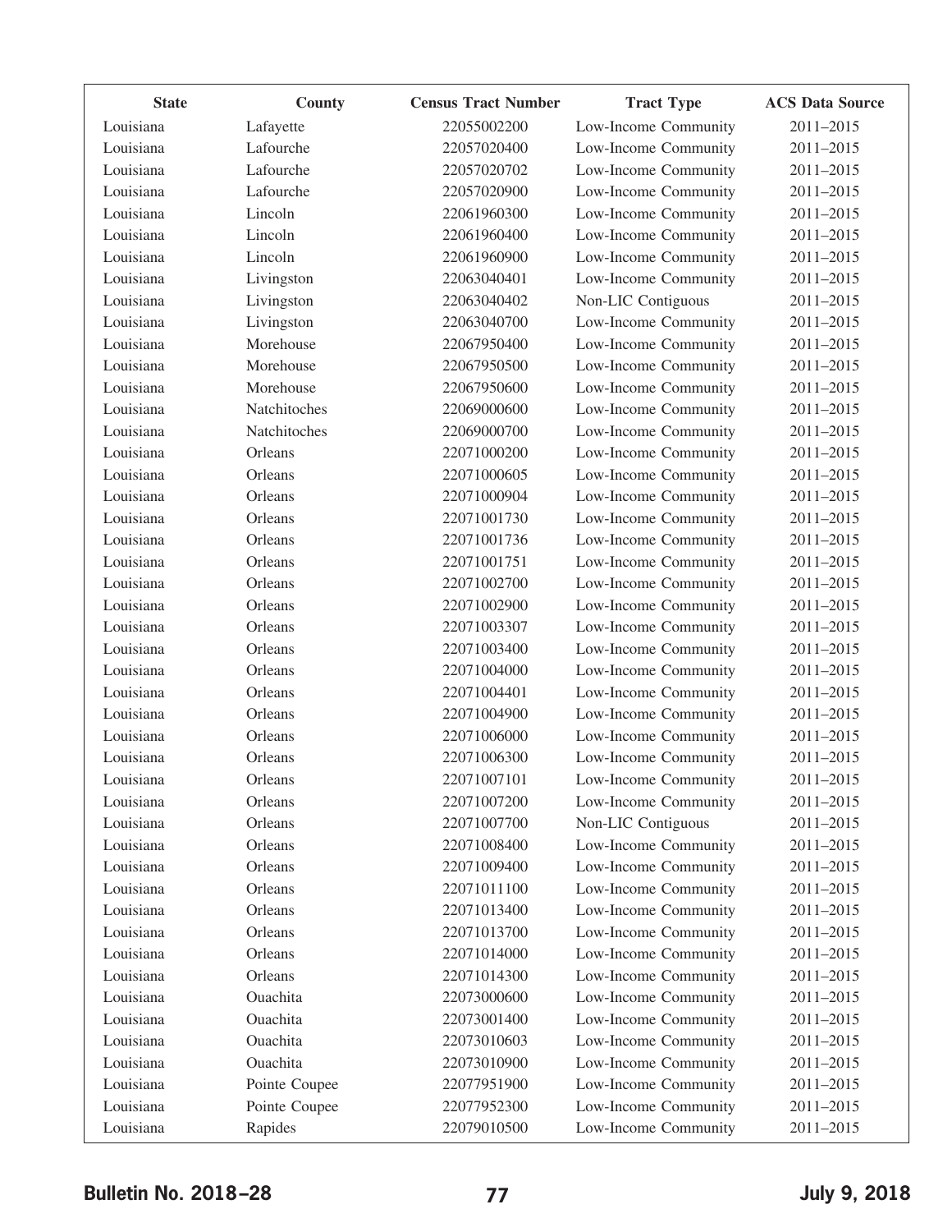| State | County | Census Tract Number | Tract Type | ACS Data Source |
|---|---|---|---|---|
| Louisiana | Lafayette | 22055002200 | Low-Income Community | 2011–2015 |
| Louisiana | Lafourche | 22057020400 | Low-Income Community | 2011–2015 |
| Louisiana | Lafourche | 22057020702 | Low-Income Community | 2011–2015 |
| Louisiana | Lafourche | 22057020900 | Low-Income Community | 2011–2015 |
| Louisiana | Lincoln | 22061960300 | Low-Income Community | 2011–2015 |
| Louisiana | Lincoln | 22061960400 | Low-Income Community | 2011–2015 |
| Louisiana | Lincoln | 22061960900 | Low-Income Community | 2011–2015 |
| Louisiana | Livingston | 22063040401 | Low-Income Community | 2011–2015 |
| Louisiana | Livingston | 22063040402 | Non-LIC Contiguous | 2011–2015 |
| Louisiana | Livingston | 22063040700 | Low-Income Community | 2011–2015 |
| Louisiana | Morehouse | 22067950400 | Low-Income Community | 2011–2015 |
| Louisiana | Morehouse | 22067950500 | Low-Income Community | 2011–2015 |
| Louisiana | Morehouse | 22067950600 | Low-Income Community | 2011–2015 |
| Louisiana | Natchitoches | 22069000600 | Low-Income Community | 2011–2015 |
| Louisiana | Natchitoches | 22069000700 | Low-Income Community | 2011–2015 |
| Louisiana | Orleans | 22071000200 | Low-Income Community | 2011–2015 |
| Louisiana | Orleans | 22071000605 | Low-Income Community | 2011–2015 |
| Louisiana | Orleans | 22071000904 | Low-Income Community | 2011–2015 |
| Louisiana | Orleans | 22071001730 | Low-Income Community | 2011–2015 |
| Louisiana | Orleans | 22071001736 | Low-Income Community | 2011–2015 |
| Louisiana | Orleans | 22071001751 | Low-Income Community | 2011–2015 |
| Louisiana | Orleans | 22071002700 | Low-Income Community | 2011–2015 |
| Louisiana | Orleans | 22071002900 | Low-Income Community | 2011–2015 |
| Louisiana | Orleans | 22071003307 | Low-Income Community | 2011–2015 |
| Louisiana | Orleans | 22071003400 | Low-Income Community | 2011–2015 |
| Louisiana | Orleans | 22071004000 | Low-Income Community | 2011–2015 |
| Louisiana | Orleans | 22071004401 | Low-Income Community | 2011–2015 |
| Louisiana | Orleans | 22071004900 | Low-Income Community | 2011–2015 |
| Louisiana | Orleans | 22071006000 | Low-Income Community | 2011–2015 |
| Louisiana | Orleans | 22071006300 | Low-Income Community | 2011–2015 |
| Louisiana | Orleans | 22071007101 | Low-Income Community | 2011–2015 |
| Louisiana | Orleans | 22071007200 | Low-Income Community | 2011–2015 |
| Louisiana | Orleans | 22071007700 | Non-LIC Contiguous | 2011–2015 |
| Louisiana | Orleans | 22071008400 | Low-Income Community | 2011–2015 |
| Louisiana | Orleans | 22071009400 | Low-Income Community | 2011–2015 |
| Louisiana | Orleans | 22071011100 | Low-Income Community | 2011–2015 |
| Louisiana | Orleans | 22071013400 | Low-Income Community | 2011–2015 |
| Louisiana | Orleans | 22071013700 | Low-Income Community | 2011–2015 |
| Louisiana | Orleans | 22071014000 | Low-Income Community | 2011–2015 |
| Louisiana | Orleans | 22071014300 | Low-Income Community | 2011–2015 |
| Louisiana | Ouachita | 22073000600 | Low-Income Community | 2011–2015 |
| Louisiana | Ouachita | 22073001400 | Low-Income Community | 2011–2015 |
| Louisiana | Ouachita | 22073010603 | Low-Income Community | 2011–2015 |
| Louisiana | Ouachita | 22073010900 | Low-Income Community | 2011–2015 |
| Louisiana | Pointe Coupee | 22077951900 | Low-Income Community | 2011–2015 |
| Louisiana | Pointe Coupee | 22077952300 | Low-Income Community | 2011–2015 |
| Louisiana | Rapides | 22079010500 | Low-Income Community | 2011–2015 |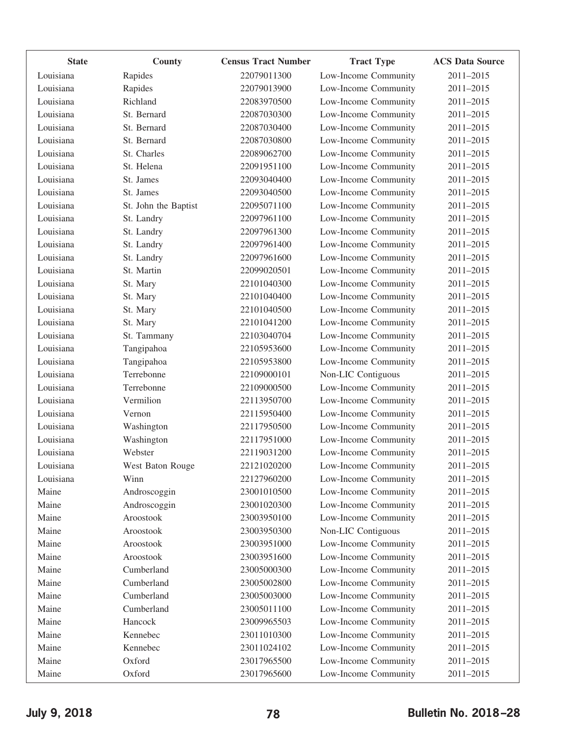| State | County | Census Tract Number | Tract Type | ACS Data Source |
|---|---|---|---|---|
| Louisiana | Rapides | 22079011300 | Low-Income Community | 2011–2015 |
| Louisiana | Rapides | 22079013900 | Low-Income Community | 2011–2015 |
| Louisiana | Richland | 22083970500 | Low-Income Community | 2011–2015 |
| Louisiana | St. Bernard | 22087030300 | Low-Income Community | 2011–2015 |
| Louisiana | St. Bernard | 22087030400 | Low-Income Community | 2011–2015 |
| Louisiana | St. Bernard | 22087030800 | Low-Income Community | 2011–2015 |
| Louisiana | St. Charles | 22089062700 | Low-Income Community | 2011–2015 |
| Louisiana | St. Helena | 22091951100 | Low-Income Community | 2011–2015 |
| Louisiana | St. James | 22093040400 | Low-Income Community | 2011–2015 |
| Louisiana | St. James | 22093040500 | Low-Income Community | 2011–2015 |
| Louisiana | St. John the Baptist | 22095071100 | Low-Income Community | 2011–2015 |
| Louisiana | St. Landry | 22097961100 | Low-Income Community | 2011–2015 |
| Louisiana | St. Landry | 22097961300 | Low-Income Community | 2011–2015 |
| Louisiana | St. Landry | 22097961400 | Low-Income Community | 2011–2015 |
| Louisiana | St. Landry | 22097961600 | Low-Income Community | 2011–2015 |
| Louisiana | St. Martin | 22099020501 | Low-Income Community | 2011–2015 |
| Louisiana | St. Mary | 22101040300 | Low-Income Community | 2011–2015 |
| Louisiana | St. Mary | 22101040400 | Low-Income Community | 2011–2015 |
| Louisiana | St. Mary | 22101040500 | Low-Income Community | 2011–2015 |
| Louisiana | St. Mary | 22101041200 | Low-Income Community | 2011–2015 |
| Louisiana | St. Tammany | 22103040704 | Low-Income Community | 2011–2015 |
| Louisiana | Tangipahoa | 22105953600 | Low-Income Community | 2011–2015 |
| Louisiana | Tangipahoa | 22105953800 | Low-Income Community | 2011–2015 |
| Louisiana | Terrebonne | 22109000101 | Non-LIC Contiguous | 2011–2015 |
| Louisiana | Terrebonne | 22109000500 | Low-Income Community | 2011–2015 |
| Louisiana | Vermilion | 22113950700 | Low-Income Community | 2011–2015 |
| Louisiana | Vernon | 22115950400 | Low-Income Community | 2011–2015 |
| Louisiana | Washington | 22117950500 | Low-Income Community | 2011–2015 |
| Louisiana | Washington | 22117951000 | Low-Income Community | 2011–2015 |
| Louisiana | Webster | 22119031200 | Low-Income Community | 2011–2015 |
| Louisiana | West Baton Rouge | 22121020200 | Low-Income Community | 2011–2015 |
| Louisiana | Winn | 22127960200 | Low-Income Community | 2011–2015 |
| Maine | Androscoggin | 23001010500 | Low-Income Community | 2011–2015 |
| Maine | Androscoggin | 23001020300 | Low-Income Community | 2011–2015 |
| Maine | Aroostook | 23003950100 | Low-Income Community | 2011–2015 |
| Maine | Aroostook | 23003950300 | Non-LIC Contiguous | 2011–2015 |
| Maine | Aroostook | 23003951000 | Low-Income Community | 2011–2015 |
| Maine | Aroostook | 23003951600 | Low-Income Community | 2011–2015 |
| Maine | Cumberland | 23005000300 | Low-Income Community | 2011–2015 |
| Maine | Cumberland | 23005002800 | Low-Income Community | 2011–2015 |
| Maine | Cumberland | 23005003000 | Low-Income Community | 2011–2015 |
| Maine | Cumberland | 23005011100 | Low-Income Community | 2011–2015 |
| Maine | Hancock | 23009965503 | Low-Income Community | 2011–2015 |
| Maine | Kennebec | 23011010300 | Low-Income Community | 2011–2015 |
| Maine | Kennebec | 23011024102 | Low-Income Community | 2011–2015 |
| Maine | Oxford | 23017965500 | Low-Income Community | 2011–2015 |
| Maine | Oxford | 23017965600 | Low-Income Community | 2011–2015 |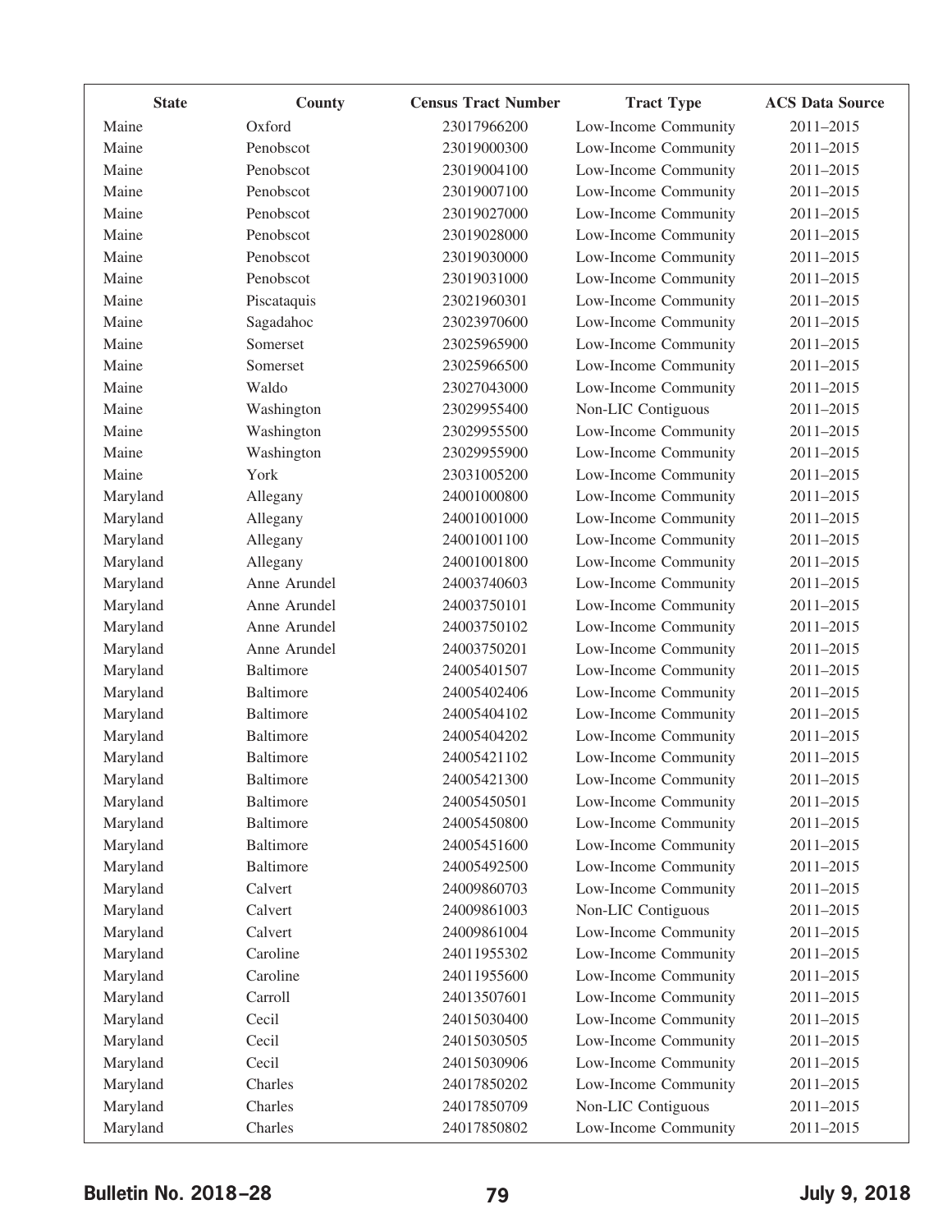| State | County | Census Tract Number | Tract Type | ACS Data Source |
|---|---|---|---|---|
| Maine | Oxford | 23017966200 | Low-Income Community | 2011–2015 |
| Maine | Penobscot | 23019000300 | Low-Income Community | 2011–2015 |
| Maine | Penobscot | 23019004100 | Low-Income Community | 2011–2015 |
| Maine | Penobscot | 23019007100 | Low-Income Community | 2011–2015 |
| Maine | Penobscot | 23019027000 | Low-Income Community | 2011–2015 |
| Maine | Penobscot | 23019028000 | Low-Income Community | 2011–2015 |
| Maine | Penobscot | 23019030000 | Low-Income Community | 2011–2015 |
| Maine | Penobscot | 23019031000 | Low-Income Community | 2011–2015 |
| Maine | Piscataquis | 23021960301 | Low-Income Community | 2011–2015 |
| Maine | Sagadahoc | 23023970600 | Low-Income Community | 2011–2015 |
| Maine | Somerset | 23025965900 | Low-Income Community | 2011–2015 |
| Maine | Somerset | 23025966500 | Low-Income Community | 2011–2015 |
| Maine | Waldo | 23027043000 | Low-Income Community | 2011–2015 |
| Maine | Washington | 23029955400 | Non-LIC Contiguous | 2011–2015 |
| Maine | Washington | 23029955500 | Low-Income Community | 2011–2015 |
| Maine | Washington | 23029955900 | Low-Income Community | 2011–2015 |
| Maine | York | 23031005200 | Low-Income Community | 2011–2015 |
| Maryland | Allegany | 24001000800 | Low-Income Community | 2011–2015 |
| Maryland | Allegany | 24001001000 | Low-Income Community | 2011–2015 |
| Maryland | Allegany | 24001001100 | Low-Income Community | 2011–2015 |
| Maryland | Allegany | 24001001800 | Low-Income Community | 2011–2015 |
| Maryland | Anne Arundel | 24003740603 | Low-Income Community | 2011–2015 |
| Maryland | Anne Arundel | 24003750101 | Low-Income Community | 2011–2015 |
| Maryland | Anne Arundel | 24003750102 | Low-Income Community | 2011–2015 |
| Maryland | Anne Arundel | 24003750201 | Low-Income Community | 2011–2015 |
| Maryland | Baltimore | 24005401507 | Low-Income Community | 2011–2015 |
| Maryland | Baltimore | 24005402406 | Low-Income Community | 2011–2015 |
| Maryland | Baltimore | 24005404102 | Low-Income Community | 2011–2015 |
| Maryland | Baltimore | 24005404202 | Low-Income Community | 2011–2015 |
| Maryland | Baltimore | 24005421102 | Low-Income Community | 2011–2015 |
| Maryland | Baltimore | 24005421300 | Low-Income Community | 2011–2015 |
| Maryland | Baltimore | 24005450501 | Low-Income Community | 2011–2015 |
| Maryland | Baltimore | 24005450800 | Low-Income Community | 2011–2015 |
| Maryland | Baltimore | 24005451600 | Low-Income Community | 2011–2015 |
| Maryland | Baltimore | 24005492500 | Low-Income Community | 2011–2015 |
| Maryland | Calvert | 24009860703 | Low-Income Community | 2011–2015 |
| Maryland | Calvert | 24009861003 | Non-LIC Contiguous | 2011–2015 |
| Maryland | Calvert | 24009861004 | Low-Income Community | 2011–2015 |
| Maryland | Caroline | 24011955302 | Low-Income Community | 2011–2015 |
| Maryland | Caroline | 24011955600 | Low-Income Community | 2011–2015 |
| Maryland | Carroll | 24013507601 | Low-Income Community | 2011–2015 |
| Maryland | Cecil | 24015030400 | Low-Income Community | 2011–2015 |
| Maryland | Cecil | 24015030505 | Low-Income Community | 2011–2015 |
| Maryland | Cecil | 24015030906 | Low-Income Community | 2011–2015 |
| Maryland | Charles | 24017850202 | Low-Income Community | 2011–2015 |
| Maryland | Charles | 24017850709 | Non-LIC Contiguous | 2011–2015 |
| Maryland | Charles | 24017850802 | Low-Income Community | 2011–2015 |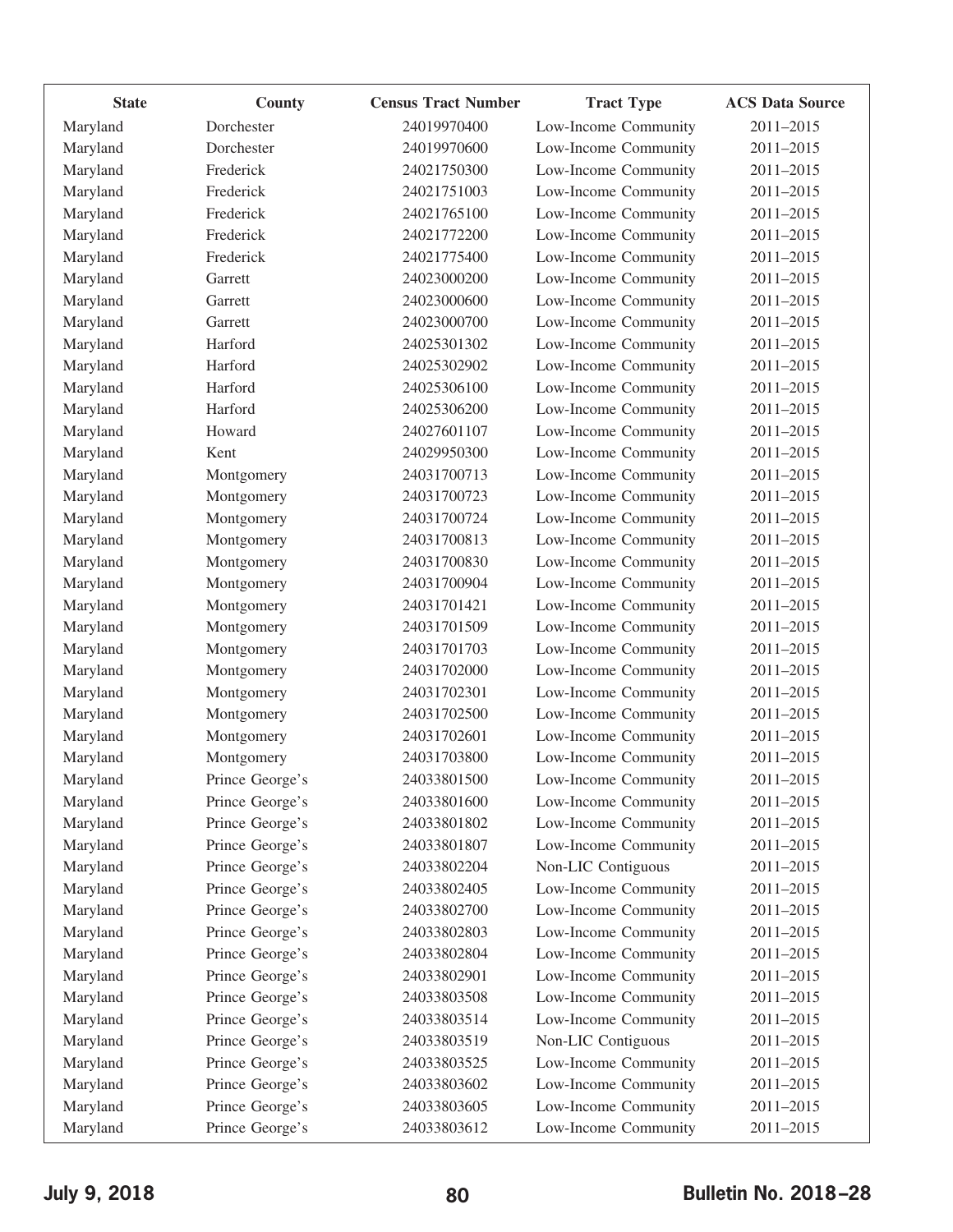| State | County | Census Tract Number | Tract Type | ACS Data Source |
| --- | --- | --- | --- | --- |
| Maryland | Dorchester | 24019970400 | Low-Income Community | 2011–2015 |
| Maryland | Dorchester | 24019970600 | Low-Income Community | 2011–2015 |
| Maryland | Frederick | 24021750300 | Low-Income Community | 2011–2015 |
| Maryland | Frederick | 24021751003 | Low-Income Community | 2011–2015 |
| Maryland | Frederick | 24021765100 | Low-Income Community | 2011–2015 |
| Maryland | Frederick | 24021772200 | Low-Income Community | 2011–2015 |
| Maryland | Frederick | 24021775400 | Low-Income Community | 2011–2015 |
| Maryland | Garrett | 24023000200 | Low-Income Community | 2011–2015 |
| Maryland | Garrett | 24023000600 | Low-Income Community | 2011–2015 |
| Maryland | Garrett | 24023000700 | Low-Income Community | 2011–2015 |
| Maryland | Harford | 24025301302 | Low-Income Community | 2011–2015 |
| Maryland | Harford | 24025302902 | Low-Income Community | 2011–2015 |
| Maryland | Harford | 24025306100 | Low-Income Community | 2011–2015 |
| Maryland | Harford | 24025306200 | Low-Income Community | 2011–2015 |
| Maryland | Howard | 24027601107 | Low-Income Community | 2011–2015 |
| Maryland | Kent | 24029950300 | Low-Income Community | 2011–2015 |
| Maryland | Montgomery | 24031700713 | Low-Income Community | 2011–2015 |
| Maryland | Montgomery | 24031700723 | Low-Income Community | 2011–2015 |
| Maryland | Montgomery | 24031700724 | Low-Income Community | 2011–2015 |
| Maryland | Montgomery | 24031700813 | Low-Income Community | 2011–2015 |
| Maryland | Montgomery | 24031700830 | Low-Income Community | 2011–2015 |
| Maryland | Montgomery | 24031700904 | Low-Income Community | 2011–2015 |
| Maryland | Montgomery | 24031701421 | Low-Income Community | 2011–2015 |
| Maryland | Montgomery | 24031701509 | Low-Income Community | 2011–2015 |
| Maryland | Montgomery | 24031701703 | Low-Income Community | 2011–2015 |
| Maryland | Montgomery | 24031702000 | Low-Income Community | 2011–2015 |
| Maryland | Montgomery | 24031702301 | Low-Income Community | 2011–2015 |
| Maryland | Montgomery | 24031702500 | Low-Income Community | 2011–2015 |
| Maryland | Montgomery | 24031702601 | Low-Income Community | 2011–2015 |
| Maryland | Montgomery | 24031703800 | Low-Income Community | 2011–2015 |
| Maryland | Prince George's | 24033801500 | Low-Income Community | 2011–2015 |
| Maryland | Prince George's | 24033801600 | Low-Income Community | 2011–2015 |
| Maryland | Prince George's | 24033801802 | Low-Income Community | 2011–2015 |
| Maryland | Prince George's | 24033801807 | Low-Income Community | 2011–2015 |
| Maryland | Prince George's | 24033802204 | Non-LIC Contiguous | 2011–2015 |
| Maryland | Prince George's | 24033802405 | Low-Income Community | 2011–2015 |
| Maryland | Prince George's | 24033802700 | Low-Income Community | 2011–2015 |
| Maryland | Prince George's | 24033802803 | Low-Income Community | 2011–2015 |
| Maryland | Prince George's | 24033802804 | Low-Income Community | 2011–2015 |
| Maryland | Prince George's | 24033802901 | Low-Income Community | 2011–2015 |
| Maryland | Prince George's | 24033803508 | Low-Income Community | 2011–2015 |
| Maryland | Prince George's | 24033803514 | Low-Income Community | 2011–2015 |
| Maryland | Prince George's | 24033803519 | Non-LIC Contiguous | 2011–2015 |
| Maryland | Prince George's | 24033803525 | Low-Income Community | 2011–2015 |
| Maryland | Prince George's | 24033803602 | Low-Income Community | 2011–2015 |
| Maryland | Prince George's | 24033803605 | Low-Income Community | 2011–2015 |
| Maryland | Prince George's | 24033803612 | Low-Income Community | 2011–2015 |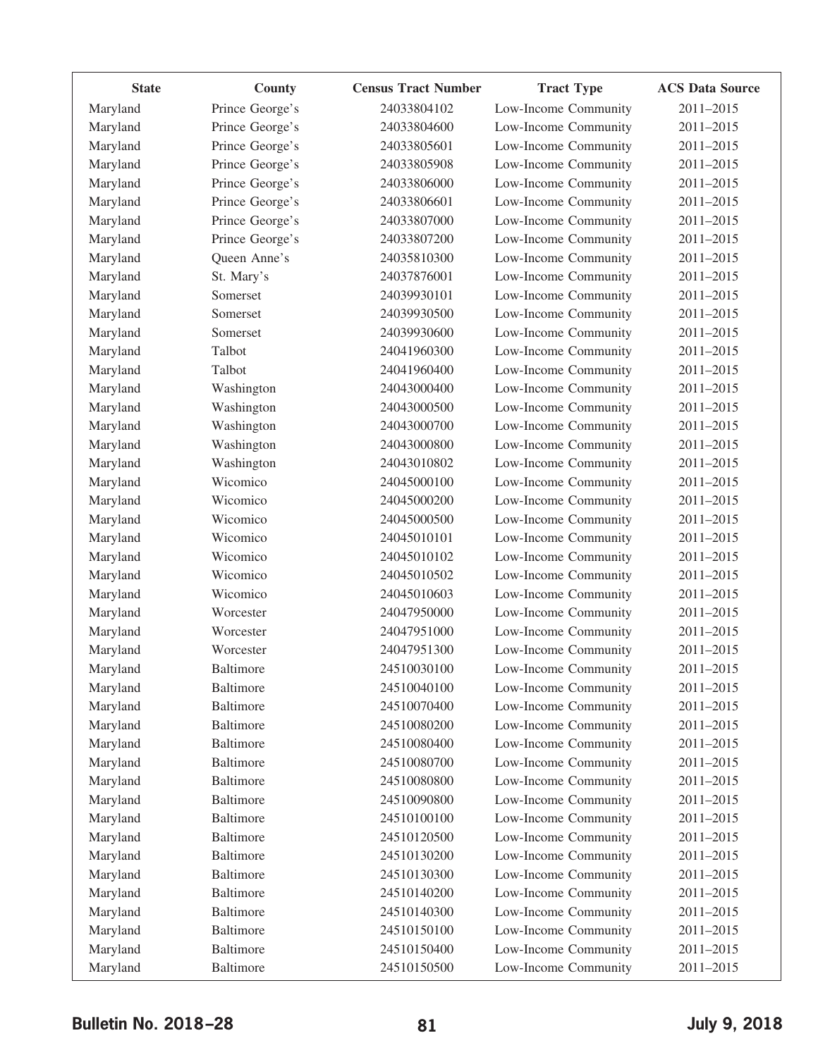| State | County | Census Tract Number | Tract Type | ACS Data Source |
|---|---|---|---|---|
| Maryland | Prince George's | 24033804102 | Low-Income Community | 2011–2015 |
| Maryland | Prince George's | 24033804600 | Low-Income Community | 2011–2015 |
| Maryland | Prince George's | 24033805601 | Low-Income Community | 2011–2015 |
| Maryland | Prince George's | 24033805908 | Low-Income Community | 2011–2015 |
| Maryland | Prince George's | 24033806000 | Low-Income Community | 2011–2015 |
| Maryland | Prince George's | 24033806601 | Low-Income Community | 2011–2015 |
| Maryland | Prince George's | 24033807000 | Low-Income Community | 2011–2015 |
| Maryland | Prince George's | 24033807200 | Low-Income Community | 2011–2015 |
| Maryland | Queen Anne's | 24035810300 | Low-Income Community | 2011–2015 |
| Maryland | St. Mary's | 24037876001 | Low-Income Community | 2011–2015 |
| Maryland | Somerset | 24039930101 | Low-Income Community | 2011–2015 |
| Maryland | Somerset | 24039930500 | Low-Income Community | 2011–2015 |
| Maryland | Somerset | 24039930600 | Low-Income Community | 2011–2015 |
| Maryland | Talbot | 24041960300 | Low-Income Community | 2011–2015 |
| Maryland | Talbot | 24041960400 | Low-Income Community | 2011–2015 |
| Maryland | Washington | 24043000400 | Low-Income Community | 2011–2015 |
| Maryland | Washington | 24043000500 | Low-Income Community | 2011–2015 |
| Maryland | Washington | 24043000700 | Low-Income Community | 2011–2015 |
| Maryland | Washington | 24043000800 | Low-Income Community | 2011–2015 |
| Maryland | Washington | 24043010802 | Low-Income Community | 2011–2015 |
| Maryland | Wicomico | 24045000100 | Low-Income Community | 2011–2015 |
| Maryland | Wicomico | 24045000200 | Low-Income Community | 2011–2015 |
| Maryland | Wicomico | 24045000500 | Low-Income Community | 2011–2015 |
| Maryland | Wicomico | 24045010101 | Low-Income Community | 2011–2015 |
| Maryland | Wicomico | 24045010102 | Low-Income Community | 2011–2015 |
| Maryland | Wicomico | 24045010502 | Low-Income Community | 2011–2015 |
| Maryland | Wicomico | 24045010603 | Low-Income Community | 2011–2015 |
| Maryland | Worcester | 24047950000 | Low-Income Community | 2011–2015 |
| Maryland | Worcester | 24047951000 | Low-Income Community | 2011–2015 |
| Maryland | Worcester | 24047951300 | Low-Income Community | 2011–2015 |
| Maryland | Baltimore | 24510030100 | Low-Income Community | 2011–2015 |
| Maryland | Baltimore | 24510040100 | Low-Income Community | 2011–2015 |
| Maryland | Baltimore | 24510070400 | Low-Income Community | 2011–2015 |
| Maryland | Baltimore | 24510080200 | Low-Income Community | 2011–2015 |
| Maryland | Baltimore | 24510080400 | Low-Income Community | 2011–2015 |
| Maryland | Baltimore | 24510080700 | Low-Income Community | 2011–2015 |
| Maryland | Baltimore | 24510080800 | Low-Income Community | 2011–2015 |
| Maryland | Baltimore | 24510090800 | Low-Income Community | 2011–2015 |
| Maryland | Baltimore | 24510100100 | Low-Income Community | 2011–2015 |
| Maryland | Baltimore | 24510120500 | Low-Income Community | 2011–2015 |
| Maryland | Baltimore | 24510130200 | Low-Income Community | 2011–2015 |
| Maryland | Baltimore | 24510130300 | Low-Income Community | 2011–2015 |
| Maryland | Baltimore | 24510140200 | Low-Income Community | 2011–2015 |
| Maryland | Baltimore | 24510140300 | Low-Income Community | 2011–2015 |
| Maryland | Baltimore | 24510150100 | Low-Income Community | 2011–2015 |
| Maryland | Baltimore | 24510150400 | Low-Income Community | 2011–2015 |
| Maryland | Baltimore | 24510150500 | Low-Income Community | 2011–2015 |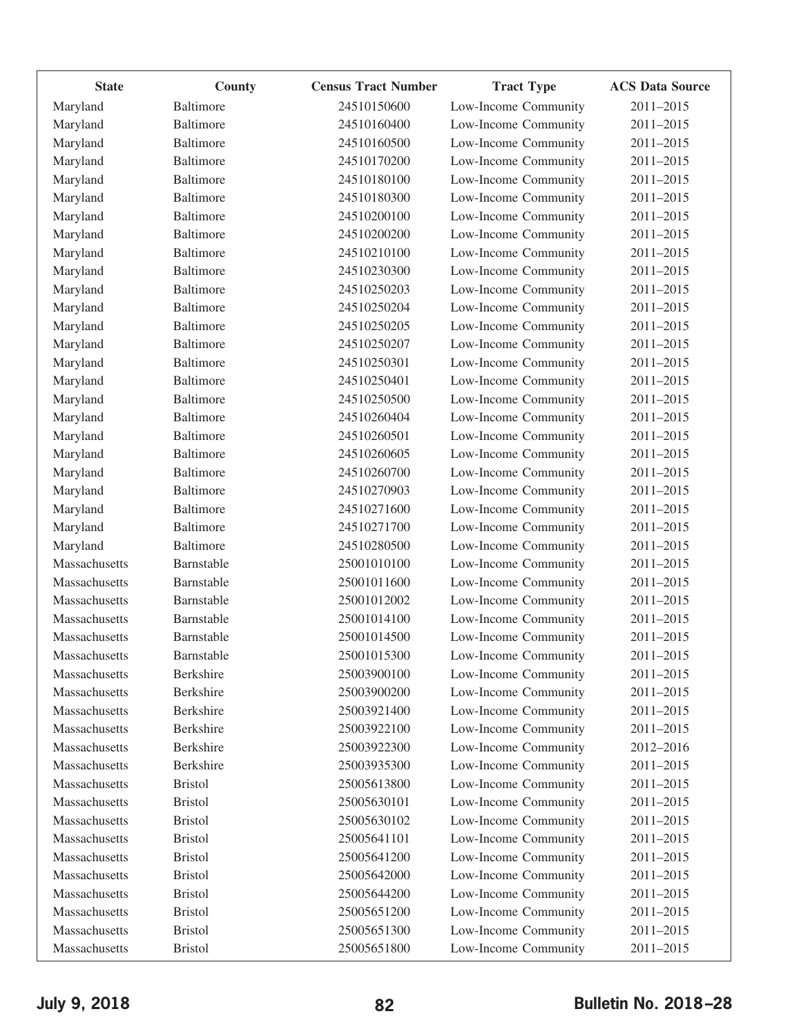| State | County | Census Tract Number | Tract Type | ACS Data Source |
|---|---|---|---|---|
| Maryland | Baltimore | 24510150600 | Low-Income Community | 2011–2015 |
| Maryland | Baltimore | 24510160400 | Low-Income Community | 2011–2015 |
| Maryland | Baltimore | 24510160500 | Low-Income Community | 2011–2015 |
| Maryland | Baltimore | 24510170200 | Low-Income Community | 2011–2015 |
| Maryland | Baltimore | 24510180100 | Low-Income Community | 2011–2015 |
| Maryland | Baltimore | 24510180300 | Low-Income Community | 2011–2015 |
| Maryland | Baltimore | 24510200100 | Low-Income Community | 2011–2015 |
| Maryland | Baltimore | 24510200200 | Low-Income Community | 2011–2015 |
| Maryland | Baltimore | 24510210100 | Low-Income Community | 2011–2015 |
| Maryland | Baltimore | 24510230300 | Low-Income Community | 2011–2015 |
| Maryland | Baltimore | 24510250203 | Low-Income Community | 2011–2015 |
| Maryland | Baltimore | 24510250204 | Low-Income Community | 2011–2015 |
| Maryland | Baltimore | 24510250205 | Low-Income Community | 2011–2015 |
| Maryland | Baltimore | 24510250207 | Low-Income Community | 2011–2015 |
| Maryland | Baltimore | 24510250301 | Low-Income Community | 2011–2015 |
| Maryland | Baltimore | 24510250401 | Low-Income Community | 2011–2015 |
| Maryland | Baltimore | 24510250500 | Low-Income Community | 2011–2015 |
| Maryland | Baltimore | 24510260404 | Low-Income Community | 2011–2015 |
| Maryland | Baltimore | 24510260501 | Low-Income Community | 2011–2015 |
| Maryland | Baltimore | 24510260605 | Low-Income Community | 2011–2015 |
| Maryland | Baltimore | 24510260700 | Low-Income Community | 2011–2015 |
| Maryland | Baltimore | 24510270903 | Low-Income Community | 2011–2015 |
| Maryland | Baltimore | 24510271600 | Low-Income Community | 2011–2015 |
| Maryland | Baltimore | 24510271700 | Low-Income Community | 2011–2015 |
| Maryland | Baltimore | 24510280500 | Low-Income Community | 2011–2015 |
| Massachusetts | Barnstable | 25001010100 | Low-Income Community | 2011–2015 |
| Massachusetts | Barnstable | 25001011600 | Low-Income Community | 2011–2015 |
| Massachusetts | Barnstable | 25001012002 | Low-Income Community | 2011–2015 |
| Massachusetts | Barnstable | 25001014100 | Low-Income Community | 2011–2015 |
| Massachusetts | Barnstable | 25001014500 | Low-Income Community | 2011–2015 |
| Massachusetts | Barnstable | 25001015300 | Low-Income Community | 2011–2015 |
| Massachusetts | Berkshire | 25003900100 | Low-Income Community | 2011–2015 |
| Massachusetts | Berkshire | 25003900200 | Low-Income Community | 2011–2015 |
| Massachusetts | Berkshire | 25003921400 | Low-Income Community | 2011–2015 |
| Massachusetts | Berkshire | 25003922100 | Low-Income Community | 2011–2015 |
| Massachusetts | Berkshire | 25003922300 | Low-Income Community | 2012–2016 |
| Massachusetts | Berkshire | 25003935300 | Low-Income Community | 2011–2015 |
| Massachusetts | Bristol | 25005613800 | Low-Income Community | 2011–2015 |
| Massachusetts | Bristol | 25005630101 | Low-Income Community | 2011–2015 |
| Massachusetts | Bristol | 25005630102 | Low-Income Community | 2011–2015 |
| Massachusetts | Bristol | 25005641101 | Low-Income Community | 2011–2015 |
| Massachusetts | Bristol | 25005641200 | Low-Income Community | 2011–2015 |
| Massachusetts | Bristol | 25005642000 | Low-Income Community | 2011–2015 |
| Massachusetts | Bristol | 25005644200 | Low-Income Community | 2011–2015 |
| Massachusetts | Bristol | 25005651200 | Low-Income Community | 2011–2015 |
| Massachusetts | Bristol | 25005651300 | Low-Income Community | 2011–2015 |
| Massachusetts | Bristol | 25005651800 | Low-Income Community | 2011–2015 |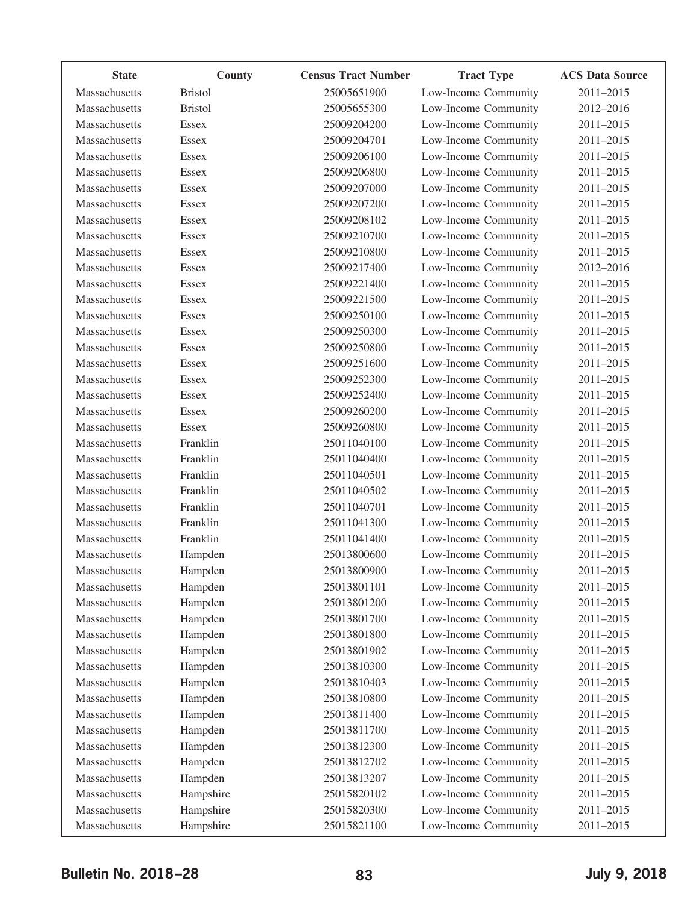| State | County | Census Tract Number | Tract Type | ACS Data Source |
|---|---|---|---|---|
| Massachusetts | Bristol | 25005651900 | Low-Income Community | 2011–2015 |
| Massachusetts | Bristol | 25005655300 | Low-Income Community | 2012–2016 |
| Massachusetts | Essex | 25009204200 | Low-Income Community | 2011–2015 |
| Massachusetts | Essex | 25009204701 | Low-Income Community | 2011–2015 |
| Massachusetts | Essex | 25009206100 | Low-Income Community | 2011–2015 |
| Massachusetts | Essex | 25009206800 | Low-Income Community | 2011–2015 |
| Massachusetts | Essex | 25009207000 | Low-Income Community | 2011–2015 |
| Massachusetts | Essex | 25009207200 | Low-Income Community | 2011–2015 |
| Massachusetts | Essex | 25009208102 | Low-Income Community | 2011–2015 |
| Massachusetts | Essex | 25009210700 | Low-Income Community | 2011–2015 |
| Massachusetts | Essex | 25009210800 | Low-Income Community | 2011–2015 |
| Massachusetts | Essex | 25009217400 | Low-Income Community | 2012–2016 |
| Massachusetts | Essex | 25009221400 | Low-Income Community | 2011–2015 |
| Massachusetts | Essex | 25009221500 | Low-Income Community | 2011–2015 |
| Massachusetts | Essex | 25009250100 | Low-Income Community | 2011–2015 |
| Massachusetts | Essex | 25009250300 | Low-Income Community | 2011–2015 |
| Massachusetts | Essex | 25009250800 | Low-Income Community | 2011–2015 |
| Massachusetts | Essex | 25009251600 | Low-Income Community | 2011–2015 |
| Massachusetts | Essex | 25009252300 | Low-Income Community | 2011–2015 |
| Massachusetts | Essex | 25009252400 | Low-Income Community | 2011–2015 |
| Massachusetts | Essex | 25009260200 | Low-Income Community | 2011–2015 |
| Massachusetts | Essex | 25009260800 | Low-Income Community | 2011–2015 |
| Massachusetts | Franklin | 25011040100 | Low-Income Community | 2011–2015 |
| Massachusetts | Franklin | 25011040400 | Low-Income Community | 2011–2015 |
| Massachusetts | Franklin | 25011040501 | Low-Income Community | 2011–2015 |
| Massachusetts | Franklin | 25011040502 | Low-Income Community | 2011–2015 |
| Massachusetts | Franklin | 25011040701 | Low-Income Community | 2011–2015 |
| Massachusetts | Franklin | 25011041300 | Low-Income Community | 2011–2015 |
| Massachusetts | Franklin | 25011041400 | Low-Income Community | 2011–2015 |
| Massachusetts | Hampden | 25013800600 | Low-Income Community | 2011–2015 |
| Massachusetts | Hampden | 25013800900 | Low-Income Community | 2011–2015 |
| Massachusetts | Hampden | 25013801101 | Low-Income Community | 2011–2015 |
| Massachusetts | Hampden | 25013801200 | Low-Income Community | 2011–2015 |
| Massachusetts | Hampden | 25013801700 | Low-Income Community | 2011–2015 |
| Massachusetts | Hampden | 25013801800 | Low-Income Community | 2011–2015 |
| Massachusetts | Hampden | 25013801902 | Low-Income Community | 2011–2015 |
| Massachusetts | Hampden | 25013810300 | Low-Income Community | 2011–2015 |
| Massachusetts | Hampden | 25013810403 | Low-Income Community | 2011–2015 |
| Massachusetts | Hampden | 25013810800 | Low-Income Community | 2011–2015 |
| Massachusetts | Hampden | 25013811400 | Low-Income Community | 2011–2015 |
| Massachusetts | Hampden | 25013811700 | Low-Income Community | 2011–2015 |
| Massachusetts | Hampden | 25013812300 | Low-Income Community | 2011–2015 |
| Massachusetts | Hampden | 25013812702 | Low-Income Community | 2011–2015 |
| Massachusetts | Hampden | 25013813207 | Low-Income Community | 2011–2015 |
| Massachusetts | Hampshire | 25015820102 | Low-Income Community | 2011–2015 |
| Massachusetts | Hampshire | 25015820300 | Low-Income Community | 2011–2015 |
| Massachusetts | Hampshire | 25015821100 | Low-Income Community | 2011–2015 |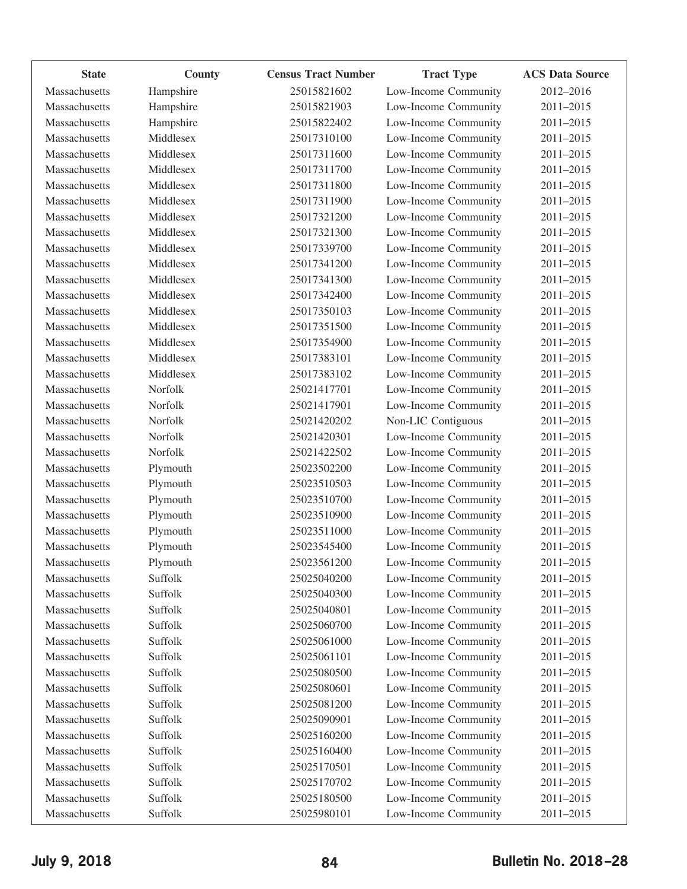| State | County | Census Tract Number | Tract Type | ACS Data Source |
|---|---|---|---|---|
| Massachusetts | Hampshire | 25015821602 | Low-Income Community | 2012–2016 |
| Massachusetts | Hampshire | 25015821903 | Low-Income Community | 2011–2015 |
| Massachusetts | Hampshire | 25015822402 | Low-Income Community | 2011–2015 |
| Massachusetts | Middlesex | 25017310100 | Low-Income Community | 2011–2015 |
| Massachusetts | Middlesex | 25017311600 | Low-Income Community | 2011–2015 |
| Massachusetts | Middlesex | 25017311700 | Low-Income Community | 2011–2015 |
| Massachusetts | Middlesex | 25017311800 | Low-Income Community | 2011–2015 |
| Massachusetts | Middlesex | 25017311900 | Low-Income Community | 2011–2015 |
| Massachusetts | Middlesex | 25017321200 | Low-Income Community | 2011–2015 |
| Massachusetts | Middlesex | 25017321300 | Low-Income Community | 2011–2015 |
| Massachusetts | Middlesex | 25017339700 | Low-Income Community | 2011–2015 |
| Massachusetts | Middlesex | 25017341200 | Low-Income Community | 2011–2015 |
| Massachusetts | Middlesex | 25017341300 | Low-Income Community | 2011–2015 |
| Massachusetts | Middlesex | 25017342400 | Low-Income Community | 2011–2015 |
| Massachusetts | Middlesex | 25017350103 | Low-Income Community | 2011–2015 |
| Massachusetts | Middlesex | 25017351500 | Low-Income Community | 2011–2015 |
| Massachusetts | Middlesex | 25017354900 | Low-Income Community | 2011–2015 |
| Massachusetts | Middlesex | 25017383101 | Low-Income Community | 2011–2015 |
| Massachusetts | Middlesex | 25017383102 | Low-Income Community | 2011–2015 |
| Massachusetts | Norfolk | 25021417701 | Low-Income Community | 2011–2015 |
| Massachusetts | Norfolk | 25021417901 | Low-Income Community | 2011–2015 |
| Massachusetts | Norfolk | 25021420202 | Non-LIC Contiguous | 2011–2015 |
| Massachusetts | Norfolk | 25021420301 | Low-Income Community | 2011–2015 |
| Massachusetts | Norfolk | 25021422502 | Low-Income Community | 2011–2015 |
| Massachusetts | Plymouth | 25023502200 | Low-Income Community | 2011–2015 |
| Massachusetts | Plymouth | 25023510503 | Low-Income Community | 2011–2015 |
| Massachusetts | Plymouth | 25023510700 | Low-Income Community | 2011–2015 |
| Massachusetts | Plymouth | 25023510900 | Low-Income Community | 2011–2015 |
| Massachusetts | Plymouth | 25023511000 | Low-Income Community | 2011–2015 |
| Massachusetts | Plymouth | 25023545400 | Low-Income Community | 2011–2015 |
| Massachusetts | Plymouth | 25023561200 | Low-Income Community | 2011–2015 |
| Massachusetts | Suffolk | 25025040200 | Low-Income Community | 2011–2015 |
| Massachusetts | Suffolk | 25025040300 | Low-Income Community | 2011–2015 |
| Massachusetts | Suffolk | 25025040801 | Low-Income Community | 2011–2015 |
| Massachusetts | Suffolk | 25025060700 | Low-Income Community | 2011–2015 |
| Massachusetts | Suffolk | 25025061000 | Low-Income Community | 2011–2015 |
| Massachusetts | Suffolk | 25025061101 | Low-Income Community | 2011–2015 |
| Massachusetts | Suffolk | 25025080500 | Low-Income Community | 2011–2015 |
| Massachusetts | Suffolk | 25025080601 | Low-Income Community | 2011–2015 |
| Massachusetts | Suffolk | 25025081200 | Low-Income Community | 2011–2015 |
| Massachusetts | Suffolk | 25025090901 | Low-Income Community | 2011–2015 |
| Massachusetts | Suffolk | 25025160200 | Low-Income Community | 2011–2015 |
| Massachusetts | Suffolk | 25025160400 | Low-Income Community | 2011–2015 |
| Massachusetts | Suffolk | 25025170501 | Low-Income Community | 2011–2015 |
| Massachusetts | Suffolk | 25025170702 | Low-Income Community | 2011–2015 |
| Massachusetts | Suffolk | 25025180500 | Low-Income Community | 2011–2015 |
| Massachusetts | Suffolk | 25025980101 | Low-Income Community | 2011–2015 |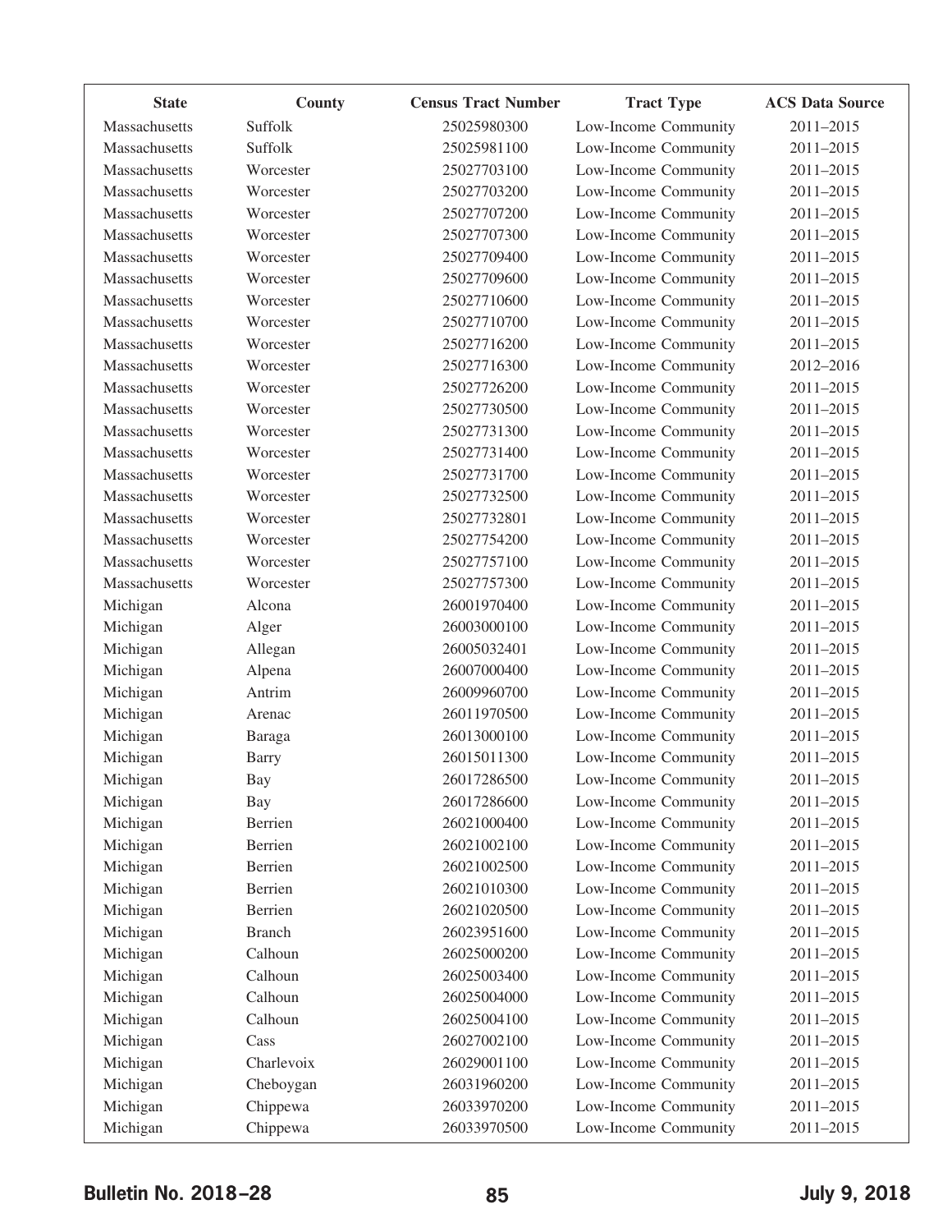| State | County | Census Tract Number | Tract Type | ACS Data Source |
|---|---|---|---|---|
| Massachusetts | Suffolk | 25025980300 | Low-Income Community | 2011–2015 |
| Massachusetts | Suffolk | 25025981100 | Low-Income Community | 2011–2015 |
| Massachusetts | Worcester | 25027703100 | Low-Income Community | 2011–2015 |
| Massachusetts | Worcester | 25027703200 | Low-Income Community | 2011–2015 |
| Massachusetts | Worcester | 25027707200 | Low-Income Community | 2011–2015 |
| Massachusetts | Worcester | 25027707300 | Low-Income Community | 2011–2015 |
| Massachusetts | Worcester | 25027709400 | Low-Income Community | 2011–2015 |
| Massachusetts | Worcester | 25027709600 | Low-Income Community | 2011–2015 |
| Massachusetts | Worcester | 25027710600 | Low-Income Community | 2011–2015 |
| Massachusetts | Worcester | 25027710700 | Low-Income Community | 2011–2015 |
| Massachusetts | Worcester | 25027716200 | Low-Income Community | 2011–2015 |
| Massachusetts | Worcester | 25027716300 | Low-Income Community | 2012–2016 |
| Massachusetts | Worcester | 25027726200 | Low-Income Community | 2011–2015 |
| Massachusetts | Worcester | 25027730500 | Low-Income Community | 2011–2015 |
| Massachusetts | Worcester | 25027731300 | Low-Income Community | 2011–2015 |
| Massachusetts | Worcester | 25027731400 | Low-Income Community | 2011–2015 |
| Massachusetts | Worcester | 25027731700 | Low-Income Community | 2011–2015 |
| Massachusetts | Worcester | 25027732500 | Low-Income Community | 2011–2015 |
| Massachusetts | Worcester | 25027732801 | Low-Income Community | 2011–2015 |
| Massachusetts | Worcester | 25027754200 | Low-Income Community | 2011–2015 |
| Massachusetts | Worcester | 25027757100 | Low-Income Community | 2011–2015 |
| Massachusetts | Worcester | 25027757300 | Low-Income Community | 2011–2015 |
| Michigan | Alcona | 26001970400 | Low-Income Community | 2011–2015 |
| Michigan | Alger | 26003000100 | Low-Income Community | 2011–2015 |
| Michigan | Allegan | 26005032401 | Low-Income Community | 2011–2015 |
| Michigan | Alpena | 26007000400 | Low-Income Community | 2011–2015 |
| Michigan | Antrim | 26009960700 | Low-Income Community | 2011–2015 |
| Michigan | Arenac | 26011970500 | Low-Income Community | 2011–2015 |
| Michigan | Baraga | 26013000100 | Low-Income Community | 2011–2015 |
| Michigan | Barry | 26015011300 | Low-Income Community | 2011–2015 |
| Michigan | Bay | 26017286500 | Low-Income Community | 2011–2015 |
| Michigan | Bay | 26017286600 | Low-Income Community | 2011–2015 |
| Michigan | Berrien | 26021000400 | Low-Income Community | 2011–2015 |
| Michigan | Berrien | 26021002100 | Low-Income Community | 2011–2015 |
| Michigan | Berrien | 26021002500 | Low-Income Community | 2011–2015 |
| Michigan | Berrien | 26021010300 | Low-Income Community | 2011–2015 |
| Michigan | Berrien | 26021020500 | Low-Income Community | 2011–2015 |
| Michigan | Branch | 26023951600 | Low-Income Community | 2011–2015 |
| Michigan | Calhoun | 26025000200 | Low-Income Community | 2011–2015 |
| Michigan | Calhoun | 26025003400 | Low-Income Community | 2011–2015 |
| Michigan | Calhoun | 26025004000 | Low-Income Community | 2011–2015 |
| Michigan | Calhoun | 26025004100 | Low-Income Community | 2011–2015 |
| Michigan | Cass | 26027002100 | Low-Income Community | 2011–2015 |
| Michigan | Charlevoix | 26029001100 | Low-Income Community | 2011–2015 |
| Michigan | Cheboygan | 26031960200 | Low-Income Community | 2011–2015 |
| Michigan | Chippewa | 26033970200 | Low-Income Community | 2011–2015 |
| Michigan | Chippewa | 26033970500 | Low-Income Community | 2011–2015 |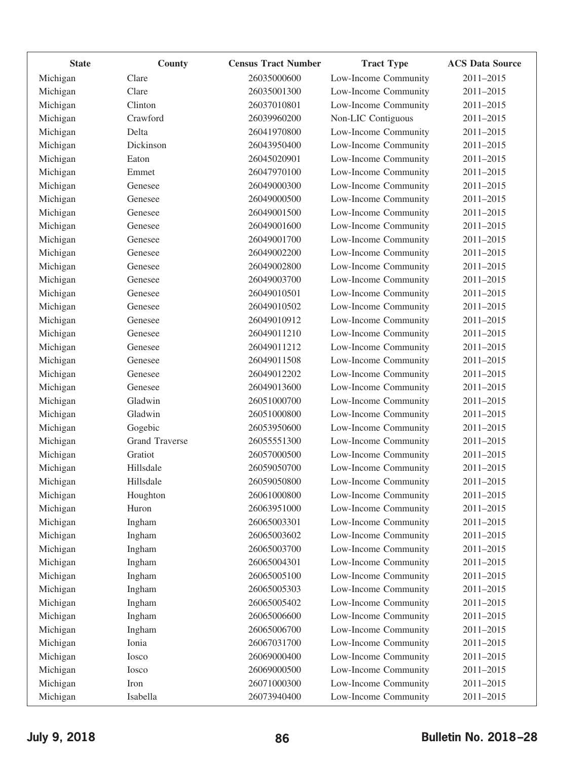| State | County | Census Tract Number | Tract Type | ACS Data Source |
|---|---|---|---|---|
| Michigan | Clare | 26035000600 | Low-Income Community | 2011–2015 |
| Michigan | Clare | 26035001300 | Low-Income Community | 2011–2015 |
| Michigan | Clinton | 26037010801 | Low-Income Community | 2011–2015 |
| Michigan | Crawford | 26039960200 | Non-LIC Contiguous | 2011–2015 |
| Michigan | Delta | 26041970800 | Low-Income Community | 2011–2015 |
| Michigan | Dickinson | 26043950400 | Low-Income Community | 2011–2015 |
| Michigan | Eaton | 26045020901 | Low-Income Community | 2011–2015 |
| Michigan | Emmet | 26047970100 | Low-Income Community | 2011–2015 |
| Michigan | Genesee | 26049000300 | Low-Income Community | 2011–2015 |
| Michigan | Genesee | 26049000500 | Low-Income Community | 2011–2015 |
| Michigan | Genesee | 26049001500 | Low-Income Community | 2011–2015 |
| Michigan | Genesee | 26049001600 | Low-Income Community | 2011–2015 |
| Michigan | Genesee | 26049001700 | Low-Income Community | 2011–2015 |
| Michigan | Genesee | 26049002200 | Low-Income Community | 2011–2015 |
| Michigan | Genesee | 26049002800 | Low-Income Community | 2011–2015 |
| Michigan | Genesee | 26049003700 | Low-Income Community | 2011–2015 |
| Michigan | Genesee | 26049010501 | Low-Income Community | 2011–2015 |
| Michigan | Genesee | 26049010502 | Low-Income Community | 2011–2015 |
| Michigan | Genesee | 26049010912 | Low-Income Community | 2011–2015 |
| Michigan | Genesee | 26049011210 | Low-Income Community | 2011–2015 |
| Michigan | Genesee | 26049011212 | Low-Income Community | 2011–2015 |
| Michigan | Genesee | 26049011508 | Low-Income Community | 2011–2015 |
| Michigan | Genesee | 26049012202 | Low-Income Community | 2011–2015 |
| Michigan | Genesee | 26049013600 | Low-Income Community | 2011–2015 |
| Michigan | Gladwin | 26051000700 | Low-Income Community | 2011–2015 |
| Michigan | Gladwin | 26051000800 | Low-Income Community | 2011–2015 |
| Michigan | Gogebic | 26053950600 | Low-Income Community | 2011–2015 |
| Michigan | Grand Traverse | 26055551300 | Low-Income Community | 2011–2015 |
| Michigan | Gratiot | 26057000500 | Low-Income Community | 2011–2015 |
| Michigan | Hillsdale | 26059050700 | Low-Income Community | 2011–2015 |
| Michigan | Hillsdale | 26059050800 | Low-Income Community | 2011–2015 |
| Michigan | Houghton | 26061000800 | Low-Income Community | 2011–2015 |
| Michigan | Huron | 26063951000 | Low-Income Community | 2011–2015 |
| Michigan | Ingham | 26065003301 | Low-Income Community | 2011–2015 |
| Michigan | Ingham | 26065003602 | Low-Income Community | 2011–2015 |
| Michigan | Ingham | 26065003700 | Low-Income Community | 2011–2015 |
| Michigan | Ingham | 26065004301 | Low-Income Community | 2011–2015 |
| Michigan | Ingham | 26065005100 | Low-Income Community | 2011–2015 |
| Michigan | Ingham | 26065005303 | Low-Income Community | 2011–2015 |
| Michigan | Ingham | 26065005402 | Low-Income Community | 2011–2015 |
| Michigan | Ingham | 26065006600 | Low-Income Community | 2011–2015 |
| Michigan | Ingham | 26065006700 | Low-Income Community | 2011–2015 |
| Michigan | Ionia | 26067031700 | Low-Income Community | 2011–2015 |
| Michigan | Iosco | 26069000400 | Low-Income Community | 2011–2015 |
| Michigan | Iosco | 26069000500 | Low-Income Community | 2011–2015 |
| Michigan | Iron | 26071000300 | Low-Income Community | 2011–2015 |
| Michigan | Isabella | 26073940400 | Low-Income Community | 2011–2015 |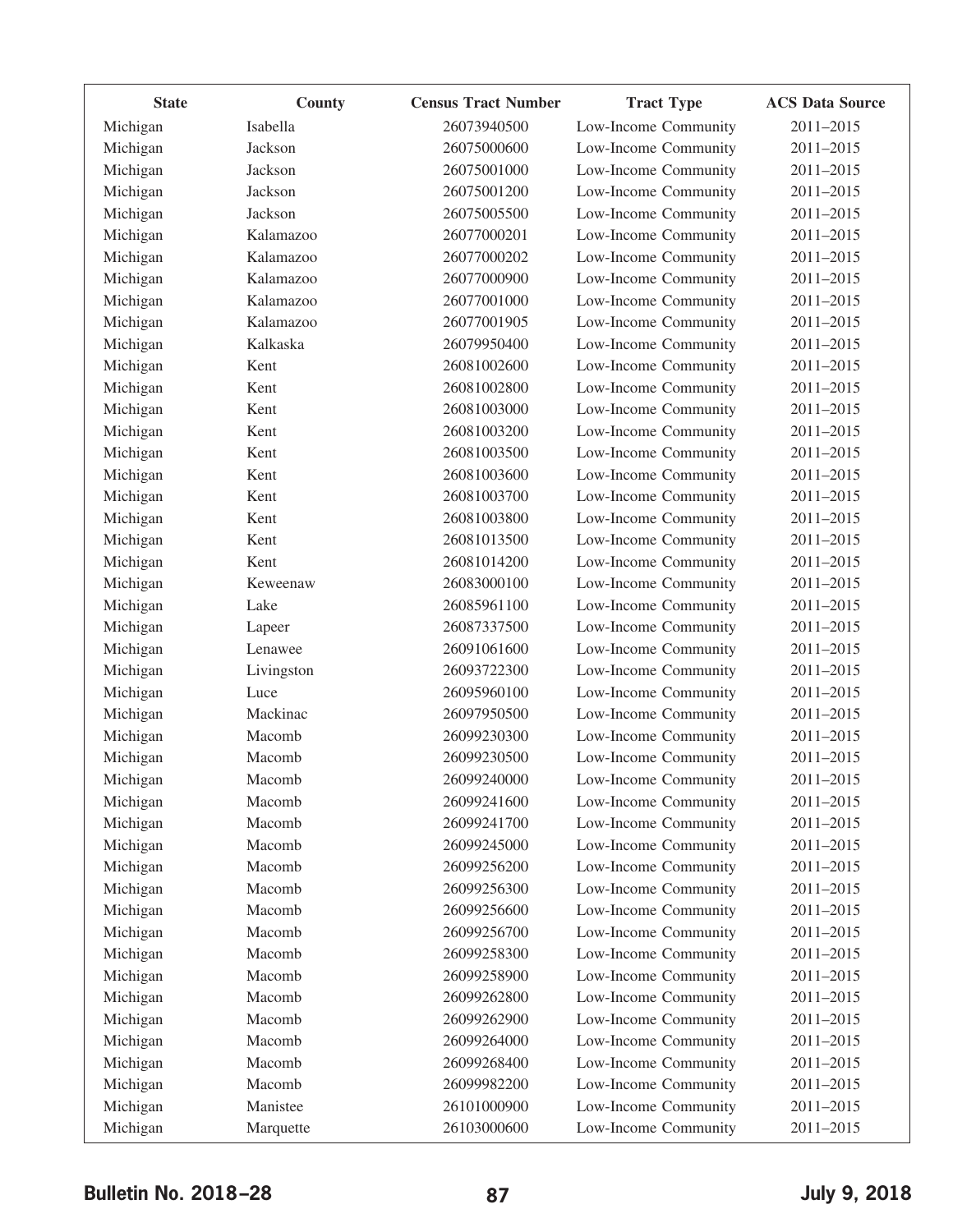| State | County | Census Tract Number | Tract Type | ACS Data Source |
|---|---|---|---|---|
| Michigan | Isabella | 26073940500 | Low-Income Community | 2011–2015 |
| Michigan | Jackson | 26075000600 | Low-Income Community | 2011–2015 |
| Michigan | Jackson | 26075001000 | Low-Income Community | 2011–2015 |
| Michigan | Jackson | 26075001200 | Low-Income Community | 2011–2015 |
| Michigan | Jackson | 26075005500 | Low-Income Community | 2011–2015 |
| Michigan | Kalamazoo | 26077000201 | Low-Income Community | 2011–2015 |
| Michigan | Kalamazoo | 26077000202 | Low-Income Community | 2011–2015 |
| Michigan | Kalamazoo | 26077000900 | Low-Income Community | 2011–2015 |
| Michigan | Kalamazoo | 26077001000 | Low-Income Community | 2011–2015 |
| Michigan | Kalamazoo | 26077001905 | Low-Income Community | 2011–2015 |
| Michigan | Kalkaska | 26079950400 | Low-Income Community | 2011–2015 |
| Michigan | Kent | 26081002600 | Low-Income Community | 2011–2015 |
| Michigan | Kent | 26081002800 | Low-Income Community | 2011–2015 |
| Michigan | Kent | 26081003000 | Low-Income Community | 2011–2015 |
| Michigan | Kent | 26081003200 | Low-Income Community | 2011–2015 |
| Michigan | Kent | 26081003500 | Low-Income Community | 2011–2015 |
| Michigan | Kent | 26081003600 | Low-Income Community | 2011–2015 |
| Michigan | Kent | 26081003700 | Low-Income Community | 2011–2015 |
| Michigan | Kent | 26081003800 | Low-Income Community | 2011–2015 |
| Michigan | Kent | 26081013500 | Low-Income Community | 2011–2015 |
| Michigan | Kent | 26081014200 | Low-Income Community | 2011–2015 |
| Michigan | Keweenaw | 26083000100 | Low-Income Community | 2011–2015 |
| Michigan | Lake | 26085961100 | Low-Income Community | 2011–2015 |
| Michigan | Lapeer | 26087337500 | Low-Income Community | 2011–2015 |
| Michigan | Lenawee | 26091061600 | Low-Income Community | 2011–2015 |
| Michigan | Livingston | 26093722300 | Low-Income Community | 2011–2015 |
| Michigan | Luce | 26095960100 | Low-Income Community | 2011–2015 |
| Michigan | Mackinac | 26097950500 | Low-Income Community | 2011–2015 |
| Michigan | Macomb | 26099230300 | Low-Income Community | 2011–2015 |
| Michigan | Macomb | 26099230500 | Low-Income Community | 2011–2015 |
| Michigan | Macomb | 26099240000 | Low-Income Community | 2011–2015 |
| Michigan | Macomb | 26099241600 | Low-Income Community | 2011–2015 |
| Michigan | Macomb | 26099241700 | Low-Income Community | 2011–2015 |
| Michigan | Macomb | 26099245000 | Low-Income Community | 2011–2015 |
| Michigan | Macomb | 26099256200 | Low-Income Community | 2011–2015 |
| Michigan | Macomb | 26099256300 | Low-Income Community | 2011–2015 |
| Michigan | Macomb | 26099256600 | Low-Income Community | 2011–2015 |
| Michigan | Macomb | 26099256700 | Low-Income Community | 2011–2015 |
| Michigan | Macomb | 26099258300 | Low-Income Community | 2011–2015 |
| Michigan | Macomb | 26099258900 | Low-Income Community | 2011–2015 |
| Michigan | Macomb | 26099262800 | Low-Income Community | 2011–2015 |
| Michigan | Macomb | 26099262900 | Low-Income Community | 2011–2015 |
| Michigan | Macomb | 26099264000 | Low-Income Community | 2011–2015 |
| Michigan | Macomb | 26099268400 | Low-Income Community | 2011–2015 |
| Michigan | Macomb | 26099982200 | Low-Income Community | 2011–2015 |
| Michigan | Manistee | 26101000900 | Low-Income Community | 2011–2015 |
| Michigan | Marquette | 26103000600 | Low-Income Community | 2011–2015 |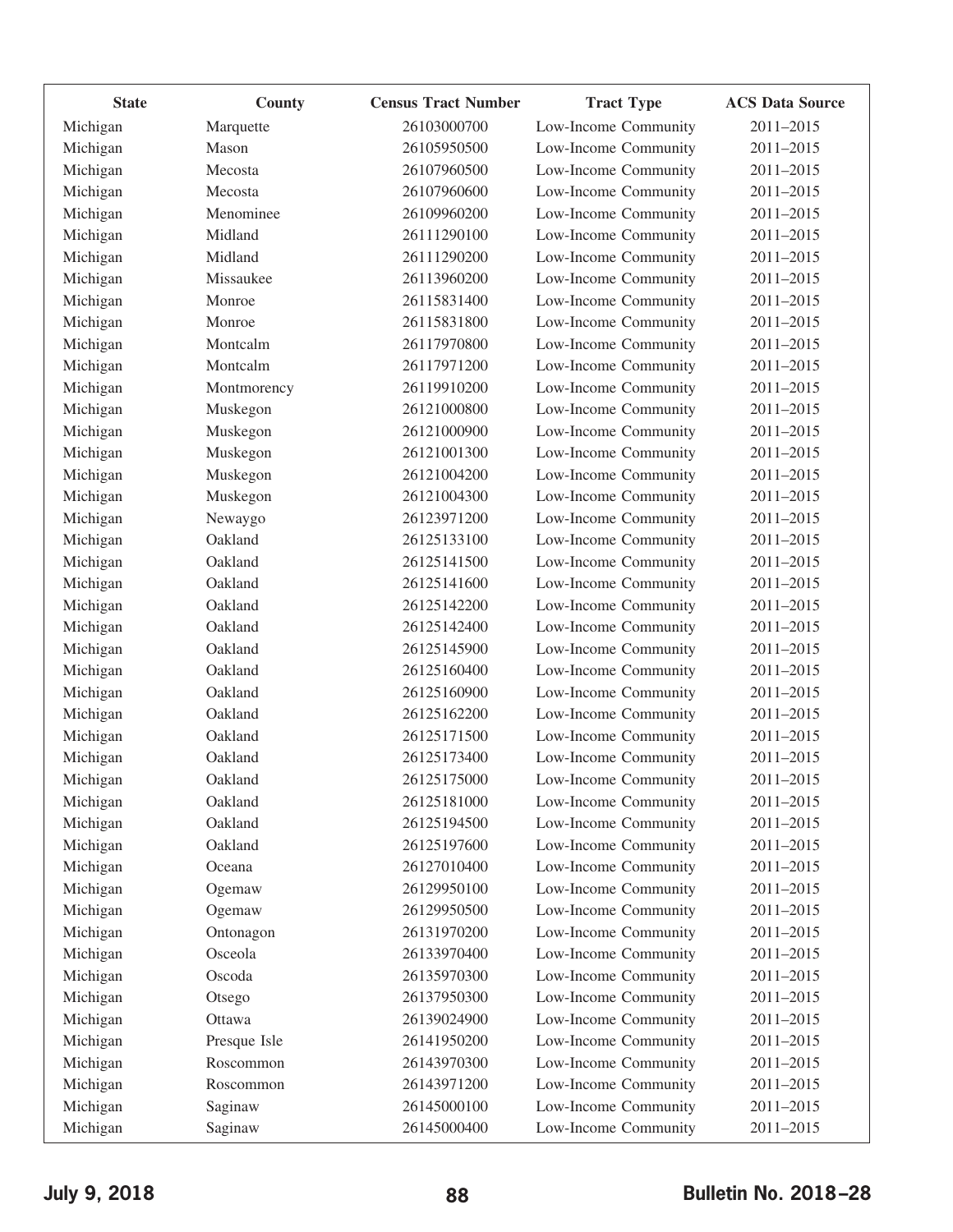| State | County | Census Tract Number | Tract Type | ACS Data Source |
|---|---|---|---|---|
| Michigan | Marquette | 26103000700 | Low-Income Community | 2011–2015 |
| Michigan | Mason | 26105950500 | Low-Income Community | 2011–2015 |
| Michigan | Mecosta | 26107960500 | Low-Income Community | 2011–2015 |
| Michigan | Mecosta | 26107960600 | Low-Income Community | 2011–2015 |
| Michigan | Menominee | 26109960200 | Low-Income Community | 2011–2015 |
| Michigan | Midland | 26111290100 | Low-Income Community | 2011–2015 |
| Michigan | Midland | 26111290200 | Low-Income Community | 2011–2015 |
| Michigan | Missaukee | 26113960200 | Low-Income Community | 2011–2015 |
| Michigan | Monroe | 26115831400 | Low-Income Community | 2011–2015 |
| Michigan | Monroe | 26115831800 | Low-Income Community | 2011–2015 |
| Michigan | Montcalm | 26117970800 | Low-Income Community | 2011–2015 |
| Michigan | Montcalm | 26117971200 | Low-Income Community | 2011–2015 |
| Michigan | Montmorency | 26119910200 | Low-Income Community | 2011–2015 |
| Michigan | Muskegon | 26121000800 | Low-Income Community | 2011–2015 |
| Michigan | Muskegon | 26121000900 | Low-Income Community | 2011–2015 |
| Michigan | Muskegon | 26121001300 | Low-Income Community | 2011–2015 |
| Michigan | Muskegon | 26121004200 | Low-Income Community | 2011–2015 |
| Michigan | Muskegon | 26121004300 | Low-Income Community | 2011–2015 |
| Michigan | Newaygo | 26123971200 | Low-Income Community | 2011–2015 |
| Michigan | Oakland | 26125133100 | Low-Income Community | 2011–2015 |
| Michigan | Oakland | 26125141500 | Low-Income Community | 2011–2015 |
| Michigan | Oakland | 26125141600 | Low-Income Community | 2011–2015 |
| Michigan | Oakland | 26125142200 | Low-Income Community | 2011–2015 |
| Michigan | Oakland | 26125142400 | Low-Income Community | 2011–2015 |
| Michigan | Oakland | 26125145900 | Low-Income Community | 2011–2015 |
| Michigan | Oakland | 26125160400 | Low-Income Community | 2011–2015 |
| Michigan | Oakland | 26125160900 | Low-Income Community | 2011–2015 |
| Michigan | Oakland | 26125162200 | Low-Income Community | 2011–2015 |
| Michigan | Oakland | 26125171500 | Low-Income Community | 2011–2015 |
| Michigan | Oakland | 26125173400 | Low-Income Community | 2011–2015 |
| Michigan | Oakland | 26125175000 | Low-Income Community | 2011–2015 |
| Michigan | Oakland | 26125181000 | Low-Income Community | 2011–2015 |
| Michigan | Oakland | 26125194500 | Low-Income Community | 2011–2015 |
| Michigan | Oakland | 26125197600 | Low-Income Community | 2011–2015 |
| Michigan | Oceana | 26127010400 | Low-Income Community | 2011–2015 |
| Michigan | Ogemaw | 26129950100 | Low-Income Community | 2011–2015 |
| Michigan | Ogemaw | 26129950500 | Low-Income Community | 2011–2015 |
| Michigan | Ontonagon | 26131970200 | Low-Income Community | 2011–2015 |
| Michigan | Osceola | 26133970400 | Low-Income Community | 2011–2015 |
| Michigan | Oscoda | 26135970300 | Low-Income Community | 2011–2015 |
| Michigan | Otsego | 26137950300 | Low-Income Community | 2011–2015 |
| Michigan | Ottawa | 26139024900 | Low-Income Community | 2011–2015 |
| Michigan | Presque Isle | 26141950200 | Low-Income Community | 2011–2015 |
| Michigan | Roscommon | 26143970300 | Low-Income Community | 2011–2015 |
| Michigan | Roscommon | 26143971200 | Low-Income Community | 2011–2015 |
| Michigan | Saginaw | 26145000100 | Low-Income Community | 2011–2015 |
| Michigan | Saginaw | 26145000400 | Low-Income Community | 2011–2015 |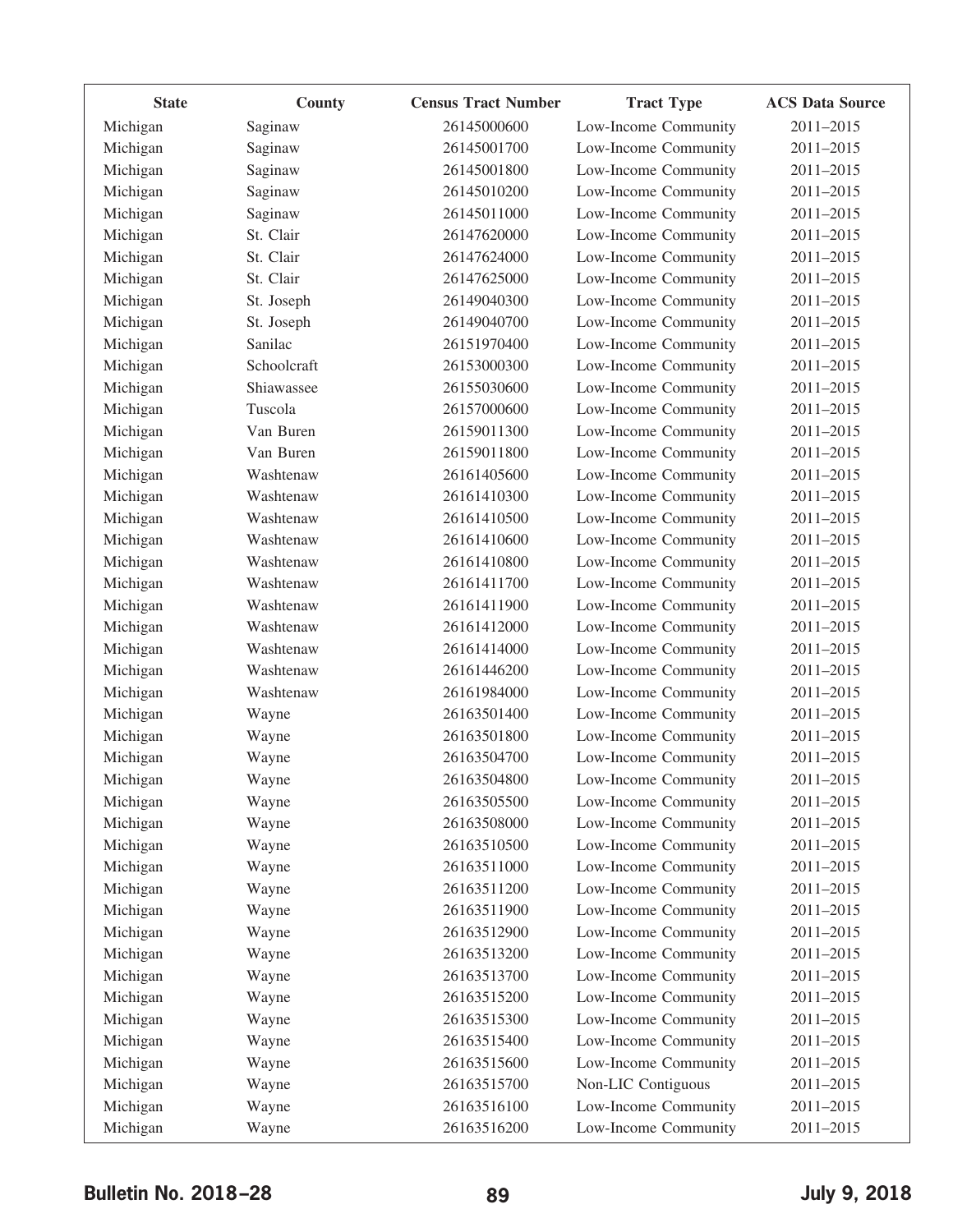| State | County | Census Tract Number | Tract Type | ACS Data Source |
|---|---|---|---|---|
| Michigan | Saginaw | 26145000600 | Low-Income Community | 2011–2015 |
| Michigan | Saginaw | 26145001700 | Low-Income Community | 2011–2015 |
| Michigan | Saginaw | 26145001800 | Low-Income Community | 2011–2015 |
| Michigan | Saginaw | 26145010200 | Low-Income Community | 2011–2015 |
| Michigan | Saginaw | 26145011000 | Low-Income Community | 2011–2015 |
| Michigan | St. Clair | 26147620000 | Low-Income Community | 2011–2015 |
| Michigan | St. Clair | 26147624000 | Low-Income Community | 2011–2015 |
| Michigan | St. Clair | 26147625000 | Low-Income Community | 2011–2015 |
| Michigan | St. Joseph | 26149040300 | Low-Income Community | 2011–2015 |
| Michigan | St. Joseph | 26149040700 | Low-Income Community | 2011–2015 |
| Michigan | Sanilac | 26151970400 | Low-Income Community | 2011–2015 |
| Michigan | Schoolcraft | 26153000300 | Low-Income Community | 2011–2015 |
| Michigan | Shiawassee | 26155030600 | Low-Income Community | 2011–2015 |
| Michigan | Tuscola | 26157000600 | Low-Income Community | 2011–2015 |
| Michigan | Van Buren | 26159011300 | Low-Income Community | 2011–2015 |
| Michigan | Van Buren | 26159011800 | Low-Income Community | 2011–2015 |
| Michigan | Washtenaw | 26161405600 | Low-Income Community | 2011–2015 |
| Michigan | Washtenaw | 26161410300 | Low-Income Community | 2011–2015 |
| Michigan | Washtenaw | 26161410500 | Low-Income Community | 2011–2015 |
| Michigan | Washtenaw | 26161410600 | Low-Income Community | 2011–2015 |
| Michigan | Washtenaw | 26161410800 | Low-Income Community | 2011–2015 |
| Michigan | Washtenaw | 26161411700 | Low-Income Community | 2011–2015 |
| Michigan | Washtenaw | 26161411900 | Low-Income Community | 2011–2015 |
| Michigan | Washtenaw | 26161412000 | Low-Income Community | 2011–2015 |
| Michigan | Washtenaw | 26161414000 | Low-Income Community | 2011–2015 |
| Michigan | Washtenaw | 26161446200 | Low-Income Community | 2011–2015 |
| Michigan | Washtenaw | 26161984000 | Low-Income Community | 2011–2015 |
| Michigan | Wayne | 26163501400 | Low-Income Community | 2011–2015 |
| Michigan | Wayne | 26163501800 | Low-Income Community | 2011–2015 |
| Michigan | Wayne | 26163504700 | Low-Income Community | 2011–2015 |
| Michigan | Wayne | 26163504800 | Low-Income Community | 2011–2015 |
| Michigan | Wayne | 26163505500 | Low-Income Community | 2011–2015 |
| Michigan | Wayne | 26163508000 | Low-Income Community | 2011–2015 |
| Michigan | Wayne | 26163510500 | Low-Income Community | 2011–2015 |
| Michigan | Wayne | 26163511000 | Low-Income Community | 2011–2015 |
| Michigan | Wayne | 26163511200 | Low-Income Community | 2011–2015 |
| Michigan | Wayne | 26163511900 | Low-Income Community | 2011–2015 |
| Michigan | Wayne | 26163512900 | Low-Income Community | 2011–2015 |
| Michigan | Wayne | 26163513200 | Low-Income Community | 2011–2015 |
| Michigan | Wayne | 26163513700 | Low-Income Community | 2011–2015 |
| Michigan | Wayne | 26163515200 | Low-Income Community | 2011–2015 |
| Michigan | Wayne | 26163515300 | Low-Income Community | 2011–2015 |
| Michigan | Wayne | 26163515400 | Low-Income Community | 2011–2015 |
| Michigan | Wayne | 26163515600 | Low-Income Community | 2011–2015 |
| Michigan | Wayne | 26163515700 | Non-LIC Contiguous | 2011–2015 |
| Michigan | Wayne | 26163516100 | Low-Income Community | 2011–2015 |
| Michigan | Wayne | 26163516200 | Low-Income Community | 2011–2015 |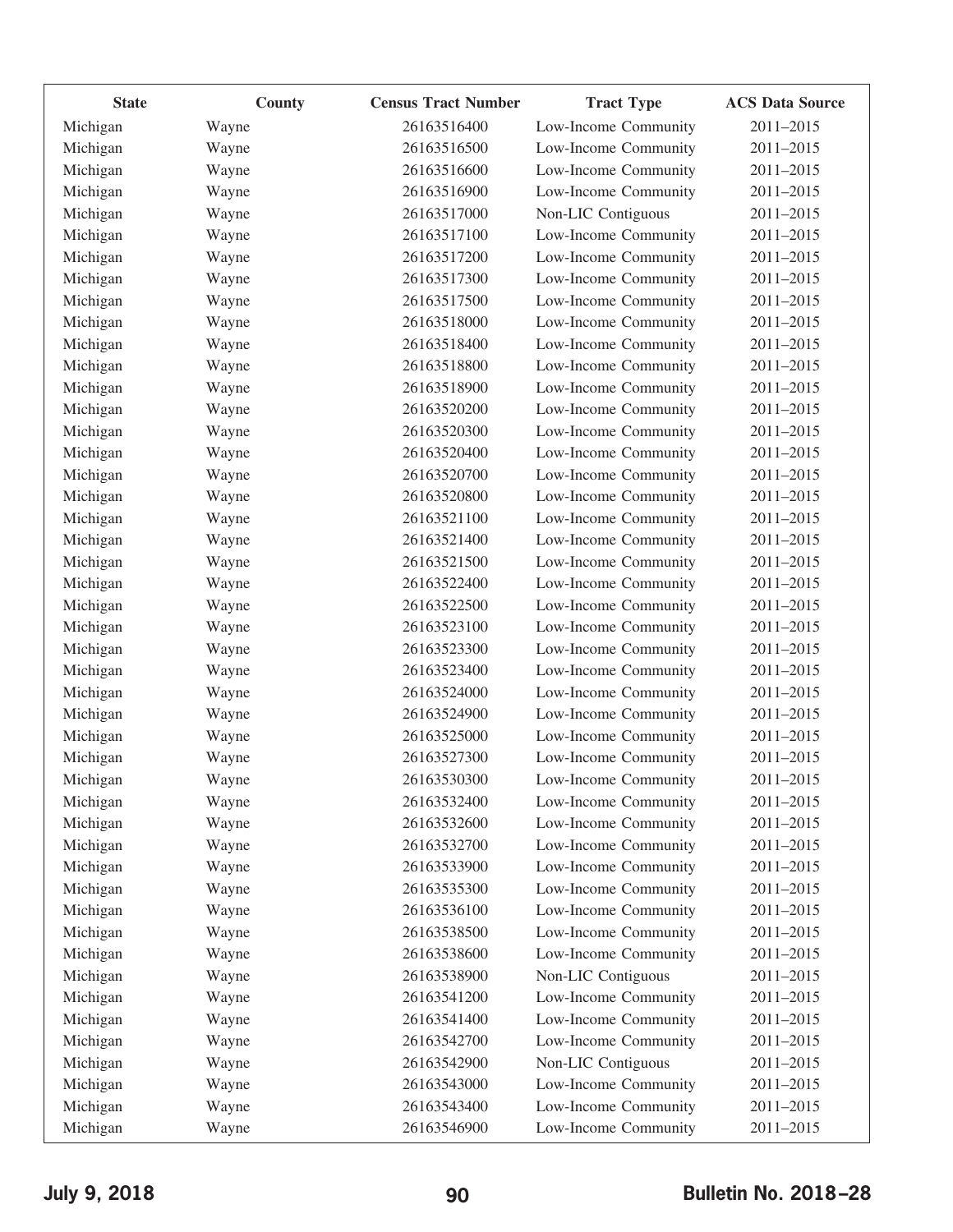| State | County | Census Tract Number | Tract Type | ACS Data Source |
|---|---|---|---|---|
| Michigan | Wayne | 26163516400 | Low-Income Community | 2011–2015 |
| Michigan | Wayne | 26163516500 | Low-Income Community | 2011–2015 |
| Michigan | Wayne | 26163516600 | Low-Income Community | 2011–2015 |
| Michigan | Wayne | 26163516900 | Low-Income Community | 2011–2015 |
| Michigan | Wayne | 26163517000 | Non-LIC Contiguous | 2011–2015 |
| Michigan | Wayne | 26163517100 | Low-Income Community | 2011–2015 |
| Michigan | Wayne | 26163517200 | Low-Income Community | 2011–2015 |
| Michigan | Wayne | 26163517300 | Low-Income Community | 2011–2015 |
| Michigan | Wayne | 26163517500 | Low-Income Community | 2011–2015 |
| Michigan | Wayne | 26163518000 | Low-Income Community | 2011–2015 |
| Michigan | Wayne | 26163518400 | Low-Income Community | 2011–2015 |
| Michigan | Wayne | 26163518800 | Low-Income Community | 2011–2015 |
| Michigan | Wayne | 26163518900 | Low-Income Community | 2011–2015 |
| Michigan | Wayne | 26163520200 | Low-Income Community | 2011–2015 |
| Michigan | Wayne | 26163520300 | Low-Income Community | 2011–2015 |
| Michigan | Wayne | 26163520400 | Low-Income Community | 2011–2015 |
| Michigan | Wayne | 26163520700 | Low-Income Community | 2011–2015 |
| Michigan | Wayne | 26163520800 | Low-Income Community | 2011–2015 |
| Michigan | Wayne | 26163521100 | Low-Income Community | 2011–2015 |
| Michigan | Wayne | 26163521400 | Low-Income Community | 2011–2015 |
| Michigan | Wayne | 26163521500 | Low-Income Community | 2011–2015 |
| Michigan | Wayne | 26163522400 | Low-Income Community | 2011–2015 |
| Michigan | Wayne | 26163522500 | Low-Income Community | 2011–2015 |
| Michigan | Wayne | 26163523100 | Low-Income Community | 2011–2015 |
| Michigan | Wayne | 26163523300 | Low-Income Community | 2011–2015 |
| Michigan | Wayne | 26163523400 | Low-Income Community | 2011–2015 |
| Michigan | Wayne | 26163524000 | Low-Income Community | 2011–2015 |
| Michigan | Wayne | 26163524900 | Low-Income Community | 2011–2015 |
| Michigan | Wayne | 26163525000 | Low-Income Community | 2011–2015 |
| Michigan | Wayne | 26163527300 | Low-Income Community | 2011–2015 |
| Michigan | Wayne | 26163530300 | Low-Income Community | 2011–2015 |
| Michigan | Wayne | 26163532400 | Low-Income Community | 2011–2015 |
| Michigan | Wayne | 26163532600 | Low-Income Community | 2011–2015 |
| Michigan | Wayne | 26163532700 | Low-Income Community | 2011–2015 |
| Michigan | Wayne | 26163533900 | Low-Income Community | 2011–2015 |
| Michigan | Wayne | 26163535300 | Low-Income Community | 2011–2015 |
| Michigan | Wayne | 26163536100 | Low-Income Community | 2011–2015 |
| Michigan | Wayne | 26163538500 | Low-Income Community | 2011–2015 |
| Michigan | Wayne | 26163538600 | Low-Income Community | 2011–2015 |
| Michigan | Wayne | 26163538900 | Non-LIC Contiguous | 2011–2015 |
| Michigan | Wayne | 26163541200 | Low-Income Community | 2011–2015 |
| Michigan | Wayne | 26163541400 | Low-Income Community | 2011–2015 |
| Michigan | Wayne | 26163542700 | Low-Income Community | 2011–2015 |
| Michigan | Wayne | 26163542900 | Non-LIC Contiguous | 2011–2015 |
| Michigan | Wayne | 26163543000 | Low-Income Community | 2011–2015 |
| Michigan | Wayne | 26163543400 | Low-Income Community | 2011–2015 |
| Michigan | Wayne | 26163546900 | Low-Income Community | 2011–2015 |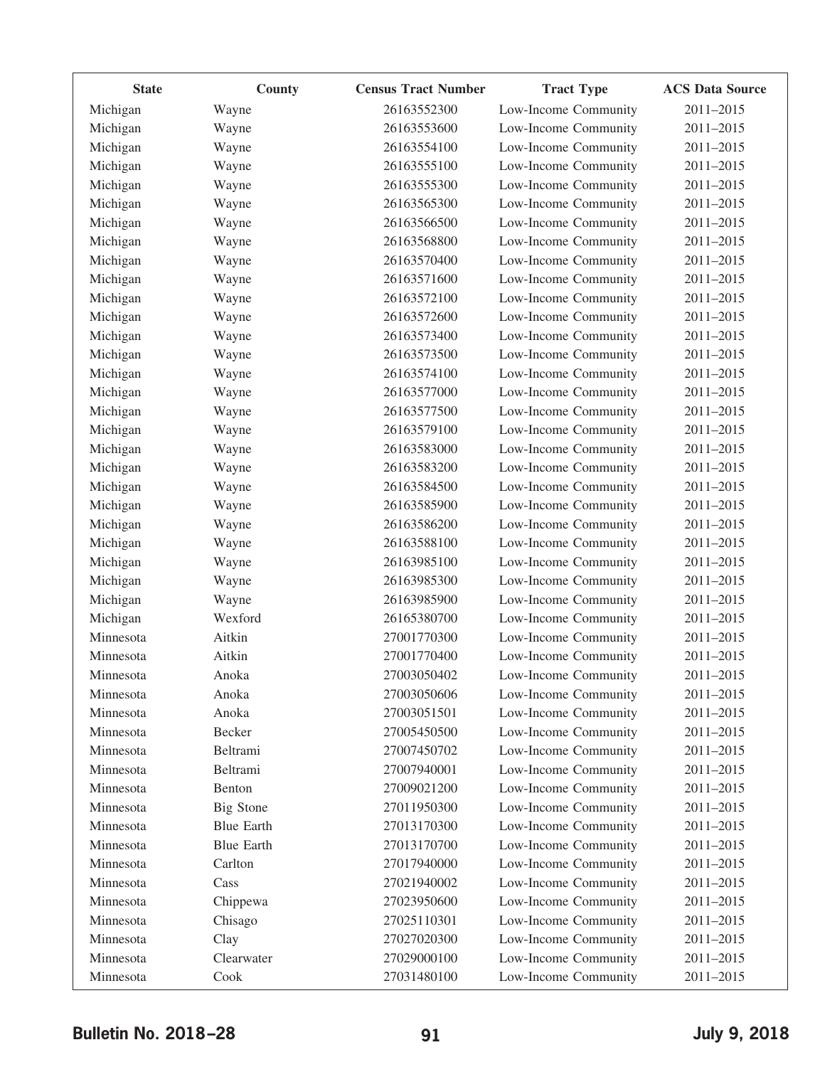| State | County | Census Tract Number | Tract Type | ACS Data Source |
|---|---|---|---|---|
| Michigan | Wayne | 26163552300 | Low-Income Community | 2011–2015 |
| Michigan | Wayne | 26163553600 | Low-Income Community | 2011–2015 |
| Michigan | Wayne | 26163554100 | Low-Income Community | 2011–2015 |
| Michigan | Wayne | 26163555100 | Low-Income Community | 2011–2015 |
| Michigan | Wayne | 26163555300 | Low-Income Community | 2011–2015 |
| Michigan | Wayne | 26163565300 | Low-Income Community | 2011–2015 |
| Michigan | Wayne | 26163566500 | Low-Income Community | 2011–2015 |
| Michigan | Wayne | 26163568800 | Low-Income Community | 2011–2015 |
| Michigan | Wayne | 26163570400 | Low-Income Community | 2011–2015 |
| Michigan | Wayne | 26163571600 | Low-Income Community | 2011–2015 |
| Michigan | Wayne | 26163572100 | Low-Income Community | 2011–2015 |
| Michigan | Wayne | 26163572600 | Low-Income Community | 2011–2015 |
| Michigan | Wayne | 26163573400 | Low-Income Community | 2011–2015 |
| Michigan | Wayne | 26163573500 | Low-Income Community | 2011–2015 |
| Michigan | Wayne | 26163574100 | Low-Income Community | 2011–2015 |
| Michigan | Wayne | 26163577000 | Low-Income Community | 2011–2015 |
| Michigan | Wayne | 26163577500 | Low-Income Community | 2011–2015 |
| Michigan | Wayne | 26163579100 | Low-Income Community | 2011–2015 |
| Michigan | Wayne | 26163583000 | Low-Income Community | 2011–2015 |
| Michigan | Wayne | 26163583200 | Low-Income Community | 2011–2015 |
| Michigan | Wayne | 26163584500 | Low-Income Community | 2011–2015 |
| Michigan | Wayne | 26163585900 | Low-Income Community | 2011–2015 |
| Michigan | Wayne | 26163586200 | Low-Income Community | 2011–2015 |
| Michigan | Wayne | 26163588100 | Low-Income Community | 2011–2015 |
| Michigan | Wayne | 26163985100 | Low-Income Community | 2011–2015 |
| Michigan | Wayne | 26163985300 | Low-Income Community | 2011–2015 |
| Michigan | Wayne | 26163985900 | Low-Income Community | 2011–2015 |
| Michigan | Wexford | 26165380700 | Low-Income Community | 2011–2015 |
| Minnesota | Aitkin | 27001770300 | Low-Income Community | 2011–2015 |
| Minnesota | Aitkin | 27001770400 | Low-Income Community | 2011–2015 |
| Minnesota | Anoka | 27003050402 | Low-Income Community | 2011–2015 |
| Minnesota | Anoka | 27003050606 | Low-Income Community | 2011–2015 |
| Minnesota | Anoka | 27003051501 | Low-Income Community | 2011–2015 |
| Minnesota | Becker | 27005450500 | Low-Income Community | 2011–2015 |
| Minnesota | Beltrami | 27007450702 | Low-Income Community | 2011–2015 |
| Minnesota | Beltrami | 27007940001 | Low-Income Community | 2011–2015 |
| Minnesota | Benton | 27009021200 | Low-Income Community | 2011–2015 |
| Minnesota | Big Stone | 27011950300 | Low-Income Community | 2011–2015 |
| Minnesota | Blue Earth | 27013170300 | Low-Income Community | 2011–2015 |
| Minnesota | Blue Earth | 27013170700 | Low-Income Community | 2011–2015 |
| Minnesota | Carlton | 27017940000 | Low-Income Community | 2011–2015 |
| Minnesota | Cass | 27021940002 | Low-Income Community | 2011–2015 |
| Minnesota | Chippewa | 27023950600 | Low-Income Community | 2011–2015 |
| Minnesota | Chisago | 27025110301 | Low-Income Community | 2011–2015 |
| Minnesota | Clay | 27027020300 | Low-Income Community | 2011–2015 |
| Minnesota | Clearwater | 27029000100 | Low-Income Community | 2011–2015 |
| Minnesota | Cook | 27031480100 | Low-Income Community | 2011–2015 |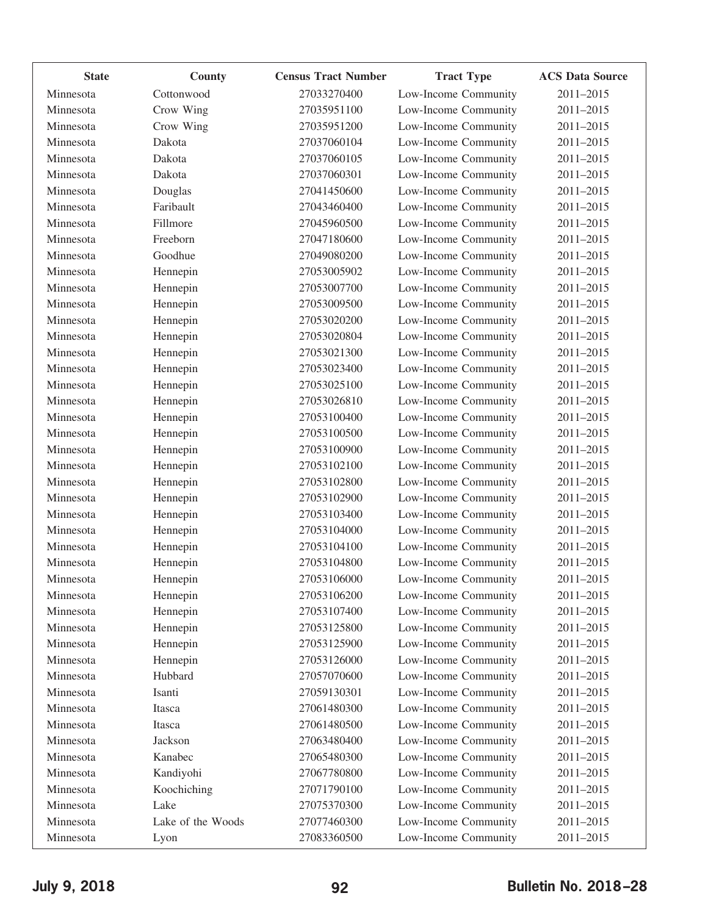| State | County | Census Tract Number | Tract Type | ACS Data Source |
|---|---|---|---|---|
| Minnesota | Cottonwood | 27033270400 | Low-Income Community | 2011–2015 |
| Minnesota | Crow Wing | 27035951100 | Low-Income Community | 2011–2015 |
| Minnesota | Crow Wing | 27035951200 | Low-Income Community | 2011–2015 |
| Minnesota | Dakota | 27037060104 | Low-Income Community | 2011–2015 |
| Minnesota | Dakota | 27037060105 | Low-Income Community | 2011–2015 |
| Minnesota | Dakota | 27037060301 | Low-Income Community | 2011–2015 |
| Minnesota | Douglas | 27041450600 | Low-Income Community | 2011–2015 |
| Minnesota | Faribault | 27043460400 | Low-Income Community | 2011–2015 |
| Minnesota | Fillmore | 27045960500 | Low-Income Community | 2011–2015 |
| Minnesota | Freeborn | 27047180600 | Low-Income Community | 2011–2015 |
| Minnesota | Goodhue | 27049080200 | Low-Income Community | 2011–2015 |
| Minnesota | Hennepin | 27053005902 | Low-Income Community | 2011–2015 |
| Minnesota | Hennepin | 27053007700 | Low-Income Community | 2011–2015 |
| Minnesota | Hennepin | 27053009500 | Low-Income Community | 2011–2015 |
| Minnesota | Hennepin | 27053020200 | Low-Income Community | 2011–2015 |
| Minnesota | Hennepin | 27053020804 | Low-Income Community | 2011–2015 |
| Minnesota | Hennepin | 27053021300 | Low-Income Community | 2011–2015 |
| Minnesota | Hennepin | 27053023400 | Low-Income Community | 2011–2015 |
| Minnesota | Hennepin | 27053025100 | Low-Income Community | 2011–2015 |
| Minnesota | Hennepin | 27053026810 | Low-Income Community | 2011–2015 |
| Minnesota | Hennepin | 27053100400 | Low-Income Community | 2011–2015 |
| Minnesota | Hennepin | 27053100500 | Low-Income Community | 2011–2015 |
| Minnesota | Hennepin | 27053100900 | Low-Income Community | 2011–2015 |
| Minnesota | Hennepin | 27053102100 | Low-Income Community | 2011–2015 |
| Minnesota | Hennepin | 27053102800 | Low-Income Community | 2011–2015 |
| Minnesota | Hennepin | 27053102900 | Low-Income Community | 2011–2015 |
| Minnesota | Hennepin | 27053103400 | Low-Income Community | 2011–2015 |
| Minnesota | Hennepin | 27053104000 | Low-Income Community | 2011–2015 |
| Minnesota | Hennepin | 27053104100 | Low-Income Community | 2011–2015 |
| Minnesota | Hennepin | 27053104800 | Low-Income Community | 2011–2015 |
| Minnesota | Hennepin | 27053106000 | Low-Income Community | 2011–2015 |
| Minnesota | Hennepin | 27053106200 | Low-Income Community | 2011–2015 |
| Minnesota | Hennepin | 27053107400 | Low-Income Community | 2011–2015 |
| Minnesota | Hennepin | 27053125800 | Low-Income Community | 2011–2015 |
| Minnesota | Hennepin | 27053125900 | Low-Income Community | 2011–2015 |
| Minnesota | Hennepin | 27053126000 | Low-Income Community | 2011–2015 |
| Minnesota | Hubbard | 27057070600 | Low-Income Community | 2011–2015 |
| Minnesota | Isanti | 27059130301 | Low-Income Community | 2011–2015 |
| Minnesota | Itasca | 27061480300 | Low-Income Community | 2011–2015 |
| Minnesota | Itasca | 27061480500 | Low-Income Community | 2011–2015 |
| Minnesota | Jackson | 27063480400 | Low-Income Community | 2011–2015 |
| Minnesota | Kanabec | 27065480300 | Low-Income Community | 2011–2015 |
| Minnesota | Kandiyohi | 27067780800 | Low-Income Community | 2011–2015 |
| Minnesota | Koochiching | 27071790100 | Low-Income Community | 2011–2015 |
| Minnesota | Lake | 27075370300 | Low-Income Community | 2011–2015 |
| Minnesota | Lake of the Woods | 27077460300 | Low-Income Community | 2011–2015 |
| Minnesota | Lyon | 27083360500 | Low-Income Community | 2011–2015 |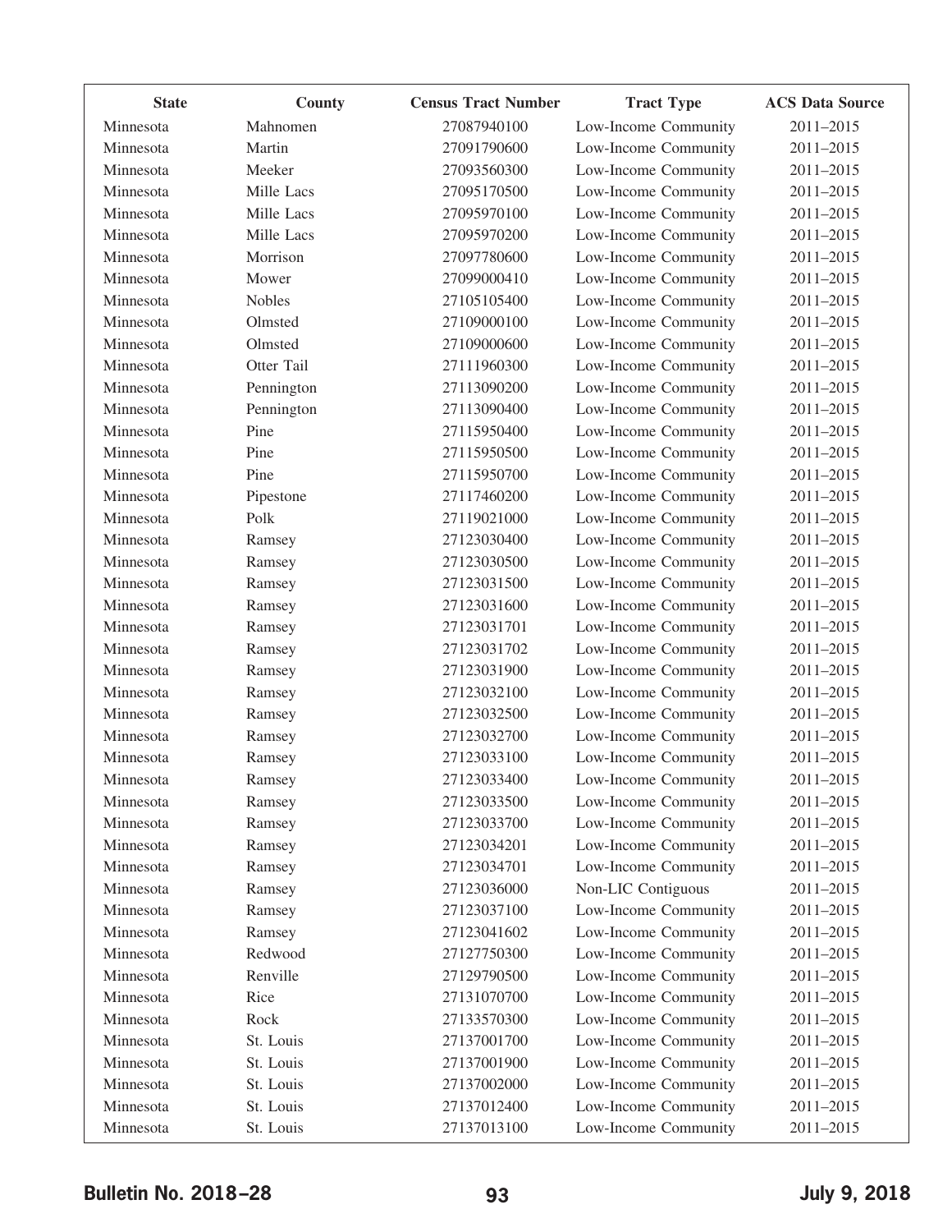| State | County | Census Tract Number | Tract Type | ACS Data Source |
|---|---|---|---|---|
| Minnesota | Mahnomen | 27087940100 | Low-Income Community | 2011–2015 |
| Minnesota | Martin | 27091790600 | Low-Income Community | 2011–2015 |
| Minnesota | Meeker | 27093560300 | Low-Income Community | 2011–2015 |
| Minnesota | Mille Lacs | 27095170500 | Low-Income Community | 2011–2015 |
| Minnesota | Mille Lacs | 27095970100 | Low-Income Community | 2011–2015 |
| Minnesota | Mille Lacs | 27095970200 | Low-Income Community | 2011–2015 |
| Minnesota | Morrison | 27097780600 | Low-Income Community | 2011–2015 |
| Minnesota | Mower | 27099000410 | Low-Income Community | 2011–2015 |
| Minnesota | Nobles | 27105105400 | Low-Income Community | 2011–2015 |
| Minnesota | Olmsted | 27109000100 | Low-Income Community | 2011–2015 |
| Minnesota | Olmsted | 27109000600 | Low-Income Community | 2011–2015 |
| Minnesota | Otter Tail | 27111960300 | Low-Income Community | 2011–2015 |
| Minnesota | Pennington | 27113090200 | Low-Income Community | 2011–2015 |
| Minnesota | Pennington | 27113090400 | Low-Income Community | 2011–2015 |
| Minnesota | Pine | 27115950400 | Low-Income Community | 2011–2015 |
| Minnesota | Pine | 27115950500 | Low-Income Community | 2011–2015 |
| Minnesota | Pine | 27115950700 | Low-Income Community | 2011–2015 |
| Minnesota | Pipestone | 27117460200 | Low-Income Community | 2011–2015 |
| Minnesota | Polk | 27119021000 | Low-Income Community | 2011–2015 |
| Minnesota | Ramsey | 27123030400 | Low-Income Community | 2011–2015 |
| Minnesota | Ramsey | 27123030500 | Low-Income Community | 2011–2015 |
| Minnesota | Ramsey | 27123031500 | Low-Income Community | 2011–2015 |
| Minnesota | Ramsey | 27123031600 | Low-Income Community | 2011–2015 |
| Minnesota | Ramsey | 27123031701 | Low-Income Community | 2011–2015 |
| Minnesota | Ramsey | 27123031702 | Low-Income Community | 2011–2015 |
| Minnesota | Ramsey | 27123031900 | Low-Income Community | 2011–2015 |
| Minnesota | Ramsey | 27123032100 | Low-Income Community | 2011–2015 |
| Minnesota | Ramsey | 27123032500 | Low-Income Community | 2011–2015 |
| Minnesota | Ramsey | 27123032700 | Low-Income Community | 2011–2015 |
| Minnesota | Ramsey | 27123033100 | Low-Income Community | 2011–2015 |
| Minnesota | Ramsey | 27123033400 | Low-Income Community | 2011–2015 |
| Minnesota | Ramsey | 27123033500 | Low-Income Community | 2011–2015 |
| Minnesota | Ramsey | 27123033700 | Low-Income Community | 2011–2015 |
| Minnesota | Ramsey | 27123034201 | Low-Income Community | 2011–2015 |
| Minnesota | Ramsey | 27123034701 | Low-Income Community | 2011–2015 |
| Minnesota | Ramsey | 27123036000 | Non-LIC Contiguous | 2011–2015 |
| Minnesota | Ramsey | 27123037100 | Low-Income Community | 2011–2015 |
| Minnesota | Ramsey | 27123041602 | Low-Income Community | 2011–2015 |
| Minnesota | Redwood | 27127750300 | Low-Income Community | 2011–2015 |
| Minnesota | Renville | 27129790500 | Low-Income Community | 2011–2015 |
| Minnesota | Rice | 27131070700 | Low-Income Community | 2011–2015 |
| Minnesota | Rock | 27133570300 | Low-Income Community | 2011–2015 |
| Minnesota | St. Louis | 27137001700 | Low-Income Community | 2011–2015 |
| Minnesota | St. Louis | 27137001900 | Low-Income Community | 2011–2015 |
| Minnesota | St. Louis | 27137002000 | Low-Income Community | 2011–2015 |
| Minnesota | St. Louis | 27137012400 | Low-Income Community | 2011–2015 |
| Minnesota | St. Louis | 27137013100 | Low-Income Community | 2011–2015 |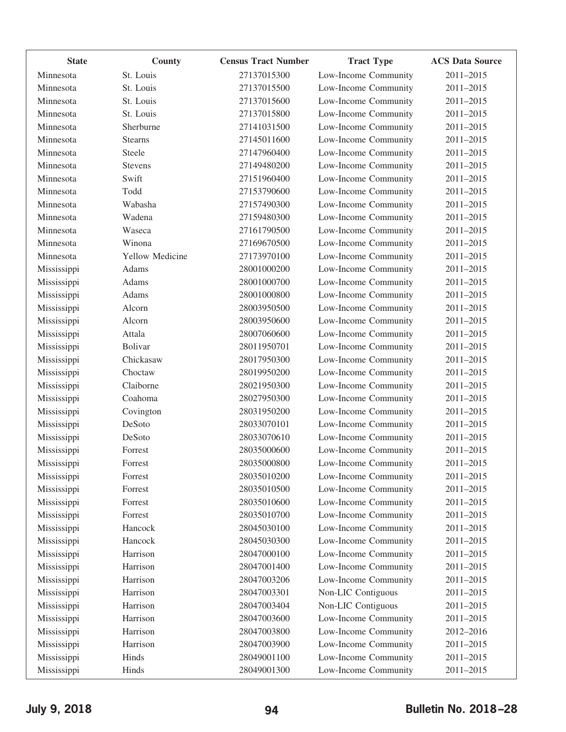| State | County | Census Tract Number | Tract Type | ACS Data Source |
|---|---|---|---|---|
| Minnesota | St. Louis | 27137015300 | Low-Income Community | 2011–2015 |
| Minnesota | St. Louis | 27137015500 | Low-Income Community | 2011–2015 |
| Minnesota | St. Louis | 27137015600 | Low-Income Community | 2011–2015 |
| Minnesota | St. Louis | 27137015800 | Low-Income Community | 2011–2015 |
| Minnesota | Sherburne | 27141031500 | Low-Income Community | 2011–2015 |
| Minnesota | Stearns | 27145011600 | Low-Income Community | 2011–2015 |
| Minnesota | Steele | 27147960400 | Low-Income Community | 2011–2015 |
| Minnesota | Stevens | 27149480200 | Low-Income Community | 2011–2015 |
| Minnesota | Swift | 27151960400 | Low-Income Community | 2011–2015 |
| Minnesota | Todd | 27153790600 | Low-Income Community | 2011–2015 |
| Minnesota | Wabasha | 27157490300 | Low-Income Community | 2011–2015 |
| Minnesota | Wadena | 27159480300 | Low-Income Community | 2011–2015 |
| Minnesota | Waseca | 27161790500 | Low-Income Community | 2011–2015 |
| Minnesota | Winona | 27169670500 | Low-Income Community | 2011–2015 |
| Minnesota | Yellow Medicine | 27173970100 | Low-Income Community | 2011–2015 |
| Mississippi | Adams | 28001000200 | Low-Income Community | 2011–2015 |
| Mississippi | Adams | 28001000700 | Low-Income Community | 2011–2015 |
| Mississippi | Adams | 28001000800 | Low-Income Community | 2011–2015 |
| Mississippi | Alcorn | 28003950500 | Low-Income Community | 2011–2015 |
| Mississippi | Alcorn | 28003950600 | Low-Income Community | 2011–2015 |
| Mississippi | Attala | 28007060600 | Low-Income Community | 2011–2015 |
| Mississippi | Bolivar | 28011950701 | Low-Income Community | 2011–2015 |
| Mississippi | Chickasaw | 28017950300 | Low-Income Community | 2011–2015 |
| Mississippi | Choctaw | 28019950200 | Low-Income Community | 2011–2015 |
| Mississippi | Claiborne | 28021950300 | Low-Income Community | 2011–2015 |
| Mississippi | Coahoma | 28027950300 | Low-Income Community | 2011–2015 |
| Mississippi | Covington | 28031950200 | Low-Income Community | 2011–2015 |
| Mississippi | DeSoto | 28033070101 | Low-Income Community | 2011–2015 |
| Mississippi | DeSoto | 28033070610 | Low-Income Community | 2011–2015 |
| Mississippi | Forrest | 28035000600 | Low-Income Community | 2011–2015 |
| Mississippi | Forrest | 28035000800 | Low-Income Community | 2011–2015 |
| Mississippi | Forrest | 28035010200 | Low-Income Community | 2011–2015 |
| Mississippi | Forrest | 28035010500 | Low-Income Community | 2011–2015 |
| Mississippi | Forrest | 28035010600 | Low-Income Community | 2011–2015 |
| Mississippi | Forrest | 28035010700 | Low-Income Community | 2011–2015 |
| Mississippi | Hancock | 28045030100 | Low-Income Community | 2011–2015 |
| Mississippi | Hancock | 28045030300 | Low-Income Community | 2011–2015 |
| Mississippi | Harrison | 28047000100 | Low-Income Community | 2011–2015 |
| Mississippi | Harrison | 28047001400 | Low-Income Community | 2011–2015 |
| Mississippi | Harrison | 28047003206 | Low-Income Community | 2011–2015 |
| Mississippi | Harrison | 28047003301 | Non-LIC Contiguous | 2011–2015 |
| Mississippi | Harrison | 28047003404 | Non-LIC Contiguous | 2011–2015 |
| Mississippi | Harrison | 28047003600 | Low-Income Community | 2011–2015 |
| Mississippi | Harrison | 28047003800 | Low-Income Community | 2012–2016 |
| Mississippi | Harrison | 28047003900 | Low-Income Community | 2011–2015 |
| Mississippi | Hinds | 28049001100 | Low-Income Community | 2011–2015 |
| Mississippi | Hinds | 28049001300 | Low-Income Community | 2011–2015 |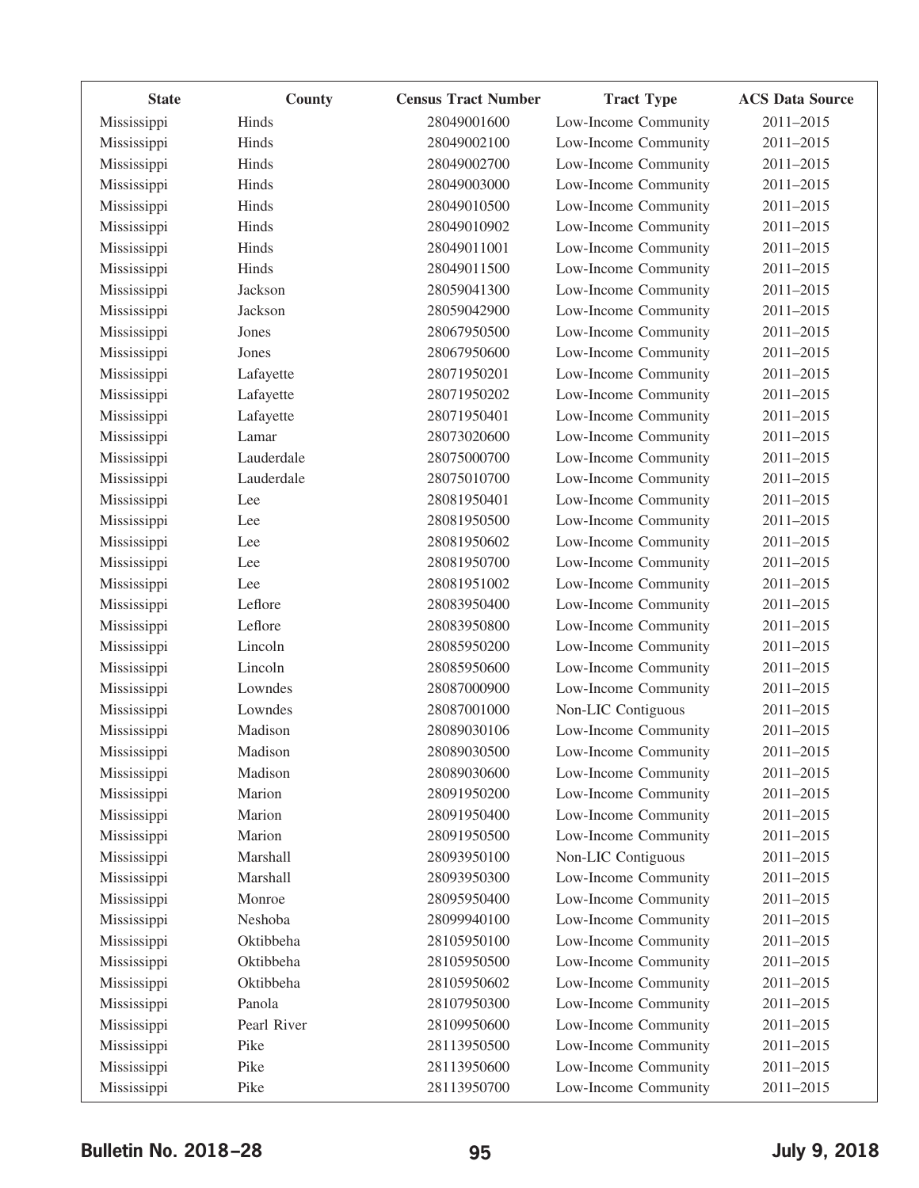| State | County | Census Tract Number | Tract Type | ACS Data Source |
|---|---|---|---|---|
| Mississippi | Hinds | 28049001600 | Low-Income Community | 2011–2015 |
| Mississippi | Hinds | 28049002100 | Low-Income Community | 2011–2015 |
| Mississippi | Hinds | 28049002700 | Low-Income Community | 2011–2015 |
| Mississippi | Hinds | 28049003000 | Low-Income Community | 2011–2015 |
| Mississippi | Hinds | 28049010500 | Low-Income Community | 2011–2015 |
| Mississippi | Hinds | 28049010902 | Low-Income Community | 2011–2015 |
| Mississippi | Hinds | 28049011001 | Low-Income Community | 2011–2015 |
| Mississippi | Hinds | 28049011500 | Low-Income Community | 2011–2015 |
| Mississippi | Jackson | 28059041300 | Low-Income Community | 2011–2015 |
| Mississippi | Jackson | 28059042900 | Low-Income Community | 2011–2015 |
| Mississippi | Jones | 28067950500 | Low-Income Community | 2011–2015 |
| Mississippi | Jones | 28067950600 | Low-Income Community | 2011–2015 |
| Mississippi | Lafayette | 28071950201 | Low-Income Community | 2011–2015 |
| Mississippi | Lafayette | 28071950202 | Low-Income Community | 2011–2015 |
| Mississippi | Lafayette | 28071950401 | Low-Income Community | 2011–2015 |
| Mississippi | Lamar | 28073020600 | Low-Income Community | 2011–2015 |
| Mississippi | Lauderdale | 28075000700 | Low-Income Community | 2011–2015 |
| Mississippi | Lauderdale | 28075010700 | Low-Income Community | 2011–2015 |
| Mississippi | Lee | 28081950401 | Low-Income Community | 2011–2015 |
| Mississippi | Lee | 28081950500 | Low-Income Community | 2011–2015 |
| Mississippi | Lee | 28081950602 | Low-Income Community | 2011–2015 |
| Mississippi | Lee | 28081950700 | Low-Income Community | 2011–2015 |
| Mississippi | Lee | 28081951002 | Low-Income Community | 2011–2015 |
| Mississippi | Leflore | 28083950400 | Low-Income Community | 2011–2015 |
| Mississippi | Leflore | 28083950800 | Low-Income Community | 2011–2015 |
| Mississippi | Lincoln | 28085950200 | Low-Income Community | 2011–2015 |
| Mississippi | Lincoln | 28085950600 | Low-Income Community | 2011–2015 |
| Mississippi | Lowndes | 28087000900 | Low-Income Community | 2011–2015 |
| Mississippi | Lowndes | 28087001000 | Non-LIC Contiguous | 2011–2015 |
| Mississippi | Madison | 28089030106 | Low-Income Community | 2011–2015 |
| Mississippi | Madison | 28089030500 | Low-Income Community | 2011–2015 |
| Mississippi | Madison | 28089030600 | Low-Income Community | 2011–2015 |
| Mississippi | Marion | 28091950200 | Low-Income Community | 2011–2015 |
| Mississippi | Marion | 28091950400 | Low-Income Community | 2011–2015 |
| Mississippi | Marion | 28091950500 | Low-Income Community | 2011–2015 |
| Mississippi | Marshall | 28093950100 | Non-LIC Contiguous | 2011–2015 |
| Mississippi | Marshall | 28093950300 | Low-Income Community | 2011–2015 |
| Mississippi | Monroe | 28095950400 | Low-Income Community | 2011–2015 |
| Mississippi | Neshoba | 28099940100 | Low-Income Community | 2011–2015 |
| Mississippi | Oktibbeha | 28105950100 | Low-Income Community | 2011–2015 |
| Mississippi | Oktibbeha | 28105950500 | Low-Income Community | 2011–2015 |
| Mississippi | Oktibbeha | 28105950602 | Low-Income Community | 2011–2015 |
| Mississippi | Panola | 28107950300 | Low-Income Community | 2011–2015 |
| Mississippi | Pearl River | 28109950600 | Low-Income Community | 2011–2015 |
| Mississippi | Pike | 28113950500 | Low-Income Community | 2011–2015 |
| Mississippi | Pike | 28113950600 | Low-Income Community | 2011–2015 |
| Mississippi | Pike | 28113950700 | Low-Income Community | 2011–2015 |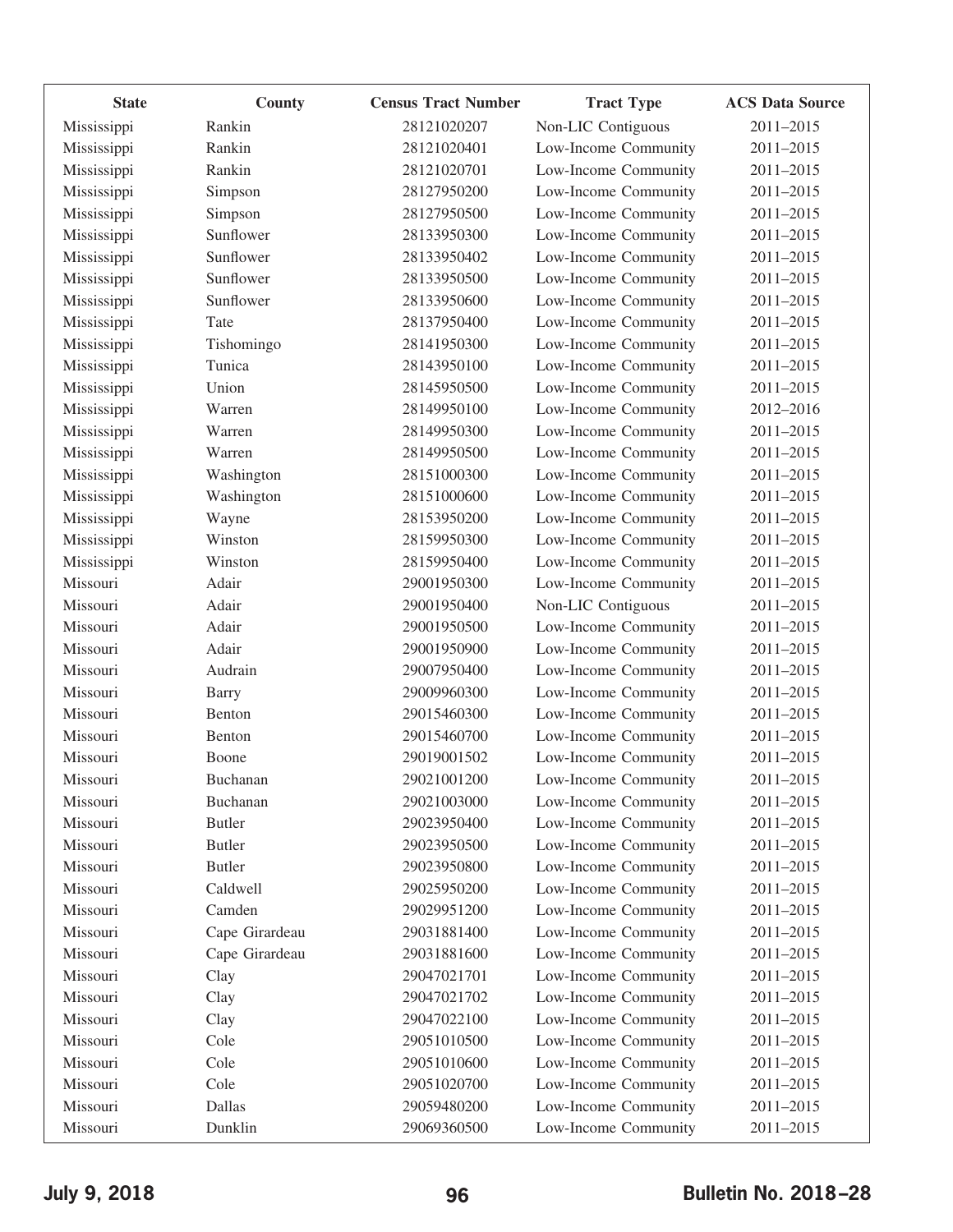| State | County | Census Tract Number | Tract Type | ACS Data Source |
|---|---|---|---|---|
| Mississippi | Rankin | 28121020207 | Non-LIC Contiguous | 2011–2015 |
| Mississippi | Rankin | 28121020401 | Low-Income Community | 2011–2015 |
| Mississippi | Rankin | 28121020701 | Low-Income Community | 2011–2015 |
| Mississippi | Simpson | 28127950200 | Low-Income Community | 2011–2015 |
| Mississippi | Simpson | 28127950500 | Low-Income Community | 2011–2015 |
| Mississippi | Sunflower | 28133950300 | Low-Income Community | 2011–2015 |
| Mississippi | Sunflower | 28133950402 | Low-Income Community | 2011–2015 |
| Mississippi | Sunflower | 28133950500 | Low-Income Community | 2011–2015 |
| Mississippi | Sunflower | 28133950600 | Low-Income Community | 2011–2015 |
| Mississippi | Tate | 28137950400 | Low-Income Community | 2011–2015 |
| Mississippi | Tishomingo | 28141950300 | Low-Income Community | 2011–2015 |
| Mississippi | Tunica | 28143950100 | Low-Income Community | 2011–2015 |
| Mississippi | Union | 28145950500 | Low-Income Community | 2011–2015 |
| Mississippi | Warren | 28149950100 | Low-Income Community | 2012–2016 |
| Mississippi | Warren | 28149950300 | Low-Income Community | 2011–2015 |
| Mississippi | Warren | 28149950500 | Low-Income Community | 2011–2015 |
| Mississippi | Washington | 28151000300 | Low-Income Community | 2011–2015 |
| Mississippi | Washington | 28151000600 | Low-Income Community | 2011–2015 |
| Mississippi | Wayne | 28153950200 | Low-Income Community | 2011–2015 |
| Mississippi | Winston | 28159950300 | Low-Income Community | 2011–2015 |
| Mississippi | Winston | 28159950400 | Low-Income Community | 2011–2015 |
| Missouri | Adair | 29001950300 | Low-Income Community | 2011–2015 |
| Missouri | Adair | 29001950400 | Non-LIC Contiguous | 2011–2015 |
| Missouri | Adair | 29001950500 | Low-Income Community | 2011–2015 |
| Missouri | Adair | 29001950900 | Low-Income Community | 2011–2015 |
| Missouri | Audrain | 29007950400 | Low-Income Community | 2011–2015 |
| Missouri | Barry | 29009960300 | Low-Income Community | 2011–2015 |
| Missouri | Benton | 29015460300 | Low-Income Community | 2011–2015 |
| Missouri | Benton | 29015460700 | Low-Income Community | 2011–2015 |
| Missouri | Boone | 29019001502 | Low-Income Community | 2011–2015 |
| Missouri | Buchanan | 29021001200 | Low-Income Community | 2011–2015 |
| Missouri | Buchanan | 29021003000 | Low-Income Community | 2011–2015 |
| Missouri | Butler | 29023950400 | Low-Income Community | 2011–2015 |
| Missouri | Butler | 29023950500 | Low-Income Community | 2011–2015 |
| Missouri | Butler | 29023950800 | Low-Income Community | 2011–2015 |
| Missouri | Caldwell | 29025950200 | Low-Income Community | 2011–2015 |
| Missouri | Camden | 29029951200 | Low-Income Community | 2011–2015 |
| Missouri | Cape Girardeau | 29031881400 | Low-Income Community | 2011–2015 |
| Missouri | Cape Girardeau | 29031881600 | Low-Income Community | 2011–2015 |
| Missouri | Clay | 29047021701 | Low-Income Community | 2011–2015 |
| Missouri | Clay | 29047021702 | Low-Income Community | 2011–2015 |
| Missouri | Clay | 29047022100 | Low-Income Community | 2011–2015 |
| Missouri | Cole | 29051010500 | Low-Income Community | 2011–2015 |
| Missouri | Cole | 29051010600 | Low-Income Community | 2011–2015 |
| Missouri | Cole | 29051020700 | Low-Income Community | 2011–2015 |
| Missouri | Dallas | 29059480200 | Low-Income Community | 2011–2015 |
| Missouri | Dunklin | 29069360500 | Low-Income Community | 2011–2015 |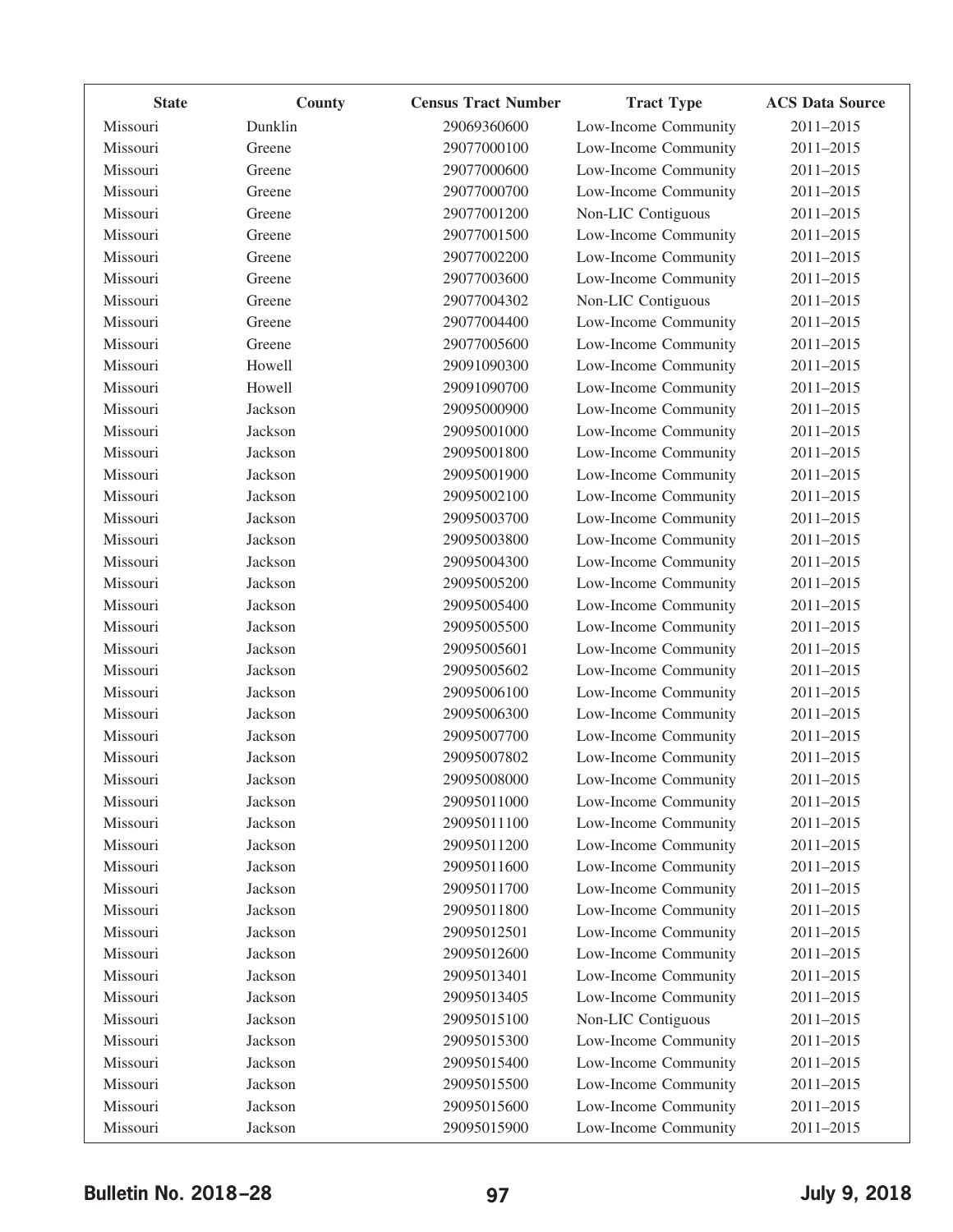| State | County | Census Tract Number | Tract Type | ACS Data Source |
| --- | --- | --- | --- | --- |
| Missouri | Dunklin | 29069360600 | Low-Income Community | 2011–2015 |
| Missouri | Greene | 29077000100 | Low-Income Community | 2011–2015 |
| Missouri | Greene | 29077000600 | Low-Income Community | 2011–2015 |
| Missouri | Greene | 29077000700 | Low-Income Community | 2011–2015 |
| Missouri | Greene | 29077001200 | Non-LIC Contiguous | 2011–2015 |
| Missouri | Greene | 29077001500 | Low-Income Community | 2011–2015 |
| Missouri | Greene | 29077002200 | Low-Income Community | 2011–2015 |
| Missouri | Greene | 29077003600 | Low-Income Community | 2011–2015 |
| Missouri | Greene | 29077004302 | Non-LIC Contiguous | 2011–2015 |
| Missouri | Greene | 29077004400 | Low-Income Community | 2011–2015 |
| Missouri | Greene | 29077005600 | Low-Income Community | 2011–2015 |
| Missouri | Howell | 29091090300 | Low-Income Community | 2011–2015 |
| Missouri | Howell | 29091090700 | Low-Income Community | 2011–2015 |
| Missouri | Jackson | 29095000900 | Low-Income Community | 2011–2015 |
| Missouri | Jackson | 29095001000 | Low-Income Community | 2011–2015 |
| Missouri | Jackson | 29095001800 | Low-Income Community | 2011–2015 |
| Missouri | Jackson | 29095001900 | Low-Income Community | 2011–2015 |
| Missouri | Jackson | 29095002100 | Low-Income Community | 2011–2015 |
| Missouri | Jackson | 29095003700 | Low-Income Community | 2011–2015 |
| Missouri | Jackson | 29095003800 | Low-Income Community | 2011–2015 |
| Missouri | Jackson | 29095004300 | Low-Income Community | 2011–2015 |
| Missouri | Jackson | 29095005200 | Low-Income Community | 2011–2015 |
| Missouri | Jackson | 29095005400 | Low-Income Community | 2011–2015 |
| Missouri | Jackson | 29095005500 | Low-Income Community | 2011–2015 |
| Missouri | Jackson | 29095005601 | Low-Income Community | 2011–2015 |
| Missouri | Jackson | 29095005602 | Low-Income Community | 2011–2015 |
| Missouri | Jackson | 29095006100 | Low-Income Community | 2011–2015 |
| Missouri | Jackson | 29095006300 | Low-Income Community | 2011–2015 |
| Missouri | Jackson | 29095007700 | Low-Income Community | 2011–2015 |
| Missouri | Jackson | 29095007802 | Low-Income Community | 2011–2015 |
| Missouri | Jackson | 29095008000 | Low-Income Community | 2011–2015 |
| Missouri | Jackson | 29095011000 | Low-Income Community | 2011–2015 |
| Missouri | Jackson | 29095011100 | Low-Income Community | 2011–2015 |
| Missouri | Jackson | 29095011200 | Low-Income Community | 2011–2015 |
| Missouri | Jackson | 29095011600 | Low-Income Community | 2011–2015 |
| Missouri | Jackson | 29095011700 | Low-Income Community | 2011–2015 |
| Missouri | Jackson | 29095011800 | Low-Income Community | 2011–2015 |
| Missouri | Jackson | 29095012501 | Low-Income Community | 2011–2015 |
| Missouri | Jackson | 29095012600 | Low-Income Community | 2011–2015 |
| Missouri | Jackson | 29095013401 | Low-Income Community | 2011–2015 |
| Missouri | Jackson | 29095013405 | Low-Income Community | 2011–2015 |
| Missouri | Jackson | 29095015100 | Non-LIC Contiguous | 2011–2015 |
| Missouri | Jackson | 29095015300 | Low-Income Community | 2011–2015 |
| Missouri | Jackson | 29095015400 | Low-Income Community | 2011–2015 |
| Missouri | Jackson | 29095015500 | Low-Income Community | 2011–2015 |
| Missouri | Jackson | 29095015600 | Low-Income Community | 2011–2015 |
| Missouri | Jackson | 29095015900 | Low-Income Community | 2011–2015 |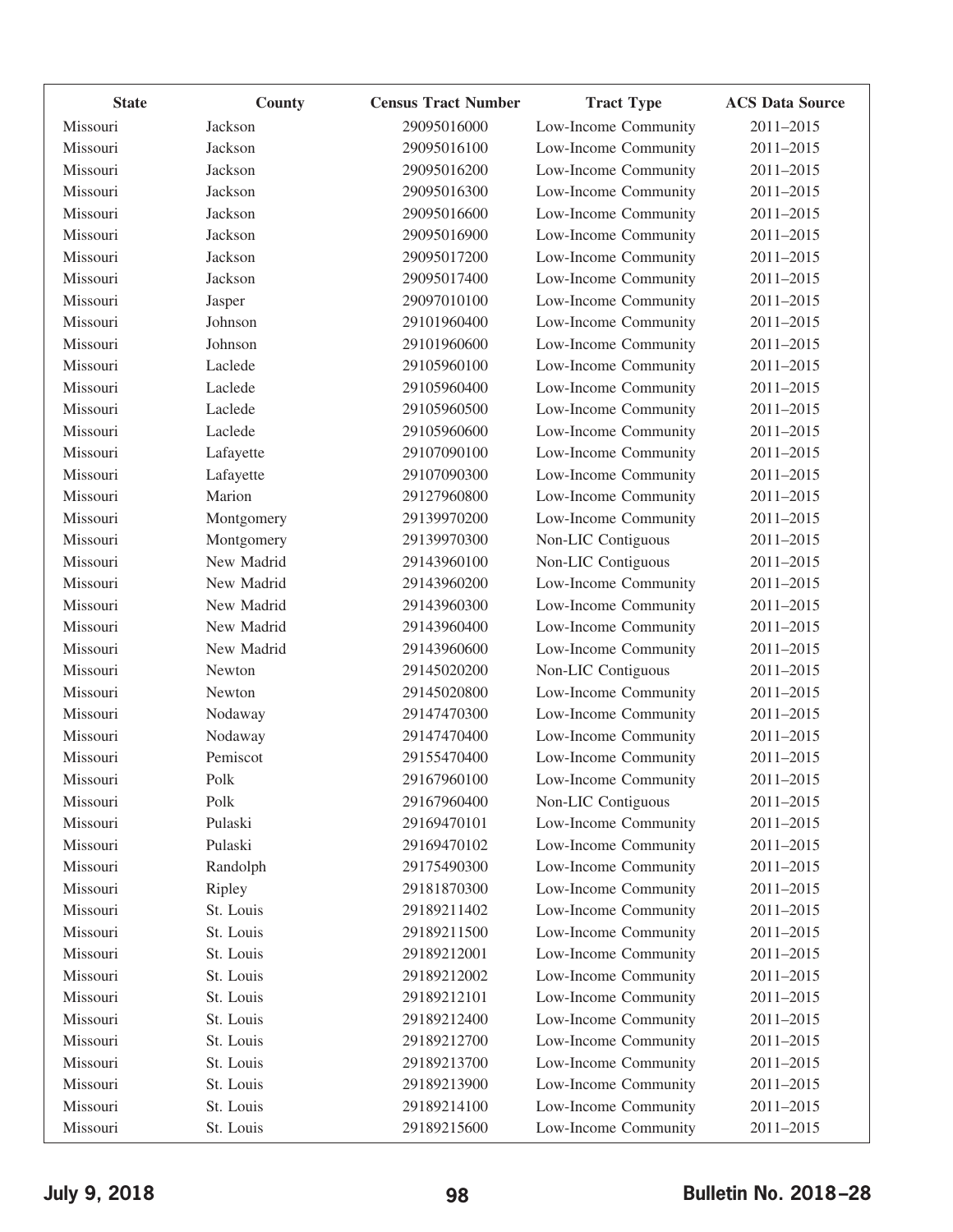| State | County | Census Tract Number | Tract Type | ACS Data Source |
|---|---|---|---|---|
| Missouri | Jackson | 29095016000 | Low-Income Community | 2011–2015 |
| Missouri | Jackson | 29095016100 | Low-Income Community | 2011–2015 |
| Missouri | Jackson | 29095016200 | Low-Income Community | 2011–2015 |
| Missouri | Jackson | 29095016300 | Low-Income Community | 2011–2015 |
| Missouri | Jackson | 29095016600 | Low-Income Community | 2011–2015 |
| Missouri | Jackson | 29095016900 | Low-Income Community | 2011–2015 |
| Missouri | Jackson | 29095017200 | Low-Income Community | 2011–2015 |
| Missouri | Jackson | 29095017400 | Low-Income Community | 2011–2015 |
| Missouri | Jasper | 29097010100 | Low-Income Community | 2011–2015 |
| Missouri | Johnson | 29101960400 | Low-Income Community | 2011–2015 |
| Missouri | Johnson | 29101960600 | Low-Income Community | 2011–2015 |
| Missouri | Laclede | 29105960100 | Low-Income Community | 2011–2015 |
| Missouri | Laclede | 29105960400 | Low-Income Community | 2011–2015 |
| Missouri | Laclede | 29105960500 | Low-Income Community | 2011–2015 |
| Missouri | Laclede | 29105960600 | Low-Income Community | 2011–2015 |
| Missouri | Lafayette | 29107090100 | Low-Income Community | 2011–2015 |
| Missouri | Lafayette | 29107090300 | Low-Income Community | 2011–2015 |
| Missouri | Marion | 29127960800 | Low-Income Community | 2011–2015 |
| Missouri | Montgomery | 29139970200 | Low-Income Community | 2011–2015 |
| Missouri | Montgomery | 29139970300 | Non-LIC Contiguous | 2011–2015 |
| Missouri | New Madrid | 29143960100 | Non-LIC Contiguous | 2011–2015 |
| Missouri | New Madrid | 29143960200 | Low-Income Community | 2011–2015 |
| Missouri | New Madrid | 29143960300 | Low-Income Community | 2011–2015 |
| Missouri | New Madrid | 29143960400 | Low-Income Community | 2011–2015 |
| Missouri | New Madrid | 29143960600 | Low-Income Community | 2011–2015 |
| Missouri | Newton | 29145020200 | Non-LIC Contiguous | 2011–2015 |
| Missouri | Newton | 29145020800 | Low-Income Community | 2011–2015 |
| Missouri | Nodaway | 29147470300 | Low-Income Community | 2011–2015 |
| Missouri | Nodaway | 29147470400 | Low-Income Community | 2011–2015 |
| Missouri | Pemiscot | 29155470400 | Low-Income Community | 2011–2015 |
| Missouri | Polk | 29167960100 | Low-Income Community | 2011–2015 |
| Missouri | Polk | 29167960400 | Non-LIC Contiguous | 2011–2015 |
| Missouri | Pulaski | 29169470101 | Low-Income Community | 2011–2015 |
| Missouri | Pulaski | 29169470102 | Low-Income Community | 2011–2015 |
| Missouri | Randolph | 29175490300 | Low-Income Community | 2011–2015 |
| Missouri | Ripley | 29181870300 | Low-Income Community | 2011–2015 |
| Missouri | St. Louis | 29189211402 | Low-Income Community | 2011–2015 |
| Missouri | St. Louis | 29189211500 | Low-Income Community | 2011–2015 |
| Missouri | St. Louis | 29189212001 | Low-Income Community | 2011–2015 |
| Missouri | St. Louis | 29189212002 | Low-Income Community | 2011–2015 |
| Missouri | St. Louis | 29189212101 | Low-Income Community | 2011–2015 |
| Missouri | St. Louis | 29189212400 | Low-Income Community | 2011–2015 |
| Missouri | St. Louis | 29189212700 | Low-Income Community | 2011–2015 |
| Missouri | St. Louis | 29189213700 | Low-Income Community | 2011–2015 |
| Missouri | St. Louis | 29189213900 | Low-Income Community | 2011–2015 |
| Missouri | St. Louis | 29189214100 | Low-Income Community | 2011–2015 |
| Missouri | St. Louis | 29189215600 | Low-Income Community | 2011–2015 |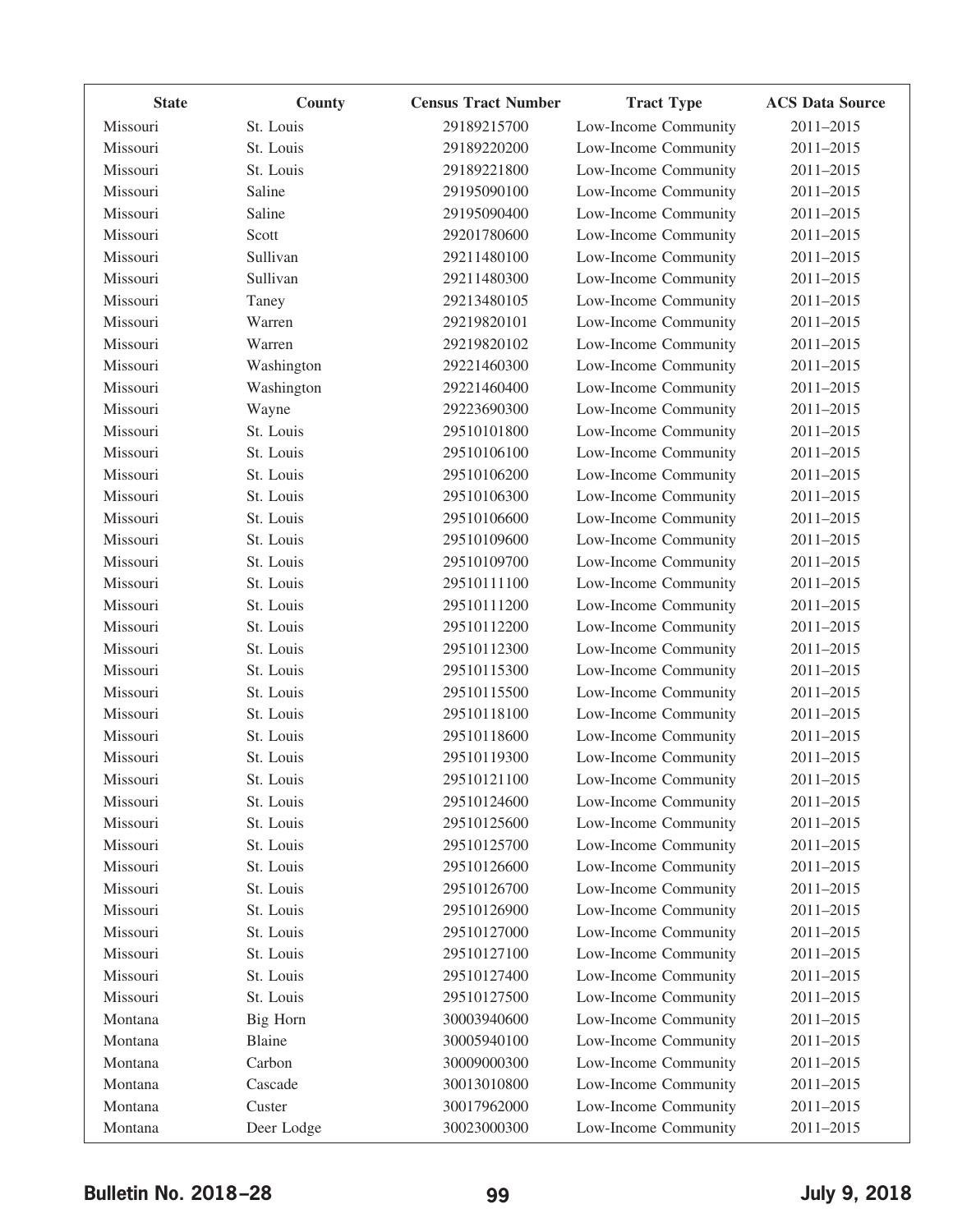| State | County | Census Tract Number | Tract Type | ACS Data Source |
| --- | --- | --- | --- | --- |
| Missouri | St. Louis | 29189215700 | Low-Income Community | 2011–2015 |
| Missouri | St. Louis | 29189220200 | Low-Income Community | 2011–2015 |
| Missouri | St. Louis | 29189221800 | Low-Income Community | 2011–2015 |
| Missouri | Saline | 29195090100 | Low-Income Community | 2011–2015 |
| Missouri | Saline | 29195090400 | Low-Income Community | 2011–2015 |
| Missouri | Scott | 29201780600 | Low-Income Community | 2011–2015 |
| Missouri | Sullivan | 29211480100 | Low-Income Community | 2011–2015 |
| Missouri | Sullivan | 29211480300 | Low-Income Community | 2011–2015 |
| Missouri | Taney | 29213480105 | Low-Income Community | 2011–2015 |
| Missouri | Warren | 29219820101 | Low-Income Community | 2011–2015 |
| Missouri | Warren | 29219820102 | Low-Income Community | 2011–2015 |
| Missouri | Washington | 29221460300 | Low-Income Community | 2011–2015 |
| Missouri | Washington | 29221460400 | Low-Income Community | 2011–2015 |
| Missouri | Wayne | 29223690300 | Low-Income Community | 2011–2015 |
| Missouri | St. Louis | 29510101800 | Low-Income Community | 2011–2015 |
| Missouri | St. Louis | 29510106100 | Low-Income Community | 2011–2015 |
| Missouri | St. Louis | 29510106200 | Low-Income Community | 2011–2015 |
| Missouri | St. Louis | 29510106300 | Low-Income Community | 2011–2015 |
| Missouri | St. Louis | 29510106600 | Low-Income Community | 2011–2015 |
| Missouri | St. Louis | 29510109600 | Low-Income Community | 2011–2015 |
| Missouri | St. Louis | 29510109700 | Low-Income Community | 2011–2015 |
| Missouri | St. Louis | 29510111100 | Low-Income Community | 2011–2015 |
| Missouri | St. Louis | 29510111200 | Low-Income Community | 2011–2015 |
| Missouri | St. Louis | 29510112200 | Low-Income Community | 2011–2015 |
| Missouri | St. Louis | 29510112300 | Low-Income Community | 2011–2015 |
| Missouri | St. Louis | 29510115300 | Low-Income Community | 2011–2015 |
| Missouri | St. Louis | 29510115500 | Low-Income Community | 2011–2015 |
| Missouri | St. Louis | 29510118100 | Low-Income Community | 2011–2015 |
| Missouri | St. Louis | 29510118600 | Low-Income Community | 2011–2015 |
| Missouri | St. Louis | 29510119300 | Low-Income Community | 2011–2015 |
| Missouri | St. Louis | 29510121100 | Low-Income Community | 2011–2015 |
| Missouri | St. Louis | 29510124600 | Low-Income Community | 2011–2015 |
| Missouri | St. Louis | 29510125600 | Low-Income Community | 2011–2015 |
| Missouri | St. Louis | 29510125700 | Low-Income Community | 2011–2015 |
| Missouri | St. Louis | 29510126600 | Low-Income Community | 2011–2015 |
| Missouri | St. Louis | 29510126700 | Low-Income Community | 2011–2015 |
| Missouri | St. Louis | 29510126900 | Low-Income Community | 2011–2015 |
| Missouri | St. Louis | 29510127000 | Low-Income Community | 2011–2015 |
| Missouri | St. Louis | 29510127100 | Low-Income Community | 2011–2015 |
| Missouri | St. Louis | 29510127400 | Low-Income Community | 2011–2015 |
| Missouri | St. Louis | 29510127500 | Low-Income Community | 2011–2015 |
| Montana | Big Horn | 30003940600 | Low-Income Community | 2011–2015 |
| Montana | Blaine | 30005940100 | Low-Income Community | 2011–2015 |
| Montana | Carbon | 30009000300 | Low-Income Community | 2011–2015 |
| Montana | Cascade | 30013010800 | Low-Income Community | 2011–2015 |
| Montana | Custer | 30017962000 | Low-Income Community | 2011–2015 |
| Montana | Deer Lodge | 30023000300 | Low-Income Community | 2011–2015 |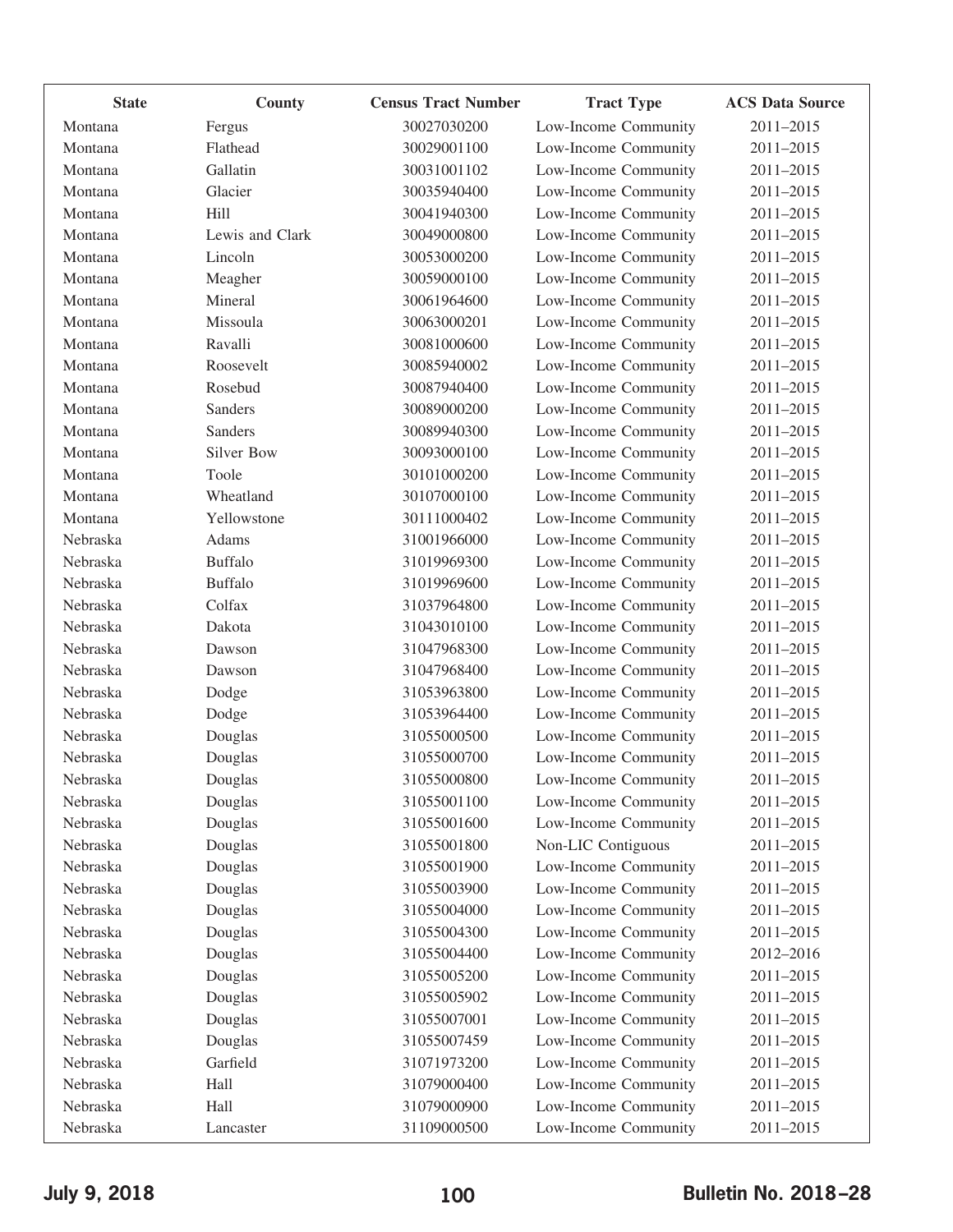| State | County | Census Tract Number | Tract Type | ACS Data Source |
|---|---|---|---|---|
| Montana | Fergus | 30027030200 | Low-Income Community | 2011–2015 |
| Montana | Flathead | 30029001100 | Low-Income Community | 2011–2015 |
| Montana | Gallatin | 30031001102 | Low-Income Community | 2011–2015 |
| Montana | Glacier | 30035940400 | Low-Income Community | 2011–2015 |
| Montana | Hill | 30041940300 | Low-Income Community | 2011–2015 |
| Montana | Lewis and Clark | 30049000800 | Low-Income Community | 2011–2015 |
| Montana | Lincoln | 30053000200 | Low-Income Community | 2011–2015 |
| Montana | Meagher | 30059000100 | Low-Income Community | 2011–2015 |
| Montana | Mineral | 30061964600 | Low-Income Community | 2011–2015 |
| Montana | Missoula | 30063000201 | Low-Income Community | 2011–2015 |
| Montana | Ravalli | 30081000600 | Low-Income Community | 2011–2015 |
| Montana | Roosevelt | 30085940002 | Low-Income Community | 2011–2015 |
| Montana | Rosebud | 30087940400 | Low-Income Community | 2011–2015 |
| Montana | Sanders | 30089000200 | Low-Income Community | 2011–2015 |
| Montana | Sanders | 30089940300 | Low-Income Community | 2011–2015 |
| Montana | Silver Bow | 30093000100 | Low-Income Community | 2011–2015 |
| Montana | Toole | 30101000200 | Low-Income Community | 2011–2015 |
| Montana | Wheatland | 30107000100 | Low-Income Community | 2011–2015 |
| Montana | Yellowstone | 30111000402 | Low-Income Community | 2011–2015 |
| Nebraska | Adams | 31001966000 | Low-Income Community | 2011–2015 |
| Nebraska | Buffalo | 31019969300 | Low-Income Community | 2011–2015 |
| Nebraska | Buffalo | 31019969600 | Low-Income Community | 2011–2015 |
| Nebraska | Colfax | 31037964800 | Low-Income Community | 2011–2015 |
| Nebraska | Dakota | 31043010100 | Low-Income Community | 2011–2015 |
| Nebraska | Dawson | 31047968300 | Low-Income Community | 2011–2015 |
| Nebraska | Dawson | 31047968400 | Low-Income Community | 2011–2015 |
| Nebraska | Dodge | 31053963800 | Low-Income Community | 2011–2015 |
| Nebraska | Dodge | 31053964400 | Low-Income Community | 2011–2015 |
| Nebraska | Douglas | 31055000500 | Low-Income Community | 2011–2015 |
| Nebraska | Douglas | 31055000700 | Low-Income Community | 2011–2015 |
| Nebraska | Douglas | 31055000800 | Low-Income Community | 2011–2015 |
| Nebraska | Douglas | 31055001100 | Low-Income Community | 2011–2015 |
| Nebraska | Douglas | 31055001600 | Low-Income Community | 2011–2015 |
| Nebraska | Douglas | 31055001800 | Non-LIC Contiguous | 2011–2015 |
| Nebraska | Douglas | 31055001900 | Low-Income Community | 2011–2015 |
| Nebraska | Douglas | 31055003900 | Low-Income Community | 2011–2015 |
| Nebraska | Douglas | 31055004000 | Low-Income Community | 2011–2015 |
| Nebraska | Douglas | 31055004300 | Low-Income Community | 2011–2015 |
| Nebraska | Douglas | 31055004400 | Low-Income Community | 2012–2016 |
| Nebraska | Douglas | 31055005200 | Low-Income Community | 2011–2015 |
| Nebraska | Douglas | 31055005902 | Low-Income Community | 2011–2015 |
| Nebraska | Douglas | 31055007001 | Low-Income Community | 2011–2015 |
| Nebraska | Douglas | 31055007459 | Low-Income Community | 2011–2015 |
| Nebraska | Garfield | 31071973200 | Low-Income Community | 2011–2015 |
| Nebraska | Hall | 31079000400 | Low-Income Community | 2011–2015 |
| Nebraska | Hall | 31079000900 | Low-Income Community | 2011–2015 |
| Nebraska | Lancaster | 31109000500 | Low-Income Community | 2011–2015 |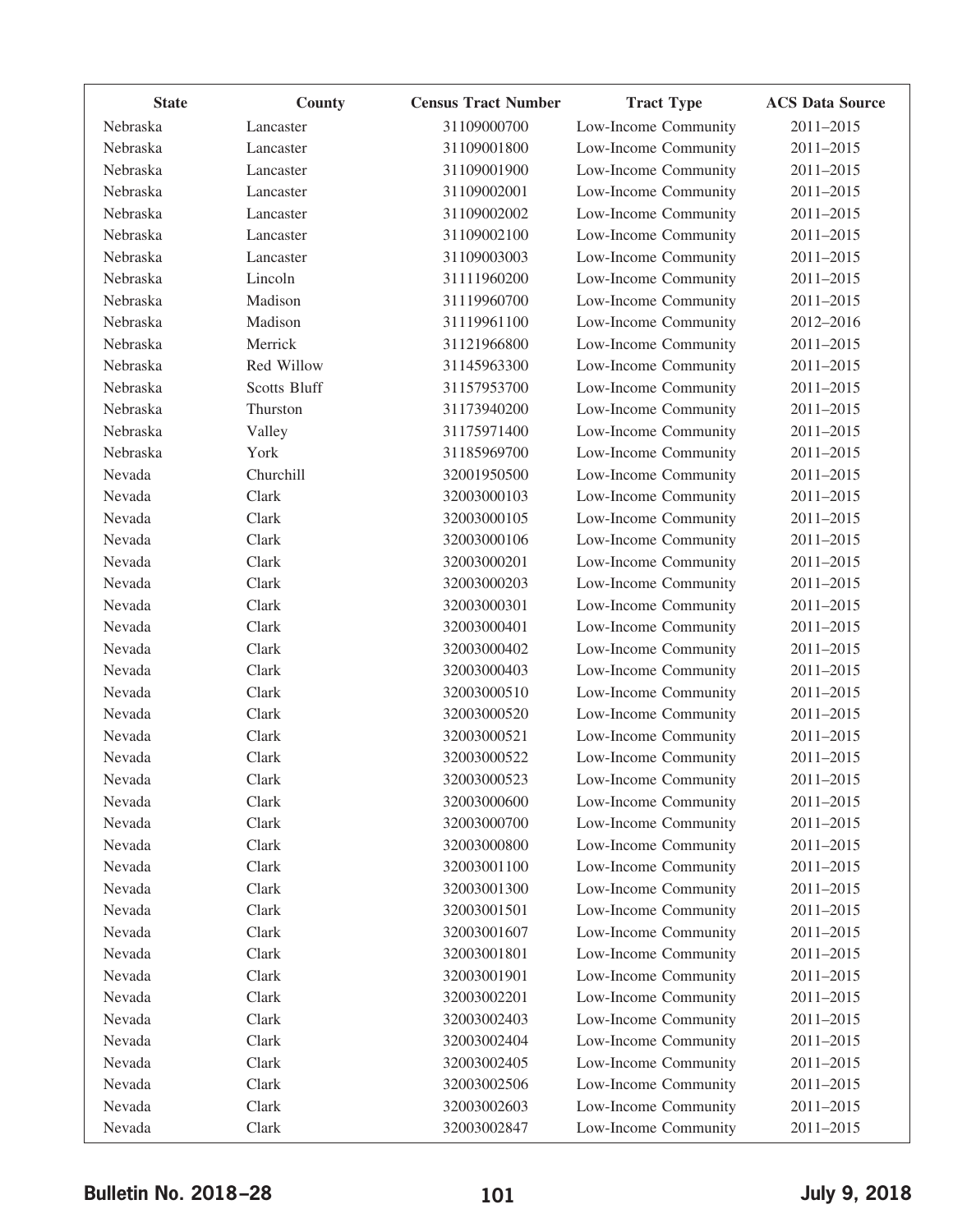| State | County | Census Tract Number | Tract Type | ACS Data Source |
|---|---|---|---|---|
| Nebraska | Lancaster | 31109000700 | Low-Income Community | 2011–2015 |
| Nebraska | Lancaster | 31109001800 | Low-Income Community | 2011–2015 |
| Nebraska | Lancaster | 31109001900 | Low-Income Community | 2011–2015 |
| Nebraska | Lancaster | 31109002001 | Low-Income Community | 2011–2015 |
| Nebraska | Lancaster | 31109002002 | Low-Income Community | 2011–2015 |
| Nebraska | Lancaster | 31109002100 | Low-Income Community | 2011–2015 |
| Nebraska | Lancaster | 31109003003 | Low-Income Community | 2011–2015 |
| Nebraska | Lincoln | 31111960200 | Low-Income Community | 2011–2015 |
| Nebraska | Madison | 31119960700 | Low-Income Community | 2011–2015 |
| Nebraska | Madison | 31119961100 | Low-Income Community | 2012–2016 |
| Nebraska | Merrick | 31121966800 | Low-Income Community | 2011–2015 |
| Nebraska | Red Willow | 31145963300 | Low-Income Community | 2011–2015 |
| Nebraska | Scotts Bluff | 31157953700 | Low-Income Community | 2011–2015 |
| Nebraska | Thurston | 31173940200 | Low-Income Community | 2011–2015 |
| Nebraska | Valley | 31175971400 | Low-Income Community | 2011–2015 |
| Nebraska | York | 31185969700 | Low-Income Community | 2011–2015 |
| Nevada | Churchill | 32001950500 | Low-Income Community | 2011–2015 |
| Nevada | Clark | 32003000103 | Low-Income Community | 2011–2015 |
| Nevada | Clark | 32003000105 | Low-Income Community | 2011–2015 |
| Nevada | Clark | 32003000106 | Low-Income Community | 2011–2015 |
| Nevada | Clark | 32003000201 | Low-Income Community | 2011–2015 |
| Nevada | Clark | 32003000203 | Low-Income Community | 2011–2015 |
| Nevada | Clark | 32003000301 | Low-Income Community | 2011–2015 |
| Nevada | Clark | 32003000401 | Low-Income Community | 2011–2015 |
| Nevada | Clark | 32003000402 | Low-Income Community | 2011–2015 |
| Nevada | Clark | 32003000403 | Low-Income Community | 2011–2015 |
| Nevada | Clark | 32003000510 | Low-Income Community | 2011–2015 |
| Nevada | Clark | 32003000520 | Low-Income Community | 2011–2015 |
| Nevada | Clark | 32003000521 | Low-Income Community | 2011–2015 |
| Nevada | Clark | 32003000522 | Low-Income Community | 2011–2015 |
| Nevada | Clark | 32003000523 | Low-Income Community | 2011–2015 |
| Nevada | Clark | 32003000600 | Low-Income Community | 2011–2015 |
| Nevada | Clark | 32003000700 | Low-Income Community | 2011–2015 |
| Nevada | Clark | 32003000800 | Low-Income Community | 2011–2015 |
| Nevada | Clark | 32003001100 | Low-Income Community | 2011–2015 |
| Nevada | Clark | 32003001300 | Low-Income Community | 2011–2015 |
| Nevada | Clark | 32003001501 | Low-Income Community | 2011–2015 |
| Nevada | Clark | 32003001607 | Low-Income Community | 2011–2015 |
| Nevada | Clark | 32003001801 | Low-Income Community | 2011–2015 |
| Nevada | Clark | 32003001901 | Low-Income Community | 2011–2015 |
| Nevada | Clark | 32003002201 | Low-Income Community | 2011–2015 |
| Nevada | Clark | 32003002403 | Low-Income Community | 2011–2015 |
| Nevada | Clark | 32003002404 | Low-Income Community | 2011–2015 |
| Nevada | Clark | 32003002405 | Low-Income Community | 2011–2015 |
| Nevada | Clark | 32003002506 | Low-Income Community | 2011–2015 |
| Nevada | Clark | 32003002603 | Low-Income Community | 2011–2015 |
| Nevada | Clark | 32003002847 | Low-Income Community | 2011–2015 |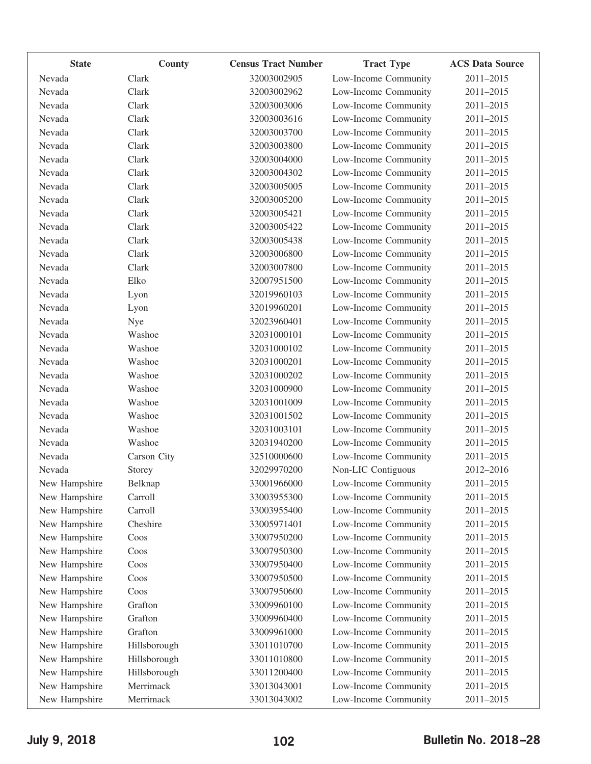| State | County | Census Tract Number | Tract Type | ACS Data Source |
|---|---|---|---|---|
| Nevada | Clark | 32003002905 | Low-Income Community | 2011–2015 |
| Nevada | Clark | 32003002962 | Low-Income Community | 2011–2015 |
| Nevada | Clark | 32003003006 | Low-Income Community | 2011–2015 |
| Nevada | Clark | 32003003616 | Low-Income Community | 2011–2015 |
| Nevada | Clark | 32003003700 | Low-Income Community | 2011–2015 |
| Nevada | Clark | 32003003800 | Low-Income Community | 2011–2015 |
| Nevada | Clark | 32003004000 | Low-Income Community | 2011–2015 |
| Nevada | Clark | 32003004302 | Low-Income Community | 2011–2015 |
| Nevada | Clark | 32003005005 | Low-Income Community | 2011–2015 |
| Nevada | Clark | 32003005200 | Low-Income Community | 2011–2015 |
| Nevada | Clark | 32003005421 | Low-Income Community | 2011–2015 |
| Nevada | Clark | 32003005422 | Low-Income Community | 2011–2015 |
| Nevada | Clark | 32003005438 | Low-Income Community | 2011–2015 |
| Nevada | Clark | 32003006800 | Low-Income Community | 2011–2015 |
| Nevada | Clark | 32003007800 | Low-Income Community | 2011–2015 |
| Nevada | Elko | 32007951500 | Low-Income Community | 2011–2015 |
| Nevada | Lyon | 32019960103 | Low-Income Community | 2011–2015 |
| Nevada | Lyon | 32019960201 | Low-Income Community | 2011–2015 |
| Nevada | Nye | 32023960401 | Low-Income Community | 2011–2015 |
| Nevada | Washoe | 32031000101 | Low-Income Community | 2011–2015 |
| Nevada | Washoe | 32031000102 | Low-Income Community | 2011–2015 |
| Nevada | Washoe | 32031000201 | Low-Income Community | 2011–2015 |
| Nevada | Washoe | 32031000202 | Low-Income Community | 2011–2015 |
| Nevada | Washoe | 32031000900 | Low-Income Community | 2011–2015 |
| Nevada | Washoe | 32031001009 | Low-Income Community | 2011–2015 |
| Nevada | Washoe | 32031001502 | Low-Income Community | 2011–2015 |
| Nevada | Washoe | 32031003101 | Low-Income Community | 2011–2015 |
| Nevada | Washoe | 32031940200 | Low-Income Community | 2011–2015 |
| Nevada | Carson City | 32510000600 | Low-Income Community | 2011–2015 |
| Nevada | Storey | 32029970200 | Non-LIC Contiguous | 2012–2016 |
| New Hampshire | Belknap | 33001966000 | Low-Income Community | 2011–2015 |
| New Hampshire | Carroll | 33003955300 | Low-Income Community | 2011–2015 |
| New Hampshire | Carroll | 33003955400 | Low-Income Community | 2011–2015 |
| New Hampshire | Cheshire | 33005971401 | Low-Income Community | 2011–2015 |
| New Hampshire | Coos | 33007950200 | Low-Income Community | 2011–2015 |
| New Hampshire | Coos | 33007950300 | Low-Income Community | 2011–2015 |
| New Hampshire | Coos | 33007950400 | Low-Income Community | 2011–2015 |
| New Hampshire | Coos | 33007950500 | Low-Income Community | 2011–2015 |
| New Hampshire | Coos | 33007950600 | Low-Income Community | 2011–2015 |
| New Hampshire | Grafton | 33009960100 | Low-Income Community | 2011–2015 |
| New Hampshire | Grafton | 33009960400 | Low-Income Community | 2011–2015 |
| New Hampshire | Grafton | 33009961000 | Low-Income Community | 2011–2015 |
| New Hampshire | Hillsborough | 33011010700 | Low-Income Community | 2011–2015 |
| New Hampshire | Hillsborough | 33011010800 | Low-Income Community | 2011–2015 |
| New Hampshire | Hillsborough | 33011200400 | Low-Income Community | 2011–2015 |
| New Hampshire | Merrimack | 33013043001 | Low-Income Community | 2011–2015 |
| New Hampshire | Merrimack | 33013043002 | Low-Income Community | 2011–2015 |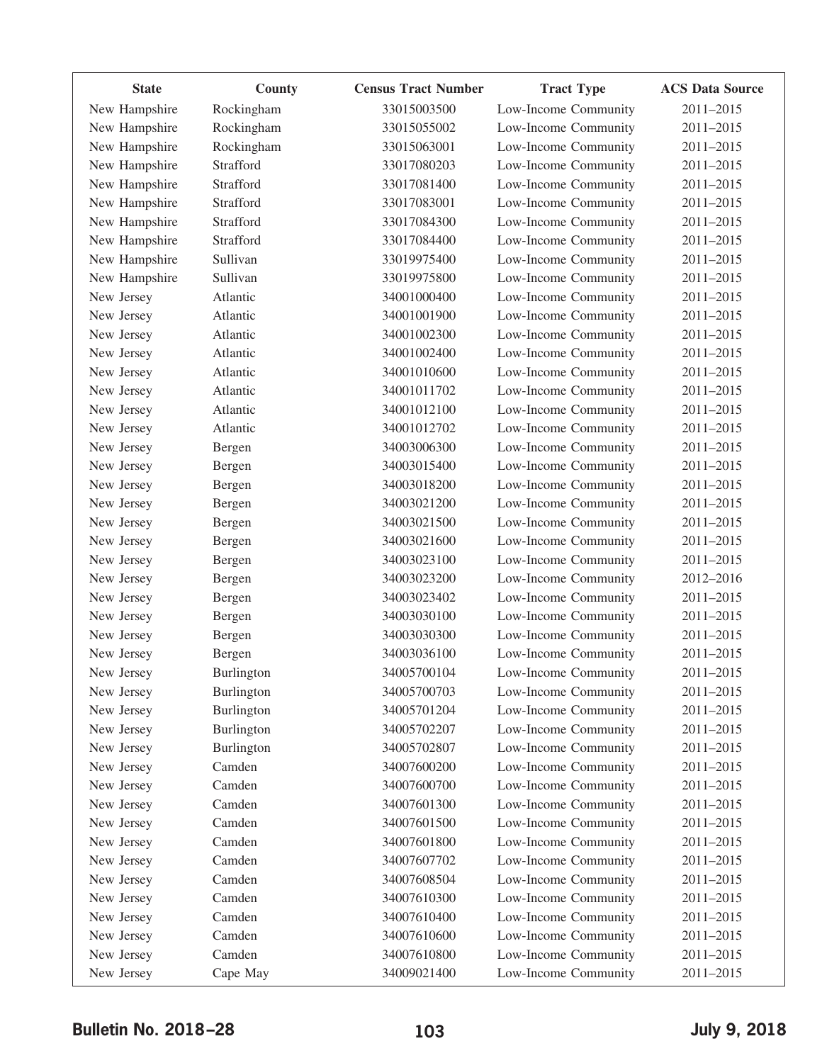| State | County | Census Tract Number | Tract Type | ACS Data Source |
|---|---|---|---|---|
| New Hampshire | Rockingham | 33015003500 | Low-Income Community | 2011–2015 |
| New Hampshire | Rockingham | 33015055002 | Low-Income Community | 2011–2015 |
| New Hampshire | Rockingham | 33015063001 | Low-Income Community | 2011–2015 |
| New Hampshire | Strafford | 33017080203 | Low-Income Community | 2011–2015 |
| New Hampshire | Strafford | 33017081400 | Low-Income Community | 2011–2015 |
| New Hampshire | Strafford | 33017083001 | Low-Income Community | 2011–2015 |
| New Hampshire | Strafford | 33017084300 | Low-Income Community | 2011–2015 |
| New Hampshire | Strafford | 33017084400 | Low-Income Community | 2011–2015 |
| New Hampshire | Sullivan | 33019975400 | Low-Income Community | 2011–2015 |
| New Hampshire | Sullivan | 33019975800 | Low-Income Community | 2011–2015 |
| New Jersey | Atlantic | 34001000400 | Low-Income Community | 2011–2015 |
| New Jersey | Atlantic | 34001001900 | Low-Income Community | 2011–2015 |
| New Jersey | Atlantic | 34001002300 | Low-Income Community | 2011–2015 |
| New Jersey | Atlantic | 34001002400 | Low-Income Community | 2011–2015 |
| New Jersey | Atlantic | 34001010600 | Low-Income Community | 2011–2015 |
| New Jersey | Atlantic | 34001011702 | Low-Income Community | 2011–2015 |
| New Jersey | Atlantic | 34001012100 | Low-Income Community | 2011–2015 |
| New Jersey | Atlantic | 34001012702 | Low-Income Community | 2011–2015 |
| New Jersey | Bergen | 34003006300 | Low-Income Community | 2011–2015 |
| New Jersey | Bergen | 34003015400 | Low-Income Community | 2011–2015 |
| New Jersey | Bergen | 34003018200 | Low-Income Community | 2011–2015 |
| New Jersey | Bergen | 34003021200 | Low-Income Community | 2011–2015 |
| New Jersey | Bergen | 34003021500 | Low-Income Community | 2011–2015 |
| New Jersey | Bergen | 34003021600 | Low-Income Community | 2011–2015 |
| New Jersey | Bergen | 34003023100 | Low-Income Community | 2011–2015 |
| New Jersey | Bergen | 34003023200 | Low-Income Community | 2012–2016 |
| New Jersey | Bergen | 34003023402 | Low-Income Community | 2011–2015 |
| New Jersey | Bergen | 34003030100 | Low-Income Community | 2011–2015 |
| New Jersey | Bergen | 34003030300 | Low-Income Community | 2011–2015 |
| New Jersey | Bergen | 34003036100 | Low-Income Community | 2011–2015 |
| New Jersey | Burlington | 34005700104 | Low-Income Community | 2011–2015 |
| New Jersey | Burlington | 34005700703 | Low-Income Community | 2011–2015 |
| New Jersey | Burlington | 34005701204 | Low-Income Community | 2011–2015 |
| New Jersey | Burlington | 34005702207 | Low-Income Community | 2011–2015 |
| New Jersey | Burlington | 34005702807 | Low-Income Community | 2011–2015 |
| New Jersey | Camden | 34007600200 | Low-Income Community | 2011–2015 |
| New Jersey | Camden | 34007600700 | Low-Income Community | 2011–2015 |
| New Jersey | Camden | 34007601300 | Low-Income Community | 2011–2015 |
| New Jersey | Camden | 34007601500 | Low-Income Community | 2011–2015 |
| New Jersey | Camden | 34007601800 | Low-Income Community | 2011–2015 |
| New Jersey | Camden | 34007607702 | Low-Income Community | 2011–2015 |
| New Jersey | Camden | 34007608504 | Low-Income Community | 2011–2015 |
| New Jersey | Camden | 34007610300 | Low-Income Community | 2011–2015 |
| New Jersey | Camden | 34007610400 | Low-Income Community | 2011–2015 |
| New Jersey | Camden | 34007610600 | Low-Income Community | 2011–2015 |
| New Jersey | Camden | 34007610800 | Low-Income Community | 2011–2015 |
| New Jersey | Cape May | 34009021400 | Low-Income Community | 2011–2015 |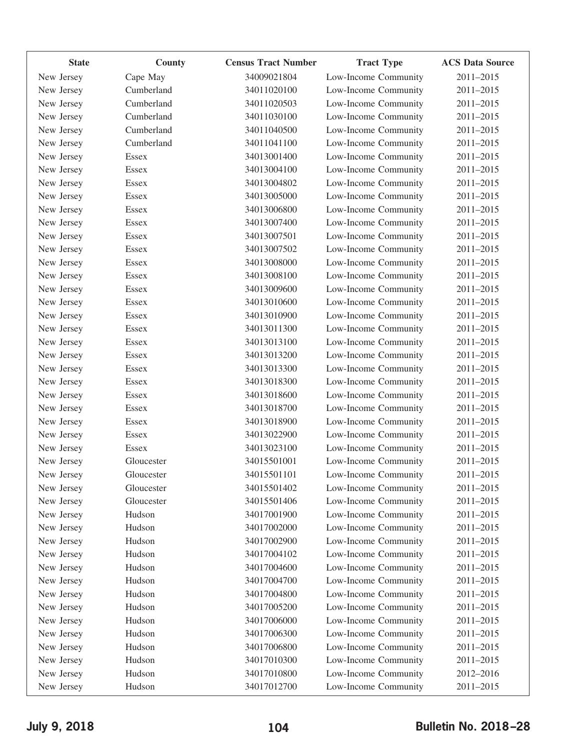| State | County | Census Tract Number | Tract Type | ACS Data Source |
|---|---|---|---|---|
| New Jersey | Cape May | 34009021804 | Low-Income Community | 2011–2015 |
| New Jersey | Cumberland | 34011020100 | Low-Income Community | 2011–2015 |
| New Jersey | Cumberland | 34011020503 | Low-Income Community | 2011–2015 |
| New Jersey | Cumberland | 34011030100 | Low-Income Community | 2011–2015 |
| New Jersey | Cumberland | 34011040500 | Low-Income Community | 2011–2015 |
| New Jersey | Cumberland | 34011041100 | Low-Income Community | 2011–2015 |
| New Jersey | Essex | 34013001400 | Low-Income Community | 2011–2015 |
| New Jersey | Essex | 34013004100 | Low-Income Community | 2011–2015 |
| New Jersey | Essex | 34013004802 | Low-Income Community | 2011–2015 |
| New Jersey | Essex | 34013005000 | Low-Income Community | 2011–2015 |
| New Jersey | Essex | 34013006800 | Low-Income Community | 2011–2015 |
| New Jersey | Essex | 34013007400 | Low-Income Community | 2011–2015 |
| New Jersey | Essex | 34013007501 | Low-Income Community | 2011–2015 |
| New Jersey | Essex | 34013007502 | Low-Income Community | 2011–2015 |
| New Jersey | Essex | 34013008000 | Low-Income Community | 2011–2015 |
| New Jersey | Essex | 34013008100 | Low-Income Community | 2011–2015 |
| New Jersey | Essex | 34013009600 | Low-Income Community | 2011–2015 |
| New Jersey | Essex | 34013010600 | Low-Income Community | 2011–2015 |
| New Jersey | Essex | 34013010900 | Low-Income Community | 2011–2015 |
| New Jersey | Essex | 34013011300 | Low-Income Community | 2011–2015 |
| New Jersey | Essex | 34013013100 | Low-Income Community | 2011–2015 |
| New Jersey | Essex | 34013013200 | Low-Income Community | 2011–2015 |
| New Jersey | Essex | 34013013300 | Low-Income Community | 2011–2015 |
| New Jersey | Essex | 34013018300 | Low-Income Community | 2011–2015 |
| New Jersey | Essex | 34013018600 | Low-Income Community | 2011–2015 |
| New Jersey | Essex | 34013018700 | Low-Income Community | 2011–2015 |
| New Jersey | Essex | 34013018900 | Low-Income Community | 2011–2015 |
| New Jersey | Essex | 34013022900 | Low-Income Community | 2011–2015 |
| New Jersey | Essex | 34013023100 | Low-Income Community | 2011–2015 |
| New Jersey | Gloucester | 34015501001 | Low-Income Community | 2011–2015 |
| New Jersey | Gloucester | 34015501101 | Low-Income Community | 2011–2015 |
| New Jersey | Gloucester | 34015501402 | Low-Income Community | 2011–2015 |
| New Jersey | Gloucester | 34015501406 | Low-Income Community | 2011–2015 |
| New Jersey | Hudson | 34017001900 | Low-Income Community | 2011–2015 |
| New Jersey | Hudson | 34017002000 | Low-Income Community | 2011–2015 |
| New Jersey | Hudson | 34017002900 | Low-Income Community | 2011–2015 |
| New Jersey | Hudson | 34017004102 | Low-Income Community | 2011–2015 |
| New Jersey | Hudson | 34017004600 | Low-Income Community | 2011–2015 |
| New Jersey | Hudson | 34017004700 | Low-Income Community | 2011–2015 |
| New Jersey | Hudson | 34017004800 | Low-Income Community | 2011–2015 |
| New Jersey | Hudson | 34017005200 | Low-Income Community | 2011–2015 |
| New Jersey | Hudson | 34017006000 | Low-Income Community | 2011–2015 |
| New Jersey | Hudson | 34017006300 | Low-Income Community | 2011–2015 |
| New Jersey | Hudson | 34017006800 | Low-Income Community | 2011–2015 |
| New Jersey | Hudson | 34017010300 | Low-Income Community | 2011–2015 |
| New Jersey | Hudson | 34017010800 | Low-Income Community | 2012–2016 |
| New Jersey | Hudson | 34017012700 | Low-Income Community | 2011–2015 |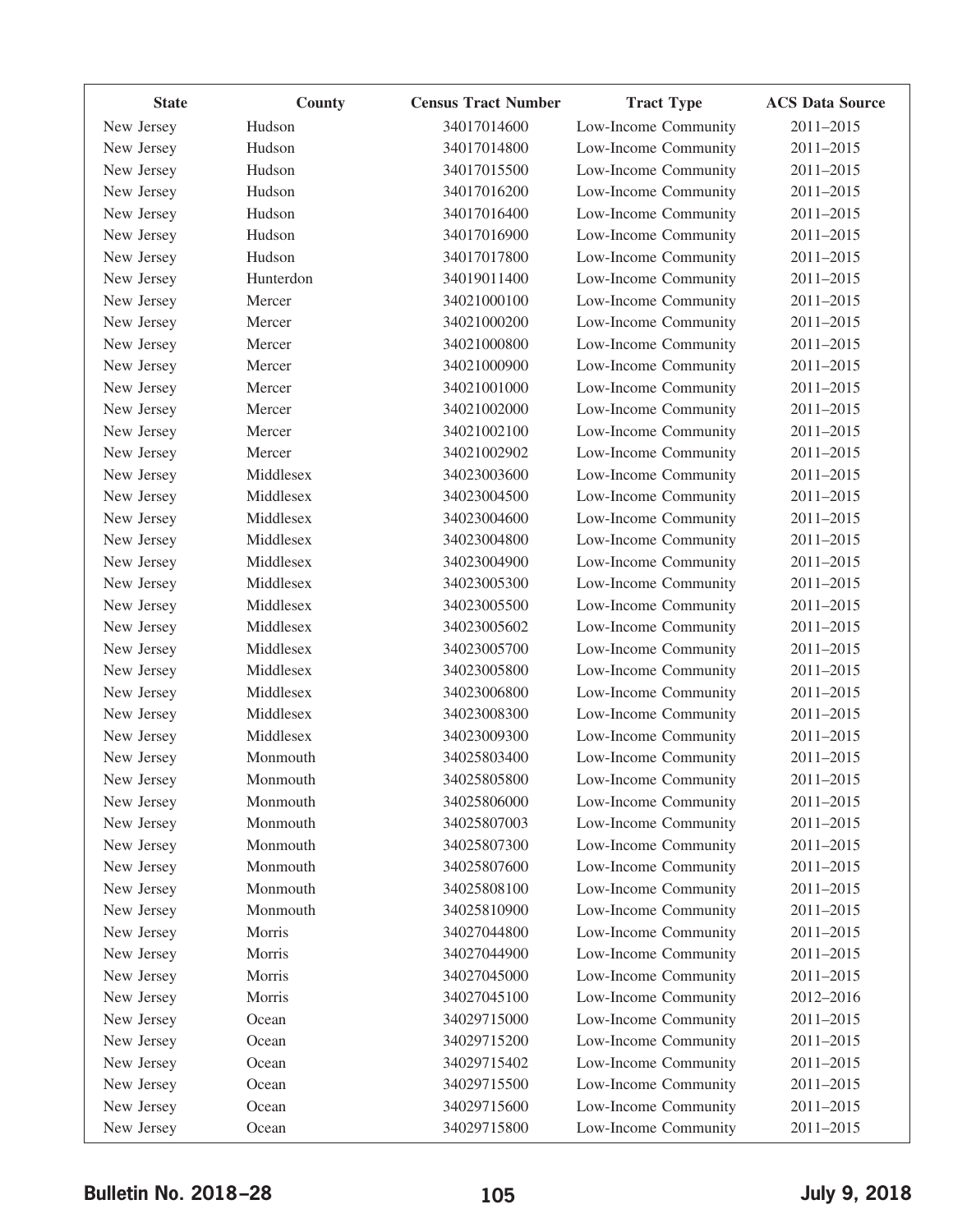| State | County | Census Tract Number | Tract Type | ACS Data Source |
|---|---|---|---|---|
| New Jersey | Hudson | 34017014600 | Low-Income Community | 2011–2015 |
| New Jersey | Hudson | 34017014800 | Low-Income Community | 2011–2015 |
| New Jersey | Hudson | 34017015500 | Low-Income Community | 2011–2015 |
| New Jersey | Hudson | 34017016200 | Low-Income Community | 2011–2015 |
| New Jersey | Hudson | 34017016400 | Low-Income Community | 2011–2015 |
| New Jersey | Hudson | 34017016900 | Low-Income Community | 2011–2015 |
| New Jersey | Hudson | 34017017800 | Low-Income Community | 2011–2015 |
| New Jersey | Hunterdon | 34019011400 | Low-Income Community | 2011–2015 |
| New Jersey | Mercer | 34021000100 | Low-Income Community | 2011–2015 |
| New Jersey | Mercer | 34021000200 | Low-Income Community | 2011–2015 |
| New Jersey | Mercer | 34021000800 | Low-Income Community | 2011–2015 |
| New Jersey | Mercer | 34021000900 | Low-Income Community | 2011–2015 |
| New Jersey | Mercer | 34021001000 | Low-Income Community | 2011–2015 |
| New Jersey | Mercer | 34021002000 | Low-Income Community | 2011–2015 |
| New Jersey | Mercer | 34021002100 | Low-Income Community | 2011–2015 |
| New Jersey | Mercer | 34021002902 | Low-Income Community | 2011–2015 |
| New Jersey | Middlesex | 34023003600 | Low-Income Community | 2011–2015 |
| New Jersey | Middlesex | 34023004500 | Low-Income Community | 2011–2015 |
| New Jersey | Middlesex | 34023004600 | Low-Income Community | 2011–2015 |
| New Jersey | Middlesex | 34023004800 | Low-Income Community | 2011–2015 |
| New Jersey | Middlesex | 34023004900 | Low-Income Community | 2011–2015 |
| New Jersey | Middlesex | 34023005300 | Low-Income Community | 2011–2015 |
| New Jersey | Middlesex | 34023005500 | Low-Income Community | 2011–2015 |
| New Jersey | Middlesex | 34023005602 | Low-Income Community | 2011–2015 |
| New Jersey | Middlesex | 34023005700 | Low-Income Community | 2011–2015 |
| New Jersey | Middlesex | 34023005800 | Low-Income Community | 2011–2015 |
| New Jersey | Middlesex | 34023006800 | Low-Income Community | 2011–2015 |
| New Jersey | Middlesex | 34023008300 | Low-Income Community | 2011–2015 |
| New Jersey | Middlesex | 34023009300 | Low-Income Community | 2011–2015 |
| New Jersey | Monmouth | 34025803400 | Low-Income Community | 2011–2015 |
| New Jersey | Monmouth | 34025805800 | Low-Income Community | 2011–2015 |
| New Jersey | Monmouth | 34025806000 | Low-Income Community | 2011–2015 |
| New Jersey | Monmouth | 34025807003 | Low-Income Community | 2011–2015 |
| New Jersey | Monmouth | 34025807300 | Low-Income Community | 2011–2015 |
| New Jersey | Monmouth | 34025807600 | Low-Income Community | 2011–2015 |
| New Jersey | Monmouth | 34025808100 | Low-Income Community | 2011–2015 |
| New Jersey | Monmouth | 34025810900 | Low-Income Community | 2011–2015 |
| New Jersey | Morris | 34027044800 | Low-Income Community | 2011–2015 |
| New Jersey | Morris | 34027044900 | Low-Income Community | 2011–2015 |
| New Jersey | Morris | 34027045000 | Low-Income Community | 2011–2015 |
| New Jersey | Morris | 34027045100 | Low-Income Community | 2012–2016 |
| New Jersey | Ocean | 34029715000 | Low-Income Community | 2011–2015 |
| New Jersey | Ocean | 34029715200 | Low-Income Community | 2011–2015 |
| New Jersey | Ocean | 34029715402 | Low-Income Community | 2011–2015 |
| New Jersey | Ocean | 34029715500 | Low-Income Community | 2011–2015 |
| New Jersey | Ocean | 34029715600 | Low-Income Community | 2011–2015 |
| New Jersey | Ocean | 34029715800 | Low-Income Community | 2011–2015 |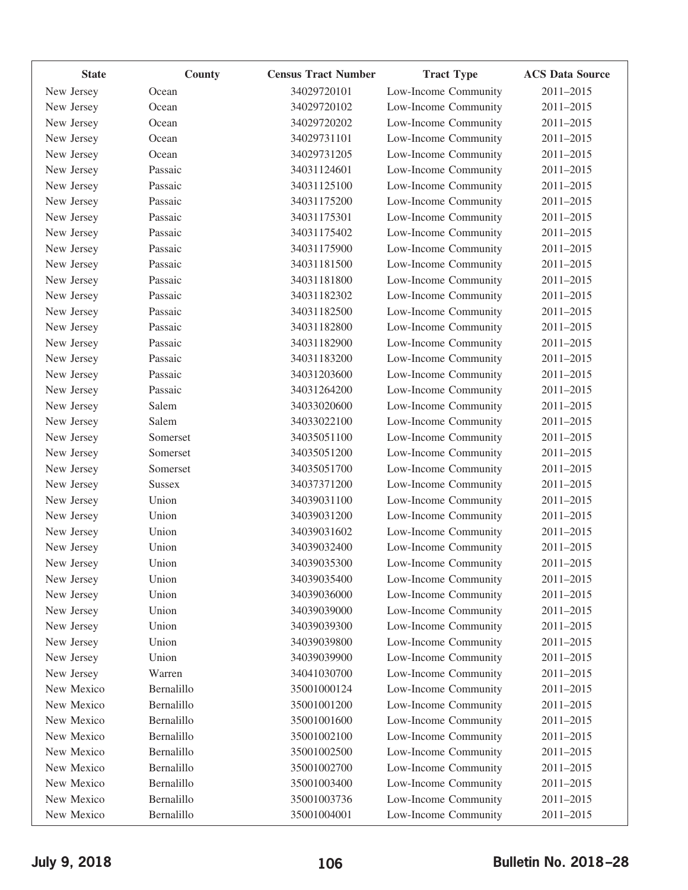| State | County | Census Tract Number | Tract Type | ACS Data Source |
|---|---|---|---|---|
| New Jersey | Ocean | 34029720101 | Low-Income Community | 2011–2015 |
| New Jersey | Ocean | 34029720102 | Low-Income Community | 2011–2015 |
| New Jersey | Ocean | 34029720202 | Low-Income Community | 2011–2015 |
| New Jersey | Ocean | 34029731101 | Low-Income Community | 2011–2015 |
| New Jersey | Ocean | 34029731205 | Low-Income Community | 2011–2015 |
| New Jersey | Passaic | 34031124601 | Low-Income Community | 2011–2015 |
| New Jersey | Passaic | 34031125100 | Low-Income Community | 2011–2015 |
| New Jersey | Passaic | 34031175200 | Low-Income Community | 2011–2015 |
| New Jersey | Passaic | 34031175301 | Low-Income Community | 2011–2015 |
| New Jersey | Passaic | 34031175402 | Low-Income Community | 2011–2015 |
| New Jersey | Passaic | 34031175900 | Low-Income Community | 2011–2015 |
| New Jersey | Passaic | 34031181500 | Low-Income Community | 2011–2015 |
| New Jersey | Passaic | 34031181800 | Low-Income Community | 2011–2015 |
| New Jersey | Passaic | 34031182302 | Low-Income Community | 2011–2015 |
| New Jersey | Passaic | 34031182500 | Low-Income Community | 2011–2015 |
| New Jersey | Passaic | 34031182800 | Low-Income Community | 2011–2015 |
| New Jersey | Passaic | 34031182900 | Low-Income Community | 2011–2015 |
| New Jersey | Passaic | 34031183200 | Low-Income Community | 2011–2015 |
| New Jersey | Passaic | 34031203600 | Low-Income Community | 2011–2015 |
| New Jersey | Passaic | 34031264200 | Low-Income Community | 2011–2015 |
| New Jersey | Salem | 34033020600 | Low-Income Community | 2011–2015 |
| New Jersey | Salem | 34033022100 | Low-Income Community | 2011–2015 |
| New Jersey | Somerset | 34035051100 | Low-Income Community | 2011–2015 |
| New Jersey | Somerset | 34035051200 | Low-Income Community | 2011–2015 |
| New Jersey | Somerset | 34035051700 | Low-Income Community | 2011–2015 |
| New Jersey | Sussex | 34037371200 | Low-Income Community | 2011–2015 |
| New Jersey | Union | 34039031100 | Low-Income Community | 2011–2015 |
| New Jersey | Union | 34039031200 | Low-Income Community | 2011–2015 |
| New Jersey | Union | 34039031602 | Low-Income Community | 2011–2015 |
| New Jersey | Union | 34039032400 | Low-Income Community | 2011–2015 |
| New Jersey | Union | 34039035300 | Low-Income Community | 2011–2015 |
| New Jersey | Union | 34039035400 | Low-Income Community | 2011–2015 |
| New Jersey | Union | 34039036000 | Low-Income Community | 2011–2015 |
| New Jersey | Union | 34039039000 | Low-Income Community | 2011–2015 |
| New Jersey | Union | 34039039300 | Low-Income Community | 2011–2015 |
| New Jersey | Union | 34039039800 | Low-Income Community | 2011–2015 |
| New Jersey | Union | 34039039900 | Low-Income Community | 2011–2015 |
| New Jersey | Warren | 34041030700 | Low-Income Community | 2011–2015 |
| New Mexico | Bernalillo | 35001000124 | Low-Income Community | 2011–2015 |
| New Mexico | Bernalillo | 35001001200 | Low-Income Community | 2011–2015 |
| New Mexico | Bernalillo | 35001001600 | Low-Income Community | 2011–2015 |
| New Mexico | Bernalillo | 35001002100 | Low-Income Community | 2011–2015 |
| New Mexico | Bernalillo | 35001002500 | Low-Income Community | 2011–2015 |
| New Mexico | Bernalillo | 35001002700 | Low-Income Community | 2011–2015 |
| New Mexico | Bernalillo | 35001003400 | Low-Income Community | 2011–2015 |
| New Mexico | Bernalillo | 35001003736 | Low-Income Community | 2011–2015 |
| New Mexico | Bernalillo | 35001004001 | Low-Income Community | 2011–2015 |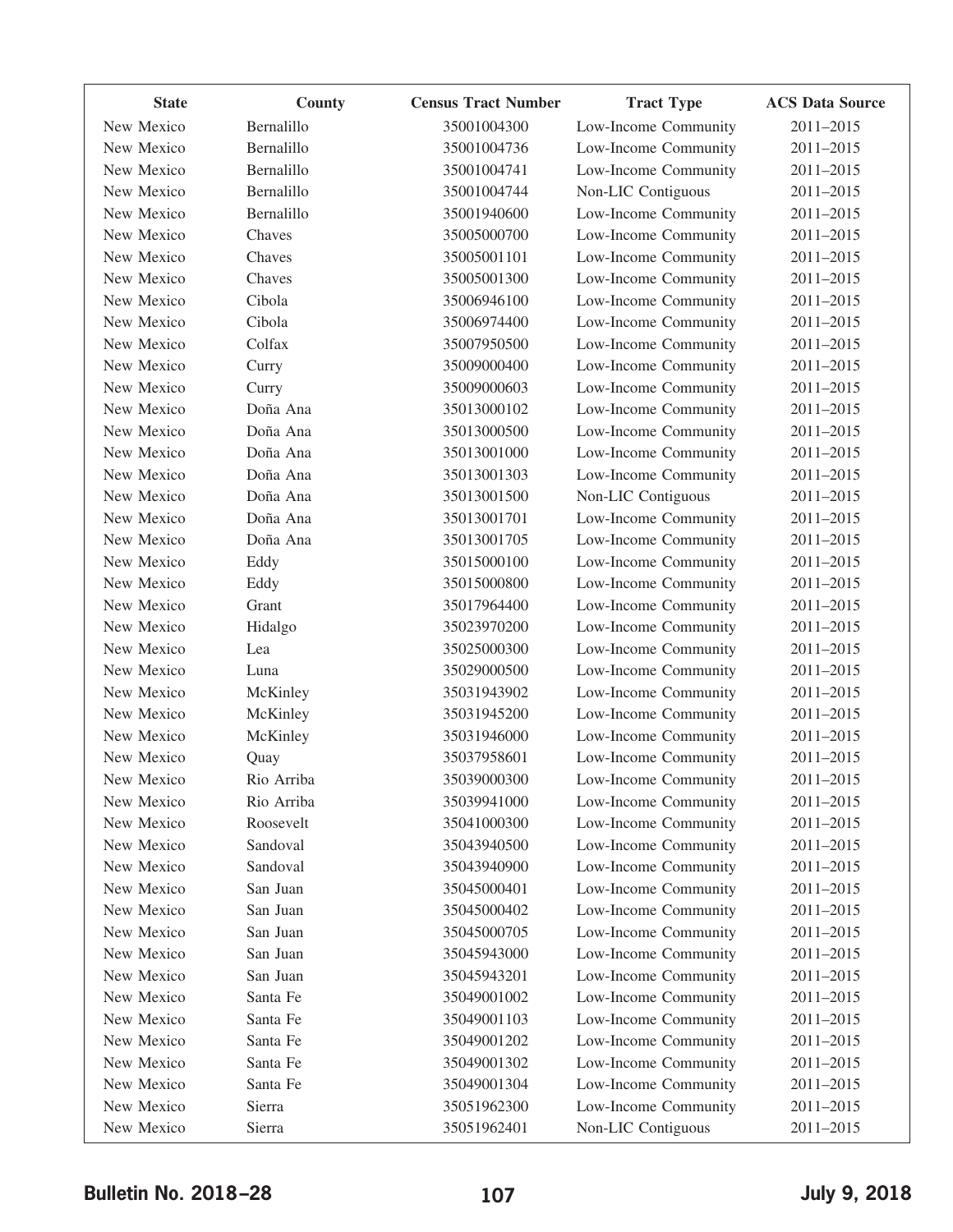| State | County | Census Tract Number | Tract Type | ACS Data Source |
|---|---|---|---|---|
| New Mexico | Bernalillo | 35001004300 | Low-Income Community | 2011–2015 |
| New Mexico | Bernalillo | 35001004736 | Low-Income Community | 2011–2015 |
| New Mexico | Bernalillo | 35001004741 | Low-Income Community | 2011–2015 |
| New Mexico | Bernalillo | 35001004744 | Non-LIC Contiguous | 2011–2015 |
| New Mexico | Bernalillo | 35001940600 | Low-Income Community | 2011–2015 |
| New Mexico | Chaves | 35005000700 | Low-Income Community | 2011–2015 |
| New Mexico | Chaves | 35005001101 | Low-Income Community | 2011–2015 |
| New Mexico | Chaves | 35005001300 | Low-Income Community | 2011–2015 |
| New Mexico | Cibola | 35006946100 | Low-Income Community | 2011–2015 |
| New Mexico | Cibola | 35006974400 | Low-Income Community | 2011–2015 |
| New Mexico | Colfax | 35007950500 | Low-Income Community | 2011–2015 |
| New Mexico | Curry | 35009000400 | Low-Income Community | 2011–2015 |
| New Mexico | Curry | 35009000603 | Low-Income Community | 2011–2015 |
| New Mexico | Doña Ana | 35013000102 | Low-Income Community | 2011–2015 |
| New Mexico | Doña Ana | 35013000500 | Low-Income Community | 2011–2015 |
| New Mexico | Doña Ana | 35013001000 | Low-Income Community | 2011–2015 |
| New Mexico | Doña Ana | 35013001303 | Low-Income Community | 2011–2015 |
| New Mexico | Doña Ana | 35013001500 | Non-LIC Contiguous | 2011–2015 |
| New Mexico | Doña Ana | 35013001701 | Low-Income Community | 2011–2015 |
| New Mexico | Doña Ana | 35013001705 | Low-Income Community | 2011–2015 |
| New Mexico | Eddy | 35015000100 | Low-Income Community | 2011–2015 |
| New Mexico | Eddy | 35015000800 | Low-Income Community | 2011–2015 |
| New Mexico | Grant | 35017964400 | Low-Income Community | 2011–2015 |
| New Mexico | Hidalgo | 35023970200 | Low-Income Community | 2011–2015 |
| New Mexico | Lea | 35025000300 | Low-Income Community | 2011–2015 |
| New Mexico | Luna | 35029000500 | Low-Income Community | 2011–2015 |
| New Mexico | McKinley | 35031943902 | Low-Income Community | 2011–2015 |
| New Mexico | McKinley | 35031945200 | Low-Income Community | 2011–2015 |
| New Mexico | McKinley | 35031946000 | Low-Income Community | 2011–2015 |
| New Mexico | Quay | 35037958601 | Low-Income Community | 2011–2015 |
| New Mexico | Rio Arriba | 35039000300 | Low-Income Community | 2011–2015 |
| New Mexico | Rio Arriba | 35039941000 | Low-Income Community | 2011–2015 |
| New Mexico | Roosevelt | 35041000300 | Low-Income Community | 2011–2015 |
| New Mexico | Sandoval | 35043940500 | Low-Income Community | 2011–2015 |
| New Mexico | Sandoval | 35043940900 | Low-Income Community | 2011–2015 |
| New Mexico | San Juan | 35045000401 | Low-Income Community | 2011–2015 |
| New Mexico | San Juan | 35045000402 | Low-Income Community | 2011–2015 |
| New Mexico | San Juan | 35045000705 | Low-Income Community | 2011–2015 |
| New Mexico | San Juan | 35045943000 | Low-Income Community | 2011–2015 |
| New Mexico | San Juan | 35045943201 | Low-Income Community | 2011–2015 |
| New Mexico | Santa Fe | 35049001002 | Low-Income Community | 2011–2015 |
| New Mexico | Santa Fe | 35049001103 | Low-Income Community | 2011–2015 |
| New Mexico | Santa Fe | 35049001202 | Low-Income Community | 2011–2015 |
| New Mexico | Santa Fe | 35049001302 | Low-Income Community | 2011–2015 |
| New Mexico | Santa Fe | 35049001304 | Low-Income Community | 2011–2015 |
| New Mexico | Sierra | 35051962300 | Low-Income Community | 2011–2015 |
| New Mexico | Sierra | 35051962401 | Non-LIC Contiguous | 2011–2015 |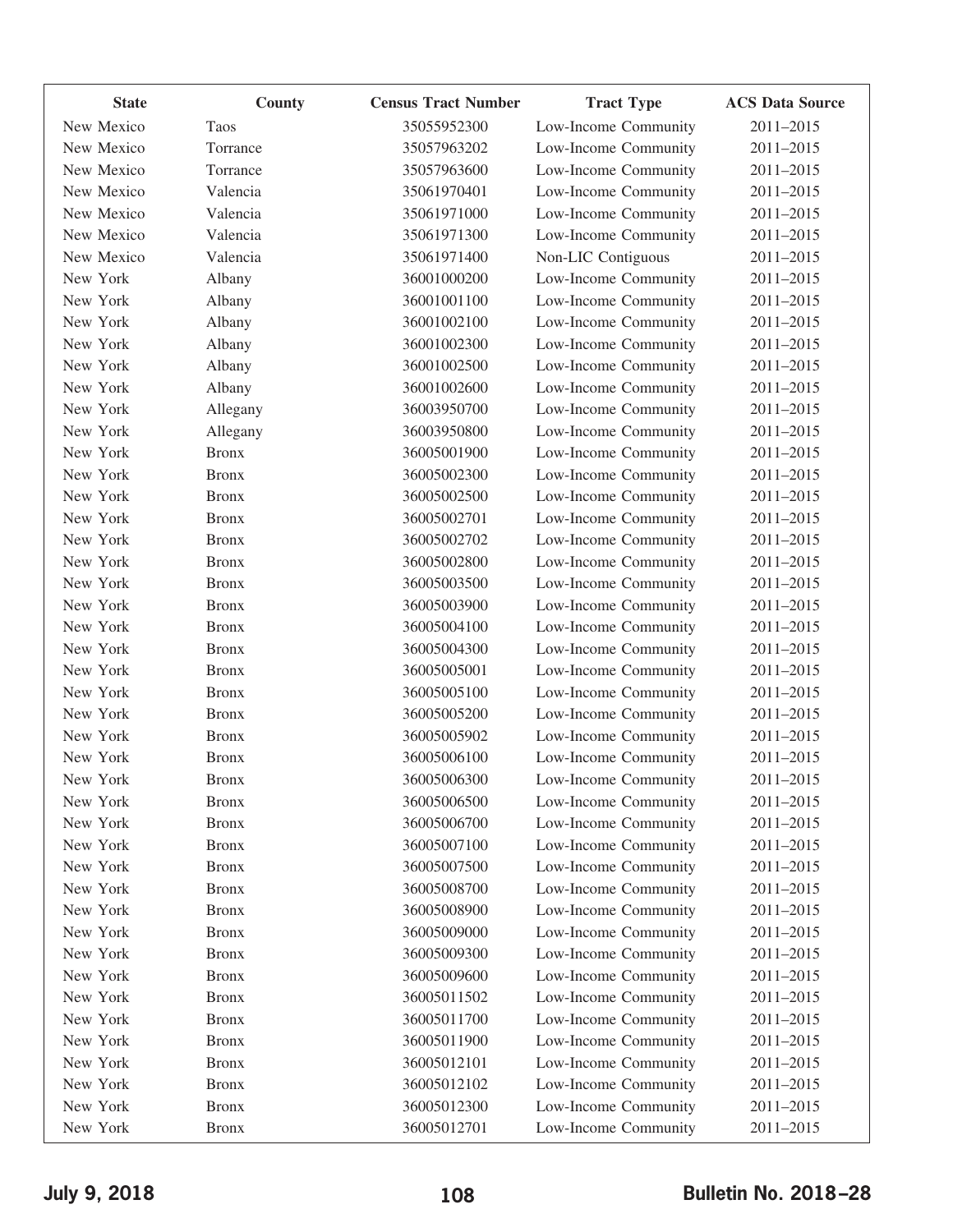| State | County | Census Tract Number | Tract Type | ACS Data Source |
|---|---|---|---|---|
| New Mexico | Taos | 35055952300 | Low-Income Community | 2011–2015 |
| New Mexico | Torrance | 35057963202 | Low-Income Community | 2011–2015 |
| New Mexico | Torrance | 35057963600 | Low-Income Community | 2011–2015 |
| New Mexico | Valencia | 35061970401 | Low-Income Community | 2011–2015 |
| New Mexico | Valencia | 35061971000 | Low-Income Community | 2011–2015 |
| New Mexico | Valencia | 35061971300 | Low-Income Community | 2011–2015 |
| New Mexico | Valencia | 35061971400 | Non-LIC Contiguous | 2011–2015 |
| New York | Albany | 36001000200 | Low-Income Community | 2011–2015 |
| New York | Albany | 36001001100 | Low-Income Community | 2011–2015 |
| New York | Albany | 36001002100 | Low-Income Community | 2011–2015 |
| New York | Albany | 36001002300 | Low-Income Community | 2011–2015 |
| New York | Albany | 36001002500 | Low-Income Community | 2011–2015 |
| New York | Albany | 36001002600 | Low-Income Community | 2011–2015 |
| New York | Allegany | 36003950700 | Low-Income Community | 2011–2015 |
| New York | Allegany | 36003950800 | Low-Income Community | 2011–2015 |
| New York | Bronx | 36005001900 | Low-Income Community | 2011–2015 |
| New York | Bronx | 36005002300 | Low-Income Community | 2011–2015 |
| New York | Bronx | 36005002500 | Low-Income Community | 2011–2015 |
| New York | Bronx | 36005002701 | Low-Income Community | 2011–2015 |
| New York | Bronx | 36005002702 | Low-Income Community | 2011–2015 |
| New York | Bronx | 36005002800 | Low-Income Community | 2011–2015 |
| New York | Bronx | 36005003500 | Low-Income Community | 2011–2015 |
| New York | Bronx | 36005003900 | Low-Income Community | 2011–2015 |
| New York | Bronx | 36005004100 | Low-Income Community | 2011–2015 |
| New York | Bronx | 36005004300 | Low-Income Community | 2011–2015 |
| New York | Bronx | 36005005001 | Low-Income Community | 2011–2015 |
| New York | Bronx | 36005005100 | Low-Income Community | 2011–2015 |
| New York | Bronx | 36005005200 | Low-Income Community | 2011–2015 |
| New York | Bronx | 36005005902 | Low-Income Community | 2011–2015 |
| New York | Bronx | 36005006100 | Low-Income Community | 2011–2015 |
| New York | Bronx | 36005006300 | Low-Income Community | 2011–2015 |
| New York | Bronx | 36005006500 | Low-Income Community | 2011–2015 |
| New York | Bronx | 36005006700 | Low-Income Community | 2011–2015 |
| New York | Bronx | 36005007100 | Low-Income Community | 2011–2015 |
| New York | Bronx | 36005007500 | Low-Income Community | 2011–2015 |
| New York | Bronx | 36005008700 | Low-Income Community | 2011–2015 |
| New York | Bronx | 36005008900 | Low-Income Community | 2011–2015 |
| New York | Bronx | 36005009000 | Low-Income Community | 2011–2015 |
| New York | Bronx | 36005009300 | Low-Income Community | 2011–2015 |
| New York | Bronx | 36005009600 | Low-Income Community | 2011–2015 |
| New York | Bronx | 36005011502 | Low-Income Community | 2011–2015 |
| New York | Bronx | 36005011700 | Low-Income Community | 2011–2015 |
| New York | Bronx | 36005011900 | Low-Income Community | 2011–2015 |
| New York | Bronx | 36005012101 | Low-Income Community | 2011–2015 |
| New York | Bronx | 36005012102 | Low-Income Community | 2011–2015 |
| New York | Bronx | 36005012300 | Low-Income Community | 2011–2015 |
| New York | Bronx | 36005012701 | Low-Income Community | 2011–2015 |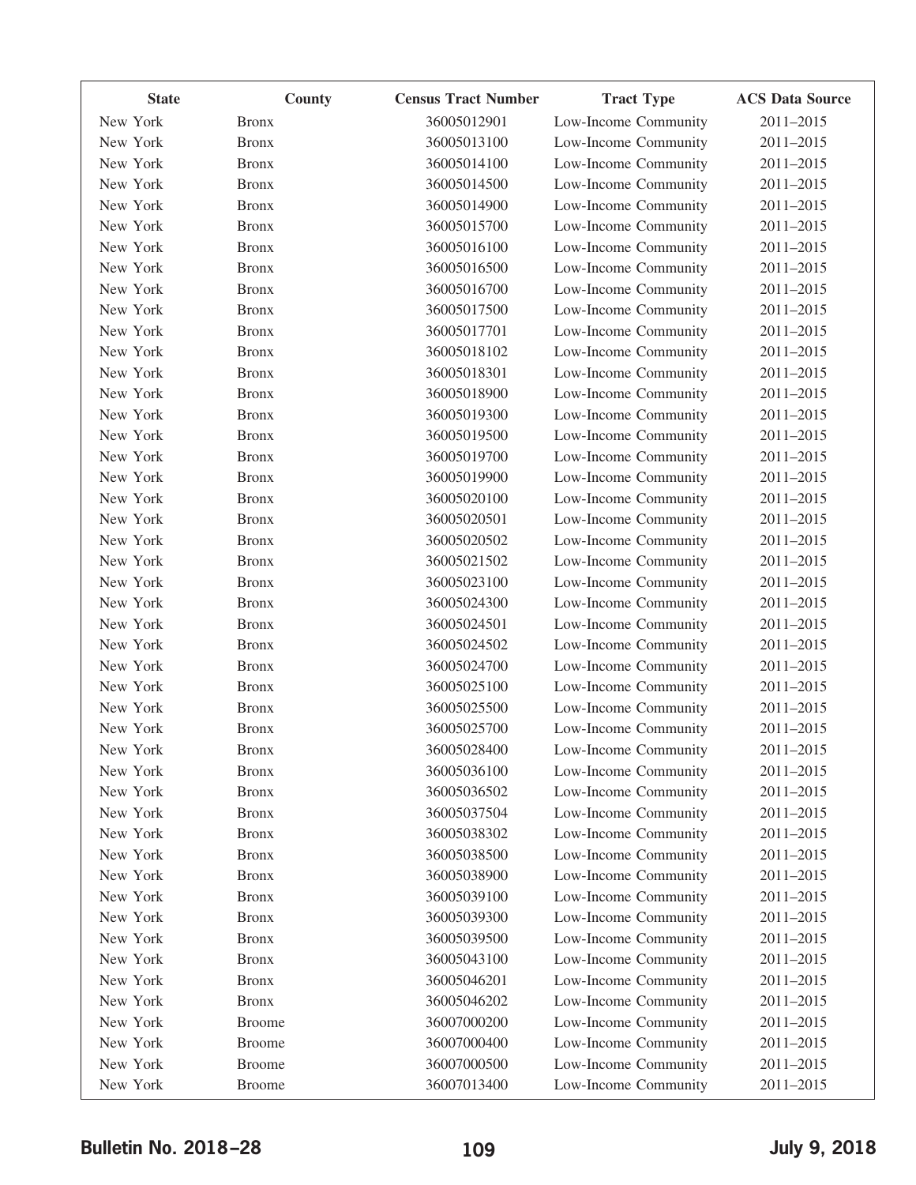| State | County | Census Tract Number | Tract Type | ACS Data Source |
|---|---|---|---|---|
| New York | Bronx | 36005012901 | Low-Income Community | 2011–2015 |
| New York | Bronx | 36005013100 | Low-Income Community | 2011–2015 |
| New York | Bronx | 36005014100 | Low-Income Community | 2011–2015 |
| New York | Bronx | 36005014500 | Low-Income Community | 2011–2015 |
| New York | Bronx | 36005014900 | Low-Income Community | 2011–2015 |
| New York | Bronx | 36005015700 | Low-Income Community | 2011–2015 |
| New York | Bronx | 36005016100 | Low-Income Community | 2011–2015 |
| New York | Bronx | 36005016500 | Low-Income Community | 2011–2015 |
| New York | Bronx | 36005016700 | Low-Income Community | 2011–2015 |
| New York | Bronx | 36005017500 | Low-Income Community | 2011–2015 |
| New York | Bronx | 36005017701 | Low-Income Community | 2011–2015 |
| New York | Bronx | 36005018102 | Low-Income Community | 2011–2015 |
| New York | Bronx | 36005018301 | Low-Income Community | 2011–2015 |
| New York | Bronx | 36005018900 | Low-Income Community | 2011–2015 |
| New York | Bronx | 36005019300 | Low-Income Community | 2011–2015 |
| New York | Bronx | 36005019500 | Low-Income Community | 2011–2015 |
| New York | Bronx | 36005019700 | Low-Income Community | 2011–2015 |
| New York | Bronx | 36005019900 | Low-Income Community | 2011–2015 |
| New York | Bronx | 36005020100 | Low-Income Community | 2011–2015 |
| New York | Bronx | 36005020501 | Low-Income Community | 2011–2015 |
| New York | Bronx | 36005020502 | Low-Income Community | 2011–2015 |
| New York | Bronx | 36005021502 | Low-Income Community | 2011–2015 |
| New York | Bronx | 36005023100 | Low-Income Community | 2011–2015 |
| New York | Bronx | 36005024300 | Low-Income Community | 2011–2015 |
| New York | Bronx | 36005024501 | Low-Income Community | 2011–2015 |
| New York | Bronx | 36005024502 | Low-Income Community | 2011–2015 |
| New York | Bronx | 36005024700 | Low-Income Community | 2011–2015 |
| New York | Bronx | 36005025100 | Low-Income Community | 2011–2015 |
| New York | Bronx | 36005025500 | Low-Income Community | 2011–2015 |
| New York | Bronx | 36005025700 | Low-Income Community | 2011–2015 |
| New York | Bronx | 36005028400 | Low-Income Community | 2011–2015 |
| New York | Bronx | 36005036100 | Low-Income Community | 2011–2015 |
| New York | Bronx | 36005036502 | Low-Income Community | 2011–2015 |
| New York | Bronx | 36005037504 | Low-Income Community | 2011–2015 |
| New York | Bronx | 36005038302 | Low-Income Community | 2011–2015 |
| New York | Bronx | 36005038500 | Low-Income Community | 2011–2015 |
| New York | Bronx | 36005038900 | Low-Income Community | 2011–2015 |
| New York | Bronx | 36005039100 | Low-Income Community | 2011–2015 |
| New York | Bronx | 36005039300 | Low-Income Community | 2011–2015 |
| New York | Bronx | 36005039500 | Low-Income Community | 2011–2015 |
| New York | Bronx | 36005043100 | Low-Income Community | 2011–2015 |
| New York | Bronx | 36005046201 | Low-Income Community | 2011–2015 |
| New York | Bronx | 36005046202 | Low-Income Community | 2011–2015 |
| New York | Broome | 36007000200 | Low-Income Community | 2011–2015 |
| New York | Broome | 36007000400 | Low-Income Community | 2011–2015 |
| New York | Broome | 36007000500 | Low-Income Community | 2011–2015 |
| New York | Broome | 36007013400 | Low-Income Community | 2011–2015 |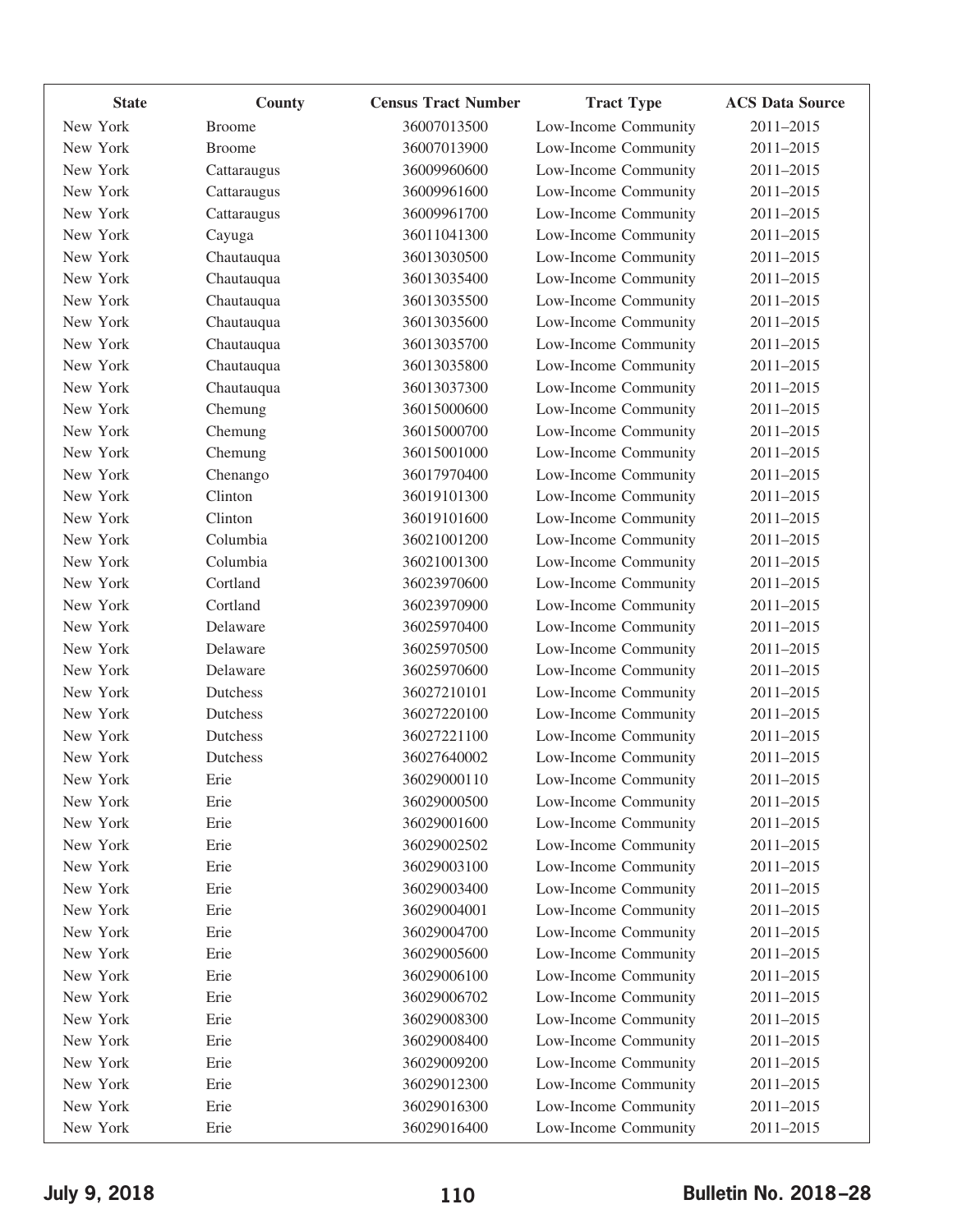| State | County | Census Tract Number | Tract Type | ACS Data Source |
|---|---|---|---|---|
| New York | Broome | 36007013500 | Low-Income Community | 2011–2015 |
| New York | Broome | 36007013900 | Low-Income Community | 2011–2015 |
| New York | Cattaraugus | 36009960600 | Low-Income Community | 2011–2015 |
| New York | Cattaraugus | 36009961600 | Low-Income Community | 2011–2015 |
| New York | Cattaraugus | 36009961700 | Low-Income Community | 2011–2015 |
| New York | Cayuga | 36011041300 | Low-Income Community | 2011–2015 |
| New York | Chautauqua | 36013030500 | Low-Income Community | 2011–2015 |
| New York | Chautauqua | 36013035400 | Low-Income Community | 2011–2015 |
| New York | Chautauqua | 36013035500 | Low-Income Community | 2011–2015 |
| New York | Chautauqua | 36013035600 | Low-Income Community | 2011–2015 |
| New York | Chautauqua | 36013035700 | Low-Income Community | 2011–2015 |
| New York | Chautauqua | 36013035800 | Low-Income Community | 2011–2015 |
| New York | Chautauqua | 36013037300 | Low-Income Community | 2011–2015 |
| New York | Chemung | 36015000600 | Low-Income Community | 2011–2015 |
| New York | Chemung | 36015000700 | Low-Income Community | 2011–2015 |
| New York | Chemung | 36015001000 | Low-Income Community | 2011–2015 |
| New York | Chenango | 36017970400 | Low-Income Community | 2011–2015 |
| New York | Clinton | 36019101300 | Low-Income Community | 2011–2015 |
| New York | Clinton | 36019101600 | Low-Income Community | 2011–2015 |
| New York | Columbia | 36021001200 | Low-Income Community | 2011–2015 |
| New York | Columbia | 36021001300 | Low-Income Community | 2011–2015 |
| New York | Cortland | 36023970600 | Low-Income Community | 2011–2015 |
| New York | Cortland | 36023970900 | Low-Income Community | 2011–2015 |
| New York | Delaware | 36025970400 | Low-Income Community | 2011–2015 |
| New York | Delaware | 36025970500 | Low-Income Community | 2011–2015 |
| New York | Delaware | 36025970600 | Low-Income Community | 2011–2015 |
| New York | Dutchess | 36027210101 | Low-Income Community | 2011–2015 |
| New York | Dutchess | 36027220100 | Low-Income Community | 2011–2015 |
| New York | Dutchess | 36027221100 | Low-Income Community | 2011–2015 |
| New York | Dutchess | 36027640002 | Low-Income Community | 2011–2015 |
| New York | Erie | 36029000110 | Low-Income Community | 2011–2015 |
| New York | Erie | 36029000500 | Low-Income Community | 2011–2015 |
| New York | Erie | 36029001600 | Low-Income Community | 2011–2015 |
| New York | Erie | 36029002502 | Low-Income Community | 2011–2015 |
| New York | Erie | 36029003100 | Low-Income Community | 2011–2015 |
| New York | Erie | 36029003400 | Low-Income Community | 2011–2015 |
| New York | Erie | 36029004001 | Low-Income Community | 2011–2015 |
| New York | Erie | 36029004700 | Low-Income Community | 2011–2015 |
| New York | Erie | 36029005600 | Low-Income Community | 2011–2015 |
| New York | Erie | 36029006100 | Low-Income Community | 2011–2015 |
| New York | Erie | 36029006702 | Low-Income Community | 2011–2015 |
| New York | Erie | 36029008300 | Low-Income Community | 2011–2015 |
| New York | Erie | 36029008400 | Low-Income Community | 2011–2015 |
| New York | Erie | 36029009200 | Low-Income Community | 2011–2015 |
| New York | Erie | 36029012300 | Low-Income Community | 2011–2015 |
| New York | Erie | 36029016300 | Low-Income Community | 2011–2015 |
| New York | Erie | 36029016400 | Low-Income Community | 2011–2015 |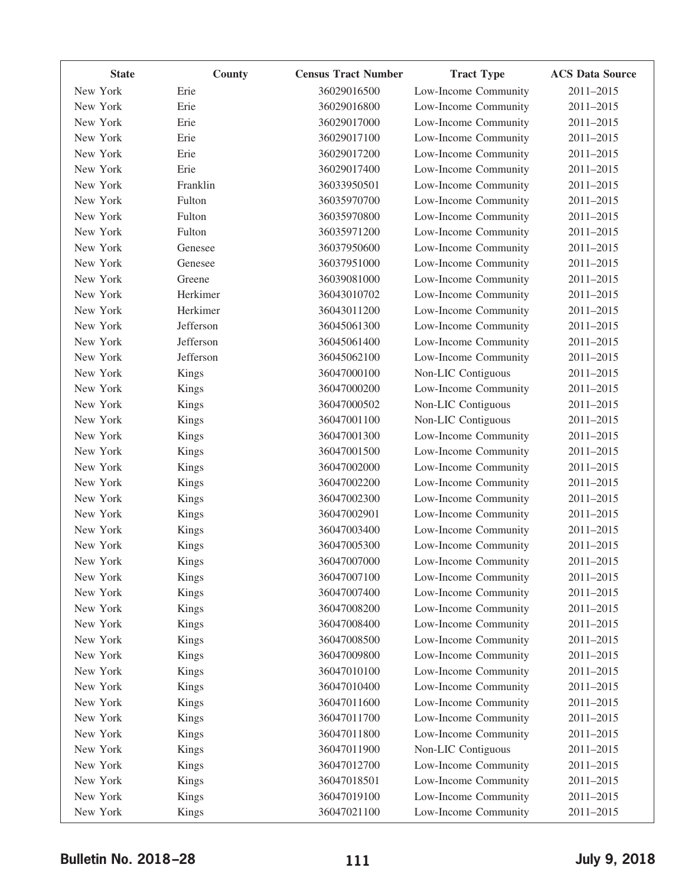| State | County | Census Tract Number | Tract Type | ACS Data Source |
|---|---|---|---|---|
| New York | Erie | 36029016500 | Low-Income Community | 2011–2015 |
| New York | Erie | 36029016800 | Low-Income Community | 2011–2015 |
| New York | Erie | 36029017000 | Low-Income Community | 2011–2015 |
| New York | Erie | 36029017100 | Low-Income Community | 2011–2015 |
| New York | Erie | 36029017200 | Low-Income Community | 2011–2015 |
| New York | Erie | 36029017400 | Low-Income Community | 2011–2015 |
| New York | Franklin | 36033950501 | Low-Income Community | 2011–2015 |
| New York | Fulton | 36035970700 | Low-Income Community | 2011–2015 |
| New York | Fulton | 36035970800 | Low-Income Community | 2011–2015 |
| New York | Fulton | 36035971200 | Low-Income Community | 2011–2015 |
| New York | Genesee | 36037950600 | Low-Income Community | 2011–2015 |
| New York | Genesee | 36037951000 | Low-Income Community | 2011–2015 |
| New York | Greene | 36039081000 | Low-Income Community | 2011–2015 |
| New York | Herkimer | 36043010702 | Low-Income Community | 2011–2015 |
| New York | Herkimer | 36043011200 | Low-Income Community | 2011–2015 |
| New York | Jefferson | 36045061300 | Low-Income Community | 2011–2015 |
| New York | Jefferson | 36045061400 | Low-Income Community | 2011–2015 |
| New York | Jefferson | 36045062100 | Low-Income Community | 2011–2015 |
| New York | Kings | 36047000100 | Non-LIC Contiguous | 2011–2015 |
| New York | Kings | 36047000200 | Low-Income Community | 2011–2015 |
| New York | Kings | 36047000502 | Non-LIC Contiguous | 2011–2015 |
| New York | Kings | 36047001100 | Non-LIC Contiguous | 2011–2015 |
| New York | Kings | 36047001300 | Low-Income Community | 2011–2015 |
| New York | Kings | 36047001500 | Low-Income Community | 2011–2015 |
| New York | Kings | 36047002000 | Low-Income Community | 2011–2015 |
| New York | Kings | 36047002200 | Low-Income Community | 2011–2015 |
| New York | Kings | 36047002300 | Low-Income Community | 2011–2015 |
| New York | Kings | 36047002901 | Low-Income Community | 2011–2015 |
| New York | Kings | 36047003400 | Low-Income Community | 2011–2015 |
| New York | Kings | 36047005300 | Low-Income Community | 2011–2015 |
| New York | Kings | 36047007000 | Low-Income Community | 2011–2015 |
| New York | Kings | 36047007100 | Low-Income Community | 2011–2015 |
| New York | Kings | 36047007400 | Low-Income Community | 2011–2015 |
| New York | Kings | 36047008200 | Low-Income Community | 2011–2015 |
| New York | Kings | 36047008400 | Low-Income Community | 2011–2015 |
| New York | Kings | 36047008500 | Low-Income Community | 2011–2015 |
| New York | Kings | 36047009800 | Low-Income Community | 2011–2015 |
| New York | Kings | 36047010100 | Low-Income Community | 2011–2015 |
| New York | Kings | 36047010400 | Low-Income Community | 2011–2015 |
| New York | Kings | 36047011600 | Low-Income Community | 2011–2015 |
| New York | Kings | 36047011700 | Low-Income Community | 2011–2015 |
| New York | Kings | 36047011800 | Low-Income Community | 2011–2015 |
| New York | Kings | 36047011900 | Non-LIC Contiguous | 2011–2015 |
| New York | Kings | 36047012700 | Low-Income Community | 2011–2015 |
| New York | Kings | 36047018501 | Low-Income Community | 2011–2015 |
| New York | Kings | 36047019100 | Low-Income Community | 2011–2015 |
| New York | Kings | 36047021100 | Low-Income Community | 2011–2015 |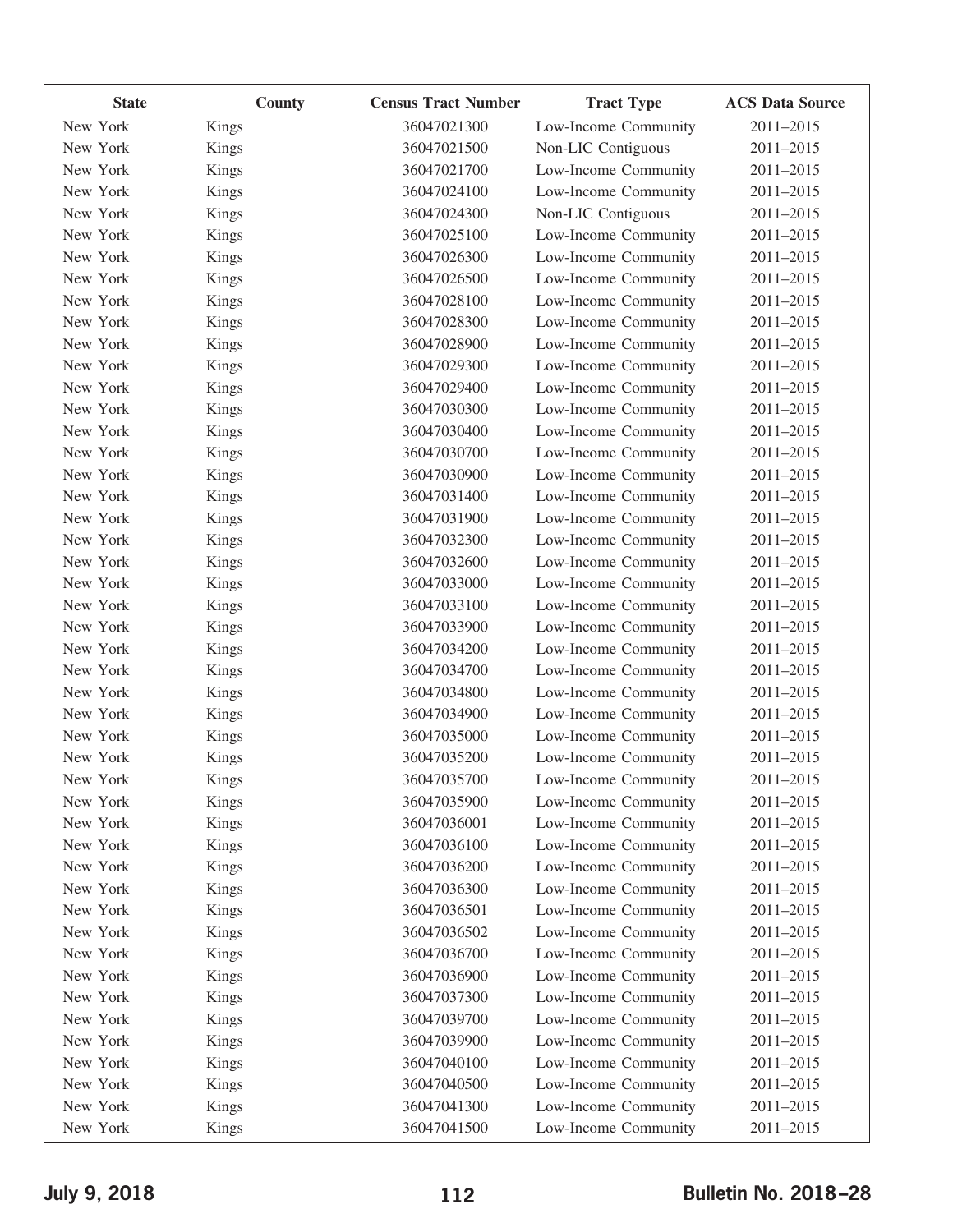| State | County | Census Tract Number | Tract Type | ACS Data Source |
|---|---|---|---|---|
| New York | Kings | 36047021300 | Low-Income Community | 2011–2015 |
| New York | Kings | 36047021500 | Non-LIC Contiguous | 2011–2015 |
| New York | Kings | 36047021700 | Low-Income Community | 2011–2015 |
| New York | Kings | 36047024100 | Low-Income Community | 2011–2015 |
| New York | Kings | 36047024300 | Non-LIC Contiguous | 2011–2015 |
| New York | Kings | 36047025100 | Low-Income Community | 2011–2015 |
| New York | Kings | 36047026300 | Low-Income Community | 2011–2015 |
| New York | Kings | 36047026500 | Low-Income Community | 2011–2015 |
| New York | Kings | 36047028100 | Low-Income Community | 2011–2015 |
| New York | Kings | 36047028300 | Low-Income Community | 2011–2015 |
| New York | Kings | 36047028900 | Low-Income Community | 2011–2015 |
| New York | Kings | 36047029300 | Low-Income Community | 2011–2015 |
| New York | Kings | 36047029400 | Low-Income Community | 2011–2015 |
| New York | Kings | 36047030300 | Low-Income Community | 2011–2015 |
| New York | Kings | 36047030400 | Low-Income Community | 2011–2015 |
| New York | Kings | 36047030700 | Low-Income Community | 2011–2015 |
| New York | Kings | 36047030900 | Low-Income Community | 2011–2015 |
| New York | Kings | 36047031400 | Low-Income Community | 2011–2015 |
| New York | Kings | 36047031900 | Low-Income Community | 2011–2015 |
| New York | Kings | 36047032300 | Low-Income Community | 2011–2015 |
| New York | Kings | 36047032600 | Low-Income Community | 2011–2015 |
| New York | Kings | 36047033000 | Low-Income Community | 2011–2015 |
| New York | Kings | 36047033100 | Low-Income Community | 2011–2015 |
| New York | Kings | 36047033900 | Low-Income Community | 2011–2015 |
| New York | Kings | 36047034200 | Low-Income Community | 2011–2015 |
| New York | Kings | 36047034700 | Low-Income Community | 2011–2015 |
| New York | Kings | 36047034800 | Low-Income Community | 2011–2015 |
| New York | Kings | 36047034900 | Low-Income Community | 2011–2015 |
| New York | Kings | 36047035000 | Low-Income Community | 2011–2015 |
| New York | Kings | 36047035200 | Low-Income Community | 2011–2015 |
| New York | Kings | 36047035700 | Low-Income Community | 2011–2015 |
| New York | Kings | 36047035900 | Low-Income Community | 2011–2015 |
| New York | Kings | 36047036001 | Low-Income Community | 2011–2015 |
| New York | Kings | 36047036100 | Low-Income Community | 2011–2015 |
| New York | Kings | 36047036200 | Low-Income Community | 2011–2015 |
| New York | Kings | 36047036300 | Low-Income Community | 2011–2015 |
| New York | Kings | 36047036501 | Low-Income Community | 2011–2015 |
| New York | Kings | 36047036502 | Low-Income Community | 2011–2015 |
| New York | Kings | 36047036700 | Low-Income Community | 2011–2015 |
| New York | Kings | 36047036900 | Low-Income Community | 2011–2015 |
| New York | Kings | 36047037300 | Low-Income Community | 2011–2015 |
| New York | Kings | 36047039700 | Low-Income Community | 2011–2015 |
| New York | Kings | 36047039900 | Low-Income Community | 2011–2015 |
| New York | Kings | 36047040100 | Low-Income Community | 2011–2015 |
| New York | Kings | 36047040500 | Low-Income Community | 2011–2015 |
| New York | Kings | 36047041300 | Low-Income Community | 2011–2015 |
| New York | Kings | 36047041500 | Low-Income Community | 2011–2015 |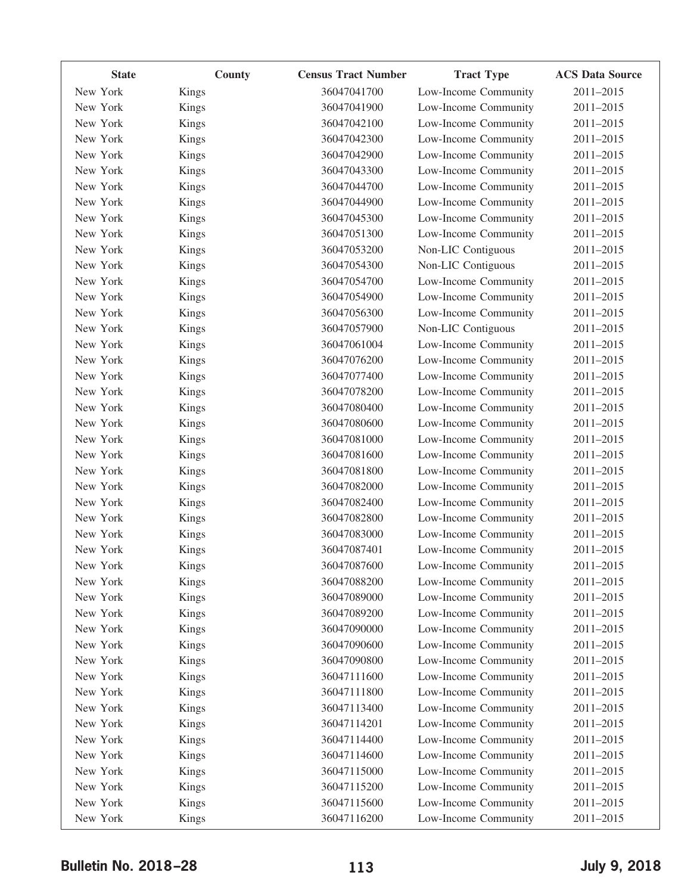| State | County | Census Tract Number | Tract Type | ACS Data Source |
|---|---|---|---|---|
| New York | Kings | 36047041700 | Low-Income Community | 2011–2015 |
| New York | Kings | 36047041900 | Low-Income Community | 2011–2015 |
| New York | Kings | 36047042100 | Low-Income Community | 2011–2015 |
| New York | Kings | 36047042300 | Low-Income Community | 2011–2015 |
| New York | Kings | 36047042900 | Low-Income Community | 2011–2015 |
| New York | Kings | 36047043300 | Low-Income Community | 2011–2015 |
| New York | Kings | 36047044700 | Low-Income Community | 2011–2015 |
| New York | Kings | 36047044900 | Low-Income Community | 2011–2015 |
| New York | Kings | 36047045300 | Low-Income Community | 2011–2015 |
| New York | Kings | 36047051300 | Low-Income Community | 2011–2015 |
| New York | Kings | 36047053200 | Non-LIC Contiguous | 2011–2015 |
| New York | Kings | 36047054300 | Non-LIC Contiguous | 2011–2015 |
| New York | Kings | 36047054700 | Low-Income Community | 2011–2015 |
| New York | Kings | 36047054900 | Low-Income Community | 2011–2015 |
| New York | Kings | 36047056300 | Low-Income Community | 2011–2015 |
| New York | Kings | 36047057900 | Non-LIC Contiguous | 2011–2015 |
| New York | Kings | 36047061004 | Low-Income Community | 2011–2015 |
| New York | Kings | 36047076200 | Low-Income Community | 2011–2015 |
| New York | Kings | 36047077400 | Low-Income Community | 2011–2015 |
| New York | Kings | 36047078200 | Low-Income Community | 2011–2015 |
| New York | Kings | 36047080400 | Low-Income Community | 2011–2015 |
| New York | Kings | 36047080600 | Low-Income Community | 2011–2015 |
| New York | Kings | 36047081000 | Low-Income Community | 2011–2015 |
| New York | Kings | 36047081600 | Low-Income Community | 2011–2015 |
| New York | Kings | 36047081800 | Low-Income Community | 2011–2015 |
| New York | Kings | 36047082000 | Low-Income Community | 2011–2015 |
| New York | Kings | 36047082400 | Low-Income Community | 2011–2015 |
| New York | Kings | 36047082800 | Low-Income Community | 2011–2015 |
| New York | Kings | 36047083000 | Low-Income Community | 2011–2015 |
| New York | Kings | 36047087401 | Low-Income Community | 2011–2015 |
| New York | Kings | 36047087600 | Low-Income Community | 2011–2015 |
| New York | Kings | 36047088200 | Low-Income Community | 2011–2015 |
| New York | Kings | 36047089000 | Low-Income Community | 2011–2015 |
| New York | Kings | 36047089200 | Low-Income Community | 2011–2015 |
| New York | Kings | 36047090000 | Low-Income Community | 2011–2015 |
| New York | Kings | 36047090600 | Low-Income Community | 2011–2015 |
| New York | Kings | 36047090800 | Low-Income Community | 2011–2015 |
| New York | Kings | 36047111600 | Low-Income Community | 2011–2015 |
| New York | Kings | 36047111800 | Low-Income Community | 2011–2015 |
| New York | Kings | 36047113400 | Low-Income Community | 2011–2015 |
| New York | Kings | 36047114201 | Low-Income Community | 2011–2015 |
| New York | Kings | 36047114400 | Low-Income Community | 2011–2015 |
| New York | Kings | 36047114600 | Low-Income Community | 2011–2015 |
| New York | Kings | 36047115000 | Low-Income Community | 2011–2015 |
| New York | Kings | 36047115200 | Low-Income Community | 2011–2015 |
| New York | Kings | 36047115600 | Low-Income Community | 2011–2015 |
| New York | Kings | 36047116200 | Low-Income Community | 2011–2015 |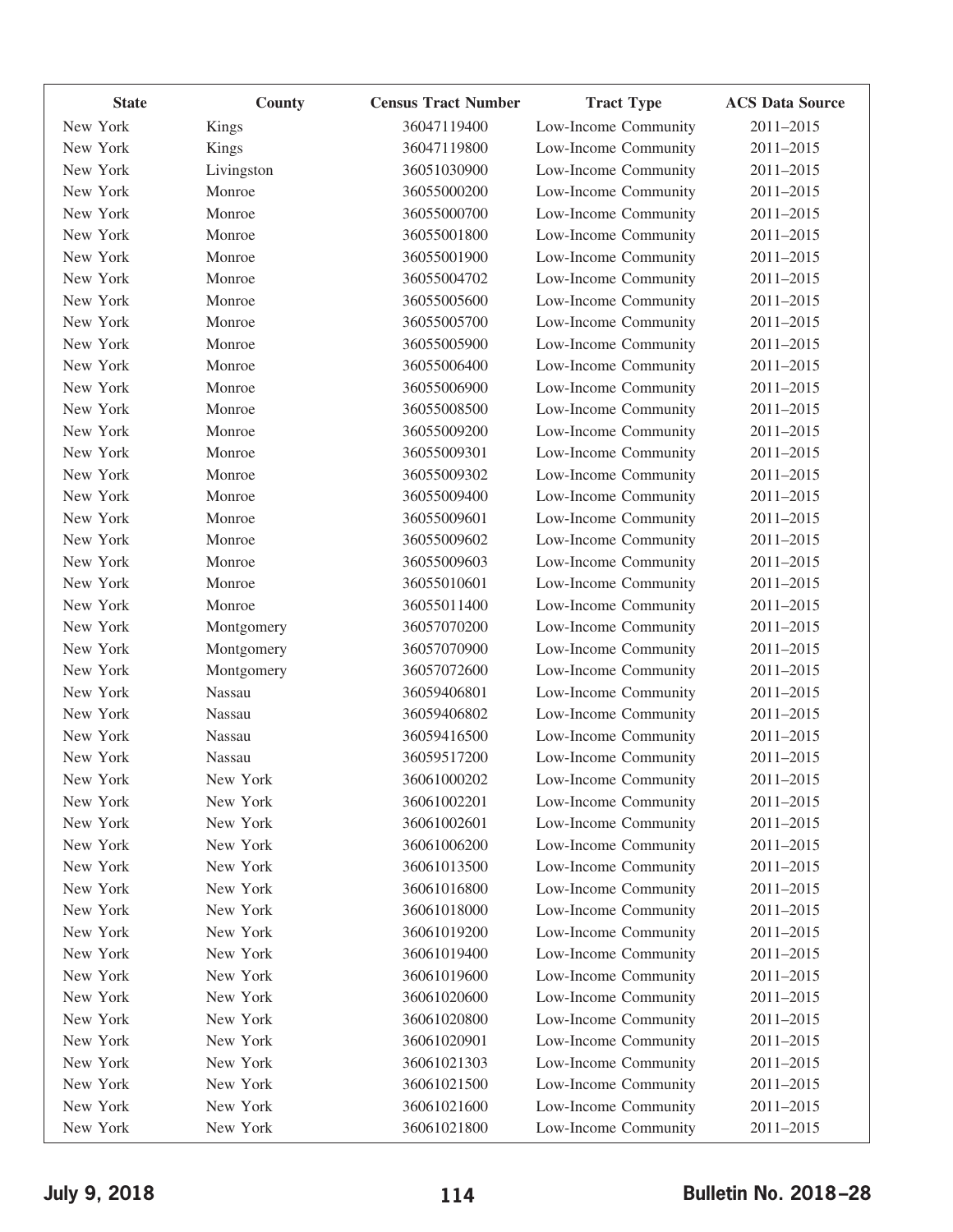| State | County | Census Tract Number | Tract Type | ACS Data Source |
|---|---|---|---|---|
| New York | Kings | 36047119400 | Low-Income Community | 2011–2015 |
| New York | Kings | 36047119800 | Low-Income Community | 2011–2015 |
| New York | Livingston | 36051030900 | Low-Income Community | 2011–2015 |
| New York | Monroe | 36055000200 | Low-Income Community | 2011–2015 |
| New York | Monroe | 36055000700 | Low-Income Community | 2011–2015 |
| New York | Monroe | 36055001800 | Low-Income Community | 2011–2015 |
| New York | Monroe | 36055001900 | Low-Income Community | 2011–2015 |
| New York | Monroe | 36055004702 | Low-Income Community | 2011–2015 |
| New York | Monroe | 36055005600 | Low-Income Community | 2011–2015 |
| New York | Monroe | 36055005700 | Low-Income Community | 2011–2015 |
| New York | Monroe | 36055005900 | Low-Income Community | 2011–2015 |
| New York | Monroe | 36055006400 | Low-Income Community | 2011–2015 |
| New York | Monroe | 36055006900 | Low-Income Community | 2011–2015 |
| New York | Monroe | 36055008500 | Low-Income Community | 2011–2015 |
| New York | Monroe | 36055009200 | Low-Income Community | 2011–2015 |
| New York | Monroe | 36055009301 | Low-Income Community | 2011–2015 |
| New York | Monroe | 36055009302 | Low-Income Community | 2011–2015 |
| New York | Monroe | 36055009400 | Low-Income Community | 2011–2015 |
| New York | Monroe | 36055009601 | Low-Income Community | 2011–2015 |
| New York | Monroe | 36055009602 | Low-Income Community | 2011–2015 |
| New York | Monroe | 36055009603 | Low-Income Community | 2011–2015 |
| New York | Monroe | 36055010601 | Low-Income Community | 2011–2015 |
| New York | Monroe | 36055011400 | Low-Income Community | 2011–2015 |
| New York | Montgomery | 36057070200 | Low-Income Community | 2011–2015 |
| New York | Montgomery | 36057070900 | Low-Income Community | 2011–2015 |
| New York | Montgomery | 36057072600 | Low-Income Community | 2011–2015 |
| New York | Nassau | 36059406801 | Low-Income Community | 2011–2015 |
| New York | Nassau | 36059406802 | Low-Income Community | 2011–2015 |
| New York | Nassau | 36059416500 | Low-Income Community | 2011–2015 |
| New York | Nassau | 36059517200 | Low-Income Community | 2011–2015 |
| New York | New York | 36061000202 | Low-Income Community | 2011–2015 |
| New York | New York | 36061002201 | Low-Income Community | 2011–2015 |
| New York | New York | 36061002601 | Low-Income Community | 2011–2015 |
| New York | New York | 36061006200 | Low-Income Community | 2011–2015 |
| New York | New York | 36061013500 | Low-Income Community | 2011–2015 |
| New York | New York | 36061016800 | Low-Income Community | 2011–2015 |
| New York | New York | 36061018000 | Low-Income Community | 2011–2015 |
| New York | New York | 36061019200 | Low-Income Community | 2011–2015 |
| New York | New York | 36061019400 | Low-Income Community | 2011–2015 |
| New York | New York | 36061019600 | Low-Income Community | 2011–2015 |
| New York | New York | 36061020600 | Low-Income Community | 2011–2015 |
| New York | New York | 36061020800 | Low-Income Community | 2011–2015 |
| New York | New York | 36061020901 | Low-Income Community | 2011–2015 |
| New York | New York | 36061021303 | Low-Income Community | 2011–2015 |
| New York | New York | 36061021500 | Low-Income Community | 2011–2015 |
| New York | New York | 36061021600 | Low-Income Community | 2011–2015 |
| New York | New York | 36061021800 | Low-Income Community | 2011–2015 |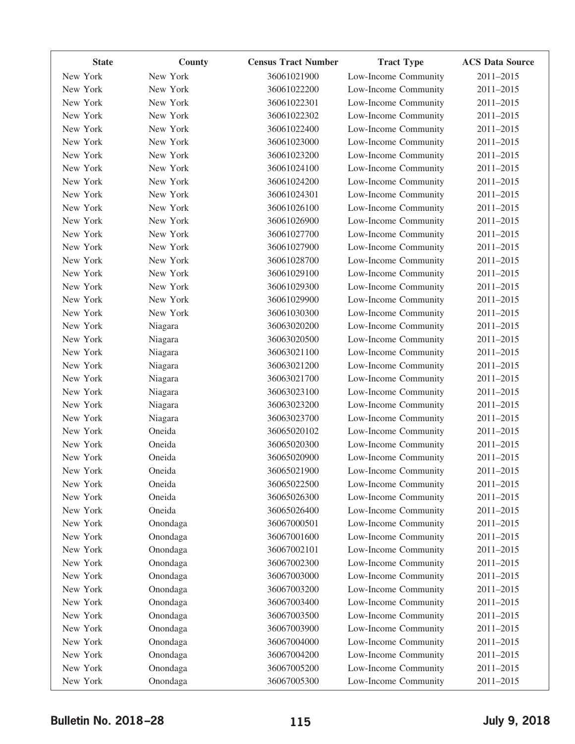| State | County | Census Tract Number | Tract Type | ACS Data Source |
|---|---|---|---|---|
| New York | New York | 36061021900 | Low-Income Community | 2011–2015 |
| New York | New York | 36061022200 | Low-Income Community | 2011–2015 |
| New York | New York | 36061022301 | Low-Income Community | 2011–2015 |
| New York | New York | 36061022302 | Low-Income Community | 2011–2015 |
| New York | New York | 36061022400 | Low-Income Community | 2011–2015 |
| New York | New York | 36061023000 | Low-Income Community | 2011–2015 |
| New York | New York | 36061023200 | Low-Income Community | 2011–2015 |
| New York | New York | 36061024100 | Low-Income Community | 2011–2015 |
| New York | New York | 36061024200 | Low-Income Community | 2011–2015 |
| New York | New York | 36061024301 | Low-Income Community | 2011–2015 |
| New York | New York | 36061026100 | Low-Income Community | 2011–2015 |
| New York | New York | 36061026900 | Low-Income Community | 2011–2015 |
| New York | New York | 36061027700 | Low-Income Community | 2011–2015 |
| New York | New York | 36061027900 | Low-Income Community | 2011–2015 |
| New York | New York | 36061028700 | Low-Income Community | 2011–2015 |
| New York | New York | 36061029100 | Low-Income Community | 2011–2015 |
| New York | New York | 36061029300 | Low-Income Community | 2011–2015 |
| New York | New York | 36061029900 | Low-Income Community | 2011–2015 |
| New York | New York | 36061030300 | Low-Income Community | 2011–2015 |
| New York | Niagara | 36063020200 | Low-Income Community | 2011–2015 |
| New York | Niagara | 36063020500 | Low-Income Community | 2011–2015 |
| New York | Niagara | 36063021100 | Low-Income Community | 2011–2015 |
| New York | Niagara | 36063021200 | Low-Income Community | 2011–2015 |
| New York | Niagara | 36063021700 | Low-Income Community | 2011–2015 |
| New York | Niagara | 36063023100 | Low-Income Community | 2011–2015 |
| New York | Niagara | 36063023200 | Low-Income Community | 2011–2015 |
| New York | Niagara | 36063023700 | Low-Income Community | 2011–2015 |
| New York | Oneida | 36065020102 | Low-Income Community | 2011–2015 |
| New York | Oneida | 36065020300 | Low-Income Community | 2011–2015 |
| New York | Oneida | 36065020900 | Low-Income Community | 2011–2015 |
| New York | Oneida | 36065021900 | Low-Income Community | 2011–2015 |
| New York | Oneida | 36065022500 | Low-Income Community | 2011–2015 |
| New York | Oneida | 36065026300 | Low-Income Community | 2011–2015 |
| New York | Oneida | 36065026400 | Low-Income Community | 2011–2015 |
| New York | Onondaga | 36067000501 | Low-Income Community | 2011–2015 |
| New York | Onondaga | 36067001600 | Low-Income Community | 2011–2015 |
| New York | Onondaga | 36067002101 | Low-Income Community | 2011–2015 |
| New York | Onondaga | 36067002300 | Low-Income Community | 2011–2015 |
| New York | Onondaga | 36067003000 | Low-Income Community | 2011–2015 |
| New York | Onondaga | 36067003200 | Low-Income Community | 2011–2015 |
| New York | Onondaga | 36067003400 | Low-Income Community | 2011–2015 |
| New York | Onondaga | 36067003500 | Low-Income Community | 2011–2015 |
| New York | Onondaga | 36067003900 | Low-Income Community | 2011–2015 |
| New York | Onondaga | 36067004000 | Low-Income Community | 2011–2015 |
| New York | Onondaga | 36067004200 | Low-Income Community | 2011–2015 |
| New York | Onondaga | 36067005200 | Low-Income Community | 2011–2015 |
| New York | Onondaga | 36067005300 | Low-Income Community | 2011–2015 |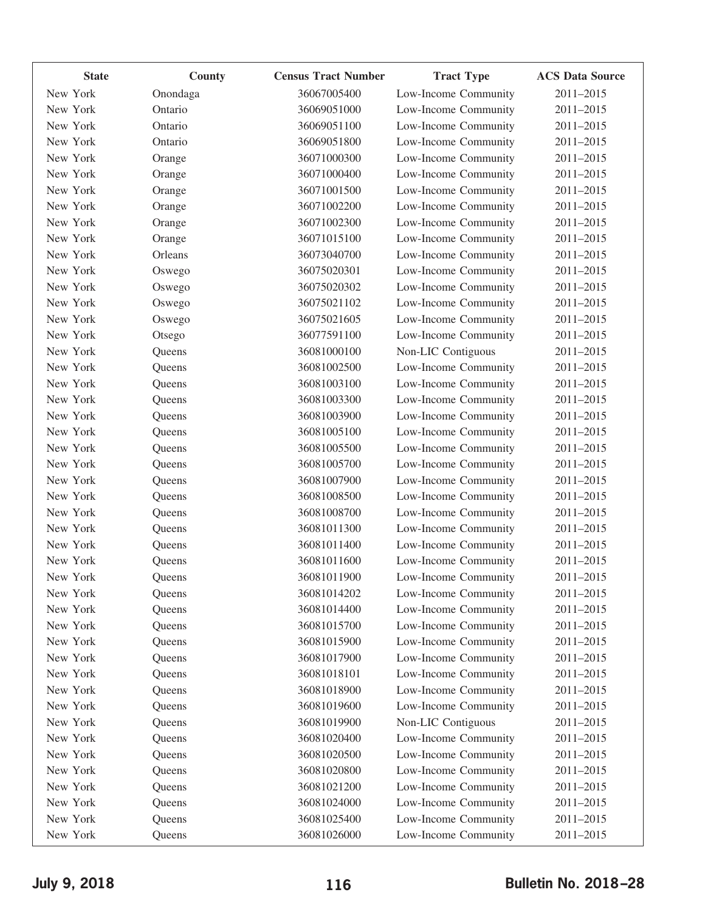| State | County | Census Tract Number | Tract Type | ACS Data Source |
|---|---|---|---|---|
| New York | Onondaga | 36067005400 | Low-Income Community | 2011–2015 |
| New York | Ontario | 36069051000 | Low-Income Community | 2011–2015 |
| New York | Ontario | 36069051100 | Low-Income Community | 2011–2015 |
| New York | Ontario | 36069051800 | Low-Income Community | 2011–2015 |
| New York | Orange | 36071000300 | Low-Income Community | 2011–2015 |
| New York | Orange | 36071000400 | Low-Income Community | 2011–2015 |
| New York | Orange | 36071001500 | Low-Income Community | 2011–2015 |
| New York | Orange | 36071002200 | Low-Income Community | 2011–2015 |
| New York | Orange | 36071002300 | Low-Income Community | 2011–2015 |
| New York | Orange | 36071015100 | Low-Income Community | 2011–2015 |
| New York | Orleans | 36073040700 | Low-Income Community | 2011–2015 |
| New York | Oswego | 36075020301 | Low-Income Community | 2011–2015 |
| New York | Oswego | 36075020302 | Low-Income Community | 2011–2015 |
| New York | Oswego | 36075021102 | Low-Income Community | 2011–2015 |
| New York | Oswego | 36075021605 | Low-Income Community | 2011–2015 |
| New York | Otsego | 36077591100 | Low-Income Community | 2011–2015 |
| New York | Queens | 36081000100 | Non-LIC Contiguous | 2011–2015 |
| New York | Queens | 36081002500 | Low-Income Community | 2011–2015 |
| New York | Queens | 36081003100 | Low-Income Community | 2011–2015 |
| New York | Queens | 36081003300 | Low-Income Community | 2011–2015 |
| New York | Queens | 36081003900 | Low-Income Community | 2011–2015 |
| New York | Queens | 36081005100 | Low-Income Community | 2011–2015 |
| New York | Queens | 36081005500 | Low-Income Community | 2011–2015 |
| New York | Queens | 36081005700 | Low-Income Community | 2011–2015 |
| New York | Queens | 36081007900 | Low-Income Community | 2011–2015 |
| New York | Queens | 36081008500 | Low-Income Community | 2011–2015 |
| New York | Queens | 36081008700 | Low-Income Community | 2011–2015 |
| New York | Queens | 36081011300 | Low-Income Community | 2011–2015 |
| New York | Queens | 36081011400 | Low-Income Community | 2011–2015 |
| New York | Queens | 36081011600 | Low-Income Community | 2011–2015 |
| New York | Queens | 36081011900 | Low-Income Community | 2011–2015 |
| New York | Queens | 36081014202 | Low-Income Community | 2011–2015 |
| New York | Queens | 36081014400 | Low-Income Community | 2011–2015 |
| New York | Queens | 36081015700 | Low-Income Community | 2011–2015 |
| New York | Queens | 36081015900 | Low-Income Community | 2011–2015 |
| New York | Queens | 36081017900 | Low-Income Community | 2011–2015 |
| New York | Queens | 36081018101 | Low-Income Community | 2011–2015 |
| New York | Queens | 36081018900 | Low-Income Community | 2011–2015 |
| New York | Queens | 36081019600 | Low-Income Community | 2011–2015 |
| New York | Queens | 36081019900 | Non-LIC Contiguous | 2011–2015 |
| New York | Queens | 36081020400 | Low-Income Community | 2011–2015 |
| New York | Queens | 36081020500 | Low-Income Community | 2011–2015 |
| New York | Queens | 36081020800 | Low-Income Community | 2011–2015 |
| New York | Queens | 36081021200 | Low-Income Community | 2011–2015 |
| New York | Queens | 36081024000 | Low-Income Community | 2011–2015 |
| New York | Queens | 36081025400 | Low-Income Community | 2011–2015 |
| New York | Queens | 36081026000 | Low-Income Community | 2011–2015 |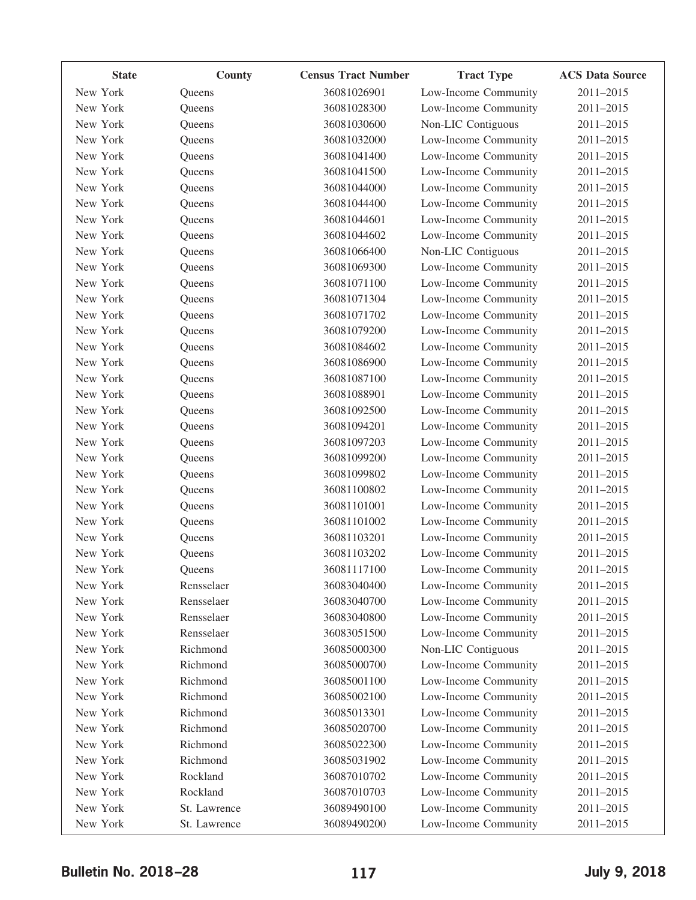| State | County | Census Tract Number | Tract Type | ACS Data Source |
|---|---|---|---|---|
| New York | Queens | 36081026901 | Low-Income Community | 2011–2015 |
| New York | Queens | 36081028300 | Low-Income Community | 2011–2015 |
| New York | Queens | 36081030600 | Non-LIC Contiguous | 2011–2015 |
| New York | Queens | 36081032000 | Low-Income Community | 2011–2015 |
| New York | Queens | 36081041400 | Low-Income Community | 2011–2015 |
| New York | Queens | 36081041500 | Low-Income Community | 2011–2015 |
| New York | Queens | 36081044000 | Low-Income Community | 2011–2015 |
| New York | Queens | 36081044400 | Low-Income Community | 2011–2015 |
| New York | Queens | 36081044601 | Low-Income Community | 2011–2015 |
| New York | Queens | 36081044602 | Low-Income Community | 2011–2015 |
| New York | Queens | 36081066400 | Non-LIC Contiguous | 2011–2015 |
| New York | Queens | 36081069300 | Low-Income Community | 2011–2015 |
| New York | Queens | 36081071100 | Low-Income Community | 2011–2015 |
| New York | Queens | 36081071304 | Low-Income Community | 2011–2015 |
| New York | Queens | 36081071702 | Low-Income Community | 2011–2015 |
| New York | Queens | 36081079200 | Low-Income Community | 2011–2015 |
| New York | Queens | 36081084602 | Low-Income Community | 2011–2015 |
| New York | Queens | 36081086900 | Low-Income Community | 2011–2015 |
| New York | Queens | 36081087100 | Low-Income Community | 2011–2015 |
| New York | Queens | 36081088901 | Low-Income Community | 2011–2015 |
| New York | Queens | 36081092500 | Low-Income Community | 2011–2015 |
| New York | Queens | 36081094201 | Low-Income Community | 2011–2015 |
| New York | Queens | 36081097203 | Low-Income Community | 2011–2015 |
| New York | Queens | 36081099200 | Low-Income Community | 2011–2015 |
| New York | Queens | 36081099802 | Low-Income Community | 2011–2015 |
| New York | Queens | 36081100802 | Low-Income Community | 2011–2015 |
| New York | Queens | 36081101001 | Low-Income Community | 2011–2015 |
| New York | Queens | 36081101002 | Low-Income Community | 2011–2015 |
| New York | Queens | 36081103201 | Low-Income Community | 2011–2015 |
| New York | Queens | 36081103202 | Low-Income Community | 2011–2015 |
| New York | Queens | 36081117100 | Low-Income Community | 2011–2015 |
| New York | Rensselaer | 36083040400 | Low-Income Community | 2011–2015 |
| New York | Rensselaer | 36083040700 | Low-Income Community | 2011–2015 |
| New York | Rensselaer | 36083040800 | Low-Income Community | 2011–2015 |
| New York | Rensselaer | 36083051500 | Low-Income Community | 2011–2015 |
| New York | Richmond | 36085000300 | Non-LIC Contiguous | 2011–2015 |
| New York | Richmond | 36085000700 | Low-Income Community | 2011–2015 |
| New York | Richmond | 36085001100 | Low-Income Community | 2011–2015 |
| New York | Richmond | 36085002100 | Low-Income Community | 2011–2015 |
| New York | Richmond | 36085013301 | Low-Income Community | 2011–2015 |
| New York | Richmond | 36085020700 | Low-Income Community | 2011–2015 |
| New York | Richmond | 36085022300 | Low-Income Community | 2011–2015 |
| New York | Richmond | 36085031902 | Low-Income Community | 2011–2015 |
| New York | Rockland | 36087010702 | Low-Income Community | 2011–2015 |
| New York | Rockland | 36087010703 | Low-Income Community | 2011–2015 |
| New York | St. Lawrence | 36089490100 | Low-Income Community | 2011–2015 |
| New York | St. Lawrence | 36089490200 | Low-Income Community | 2011–2015 |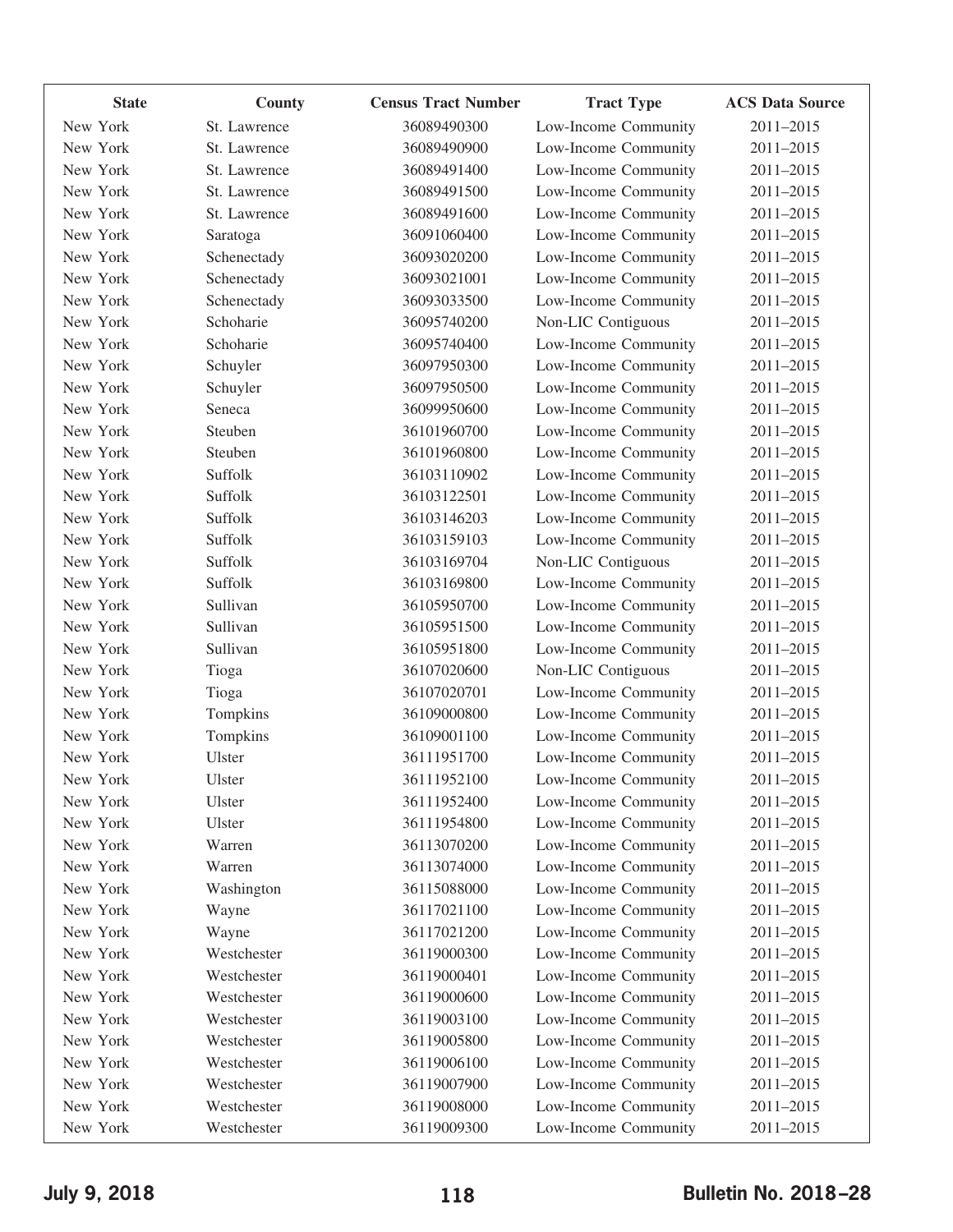| State | County | Census Tract Number | Tract Type | ACS Data Source |
|---|---|---|---|---|
| New York | St. Lawrence | 36089490300 | Low-Income Community | 2011–2015 |
| New York | St. Lawrence | 36089490900 | Low-Income Community | 2011–2015 |
| New York | St. Lawrence | 36089491400 | Low-Income Community | 2011–2015 |
| New York | St. Lawrence | 36089491500 | Low-Income Community | 2011–2015 |
| New York | St. Lawrence | 36089491600 | Low-Income Community | 2011–2015 |
| New York | Saratoga | 36091060400 | Low-Income Community | 2011–2015 |
| New York | Schenectady | 36093020200 | Low-Income Community | 2011–2015 |
| New York | Schenectady | 36093021001 | Low-Income Community | 2011–2015 |
| New York | Schenectady | 36093033500 | Low-Income Community | 2011–2015 |
| New York | Schoharie | 36095740200 | Non-LIC Contiguous | 2011–2015 |
| New York | Schoharie | 36095740400 | Low-Income Community | 2011–2015 |
| New York | Schuyler | 36097950300 | Low-Income Community | 2011–2015 |
| New York | Schuyler | 36097950500 | Low-Income Community | 2011–2015 |
| New York | Seneca | 36099950600 | Low-Income Community | 2011–2015 |
| New York | Steuben | 36101960700 | Low-Income Community | 2011–2015 |
| New York | Steuben | 36101960800 | Low-Income Community | 2011–2015 |
| New York | Suffolk | 36103110902 | Low-Income Community | 2011–2015 |
| New York | Suffolk | 36103122501 | Low-Income Community | 2011–2015 |
| New York | Suffolk | 36103146203 | Low-Income Community | 2011–2015 |
| New York | Suffolk | 36103159103 | Low-Income Community | 2011–2015 |
| New York | Suffolk | 36103169704 | Non-LIC Contiguous | 2011–2015 |
| New York | Suffolk | 36103169800 | Low-Income Community | 2011–2015 |
| New York | Sullivan | 36105950700 | Low-Income Community | 2011–2015 |
| New York | Sullivan | 36105951500 | Low-Income Community | 2011–2015 |
| New York | Sullivan | 36105951800 | Low-Income Community | 2011–2015 |
| New York | Tioga | 36107020600 | Non-LIC Contiguous | 2011–2015 |
| New York | Tioga | 36107020701 | Low-Income Community | 2011–2015 |
| New York | Tompkins | 36109000800 | Low-Income Community | 2011–2015 |
| New York | Tompkins | 36109001100 | Low-Income Community | 2011–2015 |
| New York | Ulster | 36111951700 | Low-Income Community | 2011–2015 |
| New York | Ulster | 36111952100 | Low-Income Community | 2011–2015 |
| New York | Ulster | 36111952400 | Low-Income Community | 2011–2015 |
| New York | Ulster | 36111954800 | Low-Income Community | 2011–2015 |
| New York | Warren | 36113070200 | Low-Income Community | 2011–2015 |
| New York | Warren | 36113074000 | Low-Income Community | 2011–2015 |
| New York | Washington | 36115088000 | Low-Income Community | 2011–2015 |
| New York | Wayne | 36117021100 | Low-Income Community | 2011–2015 |
| New York | Wayne | 36117021200 | Low-Income Community | 2011–2015 |
| New York | Westchester | 36119000300 | Low-Income Community | 2011–2015 |
| New York | Westchester | 36119000401 | Low-Income Community | 2011–2015 |
| New York | Westchester | 36119000600 | Low-Income Community | 2011–2015 |
| New York | Westchester | 36119003100 | Low-Income Community | 2011–2015 |
| New York | Westchester | 36119005800 | Low-Income Community | 2011–2015 |
| New York | Westchester | 36119006100 | Low-Income Community | 2011–2015 |
| New York | Westchester | 36119007900 | Low-Income Community | 2011–2015 |
| New York | Westchester | 36119008000 | Low-Income Community | 2011–2015 |
| New York | Westchester | 36119009300 | Low-Income Community | 2011–2015 |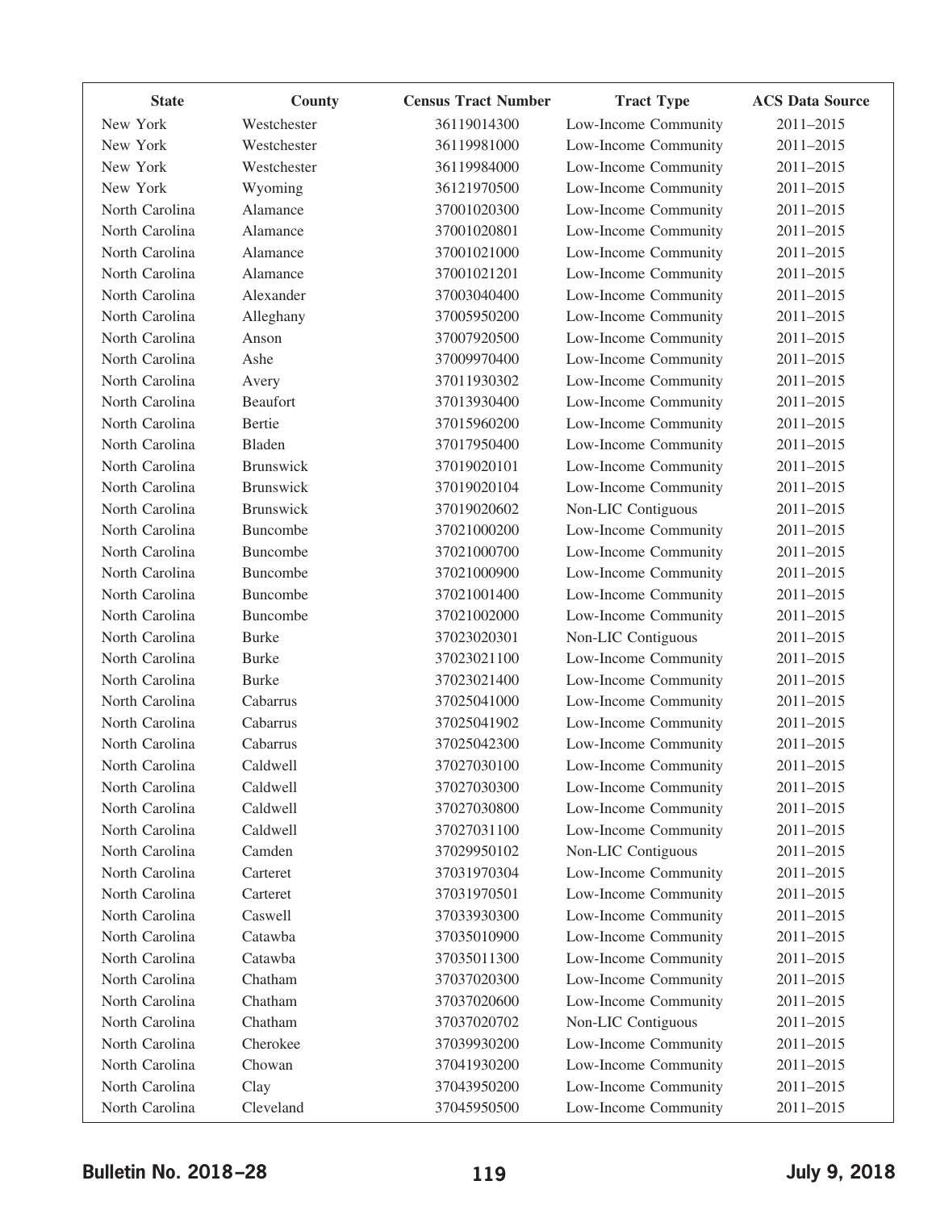| State | County | Census Tract Number | Tract Type | ACS Data Source |
|---|---|---|---|---|
| New York | Westchester | 36119014300 | Low-Income Community | 2011–2015 |
| New York | Westchester | 36119981000 | Low-Income Community | 2011–2015 |
| New York | Westchester | 36119984000 | Low-Income Community | 2011–2015 |
| New York | Wyoming | 36121970500 | Low-Income Community | 2011–2015 |
| North Carolina | Alamance | 37001020300 | Low-Income Community | 2011–2015 |
| North Carolina | Alamance | 37001020801 | Low-Income Community | 2011–2015 |
| North Carolina | Alamance | 37001021000 | Low-Income Community | 2011–2015 |
| North Carolina | Alamance | 37001021201 | Low-Income Community | 2011–2015 |
| North Carolina | Alexander | 37003040400 | Low-Income Community | 2011–2015 |
| North Carolina | Alleghany | 37005950200 | Low-Income Community | 2011–2015 |
| North Carolina | Anson | 37007920500 | Low-Income Community | 2011–2015 |
| North Carolina | Ashe | 37009970400 | Low-Income Community | 2011–2015 |
| North Carolina | Avery | 37011930302 | Low-Income Community | 2011–2015 |
| North Carolina | Beaufort | 37013930400 | Low-Income Community | 2011–2015 |
| North Carolina | Bertie | 37015960200 | Low-Income Community | 2011–2015 |
| North Carolina | Bladen | 37017950400 | Low-Income Community | 2011–2015 |
| North Carolina | Brunswick | 37019020101 | Low-Income Community | 2011–2015 |
| North Carolina | Brunswick | 37019020104 | Low-Income Community | 2011–2015 |
| North Carolina | Brunswick | 37019020602 | Non-LIC Contiguous | 2011–2015 |
| North Carolina | Buncombe | 37021000200 | Low-Income Community | 2011–2015 |
| North Carolina | Buncombe | 37021000700 | Low-Income Community | 2011–2015 |
| North Carolina | Buncombe | 37021000900 | Low-Income Community | 2011–2015 |
| North Carolina | Buncombe | 37021001400 | Low-Income Community | 2011–2015 |
| North Carolina | Buncombe | 37021002000 | Low-Income Community | 2011–2015 |
| North Carolina | Burke | 37023020301 | Non-LIC Contiguous | 2011–2015 |
| North Carolina | Burke | 37023021100 | Low-Income Community | 2011–2015 |
| North Carolina | Burke | 37023021400 | Low-Income Community | 2011–2015 |
| North Carolina | Cabarrus | 37025041000 | Low-Income Community | 2011–2015 |
| North Carolina | Cabarrus | 37025041902 | Low-Income Community | 2011–2015 |
| North Carolina | Cabarrus | 37025042300 | Low-Income Community | 2011–2015 |
| North Carolina | Caldwell | 37027030100 | Low-Income Community | 2011–2015 |
| North Carolina | Caldwell | 37027030300 | Low-Income Community | 2011–2015 |
| North Carolina | Caldwell | 37027030800 | Low-Income Community | 2011–2015 |
| North Carolina | Caldwell | 37027031100 | Low-Income Community | 2011–2015 |
| North Carolina | Camden | 37029950102 | Non-LIC Contiguous | 2011–2015 |
| North Carolina | Carteret | 37031970304 | Low-Income Community | 2011–2015 |
| North Carolina | Carteret | 37031970501 | Low-Income Community | 2011–2015 |
| North Carolina | Caswell | 37033930300 | Low-Income Community | 2011–2015 |
| North Carolina | Catawba | 37035010900 | Low-Income Community | 2011–2015 |
| North Carolina | Catawba | 37035011300 | Low-Income Community | 2011–2015 |
| North Carolina | Chatham | 37037020300 | Low-Income Community | 2011–2015 |
| North Carolina | Chatham | 37037020600 | Low-Income Community | 2011–2015 |
| North Carolina | Chatham | 37037020702 | Non-LIC Contiguous | 2011–2015 |
| North Carolina | Cherokee | 37039930200 | Low-Income Community | 2011–2015 |
| North Carolina | Chowan | 37041930200 | Low-Income Community | 2011–2015 |
| North Carolina | Clay | 37043950200 | Low-Income Community | 2011–2015 |
| North Carolina | Cleveland | 37045950500 | Low-Income Community | 2011–2015 |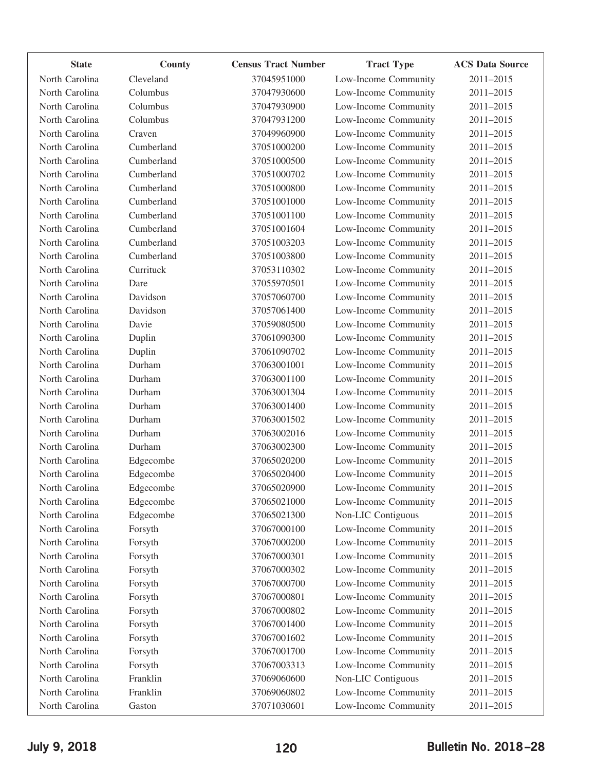| State | County | Census Tract Number | Tract Type | ACS Data Source |
|---|---|---|---|---|
| North Carolina | Cleveland | 37045951000 | Low-Income Community | 2011–2015 |
| North Carolina | Columbus | 37047930600 | Low-Income Community | 2011–2015 |
| North Carolina | Columbus | 37047930900 | Low-Income Community | 2011–2015 |
| North Carolina | Columbus | 37047931200 | Low-Income Community | 2011–2015 |
| North Carolina | Craven | 37049960900 | Low-Income Community | 2011–2015 |
| North Carolina | Cumberland | 37051000200 | Low-Income Community | 2011–2015 |
| North Carolina | Cumberland | 37051000500 | Low-Income Community | 2011–2015 |
| North Carolina | Cumberland | 37051000702 | Low-Income Community | 2011–2015 |
| North Carolina | Cumberland | 37051000800 | Low-Income Community | 2011–2015 |
| North Carolina | Cumberland | 37051001000 | Low-Income Community | 2011–2015 |
| North Carolina | Cumberland | 37051001100 | Low-Income Community | 2011–2015 |
| North Carolina | Cumberland | 37051001604 | Low-Income Community | 2011–2015 |
| North Carolina | Cumberland | 37051003203 | Low-Income Community | 2011–2015 |
| North Carolina | Cumberland | 37051003800 | Low-Income Community | 2011–2015 |
| North Carolina | Currituck | 37053110302 | Low-Income Community | 2011–2015 |
| North Carolina | Dare | 37055970501 | Low-Income Community | 2011–2015 |
| North Carolina | Davidson | 37057060700 | Low-Income Community | 2011–2015 |
| North Carolina | Davidson | 37057061400 | Low-Income Community | 2011–2015 |
| North Carolina | Davie | 37059080500 | Low-Income Community | 2011–2015 |
| North Carolina | Duplin | 37061090300 | Low-Income Community | 2011–2015 |
| North Carolina | Duplin | 37061090702 | Low-Income Community | 2011–2015 |
| North Carolina | Durham | 37063001001 | Low-Income Community | 2011–2015 |
| North Carolina | Durham | 37063001100 | Low-Income Community | 2011–2015 |
| North Carolina | Durham | 37063001304 | Low-Income Community | 2011–2015 |
| North Carolina | Durham | 37063001400 | Low-Income Community | 2011–2015 |
| North Carolina | Durham | 37063001502 | Low-Income Community | 2011–2015 |
| North Carolina | Durham | 37063002016 | Low-Income Community | 2011–2015 |
| North Carolina | Durham | 37063002300 | Low-Income Community | 2011–2015 |
| North Carolina | Edgecombe | 37065020200 | Low-Income Community | 2011–2015 |
| North Carolina | Edgecombe | 37065020400 | Low-Income Community | 2011–2015 |
| North Carolina | Edgecombe | 37065020900 | Low-Income Community | 2011–2015 |
| North Carolina | Edgecombe | 37065021000 | Low-Income Community | 2011–2015 |
| North Carolina | Edgecombe | 37065021300 | Non-LIC Contiguous | 2011–2015 |
| North Carolina | Forsyth | 37067000100 | Low-Income Community | 2011–2015 |
| North Carolina | Forsyth | 37067000200 | Low-Income Community | 2011–2015 |
| North Carolina | Forsyth | 37067000301 | Low-Income Community | 2011–2015 |
| North Carolina | Forsyth | 37067000302 | Low-Income Community | 2011–2015 |
| North Carolina | Forsyth | 37067000700 | Low-Income Community | 2011–2015 |
| North Carolina | Forsyth | 37067000801 | Low-Income Community | 2011–2015 |
| North Carolina | Forsyth | 37067000802 | Low-Income Community | 2011–2015 |
| North Carolina | Forsyth | 37067001400 | Low-Income Community | 2011–2015 |
| North Carolina | Forsyth | 37067001602 | Low-Income Community | 2011–2015 |
| North Carolina | Forsyth | 37067001700 | Low-Income Community | 2011–2015 |
| North Carolina | Forsyth | 37067003313 | Low-Income Community | 2011–2015 |
| North Carolina | Franklin | 37069060600 | Non-LIC Contiguous | 2011–2015 |
| North Carolina | Franklin | 37069060802 | Low-Income Community | 2011–2015 |
| North Carolina | Gaston | 37071030601 | Low-Income Community | 2011–2015 |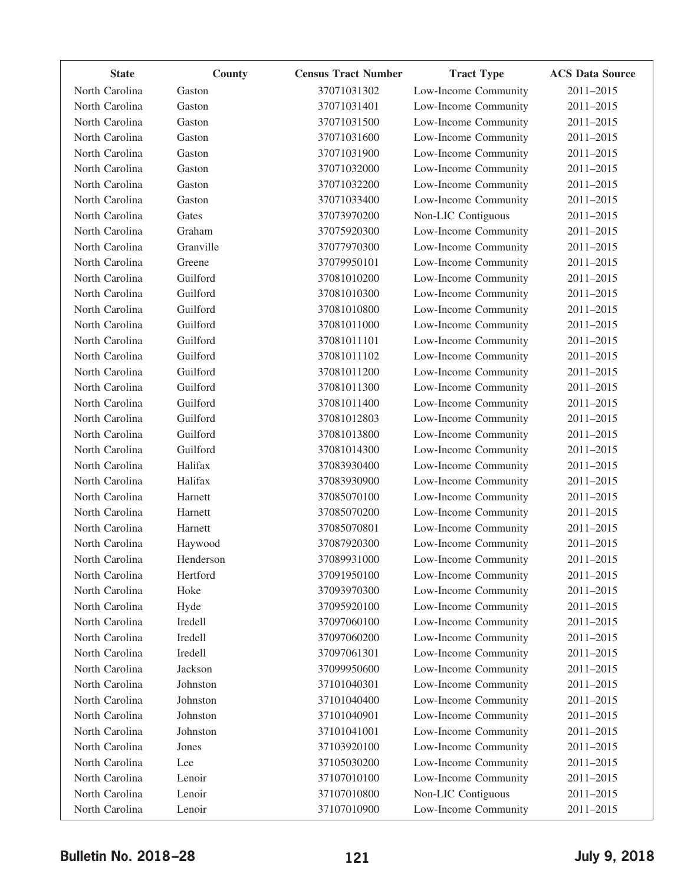| State | County | Census Tract Number | Tract Type | ACS Data Source |
|---|---|---|---|---|
| North Carolina | Gaston | 37071031302 | Low-Income Community | 2011–2015 |
| North Carolina | Gaston | 37071031401 | Low-Income Community | 2011–2015 |
| North Carolina | Gaston | 37071031500 | Low-Income Community | 2011–2015 |
| North Carolina | Gaston | 37071031600 | Low-Income Community | 2011–2015 |
| North Carolina | Gaston | 37071031900 | Low-Income Community | 2011–2015 |
| North Carolina | Gaston | 37071032000 | Low-Income Community | 2011–2015 |
| North Carolina | Gaston | 37071032200 | Low-Income Community | 2011–2015 |
| North Carolina | Gaston | 37071033400 | Low-Income Community | 2011–2015 |
| North Carolina | Gates | 37073970200 | Non-LIC Contiguous | 2011–2015 |
| North Carolina | Graham | 37075920300 | Low-Income Community | 2011–2015 |
| North Carolina | Granville | 37077970300 | Low-Income Community | 2011–2015 |
| North Carolina | Greene | 37079950101 | Low-Income Community | 2011–2015 |
| North Carolina | Guilford | 37081010200 | Low-Income Community | 2011–2015 |
| North Carolina | Guilford | 37081010300 | Low-Income Community | 2011–2015 |
| North Carolina | Guilford | 37081010800 | Low-Income Community | 2011–2015 |
| North Carolina | Guilford | 37081011000 | Low-Income Community | 2011–2015 |
| North Carolina | Guilford | 37081011101 | Low-Income Community | 2011–2015 |
| North Carolina | Guilford | 37081011102 | Low-Income Community | 2011–2015 |
| North Carolina | Guilford | 37081011200 | Low-Income Community | 2011–2015 |
| North Carolina | Guilford | 37081011300 | Low-Income Community | 2011–2015 |
| North Carolina | Guilford | 37081011400 | Low-Income Community | 2011–2015 |
| North Carolina | Guilford | 37081012803 | Low-Income Community | 2011–2015 |
| North Carolina | Guilford | 37081013800 | Low-Income Community | 2011–2015 |
| North Carolina | Guilford | 37081014300 | Low-Income Community | 2011–2015 |
| North Carolina | Halifax | 37083930400 | Low-Income Community | 2011–2015 |
| North Carolina | Halifax | 37083930900 | Low-Income Community | 2011–2015 |
| North Carolina | Harnett | 37085070100 | Low-Income Community | 2011–2015 |
| North Carolina | Harnett | 37085070200 | Low-Income Community | 2011–2015 |
| North Carolina | Harnett | 37085070801 | Low-Income Community | 2011–2015 |
| North Carolina | Haywood | 37087920300 | Low-Income Community | 2011–2015 |
| North Carolina | Henderson | 37089931000 | Low-Income Community | 2011–2015 |
| North Carolina | Hertford | 37091950100 | Low-Income Community | 2011–2015 |
| North Carolina | Hoke | 37093970300 | Low-Income Community | 2011–2015 |
| North Carolina | Hyde | 37095920100 | Low-Income Community | 2011–2015 |
| North Carolina | Iredell | 37097060100 | Low-Income Community | 2011–2015 |
| North Carolina | Iredell | 37097060200 | Low-Income Community | 2011–2015 |
| North Carolina | Iredell | 37097061301 | Low-Income Community | 2011–2015 |
| North Carolina | Jackson | 37099950600 | Low-Income Community | 2011–2015 |
| North Carolina | Johnston | 37101040301 | Low-Income Community | 2011–2015 |
| North Carolina | Johnston | 37101040400 | Low-Income Community | 2011–2015 |
| North Carolina | Johnston | 37101040901 | Low-Income Community | 2011–2015 |
| North Carolina | Johnston | 37101041001 | Low-Income Community | 2011–2015 |
| North Carolina | Jones | 37103920100 | Low-Income Community | 2011–2015 |
| North Carolina | Lee | 37105030200 | Low-Income Community | 2011–2015 |
| North Carolina | Lenoir | 37107010100 | Low-Income Community | 2011–2015 |
| North Carolina | Lenoir | 37107010800 | Non-LIC Contiguous | 2011–2015 |
| North Carolina | Lenoir | 37107010900 | Low-Income Community | 2011–2015 |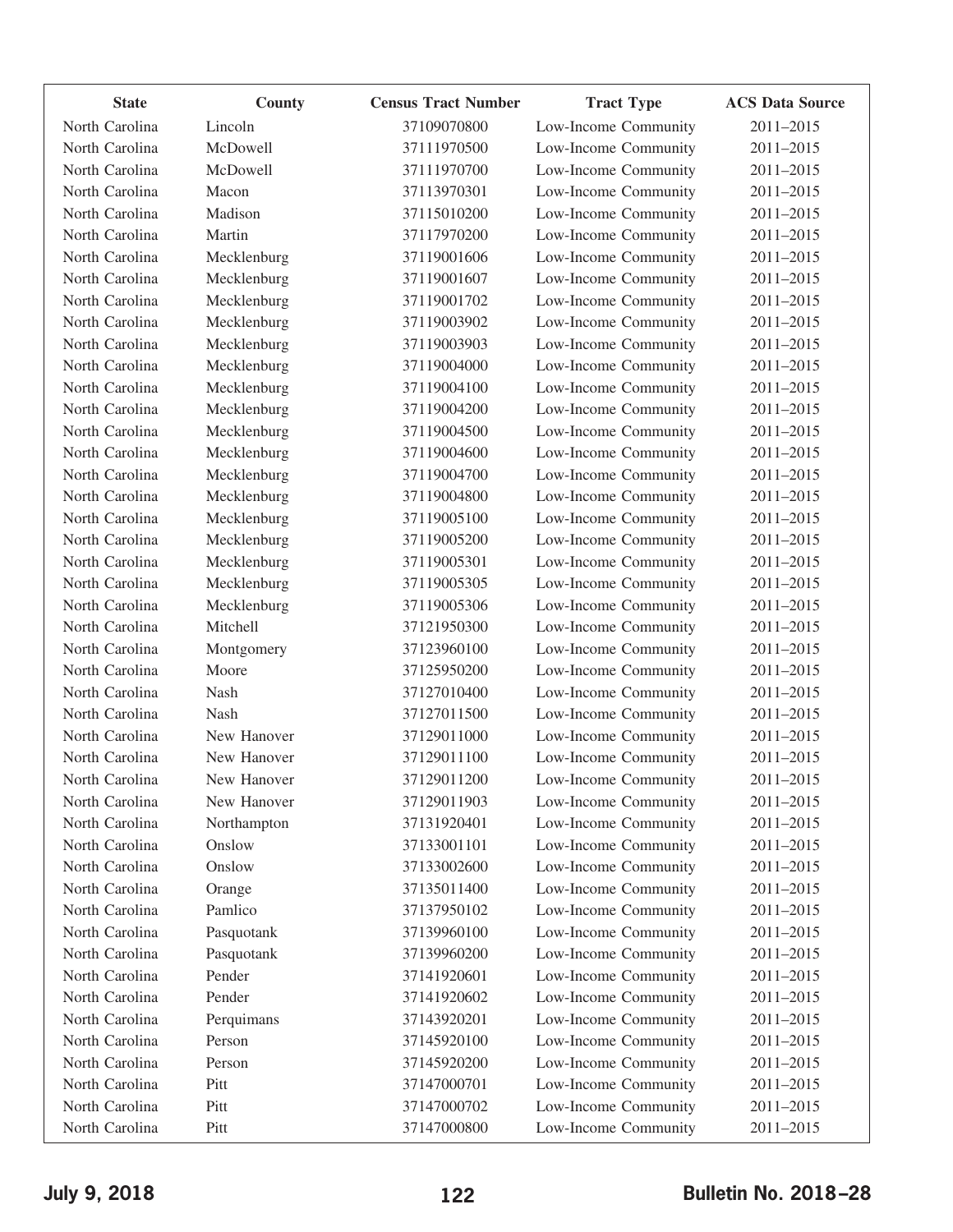| State | County | Census Tract Number | Tract Type | ACS Data Source |
|---|---|---|---|---|
| North Carolina | Lincoln | 37109070800 | Low-Income Community | 2011–2015 |
| North Carolina | McDowell | 37111970500 | Low-Income Community | 2011–2015 |
| North Carolina | McDowell | 37111970700 | Low-Income Community | 2011–2015 |
| North Carolina | Macon | 37113970301 | Low-Income Community | 2011–2015 |
| North Carolina | Madison | 37115010200 | Low-Income Community | 2011–2015 |
| North Carolina | Martin | 37117970200 | Low-Income Community | 2011–2015 |
| North Carolina | Mecklenburg | 37119001606 | Low-Income Community | 2011–2015 |
| North Carolina | Mecklenburg | 37119001607 | Low-Income Community | 2011–2015 |
| North Carolina | Mecklenburg | 37119001702 | Low-Income Community | 2011–2015 |
| North Carolina | Mecklenburg | 37119003902 | Low-Income Community | 2011–2015 |
| North Carolina | Mecklenburg | 37119003903 | Low-Income Community | 2011–2015 |
| North Carolina | Mecklenburg | 37119004000 | Low-Income Community | 2011–2015 |
| North Carolina | Mecklenburg | 37119004100 | Low-Income Community | 2011–2015 |
| North Carolina | Mecklenburg | 37119004200 | Low-Income Community | 2011–2015 |
| North Carolina | Mecklenburg | 37119004500 | Low-Income Community | 2011–2015 |
| North Carolina | Mecklenburg | 37119004600 | Low-Income Community | 2011–2015 |
| North Carolina | Mecklenburg | 37119004700 | Low-Income Community | 2011–2015 |
| North Carolina | Mecklenburg | 37119004800 | Low-Income Community | 2011–2015 |
| North Carolina | Mecklenburg | 37119005100 | Low-Income Community | 2011–2015 |
| North Carolina | Mecklenburg | 37119005200 | Low-Income Community | 2011–2015 |
| North Carolina | Mecklenburg | 37119005301 | Low-Income Community | 2011–2015 |
| North Carolina | Mecklenburg | 37119005305 | Low-Income Community | 2011–2015 |
| North Carolina | Mecklenburg | 37119005306 | Low-Income Community | 2011–2015 |
| North Carolina | Mitchell | 37121950300 | Low-Income Community | 2011–2015 |
| North Carolina | Montgomery | 37123960100 | Low-Income Community | 2011–2015 |
| North Carolina | Moore | 37125950200 | Low-Income Community | 2011–2015 |
| North Carolina | Nash | 37127010400 | Low-Income Community | 2011–2015 |
| North Carolina | Nash | 37127011500 | Low-Income Community | 2011–2015 |
| North Carolina | New Hanover | 37129011000 | Low-Income Community | 2011–2015 |
| North Carolina | New Hanover | 37129011100 | Low-Income Community | 2011–2015 |
| North Carolina | New Hanover | 37129011200 | Low-Income Community | 2011–2015 |
| North Carolina | New Hanover | 37129011903 | Low-Income Community | 2011–2015 |
| North Carolina | Northampton | 37131920401 | Low-Income Community | 2011–2015 |
| North Carolina | Onslow | 37133001101 | Low-Income Community | 2011–2015 |
| North Carolina | Onslow | 37133002600 | Low-Income Community | 2011–2015 |
| North Carolina | Orange | 37135011400 | Low-Income Community | 2011–2015 |
| North Carolina | Pamlico | 37137950102 | Low-Income Community | 2011–2015 |
| North Carolina | Pasquotank | 37139960100 | Low-Income Community | 2011–2015 |
| North Carolina | Pasquotank | 37139960200 | Low-Income Community | 2011–2015 |
| North Carolina | Pender | 37141920601 | Low-Income Community | 2011–2015 |
| North Carolina | Pender | 37141920602 | Low-Income Community | 2011–2015 |
| North Carolina | Perquimans | 37143920201 | Low-Income Community | 2011–2015 |
| North Carolina | Person | 37145920100 | Low-Income Community | 2011–2015 |
| North Carolina | Person | 37145920200 | Low-Income Community | 2011–2015 |
| North Carolina | Pitt | 37147000701 | Low-Income Community | 2011–2015 |
| North Carolina | Pitt | 37147000702 | Low-Income Community | 2011–2015 |
| North Carolina | Pitt | 37147000800 | Low-Income Community | 2011–2015 |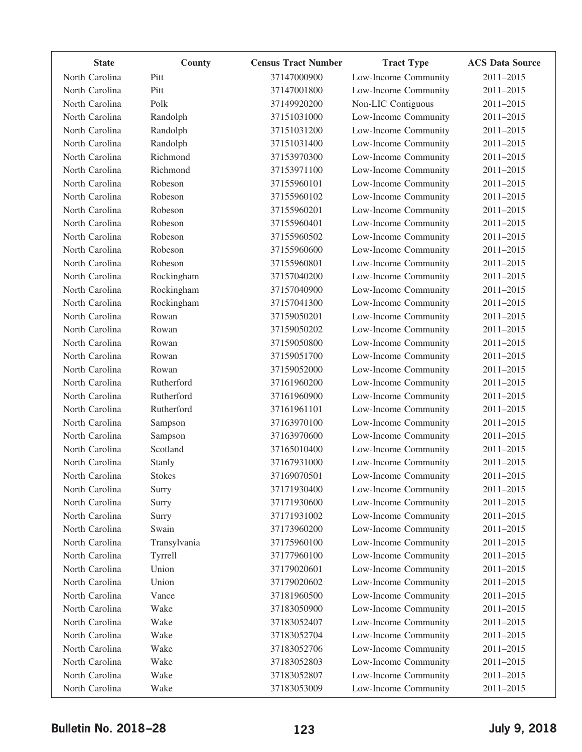| State | County | Census Tract Number | Tract Type | ACS Data Source |
|---|---|---|---|---|
| North Carolina | Pitt | 37147000900 | Low-Income Community | 2011–2015 |
| North Carolina | Pitt | 37147001800 | Low-Income Community | 2011–2015 |
| North Carolina | Polk | 37149920200 | Non-LIC Contiguous | 2011–2015 |
| North Carolina | Randolph | 37151031000 | Low-Income Community | 2011–2015 |
| North Carolina | Randolph | 37151031200 | Low-Income Community | 2011–2015 |
| North Carolina | Randolph | 37151031400 | Low-Income Community | 2011–2015 |
| North Carolina | Richmond | 37153970300 | Low-Income Community | 2011–2015 |
| North Carolina | Richmond | 37153971100 | Low-Income Community | 2011–2015 |
| North Carolina | Robeson | 37155960101 | Low-Income Community | 2011–2015 |
| North Carolina | Robeson | 37155960102 | Low-Income Community | 2011–2015 |
| North Carolina | Robeson | 37155960201 | Low-Income Community | 2011–2015 |
| North Carolina | Robeson | 37155960401 | Low-Income Community | 2011–2015 |
| North Carolina | Robeson | 37155960502 | Low-Income Community | 2011–2015 |
| North Carolina | Robeson | 37155960600 | Low-Income Community | 2011–2015 |
| North Carolina | Robeson | 37155960801 | Low-Income Community | 2011–2015 |
| North Carolina | Rockingham | 37157040200 | Low-Income Community | 2011–2015 |
| North Carolina | Rockingham | 37157040900 | Low-Income Community | 2011–2015 |
| North Carolina | Rockingham | 37157041300 | Low-Income Community | 2011–2015 |
| North Carolina | Rowan | 37159050201 | Low-Income Community | 2011–2015 |
| North Carolina | Rowan | 37159050202 | Low-Income Community | 2011–2015 |
| North Carolina | Rowan | 37159050800 | Low-Income Community | 2011–2015 |
| North Carolina | Rowan | 37159051700 | Low-Income Community | 2011–2015 |
| North Carolina | Rowan | 37159052000 | Low-Income Community | 2011–2015 |
| North Carolina | Rutherford | 37161960200 | Low-Income Community | 2011–2015 |
| North Carolina | Rutherford | 37161960900 | Low-Income Community | 2011–2015 |
| North Carolina | Rutherford | 37161961101 | Low-Income Community | 2011–2015 |
| North Carolina | Sampson | 37163970100 | Low-Income Community | 2011–2015 |
| North Carolina | Sampson | 37163970600 | Low-Income Community | 2011–2015 |
| North Carolina | Scotland | 37165010400 | Low-Income Community | 2011–2015 |
| North Carolina | Stanly | 37167931000 | Low-Income Community | 2011–2015 |
| North Carolina | Stokes | 37169070501 | Low-Income Community | 2011–2015 |
| North Carolina | Surry | 37171930400 | Low-Income Community | 2011–2015 |
| North Carolina | Surry | 37171930600 | Low-Income Community | 2011–2015 |
| North Carolina | Surry | 37171931002 | Low-Income Community | 2011–2015 |
| North Carolina | Swain | 37173960200 | Low-Income Community | 2011–2015 |
| North Carolina | Transylvania | 37175960100 | Low-Income Community | 2011–2015 |
| North Carolina | Tyrrell | 37177960100 | Low-Income Community | 2011–2015 |
| North Carolina | Union | 37179020601 | Low-Income Community | 2011–2015 |
| North Carolina | Union | 37179020602 | Low-Income Community | 2011–2015 |
| North Carolina | Vance | 37181960500 | Low-Income Community | 2011–2015 |
| North Carolina | Wake | 37183050900 | Low-Income Community | 2011–2015 |
| North Carolina | Wake | 37183052407 | Low-Income Community | 2011–2015 |
| North Carolina | Wake | 37183052704 | Low-Income Community | 2011–2015 |
| North Carolina | Wake | 37183052706 | Low-Income Community | 2011–2015 |
| North Carolina | Wake | 37183052803 | Low-Income Community | 2011–2015 |
| North Carolina | Wake | 37183052807 | Low-Income Community | 2011–2015 |
| North Carolina | Wake | 37183053009 | Low-Income Community | 2011–2015 |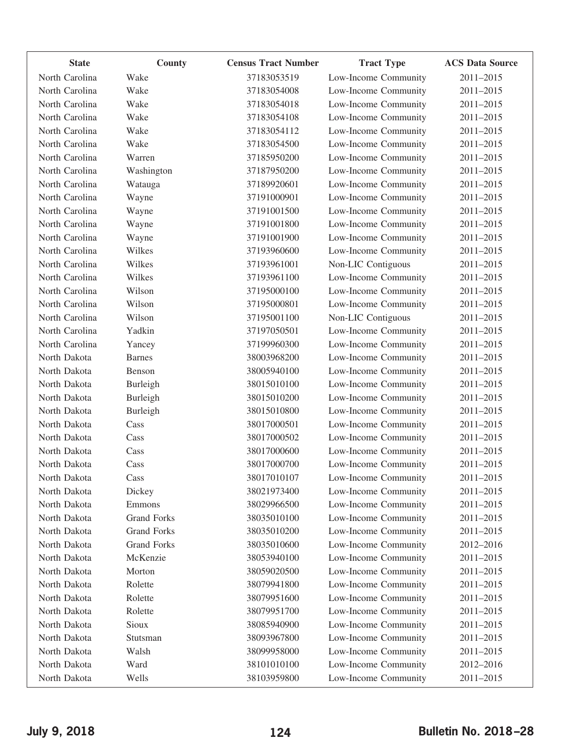| State | County | Census Tract Number | Tract Type | ACS Data Source |
|---|---|---|---|---|
| North Carolina | Wake | 37183053519 | Low-Income Community | 2011–2015 |
| North Carolina | Wake | 37183054008 | Low-Income Community | 2011–2015 |
| North Carolina | Wake | 37183054018 | Low-Income Community | 2011–2015 |
| North Carolina | Wake | 37183054108 | Low-Income Community | 2011–2015 |
| North Carolina | Wake | 37183054112 | Low-Income Community | 2011–2015 |
| North Carolina | Wake | 37183054500 | Low-Income Community | 2011–2015 |
| North Carolina | Warren | 37185950200 | Low-Income Community | 2011–2015 |
| North Carolina | Washington | 37187950200 | Low-Income Community | 2011–2015 |
| North Carolina | Watauga | 37189920601 | Low-Income Community | 2011–2015 |
| North Carolina | Wayne | 37191000901 | Low-Income Community | 2011–2015 |
| North Carolina | Wayne | 37191001500 | Low-Income Community | 2011–2015 |
| North Carolina | Wayne | 37191001800 | Low-Income Community | 2011–2015 |
| North Carolina | Wayne | 37191001900 | Low-Income Community | 2011–2015 |
| North Carolina | Wilkes | 37193960600 | Low-Income Community | 2011–2015 |
| North Carolina | Wilkes | 37193961001 | Non-LIC Contiguous | 2011–2015 |
| North Carolina | Wilkes | 37193961100 | Low-Income Community | 2011–2015 |
| North Carolina | Wilson | 37195000100 | Low-Income Community | 2011–2015 |
| North Carolina | Wilson | 37195000801 | Low-Income Community | 2011–2015 |
| North Carolina | Wilson | 37195001100 | Non-LIC Contiguous | 2011–2015 |
| North Carolina | Yadkin | 37197050501 | Low-Income Community | 2011–2015 |
| North Carolina | Yancey | 37199960300 | Low-Income Community | 2011–2015 |
| North Dakota | Barnes | 38003968200 | Low-Income Community | 2011–2015 |
| North Dakota | Benson | 38005940100 | Low-Income Community | 2011–2015 |
| North Dakota | Burleigh | 38015010100 | Low-Income Community | 2011–2015 |
| North Dakota | Burleigh | 38015010200 | Low-Income Community | 2011–2015 |
| North Dakota | Burleigh | 38015010800 | Low-Income Community | 2011–2015 |
| North Dakota | Cass | 38017000501 | Low-Income Community | 2011–2015 |
| North Dakota | Cass | 38017000502 | Low-Income Community | 2011–2015 |
| North Dakota | Cass | 38017000600 | Low-Income Community | 2011–2015 |
| North Dakota | Cass | 38017000700 | Low-Income Community | 2011–2015 |
| North Dakota | Cass | 38017010107 | Low-Income Community | 2011–2015 |
| North Dakota | Dickey | 38021973400 | Low-Income Community | 2011–2015 |
| North Dakota | Emmons | 38029966500 | Low-Income Community | 2011–2015 |
| North Dakota | Grand Forks | 38035010100 | Low-Income Community | 2011–2015 |
| North Dakota | Grand Forks | 38035010200 | Low-Income Community | 2011–2015 |
| North Dakota | Grand Forks | 38035010600 | Low-Income Community | 2012–2016 |
| North Dakota | McKenzie | 38053940100 | Low-Income Community | 2011–2015 |
| North Dakota | Morton | 38059020500 | Low-Income Community | 2011–2015 |
| North Dakota | Rolette | 38079941800 | Low-Income Community | 2011–2015 |
| North Dakota | Rolette | 38079951600 | Low-Income Community | 2011–2015 |
| North Dakota | Rolette | 38079951700 | Low-Income Community | 2011–2015 |
| North Dakota | Sioux | 38085940900 | Low-Income Community | 2011–2015 |
| North Dakota | Stutsman | 38093967800 | Low-Income Community | 2011–2015 |
| North Dakota | Walsh | 38099958000 | Low-Income Community | 2011–2015 |
| North Dakota | Ward | 38101010100 | Low-Income Community | 2012–2016 |
| North Dakota | Wells | 38103959800 | Low-Income Community | 2011–2015 |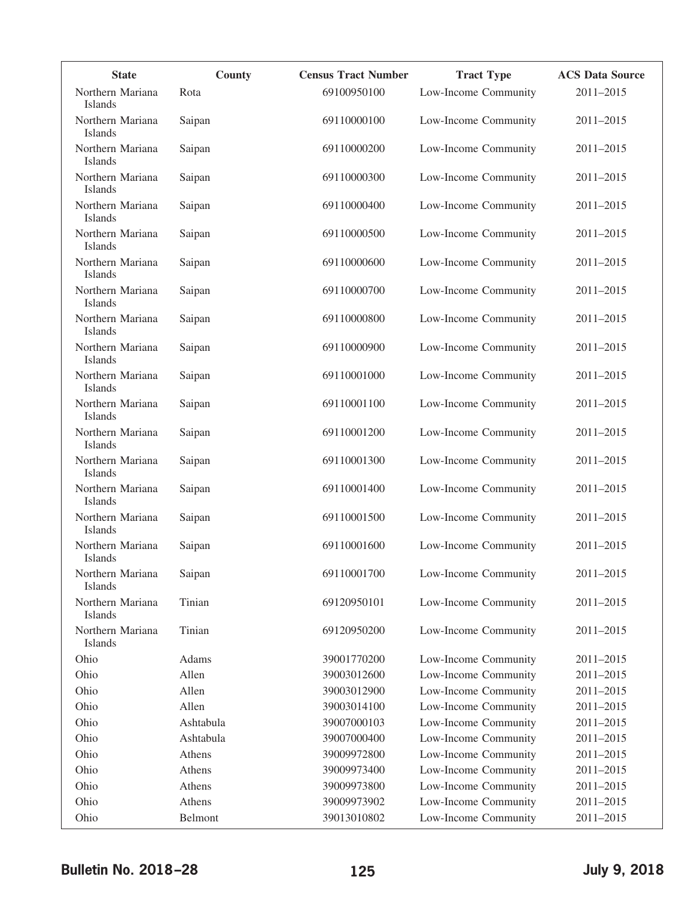| State | County | Census Tract Number | Tract Type | ACS Data Source |
|---|---|---|---|---|
| Northern Mariana Islands | Rota | 69100950100 | Low-Income Community | 2011–2015 |
| Northern Mariana Islands | Saipan | 69110000100 | Low-Income Community | 2011–2015 |
| Northern Mariana Islands | Saipan | 69110000200 | Low-Income Community | 2011–2015 |
| Northern Mariana Islands | Saipan | 69110000300 | Low-Income Community | 2011–2015 |
| Northern Mariana Islands | Saipan | 69110000400 | Low-Income Community | 2011–2015 |
| Northern Mariana Islands | Saipan | 69110000500 | Low-Income Community | 2011–2015 |
| Northern Mariana Islands | Saipan | 69110000600 | Low-Income Community | 2011–2015 |
| Northern Mariana Islands | Saipan | 69110000700 | Low-Income Community | 2011–2015 |
| Northern Mariana Islands | Saipan | 69110000800 | Low-Income Community | 2011–2015 |
| Northern Mariana Islands | Saipan | 69110000900 | Low-Income Community | 2011–2015 |
| Northern Mariana Islands | Saipan | 69110001000 | Low-Income Community | 2011–2015 |
| Northern Mariana Islands | Saipan | 69110001100 | Low-Income Community | 2011–2015 |
| Northern Mariana Islands | Saipan | 69110001200 | Low-Income Community | 2011–2015 |
| Northern Mariana Islands | Saipan | 69110001300 | Low-Income Community | 2011–2015 |
| Northern Mariana Islands | Saipan | 69110001400 | Low-Income Community | 2011–2015 |
| Northern Mariana Islands | Saipan | 69110001500 | Low-Income Community | 2011–2015 |
| Northern Mariana Islands | Saipan | 69110001600 | Low-Income Community | 2011–2015 |
| Northern Mariana Islands | Saipan | 69110001700 | Low-Income Community | 2011–2015 |
| Northern Mariana Islands | Tinian | 69120950101 | Low-Income Community | 2011–2015 |
| Northern Mariana Islands | Tinian | 69120950200 | Low-Income Community | 2011–2015 |
| Ohio | Adams | 39001770200 | Low-Income Community | 2011–2015 |
| Ohio | Allen | 39003012600 | Low-Income Community | 2011–2015 |
| Ohio | Allen | 39003012900 | Low-Income Community | 2011–2015 |
| Ohio | Allen | 39003014100 | Low-Income Community | 2011–2015 |
| Ohio | Ashtabula | 39007000103 | Low-Income Community | 2011–2015 |
| Ohio | Ashtabula | 39007000400 | Low-Income Community | 2011–2015 |
| Ohio | Athens | 39009972800 | Low-Income Community | 2011–2015 |
| Ohio | Athens | 39009973400 | Low-Income Community | 2011–2015 |
| Ohio | Athens | 39009973800 | Low-Income Community | 2011–2015 |
| Ohio | Athens | 39009973902 | Low-Income Community | 2011–2015 |
| Ohio | Belmont | 39013010802 | Low-Income Community | 2011–2015 |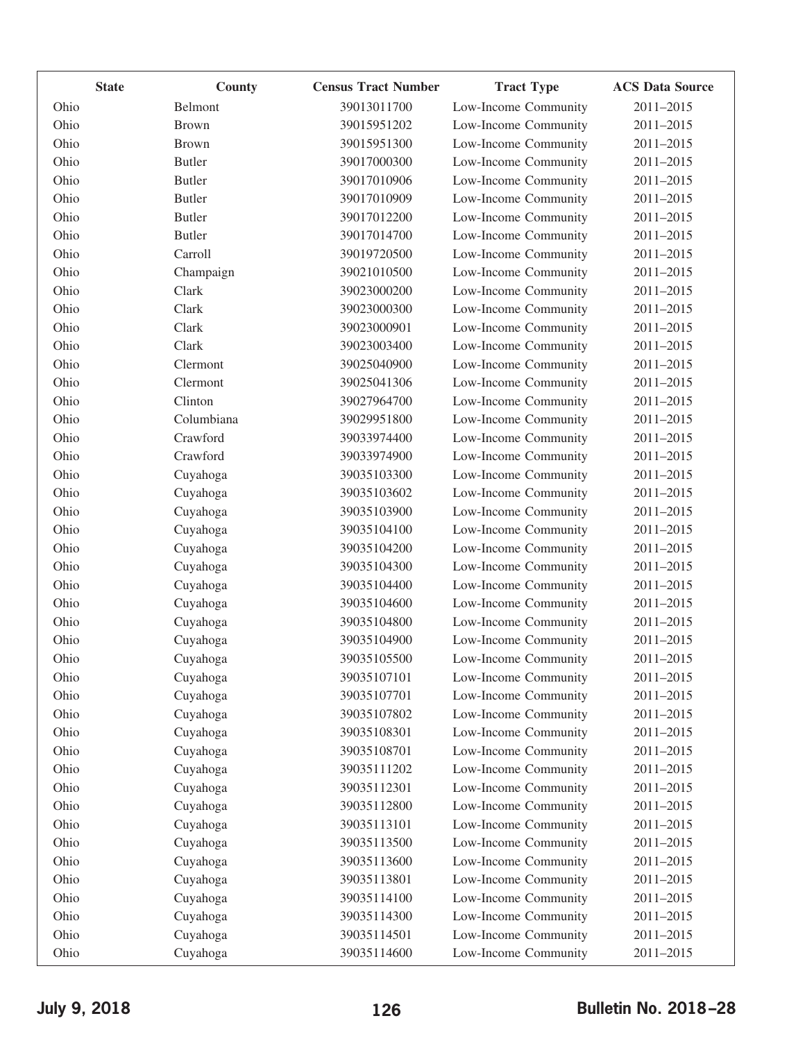| State | County | Census Tract Number | Tract Type | ACS Data Source |
|---|---|---|---|---|
| Ohio | Belmont | 39013011700 | Low-Income Community | 2011–2015 |
| Ohio | Brown | 39015951202 | Low-Income Community | 2011–2015 |
| Ohio | Brown | 39015951300 | Low-Income Community | 2011–2015 |
| Ohio | Butler | 39017000300 | Low-Income Community | 2011–2015 |
| Ohio | Butler | 39017010906 | Low-Income Community | 2011–2015 |
| Ohio | Butler | 39017010909 | Low-Income Community | 2011–2015 |
| Ohio | Butler | 39017012200 | Low-Income Community | 2011–2015 |
| Ohio | Butler | 39017014700 | Low-Income Community | 2011–2015 |
| Ohio | Carroll | 39019720500 | Low-Income Community | 2011–2015 |
| Ohio | Champaign | 39021010500 | Low-Income Community | 2011–2015 |
| Ohio | Clark | 39023000200 | Low-Income Community | 2011–2015 |
| Ohio | Clark | 39023000300 | Low-Income Community | 2011–2015 |
| Ohio | Clark | 39023000901 | Low-Income Community | 2011–2015 |
| Ohio | Clark | 39023003400 | Low-Income Community | 2011–2015 |
| Ohio | Clermont | 39025040900 | Low-Income Community | 2011–2015 |
| Ohio | Clermont | 39025041306 | Low-Income Community | 2011–2015 |
| Ohio | Clinton | 39027964700 | Low-Income Community | 2011–2015 |
| Ohio | Columbiana | 39029951800 | Low-Income Community | 2011–2015 |
| Ohio | Crawford | 39033974400 | Low-Income Community | 2011–2015 |
| Ohio | Crawford | 39033974900 | Low-Income Community | 2011–2015 |
| Ohio | Cuyahoga | 39035103300 | Low-Income Community | 2011–2015 |
| Ohio | Cuyahoga | 39035103602 | Low-Income Community | 2011–2015 |
| Ohio | Cuyahoga | 39035103900 | Low-Income Community | 2011–2015 |
| Ohio | Cuyahoga | 39035104100 | Low-Income Community | 2011–2015 |
| Ohio | Cuyahoga | 39035104200 | Low-Income Community | 2011–2015 |
| Ohio | Cuyahoga | 39035104300 | Low-Income Community | 2011–2015 |
| Ohio | Cuyahoga | 39035104400 | Low-Income Community | 2011–2015 |
| Ohio | Cuyahoga | 39035104600 | Low-Income Community | 2011–2015 |
| Ohio | Cuyahoga | 39035104800 | Low-Income Community | 2011–2015 |
| Ohio | Cuyahoga | 39035104900 | Low-Income Community | 2011–2015 |
| Ohio | Cuyahoga | 39035105500 | Low-Income Community | 2011–2015 |
| Ohio | Cuyahoga | 39035107101 | Low-Income Community | 2011–2015 |
| Ohio | Cuyahoga | 39035107701 | Low-Income Community | 2011–2015 |
| Ohio | Cuyahoga | 39035107802 | Low-Income Community | 2011–2015 |
| Ohio | Cuyahoga | 39035108301 | Low-Income Community | 2011–2015 |
| Ohio | Cuyahoga | 39035108701 | Low-Income Community | 2011–2015 |
| Ohio | Cuyahoga | 39035111202 | Low-Income Community | 2011–2015 |
| Ohio | Cuyahoga | 39035112301 | Low-Income Community | 2011–2015 |
| Ohio | Cuyahoga | 39035112800 | Low-Income Community | 2011–2015 |
| Ohio | Cuyahoga | 39035113101 | Low-Income Community | 2011–2015 |
| Ohio | Cuyahoga | 39035113500 | Low-Income Community | 2011–2015 |
| Ohio | Cuyahoga | 39035113600 | Low-Income Community | 2011–2015 |
| Ohio | Cuyahoga | 39035113801 | Low-Income Community | 2011–2015 |
| Ohio | Cuyahoga | 39035114100 | Low-Income Community | 2011–2015 |
| Ohio | Cuyahoga | 39035114300 | Low-Income Community | 2011–2015 |
| Ohio | Cuyahoga | 39035114501 | Low-Income Community | 2011–2015 |
| Ohio | Cuyahoga | 39035114600 | Low-Income Community | 2011–2015 |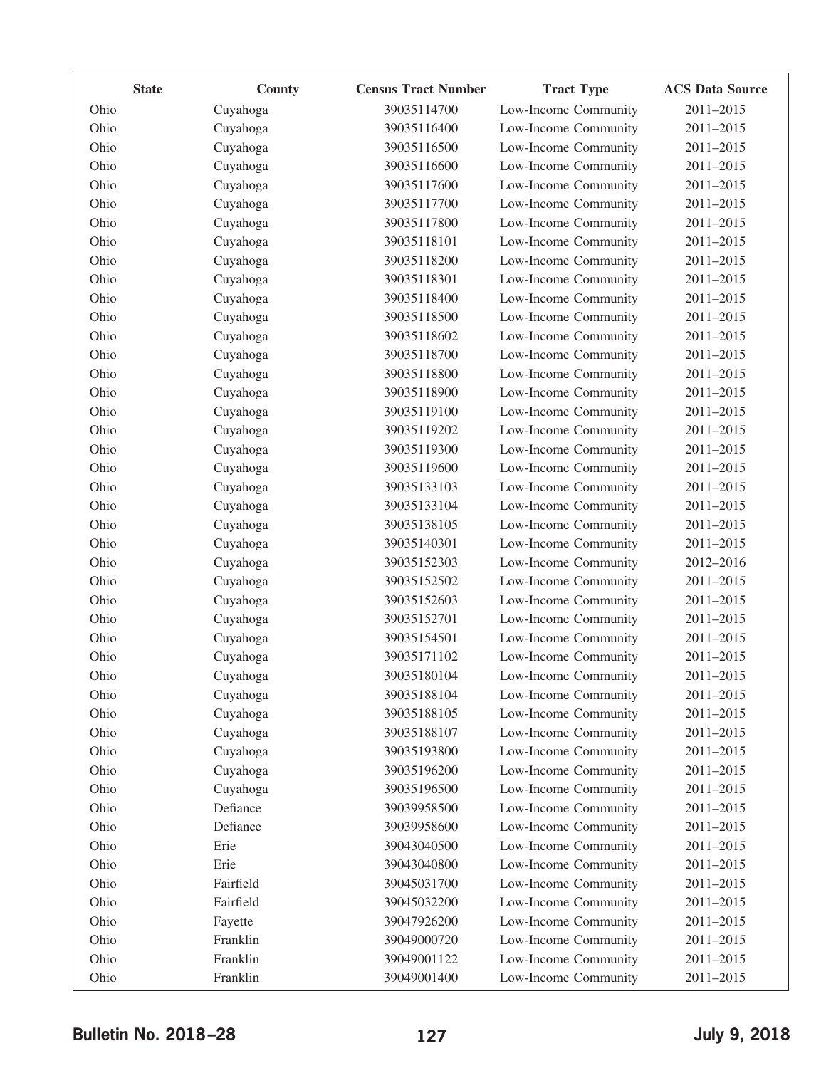| State | County | Census Tract Number | Tract Type | ACS Data Source |
|---|---|---|---|---|
| Ohio | Cuyahoga | 39035114700 | Low-Income Community | 2011–2015 |
| Ohio | Cuyahoga | 39035116400 | Low-Income Community | 2011–2015 |
| Ohio | Cuyahoga | 39035116500 | Low-Income Community | 2011–2015 |
| Ohio | Cuyahoga | 39035116600 | Low-Income Community | 2011–2015 |
| Ohio | Cuyahoga | 39035117600 | Low-Income Community | 2011–2015 |
| Ohio | Cuyahoga | 39035117700 | Low-Income Community | 2011–2015 |
| Ohio | Cuyahoga | 39035117800 | Low-Income Community | 2011–2015 |
| Ohio | Cuyahoga | 39035118101 | Low-Income Community | 2011–2015 |
| Ohio | Cuyahoga | 39035118200 | Low-Income Community | 2011–2015 |
| Ohio | Cuyahoga | 39035118301 | Low-Income Community | 2011–2015 |
| Ohio | Cuyahoga | 39035118400 | Low-Income Community | 2011–2015 |
| Ohio | Cuyahoga | 39035118500 | Low-Income Community | 2011–2015 |
| Ohio | Cuyahoga | 39035118602 | Low-Income Community | 2011–2015 |
| Ohio | Cuyahoga | 39035118700 | Low-Income Community | 2011–2015 |
| Ohio | Cuyahoga | 39035118800 | Low-Income Community | 2011–2015 |
| Ohio | Cuyahoga | 39035118900 | Low-Income Community | 2011–2015 |
| Ohio | Cuyahoga | 39035119100 | Low-Income Community | 2011–2015 |
| Ohio | Cuyahoga | 39035119202 | Low-Income Community | 2011–2015 |
| Ohio | Cuyahoga | 39035119300 | Low-Income Community | 2011–2015 |
| Ohio | Cuyahoga | 39035119600 | Low-Income Community | 2011–2015 |
| Ohio | Cuyahoga | 39035133103 | Low-Income Community | 2011–2015 |
| Ohio | Cuyahoga | 39035133104 | Low-Income Community | 2011–2015 |
| Ohio | Cuyahoga | 39035138105 | Low-Income Community | 2011–2015 |
| Ohio | Cuyahoga | 39035140301 | Low-Income Community | 2011–2015 |
| Ohio | Cuyahoga | 39035152303 | Low-Income Community | 2012–2016 |
| Ohio | Cuyahoga | 39035152502 | Low-Income Community | 2011–2015 |
| Ohio | Cuyahoga | 39035152603 | Low-Income Community | 2011–2015 |
| Ohio | Cuyahoga | 39035152701 | Low-Income Community | 2011–2015 |
| Ohio | Cuyahoga | 39035154501 | Low-Income Community | 2011–2015 |
| Ohio | Cuyahoga | 39035171102 | Low-Income Community | 2011–2015 |
| Ohio | Cuyahoga | 39035180104 | Low-Income Community | 2011–2015 |
| Ohio | Cuyahoga | 39035188104 | Low-Income Community | 2011–2015 |
| Ohio | Cuyahoga | 39035188105 | Low-Income Community | 2011–2015 |
| Ohio | Cuyahoga | 39035188107 | Low-Income Community | 2011–2015 |
| Ohio | Cuyahoga | 39035193800 | Low-Income Community | 2011–2015 |
| Ohio | Cuyahoga | 39035196200 | Low-Income Community | 2011–2015 |
| Ohio | Cuyahoga | 39035196500 | Low-Income Community | 2011–2015 |
| Ohio | Defiance | 39039958500 | Low-Income Community | 2011–2015 |
| Ohio | Defiance | 39039958600 | Low-Income Community | 2011–2015 |
| Ohio | Erie | 39043040500 | Low-Income Community | 2011–2015 |
| Ohio | Erie | 39043040800 | Low-Income Community | 2011–2015 |
| Ohio | Fairfield | 39045031700 | Low-Income Community | 2011–2015 |
| Ohio | Fairfield | 39045032200 | Low-Income Community | 2011–2015 |
| Ohio | Fayette | 39047926200 | Low-Income Community | 2011–2015 |
| Ohio | Franklin | 39049000720 | Low-Income Community | 2011–2015 |
| Ohio | Franklin | 39049001122 | Low-Income Community | 2011–2015 |
| Ohio | Franklin | 39049001400 | Low-Income Community | 2011–2015 |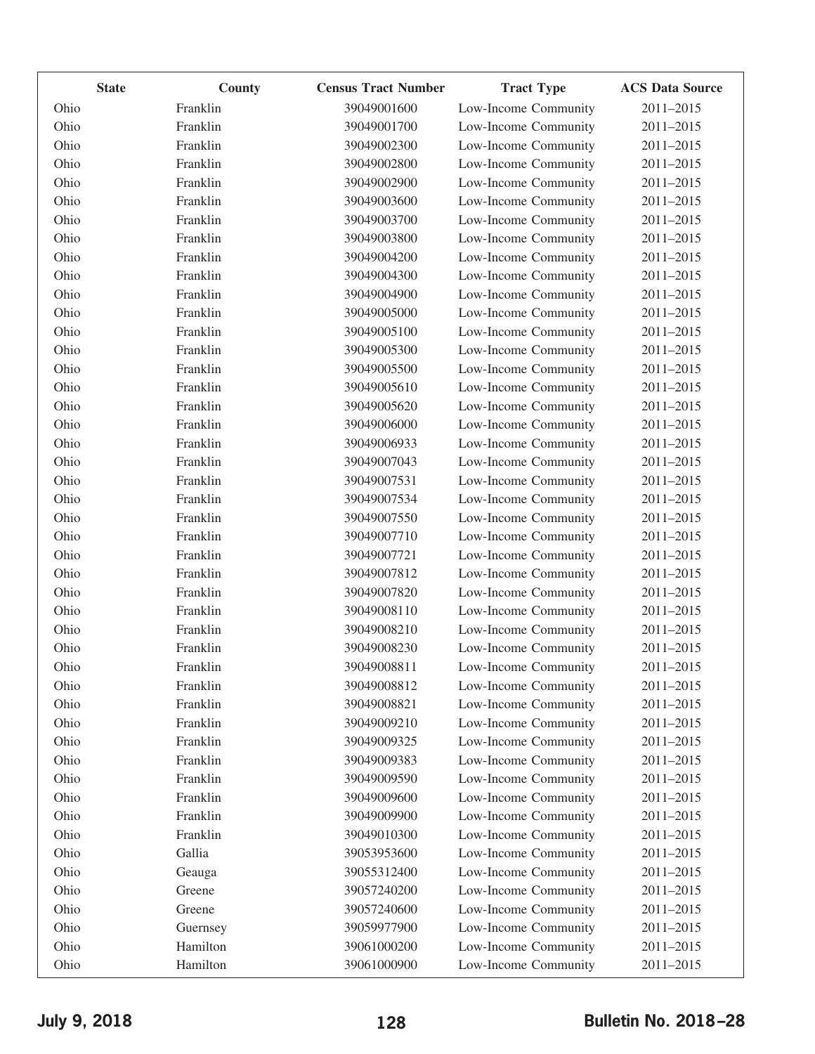| State | County | Census Tract Number | Tract Type | ACS Data Source |
|---|---|---|---|---|
| Ohio | Franklin | 39049001600 | Low-Income Community | 2011–2015 |
| Ohio | Franklin | 39049001700 | Low-Income Community | 2011–2015 |
| Ohio | Franklin | 39049002300 | Low-Income Community | 2011–2015 |
| Ohio | Franklin | 39049002800 | Low-Income Community | 2011–2015 |
| Ohio | Franklin | 39049002900 | Low-Income Community | 2011–2015 |
| Ohio | Franklin | 39049003600 | Low-Income Community | 2011–2015 |
| Ohio | Franklin | 39049003700 | Low-Income Community | 2011–2015 |
| Ohio | Franklin | 39049003800 | Low-Income Community | 2011–2015 |
| Ohio | Franklin | 39049004200 | Low-Income Community | 2011–2015 |
| Ohio | Franklin | 39049004300 | Low-Income Community | 2011–2015 |
| Ohio | Franklin | 39049004900 | Low-Income Community | 2011–2015 |
| Ohio | Franklin | 39049005000 | Low-Income Community | 2011–2015 |
| Ohio | Franklin | 39049005100 | Low-Income Community | 2011–2015 |
| Ohio | Franklin | 39049005300 | Low-Income Community | 2011–2015 |
| Ohio | Franklin | 39049005500 | Low-Income Community | 2011–2015 |
| Ohio | Franklin | 39049005610 | Low-Income Community | 2011–2015 |
| Ohio | Franklin | 39049005620 | Low-Income Community | 2011–2015 |
| Ohio | Franklin | 39049006000 | Low-Income Community | 2011–2015 |
| Ohio | Franklin | 39049006933 | Low-Income Community | 2011–2015 |
| Ohio | Franklin | 39049007043 | Low-Income Community | 2011–2015 |
| Ohio | Franklin | 39049007531 | Low-Income Community | 2011–2015 |
| Ohio | Franklin | 39049007534 | Low-Income Community | 2011–2015 |
| Ohio | Franklin | 39049007550 | Low-Income Community | 2011–2015 |
| Ohio | Franklin | 39049007710 | Low-Income Community | 2011–2015 |
| Ohio | Franklin | 39049007721 | Low-Income Community | 2011–2015 |
| Ohio | Franklin | 39049007812 | Low-Income Community | 2011–2015 |
| Ohio | Franklin | 39049007820 | Low-Income Community | 2011–2015 |
| Ohio | Franklin | 39049008110 | Low-Income Community | 2011–2015 |
| Ohio | Franklin | 39049008210 | Low-Income Community | 2011–2015 |
| Ohio | Franklin | 39049008230 | Low-Income Community | 2011–2015 |
| Ohio | Franklin | 39049008811 | Low-Income Community | 2011–2015 |
| Ohio | Franklin | 39049008812 | Low-Income Community | 2011–2015 |
| Ohio | Franklin | 39049008821 | Low-Income Community | 2011–2015 |
| Ohio | Franklin | 39049009210 | Low-Income Community | 2011–2015 |
| Ohio | Franklin | 39049009325 | Low-Income Community | 2011–2015 |
| Ohio | Franklin | 39049009383 | Low-Income Community | 2011–2015 |
| Ohio | Franklin | 39049009590 | Low-Income Community | 2011–2015 |
| Ohio | Franklin | 39049009600 | Low-Income Community | 2011–2015 |
| Ohio | Franklin | 39049009900 | Low-Income Community | 2011–2015 |
| Ohio | Franklin | 39049010300 | Low-Income Community | 2011–2015 |
| Ohio | Gallia | 39053953600 | Low-Income Community | 2011–2015 |
| Ohio | Geauga | 39055312400 | Low-Income Community | 2011–2015 |
| Ohio | Greene | 39057240200 | Low-Income Community | 2011–2015 |
| Ohio | Greene | 39057240600 | Low-Income Community | 2011–2015 |
| Ohio | Guernsey | 39059977900 | Low-Income Community | 2011–2015 |
| Ohio | Hamilton | 39061000200 | Low-Income Community | 2011–2015 |
| Ohio | Hamilton | 39061000900 | Low-Income Community | 2011–2015 |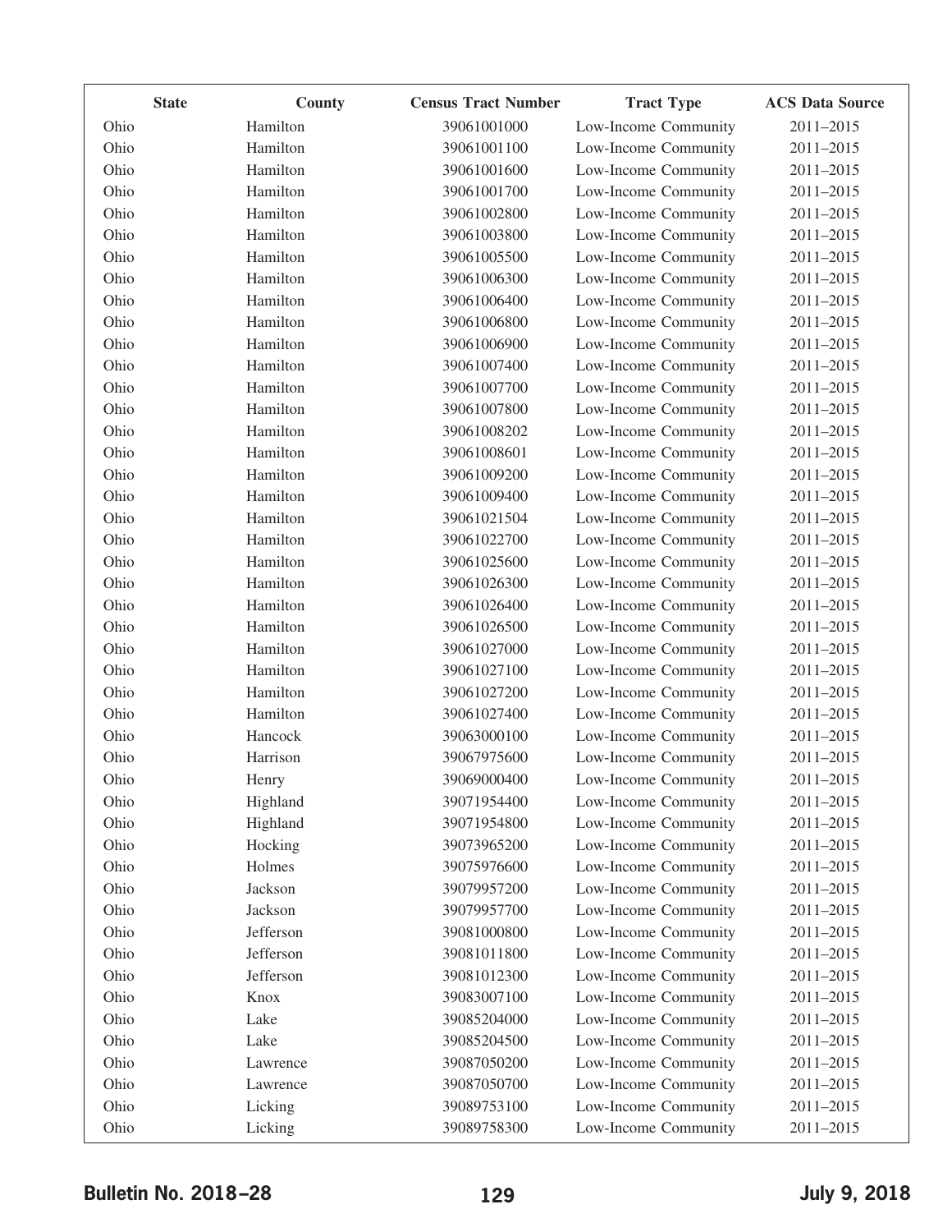| State | County | Census Tract Number | Tract Type | ACS Data Source |
|---|---|---|---|---|
| Ohio | Hamilton | 39061001000 | Low-Income Community | 2011–2015 |
| Ohio | Hamilton | 39061001100 | Low-Income Community | 2011–2015 |
| Ohio | Hamilton | 39061001600 | Low-Income Community | 2011–2015 |
| Ohio | Hamilton | 39061001700 | Low-Income Community | 2011–2015 |
| Ohio | Hamilton | 39061002800 | Low-Income Community | 2011–2015 |
| Ohio | Hamilton | 39061003800 | Low-Income Community | 2011–2015 |
| Ohio | Hamilton | 39061005500 | Low-Income Community | 2011–2015 |
| Ohio | Hamilton | 39061006300 | Low-Income Community | 2011–2015 |
| Ohio | Hamilton | 39061006400 | Low-Income Community | 2011–2015 |
| Ohio | Hamilton | 39061006800 | Low-Income Community | 2011–2015 |
| Ohio | Hamilton | 39061006900 | Low-Income Community | 2011–2015 |
| Ohio | Hamilton | 39061007400 | Low-Income Community | 2011–2015 |
| Ohio | Hamilton | 39061007700 | Low-Income Community | 2011–2015 |
| Ohio | Hamilton | 39061007800 | Low-Income Community | 2011–2015 |
| Ohio | Hamilton | 39061008202 | Low-Income Community | 2011–2015 |
| Ohio | Hamilton | 39061008601 | Low-Income Community | 2011–2015 |
| Ohio | Hamilton | 39061009200 | Low-Income Community | 2011–2015 |
| Ohio | Hamilton | 39061009400 | Low-Income Community | 2011–2015 |
| Ohio | Hamilton | 39061021504 | Low-Income Community | 2011–2015 |
| Ohio | Hamilton | 39061022700 | Low-Income Community | 2011–2015 |
| Ohio | Hamilton | 39061025600 | Low-Income Community | 2011–2015 |
| Ohio | Hamilton | 39061026300 | Low-Income Community | 2011–2015 |
| Ohio | Hamilton | 39061026400 | Low-Income Community | 2011–2015 |
| Ohio | Hamilton | 39061026500 | Low-Income Community | 2011–2015 |
| Ohio | Hamilton | 39061027000 | Low-Income Community | 2011–2015 |
| Ohio | Hamilton | 39061027100 | Low-Income Community | 2011–2015 |
| Ohio | Hamilton | 39061027200 | Low-Income Community | 2011–2015 |
| Ohio | Hamilton | 39061027400 | Low-Income Community | 2011–2015 |
| Ohio | Hancock | 39063000100 | Low-Income Community | 2011–2015 |
| Ohio | Harrison | 39067975600 | Low-Income Community | 2011–2015 |
| Ohio | Henry | 39069000400 | Low-Income Community | 2011–2015 |
| Ohio | Highland | 39071954400 | Low-Income Community | 2011–2015 |
| Ohio | Highland | 39071954800 | Low-Income Community | 2011–2015 |
| Ohio | Hocking | 39073965200 | Low-Income Community | 2011–2015 |
| Ohio | Holmes | 39075976600 | Low-Income Community | 2011–2015 |
| Ohio | Jackson | 39079957200 | Low-Income Community | 2011–2015 |
| Ohio | Jackson | 39079957700 | Low-Income Community | 2011–2015 |
| Ohio | Jefferson | 39081000800 | Low-Income Community | 2011–2015 |
| Ohio | Jefferson | 39081011800 | Low-Income Community | 2011–2015 |
| Ohio | Jefferson | 39081012300 | Low-Income Community | 2011–2015 |
| Ohio | Knox | 39083007100 | Low-Income Community | 2011–2015 |
| Ohio | Lake | 39085204000 | Low-Income Community | 2011–2015 |
| Ohio | Lake | 39085204500 | Low-Income Community | 2011–2015 |
| Ohio | Lawrence | 39087050200 | Low-Income Community | 2011–2015 |
| Ohio | Lawrence | 39087050700 | Low-Income Community | 2011–2015 |
| Ohio | Licking | 39089753100 | Low-Income Community | 2011–2015 |
| Ohio | Licking | 39089758300 | Low-Income Community | 2011–2015 |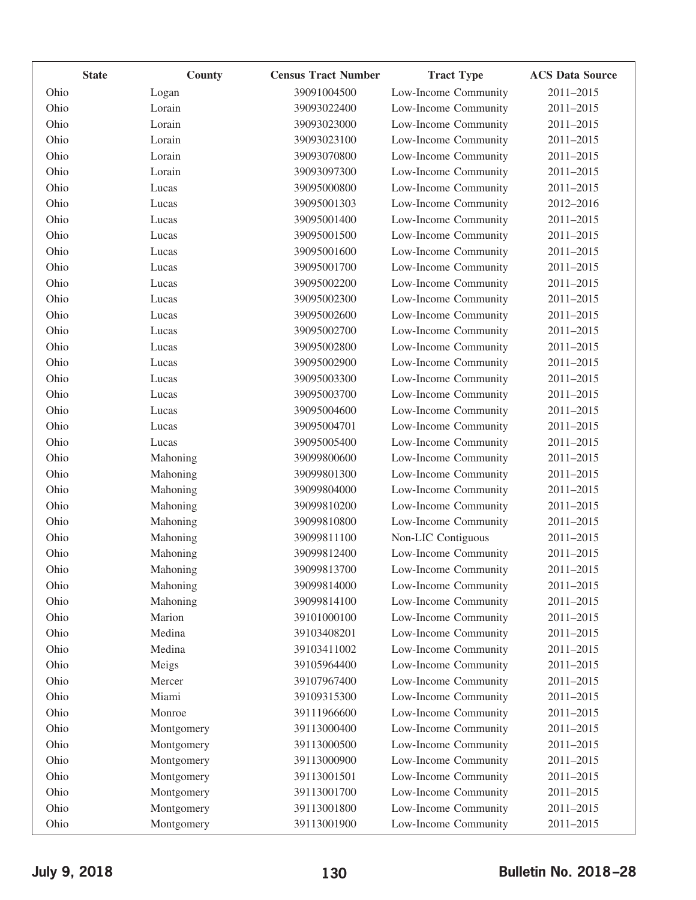| State | County | Census Tract Number | Tract Type | ACS Data Source |
|---|---|---|---|---|
| Ohio | Logan | 39091004500 | Low-Income Community | 2011–2015 |
| Ohio | Lorain | 39093022400 | Low-Income Community | 2011–2015 |
| Ohio | Lorain | 39093023000 | Low-Income Community | 2011–2015 |
| Ohio | Lorain | 39093023100 | Low-Income Community | 2011–2015 |
| Ohio | Lorain | 39093070800 | Low-Income Community | 2011–2015 |
| Ohio | Lorain | 39093097300 | Low-Income Community | 2011–2015 |
| Ohio | Lucas | 39095000800 | Low-Income Community | 2011–2015 |
| Ohio | Lucas | 39095001303 | Low-Income Community | 2012–2016 |
| Ohio | Lucas | 39095001400 | Low-Income Community | 2011–2015 |
| Ohio | Lucas | 39095001500 | Low-Income Community | 2011–2015 |
| Ohio | Lucas | 39095001600 | Low-Income Community | 2011–2015 |
| Ohio | Lucas | 39095001700 | Low-Income Community | 2011–2015 |
| Ohio | Lucas | 39095002200 | Low-Income Community | 2011–2015 |
| Ohio | Lucas | 39095002300 | Low-Income Community | 2011–2015 |
| Ohio | Lucas | 39095002600 | Low-Income Community | 2011–2015 |
| Ohio | Lucas | 39095002700 | Low-Income Community | 2011–2015 |
| Ohio | Lucas | 39095002800 | Low-Income Community | 2011–2015 |
| Ohio | Lucas | 39095002900 | Low-Income Community | 2011–2015 |
| Ohio | Lucas | 39095003300 | Low-Income Community | 2011–2015 |
| Ohio | Lucas | 39095003700 | Low-Income Community | 2011–2015 |
| Ohio | Lucas | 39095004600 | Low-Income Community | 2011–2015 |
| Ohio | Lucas | 39095004701 | Low-Income Community | 2011–2015 |
| Ohio | Lucas | 39095005400 | Low-Income Community | 2011–2015 |
| Ohio | Mahoning | 39099800600 | Low-Income Community | 2011–2015 |
| Ohio | Mahoning | 39099801300 | Low-Income Community | 2011–2015 |
| Ohio | Mahoning | 39099804000 | Low-Income Community | 2011–2015 |
| Ohio | Mahoning | 39099810200 | Low-Income Community | 2011–2015 |
| Ohio | Mahoning | 39099810800 | Low-Income Community | 2011–2015 |
| Ohio | Mahoning | 39099811100 | Non-LIC Contiguous | 2011–2015 |
| Ohio | Mahoning | 39099812400 | Low-Income Community | 2011–2015 |
| Ohio | Mahoning | 39099813700 | Low-Income Community | 2011–2015 |
| Ohio | Mahoning | 39099814000 | Low-Income Community | 2011–2015 |
| Ohio | Mahoning | 39099814100 | Low-Income Community | 2011–2015 |
| Ohio | Marion | 39101000100 | Low-Income Community | 2011–2015 |
| Ohio | Medina | 39103408201 | Low-Income Community | 2011–2015 |
| Ohio | Medina | 39103411002 | Low-Income Community | 2011–2015 |
| Ohio | Meigs | 39105964400 | Low-Income Community | 2011–2015 |
| Ohio | Mercer | 39107967400 | Low-Income Community | 2011–2015 |
| Ohio | Miami | 39109315300 | Low-Income Community | 2011–2015 |
| Ohio | Monroe | 39111966600 | Low-Income Community | 2011–2015 |
| Ohio | Montgomery | 39113000400 | Low-Income Community | 2011–2015 |
| Ohio | Montgomery | 39113000500 | Low-Income Community | 2011–2015 |
| Ohio | Montgomery | 39113000900 | Low-Income Community | 2011–2015 |
| Ohio | Montgomery | 39113001501 | Low-Income Community | 2011–2015 |
| Ohio | Montgomery | 39113001700 | Low-Income Community | 2011–2015 |
| Ohio | Montgomery | 39113001800 | Low-Income Community | 2011–2015 |
| Ohio | Montgomery | 39113001900 | Low-Income Community | 2011–2015 |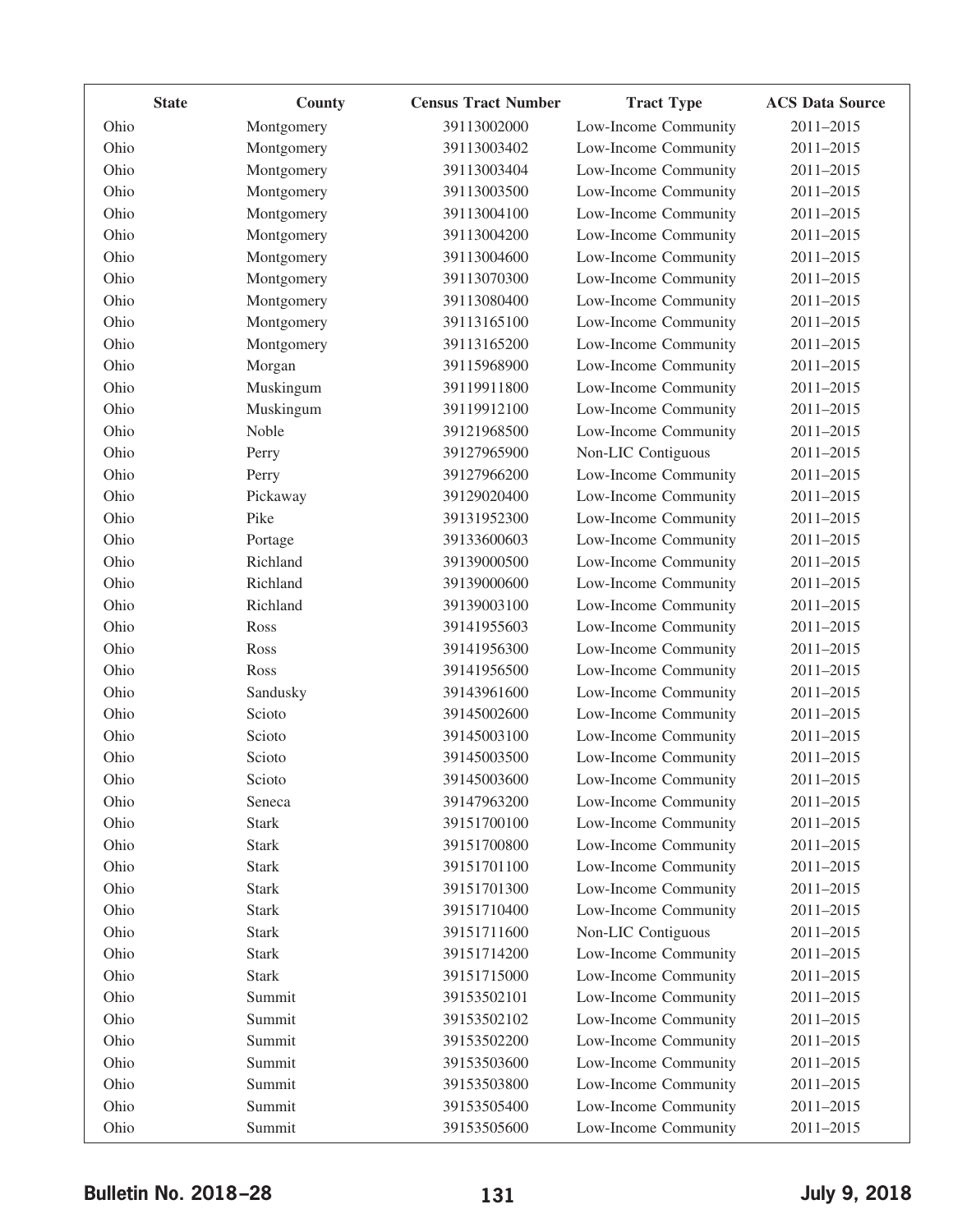| State | County | Census Tract Number | Tract Type | ACS Data Source |
|---|---|---|---|---|
| Ohio | Montgomery | 39113002000 | Low-Income Community | 2011–2015 |
| Ohio | Montgomery | 39113003402 | Low-Income Community | 2011–2015 |
| Ohio | Montgomery | 39113003404 | Low-Income Community | 2011–2015 |
| Ohio | Montgomery | 39113003500 | Low-Income Community | 2011–2015 |
| Ohio | Montgomery | 39113004100 | Low-Income Community | 2011–2015 |
| Ohio | Montgomery | 39113004200 | Low-Income Community | 2011–2015 |
| Ohio | Montgomery | 39113004600 | Low-Income Community | 2011–2015 |
| Ohio | Montgomery | 39113070300 | Low-Income Community | 2011–2015 |
| Ohio | Montgomery | 39113080400 | Low-Income Community | 2011–2015 |
| Ohio | Montgomery | 39113165100 | Low-Income Community | 2011–2015 |
| Ohio | Montgomery | 39113165200 | Low-Income Community | 2011–2015 |
| Ohio | Morgan | 39115968900 | Low-Income Community | 2011–2015 |
| Ohio | Muskingum | 39119911800 | Low-Income Community | 2011–2015 |
| Ohio | Muskingum | 39119912100 | Low-Income Community | 2011–2015 |
| Ohio | Noble | 39121968500 | Low-Income Community | 2011–2015 |
| Ohio | Perry | 39127965900 | Non-LIC Contiguous | 2011–2015 |
| Ohio | Perry | 39127966200 | Low-Income Community | 2011–2015 |
| Ohio | Pickaway | 39129020400 | Low-Income Community | 2011–2015 |
| Ohio | Pike | 39131952300 | Low-Income Community | 2011–2015 |
| Ohio | Portage | 39133600603 | Low-Income Community | 2011–2015 |
| Ohio | Richland | 39139000500 | Low-Income Community | 2011–2015 |
| Ohio | Richland | 39139000600 | Low-Income Community | 2011–2015 |
| Ohio | Richland | 39139003100 | Low-Income Community | 2011–2015 |
| Ohio | Ross | 39141955603 | Low-Income Community | 2011–2015 |
| Ohio | Ross | 39141956300 | Low-Income Community | 2011–2015 |
| Ohio | Ross | 39141956500 | Low-Income Community | 2011–2015 |
| Ohio | Sandusky | 39143961600 | Low-Income Community | 2011–2015 |
| Ohio | Scioto | 39145002600 | Low-Income Community | 2011–2015 |
| Ohio | Scioto | 39145003100 | Low-Income Community | 2011–2015 |
| Ohio | Scioto | 39145003500 | Low-Income Community | 2011–2015 |
| Ohio | Scioto | 39145003600 | Low-Income Community | 2011–2015 |
| Ohio | Seneca | 39147963200 | Low-Income Community | 2011–2015 |
| Ohio | Stark | 39151700100 | Low-Income Community | 2011–2015 |
| Ohio | Stark | 39151700800 | Low-Income Community | 2011–2015 |
| Ohio | Stark | 39151701100 | Low-Income Community | 2011–2015 |
| Ohio | Stark | 39151701300 | Low-Income Community | 2011–2015 |
| Ohio | Stark | 39151710400 | Low-Income Community | 2011–2015 |
| Ohio | Stark | 39151711600 | Non-LIC Contiguous | 2011–2015 |
| Ohio | Stark | 39151714200 | Low-Income Community | 2011–2015 |
| Ohio | Stark | 39151715000 | Low-Income Community | 2011–2015 |
| Ohio | Summit | 39153502101 | Low-Income Community | 2011–2015 |
| Ohio | Summit | 39153502102 | Low-Income Community | 2011–2015 |
| Ohio | Summit | 39153502200 | Low-Income Community | 2011–2015 |
| Ohio | Summit | 39153503600 | Low-Income Community | 2011–2015 |
| Ohio | Summit | 39153503800 | Low-Income Community | 2011–2015 |
| Ohio | Summit | 39153505400 | Low-Income Community | 2011–2015 |
| Ohio | Summit | 39153505600 | Low-Income Community | 2011–2015 |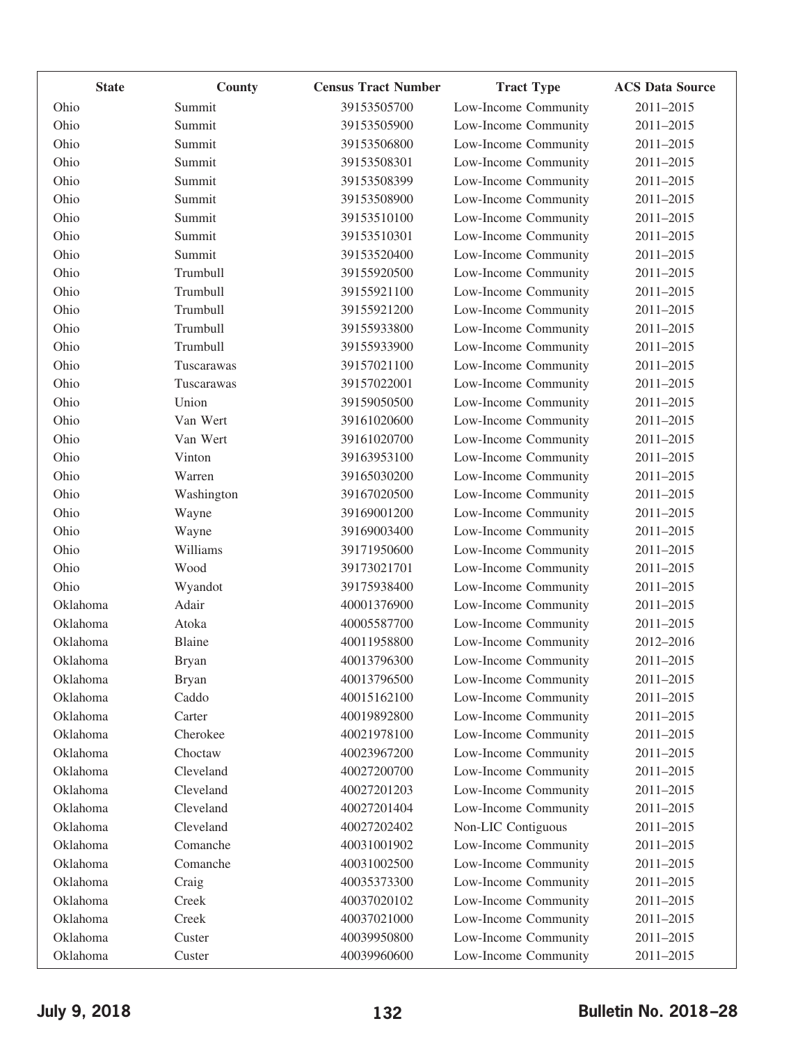| State | County | Census Tract Number | Tract Type | ACS Data Source |
|---|---|---|---|---|
| Ohio | Summit | 39153505700 | Low-Income Community | 2011–2015 |
| Ohio | Summit | 39153505900 | Low-Income Community | 2011–2015 |
| Ohio | Summit | 39153506800 | Low-Income Community | 2011–2015 |
| Ohio | Summit | 39153508301 | Low-Income Community | 2011–2015 |
| Ohio | Summit | 39153508399 | Low-Income Community | 2011–2015 |
| Ohio | Summit | 39153508900 | Low-Income Community | 2011–2015 |
| Ohio | Summit | 39153510100 | Low-Income Community | 2011–2015 |
| Ohio | Summit | 39153510301 | Low-Income Community | 2011–2015 |
| Ohio | Summit | 39153520400 | Low-Income Community | 2011–2015 |
| Ohio | Trumbull | 39155920500 | Low-Income Community | 2011–2015 |
| Ohio | Trumbull | 39155921100 | Low-Income Community | 2011–2015 |
| Ohio | Trumbull | 39155921200 | Low-Income Community | 2011–2015 |
| Ohio | Trumbull | 39155933800 | Low-Income Community | 2011–2015 |
| Ohio | Trumbull | 39155933900 | Low-Income Community | 2011–2015 |
| Ohio | Tuscarawas | 39157021100 | Low-Income Community | 2011–2015 |
| Ohio | Tuscarawas | 39157022001 | Low-Income Community | 2011–2015 |
| Ohio | Union | 39159050500 | Low-Income Community | 2011–2015 |
| Ohio | Van Wert | 39161020600 | Low-Income Community | 2011–2015 |
| Ohio | Van Wert | 39161020700 | Low-Income Community | 2011–2015 |
| Ohio | Vinton | 39163953100 | Low-Income Community | 2011–2015 |
| Ohio | Warren | 39165030200 | Low-Income Community | 2011–2015 |
| Ohio | Washington | 39167020500 | Low-Income Community | 2011–2015 |
| Ohio | Wayne | 39169001200 | Low-Income Community | 2011–2015 |
| Ohio | Wayne | 39169003400 | Low-Income Community | 2011–2015 |
| Ohio | Williams | 39171950600 | Low-Income Community | 2011–2015 |
| Ohio | Wood | 39173021701 | Low-Income Community | 2011–2015 |
| Ohio | Wyandot | 39175938400 | Low-Income Community | 2011–2015 |
| Oklahoma | Adair | 40001376900 | Low-Income Community | 2011–2015 |
| Oklahoma | Atoka | 40005587700 | Low-Income Community | 2011–2015 |
| Oklahoma | Blaine | 40011958800 | Low-Income Community | 2012–2016 |
| Oklahoma | Bryan | 40013796300 | Low-Income Community | 2011–2015 |
| Oklahoma | Bryan | 40013796500 | Low-Income Community | 2011–2015 |
| Oklahoma | Caddo | 40015162100 | Low-Income Community | 2011–2015 |
| Oklahoma | Carter | 40019892800 | Low-Income Community | 2011–2015 |
| Oklahoma | Cherokee | 40021978100 | Low-Income Community | 2011–2015 |
| Oklahoma | Choctaw | 40023967200 | Low-Income Community | 2011–2015 |
| Oklahoma | Cleveland | 40027200700 | Low-Income Community | 2011–2015 |
| Oklahoma | Cleveland | 40027201203 | Low-Income Community | 2011–2015 |
| Oklahoma | Cleveland | 40027201404 | Low-Income Community | 2011–2015 |
| Oklahoma | Cleveland | 40027202402 | Non-LIC Contiguous | 2011–2015 |
| Oklahoma | Comanche | 40031001902 | Low-Income Community | 2011–2015 |
| Oklahoma | Comanche | 40031002500 | Low-Income Community | 2011–2015 |
| Oklahoma | Craig | 40035373300 | Low-Income Community | 2011–2015 |
| Oklahoma | Creek | 40037020102 | Low-Income Community | 2011–2015 |
| Oklahoma | Creek | 40037021000 | Low-Income Community | 2011–2015 |
| Oklahoma | Custer | 40039950800 | Low-Income Community | 2011–2015 |
| Oklahoma | Custer | 40039960600 | Low-Income Community | 2011–2015 |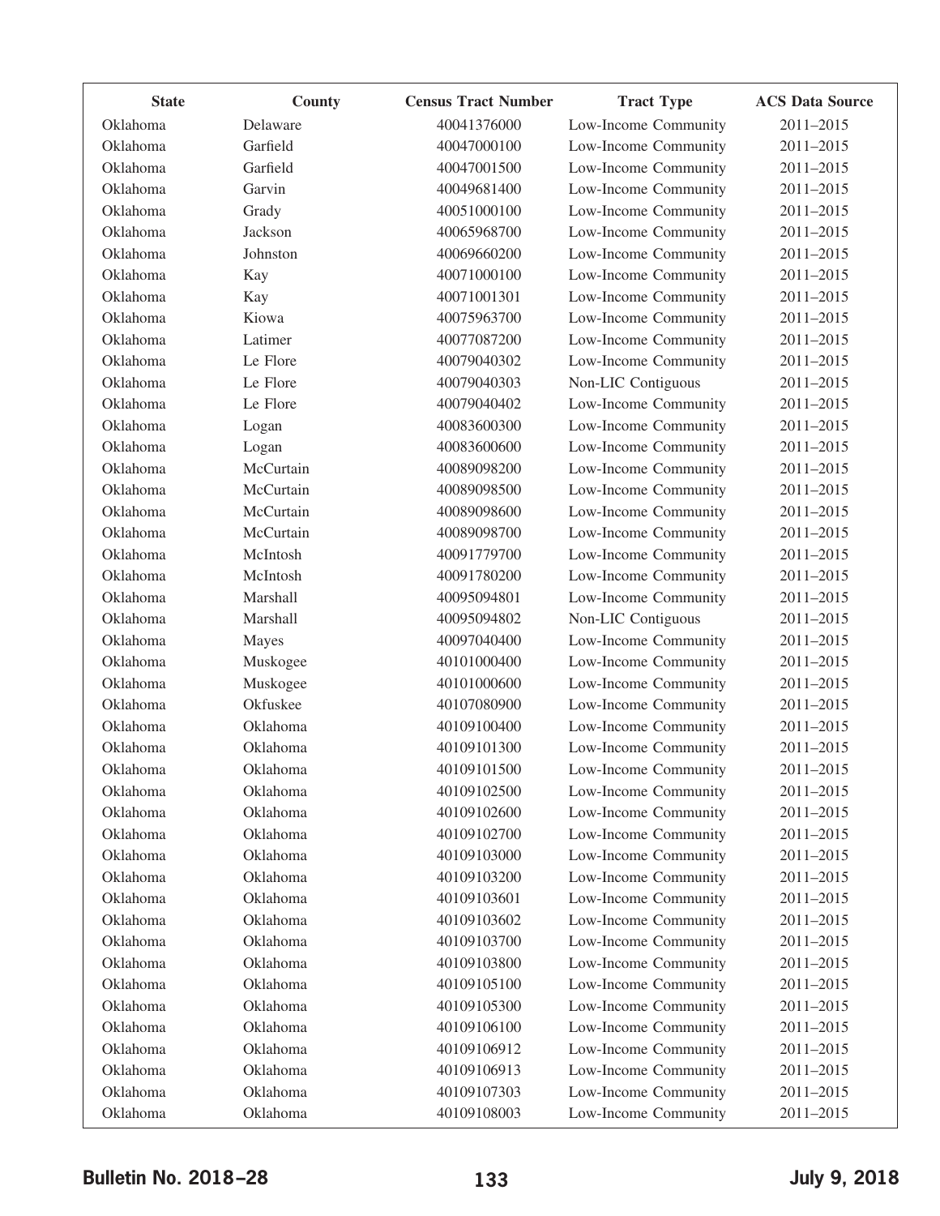| State | County | Census Tract Number | Tract Type | ACS Data Source |
|---|---|---|---|---|
| Oklahoma | Delaware | 40041376000 | Low-Income Community | 2011–2015 |
| Oklahoma | Garfield | 40047000100 | Low-Income Community | 2011–2015 |
| Oklahoma | Garfield | 40047001500 | Low-Income Community | 2011–2015 |
| Oklahoma | Garvin | 40049681400 | Low-Income Community | 2011–2015 |
| Oklahoma | Grady | 40051000100 | Low-Income Community | 2011–2015 |
| Oklahoma | Jackson | 40065968700 | Low-Income Community | 2011–2015 |
| Oklahoma | Johnston | 40069660200 | Low-Income Community | 2011–2015 |
| Oklahoma | Kay | 40071000100 | Low-Income Community | 2011–2015 |
| Oklahoma | Kay | 40071001301 | Low-Income Community | 2011–2015 |
| Oklahoma | Kiowa | 40075963700 | Low-Income Community | 2011–2015 |
| Oklahoma | Latimer | 40077087200 | Low-Income Community | 2011–2015 |
| Oklahoma | Le Flore | 40079040302 | Low-Income Community | 2011–2015 |
| Oklahoma | Le Flore | 40079040303 | Non-LIC Contiguous | 2011–2015 |
| Oklahoma | Le Flore | 40079040402 | Low-Income Community | 2011–2015 |
| Oklahoma | Logan | 40083600300 | Low-Income Community | 2011–2015 |
| Oklahoma | Logan | 40083600600 | Low-Income Community | 2011–2015 |
| Oklahoma | McCurtain | 40089098200 | Low-Income Community | 2011–2015 |
| Oklahoma | McCurtain | 40089098500 | Low-Income Community | 2011–2015 |
| Oklahoma | McCurtain | 40089098600 | Low-Income Community | 2011–2015 |
| Oklahoma | McCurtain | 40089098700 | Low-Income Community | 2011–2015 |
| Oklahoma | McIntosh | 40091779700 | Low-Income Community | 2011–2015 |
| Oklahoma | McIntosh | 40091780200 | Low-Income Community | 2011–2015 |
| Oklahoma | Marshall | 40095094801 | Low-Income Community | 2011–2015 |
| Oklahoma | Marshall | 40095094802 | Non-LIC Contiguous | 2011–2015 |
| Oklahoma | Mayes | 40097040400 | Low-Income Community | 2011–2015 |
| Oklahoma | Muskogee | 40101000400 | Low-Income Community | 2011–2015 |
| Oklahoma | Muskogee | 40101000600 | Low-Income Community | 2011–2015 |
| Oklahoma | Okfuskee | 40107080900 | Low-Income Community | 2011–2015 |
| Oklahoma | Oklahoma | 40109100400 | Low-Income Community | 2011–2015 |
| Oklahoma | Oklahoma | 40109101300 | Low-Income Community | 2011–2015 |
| Oklahoma | Oklahoma | 40109101500 | Low-Income Community | 2011–2015 |
| Oklahoma | Oklahoma | 40109102500 | Low-Income Community | 2011–2015 |
| Oklahoma | Oklahoma | 40109102600 | Low-Income Community | 2011–2015 |
| Oklahoma | Oklahoma | 40109102700 | Low-Income Community | 2011–2015 |
| Oklahoma | Oklahoma | 40109103000 | Low-Income Community | 2011–2015 |
| Oklahoma | Oklahoma | 40109103200 | Low-Income Community | 2011–2015 |
| Oklahoma | Oklahoma | 40109103601 | Low-Income Community | 2011–2015 |
| Oklahoma | Oklahoma | 40109103602 | Low-Income Community | 2011–2015 |
| Oklahoma | Oklahoma | 40109103700 | Low-Income Community | 2011–2015 |
| Oklahoma | Oklahoma | 40109103800 | Low-Income Community | 2011–2015 |
| Oklahoma | Oklahoma | 40109105100 | Low-Income Community | 2011–2015 |
| Oklahoma | Oklahoma | 40109105300 | Low-Income Community | 2011–2015 |
| Oklahoma | Oklahoma | 40109106100 | Low-Income Community | 2011–2015 |
| Oklahoma | Oklahoma | 40109106912 | Low-Income Community | 2011–2015 |
| Oklahoma | Oklahoma | 40109106913 | Low-Income Community | 2011–2015 |
| Oklahoma | Oklahoma | 40109107303 | Low-Income Community | 2011–2015 |
| Oklahoma | Oklahoma | 40109108003 | Low-Income Community | 2011–2015 |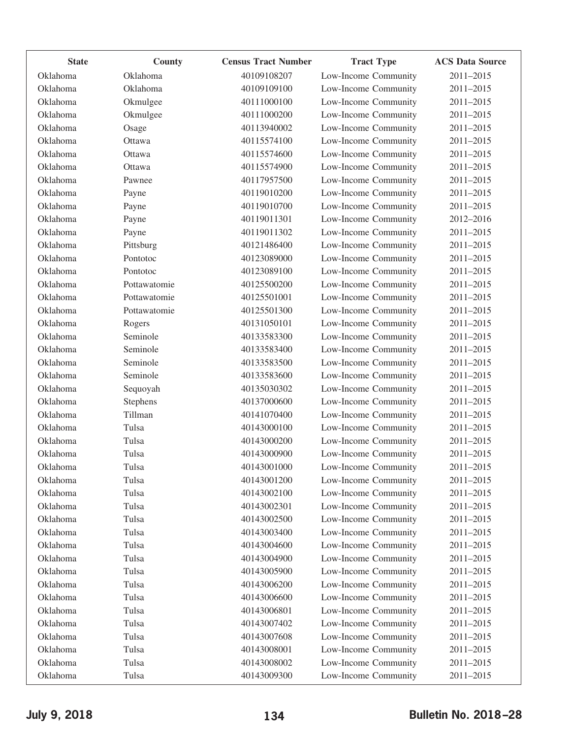| State | County | Census Tract Number | Tract Type | ACS Data Source |
|---|---|---|---|---|
| Oklahoma | Oklahoma | 40109108207 | Low-Income Community | 2011–2015 |
| Oklahoma | Oklahoma | 40109109100 | Low-Income Community | 2011–2015 |
| Oklahoma | Okmulgee | 40111000100 | Low-Income Community | 2011–2015 |
| Oklahoma | Okmulgee | 40111000200 | Low-Income Community | 2011–2015 |
| Oklahoma | Osage | 40113940002 | Low-Income Community | 2011–2015 |
| Oklahoma | Ottawa | 40115574100 | Low-Income Community | 2011–2015 |
| Oklahoma | Ottawa | 40115574600 | Low-Income Community | 2011–2015 |
| Oklahoma | Ottawa | 40115574900 | Low-Income Community | 2011–2015 |
| Oklahoma | Pawnee | 40117957500 | Low-Income Community | 2011–2015 |
| Oklahoma | Payne | 40119010200 | Low-Income Community | 2011–2015 |
| Oklahoma | Payne | 40119010700 | Low-Income Community | 2011–2015 |
| Oklahoma | Payne | 40119011301 | Low-Income Community | 2012–2016 |
| Oklahoma | Payne | 40119011302 | Low-Income Community | 2011–2015 |
| Oklahoma | Pittsburg | 40121486400 | Low-Income Community | 2011–2015 |
| Oklahoma | Pontotoc | 40123089000 | Low-Income Community | 2011–2015 |
| Oklahoma | Pontotoc | 40123089100 | Low-Income Community | 2011–2015 |
| Oklahoma | Pottawatomie | 40125500200 | Low-Income Community | 2011–2015 |
| Oklahoma | Pottawatomie | 40125501001 | Low-Income Community | 2011–2015 |
| Oklahoma | Pottawatomie | 40125501300 | Low-Income Community | 2011–2015 |
| Oklahoma | Rogers | 40131050101 | Low-Income Community | 2011–2015 |
| Oklahoma | Seminole | 40133583300 | Low-Income Community | 2011–2015 |
| Oklahoma | Seminole | 40133583400 | Low-Income Community | 2011–2015 |
| Oklahoma | Seminole | 40133583500 | Low-Income Community | 2011–2015 |
| Oklahoma | Seminole | 40133583600 | Low-Income Community | 2011–2015 |
| Oklahoma | Sequoyah | 40135030302 | Low-Income Community | 2011–2015 |
| Oklahoma | Stephens | 40137000600 | Low-Income Community | 2011–2015 |
| Oklahoma | Tillman | 40141070400 | Low-Income Community | 2011–2015 |
| Oklahoma | Tulsa | 40143000100 | Low-Income Community | 2011–2015 |
| Oklahoma | Tulsa | 40143000200 | Low-Income Community | 2011–2015 |
| Oklahoma | Tulsa | 40143000900 | Low-Income Community | 2011–2015 |
| Oklahoma | Tulsa | 40143001000 | Low-Income Community | 2011–2015 |
| Oklahoma | Tulsa | 40143001200 | Low-Income Community | 2011–2015 |
| Oklahoma | Tulsa | 40143002100 | Low-Income Community | 2011–2015 |
| Oklahoma | Tulsa | 40143002301 | Low-Income Community | 2011–2015 |
| Oklahoma | Tulsa | 40143002500 | Low-Income Community | 2011–2015 |
| Oklahoma | Tulsa | 40143003400 | Low-Income Community | 2011–2015 |
| Oklahoma | Tulsa | 40143004600 | Low-Income Community | 2011–2015 |
| Oklahoma | Tulsa | 40143004900 | Low-Income Community | 2011–2015 |
| Oklahoma | Tulsa | 40143005900 | Low-Income Community | 2011–2015 |
| Oklahoma | Tulsa | 40143006200 | Low-Income Community | 2011–2015 |
| Oklahoma | Tulsa | 40143006600 | Low-Income Community | 2011–2015 |
| Oklahoma | Tulsa | 40143006801 | Low-Income Community | 2011–2015 |
| Oklahoma | Tulsa | 40143007402 | Low-Income Community | 2011–2015 |
| Oklahoma | Tulsa | 40143007608 | Low-Income Community | 2011–2015 |
| Oklahoma | Tulsa | 40143008001 | Low-Income Community | 2011–2015 |
| Oklahoma | Tulsa | 40143008002 | Low-Income Community | 2011–2015 |
| Oklahoma | Tulsa | 40143009300 | Low-Income Community | 2011–2015 |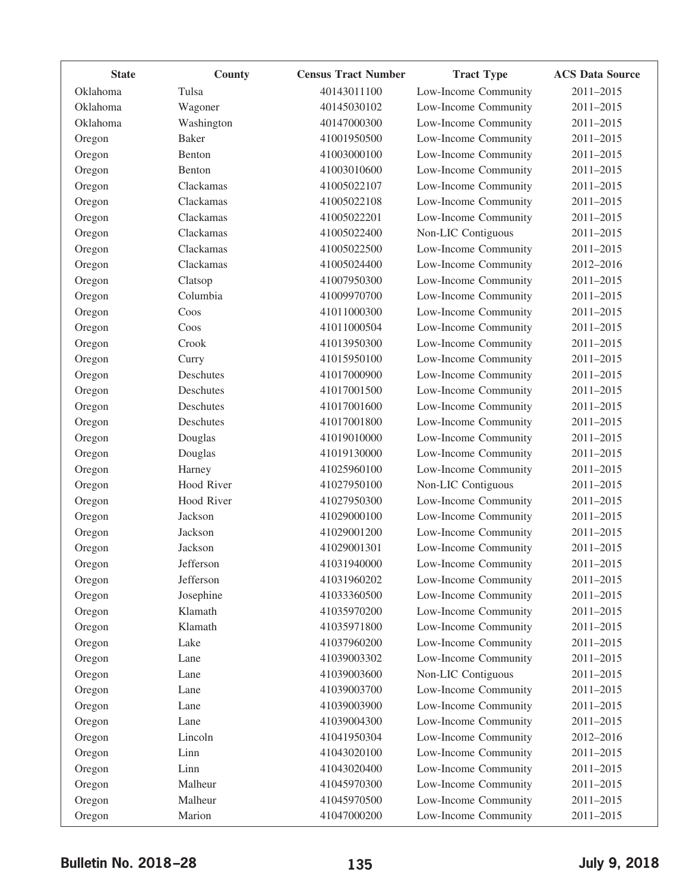| State | County | Census Tract Number | Tract Type | ACS Data Source |
|---|---|---|---|---|
| Oklahoma | Tulsa | 40143011100 | Low-Income Community | 2011–2015 |
| Oklahoma | Wagoner | 40145030102 | Low-Income Community | 2011–2015 |
| Oklahoma | Washington | 40147000300 | Low-Income Community | 2011–2015 |
| Oregon | Baker | 41001950500 | Low-Income Community | 2011–2015 |
| Oregon | Benton | 41003000100 | Low-Income Community | 2011–2015 |
| Oregon | Benton | 41003010600 | Low-Income Community | 2011–2015 |
| Oregon | Clackamas | 41005022107 | Low-Income Community | 2011–2015 |
| Oregon | Clackamas | 41005022108 | Low-Income Community | 2011–2015 |
| Oregon | Clackamas | 41005022201 | Low-Income Community | 2011–2015 |
| Oregon | Clackamas | 41005022400 | Non-LIC Contiguous | 2011–2015 |
| Oregon | Clackamas | 41005022500 | Low-Income Community | 2011–2015 |
| Oregon | Clackamas | 41005024400 | Low-Income Community | 2012–2016 |
| Oregon | Clatsop | 41007950300 | Low-Income Community | 2011–2015 |
| Oregon | Columbia | 41009970700 | Low-Income Community | 2011–2015 |
| Oregon | Coos | 41011000300 | Low-Income Community | 2011–2015 |
| Oregon | Coos | 41011000504 | Low-Income Community | 2011–2015 |
| Oregon | Crook | 41013950300 | Low-Income Community | 2011–2015 |
| Oregon | Curry | 41015950100 | Low-Income Community | 2011–2015 |
| Oregon | Deschutes | 41017000900 | Low-Income Community | 2011–2015 |
| Oregon | Deschutes | 41017001500 | Low-Income Community | 2011–2015 |
| Oregon | Deschutes | 41017001600 | Low-Income Community | 2011–2015 |
| Oregon | Deschutes | 41017001800 | Low-Income Community | 2011–2015 |
| Oregon | Douglas | 41019010000 | Low-Income Community | 2011–2015 |
| Oregon | Douglas | 41019130000 | Low-Income Community | 2011–2015 |
| Oregon | Harney | 41025960100 | Low-Income Community | 2011–2015 |
| Oregon | Hood River | 41027950100 | Non-LIC Contiguous | 2011–2015 |
| Oregon | Hood River | 41027950300 | Low-Income Community | 2011–2015 |
| Oregon | Jackson | 41029000100 | Low-Income Community | 2011–2015 |
| Oregon | Jackson | 41029001200 | Low-Income Community | 2011–2015 |
| Oregon | Jackson | 41029001301 | Low-Income Community | 2011–2015 |
| Oregon | Jefferson | 41031940000 | Low-Income Community | 2011–2015 |
| Oregon | Jefferson | 41031960202 | Low-Income Community | 2011–2015 |
| Oregon | Josephine | 41033360500 | Low-Income Community | 2011–2015 |
| Oregon | Klamath | 41035970200 | Low-Income Community | 2011–2015 |
| Oregon | Klamath | 41035971800 | Low-Income Community | 2011–2015 |
| Oregon | Lake | 41037960200 | Low-Income Community | 2011–2015 |
| Oregon | Lane | 41039003302 | Low-Income Community | 2011–2015 |
| Oregon | Lane | 41039003600 | Non-LIC Contiguous | 2011–2015 |
| Oregon | Lane | 41039003700 | Low-Income Community | 2011–2015 |
| Oregon | Lane | 41039003900 | Low-Income Community | 2011–2015 |
| Oregon | Lane | 41039004300 | Low-Income Community | 2011–2015 |
| Oregon | Lincoln | 41041950304 | Low-Income Community | 2012–2016 |
| Oregon | Linn | 41043020100 | Low-Income Community | 2011–2015 |
| Oregon | Linn | 41043020400 | Low-Income Community | 2011–2015 |
| Oregon | Malheur | 41045970300 | Low-Income Community | 2011–2015 |
| Oregon | Malheur | 41045970500 | Low-Income Community | 2011–2015 |
| Oregon | Marion | 41047000200 | Low-Income Community | 2011–2015 |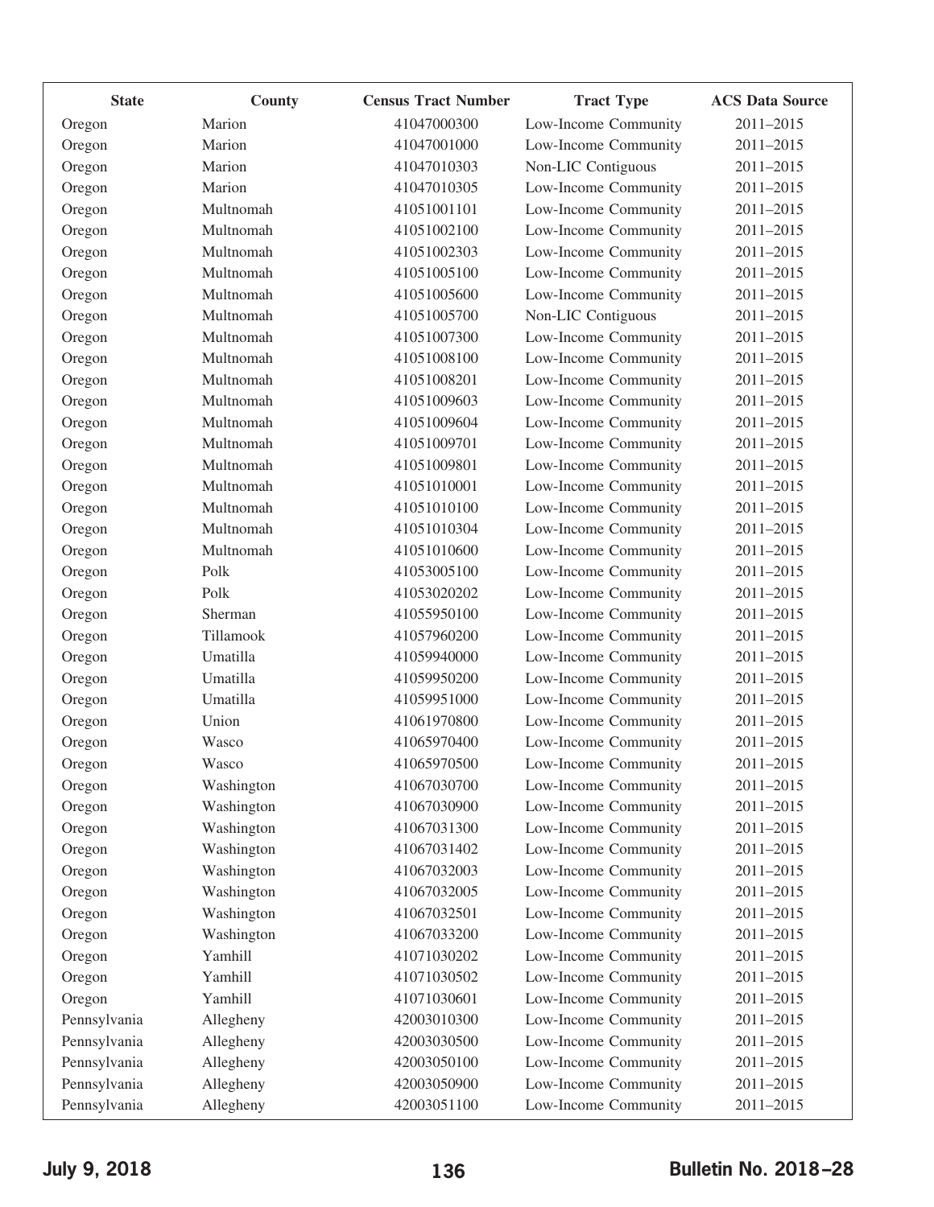| State | County | Census Tract Number | Tract Type | ACS Data Source |
|---|---|---|---|---|
| Oregon | Marion | 41047000300 | Low-Income Community | 2011–2015 |
| Oregon | Marion | 41047001000 | Low-Income Community | 2011–2015 |
| Oregon | Marion | 41047010303 | Non-LIC Contiguous | 2011–2015 |
| Oregon | Marion | 41047010305 | Low-Income Community | 2011–2015 |
| Oregon | Multnomah | 41051001101 | Low-Income Community | 2011–2015 |
| Oregon | Multnomah | 41051002100 | Low-Income Community | 2011–2015 |
| Oregon | Multnomah | 41051002303 | Low-Income Community | 2011–2015 |
| Oregon | Multnomah | 41051005100 | Low-Income Community | 2011–2015 |
| Oregon | Multnomah | 41051005600 | Low-Income Community | 2011–2015 |
| Oregon | Multnomah | 41051005700 | Non-LIC Contiguous | 2011–2015 |
| Oregon | Multnomah | 41051007300 | Low-Income Community | 2011–2015 |
| Oregon | Multnomah | 41051008100 | Low-Income Community | 2011–2015 |
| Oregon | Multnomah | 41051008201 | Low-Income Community | 2011–2015 |
| Oregon | Multnomah | 41051009603 | Low-Income Community | 2011–2015 |
| Oregon | Multnomah | 41051009604 | Low-Income Community | 2011–2015 |
| Oregon | Multnomah | 41051009701 | Low-Income Community | 2011–2015 |
| Oregon | Multnomah | 41051009801 | Low-Income Community | 2011–2015 |
| Oregon | Multnomah | 41051010001 | Low-Income Community | 2011–2015 |
| Oregon | Multnomah | 41051010100 | Low-Income Community | 2011–2015 |
| Oregon | Multnomah | 41051010304 | Low-Income Community | 2011–2015 |
| Oregon | Multnomah | 41051010600 | Low-Income Community | 2011–2015 |
| Oregon | Polk | 41053005100 | Low-Income Community | 2011–2015 |
| Oregon | Polk | 41053020202 | Low-Income Community | 2011–2015 |
| Oregon | Sherman | 41055950100 | Low-Income Community | 2011–2015 |
| Oregon | Tillamook | 41057960200 | Low-Income Community | 2011–2015 |
| Oregon | Umatilla | 41059940000 | Low-Income Community | 2011–2015 |
| Oregon | Umatilla | 41059950200 | Low-Income Community | 2011–2015 |
| Oregon | Umatilla | 41059951000 | Low-Income Community | 2011–2015 |
| Oregon | Union | 41061970800 | Low-Income Community | 2011–2015 |
| Oregon | Wasco | 41065970400 | Low-Income Community | 2011–2015 |
| Oregon | Wasco | 41065970500 | Low-Income Community | 2011–2015 |
| Oregon | Washington | 41067030700 | Low-Income Community | 2011–2015 |
| Oregon | Washington | 41067030900 | Low-Income Community | 2011–2015 |
| Oregon | Washington | 41067031300 | Low-Income Community | 2011–2015 |
| Oregon | Washington | 41067031402 | Low-Income Community | 2011–2015 |
| Oregon | Washington | 41067032003 | Low-Income Community | 2011–2015 |
| Oregon | Washington | 41067032005 | Low-Income Community | 2011–2015 |
| Oregon | Washington | 41067032501 | Low-Income Community | 2011–2015 |
| Oregon | Washington | 41067033200 | Low-Income Community | 2011–2015 |
| Oregon | Yamhill | 41071030202 | Low-Income Community | 2011–2015 |
| Oregon | Yamhill | 41071030502 | Low-Income Community | 2011–2015 |
| Oregon | Yamhill | 41071030601 | Low-Income Community | 2011–2015 |
| Pennsylvania | Allegheny | 42003010300 | Low-Income Community | 2011–2015 |
| Pennsylvania | Allegheny | 42003030500 | Low-Income Community | 2011–2015 |
| Pennsylvania | Allegheny | 42003050100 | Low-Income Community | 2011–2015 |
| Pennsylvania | Allegheny | 42003050900 | Low-Income Community | 2011–2015 |
| Pennsylvania | Allegheny | 42003051100 | Low-Income Community | 2011–2015 |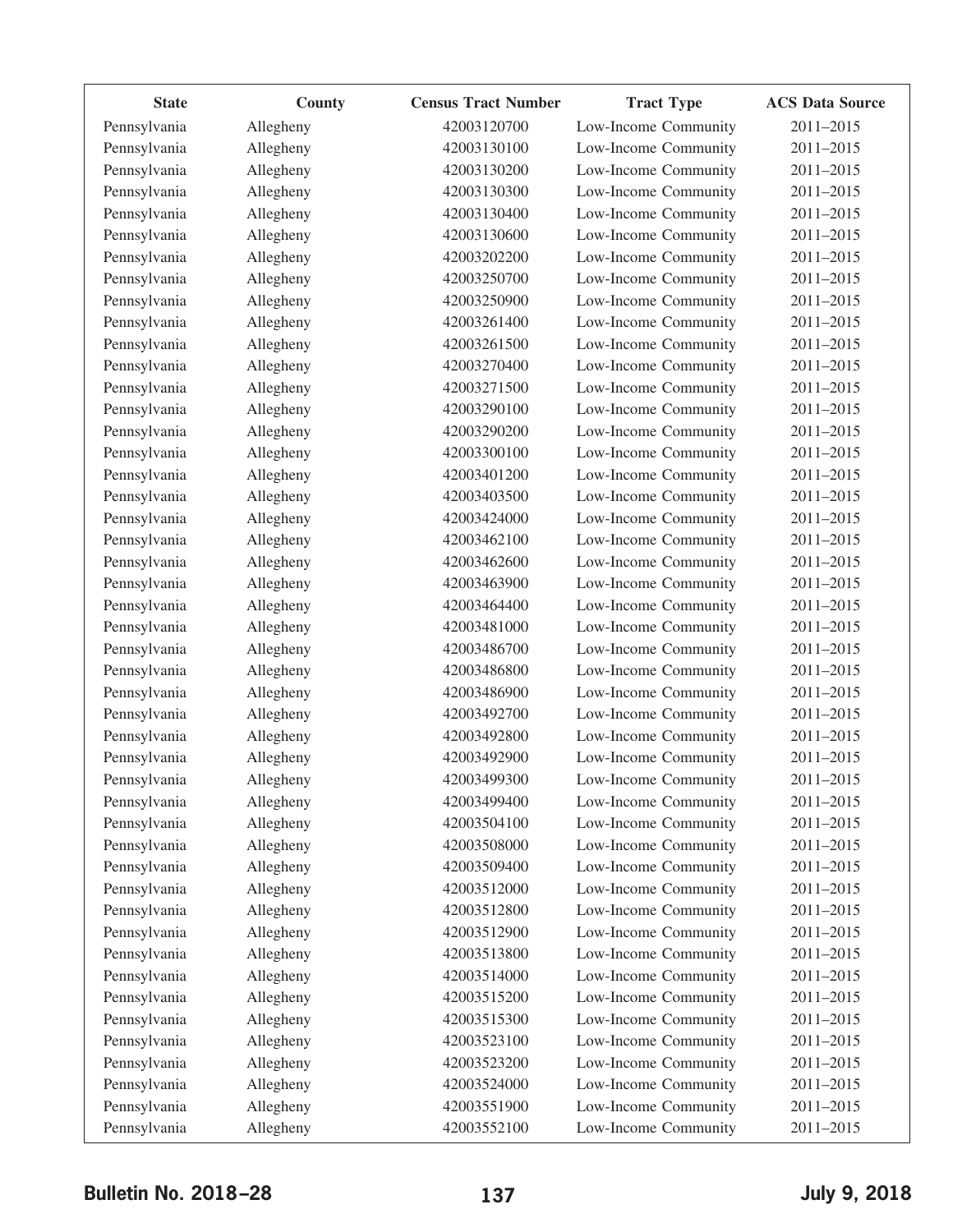| State | County | Census Tract Number | Tract Type | ACS Data Source |
|---|---|---|---|---|
| Pennsylvania | Allegheny | 42003120700 | Low-Income Community | 2011–2015 |
| Pennsylvania | Allegheny | 42003130100 | Low-Income Community | 2011–2015 |
| Pennsylvania | Allegheny | 42003130200 | Low-Income Community | 2011–2015 |
| Pennsylvania | Allegheny | 42003130300 | Low-Income Community | 2011–2015 |
| Pennsylvania | Allegheny | 42003130400 | Low-Income Community | 2011–2015 |
| Pennsylvania | Allegheny | 42003130600 | Low-Income Community | 2011–2015 |
| Pennsylvania | Allegheny | 42003202200 | Low-Income Community | 2011–2015 |
| Pennsylvania | Allegheny | 42003250700 | Low-Income Community | 2011–2015 |
| Pennsylvania | Allegheny | 42003250900 | Low-Income Community | 2011–2015 |
| Pennsylvania | Allegheny | 42003261400 | Low-Income Community | 2011–2015 |
| Pennsylvania | Allegheny | 42003261500 | Low-Income Community | 2011–2015 |
| Pennsylvania | Allegheny | 42003270400 | Low-Income Community | 2011–2015 |
| Pennsylvania | Allegheny | 42003271500 | Low-Income Community | 2011–2015 |
| Pennsylvania | Allegheny | 42003290100 | Low-Income Community | 2011–2015 |
| Pennsylvania | Allegheny | 42003290200 | Low-Income Community | 2011–2015 |
| Pennsylvania | Allegheny | 42003300100 | Low-Income Community | 2011–2015 |
| Pennsylvania | Allegheny | 42003401200 | Low-Income Community | 2011–2015 |
| Pennsylvania | Allegheny | 42003403500 | Low-Income Community | 2011–2015 |
| Pennsylvania | Allegheny | 42003424000 | Low-Income Community | 2011–2015 |
| Pennsylvania | Allegheny | 42003462100 | Low-Income Community | 2011–2015 |
| Pennsylvania | Allegheny | 42003462600 | Low-Income Community | 2011–2015 |
| Pennsylvania | Allegheny | 42003463900 | Low-Income Community | 2011–2015 |
| Pennsylvania | Allegheny | 42003464400 | Low-Income Community | 2011–2015 |
| Pennsylvania | Allegheny | 42003481000 | Low-Income Community | 2011–2015 |
| Pennsylvania | Allegheny | 42003486700 | Low-Income Community | 2011–2015 |
| Pennsylvania | Allegheny | 42003486800 | Low-Income Community | 2011–2015 |
| Pennsylvania | Allegheny | 42003486900 | Low-Income Community | 2011–2015 |
| Pennsylvania | Allegheny | 42003492700 | Low-Income Community | 2011–2015 |
| Pennsylvania | Allegheny | 42003492800 | Low-Income Community | 2011–2015 |
| Pennsylvania | Allegheny | 42003492900 | Low-Income Community | 2011–2015 |
| Pennsylvania | Allegheny | 42003499300 | Low-Income Community | 2011–2015 |
| Pennsylvania | Allegheny | 42003499400 | Low-Income Community | 2011–2015 |
| Pennsylvania | Allegheny | 42003504100 | Low-Income Community | 2011–2015 |
| Pennsylvania | Allegheny | 42003508000 | Low-Income Community | 2011–2015 |
| Pennsylvania | Allegheny | 42003509400 | Low-Income Community | 2011–2015 |
| Pennsylvania | Allegheny | 42003512000 | Low-Income Community | 2011–2015 |
| Pennsylvania | Allegheny | 42003512800 | Low-Income Community | 2011–2015 |
| Pennsylvania | Allegheny | 42003512900 | Low-Income Community | 2011–2015 |
| Pennsylvania | Allegheny | 42003513800 | Low-Income Community | 2011–2015 |
| Pennsylvania | Allegheny | 42003514000 | Low-Income Community | 2011–2015 |
| Pennsylvania | Allegheny | 42003515200 | Low-Income Community | 2011–2015 |
| Pennsylvania | Allegheny | 42003515300 | Low-Income Community | 2011–2015 |
| Pennsylvania | Allegheny | 42003523100 | Low-Income Community | 2011–2015 |
| Pennsylvania | Allegheny | 42003523200 | Low-Income Community | 2011–2015 |
| Pennsylvania | Allegheny | 42003524000 | Low-Income Community | 2011–2015 |
| Pennsylvania | Allegheny | 42003551900 | Low-Income Community | 2011–2015 |
| Pennsylvania | Allegheny | 42003552100 | Low-Income Community | 2011–2015 |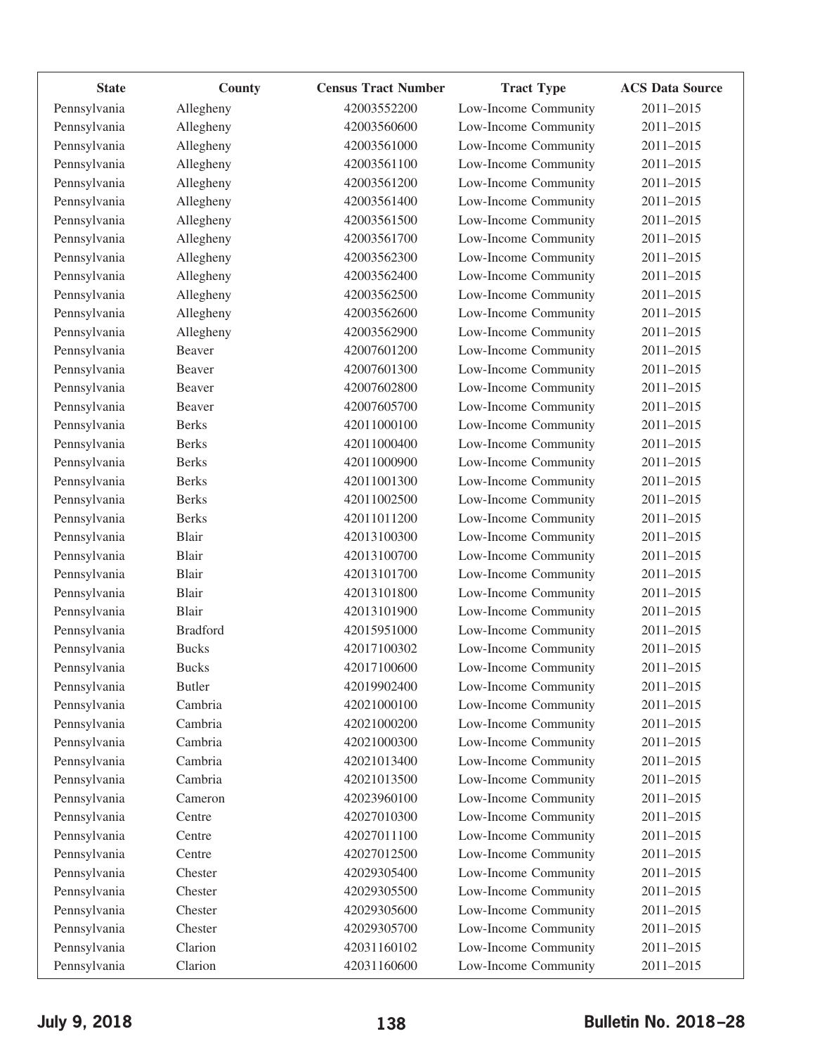| State | County | Census Tract Number | Tract Type | ACS Data Source |
|---|---|---|---|---|
| Pennsylvania | Allegheny | 42003552200 | Low-Income Community | 2011–2015 |
| Pennsylvania | Allegheny | 42003560600 | Low-Income Community | 2011–2015 |
| Pennsylvania | Allegheny | 42003561000 | Low-Income Community | 2011–2015 |
| Pennsylvania | Allegheny | 42003561100 | Low-Income Community | 2011–2015 |
| Pennsylvania | Allegheny | 42003561200 | Low-Income Community | 2011–2015 |
| Pennsylvania | Allegheny | 42003561400 | Low-Income Community | 2011–2015 |
| Pennsylvania | Allegheny | 42003561500 | Low-Income Community | 2011–2015 |
| Pennsylvania | Allegheny | 42003561700 | Low-Income Community | 2011–2015 |
| Pennsylvania | Allegheny | 42003562300 | Low-Income Community | 2011–2015 |
| Pennsylvania | Allegheny | 42003562400 | Low-Income Community | 2011–2015 |
| Pennsylvania | Allegheny | 42003562500 | Low-Income Community | 2011–2015 |
| Pennsylvania | Allegheny | 42003562600 | Low-Income Community | 2011–2015 |
| Pennsylvania | Allegheny | 42003562900 | Low-Income Community | 2011–2015 |
| Pennsylvania | Beaver | 42007601200 | Low-Income Community | 2011–2015 |
| Pennsylvania | Beaver | 42007601300 | Low-Income Community | 2011–2015 |
| Pennsylvania | Beaver | 42007602800 | Low-Income Community | 2011–2015 |
| Pennsylvania | Beaver | 42007605700 | Low-Income Community | 2011–2015 |
| Pennsylvania | Berks | 42011000100 | Low-Income Community | 2011–2015 |
| Pennsylvania | Berks | 42011000400 | Low-Income Community | 2011–2015 |
| Pennsylvania | Berks | 42011000900 | Low-Income Community | 2011–2015 |
| Pennsylvania | Berks | 42011001300 | Low-Income Community | 2011–2015 |
| Pennsylvania | Berks | 42011002500 | Low-Income Community | 2011–2015 |
| Pennsylvania | Berks | 42011011200 | Low-Income Community | 2011–2015 |
| Pennsylvania | Blair | 42013100300 | Low-Income Community | 2011–2015 |
| Pennsylvania | Blair | 42013100700 | Low-Income Community | 2011–2015 |
| Pennsylvania | Blair | 42013101700 | Low-Income Community | 2011–2015 |
| Pennsylvania | Blair | 42013101800 | Low-Income Community | 2011–2015 |
| Pennsylvania | Blair | 42013101900 | Low-Income Community | 2011–2015 |
| Pennsylvania | Bradford | 42015951000 | Low-Income Community | 2011–2015 |
| Pennsylvania | Bucks | 42017100302 | Low-Income Community | 2011–2015 |
| Pennsylvania | Bucks | 42017100600 | Low-Income Community | 2011–2015 |
| Pennsylvania | Butler | 42019902400 | Low-Income Community | 2011–2015 |
| Pennsylvania | Cambria | 42021000100 | Low-Income Community | 2011–2015 |
| Pennsylvania | Cambria | 42021000200 | Low-Income Community | 2011–2015 |
| Pennsylvania | Cambria | 42021000300 | Low-Income Community | 2011–2015 |
| Pennsylvania | Cambria | 42021013400 | Low-Income Community | 2011–2015 |
| Pennsylvania | Cambria | 42021013500 | Low-Income Community | 2011–2015 |
| Pennsylvania | Cameron | 42023960100 | Low-Income Community | 2011–2015 |
| Pennsylvania | Centre | 42027010300 | Low-Income Community | 2011–2015 |
| Pennsylvania | Centre | 42027011100 | Low-Income Community | 2011–2015 |
| Pennsylvania | Centre | 42027012500 | Low-Income Community | 2011–2015 |
| Pennsylvania | Chester | 42029305400 | Low-Income Community | 2011–2015 |
| Pennsylvania | Chester | 42029305500 | Low-Income Community | 2011–2015 |
| Pennsylvania | Chester | 42029305600 | Low-Income Community | 2011–2015 |
| Pennsylvania | Chester | 42029305700 | Low-Income Community | 2011–2015 |
| Pennsylvania | Clarion | 42031160102 | Low-Income Community | 2011–2015 |
| Pennsylvania | Clarion | 42031160600 | Low-Income Community | 2011–2015 |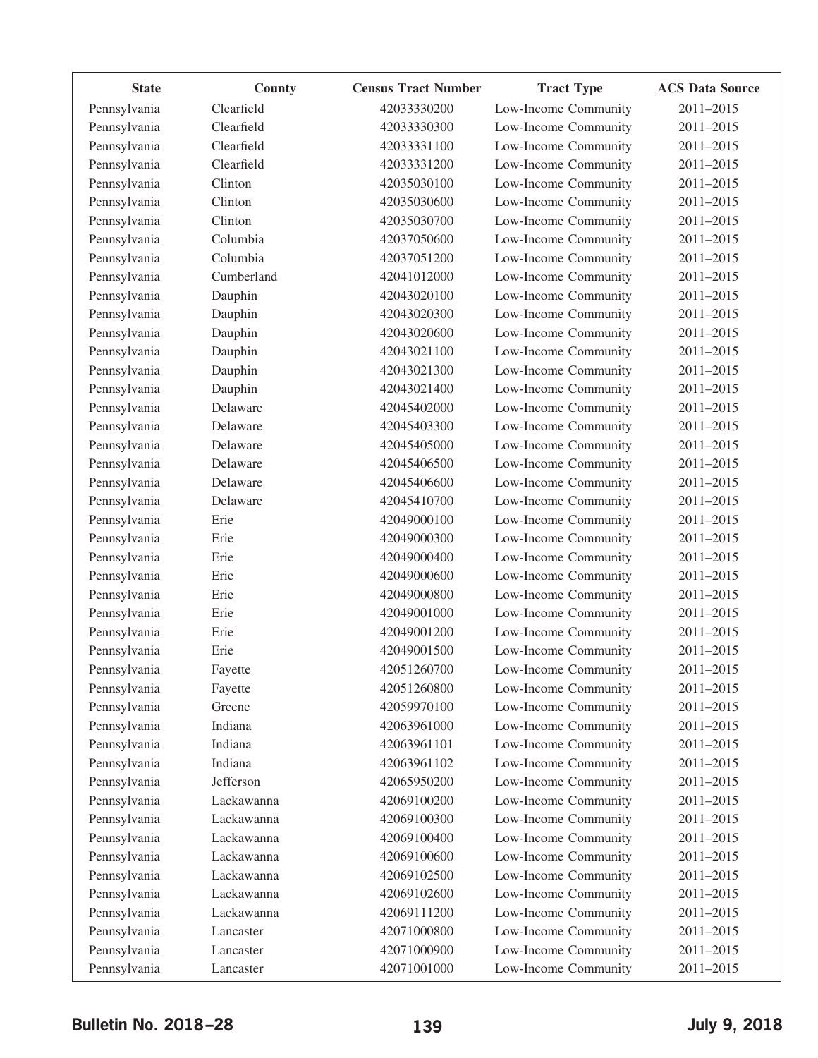| State | County | Census Tract Number | Tract Type | ACS Data Source |
|---|---|---|---|---|
| Pennsylvania | Clearfield | 42033330200 | Low-Income Community | 2011–2015 |
| Pennsylvania | Clearfield | 42033330300 | Low-Income Community | 2011–2015 |
| Pennsylvania | Clearfield | 42033331100 | Low-Income Community | 2011–2015 |
| Pennsylvania | Clearfield | 42033331200 | Low-Income Community | 2011–2015 |
| Pennsylvania | Clinton | 42035030100 | Low-Income Community | 2011–2015 |
| Pennsylvania | Clinton | 42035030600 | Low-Income Community | 2011–2015 |
| Pennsylvania | Clinton | 42035030700 | Low-Income Community | 2011–2015 |
| Pennsylvania | Columbia | 42037050600 | Low-Income Community | 2011–2015 |
| Pennsylvania | Columbia | 42037051200 | Low-Income Community | 2011–2015 |
| Pennsylvania | Cumberland | 42041012000 | Low-Income Community | 2011–2015 |
| Pennsylvania | Dauphin | 42043020100 | Low-Income Community | 2011–2015 |
| Pennsylvania | Dauphin | 42043020300 | Low-Income Community | 2011–2015 |
| Pennsylvania | Dauphin | 42043020600 | Low-Income Community | 2011–2015 |
| Pennsylvania | Dauphin | 42043021100 | Low-Income Community | 2011–2015 |
| Pennsylvania | Dauphin | 42043021300 | Low-Income Community | 2011–2015 |
| Pennsylvania | Dauphin | 42043021400 | Low-Income Community | 2011–2015 |
| Pennsylvania | Delaware | 42045402000 | Low-Income Community | 2011–2015 |
| Pennsylvania | Delaware | 42045403300 | Low-Income Community | 2011–2015 |
| Pennsylvania | Delaware | 42045405000 | Low-Income Community | 2011–2015 |
| Pennsylvania | Delaware | 42045406500 | Low-Income Community | 2011–2015 |
| Pennsylvania | Delaware | 42045406600 | Low-Income Community | 2011–2015 |
| Pennsylvania | Delaware | 42045410700 | Low-Income Community | 2011–2015 |
| Pennsylvania | Erie | 42049000100 | Low-Income Community | 2011–2015 |
| Pennsylvania | Erie | 42049000300 | Low-Income Community | 2011–2015 |
| Pennsylvania | Erie | 42049000400 | Low-Income Community | 2011–2015 |
| Pennsylvania | Erie | 42049000600 | Low-Income Community | 2011–2015 |
| Pennsylvania | Erie | 42049000800 | Low-Income Community | 2011–2015 |
| Pennsylvania | Erie | 42049001000 | Low-Income Community | 2011–2015 |
| Pennsylvania | Erie | 42049001200 | Low-Income Community | 2011–2015 |
| Pennsylvania | Erie | 42049001500 | Low-Income Community | 2011–2015 |
| Pennsylvania | Fayette | 42051260700 | Low-Income Community | 2011–2015 |
| Pennsylvania | Fayette | 42051260800 | Low-Income Community | 2011–2015 |
| Pennsylvania | Greene | 42059970100 | Low-Income Community | 2011–2015 |
| Pennsylvania | Indiana | 42063961000 | Low-Income Community | 2011–2015 |
| Pennsylvania | Indiana | 42063961101 | Low-Income Community | 2011–2015 |
| Pennsylvania | Indiana | 42063961102 | Low-Income Community | 2011–2015 |
| Pennsylvania | Jefferson | 42065950200 | Low-Income Community | 2011–2015 |
| Pennsylvania | Lackawanna | 42069100200 | Low-Income Community | 2011–2015 |
| Pennsylvania | Lackawanna | 42069100300 | Low-Income Community | 2011–2015 |
| Pennsylvania | Lackawanna | 42069100400 | Low-Income Community | 2011–2015 |
| Pennsylvania | Lackawanna | 42069100600 | Low-Income Community | 2011–2015 |
| Pennsylvania | Lackawanna | 42069102500 | Low-Income Community | 2011–2015 |
| Pennsylvania | Lackawanna | 42069102600 | Low-Income Community | 2011–2015 |
| Pennsylvania | Lackawanna | 42069111200 | Low-Income Community | 2011–2015 |
| Pennsylvania | Lancaster | 42071000800 | Low-Income Community | 2011–2015 |
| Pennsylvania | Lancaster | 42071000900 | Low-Income Community | 2011–2015 |
| Pennsylvania | Lancaster | 42071001000 | Low-Income Community | 2011–2015 |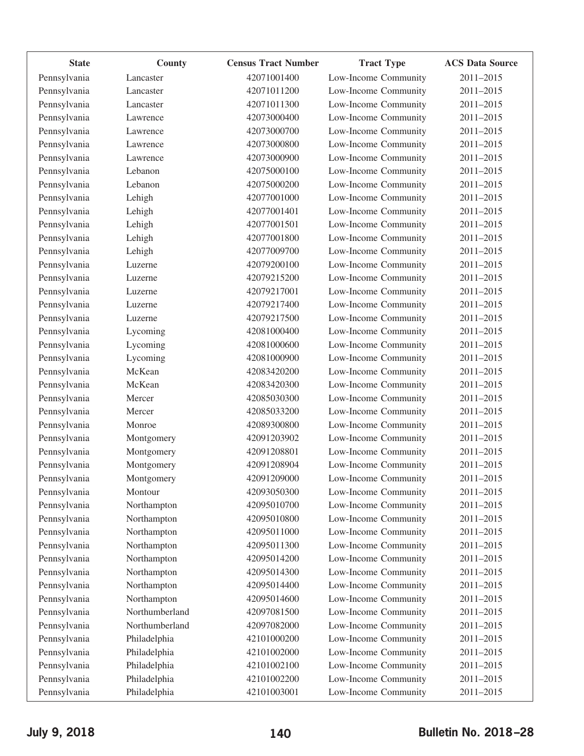| State | County | Census Tract Number | Tract Type | ACS Data Source |
|---|---|---|---|---|
| Pennsylvania | Lancaster | 42071001400 | Low-Income Community | 2011–2015 |
| Pennsylvania | Lancaster | 42071011200 | Low-Income Community | 2011–2015 |
| Pennsylvania | Lancaster | 42071011300 | Low-Income Community | 2011–2015 |
| Pennsylvania | Lawrence | 42073000400 | Low-Income Community | 2011–2015 |
| Pennsylvania | Lawrence | 42073000700 | Low-Income Community | 2011–2015 |
| Pennsylvania | Lawrence | 42073000800 | Low-Income Community | 2011–2015 |
| Pennsylvania | Lawrence | 42073000900 | Low-Income Community | 2011–2015 |
| Pennsylvania | Lebanon | 42075000100 | Low-Income Community | 2011–2015 |
| Pennsylvania | Lebanon | 42075000200 | Low-Income Community | 2011–2015 |
| Pennsylvania | Lehigh | 42077001000 | Low-Income Community | 2011–2015 |
| Pennsylvania | Lehigh | 42077001401 | Low-Income Community | 2011–2015 |
| Pennsylvania | Lehigh | 42077001501 | Low-Income Community | 2011–2015 |
| Pennsylvania | Lehigh | 42077001800 | Low-Income Community | 2011–2015 |
| Pennsylvania | Lehigh | 42077009700 | Low-Income Community | 2011–2015 |
| Pennsylvania | Luzerne | 42079200100 | Low-Income Community | 2011–2015 |
| Pennsylvania | Luzerne | 42079215200 | Low-Income Community | 2011–2015 |
| Pennsylvania | Luzerne | 42079217001 | Low-Income Community | 2011–2015 |
| Pennsylvania | Luzerne | 42079217400 | Low-Income Community | 2011–2015 |
| Pennsylvania | Luzerne | 42079217500 | Low-Income Community | 2011–2015 |
| Pennsylvania | Lycoming | 42081000400 | Low-Income Community | 2011–2015 |
| Pennsylvania | Lycoming | 42081000600 | Low-Income Community | 2011–2015 |
| Pennsylvania | Lycoming | 42081000900 | Low-Income Community | 2011–2015 |
| Pennsylvania | McKean | 42083420200 | Low-Income Community | 2011–2015 |
| Pennsylvania | McKean | 42083420300 | Low-Income Community | 2011–2015 |
| Pennsylvania | Mercer | 42085030300 | Low-Income Community | 2011–2015 |
| Pennsylvania | Mercer | 42085033200 | Low-Income Community | 2011–2015 |
| Pennsylvania | Monroe | 42089300800 | Low-Income Community | 2011–2015 |
| Pennsylvania | Montgomery | 42091203902 | Low-Income Community | 2011–2015 |
| Pennsylvania | Montgomery | 42091208801 | Low-Income Community | 2011–2015 |
| Pennsylvania | Montgomery | 42091208904 | Low-Income Community | 2011–2015 |
| Pennsylvania | Montgomery | 42091209000 | Low-Income Community | 2011–2015 |
| Pennsylvania | Montour | 42093050300 | Low-Income Community | 2011–2015 |
| Pennsylvania | Northampton | 42095010700 | Low-Income Community | 2011–2015 |
| Pennsylvania | Northampton | 42095010800 | Low-Income Community | 2011–2015 |
| Pennsylvania | Northampton | 42095011000 | Low-Income Community | 2011–2015 |
| Pennsylvania | Northampton | 42095011300 | Low-Income Community | 2011–2015 |
| Pennsylvania | Northampton | 42095014200 | Low-Income Community | 2011–2015 |
| Pennsylvania | Northampton | 42095014300 | Low-Income Community | 2011–2015 |
| Pennsylvania | Northampton | 42095014400 | Low-Income Community | 2011–2015 |
| Pennsylvania | Northampton | 42095014600 | Low-Income Community | 2011–2015 |
| Pennsylvania | Northumberland | 42097081500 | Low-Income Community | 2011–2015 |
| Pennsylvania | Northumberland | 42097082000 | Low-Income Community | 2011–2015 |
| Pennsylvania | Philadelphia | 42101000200 | Low-Income Community | 2011–2015 |
| Pennsylvania | Philadelphia | 42101002000 | Low-Income Community | 2011–2015 |
| Pennsylvania | Philadelphia | 42101002100 | Low-Income Community | 2011–2015 |
| Pennsylvania | Philadelphia | 42101002200 | Low-Income Community | 2011–2015 |
| Pennsylvania | Philadelphia | 42101003001 | Low-Income Community | 2011–2015 |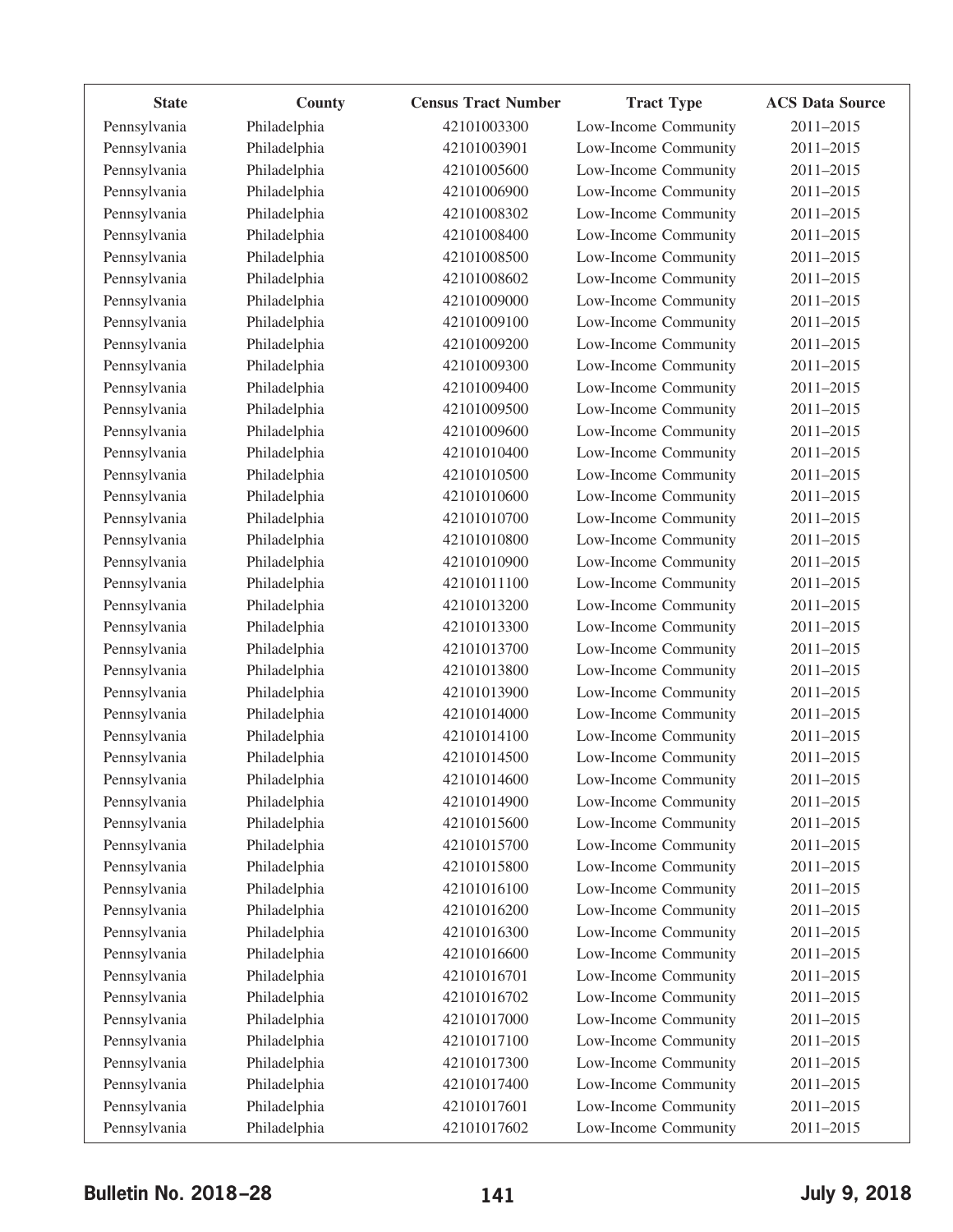| State | County | Census Tract Number | Tract Type | ACS Data Source |
|---|---|---|---|---|
| Pennsylvania | Philadelphia | 42101003300 | Low-Income Community | 2011–2015 |
| Pennsylvania | Philadelphia | 42101003901 | Low-Income Community | 2011–2015 |
| Pennsylvania | Philadelphia | 42101005600 | Low-Income Community | 2011–2015 |
| Pennsylvania | Philadelphia | 42101006900 | Low-Income Community | 2011–2015 |
| Pennsylvania | Philadelphia | 42101008302 | Low-Income Community | 2011–2015 |
| Pennsylvania | Philadelphia | 42101008400 | Low-Income Community | 2011–2015 |
| Pennsylvania | Philadelphia | 42101008500 | Low-Income Community | 2011–2015 |
| Pennsylvania | Philadelphia | 42101008602 | Low-Income Community | 2011–2015 |
| Pennsylvania | Philadelphia | 42101009000 | Low-Income Community | 2011–2015 |
| Pennsylvania | Philadelphia | 42101009100 | Low-Income Community | 2011–2015 |
| Pennsylvania | Philadelphia | 42101009200 | Low-Income Community | 2011–2015 |
| Pennsylvania | Philadelphia | 42101009300 | Low-Income Community | 2011–2015 |
| Pennsylvania | Philadelphia | 42101009400 | Low-Income Community | 2011–2015 |
| Pennsylvania | Philadelphia | 42101009500 | Low-Income Community | 2011–2015 |
| Pennsylvania | Philadelphia | 42101009600 | Low-Income Community | 2011–2015 |
| Pennsylvania | Philadelphia | 42101010400 | Low-Income Community | 2011–2015 |
| Pennsylvania | Philadelphia | 42101010500 | Low-Income Community | 2011–2015 |
| Pennsylvania | Philadelphia | 42101010600 | Low-Income Community | 2011–2015 |
| Pennsylvania | Philadelphia | 42101010700 | Low-Income Community | 2011–2015 |
| Pennsylvania | Philadelphia | 42101010800 | Low-Income Community | 2011–2015 |
| Pennsylvania | Philadelphia | 42101010900 | Low-Income Community | 2011–2015 |
| Pennsylvania | Philadelphia | 42101011100 | Low-Income Community | 2011–2015 |
| Pennsylvania | Philadelphia | 42101013200 | Low-Income Community | 2011–2015 |
| Pennsylvania | Philadelphia | 42101013300 | Low-Income Community | 2011–2015 |
| Pennsylvania | Philadelphia | 42101013700 | Low-Income Community | 2011–2015 |
| Pennsylvania | Philadelphia | 42101013800 | Low-Income Community | 2011–2015 |
| Pennsylvania | Philadelphia | 42101013900 | Low-Income Community | 2011–2015 |
| Pennsylvania | Philadelphia | 42101014000 | Low-Income Community | 2011–2015 |
| Pennsylvania | Philadelphia | 42101014100 | Low-Income Community | 2011–2015 |
| Pennsylvania | Philadelphia | 42101014500 | Low-Income Community | 2011–2015 |
| Pennsylvania | Philadelphia | 42101014600 | Low-Income Community | 2011–2015 |
| Pennsylvania | Philadelphia | 42101014900 | Low-Income Community | 2011–2015 |
| Pennsylvania | Philadelphia | 42101015600 | Low-Income Community | 2011–2015 |
| Pennsylvania | Philadelphia | 42101015700 | Low-Income Community | 2011–2015 |
| Pennsylvania | Philadelphia | 42101015800 | Low-Income Community | 2011–2015 |
| Pennsylvania | Philadelphia | 42101016100 | Low-Income Community | 2011–2015 |
| Pennsylvania | Philadelphia | 42101016200 | Low-Income Community | 2011–2015 |
| Pennsylvania | Philadelphia | 42101016300 | Low-Income Community | 2011–2015 |
| Pennsylvania | Philadelphia | 42101016600 | Low-Income Community | 2011–2015 |
| Pennsylvania | Philadelphia | 42101016701 | Low-Income Community | 2011–2015 |
| Pennsylvania | Philadelphia | 42101016702 | Low-Income Community | 2011–2015 |
| Pennsylvania | Philadelphia | 42101017000 | Low-Income Community | 2011–2015 |
| Pennsylvania | Philadelphia | 42101017100 | Low-Income Community | 2011–2015 |
| Pennsylvania | Philadelphia | 42101017300 | Low-Income Community | 2011–2015 |
| Pennsylvania | Philadelphia | 42101017400 | Low-Income Community | 2011–2015 |
| Pennsylvania | Philadelphia | 42101017601 | Low-Income Community | 2011–2015 |
| Pennsylvania | Philadelphia | 42101017602 | Low-Income Community | 2011–2015 |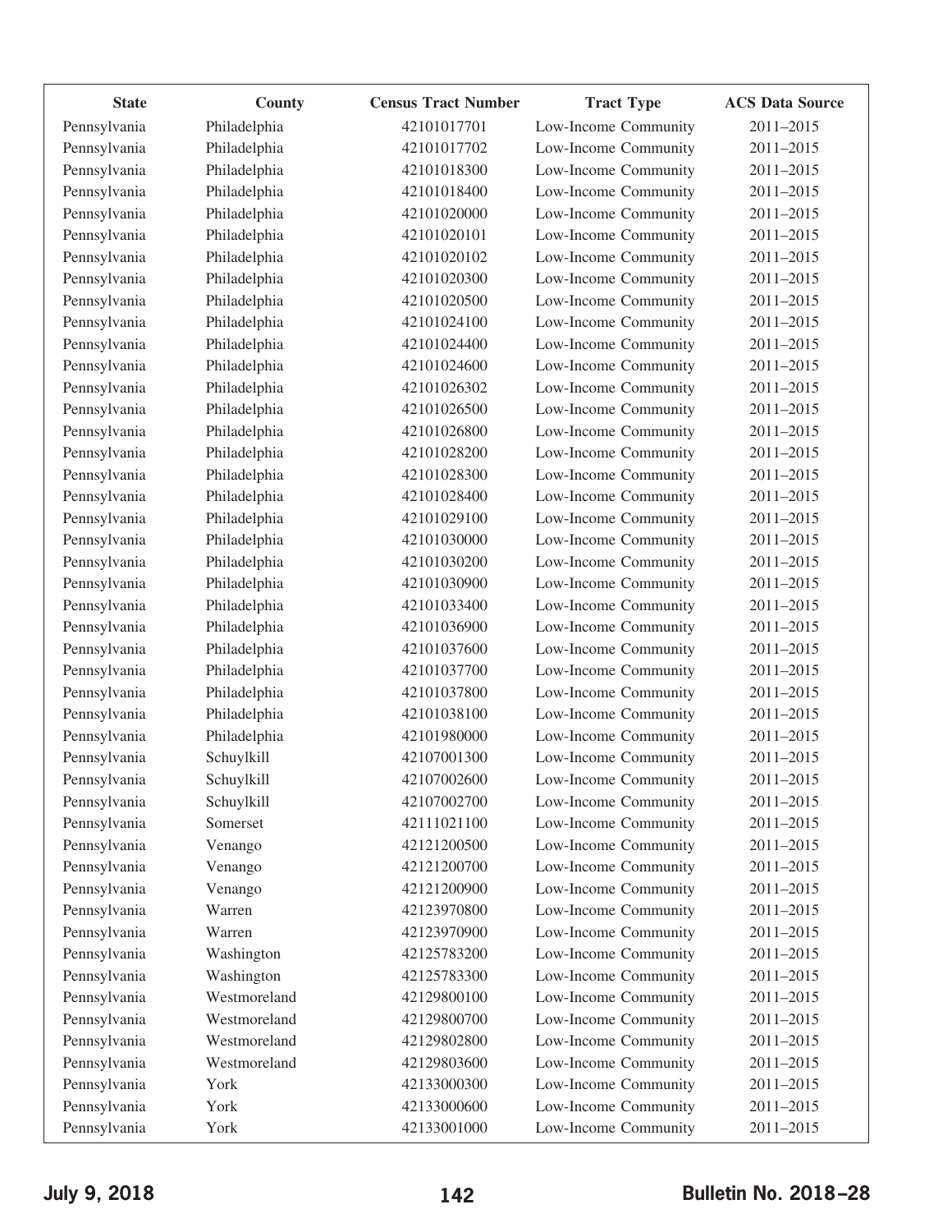| State | County | Census Tract Number | Tract Type | ACS Data Source |
|---|---|---|---|---|
| Pennsylvania | Philadelphia | 42101017701 | Low-Income Community | 2011–2015 |
| Pennsylvania | Philadelphia | 42101017702 | Low-Income Community | 2011–2015 |
| Pennsylvania | Philadelphia | 42101018300 | Low-Income Community | 2011–2015 |
| Pennsylvania | Philadelphia | 42101018400 | Low-Income Community | 2011–2015 |
| Pennsylvania | Philadelphia | 42101020000 | Low-Income Community | 2011–2015 |
| Pennsylvania | Philadelphia | 42101020101 | Low-Income Community | 2011–2015 |
| Pennsylvania | Philadelphia | 42101020102 | Low-Income Community | 2011–2015 |
| Pennsylvania | Philadelphia | 42101020300 | Low-Income Community | 2011–2015 |
| Pennsylvania | Philadelphia | 42101020500 | Low-Income Community | 2011–2015 |
| Pennsylvania | Philadelphia | 42101024100 | Low-Income Community | 2011–2015 |
| Pennsylvania | Philadelphia | 42101024400 | Low-Income Community | 2011–2015 |
| Pennsylvania | Philadelphia | 42101024600 | Low-Income Community | 2011–2015 |
| Pennsylvania | Philadelphia | 42101026302 | Low-Income Community | 2011–2015 |
| Pennsylvania | Philadelphia | 42101026500 | Low-Income Community | 2011–2015 |
| Pennsylvania | Philadelphia | 42101026800 | Low-Income Community | 2011–2015 |
| Pennsylvania | Philadelphia | 42101028200 | Low-Income Community | 2011–2015 |
| Pennsylvania | Philadelphia | 42101028300 | Low-Income Community | 2011–2015 |
| Pennsylvania | Philadelphia | 42101028400 | Low-Income Community | 2011–2015 |
| Pennsylvania | Philadelphia | 42101029100 | Low-Income Community | 2011–2015 |
| Pennsylvania | Philadelphia | 42101030000 | Low-Income Community | 2011–2015 |
| Pennsylvania | Philadelphia | 42101030200 | Low-Income Community | 2011–2015 |
| Pennsylvania | Philadelphia | 42101030900 | Low-Income Community | 2011–2015 |
| Pennsylvania | Philadelphia | 42101033400 | Low-Income Community | 2011–2015 |
| Pennsylvania | Philadelphia | 42101036900 | Low-Income Community | 2011–2015 |
| Pennsylvania | Philadelphia | 42101037600 | Low-Income Community | 2011–2015 |
| Pennsylvania | Philadelphia | 42101037700 | Low-Income Community | 2011–2015 |
| Pennsylvania | Philadelphia | 42101037800 | Low-Income Community | 2011–2015 |
| Pennsylvania | Philadelphia | 42101038100 | Low-Income Community | 2011–2015 |
| Pennsylvania | Philadelphia | 42101980000 | Low-Income Community | 2011–2015 |
| Pennsylvania | Schuylkill | 42107001300 | Low-Income Community | 2011–2015 |
| Pennsylvania | Schuylkill | 42107002600 | Low-Income Community | 2011–2015 |
| Pennsylvania | Schuylkill | 42107002700 | Low-Income Community | 2011–2015 |
| Pennsylvania | Somerset | 42111021100 | Low-Income Community | 2011–2015 |
| Pennsylvania | Venango | 42121200500 | Low-Income Community | 2011–2015 |
| Pennsylvania | Venango | 42121200700 | Low-Income Community | 2011–2015 |
| Pennsylvania | Venango | 42121200900 | Low-Income Community | 2011–2015 |
| Pennsylvania | Warren | 42123970800 | Low-Income Community | 2011–2015 |
| Pennsylvania | Warren | 42123970900 | Low-Income Community | 2011–2015 |
| Pennsylvania | Washington | 42125783200 | Low-Income Community | 2011–2015 |
| Pennsylvania | Washington | 42125783300 | Low-Income Community | 2011–2015 |
| Pennsylvania | Westmoreland | 42129800100 | Low-Income Community | 2011–2015 |
| Pennsylvania | Westmoreland | 42129800700 | Low-Income Community | 2011–2015 |
| Pennsylvania | Westmoreland | 42129802800 | Low-Income Community | 2011–2015 |
| Pennsylvania | Westmoreland | 42129803600 | Low-Income Community | 2011–2015 |
| Pennsylvania | York | 42133000300 | Low-Income Community | 2011–2015 |
| Pennsylvania | York | 42133000600 | Low-Income Community | 2011–2015 |
| Pennsylvania | York | 42133001000 | Low-Income Community | 2011–2015 |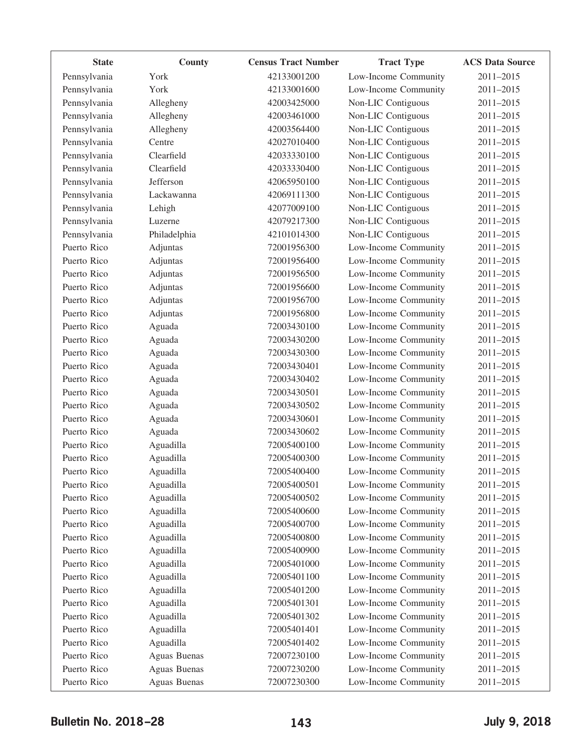| State | County | Census Tract Number | Tract Type | ACS Data Source |
|---|---|---|---|---|
| Pennsylvania | York | 42133001200 | Low-Income Community | 2011–2015 |
| Pennsylvania | York | 42133001600 | Low-Income Community | 2011–2015 |
| Pennsylvania | Allegheny | 42003425000 | Non-LIC Contiguous | 2011–2015 |
| Pennsylvania | Allegheny | 42003461000 | Non-LIC Contiguous | 2011–2015 |
| Pennsylvania | Allegheny | 42003564400 | Non-LIC Contiguous | 2011–2015 |
| Pennsylvania | Centre | 42027010400 | Non-LIC Contiguous | 2011–2015 |
| Pennsylvania | Clearfield | 42033330100 | Non-LIC Contiguous | 2011–2015 |
| Pennsylvania | Clearfield | 42033330400 | Non-LIC Contiguous | 2011–2015 |
| Pennsylvania | Jefferson | 42065950100 | Non-LIC Contiguous | 2011–2015 |
| Pennsylvania | Lackawanna | 42069111300 | Non-LIC Contiguous | 2011–2015 |
| Pennsylvania | Lehigh | 42077009100 | Non-LIC Contiguous | 2011–2015 |
| Pennsylvania | Luzerne | 42079217300 | Non-LIC Contiguous | 2011–2015 |
| Pennsylvania | Philadelphia | 42101014300 | Non-LIC Contiguous | 2011–2015 |
| Puerto Rico | Adjuntas | 72001956300 | Low-Income Community | 2011–2015 |
| Puerto Rico | Adjuntas | 72001956400 | Low-Income Community | 2011–2015 |
| Puerto Rico | Adjuntas | 72001956500 | Low-Income Community | 2011–2015 |
| Puerto Rico | Adjuntas | 72001956600 | Low-Income Community | 2011–2015 |
| Puerto Rico | Adjuntas | 72001956700 | Low-Income Community | 2011–2015 |
| Puerto Rico | Adjuntas | 72001956800 | Low-Income Community | 2011–2015 |
| Puerto Rico | Aguada | 72003430100 | Low-Income Community | 2011–2015 |
| Puerto Rico | Aguada | 72003430200 | Low-Income Community | 2011–2015 |
| Puerto Rico | Aguada | 72003430300 | Low-Income Community | 2011–2015 |
| Puerto Rico | Aguada | 72003430401 | Low-Income Community | 2011–2015 |
| Puerto Rico | Aguada | 72003430402 | Low-Income Community | 2011–2015 |
| Puerto Rico | Aguada | 72003430501 | Low-Income Community | 2011–2015 |
| Puerto Rico | Aguada | 72003430502 | Low-Income Community | 2011–2015 |
| Puerto Rico | Aguada | 72003430601 | Low-Income Community | 2011–2015 |
| Puerto Rico | Aguada | 72003430602 | Low-Income Community | 2011–2015 |
| Puerto Rico | Aguadilla | 72005400100 | Low-Income Community | 2011–2015 |
| Puerto Rico | Aguadilla | 72005400300 | Low-Income Community | 2011–2015 |
| Puerto Rico | Aguadilla | 72005400400 | Low-Income Community | 2011–2015 |
| Puerto Rico | Aguadilla | 72005400501 | Low-Income Community | 2011–2015 |
| Puerto Rico | Aguadilla | 72005400502 | Low-Income Community | 2011–2015 |
| Puerto Rico | Aguadilla | 72005400600 | Low-Income Community | 2011–2015 |
| Puerto Rico | Aguadilla | 72005400700 | Low-Income Community | 2011–2015 |
| Puerto Rico | Aguadilla | 72005400800 | Low-Income Community | 2011–2015 |
| Puerto Rico | Aguadilla | 72005400900 | Low-Income Community | 2011–2015 |
| Puerto Rico | Aguadilla | 72005401000 | Low-Income Community | 2011–2015 |
| Puerto Rico | Aguadilla | 72005401100 | Low-Income Community | 2011–2015 |
| Puerto Rico | Aguadilla | 72005401200 | Low-Income Community | 2011–2015 |
| Puerto Rico | Aguadilla | 72005401301 | Low-Income Community | 2011–2015 |
| Puerto Rico | Aguadilla | 72005401302 | Low-Income Community | 2011–2015 |
| Puerto Rico | Aguadilla | 72005401401 | Low-Income Community | 2011–2015 |
| Puerto Rico | Aguadilla | 72005401402 | Low-Income Community | 2011–2015 |
| Puerto Rico | Aguas Buenas | 72007230100 | Low-Income Community | 2011–2015 |
| Puerto Rico | Aguas Buenas | 72007230200 | Low-Income Community | 2011–2015 |
| Puerto Rico | Aguas Buenas | 72007230300 | Low-Income Community | 2011–2015 |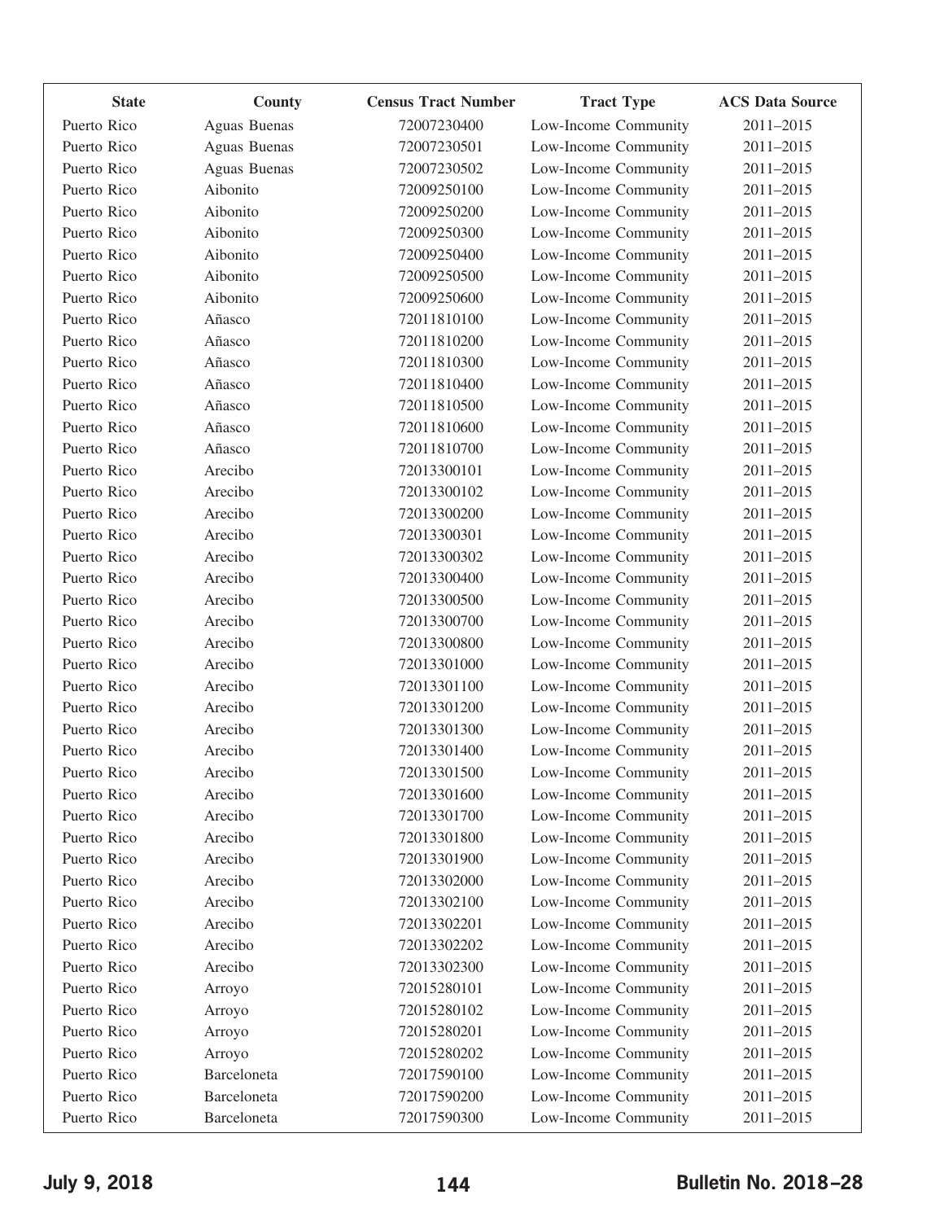| State | County | Census Tract Number | Tract Type | ACS Data Source |
|---|---|---|---|---|
| Puerto Rico | Aguas Buenas | 72007230400 | Low-Income Community | 2011–2015 |
| Puerto Rico | Aguas Buenas | 72007230501 | Low-Income Community | 2011–2015 |
| Puerto Rico | Aguas Buenas | 72007230502 | Low-Income Community | 2011–2015 |
| Puerto Rico | Aibonito | 72009250100 | Low-Income Community | 2011–2015 |
| Puerto Rico | Aibonito | 72009250200 | Low-Income Community | 2011–2015 |
| Puerto Rico | Aibonito | 72009250300 | Low-Income Community | 2011–2015 |
| Puerto Rico | Aibonito | 72009250400 | Low-Income Community | 2011–2015 |
| Puerto Rico | Aibonito | 72009250500 | Low-Income Community | 2011–2015 |
| Puerto Rico | Aibonito | 72009250600 | Low-Income Community | 2011–2015 |
| Puerto Rico | Añasco | 72011810100 | Low-Income Community | 2011–2015 |
| Puerto Rico | Añasco | 72011810200 | Low-Income Community | 2011–2015 |
| Puerto Rico | Añasco | 72011810300 | Low-Income Community | 2011–2015 |
| Puerto Rico | Añasco | 72011810400 | Low-Income Community | 2011–2015 |
| Puerto Rico | Añasco | 72011810500 | Low-Income Community | 2011–2015 |
| Puerto Rico | Añasco | 72011810600 | Low-Income Community | 2011–2015 |
| Puerto Rico | Añasco | 72011810700 | Low-Income Community | 2011–2015 |
| Puerto Rico | Arecibo | 72013300101 | Low-Income Community | 2011–2015 |
| Puerto Rico | Arecibo | 72013300102 | Low-Income Community | 2011–2015 |
| Puerto Rico | Arecibo | 72013300200 | Low-Income Community | 2011–2015 |
| Puerto Rico | Arecibo | 72013300301 | Low-Income Community | 2011–2015 |
| Puerto Rico | Arecibo | 72013300302 | Low-Income Community | 2011–2015 |
| Puerto Rico | Arecibo | 72013300400 | Low-Income Community | 2011–2015 |
| Puerto Rico | Arecibo | 72013300500 | Low-Income Community | 2011–2015 |
| Puerto Rico | Arecibo | 72013300700 | Low-Income Community | 2011–2015 |
| Puerto Rico | Arecibo | 72013300800 | Low-Income Community | 2011–2015 |
| Puerto Rico | Arecibo | 72013301000 | Low-Income Community | 2011–2015 |
| Puerto Rico | Arecibo | 72013301100 | Low-Income Community | 2011–2015 |
| Puerto Rico | Arecibo | 72013301200 | Low-Income Community | 2011–2015 |
| Puerto Rico | Arecibo | 72013301300 | Low-Income Community | 2011–2015 |
| Puerto Rico | Arecibo | 72013301400 | Low-Income Community | 2011–2015 |
| Puerto Rico | Arecibo | 72013301500 | Low-Income Community | 2011–2015 |
| Puerto Rico | Arecibo | 72013301600 | Low-Income Community | 2011–2015 |
| Puerto Rico | Arecibo | 72013301700 | Low-Income Community | 2011–2015 |
| Puerto Rico | Arecibo | 72013301800 | Low-Income Community | 2011–2015 |
| Puerto Rico | Arecibo | 72013301900 | Low-Income Community | 2011–2015 |
| Puerto Rico | Arecibo | 72013302000 | Low-Income Community | 2011–2015 |
| Puerto Rico | Arecibo | 72013302100 | Low-Income Community | 2011–2015 |
| Puerto Rico | Arecibo | 72013302201 | Low-Income Community | 2011–2015 |
| Puerto Rico | Arecibo | 72013302202 | Low-Income Community | 2011–2015 |
| Puerto Rico | Arecibo | 72013302300 | Low-Income Community | 2011–2015 |
| Puerto Rico | Arroyo | 72015280101 | Low-Income Community | 2011–2015 |
| Puerto Rico | Arroyo | 72015280102 | Low-Income Community | 2011–2015 |
| Puerto Rico | Arroyo | 72015280201 | Low-Income Community | 2011–2015 |
| Puerto Rico | Arroyo | 72015280202 | Low-Income Community | 2011–2015 |
| Puerto Rico | Barceloneta | 72017590100 | Low-Income Community | 2011–2015 |
| Puerto Rico | Barceloneta | 72017590200 | Low-Income Community | 2011–2015 |
| Puerto Rico | Barceloneta | 72017590300 | Low-Income Community | 2011–2015 |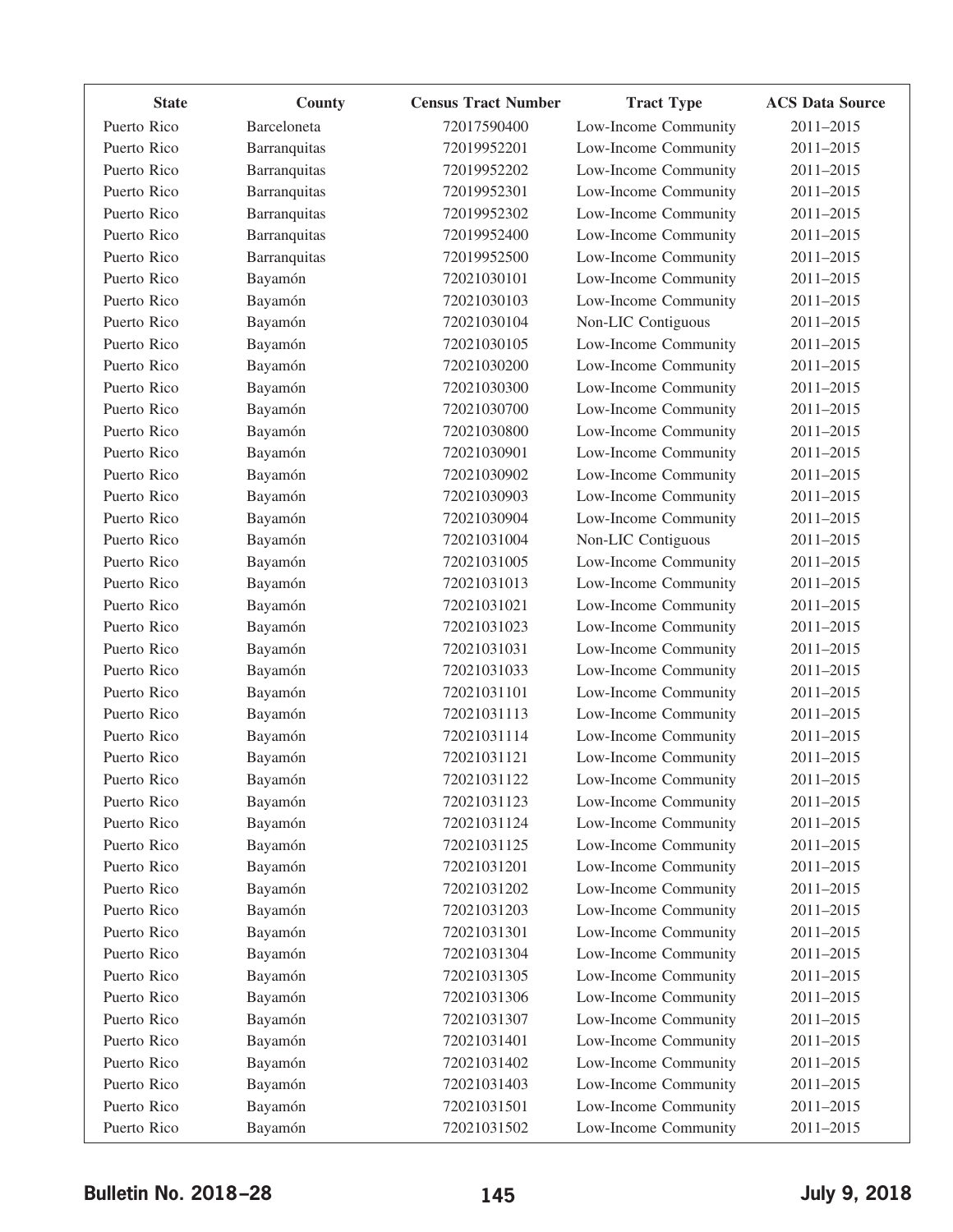| State | County | Census Tract Number | Tract Type | ACS Data Source |
|---|---|---|---|---|
| Puerto Rico | Barceloneta | 72017590400 | Low-Income Community | 2011–2015 |
| Puerto Rico | Barranquitas | 72019952201 | Low-Income Community | 2011–2015 |
| Puerto Rico | Barranquitas | 72019952202 | Low-Income Community | 2011–2015 |
| Puerto Rico | Barranquitas | 72019952301 | Low-Income Community | 2011–2015 |
| Puerto Rico | Barranquitas | 72019952302 | Low-Income Community | 2011–2015 |
| Puerto Rico | Barranquitas | 72019952400 | Low-Income Community | 2011–2015 |
| Puerto Rico | Barranquitas | 72019952500 | Low-Income Community | 2011–2015 |
| Puerto Rico | Bayamón | 72021030101 | Low-Income Community | 2011–2015 |
| Puerto Rico | Bayamón | 72021030103 | Low-Income Community | 2011–2015 |
| Puerto Rico | Bayamón | 72021030104 | Non-LIC Contiguous | 2011–2015 |
| Puerto Rico | Bayamón | 72021030105 | Low-Income Community | 2011–2015 |
| Puerto Rico | Bayamón | 72021030200 | Low-Income Community | 2011–2015 |
| Puerto Rico | Bayamón | 72021030300 | Low-Income Community | 2011–2015 |
| Puerto Rico | Bayamón | 72021030700 | Low-Income Community | 2011–2015 |
| Puerto Rico | Bayamón | 72021030800 | Low-Income Community | 2011–2015 |
| Puerto Rico | Bayamón | 72021030901 | Low-Income Community | 2011–2015 |
| Puerto Rico | Bayamón | 72021030902 | Low-Income Community | 2011–2015 |
| Puerto Rico | Bayamón | 72021030903 | Low-Income Community | 2011–2015 |
| Puerto Rico | Bayamón | 72021030904 | Low-Income Community | 2011–2015 |
| Puerto Rico | Bayamón | 72021031004 | Non-LIC Contiguous | 2011–2015 |
| Puerto Rico | Bayamón | 72021031005 | Low-Income Community | 2011–2015 |
| Puerto Rico | Bayamón | 72021031013 | Low-Income Community | 2011–2015 |
| Puerto Rico | Bayamón | 72021031021 | Low-Income Community | 2011–2015 |
| Puerto Rico | Bayamón | 72021031023 | Low-Income Community | 2011–2015 |
| Puerto Rico | Bayamón | 72021031031 | Low-Income Community | 2011–2015 |
| Puerto Rico | Bayamón | 72021031033 | Low-Income Community | 2011–2015 |
| Puerto Rico | Bayamón | 72021031101 | Low-Income Community | 2011–2015 |
| Puerto Rico | Bayamón | 72021031113 | Low-Income Community | 2011–2015 |
| Puerto Rico | Bayamón | 72021031114 | Low-Income Community | 2011–2015 |
| Puerto Rico | Bayamón | 72021031121 | Low-Income Community | 2011–2015 |
| Puerto Rico | Bayamón | 72021031122 | Low-Income Community | 2011–2015 |
| Puerto Rico | Bayamón | 72021031123 | Low-Income Community | 2011–2015 |
| Puerto Rico | Bayamón | 72021031124 | Low-Income Community | 2011–2015 |
| Puerto Rico | Bayamón | 72021031125 | Low-Income Community | 2011–2015 |
| Puerto Rico | Bayamón | 72021031201 | Low-Income Community | 2011–2015 |
| Puerto Rico | Bayamón | 72021031202 | Low-Income Community | 2011–2015 |
| Puerto Rico | Bayamón | 72021031203 | Low-Income Community | 2011–2015 |
| Puerto Rico | Bayamón | 72021031301 | Low-Income Community | 2011–2015 |
| Puerto Rico | Bayamón | 72021031304 | Low-Income Community | 2011–2015 |
| Puerto Rico | Bayamón | 72021031305 | Low-Income Community | 2011–2015 |
| Puerto Rico | Bayamón | 72021031306 | Low-Income Community | 2011–2015 |
| Puerto Rico | Bayamón | 72021031307 | Low-Income Community | 2011–2015 |
| Puerto Rico | Bayamón | 72021031401 | Low-Income Community | 2011–2015 |
| Puerto Rico | Bayamón | 72021031402 | Low-Income Community | 2011–2015 |
| Puerto Rico | Bayamón | 72021031403 | Low-Income Community | 2011–2015 |
| Puerto Rico | Bayamón | 72021031501 | Low-Income Community | 2011–2015 |
| Puerto Rico | Bayamón | 72021031502 | Low-Income Community | 2011–2015 |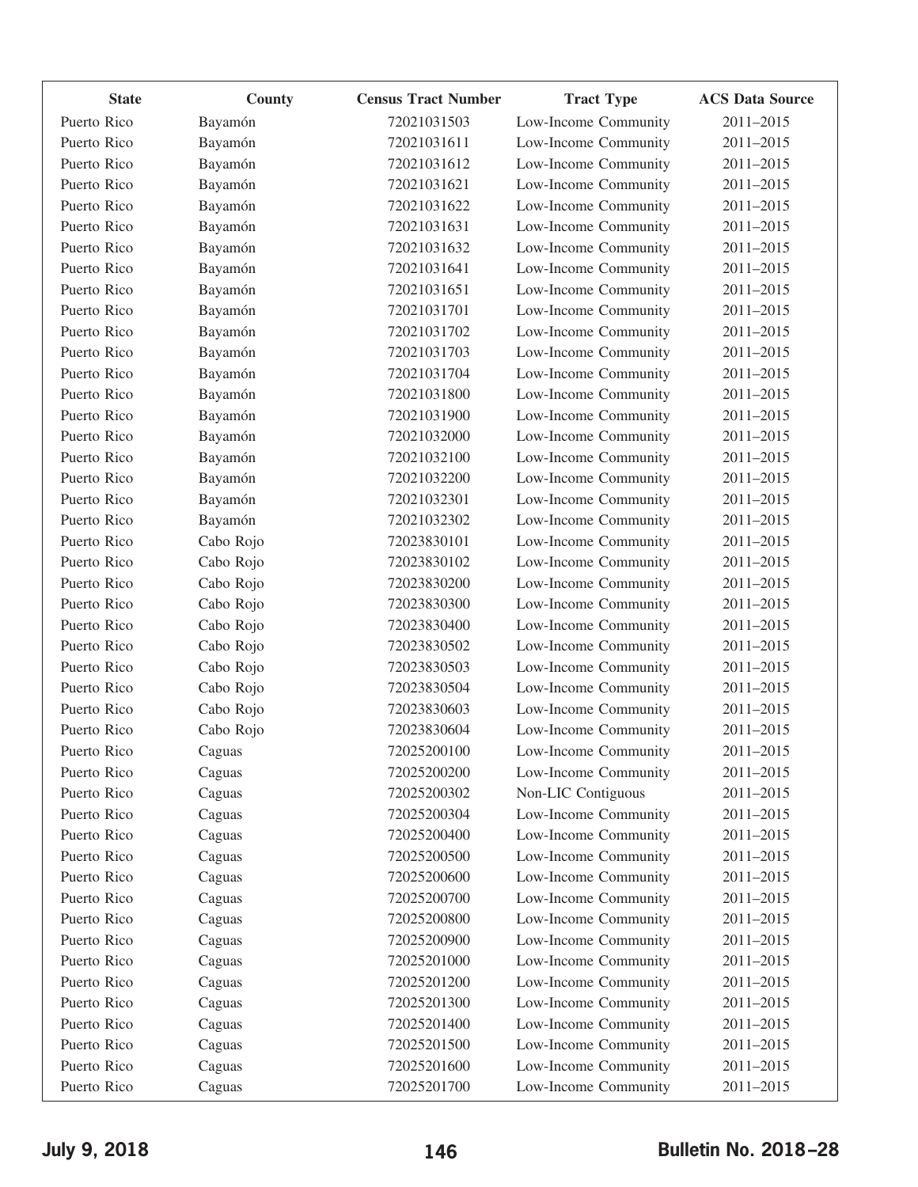| State | County | Census Tract Number | Tract Type | ACS Data Source |
|---|---|---|---|---|
| Puerto Rico | Bayamón | 72021031503 | Low-Income Community | 2011–2015 |
| Puerto Rico | Bayamón | 72021031611 | Low-Income Community | 2011–2015 |
| Puerto Rico | Bayamón | 72021031612 | Low-Income Community | 2011–2015 |
| Puerto Rico | Bayamón | 72021031621 | Low-Income Community | 2011–2015 |
| Puerto Rico | Bayamón | 72021031622 | Low-Income Community | 2011–2015 |
| Puerto Rico | Bayamón | 72021031631 | Low-Income Community | 2011–2015 |
| Puerto Rico | Bayamón | 72021031632 | Low-Income Community | 2011–2015 |
| Puerto Rico | Bayamón | 72021031641 | Low-Income Community | 2011–2015 |
| Puerto Rico | Bayamón | 72021031651 | Low-Income Community | 2011–2015 |
| Puerto Rico | Bayamón | 72021031701 | Low-Income Community | 2011–2015 |
| Puerto Rico | Bayamón | 72021031702 | Low-Income Community | 2011–2015 |
| Puerto Rico | Bayamón | 72021031703 | Low-Income Community | 2011–2015 |
| Puerto Rico | Bayamón | 72021031704 | Low-Income Community | 2011–2015 |
| Puerto Rico | Bayamón | 72021031800 | Low-Income Community | 2011–2015 |
| Puerto Rico | Bayamón | 72021031900 | Low-Income Community | 2011–2015 |
| Puerto Rico | Bayamón | 72021032000 | Low-Income Community | 2011–2015 |
| Puerto Rico | Bayamón | 72021032100 | Low-Income Community | 2011–2015 |
| Puerto Rico | Bayamón | 72021032200 | Low-Income Community | 2011–2015 |
| Puerto Rico | Bayamón | 72021032301 | Low-Income Community | 2011–2015 |
| Puerto Rico | Bayamón | 72021032302 | Low-Income Community | 2011–2015 |
| Puerto Rico | Cabo Rojo | 72023830101 | Low-Income Community | 2011–2015 |
| Puerto Rico | Cabo Rojo | 72023830102 | Low-Income Community | 2011–2015 |
| Puerto Rico | Cabo Rojo | 72023830200 | Low-Income Community | 2011–2015 |
| Puerto Rico | Cabo Rojo | 72023830300 | Low-Income Community | 2011–2015 |
| Puerto Rico | Cabo Rojo | 72023830400 | Low-Income Community | 2011–2015 |
| Puerto Rico | Cabo Rojo | 72023830502 | Low-Income Community | 2011–2015 |
| Puerto Rico | Cabo Rojo | 72023830503 | Low-Income Community | 2011–2015 |
| Puerto Rico | Cabo Rojo | 72023830504 | Low-Income Community | 2011–2015 |
| Puerto Rico | Cabo Rojo | 72023830603 | Low-Income Community | 2011–2015 |
| Puerto Rico | Cabo Rojo | 72023830604 | Low-Income Community | 2011–2015 |
| Puerto Rico | Caguas | 72025200100 | Low-Income Community | 2011–2015 |
| Puerto Rico | Caguas | 72025200200 | Low-Income Community | 2011–2015 |
| Puerto Rico | Caguas | 72025200302 | Non-LIC Contiguous | 2011–2015 |
| Puerto Rico | Caguas | 72025200304 | Low-Income Community | 2011–2015 |
| Puerto Rico | Caguas | 72025200400 | Low-Income Community | 2011–2015 |
| Puerto Rico | Caguas | 72025200500 | Low-Income Community | 2011–2015 |
| Puerto Rico | Caguas | 72025200600 | Low-Income Community | 2011–2015 |
| Puerto Rico | Caguas | 72025200700 | Low-Income Community | 2011–2015 |
| Puerto Rico | Caguas | 72025200800 | Low-Income Community | 2011–2015 |
| Puerto Rico | Caguas | 72025200900 | Low-Income Community | 2011–2015 |
| Puerto Rico | Caguas | 72025201000 | Low-Income Community | 2011–2015 |
| Puerto Rico | Caguas | 72025201200 | Low-Income Community | 2011–2015 |
| Puerto Rico | Caguas | 72025201300 | Low-Income Community | 2011–2015 |
| Puerto Rico | Caguas | 72025201400 | Low-Income Community | 2011–2015 |
| Puerto Rico | Caguas | 72025201500 | Low-Income Community | 2011–2015 |
| Puerto Rico | Caguas | 72025201600 | Low-Income Community | 2011–2015 |
| Puerto Rico | Caguas | 72025201700 | Low-Income Community | 2011–2015 |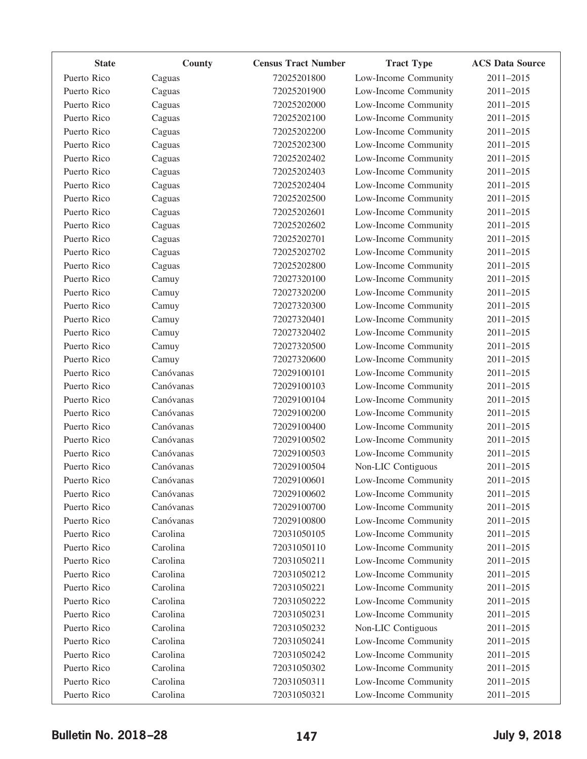| State | County | Census Tract Number | Tract Type | ACS Data Source |
|---|---|---|---|---|
| Puerto Rico | Caguas | 72025201800 | Low-Income Community | 2011–2015 |
| Puerto Rico | Caguas | 72025201900 | Low-Income Community | 2011–2015 |
| Puerto Rico | Caguas | 72025202000 | Low-Income Community | 2011–2015 |
| Puerto Rico | Caguas | 72025202100 | Low-Income Community | 2011–2015 |
| Puerto Rico | Caguas | 72025202200 | Low-Income Community | 2011–2015 |
| Puerto Rico | Caguas | 72025202300 | Low-Income Community | 2011–2015 |
| Puerto Rico | Caguas | 72025202402 | Low-Income Community | 2011–2015 |
| Puerto Rico | Caguas | 72025202403 | Low-Income Community | 2011–2015 |
| Puerto Rico | Caguas | 72025202404 | Low-Income Community | 2011–2015 |
| Puerto Rico | Caguas | 72025202500 | Low-Income Community | 2011–2015 |
| Puerto Rico | Caguas | 72025202601 | Low-Income Community | 2011–2015 |
| Puerto Rico | Caguas | 72025202602 | Low-Income Community | 2011–2015 |
| Puerto Rico | Caguas | 72025202701 | Low-Income Community | 2011–2015 |
| Puerto Rico | Caguas | 72025202702 | Low-Income Community | 2011–2015 |
| Puerto Rico | Caguas | 72025202800 | Low-Income Community | 2011–2015 |
| Puerto Rico | Camuy | 72027320100 | Low-Income Community | 2011–2015 |
| Puerto Rico | Camuy | 72027320200 | Low-Income Community | 2011–2015 |
| Puerto Rico | Camuy | 72027320300 | Low-Income Community | 2011–2015 |
| Puerto Rico | Camuy | 72027320401 | Low-Income Community | 2011–2015 |
| Puerto Rico | Camuy | 72027320402 | Low-Income Community | 2011–2015 |
| Puerto Rico | Camuy | 72027320500 | Low-Income Community | 2011–2015 |
| Puerto Rico | Camuy | 72027320600 | Low-Income Community | 2011–2015 |
| Puerto Rico | Canóvanas | 72029100101 | Low-Income Community | 2011–2015 |
| Puerto Rico | Canóvanas | 72029100103 | Low-Income Community | 2011–2015 |
| Puerto Rico | Canóvanas | 72029100104 | Low-Income Community | 2011–2015 |
| Puerto Rico | Canóvanas | 72029100200 | Low-Income Community | 2011–2015 |
| Puerto Rico | Canóvanas | 72029100400 | Low-Income Community | 2011–2015 |
| Puerto Rico | Canóvanas | 72029100502 | Low-Income Community | 2011–2015 |
| Puerto Rico | Canóvanas | 72029100503 | Low-Income Community | 2011–2015 |
| Puerto Rico | Canóvanas | 72029100504 | Non-LIC Contiguous | 2011–2015 |
| Puerto Rico | Canóvanas | 72029100601 | Low-Income Community | 2011–2015 |
| Puerto Rico | Canóvanas | 72029100602 | Low-Income Community | 2011–2015 |
| Puerto Rico | Canóvanas | 72029100700 | Low-Income Community | 2011–2015 |
| Puerto Rico | Canóvanas | 72029100800 | Low-Income Community | 2011–2015 |
| Puerto Rico | Carolina | 72031050105 | Low-Income Community | 2011–2015 |
| Puerto Rico | Carolina | 72031050110 | Low-Income Community | 2011–2015 |
| Puerto Rico | Carolina | 72031050211 | Low-Income Community | 2011–2015 |
| Puerto Rico | Carolina | 72031050212 | Low-Income Community | 2011–2015 |
| Puerto Rico | Carolina | 72031050221 | Low-Income Community | 2011–2015 |
| Puerto Rico | Carolina | 72031050222 | Low-Income Community | 2011–2015 |
| Puerto Rico | Carolina | 72031050231 | Low-Income Community | 2011–2015 |
| Puerto Rico | Carolina | 72031050232 | Non-LIC Contiguous | 2011–2015 |
| Puerto Rico | Carolina | 72031050241 | Low-Income Community | 2011–2015 |
| Puerto Rico | Carolina | 72031050242 | Low-Income Community | 2011–2015 |
| Puerto Rico | Carolina | 72031050302 | Low-Income Community | 2011–2015 |
| Puerto Rico | Carolina | 72031050311 | Low-Income Community | 2011–2015 |
| Puerto Rico | Carolina | 72031050321 | Low-Income Community | 2011–2015 |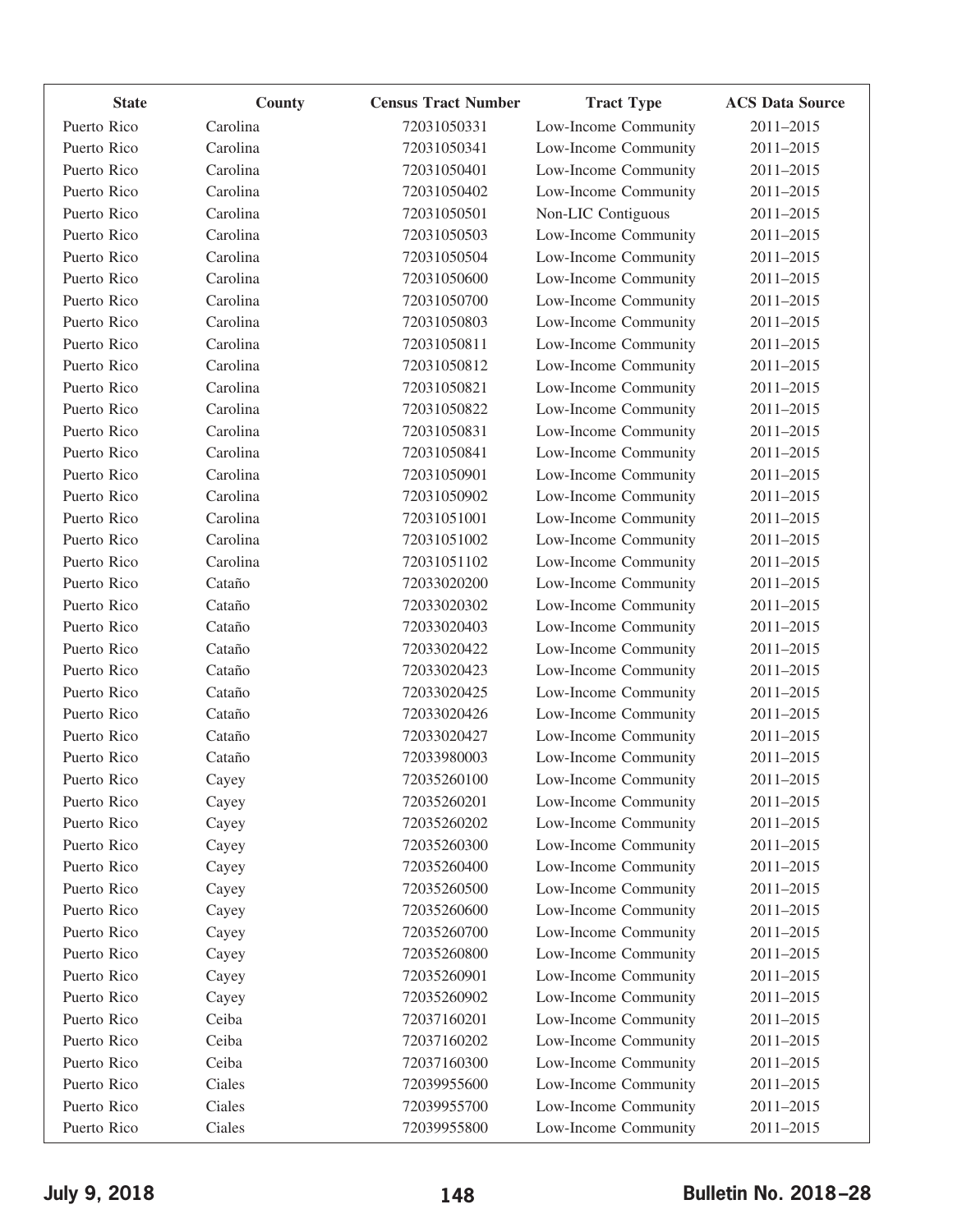| State | County | Census Tract Number | Tract Type | ACS Data Source |
|---|---|---|---|---|
| Puerto Rico | Carolina | 72031050331 | Low-Income Community | 2011–2015 |
| Puerto Rico | Carolina | 72031050341 | Low-Income Community | 2011–2015 |
| Puerto Rico | Carolina | 72031050401 | Low-Income Community | 2011–2015 |
| Puerto Rico | Carolina | 72031050402 | Low-Income Community | 2011–2015 |
| Puerto Rico | Carolina | 72031050501 | Non-LIC Contiguous | 2011–2015 |
| Puerto Rico | Carolina | 72031050503 | Low-Income Community | 2011–2015 |
| Puerto Rico | Carolina | 72031050504 | Low-Income Community | 2011–2015 |
| Puerto Rico | Carolina | 72031050600 | Low-Income Community | 2011–2015 |
| Puerto Rico | Carolina | 72031050700 | Low-Income Community | 2011–2015 |
| Puerto Rico | Carolina | 72031050803 | Low-Income Community | 2011–2015 |
| Puerto Rico | Carolina | 72031050811 | Low-Income Community | 2011–2015 |
| Puerto Rico | Carolina | 72031050812 | Low-Income Community | 2011–2015 |
| Puerto Rico | Carolina | 72031050821 | Low-Income Community | 2011–2015 |
| Puerto Rico | Carolina | 72031050822 | Low-Income Community | 2011–2015 |
| Puerto Rico | Carolina | 72031050831 | Low-Income Community | 2011–2015 |
| Puerto Rico | Carolina | 72031050841 | Low-Income Community | 2011–2015 |
| Puerto Rico | Carolina | 72031050901 | Low-Income Community | 2011–2015 |
| Puerto Rico | Carolina | 72031050902 | Low-Income Community | 2011–2015 |
| Puerto Rico | Carolina | 72031051001 | Low-Income Community | 2011–2015 |
| Puerto Rico | Carolina | 72031051002 | Low-Income Community | 2011–2015 |
| Puerto Rico | Carolina | 72031051102 | Low-Income Community | 2011–2015 |
| Puerto Rico | Cataño | 72033020200 | Low-Income Community | 2011–2015 |
| Puerto Rico | Cataño | 72033020302 | Low-Income Community | 2011–2015 |
| Puerto Rico | Cataño | 72033020403 | Low-Income Community | 2011–2015 |
| Puerto Rico | Cataño | 72033020422 | Low-Income Community | 2011–2015 |
| Puerto Rico | Cataño | 72033020423 | Low-Income Community | 2011–2015 |
| Puerto Rico | Cataño | 72033020425 | Low-Income Community | 2011–2015 |
| Puerto Rico | Cataño | 72033020426 | Low-Income Community | 2011–2015 |
| Puerto Rico | Cataño | 72033020427 | Low-Income Community | 2011–2015 |
| Puerto Rico | Cataño | 72033980003 | Low-Income Community | 2011–2015 |
| Puerto Rico | Cayey | 72035260100 | Low-Income Community | 2011–2015 |
| Puerto Rico | Cayey | 72035260201 | Low-Income Community | 2011–2015 |
| Puerto Rico | Cayey | 72035260202 | Low-Income Community | 2011–2015 |
| Puerto Rico | Cayey | 72035260300 | Low-Income Community | 2011–2015 |
| Puerto Rico | Cayey | 72035260400 | Low-Income Community | 2011–2015 |
| Puerto Rico | Cayey | 72035260500 | Low-Income Community | 2011–2015 |
| Puerto Rico | Cayey | 72035260600 | Low-Income Community | 2011–2015 |
| Puerto Rico | Cayey | 72035260700 | Low-Income Community | 2011–2015 |
| Puerto Rico | Cayey | 72035260800 | Low-Income Community | 2011–2015 |
| Puerto Rico | Cayey | 72035260901 | Low-Income Community | 2011–2015 |
| Puerto Rico | Cayey | 72035260902 | Low-Income Community | 2011–2015 |
| Puerto Rico | Ceiba | 72037160201 | Low-Income Community | 2011–2015 |
| Puerto Rico | Ceiba | 72037160202 | Low-Income Community | 2011–2015 |
| Puerto Rico | Ceiba | 72037160300 | Low-Income Community | 2011–2015 |
| Puerto Rico | Ciales | 72039955600 | Low-Income Community | 2011–2015 |
| Puerto Rico | Ciales | 72039955700 | Low-Income Community | 2011–2015 |
| Puerto Rico | Ciales | 72039955800 | Low-Income Community | 2011–2015 |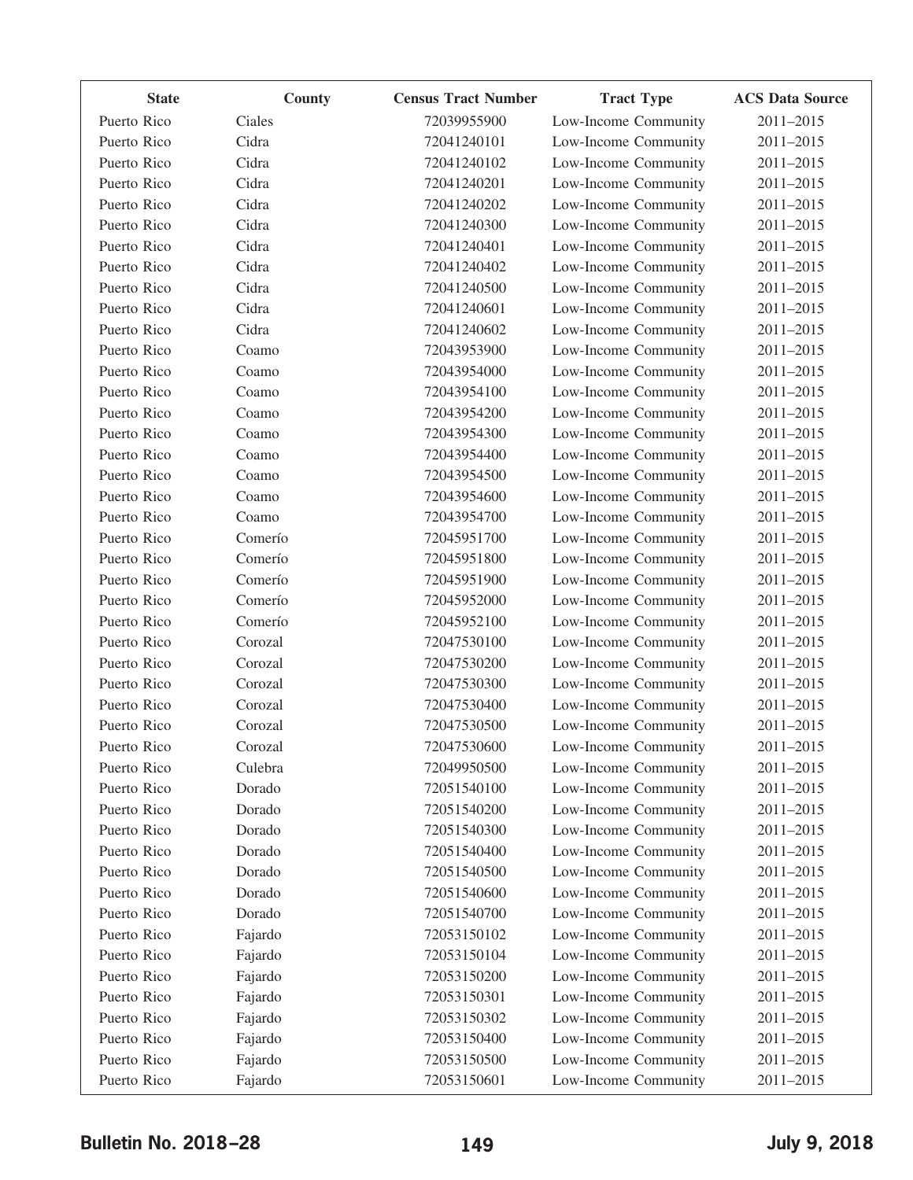| State | County | Census Tract Number | Tract Type | ACS Data Source |
|---|---|---|---|---|
| Puerto Rico | Ciales | 72039955900 | Low-Income Community | 2011–2015 |
| Puerto Rico | Cidra | 72041240101 | Low-Income Community | 2011–2015 |
| Puerto Rico | Cidra | 72041240102 | Low-Income Community | 2011–2015 |
| Puerto Rico | Cidra | 72041240201 | Low-Income Community | 2011–2015 |
| Puerto Rico | Cidra | 72041240202 | Low-Income Community | 2011–2015 |
| Puerto Rico | Cidra | 72041240300 | Low-Income Community | 2011–2015 |
| Puerto Rico | Cidra | 72041240401 | Low-Income Community | 2011–2015 |
| Puerto Rico | Cidra | 72041240402 | Low-Income Community | 2011–2015 |
| Puerto Rico | Cidra | 72041240500 | Low-Income Community | 2011–2015 |
| Puerto Rico | Cidra | 72041240601 | Low-Income Community | 2011–2015 |
| Puerto Rico | Cidra | 72041240602 | Low-Income Community | 2011–2015 |
| Puerto Rico | Coamo | 72043953900 | Low-Income Community | 2011–2015 |
| Puerto Rico | Coamo | 72043954000 | Low-Income Community | 2011–2015 |
| Puerto Rico | Coamo | 72043954100 | Low-Income Community | 2011–2015 |
| Puerto Rico | Coamo | 72043954200 | Low-Income Community | 2011–2015 |
| Puerto Rico | Coamo | 72043954300 | Low-Income Community | 2011–2015 |
| Puerto Rico | Coamo | 72043954400 | Low-Income Community | 2011–2015 |
| Puerto Rico | Coamo | 72043954500 | Low-Income Community | 2011–2015 |
| Puerto Rico | Coamo | 72043954600 | Low-Income Community | 2011–2015 |
| Puerto Rico | Coamo | 72043954700 | Low-Income Community | 2011–2015 |
| Puerto Rico | Comerío | 72045951700 | Low-Income Community | 2011–2015 |
| Puerto Rico | Comerío | 72045951800 | Low-Income Community | 2011–2015 |
| Puerto Rico | Comerío | 72045951900 | Low-Income Community | 2011–2015 |
| Puerto Rico | Comerío | 72045952000 | Low-Income Community | 2011–2015 |
| Puerto Rico | Comerío | 72045952100 | Low-Income Community | 2011–2015 |
| Puerto Rico | Corozal | 72047530100 | Low-Income Community | 2011–2015 |
| Puerto Rico | Corozal | 72047530200 | Low-Income Community | 2011–2015 |
| Puerto Rico | Corozal | 72047530300 | Low-Income Community | 2011–2015 |
| Puerto Rico | Corozal | 72047530400 | Low-Income Community | 2011–2015 |
| Puerto Rico | Corozal | 72047530500 | Low-Income Community | 2011–2015 |
| Puerto Rico | Corozal | 72047530600 | Low-Income Community | 2011–2015 |
| Puerto Rico | Culebra | 72049950500 | Low-Income Community | 2011–2015 |
| Puerto Rico | Dorado | 72051540100 | Low-Income Community | 2011–2015 |
| Puerto Rico | Dorado | 72051540200 | Low-Income Community | 2011–2015 |
| Puerto Rico | Dorado | 72051540300 | Low-Income Community | 2011–2015 |
| Puerto Rico | Dorado | 72051540400 | Low-Income Community | 2011–2015 |
| Puerto Rico | Dorado | 72051540500 | Low-Income Community | 2011–2015 |
| Puerto Rico | Dorado | 72051540600 | Low-Income Community | 2011–2015 |
| Puerto Rico | Dorado | 72051540700 | Low-Income Community | 2011–2015 |
| Puerto Rico | Fajardo | 72053150102 | Low-Income Community | 2011–2015 |
| Puerto Rico | Fajardo | 72053150104 | Low-Income Community | 2011–2015 |
| Puerto Rico | Fajardo | 72053150200 | Low-Income Community | 2011–2015 |
| Puerto Rico | Fajardo | 72053150301 | Low-Income Community | 2011–2015 |
| Puerto Rico | Fajardo | 72053150302 | Low-Income Community | 2011–2015 |
| Puerto Rico | Fajardo | 72053150400 | Low-Income Community | 2011–2015 |
| Puerto Rico | Fajardo | 72053150500 | Low-Income Community | 2011–2015 |
| Puerto Rico | Fajardo | 72053150601 | Low-Income Community | 2011–2015 |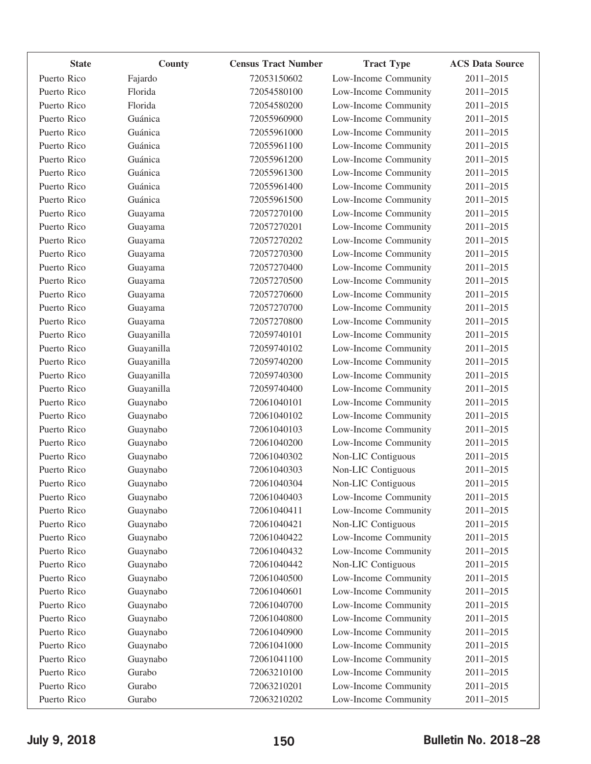| State | County | Census Tract Number | Tract Type | ACS Data Source |
|---|---|---|---|---|
| Puerto Rico | Fajardo | 72053150602 | Low-Income Community | 2011–2015 |
| Puerto Rico | Florida | 72054580100 | Low-Income Community | 2011–2015 |
| Puerto Rico | Florida | 72054580200 | Low-Income Community | 2011–2015 |
| Puerto Rico | Guánica | 72055960900 | Low-Income Community | 2011–2015 |
| Puerto Rico | Guánica | 72055961000 | Low-Income Community | 2011–2015 |
| Puerto Rico | Guánica | 72055961100 | Low-Income Community | 2011–2015 |
| Puerto Rico | Guánica | 72055961200 | Low-Income Community | 2011–2015 |
| Puerto Rico | Guánica | 72055961300 | Low-Income Community | 2011–2015 |
| Puerto Rico | Guánica | 72055961400 | Low-Income Community | 2011–2015 |
| Puerto Rico | Guánica | 72055961500 | Low-Income Community | 2011–2015 |
| Puerto Rico | Guayama | 72057270100 | Low-Income Community | 2011–2015 |
| Puerto Rico | Guayama | 72057270201 | Low-Income Community | 2011–2015 |
| Puerto Rico | Guayama | 72057270202 | Low-Income Community | 2011–2015 |
| Puerto Rico | Guayama | 72057270300 | Low-Income Community | 2011–2015 |
| Puerto Rico | Guayama | 72057270400 | Low-Income Community | 2011–2015 |
| Puerto Rico | Guayama | 72057270500 | Low-Income Community | 2011–2015 |
| Puerto Rico | Guayama | 72057270600 | Low-Income Community | 2011–2015 |
| Puerto Rico | Guayama | 72057270700 | Low-Income Community | 2011–2015 |
| Puerto Rico | Guayama | 72057270800 | Low-Income Community | 2011–2015 |
| Puerto Rico | Guayanilla | 72059740101 | Low-Income Community | 2011–2015 |
| Puerto Rico | Guayanilla | 72059740102 | Low-Income Community | 2011–2015 |
| Puerto Rico | Guayanilla | 72059740200 | Low-Income Community | 2011–2015 |
| Puerto Rico | Guayanilla | 72059740300 | Low-Income Community | 2011–2015 |
| Puerto Rico | Guayanilla | 72059740400 | Low-Income Community | 2011–2015 |
| Puerto Rico | Guaynabo | 72061040101 | Low-Income Community | 2011–2015 |
| Puerto Rico | Guaynabo | 72061040102 | Low-Income Community | 2011–2015 |
| Puerto Rico | Guaynabo | 72061040103 | Low-Income Community | 2011–2015 |
| Puerto Rico | Guaynabo | 72061040200 | Low-Income Community | 2011–2015 |
| Puerto Rico | Guaynabo | 72061040302 | Non-LIC Contiguous | 2011–2015 |
| Puerto Rico | Guaynabo | 72061040303 | Non-LIC Contiguous | 2011–2015 |
| Puerto Rico | Guaynabo | 72061040304 | Non-LIC Contiguous | 2011–2015 |
| Puerto Rico | Guaynabo | 72061040403 | Low-Income Community | 2011–2015 |
| Puerto Rico | Guaynabo | 72061040411 | Low-Income Community | 2011–2015 |
| Puerto Rico | Guaynabo | 72061040421 | Non-LIC Contiguous | 2011–2015 |
| Puerto Rico | Guaynabo | 72061040422 | Low-Income Community | 2011–2015 |
| Puerto Rico | Guaynabo | 72061040432 | Low-Income Community | 2011–2015 |
| Puerto Rico | Guaynabo | 72061040442 | Non-LIC Contiguous | 2011–2015 |
| Puerto Rico | Guaynabo | 72061040500 | Low-Income Community | 2011–2015 |
| Puerto Rico | Guaynabo | 72061040601 | Low-Income Community | 2011–2015 |
| Puerto Rico | Guaynabo | 72061040700 | Low-Income Community | 2011–2015 |
| Puerto Rico | Guaynabo | 72061040800 | Low-Income Community | 2011–2015 |
| Puerto Rico | Guaynabo | 72061040900 | Low-Income Community | 2011–2015 |
| Puerto Rico | Guaynabo | 72061041000 | Low-Income Community | 2011–2015 |
| Puerto Rico | Guaynabo | 72061041100 | Low-Income Community | 2011–2015 |
| Puerto Rico | Gurabo | 72063210100 | Low-Income Community | 2011–2015 |
| Puerto Rico | Gurabo | 72063210201 | Low-Income Community | 2011–2015 |
| Puerto Rico | Gurabo | 72063210202 | Low-Income Community | 2011–2015 |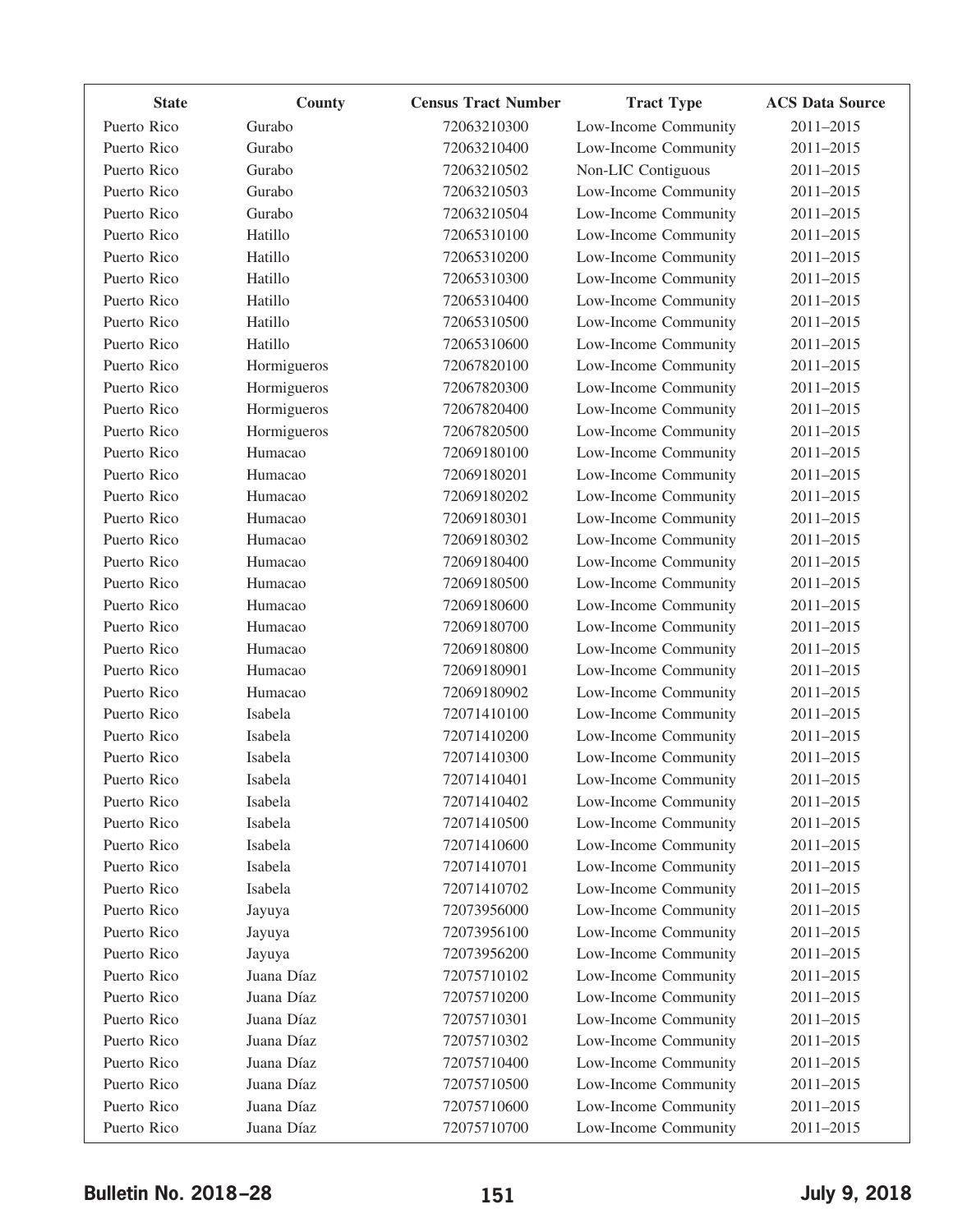| State | County | Census Tract Number | Tract Type | ACS Data Source |
|---|---|---|---|---|
| Puerto Rico | Gurabo | 72063210300 | Low-Income Community | 2011–2015 |
| Puerto Rico | Gurabo | 72063210400 | Low-Income Community | 2011–2015 |
| Puerto Rico | Gurabo | 72063210502 | Non-LIC Contiguous | 2011–2015 |
| Puerto Rico | Gurabo | 72063210503 | Low-Income Community | 2011–2015 |
| Puerto Rico | Gurabo | 72063210504 | Low-Income Community | 2011–2015 |
| Puerto Rico | Hatillo | 72065310100 | Low-Income Community | 2011–2015 |
| Puerto Rico | Hatillo | 72065310200 | Low-Income Community | 2011–2015 |
| Puerto Rico | Hatillo | 72065310300 | Low-Income Community | 2011–2015 |
| Puerto Rico | Hatillo | 72065310400 | Low-Income Community | 2011–2015 |
| Puerto Rico | Hatillo | 72065310500 | Low-Income Community | 2011–2015 |
| Puerto Rico | Hatillo | 72065310600 | Low-Income Community | 2011–2015 |
| Puerto Rico | Hormigueros | 72067820100 | Low-Income Community | 2011–2015 |
| Puerto Rico | Hormigueros | 72067820300 | Low-Income Community | 2011–2015 |
| Puerto Rico | Hormigueros | 72067820400 | Low-Income Community | 2011–2015 |
| Puerto Rico | Hormigueros | 72067820500 | Low-Income Community | 2011–2015 |
| Puerto Rico | Humacao | 72069180100 | Low-Income Community | 2011–2015 |
| Puerto Rico | Humacao | 72069180201 | Low-Income Community | 2011–2015 |
| Puerto Rico | Humacao | 72069180202 | Low-Income Community | 2011–2015 |
| Puerto Rico | Humacao | 72069180301 | Low-Income Community | 2011–2015 |
| Puerto Rico | Humacao | 72069180302 | Low-Income Community | 2011–2015 |
| Puerto Rico | Humacao | 72069180400 | Low-Income Community | 2011–2015 |
| Puerto Rico | Humacao | 72069180500 | Low-Income Community | 2011–2015 |
| Puerto Rico | Humacao | 72069180600 | Low-Income Community | 2011–2015 |
| Puerto Rico | Humacao | 72069180700 | Low-Income Community | 2011–2015 |
| Puerto Rico | Humacao | 72069180800 | Low-Income Community | 2011–2015 |
| Puerto Rico | Humacao | 72069180901 | Low-Income Community | 2011–2015 |
| Puerto Rico | Humacao | 72069180902 | Low-Income Community | 2011–2015 |
| Puerto Rico | Isabela | 72071410100 | Low-Income Community | 2011–2015 |
| Puerto Rico | Isabela | 72071410200 | Low-Income Community | 2011–2015 |
| Puerto Rico | Isabela | 72071410300 | Low-Income Community | 2011–2015 |
| Puerto Rico | Isabela | 72071410401 | Low-Income Community | 2011–2015 |
| Puerto Rico | Isabela | 72071410402 | Low-Income Community | 2011–2015 |
| Puerto Rico | Isabela | 72071410500 | Low-Income Community | 2011–2015 |
| Puerto Rico | Isabela | 72071410600 | Low-Income Community | 2011–2015 |
| Puerto Rico | Isabela | 72071410701 | Low-Income Community | 2011–2015 |
| Puerto Rico | Isabela | 72071410702 | Low-Income Community | 2011–2015 |
| Puerto Rico | Jayuya | 72073956000 | Low-Income Community | 2011–2015 |
| Puerto Rico | Jayuya | 72073956100 | Low-Income Community | 2011–2015 |
| Puerto Rico | Jayuya | 72073956200 | Low-Income Community | 2011–2015 |
| Puerto Rico | Juana Díaz | 72075710102 | Low-Income Community | 2011–2015 |
| Puerto Rico | Juana Díaz | 72075710200 | Low-Income Community | 2011–2015 |
| Puerto Rico | Juana Díaz | 72075710301 | Low-Income Community | 2011–2015 |
| Puerto Rico | Juana Díaz | 72075710302 | Low-Income Community | 2011–2015 |
| Puerto Rico | Juana Díaz | 72075710400 | Low-Income Community | 2011–2015 |
| Puerto Rico | Juana Díaz | 72075710500 | Low-Income Community | 2011–2015 |
| Puerto Rico | Juana Díaz | 72075710600 | Low-Income Community | 2011–2015 |
| Puerto Rico | Juana Díaz | 72075710700 | Low-Income Community | 2011–2015 |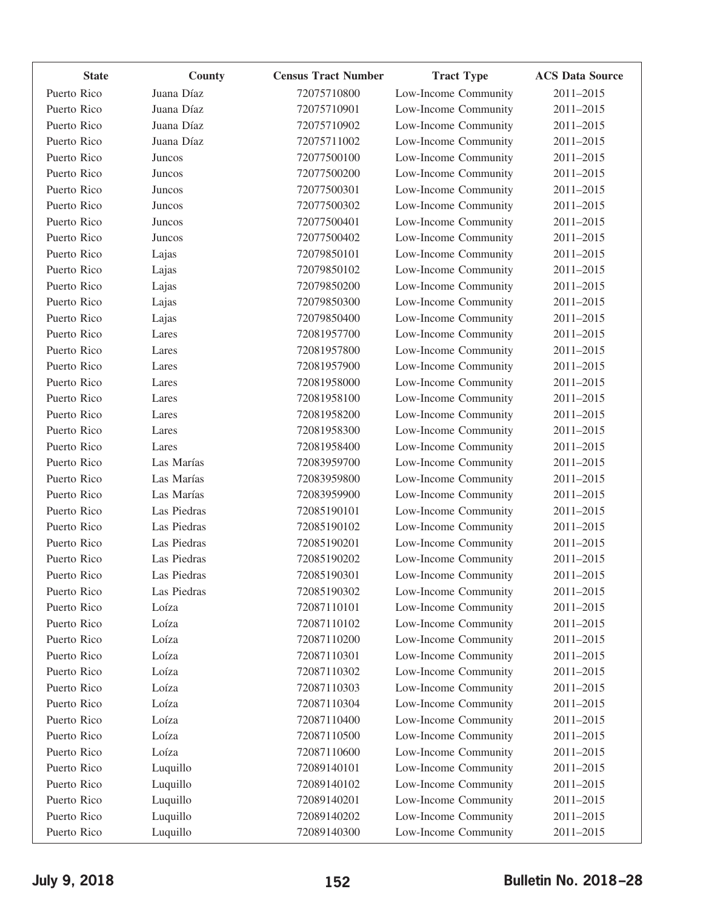| State | County | Census Tract Number | Tract Type | ACS Data Source |
|---|---|---|---|---|
| Puerto Rico | Juana Díaz | 72075710800 | Low-Income Community | 2011–2015 |
| Puerto Rico | Juana Díaz | 72075710901 | Low-Income Community | 2011–2015 |
| Puerto Rico | Juana Díaz | 72075710902 | Low-Income Community | 2011–2015 |
| Puerto Rico | Juana Díaz | 72075711002 | Low-Income Community | 2011–2015 |
| Puerto Rico | Juncos | 72077500100 | Low-Income Community | 2011–2015 |
| Puerto Rico | Juncos | 72077500200 | Low-Income Community | 2011–2015 |
| Puerto Rico | Juncos | 72077500301 | Low-Income Community | 2011–2015 |
| Puerto Rico | Juncos | 72077500302 | Low-Income Community | 2011–2015 |
| Puerto Rico | Juncos | 72077500401 | Low-Income Community | 2011–2015 |
| Puerto Rico | Juncos | 72077500402 | Low-Income Community | 2011–2015 |
| Puerto Rico | Lajas | 72079850101 | Low-Income Community | 2011–2015 |
| Puerto Rico | Lajas | 72079850102 | Low-Income Community | 2011–2015 |
| Puerto Rico | Lajas | 72079850200 | Low-Income Community | 2011–2015 |
| Puerto Rico | Lajas | 72079850300 | Low-Income Community | 2011–2015 |
| Puerto Rico | Lajas | 72079850400 | Low-Income Community | 2011–2015 |
| Puerto Rico | Lares | 72081957700 | Low-Income Community | 2011–2015 |
| Puerto Rico | Lares | 72081957800 | Low-Income Community | 2011–2015 |
| Puerto Rico | Lares | 72081957900 | Low-Income Community | 2011–2015 |
| Puerto Rico | Lares | 72081958000 | Low-Income Community | 2011–2015 |
| Puerto Rico | Lares | 72081958100 | Low-Income Community | 2011–2015 |
| Puerto Rico | Lares | 72081958200 | Low-Income Community | 2011–2015 |
| Puerto Rico | Lares | 72081958300 | Low-Income Community | 2011–2015 |
| Puerto Rico | Lares | 72081958400 | Low-Income Community | 2011–2015 |
| Puerto Rico | Las Marías | 72083959700 | Low-Income Community | 2011–2015 |
| Puerto Rico | Las Marías | 72083959800 | Low-Income Community | 2011–2015 |
| Puerto Rico | Las Marías | 72083959900 | Low-Income Community | 2011–2015 |
| Puerto Rico | Las Piedras | 72085190101 | Low-Income Community | 2011–2015 |
| Puerto Rico | Las Piedras | 72085190102 | Low-Income Community | 2011–2015 |
| Puerto Rico | Las Piedras | 72085190201 | Low-Income Community | 2011–2015 |
| Puerto Rico | Las Piedras | 72085190202 | Low-Income Community | 2011–2015 |
| Puerto Rico | Las Piedras | 72085190301 | Low-Income Community | 2011–2015 |
| Puerto Rico | Las Piedras | 72085190302 | Low-Income Community | 2011–2015 |
| Puerto Rico | Loíza | 72087110101 | Low-Income Community | 2011–2015 |
| Puerto Rico | Loíza | 72087110102 | Low-Income Community | 2011–2015 |
| Puerto Rico | Loíza | 72087110200 | Low-Income Community | 2011–2015 |
| Puerto Rico | Loíza | 72087110301 | Low-Income Community | 2011–2015 |
| Puerto Rico | Loíza | 72087110302 | Low-Income Community | 2011–2015 |
| Puerto Rico | Loíza | 72087110303 | Low-Income Community | 2011–2015 |
| Puerto Rico | Loíza | 72087110304 | Low-Income Community | 2011–2015 |
| Puerto Rico | Loíza | 72087110400 | Low-Income Community | 2011–2015 |
| Puerto Rico | Loíza | 72087110500 | Low-Income Community | 2011–2015 |
| Puerto Rico | Loíza | 72087110600 | Low-Income Community | 2011–2015 |
| Puerto Rico | Luquillo | 72089140101 | Low-Income Community | 2011–2015 |
| Puerto Rico | Luquillo | 72089140102 | Low-Income Community | 2011–2015 |
| Puerto Rico | Luquillo | 72089140201 | Low-Income Community | 2011–2015 |
| Puerto Rico | Luquillo | 72089140202 | Low-Income Community | 2011–2015 |
| Puerto Rico | Luquillo | 72089140300 | Low-Income Community | 2011–2015 |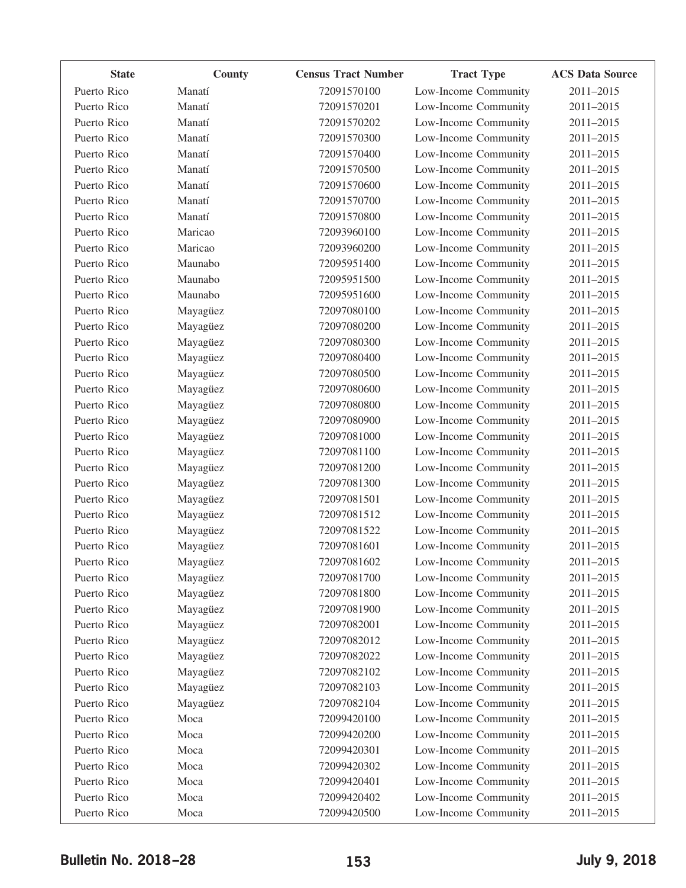| State | County | Census Tract Number | Tract Type | ACS Data Source |
|---|---|---|---|---|
| Puerto Rico | Manatí | 72091570100 | Low-Income Community | 2011–2015 |
| Puerto Rico | Manatí | 72091570201 | Low-Income Community | 2011–2015 |
| Puerto Rico | Manatí | 72091570202 | Low-Income Community | 2011–2015 |
| Puerto Rico | Manatí | 72091570300 | Low-Income Community | 2011–2015 |
| Puerto Rico | Manatí | 72091570400 | Low-Income Community | 2011–2015 |
| Puerto Rico | Manatí | 72091570500 | Low-Income Community | 2011–2015 |
| Puerto Rico | Manatí | 72091570600 | Low-Income Community | 2011–2015 |
| Puerto Rico | Manatí | 72091570700 | Low-Income Community | 2011–2015 |
| Puerto Rico | Manatí | 72091570800 | Low-Income Community | 2011–2015 |
| Puerto Rico | Maricao | 72093960100 | Low-Income Community | 2011–2015 |
| Puerto Rico | Maricao | 72093960200 | Low-Income Community | 2011–2015 |
| Puerto Rico | Maunabo | 72095951400 | Low-Income Community | 2011–2015 |
| Puerto Rico | Maunabo | 72095951500 | Low-Income Community | 2011–2015 |
| Puerto Rico | Maunabo | 72095951600 | Low-Income Community | 2011–2015 |
| Puerto Rico | Mayagüez | 72097080100 | Low-Income Community | 2011–2015 |
| Puerto Rico | Mayagüez | 72097080200 | Low-Income Community | 2011–2015 |
| Puerto Rico | Mayagüez | 72097080300 | Low-Income Community | 2011–2015 |
| Puerto Rico | Mayagüez | 72097080400 | Low-Income Community | 2011–2015 |
| Puerto Rico | Mayagüez | 72097080500 | Low-Income Community | 2011–2015 |
| Puerto Rico | Mayagüez | 72097080600 | Low-Income Community | 2011–2015 |
| Puerto Rico | Mayagüez | 72097080800 | Low-Income Community | 2011–2015 |
| Puerto Rico | Mayagüez | 72097080900 | Low-Income Community | 2011–2015 |
| Puerto Rico | Mayagüez | 72097081000 | Low-Income Community | 2011–2015 |
| Puerto Rico | Mayagüez | 72097081100 | Low-Income Community | 2011–2015 |
| Puerto Rico | Mayagüez | 72097081200 | Low-Income Community | 2011–2015 |
| Puerto Rico | Mayagüez | 72097081300 | Low-Income Community | 2011–2015 |
| Puerto Rico | Mayagüez | 72097081501 | Low-Income Community | 2011–2015 |
| Puerto Rico | Mayagüez | 72097081512 | Low-Income Community | 2011–2015 |
| Puerto Rico | Mayagüez | 72097081522 | Low-Income Community | 2011–2015 |
| Puerto Rico | Mayagüez | 72097081601 | Low-Income Community | 2011–2015 |
| Puerto Rico | Mayagüez | 72097081602 | Low-Income Community | 2011–2015 |
| Puerto Rico | Mayagüez | 72097081700 | Low-Income Community | 2011–2015 |
| Puerto Rico | Mayagüez | 72097081800 | Low-Income Community | 2011–2015 |
| Puerto Rico | Mayagüez | 72097081900 | Low-Income Community | 2011–2015 |
| Puerto Rico | Mayagüez | 72097082001 | Low-Income Community | 2011–2015 |
| Puerto Rico | Mayagüez | 72097082012 | Low-Income Community | 2011–2015 |
| Puerto Rico | Mayagüez | 72097082022 | Low-Income Community | 2011–2015 |
| Puerto Rico | Mayagüez | 72097082102 | Low-Income Community | 2011–2015 |
| Puerto Rico | Mayagüez | 72097082103 | Low-Income Community | 2011–2015 |
| Puerto Rico | Mayagüez | 72097082104 | Low-Income Community | 2011–2015 |
| Puerto Rico | Moca | 72099420100 | Low-Income Community | 2011–2015 |
| Puerto Rico | Moca | 72099420200 | Low-Income Community | 2011–2015 |
| Puerto Rico | Moca | 72099420301 | Low-Income Community | 2011–2015 |
| Puerto Rico | Moca | 72099420302 | Low-Income Community | 2011–2015 |
| Puerto Rico | Moca | 72099420401 | Low-Income Community | 2011–2015 |
| Puerto Rico | Moca | 72099420402 | Low-Income Community | 2011–2015 |
| Puerto Rico | Moca | 72099420500 | Low-Income Community | 2011–2015 |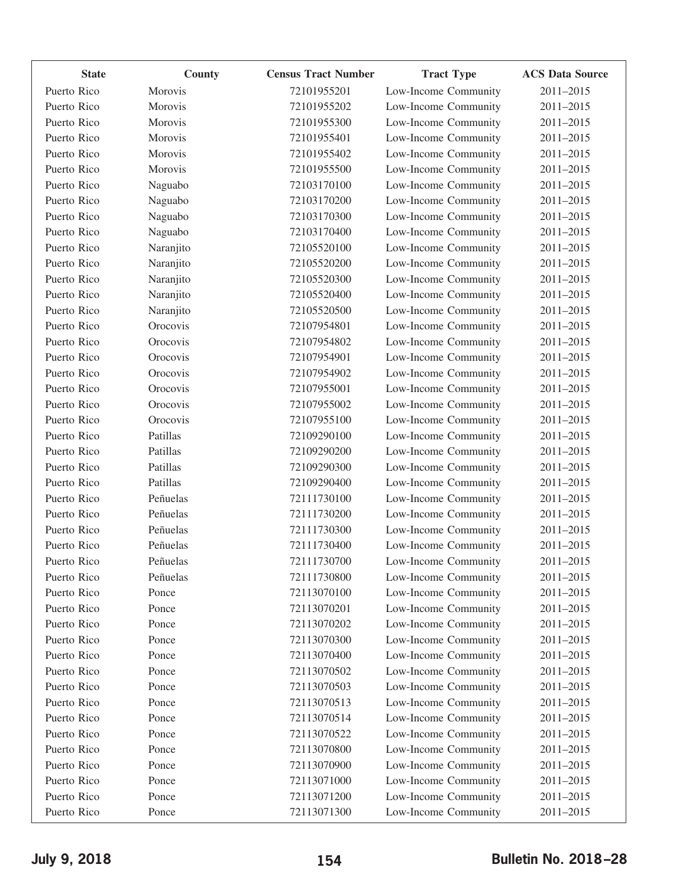| State | County | Census Tract Number | Tract Type | ACS Data Source |
|---|---|---|---|---|
| Puerto Rico | Morovis | 72101955201 | Low-Income Community | 2011–2015 |
| Puerto Rico | Morovis | 72101955202 | Low-Income Community | 2011–2015 |
| Puerto Rico | Morovis | 72101955300 | Low-Income Community | 2011–2015 |
| Puerto Rico | Morovis | 72101955401 | Low-Income Community | 2011–2015 |
| Puerto Rico | Morovis | 72101955402 | Low-Income Community | 2011–2015 |
| Puerto Rico | Morovis | 72101955500 | Low-Income Community | 2011–2015 |
| Puerto Rico | Naguabo | 72103170100 | Low-Income Community | 2011–2015 |
| Puerto Rico | Naguabo | 72103170200 | Low-Income Community | 2011–2015 |
| Puerto Rico | Naguabo | 72103170300 | Low-Income Community | 2011–2015 |
| Puerto Rico | Naguabo | 72103170400 | Low-Income Community | 2011–2015 |
| Puerto Rico | Naranjito | 72105520100 | Low-Income Community | 2011–2015 |
| Puerto Rico | Naranjito | 72105520200 | Low-Income Community | 2011–2015 |
| Puerto Rico | Naranjito | 72105520300 | Low-Income Community | 2011–2015 |
| Puerto Rico | Naranjito | 72105520400 | Low-Income Community | 2011–2015 |
| Puerto Rico | Naranjito | 72105520500 | Low-Income Community | 2011–2015 |
| Puerto Rico | Orocovis | 72107954801 | Low-Income Community | 2011–2015 |
| Puerto Rico | Orocovis | 72107954802 | Low-Income Community | 2011–2015 |
| Puerto Rico | Orocovis | 72107954901 | Low-Income Community | 2011–2015 |
| Puerto Rico | Orocovis | 72107954902 | Low-Income Community | 2011–2015 |
| Puerto Rico | Orocovis | 72107955001 | Low-Income Community | 2011–2015 |
| Puerto Rico | Orocovis | 72107955002 | Low-Income Community | 2011–2015 |
| Puerto Rico | Orocovis | 72107955100 | Low-Income Community | 2011–2015 |
| Puerto Rico | Patillas | 72109290100 | Low-Income Community | 2011–2015 |
| Puerto Rico | Patillas | 72109290200 | Low-Income Community | 2011–2015 |
| Puerto Rico | Patillas | 72109290300 | Low-Income Community | 2011–2015 |
| Puerto Rico | Patillas | 72109290400 | Low-Income Community | 2011–2015 |
| Puerto Rico | Peñuelas | 72111730100 | Low-Income Community | 2011–2015 |
| Puerto Rico | Peñuelas | 72111730200 | Low-Income Community | 2011–2015 |
| Puerto Rico | Peñuelas | 72111730300 | Low-Income Community | 2011–2015 |
| Puerto Rico | Peñuelas | 72111730400 | Low-Income Community | 2011–2015 |
| Puerto Rico | Peñuelas | 72111730700 | Low-Income Community | 2011–2015 |
| Puerto Rico | Peñuelas | 72111730800 | Low-Income Community | 2011–2015 |
| Puerto Rico | Ponce | 72113070100 | Low-Income Community | 2011–2015 |
| Puerto Rico | Ponce | 72113070201 | Low-Income Community | 2011–2015 |
| Puerto Rico | Ponce | 72113070202 | Low-Income Community | 2011–2015 |
| Puerto Rico | Ponce | 72113070300 | Low-Income Community | 2011–2015 |
| Puerto Rico | Ponce | 72113070400 | Low-Income Community | 2011–2015 |
| Puerto Rico | Ponce | 72113070502 | Low-Income Community | 2011–2015 |
| Puerto Rico | Ponce | 72113070503 | Low-Income Community | 2011–2015 |
| Puerto Rico | Ponce | 72113070513 | Low-Income Community | 2011–2015 |
| Puerto Rico | Ponce | 72113070514 | Low-Income Community | 2011–2015 |
| Puerto Rico | Ponce | 72113070522 | Low-Income Community | 2011–2015 |
| Puerto Rico | Ponce | 72113070800 | Low-Income Community | 2011–2015 |
| Puerto Rico | Ponce | 72113070900 | Low-Income Community | 2011–2015 |
| Puerto Rico | Ponce | 72113071000 | Low-Income Community | 2011–2015 |
| Puerto Rico | Ponce | 72113071200 | Low-Income Community | 2011–2015 |
| Puerto Rico | Ponce | 72113071300 | Low-Income Community | 2011–2015 |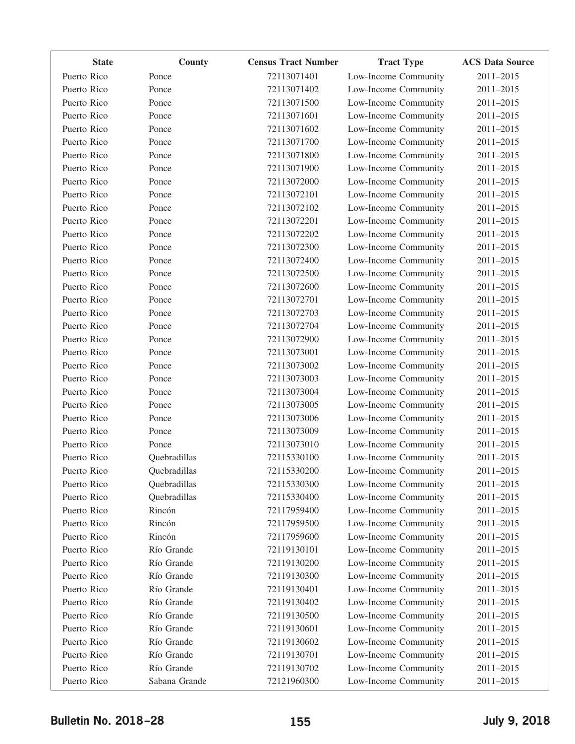| State | County | Census Tract Number | Tract Type | ACS Data Source |
|---|---|---|---|---|
| Puerto Rico | Ponce | 72113071401 | Low-Income Community | 2011–2015 |
| Puerto Rico | Ponce | 72113071402 | Low-Income Community | 2011–2015 |
| Puerto Rico | Ponce | 72113071500 | Low-Income Community | 2011–2015 |
| Puerto Rico | Ponce | 72113071601 | Low-Income Community | 2011–2015 |
| Puerto Rico | Ponce | 72113071602 | Low-Income Community | 2011–2015 |
| Puerto Rico | Ponce | 72113071700 | Low-Income Community | 2011–2015 |
| Puerto Rico | Ponce | 72113071800 | Low-Income Community | 2011–2015 |
| Puerto Rico | Ponce | 72113071900 | Low-Income Community | 2011–2015 |
| Puerto Rico | Ponce | 72113072000 | Low-Income Community | 2011–2015 |
| Puerto Rico | Ponce | 72113072101 | Low-Income Community | 2011–2015 |
| Puerto Rico | Ponce | 72113072102 | Low-Income Community | 2011–2015 |
| Puerto Rico | Ponce | 72113072201 | Low-Income Community | 2011–2015 |
| Puerto Rico | Ponce | 72113072202 | Low-Income Community | 2011–2015 |
| Puerto Rico | Ponce | 72113072300 | Low-Income Community | 2011–2015 |
| Puerto Rico | Ponce | 72113072400 | Low-Income Community | 2011–2015 |
| Puerto Rico | Ponce | 72113072500 | Low-Income Community | 2011–2015 |
| Puerto Rico | Ponce | 72113072600 | Low-Income Community | 2011–2015 |
| Puerto Rico | Ponce | 72113072701 | Low-Income Community | 2011–2015 |
| Puerto Rico | Ponce | 72113072703 | Low-Income Community | 2011–2015 |
| Puerto Rico | Ponce | 72113072704 | Low-Income Community | 2011–2015 |
| Puerto Rico | Ponce | 72113072900 | Low-Income Community | 2011–2015 |
| Puerto Rico | Ponce | 72113073001 | Low-Income Community | 2011–2015 |
| Puerto Rico | Ponce | 72113073002 | Low-Income Community | 2011–2015 |
| Puerto Rico | Ponce | 72113073003 | Low-Income Community | 2011–2015 |
| Puerto Rico | Ponce | 72113073004 | Low-Income Community | 2011–2015 |
| Puerto Rico | Ponce | 72113073005 | Low-Income Community | 2011–2015 |
| Puerto Rico | Ponce | 72113073006 | Low-Income Community | 2011–2015 |
| Puerto Rico | Ponce | 72113073009 | Low-Income Community | 2011–2015 |
| Puerto Rico | Ponce | 72113073010 | Low-Income Community | 2011–2015 |
| Puerto Rico | Quebradillas | 72115330100 | Low-Income Community | 2011–2015 |
| Puerto Rico | Quebradillas | 72115330200 | Low-Income Community | 2011–2015 |
| Puerto Rico | Quebradillas | 72115330300 | Low-Income Community | 2011–2015 |
| Puerto Rico | Quebradillas | 72115330400 | Low-Income Community | 2011–2015 |
| Puerto Rico | Rincón | 72117959400 | Low-Income Community | 2011–2015 |
| Puerto Rico | Rincón | 72117959500 | Low-Income Community | 2011–2015 |
| Puerto Rico | Rincón | 72117959600 | Low-Income Community | 2011–2015 |
| Puerto Rico | Río Grande | 72119130101 | Low-Income Community | 2011–2015 |
| Puerto Rico | Río Grande | 72119130200 | Low-Income Community | 2011–2015 |
| Puerto Rico | Río Grande | 72119130300 | Low-Income Community | 2011–2015 |
| Puerto Rico | Río Grande | 72119130401 | Low-Income Community | 2011–2015 |
| Puerto Rico | Río Grande | 72119130402 | Low-Income Community | 2011–2015 |
| Puerto Rico | Río Grande | 72119130500 | Low-Income Community | 2011–2015 |
| Puerto Rico | Río Grande | 72119130601 | Low-Income Community | 2011–2015 |
| Puerto Rico | Río Grande | 72119130602 | Low-Income Community | 2011–2015 |
| Puerto Rico | Río Grande | 72119130701 | Low-Income Community | 2011–2015 |
| Puerto Rico | Río Grande | 72119130702 | Low-Income Community | 2011–2015 |
| Puerto Rico | Sabana Grande | 72121960300 | Low-Income Community | 2011–2015 |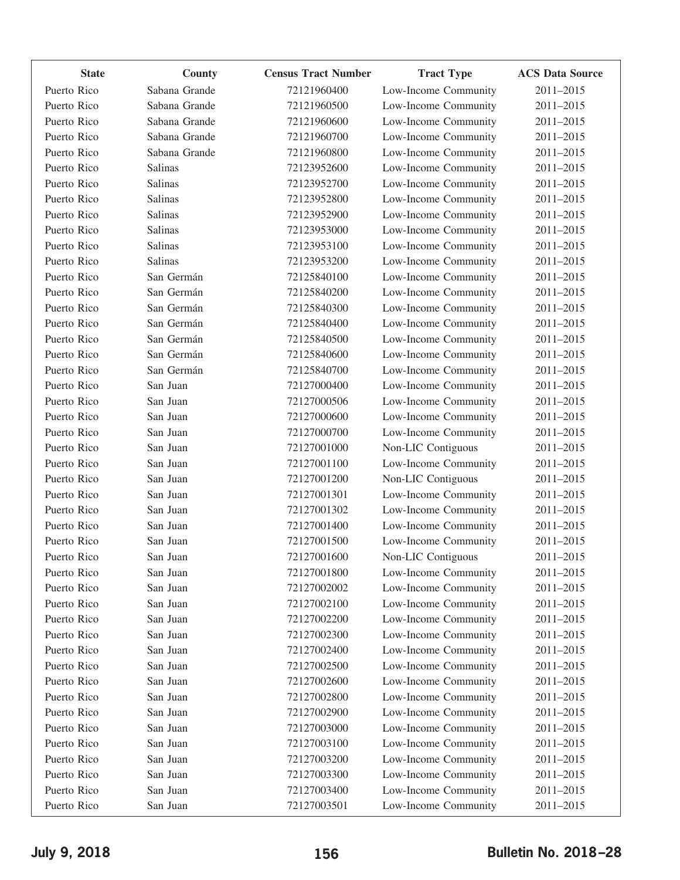| State | County | Census Tract Number | Tract Type | ACS Data Source |
|---|---|---|---|---|
| Puerto Rico | Sabana Grande | 72121960400 | Low-Income Community | 2011–2015 |
| Puerto Rico | Sabana Grande | 72121960500 | Low-Income Community | 2011–2015 |
| Puerto Rico | Sabana Grande | 72121960600 | Low-Income Community | 2011–2015 |
| Puerto Rico | Sabana Grande | 72121960700 | Low-Income Community | 2011–2015 |
| Puerto Rico | Sabana Grande | 72121960800 | Low-Income Community | 2011–2015 |
| Puerto Rico | Salinas | 72123952600 | Low-Income Community | 2011–2015 |
| Puerto Rico | Salinas | 72123952700 | Low-Income Community | 2011–2015 |
| Puerto Rico | Salinas | 72123952800 | Low-Income Community | 2011–2015 |
| Puerto Rico | Salinas | 72123952900 | Low-Income Community | 2011–2015 |
| Puerto Rico | Salinas | 72123953000 | Low-Income Community | 2011–2015 |
| Puerto Rico | Salinas | 72123953100 | Low-Income Community | 2011–2015 |
| Puerto Rico | Salinas | 72123953200 | Low-Income Community | 2011–2015 |
| Puerto Rico | San Germán | 72125840100 | Low-Income Community | 2011–2015 |
| Puerto Rico | San Germán | 72125840200 | Low-Income Community | 2011–2015 |
| Puerto Rico | San Germán | 72125840300 | Low-Income Community | 2011–2015 |
| Puerto Rico | San Germán | 72125840400 | Low-Income Community | 2011–2015 |
| Puerto Rico | San Germán | 72125840500 | Low-Income Community | 2011–2015 |
| Puerto Rico | San Germán | 72125840600 | Low-Income Community | 2011–2015 |
| Puerto Rico | San Germán | 72125840700 | Low-Income Community | 2011–2015 |
| Puerto Rico | San Juan | 72127000400 | Low-Income Community | 2011–2015 |
| Puerto Rico | San Juan | 72127000506 | Low-Income Community | 2011–2015 |
| Puerto Rico | San Juan | 72127000600 | Low-Income Community | 2011–2015 |
| Puerto Rico | San Juan | 72127000700 | Low-Income Community | 2011–2015 |
| Puerto Rico | San Juan | 72127001000 | Non-LIC Contiguous | 2011–2015 |
| Puerto Rico | San Juan | 72127001100 | Low-Income Community | 2011–2015 |
| Puerto Rico | San Juan | 72127001200 | Non-LIC Contiguous | 2011–2015 |
| Puerto Rico | San Juan | 72127001301 | Low-Income Community | 2011–2015 |
| Puerto Rico | San Juan | 72127001302 | Low-Income Community | 2011–2015 |
| Puerto Rico | San Juan | 72127001400 | Low-Income Community | 2011–2015 |
| Puerto Rico | San Juan | 72127001500 | Low-Income Community | 2011–2015 |
| Puerto Rico | San Juan | 72127001600 | Non-LIC Contiguous | 2011–2015 |
| Puerto Rico | San Juan | 72127001800 | Low-Income Community | 2011–2015 |
| Puerto Rico | San Juan | 72127002002 | Low-Income Community | 2011–2015 |
| Puerto Rico | San Juan | 72127002100 | Low-Income Community | 2011–2015 |
| Puerto Rico | San Juan | 72127002200 | Low-Income Community | 2011–2015 |
| Puerto Rico | San Juan | 72127002300 | Low-Income Community | 2011–2015 |
| Puerto Rico | San Juan | 72127002400 | Low-Income Community | 2011–2015 |
| Puerto Rico | San Juan | 72127002500 | Low-Income Community | 2011–2015 |
| Puerto Rico | San Juan | 72127002600 | Low-Income Community | 2011–2015 |
| Puerto Rico | San Juan | 72127002800 | Low-Income Community | 2011–2015 |
| Puerto Rico | San Juan | 72127002900 | Low-Income Community | 2011–2015 |
| Puerto Rico | San Juan | 72127003000 | Low-Income Community | 2011–2015 |
| Puerto Rico | San Juan | 72127003100 | Low-Income Community | 2011–2015 |
| Puerto Rico | San Juan | 72127003200 | Low-Income Community | 2011–2015 |
| Puerto Rico | San Juan | 72127003300 | Low-Income Community | 2011–2015 |
| Puerto Rico | San Juan | 72127003400 | Low-Income Community | 2011–2015 |
| Puerto Rico | San Juan | 72127003501 | Low-Income Community | 2011–2015 |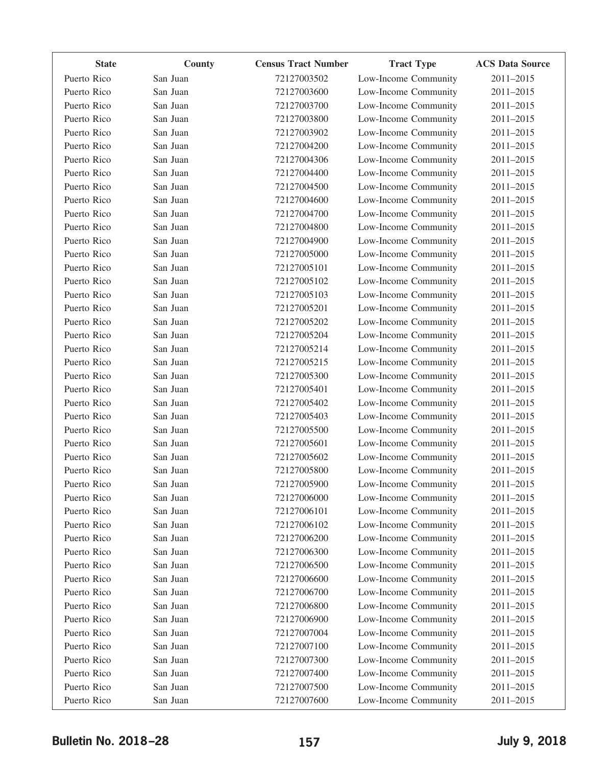| State | County | Census Tract Number | Tract Type | ACS Data Source |
|---|---|---|---|---|
| Puerto Rico | San Juan | 72127003502 | Low-Income Community | 2011–2015 |
| Puerto Rico | San Juan | 72127003600 | Low-Income Community | 2011–2015 |
| Puerto Rico | San Juan | 72127003700 | Low-Income Community | 2011–2015 |
| Puerto Rico | San Juan | 72127003800 | Low-Income Community | 2011–2015 |
| Puerto Rico | San Juan | 72127003902 | Low-Income Community | 2011–2015 |
| Puerto Rico | San Juan | 72127004200 | Low-Income Community | 2011–2015 |
| Puerto Rico | San Juan | 72127004306 | Low-Income Community | 2011–2015 |
| Puerto Rico | San Juan | 72127004400 | Low-Income Community | 2011–2015 |
| Puerto Rico | San Juan | 72127004500 | Low-Income Community | 2011–2015 |
| Puerto Rico | San Juan | 72127004600 | Low-Income Community | 2011–2015 |
| Puerto Rico | San Juan | 72127004700 | Low-Income Community | 2011–2015 |
| Puerto Rico | San Juan | 72127004800 | Low-Income Community | 2011–2015 |
| Puerto Rico | San Juan | 72127004900 | Low-Income Community | 2011–2015 |
| Puerto Rico | San Juan | 72127005000 | Low-Income Community | 2011–2015 |
| Puerto Rico | San Juan | 72127005101 | Low-Income Community | 2011–2015 |
| Puerto Rico | San Juan | 72127005102 | Low-Income Community | 2011–2015 |
| Puerto Rico | San Juan | 72127005103 | Low-Income Community | 2011–2015 |
| Puerto Rico | San Juan | 72127005201 | Low-Income Community | 2011–2015 |
| Puerto Rico | San Juan | 72127005202 | Low-Income Community | 2011–2015 |
| Puerto Rico | San Juan | 72127005204 | Low-Income Community | 2011–2015 |
| Puerto Rico | San Juan | 72127005214 | Low-Income Community | 2011–2015 |
| Puerto Rico | San Juan | 72127005215 | Low-Income Community | 2011–2015 |
| Puerto Rico | San Juan | 72127005300 | Low-Income Community | 2011–2015 |
| Puerto Rico | San Juan | 72127005401 | Low-Income Community | 2011–2015 |
| Puerto Rico | San Juan | 72127005402 | Low-Income Community | 2011–2015 |
| Puerto Rico | San Juan | 72127005403 | Low-Income Community | 2011–2015 |
| Puerto Rico | San Juan | 72127005500 | Low-Income Community | 2011–2015 |
| Puerto Rico | San Juan | 72127005601 | Low-Income Community | 2011–2015 |
| Puerto Rico | San Juan | 72127005602 | Low-Income Community | 2011–2015 |
| Puerto Rico | San Juan | 72127005800 | Low-Income Community | 2011–2015 |
| Puerto Rico | San Juan | 72127005900 | Low-Income Community | 2011–2015 |
| Puerto Rico | San Juan | 72127006000 | Low-Income Community | 2011–2015 |
| Puerto Rico | San Juan | 72127006101 | Low-Income Community | 2011–2015 |
| Puerto Rico | San Juan | 72127006102 | Low-Income Community | 2011–2015 |
| Puerto Rico | San Juan | 72127006200 | Low-Income Community | 2011–2015 |
| Puerto Rico | San Juan | 72127006300 | Low-Income Community | 2011–2015 |
| Puerto Rico | San Juan | 72127006500 | Low-Income Community | 2011–2015 |
| Puerto Rico | San Juan | 72127006600 | Low-Income Community | 2011–2015 |
| Puerto Rico | San Juan | 72127006700 | Low-Income Community | 2011–2015 |
| Puerto Rico | San Juan | 72127006800 | Low-Income Community | 2011–2015 |
| Puerto Rico | San Juan | 72127006900 | Low-Income Community | 2011–2015 |
| Puerto Rico | San Juan | 72127007004 | Low-Income Community | 2011–2015 |
| Puerto Rico | San Juan | 72127007100 | Low-Income Community | 2011–2015 |
| Puerto Rico | San Juan | 72127007300 | Low-Income Community | 2011–2015 |
| Puerto Rico | San Juan | 72127007400 | Low-Income Community | 2011–2015 |
| Puerto Rico | San Juan | 72127007500 | Low-Income Community | 2011–2015 |
| Puerto Rico | San Juan | 72127007600 | Low-Income Community | 2011–2015 |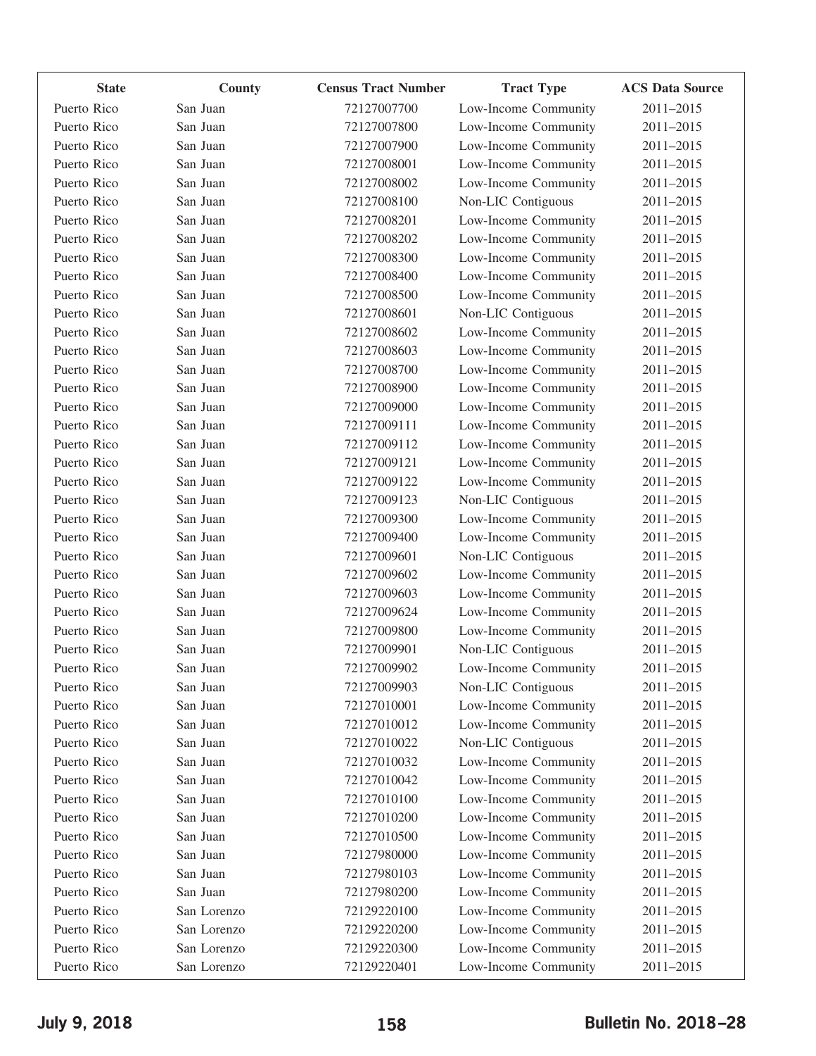| State | County | Census Tract Number | Tract Type | ACS Data Source |
|---|---|---|---|---|
| Puerto Rico | San Juan | 72127007700 | Low-Income Community | 2011–2015 |
| Puerto Rico | San Juan | 72127007800 | Low-Income Community | 2011–2015 |
| Puerto Rico | San Juan | 72127007900 | Low-Income Community | 2011–2015 |
| Puerto Rico | San Juan | 72127008001 | Low-Income Community | 2011–2015 |
| Puerto Rico | San Juan | 72127008002 | Low-Income Community | 2011–2015 |
| Puerto Rico | San Juan | 72127008100 | Non-LIC Contiguous | 2011–2015 |
| Puerto Rico | San Juan | 72127008201 | Low-Income Community | 2011–2015 |
| Puerto Rico | San Juan | 72127008202 | Low-Income Community | 2011–2015 |
| Puerto Rico | San Juan | 72127008300 | Low-Income Community | 2011–2015 |
| Puerto Rico | San Juan | 72127008400 | Low-Income Community | 2011–2015 |
| Puerto Rico | San Juan | 72127008500 | Low-Income Community | 2011–2015 |
| Puerto Rico | San Juan | 72127008601 | Non-LIC Contiguous | 2011–2015 |
| Puerto Rico | San Juan | 72127008602 | Low-Income Community | 2011–2015 |
| Puerto Rico | San Juan | 72127008603 | Low-Income Community | 2011–2015 |
| Puerto Rico | San Juan | 72127008700 | Low-Income Community | 2011–2015 |
| Puerto Rico | San Juan | 72127008900 | Low-Income Community | 2011–2015 |
| Puerto Rico | San Juan | 72127009000 | Low-Income Community | 2011–2015 |
| Puerto Rico | San Juan | 72127009111 | Low-Income Community | 2011–2015 |
| Puerto Rico | San Juan | 72127009112 | Low-Income Community | 2011–2015 |
| Puerto Rico | San Juan | 72127009121 | Low-Income Community | 2011–2015 |
| Puerto Rico | San Juan | 72127009122 | Low-Income Community | 2011–2015 |
| Puerto Rico | San Juan | 72127009123 | Non-LIC Contiguous | 2011–2015 |
| Puerto Rico | San Juan | 72127009300 | Low-Income Community | 2011–2015 |
| Puerto Rico | San Juan | 72127009400 | Low-Income Community | 2011–2015 |
| Puerto Rico | San Juan | 72127009601 | Non-LIC Contiguous | 2011–2015 |
| Puerto Rico | San Juan | 72127009602 | Low-Income Community | 2011–2015 |
| Puerto Rico | San Juan | 72127009603 | Low-Income Community | 2011–2015 |
| Puerto Rico | San Juan | 72127009624 | Low-Income Community | 2011–2015 |
| Puerto Rico | San Juan | 72127009800 | Low-Income Community | 2011–2015 |
| Puerto Rico | San Juan | 72127009901 | Non-LIC Contiguous | 2011–2015 |
| Puerto Rico | San Juan | 72127009902 | Low-Income Community | 2011–2015 |
| Puerto Rico | San Juan | 72127009903 | Non-LIC Contiguous | 2011–2015 |
| Puerto Rico | San Juan | 72127010001 | Low-Income Community | 2011–2015 |
| Puerto Rico | San Juan | 72127010012 | Low-Income Community | 2011–2015 |
| Puerto Rico | San Juan | 72127010022 | Non-LIC Contiguous | 2011–2015 |
| Puerto Rico | San Juan | 72127010032 | Low-Income Community | 2011–2015 |
| Puerto Rico | San Juan | 72127010042 | Low-Income Community | 2011–2015 |
| Puerto Rico | San Juan | 72127010100 | Low-Income Community | 2011–2015 |
| Puerto Rico | San Juan | 72127010200 | Low-Income Community | 2011–2015 |
| Puerto Rico | San Juan | 72127010500 | Low-Income Community | 2011–2015 |
| Puerto Rico | San Juan | 72127980000 | Low-Income Community | 2011–2015 |
| Puerto Rico | San Juan | 72127980103 | Low-Income Community | 2011–2015 |
| Puerto Rico | San Juan | 72127980200 | Low-Income Community | 2011–2015 |
| Puerto Rico | San Lorenzo | 72129220100 | Low-Income Community | 2011–2015 |
| Puerto Rico | San Lorenzo | 72129220200 | Low-Income Community | 2011–2015 |
| Puerto Rico | San Lorenzo | 72129220300 | Low-Income Community | 2011–2015 |
| Puerto Rico | San Lorenzo | 72129220401 | Low-Income Community | 2011–2015 |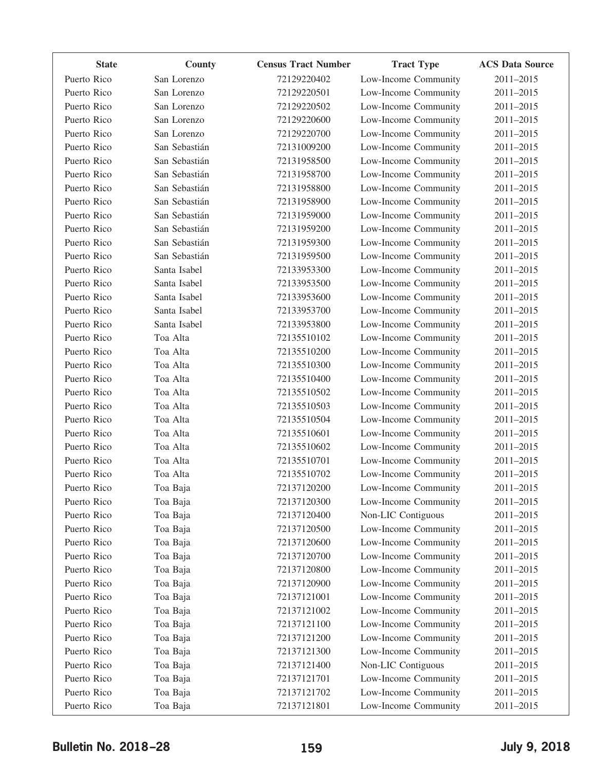| State | County | Census Tract Number | Tract Type | ACS Data Source |
|---|---|---|---|---|
| Puerto Rico | San Lorenzo | 72129220402 | Low-Income Community | 2011–2015 |
| Puerto Rico | San Lorenzo | 72129220501 | Low-Income Community | 2011–2015 |
| Puerto Rico | San Lorenzo | 72129220502 | Low-Income Community | 2011–2015 |
| Puerto Rico | San Lorenzo | 72129220600 | Low-Income Community | 2011–2015 |
| Puerto Rico | San Lorenzo | 72129220700 | Low-Income Community | 2011–2015 |
| Puerto Rico | San Sebastián | 72131009200 | Low-Income Community | 2011–2015 |
| Puerto Rico | San Sebastián | 72131958500 | Low-Income Community | 2011–2015 |
| Puerto Rico | San Sebastián | 72131958700 | Low-Income Community | 2011–2015 |
| Puerto Rico | San Sebastián | 72131958800 | Low-Income Community | 2011–2015 |
| Puerto Rico | San Sebastián | 72131958900 | Low-Income Community | 2011–2015 |
| Puerto Rico | San Sebastián | 72131959000 | Low-Income Community | 2011–2015 |
| Puerto Rico | San Sebastián | 72131959200 | Low-Income Community | 2011–2015 |
| Puerto Rico | San Sebastián | 72131959300 | Low-Income Community | 2011–2015 |
| Puerto Rico | San Sebastián | 72131959500 | Low-Income Community | 2011–2015 |
| Puerto Rico | Santa Isabel | 72133953300 | Low-Income Community | 2011–2015 |
| Puerto Rico | Santa Isabel | 72133953500 | Low-Income Community | 2011–2015 |
| Puerto Rico | Santa Isabel | 72133953600 | Low-Income Community | 2011–2015 |
| Puerto Rico | Santa Isabel | 72133953700 | Low-Income Community | 2011–2015 |
| Puerto Rico | Santa Isabel | 72133953800 | Low-Income Community | 2011–2015 |
| Puerto Rico | Toa Alta | 72135510102 | Low-Income Community | 2011–2015 |
| Puerto Rico | Toa Alta | 72135510200 | Low-Income Community | 2011–2015 |
| Puerto Rico | Toa Alta | 72135510300 | Low-Income Community | 2011–2015 |
| Puerto Rico | Toa Alta | 72135510400 | Low-Income Community | 2011–2015 |
| Puerto Rico | Toa Alta | 72135510502 | Low-Income Community | 2011–2015 |
| Puerto Rico | Toa Alta | 72135510503 | Low-Income Community | 2011–2015 |
| Puerto Rico | Toa Alta | 72135510504 | Low-Income Community | 2011–2015 |
| Puerto Rico | Toa Alta | 72135510601 | Low-Income Community | 2011–2015 |
| Puerto Rico | Toa Alta | 72135510602 | Low-Income Community | 2011–2015 |
| Puerto Rico | Toa Alta | 72135510701 | Low-Income Community | 2011–2015 |
| Puerto Rico | Toa Alta | 72135510702 | Low-Income Community | 2011–2015 |
| Puerto Rico | Toa Baja | 72137120200 | Low-Income Community | 2011–2015 |
| Puerto Rico | Toa Baja | 72137120300 | Low-Income Community | 2011–2015 |
| Puerto Rico | Toa Baja | 72137120400 | Non-LIC Contiguous | 2011–2015 |
| Puerto Rico | Toa Baja | 72137120500 | Low-Income Community | 2011–2015 |
| Puerto Rico | Toa Baja | 72137120600 | Low-Income Community | 2011–2015 |
| Puerto Rico | Toa Baja | 72137120700 | Low-Income Community | 2011–2015 |
| Puerto Rico | Toa Baja | 72137120800 | Low-Income Community | 2011–2015 |
| Puerto Rico | Toa Baja | 72137120900 | Low-Income Community | 2011–2015 |
| Puerto Rico | Toa Baja | 72137121001 | Low-Income Community | 2011–2015 |
| Puerto Rico | Toa Baja | 72137121002 | Low-Income Community | 2011–2015 |
| Puerto Rico | Toa Baja | 72137121100 | Low-Income Community | 2011–2015 |
| Puerto Rico | Toa Baja | 72137121200 | Low-Income Community | 2011–2015 |
| Puerto Rico | Toa Baja | 72137121300 | Low-Income Community | 2011–2015 |
| Puerto Rico | Toa Baja | 72137121400 | Non-LIC Contiguous | 2011–2015 |
| Puerto Rico | Toa Baja | 72137121701 | Low-Income Community | 2011–2015 |
| Puerto Rico | Toa Baja | 72137121702 | Low-Income Community | 2011–2015 |
| Puerto Rico | Toa Baja | 72137121801 | Low-Income Community | 2011–2015 |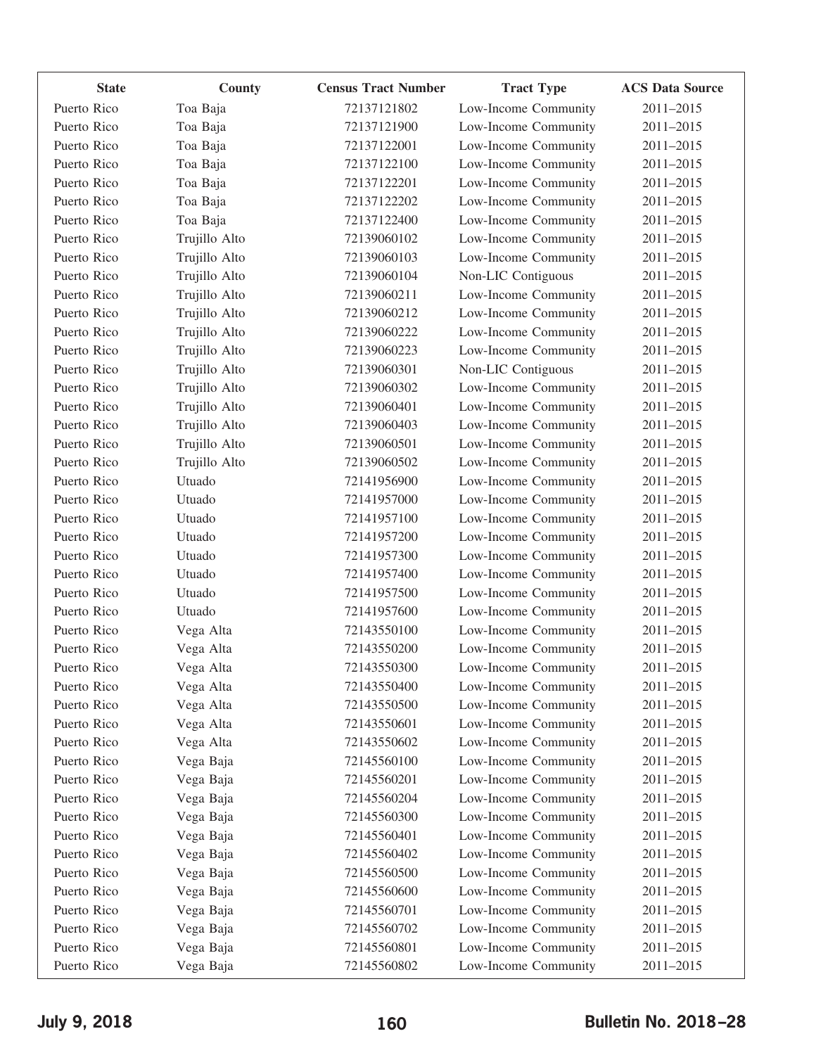| State | County | Census Tract Number | Tract Type | ACS Data Source |
|---|---|---|---|---|
| Puerto Rico | Toa Baja | 72137121802 | Low-Income Community | 2011–2015 |
| Puerto Rico | Toa Baja | 72137121900 | Low-Income Community | 2011–2015 |
| Puerto Rico | Toa Baja | 72137122001 | Low-Income Community | 2011–2015 |
| Puerto Rico | Toa Baja | 72137122100 | Low-Income Community | 2011–2015 |
| Puerto Rico | Toa Baja | 72137122201 | Low-Income Community | 2011–2015 |
| Puerto Rico | Toa Baja | 72137122202 | Low-Income Community | 2011–2015 |
| Puerto Rico | Toa Baja | 72137122400 | Low-Income Community | 2011–2015 |
| Puerto Rico | Trujillo Alto | 72139060102 | Low-Income Community | 2011–2015 |
| Puerto Rico | Trujillo Alto | 72139060103 | Low-Income Community | 2011–2015 |
| Puerto Rico | Trujillo Alto | 72139060104 | Non-LIC Contiguous | 2011–2015 |
| Puerto Rico | Trujillo Alto | 72139060211 | Low-Income Community | 2011–2015 |
| Puerto Rico | Trujillo Alto | 72139060212 | Low-Income Community | 2011–2015 |
| Puerto Rico | Trujillo Alto | 72139060222 | Low-Income Community | 2011–2015 |
| Puerto Rico | Trujillo Alto | 72139060223 | Low-Income Community | 2011–2015 |
| Puerto Rico | Trujillo Alto | 72139060301 | Non-LIC Contiguous | 2011–2015 |
| Puerto Rico | Trujillo Alto | 72139060302 | Low-Income Community | 2011–2015 |
| Puerto Rico | Trujillo Alto | 72139060401 | Low-Income Community | 2011–2015 |
| Puerto Rico | Trujillo Alto | 72139060403 | Low-Income Community | 2011–2015 |
| Puerto Rico | Trujillo Alto | 72139060501 | Low-Income Community | 2011–2015 |
| Puerto Rico | Trujillo Alto | 72139060502 | Low-Income Community | 2011–2015 |
| Puerto Rico | Utuado | 72141956900 | Low-Income Community | 2011–2015 |
| Puerto Rico | Utuado | 72141957000 | Low-Income Community | 2011–2015 |
| Puerto Rico | Utuado | 72141957100 | Low-Income Community | 2011–2015 |
| Puerto Rico | Utuado | 72141957200 | Low-Income Community | 2011–2015 |
| Puerto Rico | Utuado | 72141957300 | Low-Income Community | 2011–2015 |
| Puerto Rico | Utuado | 72141957400 | Low-Income Community | 2011–2015 |
| Puerto Rico | Utuado | 72141957500 | Low-Income Community | 2011–2015 |
| Puerto Rico | Utuado | 72141957600 | Low-Income Community | 2011–2015 |
| Puerto Rico | Vega Alta | 72143550100 | Low-Income Community | 2011–2015 |
| Puerto Rico | Vega Alta | 72143550200 | Low-Income Community | 2011–2015 |
| Puerto Rico | Vega Alta | 72143550300 | Low-Income Community | 2011–2015 |
| Puerto Rico | Vega Alta | 72143550400 | Low-Income Community | 2011–2015 |
| Puerto Rico | Vega Alta | 72143550500 | Low-Income Community | 2011–2015 |
| Puerto Rico | Vega Alta | 72143550601 | Low-Income Community | 2011–2015 |
| Puerto Rico | Vega Alta | 72143550602 | Low-Income Community | 2011–2015 |
| Puerto Rico | Vega Baja | 72145560100 | Low-Income Community | 2011–2015 |
| Puerto Rico | Vega Baja | 72145560201 | Low-Income Community | 2011–2015 |
| Puerto Rico | Vega Baja | 72145560204 | Low-Income Community | 2011–2015 |
| Puerto Rico | Vega Baja | 72145560300 | Low-Income Community | 2011–2015 |
| Puerto Rico | Vega Baja | 72145560401 | Low-Income Community | 2011–2015 |
| Puerto Rico | Vega Baja | 72145560402 | Low-Income Community | 2011–2015 |
| Puerto Rico | Vega Baja | 72145560500 | Low-Income Community | 2011–2015 |
| Puerto Rico | Vega Baja | 72145560600 | Low-Income Community | 2011–2015 |
| Puerto Rico | Vega Baja | 72145560701 | Low-Income Community | 2011–2015 |
| Puerto Rico | Vega Baja | 72145560702 | Low-Income Community | 2011–2015 |
| Puerto Rico | Vega Baja | 72145560801 | Low-Income Community | 2011–2015 |
| Puerto Rico | Vega Baja | 72145560802 | Low-Income Community | 2011–2015 |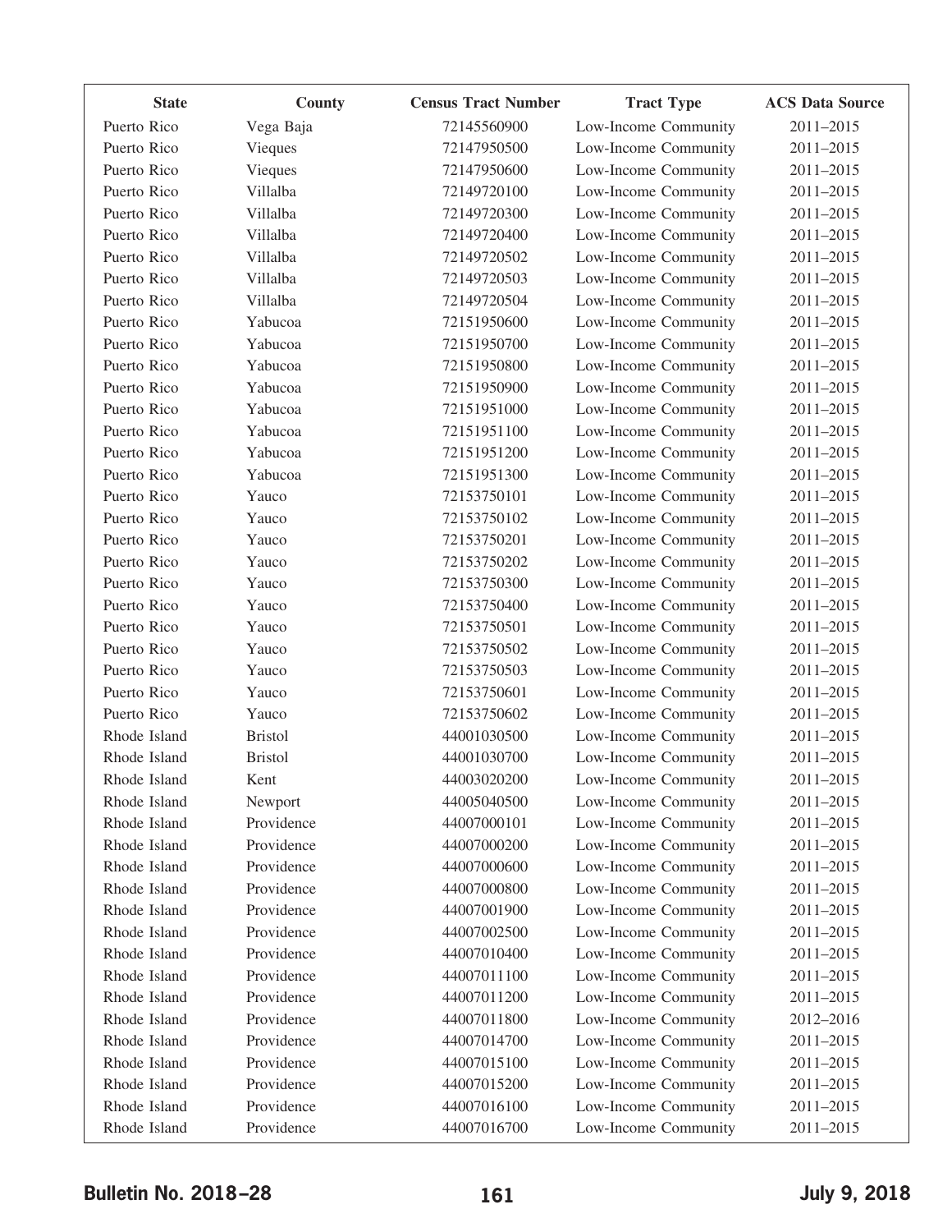| State | County | Census Tract Number | Tract Type | ACS Data Source |
|---|---|---|---|---|
| Puerto Rico | Vega Baja | 72145560900 | Low-Income Community | 2011–2015 |
| Puerto Rico | Vieques | 72147950500 | Low-Income Community | 2011–2015 |
| Puerto Rico | Vieques | 72147950600 | Low-Income Community | 2011–2015 |
| Puerto Rico | Villalba | 72149720100 | Low-Income Community | 2011–2015 |
| Puerto Rico | Villalba | 72149720300 | Low-Income Community | 2011–2015 |
| Puerto Rico | Villalba | 72149720400 | Low-Income Community | 2011–2015 |
| Puerto Rico | Villalba | 72149720502 | Low-Income Community | 2011–2015 |
| Puerto Rico | Villalba | 72149720503 | Low-Income Community | 2011–2015 |
| Puerto Rico | Villalba | 72149720504 | Low-Income Community | 2011–2015 |
| Puerto Rico | Yabucoa | 72151950600 | Low-Income Community | 2011–2015 |
| Puerto Rico | Yabucoa | 72151950700 | Low-Income Community | 2011–2015 |
| Puerto Rico | Yabucoa | 72151950800 | Low-Income Community | 2011–2015 |
| Puerto Rico | Yabucoa | 72151950900 | Low-Income Community | 2011–2015 |
| Puerto Rico | Yabucoa | 72151951000 | Low-Income Community | 2011–2015 |
| Puerto Rico | Yabucoa | 72151951100 | Low-Income Community | 2011–2015 |
| Puerto Rico | Yabucoa | 72151951200 | Low-Income Community | 2011–2015 |
| Puerto Rico | Yabucoa | 72151951300 | Low-Income Community | 2011–2015 |
| Puerto Rico | Yauco | 72153750101 | Low-Income Community | 2011–2015 |
| Puerto Rico | Yauco | 72153750102 | Low-Income Community | 2011–2015 |
| Puerto Rico | Yauco | 72153750201 | Low-Income Community | 2011–2015 |
| Puerto Rico | Yauco | 72153750202 | Low-Income Community | 2011–2015 |
| Puerto Rico | Yauco | 72153750300 | Low-Income Community | 2011–2015 |
| Puerto Rico | Yauco | 72153750400 | Low-Income Community | 2011–2015 |
| Puerto Rico | Yauco | 72153750501 | Low-Income Community | 2011–2015 |
| Puerto Rico | Yauco | 72153750502 | Low-Income Community | 2011–2015 |
| Puerto Rico | Yauco | 72153750503 | Low-Income Community | 2011–2015 |
| Puerto Rico | Yauco | 72153750601 | Low-Income Community | 2011–2015 |
| Puerto Rico | Yauco | 72153750602 | Low-Income Community | 2011–2015 |
| Rhode Island | Bristol | 44001030500 | Low-Income Community | 2011–2015 |
| Rhode Island | Bristol | 44001030700 | Low-Income Community | 2011–2015 |
| Rhode Island | Kent | 44003020200 | Low-Income Community | 2011–2015 |
| Rhode Island | Newport | 44005040500 | Low-Income Community | 2011–2015 |
| Rhode Island | Providence | 44007000101 | Low-Income Community | 2011–2015 |
| Rhode Island | Providence | 44007000200 | Low-Income Community | 2011–2015 |
| Rhode Island | Providence | 44007000600 | Low-Income Community | 2011–2015 |
| Rhode Island | Providence | 44007000800 | Low-Income Community | 2011–2015 |
| Rhode Island | Providence | 44007001900 | Low-Income Community | 2011–2015 |
| Rhode Island | Providence | 44007002500 | Low-Income Community | 2011–2015 |
| Rhode Island | Providence | 44007010400 | Low-Income Community | 2011–2015 |
| Rhode Island | Providence | 44007011100 | Low-Income Community | 2011–2015 |
| Rhode Island | Providence | 44007011200 | Low-Income Community | 2011–2015 |
| Rhode Island | Providence | 44007011800 | Low-Income Community | 2012–2016 |
| Rhode Island | Providence | 44007014700 | Low-Income Community | 2011–2015 |
| Rhode Island | Providence | 44007015100 | Low-Income Community | 2011–2015 |
| Rhode Island | Providence | 44007015200 | Low-Income Community | 2011–2015 |
| Rhode Island | Providence | 44007016100 | Low-Income Community | 2011–2015 |
| Rhode Island | Providence | 44007016700 | Low-Income Community | 2011–2015 |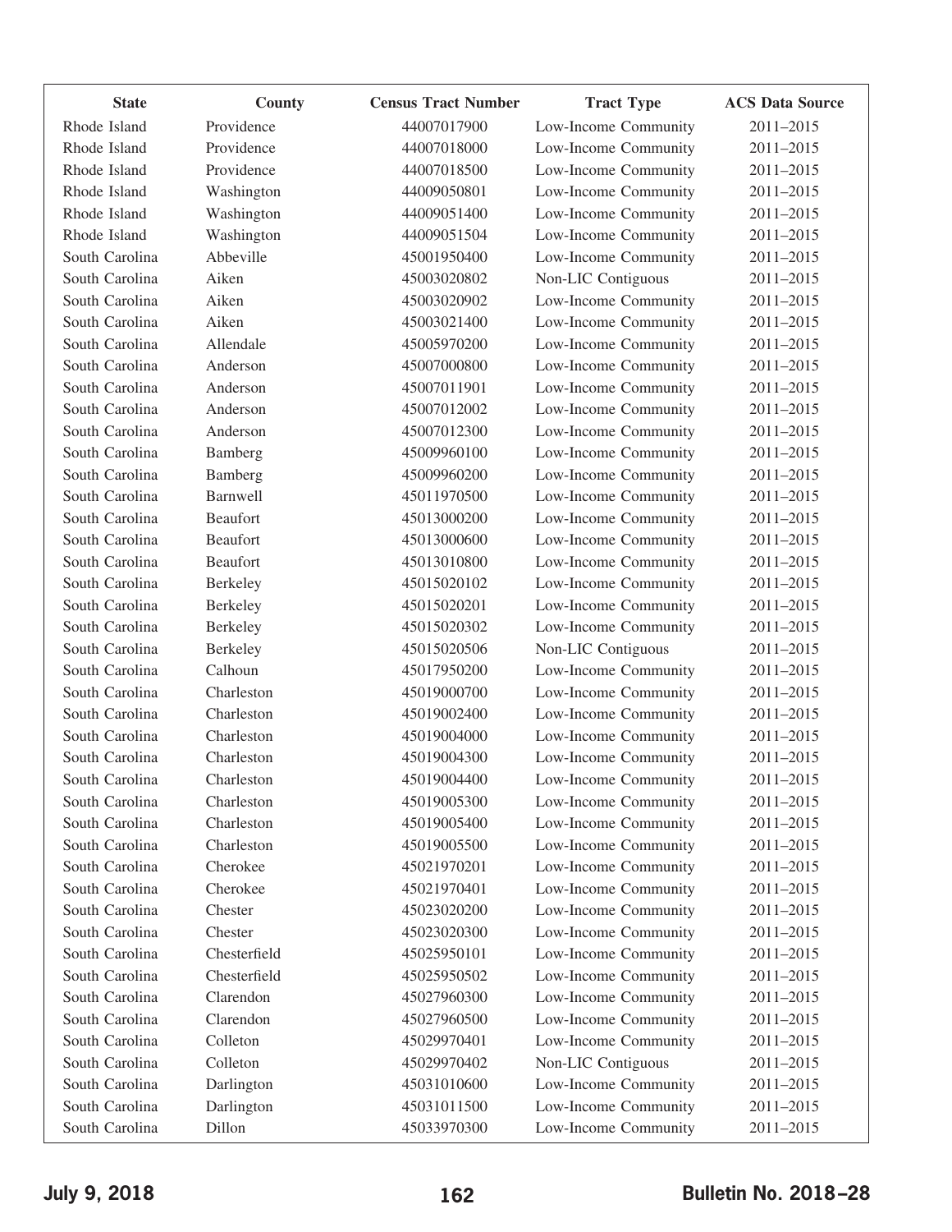| State | County | Census Tract Number | Tract Type | ACS Data Source |
|---|---|---|---|---|
| Rhode Island | Providence | 44007017900 | Low-Income Community | 2011–2015 |
| Rhode Island | Providence | 44007018000 | Low-Income Community | 2011–2015 |
| Rhode Island | Providence | 44007018500 | Low-Income Community | 2011–2015 |
| Rhode Island | Washington | 44009050801 | Low-Income Community | 2011–2015 |
| Rhode Island | Washington | 44009051400 | Low-Income Community | 2011–2015 |
| Rhode Island | Washington | 44009051504 | Low-Income Community | 2011–2015 |
| South Carolina | Abbeville | 45001950400 | Low-Income Community | 2011–2015 |
| South Carolina | Aiken | 45003020802 | Non-LIC Contiguous | 2011–2015 |
| South Carolina | Aiken | 45003020902 | Low-Income Community | 2011–2015 |
| South Carolina | Aiken | 45003021400 | Low-Income Community | 2011–2015 |
| South Carolina | Allendale | 45005970200 | Low-Income Community | 2011–2015 |
| South Carolina | Anderson | 45007000800 | Low-Income Community | 2011–2015 |
| South Carolina | Anderson | 45007011901 | Low-Income Community | 2011–2015 |
| South Carolina | Anderson | 45007012002 | Low-Income Community | 2011–2015 |
| South Carolina | Anderson | 45007012300 | Low-Income Community | 2011–2015 |
| South Carolina | Bamberg | 45009960100 | Low-Income Community | 2011–2015 |
| South Carolina | Bamberg | 45009960200 | Low-Income Community | 2011–2015 |
| South Carolina | Barnwell | 45011970500 | Low-Income Community | 2011–2015 |
| South Carolina | Beaufort | 45013000200 | Low-Income Community | 2011–2015 |
| South Carolina | Beaufort | 45013000600 | Low-Income Community | 2011–2015 |
| South Carolina | Beaufort | 45013010800 | Low-Income Community | 2011–2015 |
| South Carolina | Berkeley | 45015020102 | Low-Income Community | 2011–2015 |
| South Carolina | Berkeley | 45015020201 | Low-Income Community | 2011–2015 |
| South Carolina | Berkeley | 45015020302 | Low-Income Community | 2011–2015 |
| South Carolina | Berkeley | 45015020506 | Non-LIC Contiguous | 2011–2015 |
| South Carolina | Calhoun | 45017950200 | Low-Income Community | 2011–2015 |
| South Carolina | Charleston | 45019000700 | Low-Income Community | 2011–2015 |
| South Carolina | Charleston | 45019002400 | Low-Income Community | 2011–2015 |
| South Carolina | Charleston | 45019004000 | Low-Income Community | 2011–2015 |
| South Carolina | Charleston | 45019004300 | Low-Income Community | 2011–2015 |
| South Carolina | Charleston | 45019004400 | Low-Income Community | 2011–2015 |
| South Carolina | Charleston | 45019005300 | Low-Income Community | 2011–2015 |
| South Carolina | Charleston | 45019005400 | Low-Income Community | 2011–2015 |
| South Carolina | Charleston | 45019005500 | Low-Income Community | 2011–2015 |
| South Carolina | Cherokee | 45021970201 | Low-Income Community | 2011–2015 |
| South Carolina | Cherokee | 45021970401 | Low-Income Community | 2011–2015 |
| South Carolina | Chester | 45023020200 | Low-Income Community | 2011–2015 |
| South Carolina | Chester | 45023020300 | Low-Income Community | 2011–2015 |
| South Carolina | Chesterfield | 45025950101 | Low-Income Community | 2011–2015 |
| South Carolina | Chesterfield | 45025950502 | Low-Income Community | 2011–2015 |
| South Carolina | Clarendon | 45027960300 | Low-Income Community | 2011–2015 |
| South Carolina | Clarendon | 45027960500 | Low-Income Community | 2011–2015 |
| South Carolina | Colleton | 45029970401 | Low-Income Community | 2011–2015 |
| South Carolina | Colleton | 45029970402 | Non-LIC Contiguous | 2011–2015 |
| South Carolina | Darlington | 45031010600 | Low-Income Community | 2011–2015 |
| South Carolina | Darlington | 45031011500 | Low-Income Community | 2011–2015 |
| South Carolina | Dillon | 45033970300 | Low-Income Community | 2011–2015 |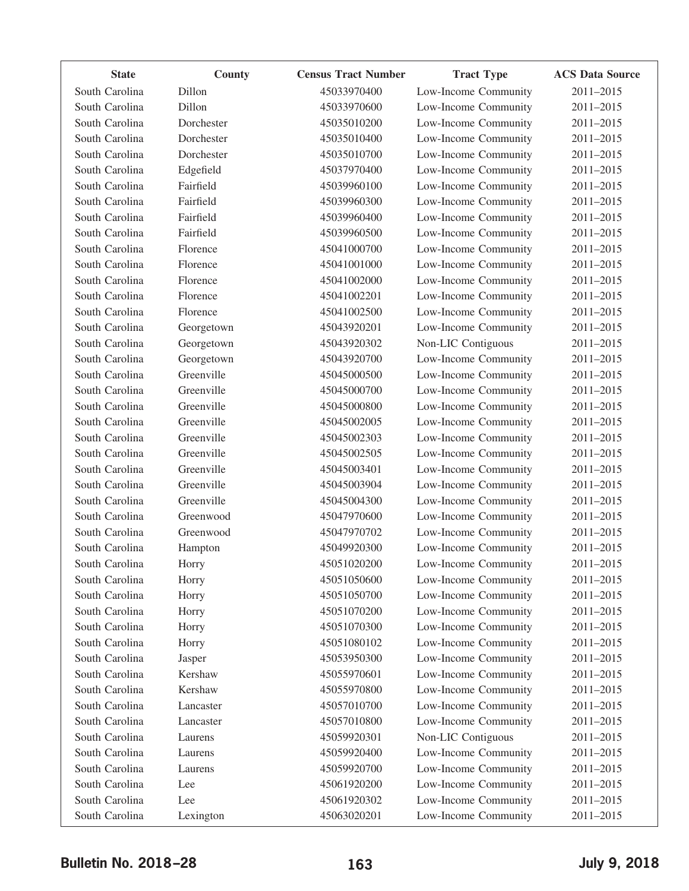| State | County | Census Tract Number | Tract Type | ACS Data Source |
|---|---|---|---|---|
| South Carolina | Dillon | 45033970400 | Low-Income Community | 2011–2015 |
| South Carolina | Dillon | 45033970600 | Low-Income Community | 2011–2015 |
| South Carolina | Dorchester | 45035010200 | Low-Income Community | 2011–2015 |
| South Carolina | Dorchester | 45035010400 | Low-Income Community | 2011–2015 |
| South Carolina | Dorchester | 45035010700 | Low-Income Community | 2011–2015 |
| South Carolina | Edgefield | 45037970400 | Low-Income Community | 2011–2015 |
| South Carolina | Fairfield | 45039960100 | Low-Income Community | 2011–2015 |
| South Carolina | Fairfield | 45039960300 | Low-Income Community | 2011–2015 |
| South Carolina | Fairfield | 45039960400 | Low-Income Community | 2011–2015 |
| South Carolina | Fairfield | 45039960500 | Low-Income Community | 2011–2015 |
| South Carolina | Florence | 45041000700 | Low-Income Community | 2011–2015 |
| South Carolina | Florence | 45041001000 | Low-Income Community | 2011–2015 |
| South Carolina | Florence | 45041002000 | Low-Income Community | 2011–2015 |
| South Carolina | Florence | 45041002201 | Low-Income Community | 2011–2015 |
| South Carolina | Florence | 45041002500 | Low-Income Community | 2011–2015 |
| South Carolina | Georgetown | 45043920201 | Low-Income Community | 2011–2015 |
| South Carolina | Georgetown | 45043920302 | Non-LIC Contiguous | 2011–2015 |
| South Carolina | Georgetown | 45043920700 | Low-Income Community | 2011–2015 |
| South Carolina | Greenville | 45045000500 | Low-Income Community | 2011–2015 |
| South Carolina | Greenville | 45045000700 | Low-Income Community | 2011–2015 |
| South Carolina | Greenville | 45045000800 | Low-Income Community | 2011–2015 |
| South Carolina | Greenville | 45045002005 | Low-Income Community | 2011–2015 |
| South Carolina | Greenville | 45045002303 | Low-Income Community | 2011–2015 |
| South Carolina | Greenville | 45045002505 | Low-Income Community | 2011–2015 |
| South Carolina | Greenville | 45045003401 | Low-Income Community | 2011–2015 |
| South Carolina | Greenville | 45045003904 | Low-Income Community | 2011–2015 |
| South Carolina | Greenville | 45045004300 | Low-Income Community | 2011–2015 |
| South Carolina | Greenwood | 45047970600 | Low-Income Community | 2011–2015 |
| South Carolina | Greenwood | 45047970702 | Low-Income Community | 2011–2015 |
| South Carolina | Hampton | 45049920300 | Low-Income Community | 2011–2015 |
| South Carolina | Horry | 45051020200 | Low-Income Community | 2011–2015 |
| South Carolina | Horry | 45051050600 | Low-Income Community | 2011–2015 |
| South Carolina | Horry | 45051050700 | Low-Income Community | 2011–2015 |
| South Carolina | Horry | 45051070200 | Low-Income Community | 2011–2015 |
| South Carolina | Horry | 45051070300 | Low-Income Community | 2011–2015 |
| South Carolina | Horry | 45051080102 | Low-Income Community | 2011–2015 |
| South Carolina | Jasper | 45053950300 | Low-Income Community | 2011–2015 |
| South Carolina | Kershaw | 45055970601 | Low-Income Community | 2011–2015 |
| South Carolina | Kershaw | 45055970800 | Low-Income Community | 2011–2015 |
| South Carolina | Lancaster | 45057010700 | Low-Income Community | 2011–2015 |
| South Carolina | Lancaster | 45057010800 | Low-Income Community | 2011–2015 |
| South Carolina | Laurens | 45059920301 | Non-LIC Contiguous | 2011–2015 |
| South Carolina | Laurens | 45059920400 | Low-Income Community | 2011–2015 |
| South Carolina | Laurens | 45059920700 | Low-Income Community | 2011–2015 |
| South Carolina | Lee | 45061920200 | Low-Income Community | 2011–2015 |
| South Carolina | Lee | 45061920302 | Low-Income Community | 2011–2015 |
| South Carolina | Lexington | 45063020201 | Low-Income Community | 2011–2015 |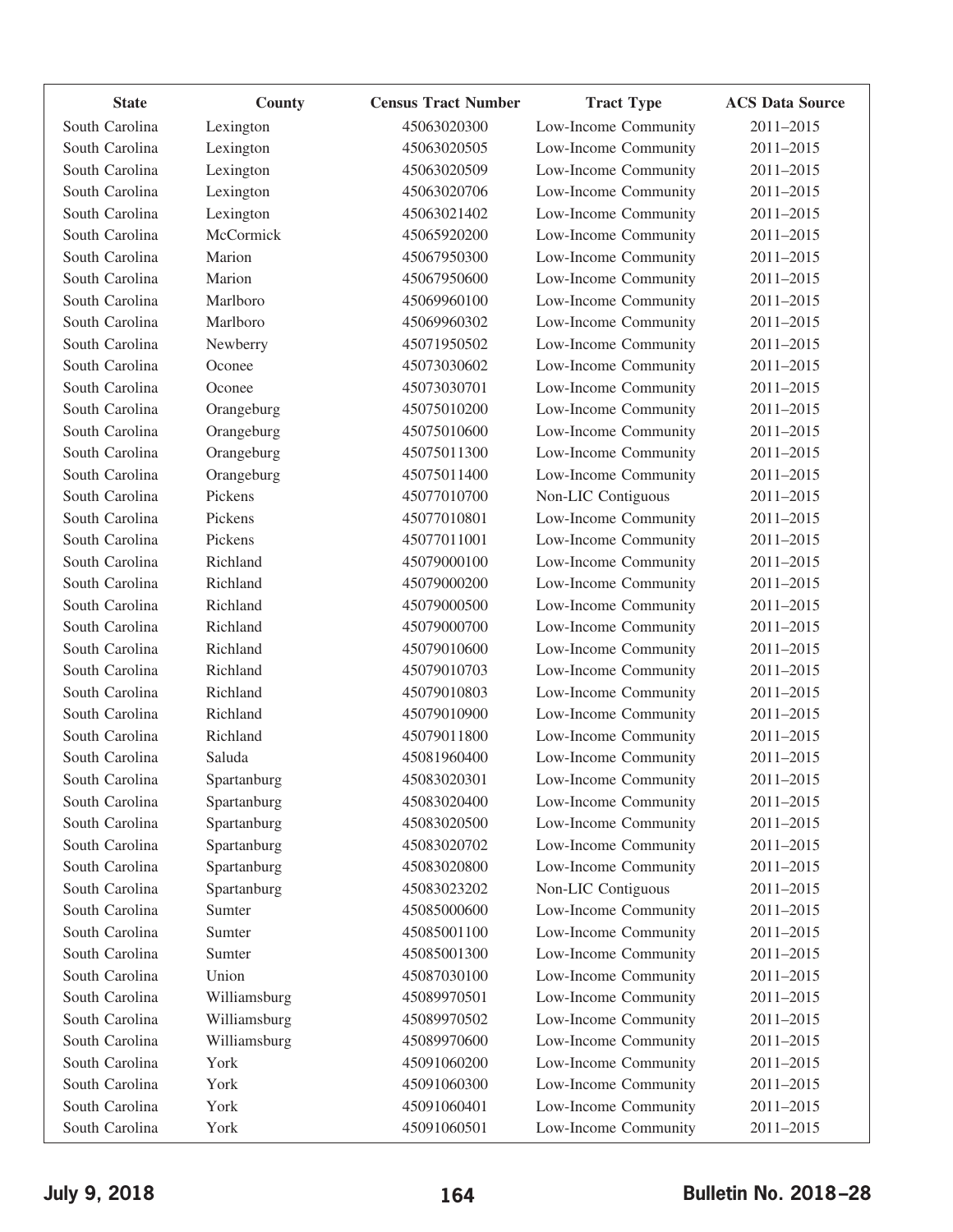| State | County | Census Tract Number | Tract Type | ACS Data Source |
|---|---|---|---|---|
| South Carolina | Lexington | 45063020300 | Low-Income Community | 2011–2015 |
| South Carolina | Lexington | 45063020505 | Low-Income Community | 2011–2015 |
| South Carolina | Lexington | 45063020509 | Low-Income Community | 2011–2015 |
| South Carolina | Lexington | 45063020706 | Low-Income Community | 2011–2015 |
| South Carolina | Lexington | 45063021402 | Low-Income Community | 2011–2015 |
| South Carolina | McCormick | 45065920200 | Low-Income Community | 2011–2015 |
| South Carolina | Marion | 45067950300 | Low-Income Community | 2011–2015 |
| South Carolina | Marion | 45067950600 | Low-Income Community | 2011–2015 |
| South Carolina | Marlboro | 45069960100 | Low-Income Community | 2011–2015 |
| South Carolina | Marlboro | 45069960302 | Low-Income Community | 2011–2015 |
| South Carolina | Newberry | 45071950502 | Low-Income Community | 2011–2015 |
| South Carolina | Oconee | 45073030602 | Low-Income Community | 2011–2015 |
| South Carolina | Oconee | 45073030701 | Low-Income Community | 2011–2015 |
| South Carolina | Orangeburg | 45075010200 | Low-Income Community | 2011–2015 |
| South Carolina | Orangeburg | 45075010600 | Low-Income Community | 2011–2015 |
| South Carolina | Orangeburg | 45075011300 | Low-Income Community | 2011–2015 |
| South Carolina | Orangeburg | 45075011400 | Low-Income Community | 2011–2015 |
| South Carolina | Pickens | 45077010700 | Non-LIC Contiguous | 2011–2015 |
| South Carolina | Pickens | 45077010801 | Low-Income Community | 2011–2015 |
| South Carolina | Pickens | 45077011001 | Low-Income Community | 2011–2015 |
| South Carolina | Richland | 45079000100 | Low-Income Community | 2011–2015 |
| South Carolina | Richland | 45079000200 | Low-Income Community | 2011–2015 |
| South Carolina | Richland | 45079000500 | Low-Income Community | 2011–2015 |
| South Carolina | Richland | 45079000700 | Low-Income Community | 2011–2015 |
| South Carolina | Richland | 45079010600 | Low-Income Community | 2011–2015 |
| South Carolina | Richland | 45079010703 | Low-Income Community | 2011–2015 |
| South Carolina | Richland | 45079010803 | Low-Income Community | 2011–2015 |
| South Carolina | Richland | 45079010900 | Low-Income Community | 2011–2015 |
| South Carolina | Richland | 45079011800 | Low-Income Community | 2011–2015 |
| South Carolina | Saluda | 45081960400 | Low-Income Community | 2011–2015 |
| South Carolina | Spartanburg | 45083020301 | Low-Income Community | 2011–2015 |
| South Carolina | Spartanburg | 45083020400 | Low-Income Community | 2011–2015 |
| South Carolina | Spartanburg | 45083020500 | Low-Income Community | 2011–2015 |
| South Carolina | Spartanburg | 45083020702 | Low-Income Community | 2011–2015 |
| South Carolina | Spartanburg | 45083020800 | Low-Income Community | 2011–2015 |
| South Carolina | Spartanburg | 45083023202 | Non-LIC Contiguous | 2011–2015 |
| South Carolina | Sumter | 45085000600 | Low-Income Community | 2011–2015 |
| South Carolina | Sumter | 45085001100 | Low-Income Community | 2011–2015 |
| South Carolina | Sumter | 45085001300 | Low-Income Community | 2011–2015 |
| South Carolina | Union | 45087030100 | Low-Income Community | 2011–2015 |
| South Carolina | Williamsburg | 45089970501 | Low-Income Community | 2011–2015 |
| South Carolina | Williamsburg | 45089970502 | Low-Income Community | 2011–2015 |
| South Carolina | Williamsburg | 45089970600 | Low-Income Community | 2011–2015 |
| South Carolina | York | 45091060200 | Low-Income Community | 2011–2015 |
| South Carolina | York | 45091060300 | Low-Income Community | 2011–2015 |
| South Carolina | York | 45091060401 | Low-Income Community | 2011–2015 |
| South Carolina | York | 45091060501 | Low-Income Community | 2011–2015 |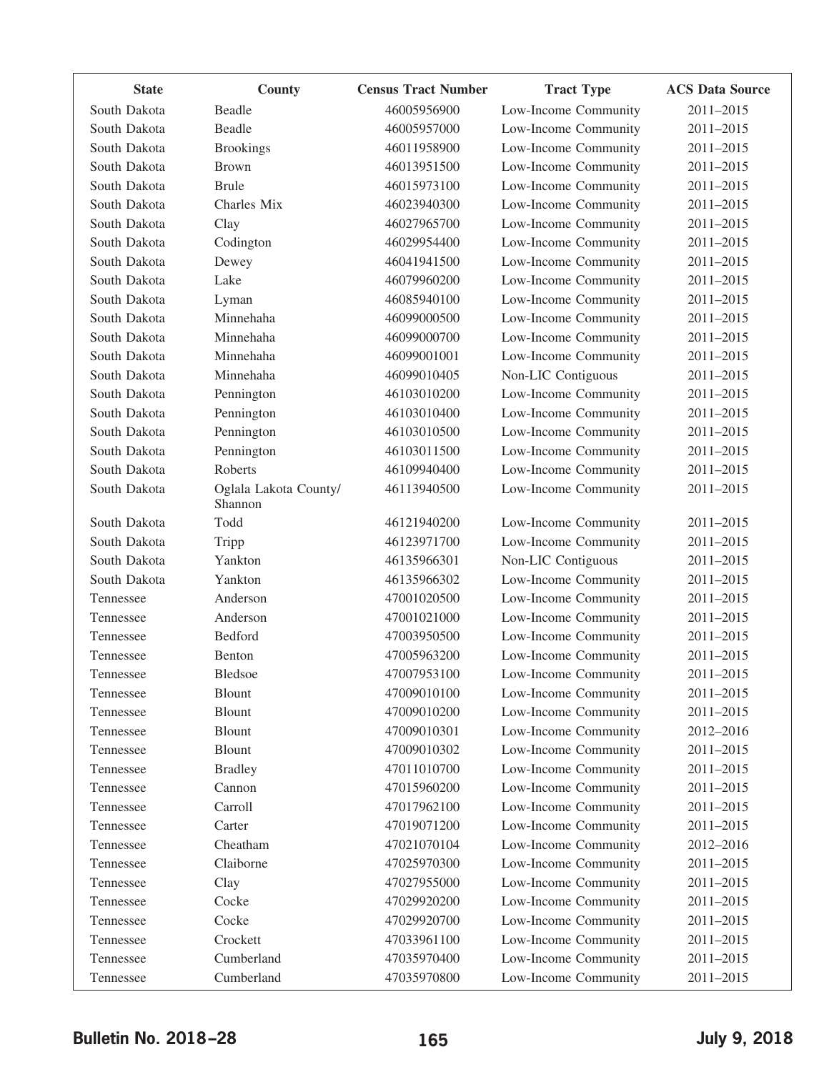| State | County | Census Tract Number | Tract Type | ACS Data Source |
|---|---|---|---|---|
| South Dakota | Beadle | 46005956900 | Low-Income Community | 2011–2015 |
| South Dakota | Beadle | 46005957000 | Low-Income Community | 2011–2015 |
| South Dakota | Brookings | 46011958900 | Low-Income Community | 2011–2015 |
| South Dakota | Brown | 46013951500 | Low-Income Community | 2011–2015 |
| South Dakota | Brule | 46015973100 | Low-Income Community | 2011–2015 |
| South Dakota | Charles Mix | 46023940300 | Low-Income Community | 2011–2015 |
| South Dakota | Clay | 46027965700 | Low-Income Community | 2011–2015 |
| South Dakota | Codington | 46029954400 | Low-Income Community | 2011–2015 |
| South Dakota | Dewey | 46041941500 | Low-Income Community | 2011–2015 |
| South Dakota | Lake | 46079960200 | Low-Income Community | 2011–2015 |
| South Dakota | Lyman | 46085940100 | Low-Income Community | 2011–2015 |
| South Dakota | Minnehaha | 46099000500 | Low-Income Community | 2011–2015 |
| South Dakota | Minnehaha | 46099000700 | Low-Income Community | 2011–2015 |
| South Dakota | Minnehaha | 46099001001 | Low-Income Community | 2011–2015 |
| South Dakota | Minnehaha | 46099010405 | Non-LIC Contiguous | 2011–2015 |
| South Dakota | Pennington | 46103010200 | Low-Income Community | 2011–2015 |
| South Dakota | Pennington | 46103010400 | Low-Income Community | 2011–2015 |
| South Dakota | Pennington | 46103010500 | Low-Income Community | 2011–2015 |
| South Dakota | Pennington | 46103011500 | Low-Income Community | 2011–2015 |
| South Dakota | Roberts | 46109940400 | Low-Income Community | 2011–2015 |
| South Dakota | Oglala Lakota County/ Shannon | 46113940500 | Low-Income Community | 2011–2015 |
| South Dakota | Todd | 46121940200 | Low-Income Community | 2011–2015 |
| South Dakota | Tripp | 46123971700 | Low-Income Community | 2011–2015 |
| South Dakota | Yankton | 46135966301 | Non-LIC Contiguous | 2011–2015 |
| South Dakota | Yankton | 46135966302 | Low-Income Community | 2011–2015 |
| Tennessee | Anderson | 47001020500 | Low-Income Community | 2011–2015 |
| Tennessee | Anderson | 47001021000 | Low-Income Community | 2011–2015 |
| Tennessee | Bedford | 47003950500 | Low-Income Community | 2011–2015 |
| Tennessee | Benton | 47005963200 | Low-Income Community | 2011–2015 |
| Tennessee | Bledsoe | 47007953100 | Low-Income Community | 2011–2015 |
| Tennessee | Blount | 47009010100 | Low-Income Community | 2011–2015 |
| Tennessee | Blount | 47009010200 | Low-Income Community | 2011–2015 |
| Tennessee | Blount | 47009010301 | Low-Income Community | 2012–2016 |
| Tennessee | Blount | 47009010302 | Low-Income Community | 2011–2015 |
| Tennessee | Bradley | 47011010700 | Low-Income Community | 2011–2015 |
| Tennessee | Cannon | 47015960200 | Low-Income Community | 2011–2015 |
| Tennessee | Carroll | 47017962100 | Low-Income Community | 2011–2015 |
| Tennessee | Carter | 47019071200 | Low-Income Community | 2011–2015 |
| Tennessee | Cheatham | 47021070104 | Low-Income Community | 2012–2016 |
| Tennessee | Claiborne | 47025970300 | Low-Income Community | 2011–2015 |
| Tennessee | Clay | 47027955000 | Low-Income Community | 2011–2015 |
| Tennessee | Cocke | 47029920200 | Low-Income Community | 2011–2015 |
| Tennessee | Cocke | 47029920700 | Low-Income Community | 2011–2015 |
| Tennessee | Crockett | 47033961100 | Low-Income Community | 2011–2015 |
| Tennessee | Cumberland | 47035970400 | Low-Income Community | 2011–2015 |
| Tennessee | Cumberland | 47035970800 | Low-Income Community | 2011–2015 |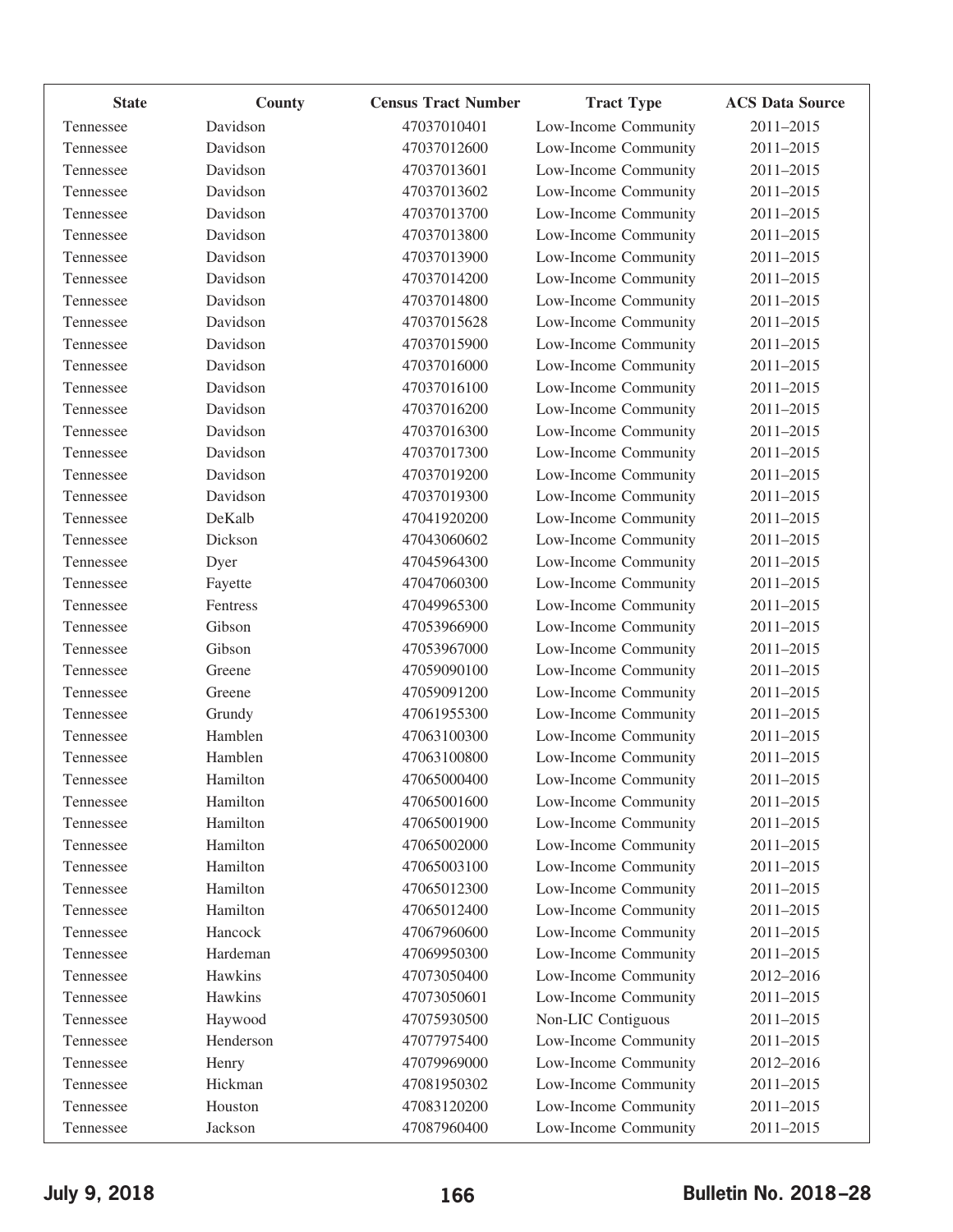| State | County | Census Tract Number | Tract Type | ACS Data Source |
|---|---|---|---|---|
| Tennessee | Davidson | 47037010401 | Low-Income Community | 2011–2015 |
| Tennessee | Davidson | 47037012600 | Low-Income Community | 2011–2015 |
| Tennessee | Davidson | 47037013601 | Low-Income Community | 2011–2015 |
| Tennessee | Davidson | 47037013602 | Low-Income Community | 2011–2015 |
| Tennessee | Davidson | 47037013700 | Low-Income Community | 2011–2015 |
| Tennessee | Davidson | 47037013800 | Low-Income Community | 2011–2015 |
| Tennessee | Davidson | 47037013900 | Low-Income Community | 2011–2015 |
| Tennessee | Davidson | 47037014200 | Low-Income Community | 2011–2015 |
| Tennessee | Davidson | 47037014800 | Low-Income Community | 2011–2015 |
| Tennessee | Davidson | 47037015628 | Low-Income Community | 2011–2015 |
| Tennessee | Davidson | 47037015900 | Low-Income Community | 2011–2015 |
| Tennessee | Davidson | 47037016000 | Low-Income Community | 2011–2015 |
| Tennessee | Davidson | 47037016100 | Low-Income Community | 2011–2015 |
| Tennessee | Davidson | 47037016200 | Low-Income Community | 2011–2015 |
| Tennessee | Davidson | 47037016300 | Low-Income Community | 2011–2015 |
| Tennessee | Davidson | 47037017300 | Low-Income Community | 2011–2015 |
| Tennessee | Davidson | 47037019200 | Low-Income Community | 2011–2015 |
| Tennessee | Davidson | 47037019300 | Low-Income Community | 2011–2015 |
| Tennessee | DeKalb | 47041920200 | Low-Income Community | 2011–2015 |
| Tennessee | Dickson | 47043060602 | Low-Income Community | 2011–2015 |
| Tennessee | Dyer | 47045964300 | Low-Income Community | 2011–2015 |
| Tennessee | Fayette | 47047060300 | Low-Income Community | 2011–2015 |
| Tennessee | Fentress | 47049965300 | Low-Income Community | 2011–2015 |
| Tennessee | Gibson | 47053966900 | Low-Income Community | 2011–2015 |
| Tennessee | Gibson | 47053967000 | Low-Income Community | 2011–2015 |
| Tennessee | Greene | 47059090100 | Low-Income Community | 2011–2015 |
| Tennessee | Greene | 47059091200 | Low-Income Community | 2011–2015 |
| Tennessee | Grundy | 47061955300 | Low-Income Community | 2011–2015 |
| Tennessee | Hamblen | 47063100300 | Low-Income Community | 2011–2015 |
| Tennessee | Hamblen | 47063100800 | Low-Income Community | 2011–2015 |
| Tennessee | Hamilton | 47065000400 | Low-Income Community | 2011–2015 |
| Tennessee | Hamilton | 47065001600 | Low-Income Community | 2011–2015 |
| Tennessee | Hamilton | 47065001900 | Low-Income Community | 2011–2015 |
| Tennessee | Hamilton | 47065002000 | Low-Income Community | 2011–2015 |
| Tennessee | Hamilton | 47065003100 | Low-Income Community | 2011–2015 |
| Tennessee | Hamilton | 47065012300 | Low-Income Community | 2011–2015 |
| Tennessee | Hamilton | 47065012400 | Low-Income Community | 2011–2015 |
| Tennessee | Hancock | 47067960600 | Low-Income Community | 2011–2015 |
| Tennessee | Hardeman | 47069950300 | Low-Income Community | 2011–2015 |
| Tennessee | Hawkins | 47073050400 | Low-Income Community | 2012–2016 |
| Tennessee | Hawkins | 47073050601 | Low-Income Community | 2011–2015 |
| Tennessee | Haywood | 47075930500 | Non-LIC Contiguous | 2011–2015 |
| Tennessee | Henderson | 47077975400 | Low-Income Community | 2011–2015 |
| Tennessee | Henry | 47079969000 | Low-Income Community | 2012–2016 |
| Tennessee | Hickman | 47081950302 | Low-Income Community | 2011–2015 |
| Tennessee | Houston | 47083120200 | Low-Income Community | 2011–2015 |
| Tennessee | Jackson | 47087960400 | Low-Income Community | 2011–2015 |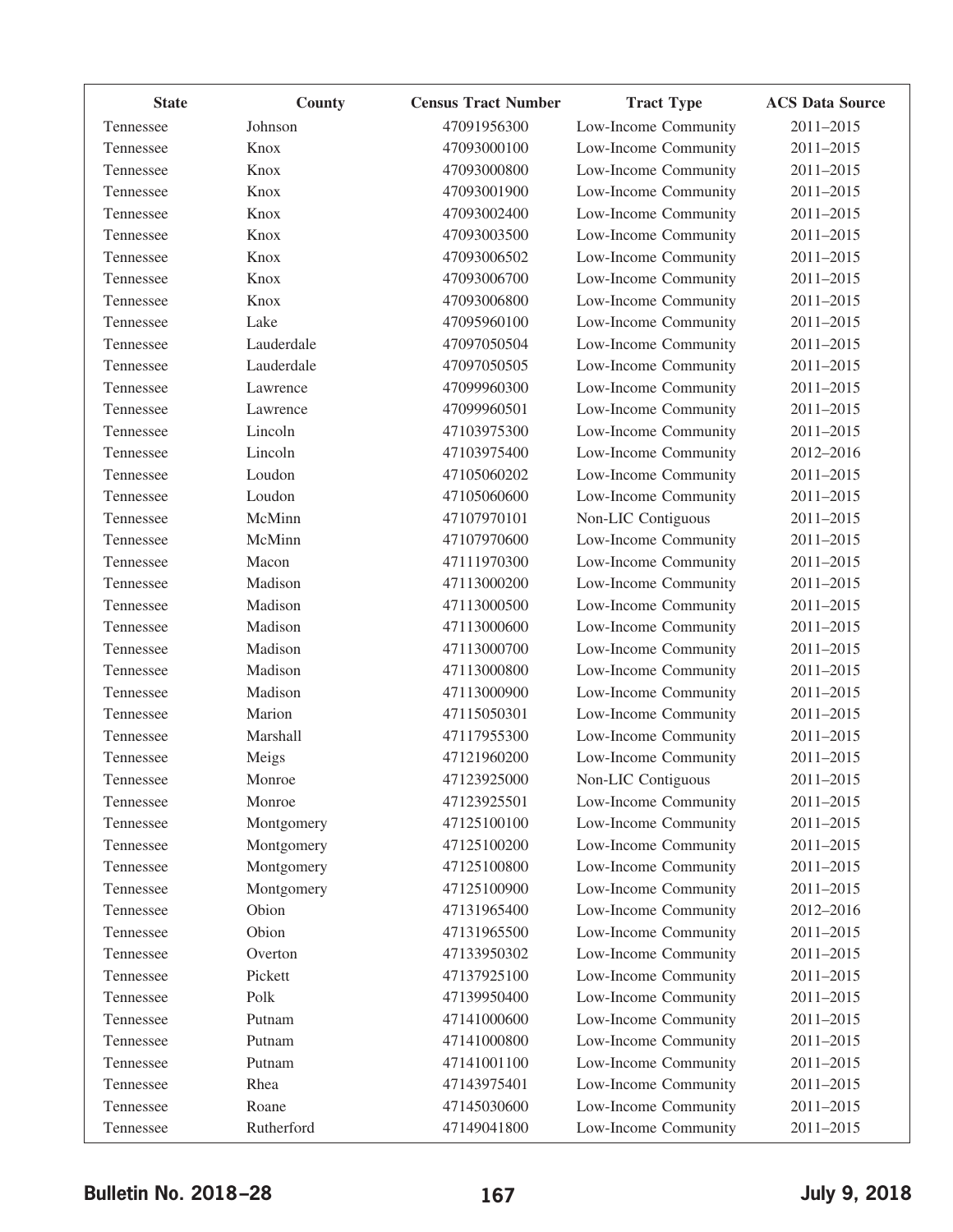| State | County | Census Tract Number | Tract Type | ACS Data Source |
|---|---|---|---|---|
| Tennessee | Johnson | 47091956300 | Low-Income Community | 2011–2015 |
| Tennessee | Knox | 47093000100 | Low-Income Community | 2011–2015 |
| Tennessee | Knox | 47093000800 | Low-Income Community | 2011–2015 |
| Tennessee | Knox | 47093001900 | Low-Income Community | 2011–2015 |
| Tennessee | Knox | 47093002400 | Low-Income Community | 2011–2015 |
| Tennessee | Knox | 47093003500 | Low-Income Community | 2011–2015 |
| Tennessee | Knox | 47093006502 | Low-Income Community | 2011–2015 |
| Tennessee | Knox | 47093006700 | Low-Income Community | 2011–2015 |
| Tennessee | Knox | 47093006800 | Low-Income Community | 2011–2015 |
| Tennessee | Lake | 47095960100 | Low-Income Community | 2011–2015 |
| Tennessee | Lauderdale | 47097050504 | Low-Income Community | 2011–2015 |
| Tennessee | Lauderdale | 47097050505 | Low-Income Community | 2011–2015 |
| Tennessee | Lawrence | 47099960300 | Low-Income Community | 2011–2015 |
| Tennessee | Lawrence | 47099960501 | Low-Income Community | 2011–2015 |
| Tennessee | Lincoln | 47103975300 | Low-Income Community | 2011–2015 |
| Tennessee | Lincoln | 47103975400 | Low-Income Community | 2012–2016 |
| Tennessee | Loudon | 47105060202 | Low-Income Community | 2011–2015 |
| Tennessee | Loudon | 47105060600 | Low-Income Community | 2011–2015 |
| Tennessee | McMinn | 47107970101 | Non-LIC Contiguous | 2011–2015 |
| Tennessee | McMinn | 47107970600 | Low-Income Community | 2011–2015 |
| Tennessee | Macon | 47111970300 | Low-Income Community | 2011–2015 |
| Tennessee | Madison | 47113000200 | Low-Income Community | 2011–2015 |
| Tennessee | Madison | 47113000500 | Low-Income Community | 2011–2015 |
| Tennessee | Madison | 47113000600 | Low-Income Community | 2011–2015 |
| Tennessee | Madison | 47113000700 | Low-Income Community | 2011–2015 |
| Tennessee | Madison | 47113000800 | Low-Income Community | 2011–2015 |
| Tennessee | Madison | 47113000900 | Low-Income Community | 2011–2015 |
| Tennessee | Marion | 47115050301 | Low-Income Community | 2011–2015 |
| Tennessee | Marshall | 47117955300 | Low-Income Community | 2011–2015 |
| Tennessee | Meigs | 47121960200 | Low-Income Community | 2011–2015 |
| Tennessee | Monroe | 47123925000 | Non-LIC Contiguous | 2011–2015 |
| Tennessee | Monroe | 47123925501 | Low-Income Community | 2011–2015 |
| Tennessee | Montgomery | 47125100100 | Low-Income Community | 2011–2015 |
| Tennessee | Montgomery | 47125100200 | Low-Income Community | 2011–2015 |
| Tennessee | Montgomery | 47125100800 | Low-Income Community | 2011–2015 |
| Tennessee | Montgomery | 47125100900 | Low-Income Community | 2011–2015 |
| Tennessee | Obion | 47131965400 | Low-Income Community | 2012–2016 |
| Tennessee | Obion | 47131965500 | Low-Income Community | 2011–2015 |
| Tennessee | Overton | 47133950302 | Low-Income Community | 2011–2015 |
| Tennessee | Pickett | 47137925100 | Low-Income Community | 2011–2015 |
| Tennessee | Polk | 47139950400 | Low-Income Community | 2011–2015 |
| Tennessee | Putnam | 47141000600 | Low-Income Community | 2011–2015 |
| Tennessee | Putnam | 47141000800 | Low-Income Community | 2011–2015 |
| Tennessee | Putnam | 47141001100 | Low-Income Community | 2011–2015 |
| Tennessee | Rhea | 47143975401 | Low-Income Community | 2011–2015 |
| Tennessee | Roane | 47145030600 | Low-Income Community | 2011–2015 |
| Tennessee | Rutherford | 47149041800 | Low-Income Community | 2011–2015 |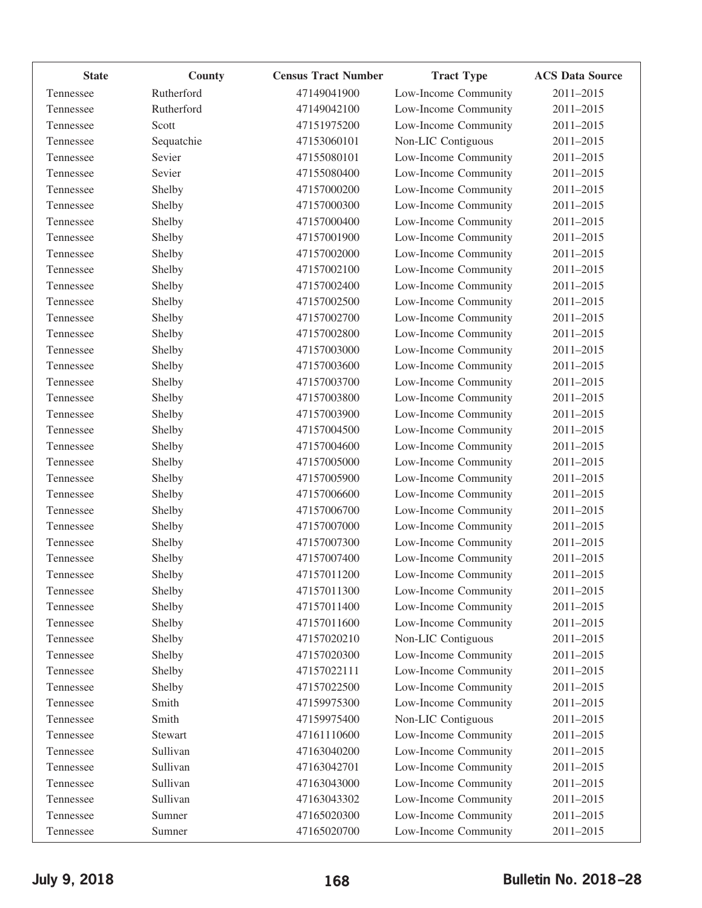| State | County | Census Tract Number | Tract Type | ACS Data Source |
|---|---|---|---|---|
| Tennessee | Rutherford | 47149041900 | Low-Income Community | 2011–2015 |
| Tennessee | Rutherford | 47149042100 | Low-Income Community | 2011–2015 |
| Tennessee | Scott | 47151975200 | Low-Income Community | 2011–2015 |
| Tennessee | Sequatchie | 47153060101 | Non-LIC Contiguous | 2011–2015 |
| Tennessee | Sevier | 47155080101 | Low-Income Community | 2011–2015 |
| Tennessee | Sevier | 47155080400 | Low-Income Community | 2011–2015 |
| Tennessee | Shelby | 47157000200 | Low-Income Community | 2011–2015 |
| Tennessee | Shelby | 47157000300 | Low-Income Community | 2011–2015 |
| Tennessee | Shelby | 47157000400 | Low-Income Community | 2011–2015 |
| Tennessee | Shelby | 47157001900 | Low-Income Community | 2011–2015 |
| Tennessee | Shelby | 47157002000 | Low-Income Community | 2011–2015 |
| Tennessee | Shelby | 47157002100 | Low-Income Community | 2011–2015 |
| Tennessee | Shelby | 47157002400 | Low-Income Community | 2011–2015 |
| Tennessee | Shelby | 47157002500 | Low-Income Community | 2011–2015 |
| Tennessee | Shelby | 47157002700 | Low-Income Community | 2011–2015 |
| Tennessee | Shelby | 47157002800 | Low-Income Community | 2011–2015 |
| Tennessee | Shelby | 47157003000 | Low-Income Community | 2011–2015 |
| Tennessee | Shelby | 47157003600 | Low-Income Community | 2011–2015 |
| Tennessee | Shelby | 47157003700 | Low-Income Community | 2011–2015 |
| Tennessee | Shelby | 47157003800 | Low-Income Community | 2011–2015 |
| Tennessee | Shelby | 47157003900 | Low-Income Community | 2011–2015 |
| Tennessee | Shelby | 47157004500 | Low-Income Community | 2011–2015 |
| Tennessee | Shelby | 47157004600 | Low-Income Community | 2011–2015 |
| Tennessee | Shelby | 47157005000 | Low-Income Community | 2011–2015 |
| Tennessee | Shelby | 47157005900 | Low-Income Community | 2011–2015 |
| Tennessee | Shelby | 47157006600 | Low-Income Community | 2011–2015 |
| Tennessee | Shelby | 47157006700 | Low-Income Community | 2011–2015 |
| Tennessee | Shelby | 47157007000 | Low-Income Community | 2011–2015 |
| Tennessee | Shelby | 47157007300 | Low-Income Community | 2011–2015 |
| Tennessee | Shelby | 47157007400 | Low-Income Community | 2011–2015 |
| Tennessee | Shelby | 47157011200 | Low-Income Community | 2011–2015 |
| Tennessee | Shelby | 47157011300 | Low-Income Community | 2011–2015 |
| Tennessee | Shelby | 47157011400 | Low-Income Community | 2011–2015 |
| Tennessee | Shelby | 47157011600 | Low-Income Community | 2011–2015 |
| Tennessee | Shelby | 47157020210 | Non-LIC Contiguous | 2011–2015 |
| Tennessee | Shelby | 47157020300 | Low-Income Community | 2011–2015 |
| Tennessee | Shelby | 47157022111 | Low-Income Community | 2011–2015 |
| Tennessee | Shelby | 47157022500 | Low-Income Community | 2011–2015 |
| Tennessee | Smith | 47159975300 | Low-Income Community | 2011–2015 |
| Tennessee | Smith | 47159975400 | Non-LIC Contiguous | 2011–2015 |
| Tennessee | Stewart | 47161110600 | Low-Income Community | 2011–2015 |
| Tennessee | Sullivan | 47163040200 | Low-Income Community | 2011–2015 |
| Tennessee | Sullivan | 47163042701 | Low-Income Community | 2011–2015 |
| Tennessee | Sullivan | 47163043000 | Low-Income Community | 2011–2015 |
| Tennessee | Sullivan | 47163043302 | Low-Income Community | 2011–2015 |
| Tennessee | Sumner | 47165020300 | Low-Income Community | 2011–2015 |
| Tennessee | Sumner | 47165020700 | Low-Income Community | 2011–2015 |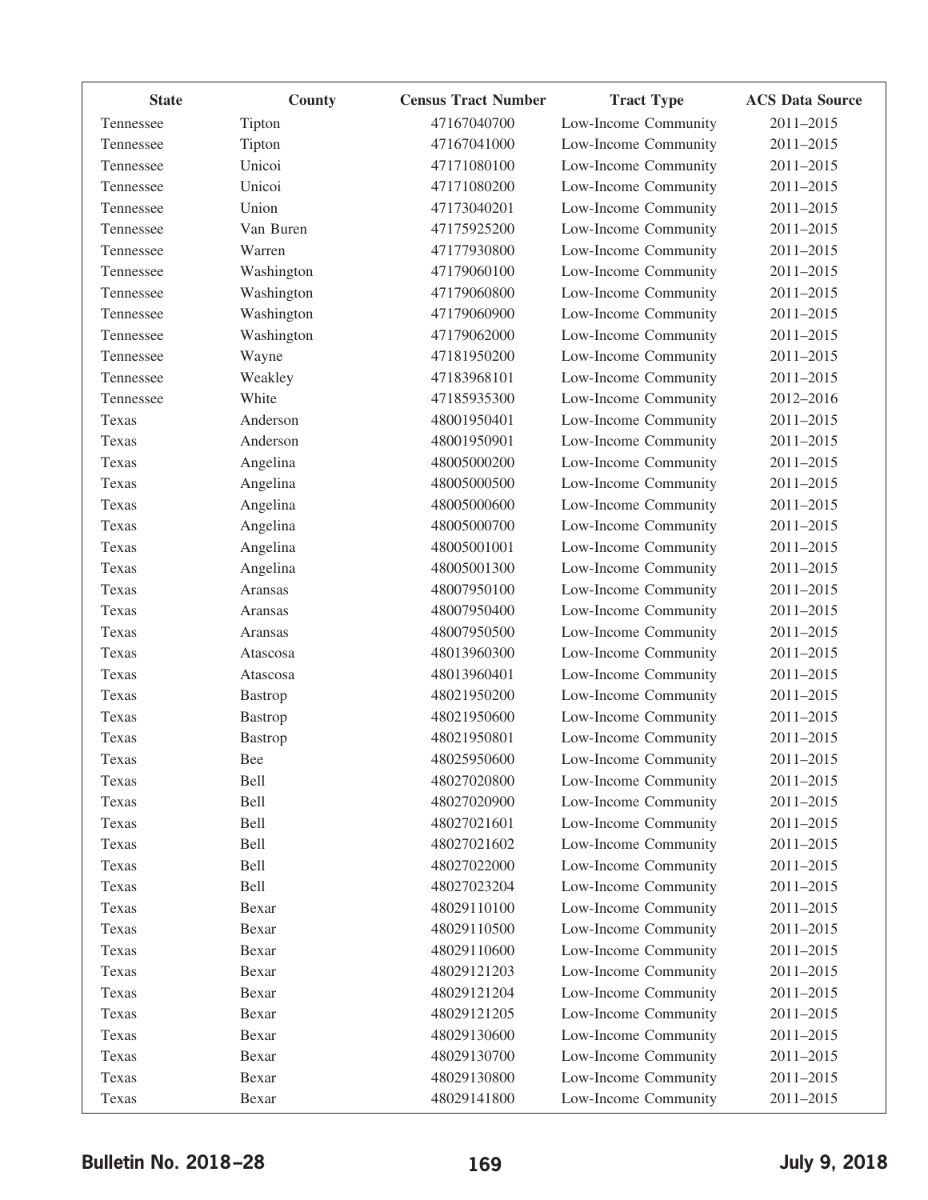| State | County | Census Tract Number | Tract Type | ACS Data Source |
|---|---|---|---|---|
| Tennessee | Tipton | 47167040700 | Low-Income Community | 2011–2015 |
| Tennessee | Tipton | 47167041000 | Low-Income Community | 2011–2015 |
| Tennessee | Unicoi | 47171080100 | Low-Income Community | 2011–2015 |
| Tennessee | Unicoi | 47171080200 | Low-Income Community | 2011–2015 |
| Tennessee | Union | 47173040201 | Low-Income Community | 2011–2015 |
| Tennessee | Van Buren | 47175925200 | Low-Income Community | 2011–2015 |
| Tennessee | Warren | 47177930800 | Low-Income Community | 2011–2015 |
| Tennessee | Washington | 47179060100 | Low-Income Community | 2011–2015 |
| Tennessee | Washington | 47179060800 | Low-Income Community | 2011–2015 |
| Tennessee | Washington | 47179060900 | Low-Income Community | 2011–2015 |
| Tennessee | Washington | 47179062000 | Low-Income Community | 2011–2015 |
| Tennessee | Wayne | 47181950200 | Low-Income Community | 2011–2015 |
| Tennessee | Weakley | 47183968101 | Low-Income Community | 2011–2015 |
| Tennessee | White | 47185935300 | Low-Income Community | 2012–2016 |
| Texas | Anderson | 48001950401 | Low-Income Community | 2011–2015 |
| Texas | Anderson | 48001950901 | Low-Income Community | 2011–2015 |
| Texas | Angelina | 48005000200 | Low-Income Community | 2011–2015 |
| Texas | Angelina | 48005000500 | Low-Income Community | 2011–2015 |
| Texas | Angelina | 48005000600 | Low-Income Community | 2011–2015 |
| Texas | Angelina | 48005000700 | Low-Income Community | 2011–2015 |
| Texas | Angelina | 48005001001 | Low-Income Community | 2011–2015 |
| Texas | Angelina | 48005001300 | Low-Income Community | 2011–2015 |
| Texas | Aransas | 48007950100 | Low-Income Community | 2011–2015 |
| Texas | Aransas | 48007950400 | Low-Income Community | 2011–2015 |
| Texas | Aransas | 48007950500 | Low-Income Community | 2011–2015 |
| Texas | Atascosa | 48013960300 | Low-Income Community | 2011–2015 |
| Texas | Atascosa | 48013960401 | Low-Income Community | 2011–2015 |
| Texas | Bastrop | 48021950200 | Low-Income Community | 2011–2015 |
| Texas | Bastrop | 48021950600 | Low-Income Community | 2011–2015 |
| Texas | Bastrop | 48021950801 | Low-Income Community | 2011–2015 |
| Texas | Bee | 48025950600 | Low-Income Community | 2011–2015 |
| Texas | Bell | 48027020800 | Low-Income Community | 2011–2015 |
| Texas | Bell | 48027020900 | Low-Income Community | 2011–2015 |
| Texas | Bell | 48027021601 | Low-Income Community | 2011–2015 |
| Texas | Bell | 48027021602 | Low-Income Community | 2011–2015 |
| Texas | Bell | 48027022000 | Low-Income Community | 2011–2015 |
| Texas | Bell | 48027023204 | Low-Income Community | 2011–2015 |
| Texas | Bexar | 48029110100 | Low-Income Community | 2011–2015 |
| Texas | Bexar | 48029110500 | Low-Income Community | 2011–2015 |
| Texas | Bexar | 48029110600 | Low-Income Community | 2011–2015 |
| Texas | Bexar | 48029121203 | Low-Income Community | 2011–2015 |
| Texas | Bexar | 48029121204 | Low-Income Community | 2011–2015 |
| Texas | Bexar | 48029121205 | Low-Income Community | 2011–2015 |
| Texas | Bexar | 48029130600 | Low-Income Community | 2011–2015 |
| Texas | Bexar | 48029130700 | Low-Income Community | 2011–2015 |
| Texas | Bexar | 48029130800 | Low-Income Community | 2011–2015 |
| Texas | Bexar | 48029141800 | Low-Income Community | 2011–2015 |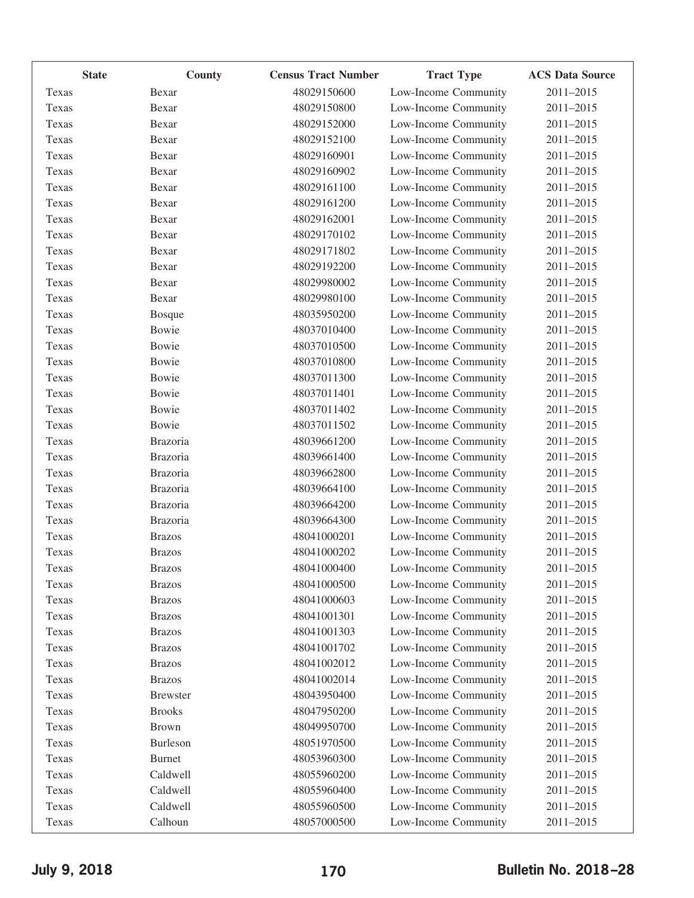| State | County | Census Tract Number | Tract Type | ACS Data Source |
|---|---|---|---|---|
| Texas | Bexar | 48029150600 | Low-Income Community | 2011–2015 |
| Texas | Bexar | 48029150800 | Low-Income Community | 2011–2015 |
| Texas | Bexar | 48029152000 | Low-Income Community | 2011–2015 |
| Texas | Bexar | 48029152100 | Low-Income Community | 2011–2015 |
| Texas | Bexar | 48029160901 | Low-Income Community | 2011–2015 |
| Texas | Bexar | 48029160902 | Low-Income Community | 2011–2015 |
| Texas | Bexar | 48029161100 | Low-Income Community | 2011–2015 |
| Texas | Bexar | 48029161200 | Low-Income Community | 2011–2015 |
| Texas | Bexar | 48029162001 | Low-Income Community | 2011–2015 |
| Texas | Bexar | 48029170102 | Low-Income Community | 2011–2015 |
| Texas | Bexar | 48029171802 | Low-Income Community | 2011–2015 |
| Texas | Bexar | 48029192200 | Low-Income Community | 2011–2015 |
| Texas | Bexar | 48029980002 | Low-Income Community | 2011–2015 |
| Texas | Bexar | 48029980100 | Low-Income Community | 2011–2015 |
| Texas | Bosque | 48035950200 | Low-Income Community | 2011–2015 |
| Texas | Bowie | 48037010400 | Low-Income Community | 2011–2015 |
| Texas | Bowie | 48037010500 | Low-Income Community | 2011–2015 |
| Texas | Bowie | 48037010800 | Low-Income Community | 2011–2015 |
| Texas | Bowie | 48037011300 | Low-Income Community | 2011–2015 |
| Texas | Bowie | 48037011401 | Low-Income Community | 2011–2015 |
| Texas | Bowie | 48037011402 | Low-Income Community | 2011–2015 |
| Texas | Bowie | 48037011502 | Low-Income Community | 2011–2015 |
| Texas | Brazoria | 48039661200 | Low-Income Community | 2011–2015 |
| Texas | Brazoria | 48039661400 | Low-Income Community | 2011–2015 |
| Texas | Brazoria | 48039662800 | Low-Income Community | 2011–2015 |
| Texas | Brazoria | 48039664100 | Low-Income Community | 2011–2015 |
| Texas | Brazoria | 48039664200 | Low-Income Community | 2011–2015 |
| Texas | Brazoria | 48039664300 | Low-Income Community | 2011–2015 |
| Texas | Brazos | 48041000201 | Low-Income Community | 2011–2015 |
| Texas | Brazos | 48041000202 | Low-Income Community | 2011–2015 |
| Texas | Brazos | 48041000400 | Low-Income Community | 2011–2015 |
| Texas | Brazos | 48041000500 | Low-Income Community | 2011–2015 |
| Texas | Brazos | 48041000603 | Low-Income Community | 2011–2015 |
| Texas | Brazos | 48041001301 | Low-Income Community | 2011–2015 |
| Texas | Brazos | 48041001303 | Low-Income Community | 2011–2015 |
| Texas | Brazos | 48041001702 | Low-Income Community | 2011–2015 |
| Texas | Brazos | 48041002012 | Low-Income Community | 2011–2015 |
| Texas | Brazos | 48041002014 | Low-Income Community | 2011–2015 |
| Texas | Brewster | 48043950400 | Low-Income Community | 2011–2015 |
| Texas | Brooks | 48047950200 | Low-Income Community | 2011–2015 |
| Texas | Brown | 48049950700 | Low-Income Community | 2011–2015 |
| Texas | Burleson | 48051970500 | Low-Income Community | 2011–2015 |
| Texas | Burnet | 48053960300 | Low-Income Community | 2011–2015 |
| Texas | Caldwell | 48055960200 | Low-Income Community | 2011–2015 |
| Texas | Caldwell | 48055960400 | Low-Income Community | 2011–2015 |
| Texas | Caldwell | 48055960500 | Low-Income Community | 2011–2015 |
| Texas | Calhoun | 48057000500 | Low-Income Community | 2011–2015 |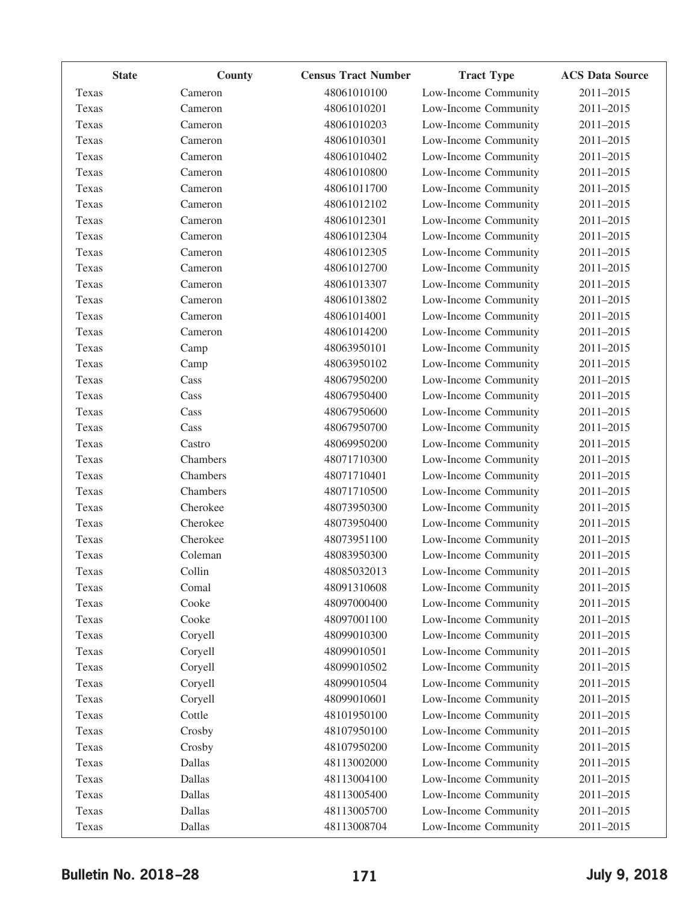| State | County | Census Tract Number | Tract Type | ACS Data Source |
| --- | --- | --- | --- | --- |
| Texas | Cameron | 48061010100 | Low-Income Community | 2011–2015 |
| Texas | Cameron | 48061010201 | Low-Income Community | 2011–2015 |
| Texas | Cameron | 48061010203 | Low-Income Community | 2011–2015 |
| Texas | Cameron | 48061010301 | Low-Income Community | 2011–2015 |
| Texas | Cameron | 48061010402 | Low-Income Community | 2011–2015 |
| Texas | Cameron | 48061010800 | Low-Income Community | 2011–2015 |
| Texas | Cameron | 48061011700 | Low-Income Community | 2011–2015 |
| Texas | Cameron | 48061012102 | Low-Income Community | 2011–2015 |
| Texas | Cameron | 48061012301 | Low-Income Community | 2011–2015 |
| Texas | Cameron | 48061012304 | Low-Income Community | 2011–2015 |
| Texas | Cameron | 48061012305 | Low-Income Community | 2011–2015 |
| Texas | Cameron | 48061012700 | Low-Income Community | 2011–2015 |
| Texas | Cameron | 48061013307 | Low-Income Community | 2011–2015 |
| Texas | Cameron | 48061013802 | Low-Income Community | 2011–2015 |
| Texas | Cameron | 48061014001 | Low-Income Community | 2011–2015 |
| Texas | Cameron | 48061014200 | Low-Income Community | 2011–2015 |
| Texas | Camp | 48063950101 | Low-Income Community | 2011–2015 |
| Texas | Camp | 48063950102 | Low-Income Community | 2011–2015 |
| Texas | Cass | 48067950200 | Low-Income Community | 2011–2015 |
| Texas | Cass | 48067950400 | Low-Income Community | 2011–2015 |
| Texas | Cass | 48067950600 | Low-Income Community | 2011–2015 |
| Texas | Cass | 48067950700 | Low-Income Community | 2011–2015 |
| Texas | Castro | 48069950200 | Low-Income Community | 2011–2015 |
| Texas | Chambers | 48071710300 | Low-Income Community | 2011–2015 |
| Texas | Chambers | 48071710401 | Low-Income Community | 2011–2015 |
| Texas | Chambers | 48071710500 | Low-Income Community | 2011–2015 |
| Texas | Cherokee | 48073950300 | Low-Income Community | 2011–2015 |
| Texas | Cherokee | 48073950400 | Low-Income Community | 2011–2015 |
| Texas | Cherokee | 48073951100 | Low-Income Community | 2011–2015 |
| Texas | Coleman | 48083950300 | Low-Income Community | 2011–2015 |
| Texas | Collin | 48085032013 | Low-Income Community | 2011–2015 |
| Texas | Comal | 48091310608 | Low-Income Community | 2011–2015 |
| Texas | Cooke | 48097000400 | Low-Income Community | 2011–2015 |
| Texas | Cooke | 48097001100 | Low-Income Community | 2011–2015 |
| Texas | Coryell | 48099010300 | Low-Income Community | 2011–2015 |
| Texas | Coryell | 48099010501 | Low-Income Community | 2011–2015 |
| Texas | Coryell | 48099010502 | Low-Income Community | 2011–2015 |
| Texas | Coryell | 48099010504 | Low-Income Community | 2011–2015 |
| Texas | Coryell | 48099010601 | Low-Income Community | 2011–2015 |
| Texas | Cottle | 48101950100 | Low-Income Community | 2011–2015 |
| Texas | Crosby | 48107950100 | Low-Income Community | 2011–2015 |
| Texas | Crosby | 48107950200 | Low-Income Community | 2011–2015 |
| Texas | Dallas | 48113002000 | Low-Income Community | 2011–2015 |
| Texas | Dallas | 48113004100 | Low-Income Community | 2011–2015 |
| Texas | Dallas | 48113005400 | Low-Income Community | 2011–2015 |
| Texas | Dallas | 48113005700 | Low-Income Community | 2011–2015 |
| Texas | Dallas | 48113008704 | Low-Income Community | 2011–2015 |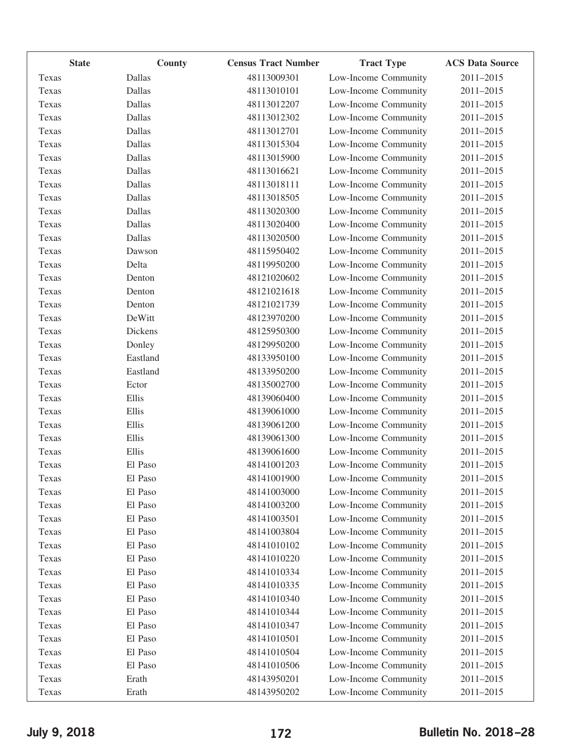| State | County | Census Tract Number | Tract Type | ACS Data Source |
|---|---|---|---|---|
| Texas | Dallas | 48113009301 | Low-Income Community | 2011–2015 |
| Texas | Dallas | 48113010101 | Low-Income Community | 2011–2015 |
| Texas | Dallas | 48113012207 | Low-Income Community | 2011–2015 |
| Texas | Dallas | 48113012302 | Low-Income Community | 2011–2015 |
| Texas | Dallas | 48113012701 | Low-Income Community | 2011–2015 |
| Texas | Dallas | 48113015304 | Low-Income Community | 2011–2015 |
| Texas | Dallas | 48113015900 | Low-Income Community | 2011–2015 |
| Texas | Dallas | 48113016621 | Low-Income Community | 2011–2015 |
| Texas | Dallas | 48113018111 | Low-Income Community | 2011–2015 |
| Texas | Dallas | 48113018505 | Low-Income Community | 2011–2015 |
| Texas | Dallas | 48113020300 | Low-Income Community | 2011–2015 |
| Texas | Dallas | 48113020400 | Low-Income Community | 2011–2015 |
| Texas | Dallas | 48113020500 | Low-Income Community | 2011–2015 |
| Texas | Dawson | 48115950402 | Low-Income Community | 2011–2015 |
| Texas | Delta | 48119950200 | Low-Income Community | 2011–2015 |
| Texas | Denton | 48121020602 | Low-Income Community | 2011–2015 |
| Texas | Denton | 48121021618 | Low-Income Community | 2011–2015 |
| Texas | Denton | 48121021739 | Low-Income Community | 2011–2015 |
| Texas | DeWitt | 48123970200 | Low-Income Community | 2011–2015 |
| Texas | Dickens | 48125950300 | Low-Income Community | 2011–2015 |
| Texas | Donley | 48129950200 | Low-Income Community | 2011–2015 |
| Texas | Eastland | 48133950100 | Low-Income Community | 2011–2015 |
| Texas | Eastland | 48133950200 | Low-Income Community | 2011–2015 |
| Texas | Ector | 48135002700 | Low-Income Community | 2011–2015 |
| Texas | Ellis | 48139060400 | Low-Income Community | 2011–2015 |
| Texas | Ellis | 48139061000 | Low-Income Community | 2011–2015 |
| Texas | Ellis | 48139061200 | Low-Income Community | 2011–2015 |
| Texas | Ellis | 48139061300 | Low-Income Community | 2011–2015 |
| Texas | Ellis | 48139061600 | Low-Income Community | 2011–2015 |
| Texas | El Paso | 48141001203 | Low-Income Community | 2011–2015 |
| Texas | El Paso | 48141001900 | Low-Income Community | 2011–2015 |
| Texas | El Paso | 48141003000 | Low-Income Community | 2011–2015 |
| Texas | El Paso | 48141003200 | Low-Income Community | 2011–2015 |
| Texas | El Paso | 48141003501 | Low-Income Community | 2011–2015 |
| Texas | El Paso | 48141003804 | Low-Income Community | 2011–2015 |
| Texas | El Paso | 48141010102 | Low-Income Community | 2011–2015 |
| Texas | El Paso | 48141010220 | Low-Income Community | 2011–2015 |
| Texas | El Paso | 48141010334 | Low-Income Community | 2011–2015 |
| Texas | El Paso | 48141010335 | Low-Income Community | 2011–2015 |
| Texas | El Paso | 48141010340 | Low-Income Community | 2011–2015 |
| Texas | El Paso | 48141010344 | Low-Income Community | 2011–2015 |
| Texas | El Paso | 48141010347 | Low-Income Community | 2011–2015 |
| Texas | El Paso | 48141010501 | Low-Income Community | 2011–2015 |
| Texas | El Paso | 48141010504 | Low-Income Community | 2011–2015 |
| Texas | El Paso | 48141010506 | Low-Income Community | 2011–2015 |
| Texas | Erath | 48143950201 | Low-Income Community | 2011–2015 |
| Texas | Erath | 48143950202 | Low-Income Community | 2011–2015 |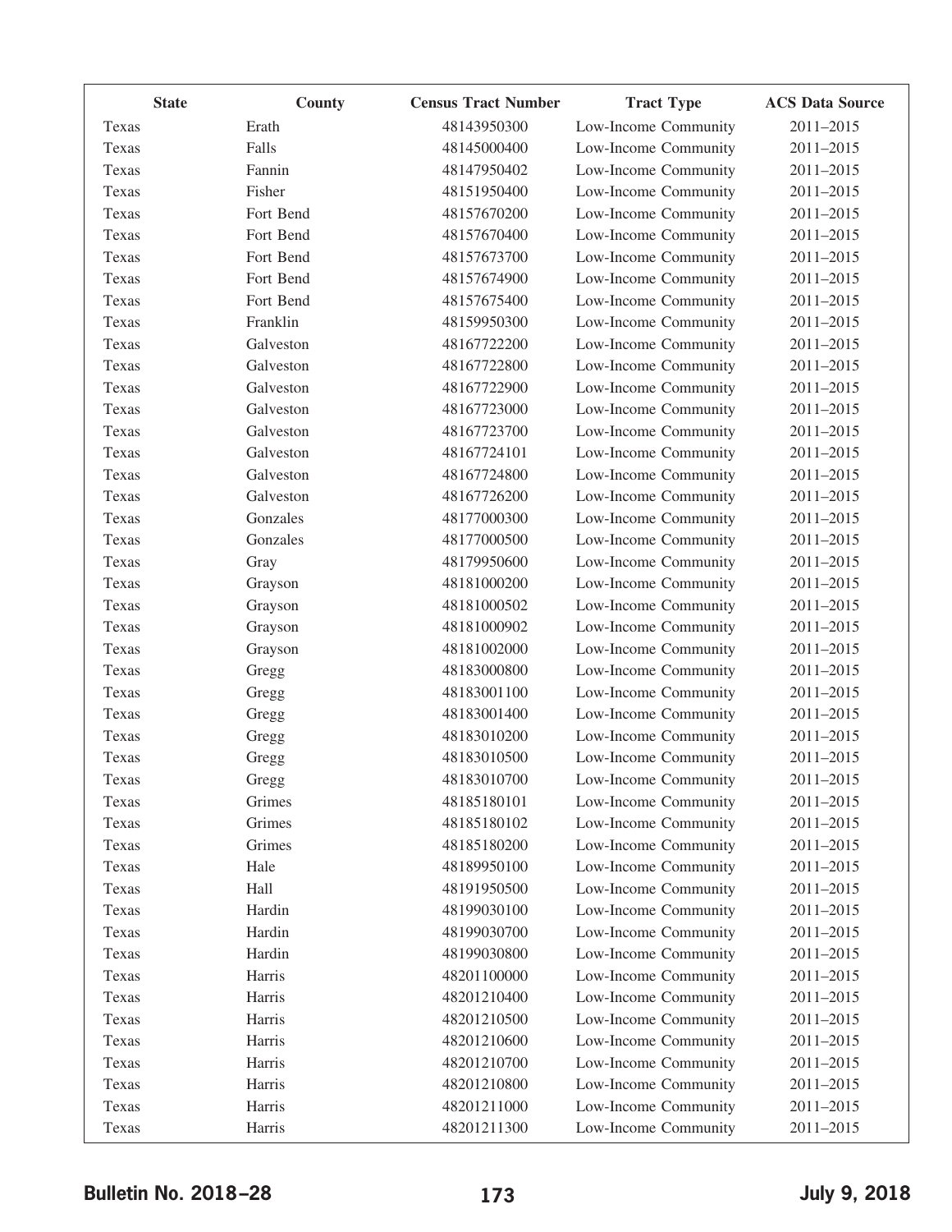| State | County | Census Tract Number | Tract Type | ACS Data Source |
|---|---|---|---|---|
| Texas | Erath | 48143950300 | Low-Income Community | 2011–2015 |
| Texas | Falls | 48145000400 | Low-Income Community | 2011–2015 |
| Texas | Fannin | 48147950402 | Low-Income Community | 2011–2015 |
| Texas | Fisher | 48151950400 | Low-Income Community | 2011–2015 |
| Texas | Fort Bend | 48157670200 | Low-Income Community | 2011–2015 |
| Texas | Fort Bend | 48157670400 | Low-Income Community | 2011–2015 |
| Texas | Fort Bend | 48157673700 | Low-Income Community | 2011–2015 |
| Texas | Fort Bend | 48157674900 | Low-Income Community | 2011–2015 |
| Texas | Fort Bend | 48157675400 | Low-Income Community | 2011–2015 |
| Texas | Franklin | 48159950300 | Low-Income Community | 2011–2015 |
| Texas | Galveston | 48167722200 | Low-Income Community | 2011–2015 |
| Texas | Galveston | 48167722800 | Low-Income Community | 2011–2015 |
| Texas | Galveston | 48167722900 | Low-Income Community | 2011–2015 |
| Texas | Galveston | 48167723000 | Low-Income Community | 2011–2015 |
| Texas | Galveston | 48167723700 | Low-Income Community | 2011–2015 |
| Texas | Galveston | 48167724101 | Low-Income Community | 2011–2015 |
| Texas | Galveston | 48167724800 | Low-Income Community | 2011–2015 |
| Texas | Galveston | 48167726200 | Low-Income Community | 2011–2015 |
| Texas | Gonzales | 48177000300 | Low-Income Community | 2011–2015 |
| Texas | Gonzales | 48177000500 | Low-Income Community | 2011–2015 |
| Texas | Gray | 48179950600 | Low-Income Community | 2011–2015 |
| Texas | Grayson | 48181000200 | Low-Income Community | 2011–2015 |
| Texas | Grayson | 48181000502 | Low-Income Community | 2011–2015 |
| Texas | Grayson | 48181000902 | Low-Income Community | 2011–2015 |
| Texas | Grayson | 48181002000 | Low-Income Community | 2011–2015 |
| Texas | Gregg | 48183000800 | Low-Income Community | 2011–2015 |
| Texas | Gregg | 48183001100 | Low-Income Community | 2011–2015 |
| Texas | Gregg | 48183001400 | Low-Income Community | 2011–2015 |
| Texas | Gregg | 48183010200 | Low-Income Community | 2011–2015 |
| Texas | Gregg | 48183010500 | Low-Income Community | 2011–2015 |
| Texas | Gregg | 48183010700 | Low-Income Community | 2011–2015 |
| Texas | Grimes | 48185180101 | Low-Income Community | 2011–2015 |
| Texas | Grimes | 48185180102 | Low-Income Community | 2011–2015 |
| Texas | Grimes | 48185180200 | Low-Income Community | 2011–2015 |
| Texas | Hale | 48189950100 | Low-Income Community | 2011–2015 |
| Texas | Hall | 48191950500 | Low-Income Community | 2011–2015 |
| Texas | Hardin | 48199030100 | Low-Income Community | 2011–2015 |
| Texas | Hardin | 48199030700 | Low-Income Community | 2011–2015 |
| Texas | Hardin | 48199030800 | Low-Income Community | 2011–2015 |
| Texas | Harris | 48201100000 | Low-Income Community | 2011–2015 |
| Texas | Harris | 48201210400 | Low-Income Community | 2011–2015 |
| Texas | Harris | 48201210500 | Low-Income Community | 2011–2015 |
| Texas | Harris | 48201210600 | Low-Income Community | 2011–2015 |
| Texas | Harris | 48201210700 | Low-Income Community | 2011–2015 |
| Texas | Harris | 48201210800 | Low-Income Community | 2011–2015 |
| Texas | Harris | 48201211000 | Low-Income Community | 2011–2015 |
| Texas | Harris | 48201211300 | Low-Income Community | 2011–2015 |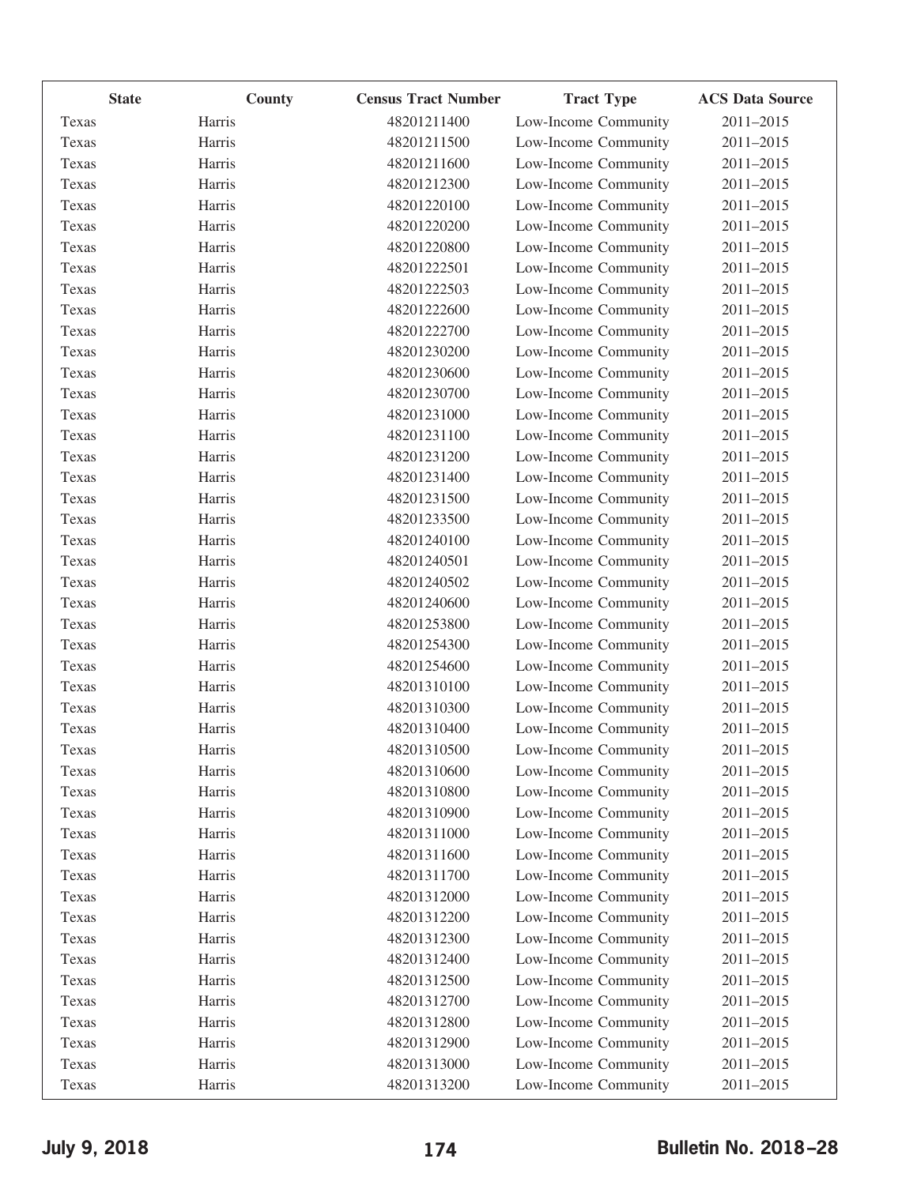| State | County | Census Tract Number | Tract Type | ACS Data Source |
|---|---|---|---|---|
| Texas | Harris | 48201211400 | Low-Income Community | 2011–2015 |
| Texas | Harris | 48201211500 | Low-Income Community | 2011–2015 |
| Texas | Harris | 48201211600 | Low-Income Community | 2011–2015 |
| Texas | Harris | 48201212300 | Low-Income Community | 2011–2015 |
| Texas | Harris | 48201220100 | Low-Income Community | 2011–2015 |
| Texas | Harris | 48201220200 | Low-Income Community | 2011–2015 |
| Texas | Harris | 48201220800 | Low-Income Community | 2011–2015 |
| Texas | Harris | 48201222501 | Low-Income Community | 2011–2015 |
| Texas | Harris | 48201222503 | Low-Income Community | 2011–2015 |
| Texas | Harris | 48201222600 | Low-Income Community | 2011–2015 |
| Texas | Harris | 48201222700 | Low-Income Community | 2011–2015 |
| Texas | Harris | 48201230200 | Low-Income Community | 2011–2015 |
| Texas | Harris | 48201230600 | Low-Income Community | 2011–2015 |
| Texas | Harris | 48201230700 | Low-Income Community | 2011–2015 |
| Texas | Harris | 48201231000 | Low-Income Community | 2011–2015 |
| Texas | Harris | 48201231100 | Low-Income Community | 2011–2015 |
| Texas | Harris | 48201231200 | Low-Income Community | 2011–2015 |
| Texas | Harris | 48201231400 | Low-Income Community | 2011–2015 |
| Texas | Harris | 48201231500 | Low-Income Community | 2011–2015 |
| Texas | Harris | 48201233500 | Low-Income Community | 2011–2015 |
| Texas | Harris | 48201240100 | Low-Income Community | 2011–2015 |
| Texas | Harris | 48201240501 | Low-Income Community | 2011–2015 |
| Texas | Harris | 48201240502 | Low-Income Community | 2011–2015 |
| Texas | Harris | 48201240600 | Low-Income Community | 2011–2015 |
| Texas | Harris | 48201253800 | Low-Income Community | 2011–2015 |
| Texas | Harris | 48201254300 | Low-Income Community | 2011–2015 |
| Texas | Harris | 48201254600 | Low-Income Community | 2011–2015 |
| Texas | Harris | 48201310100 | Low-Income Community | 2011–2015 |
| Texas | Harris | 48201310300 | Low-Income Community | 2011–2015 |
| Texas | Harris | 48201310400 | Low-Income Community | 2011–2015 |
| Texas | Harris | 48201310500 | Low-Income Community | 2011–2015 |
| Texas | Harris | 48201310600 | Low-Income Community | 2011–2015 |
| Texas | Harris | 48201310800 | Low-Income Community | 2011–2015 |
| Texas | Harris | 48201310900 | Low-Income Community | 2011–2015 |
| Texas | Harris | 48201311000 | Low-Income Community | 2011–2015 |
| Texas | Harris | 48201311600 | Low-Income Community | 2011–2015 |
| Texas | Harris | 48201311700 | Low-Income Community | 2011–2015 |
| Texas | Harris | 48201312000 | Low-Income Community | 2011–2015 |
| Texas | Harris | 48201312200 | Low-Income Community | 2011–2015 |
| Texas | Harris | 48201312300 | Low-Income Community | 2011–2015 |
| Texas | Harris | 48201312400 | Low-Income Community | 2011–2015 |
| Texas | Harris | 48201312500 | Low-Income Community | 2011–2015 |
| Texas | Harris | 48201312700 | Low-Income Community | 2011–2015 |
| Texas | Harris | 48201312800 | Low-Income Community | 2011–2015 |
| Texas | Harris | 48201312900 | Low-Income Community | 2011–2015 |
| Texas | Harris | 48201313000 | Low-Income Community | 2011–2015 |
| Texas | Harris | 48201313200 | Low-Income Community | 2011–2015 |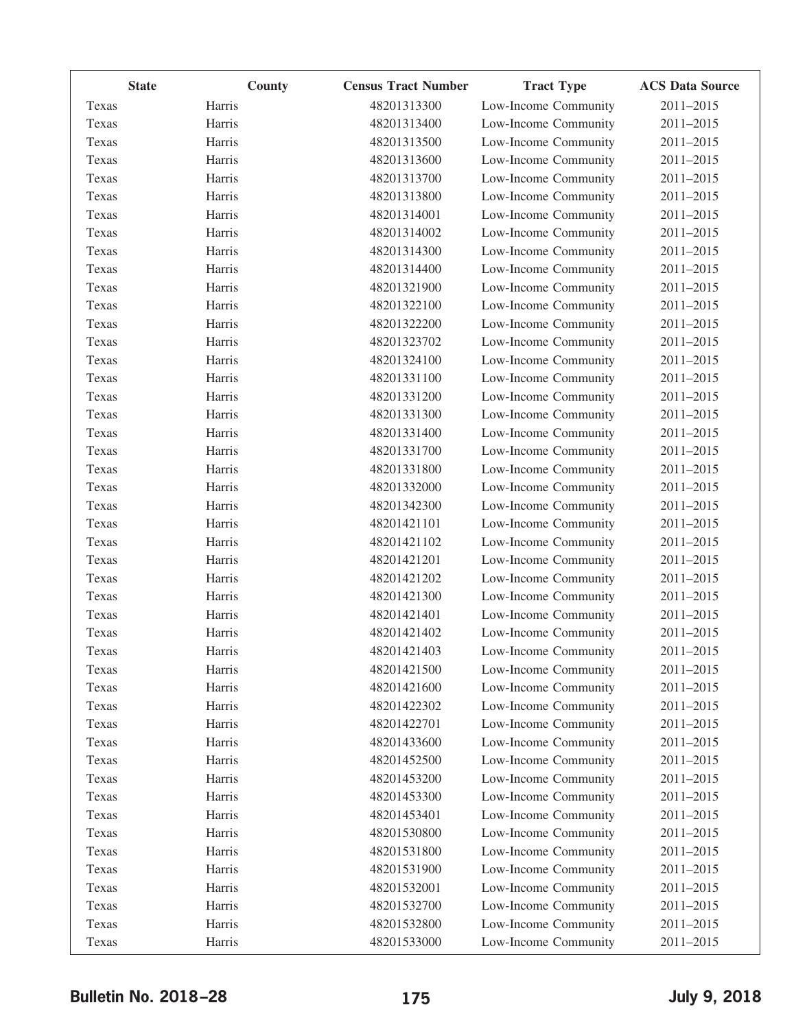| State | County | Census Tract Number | Tract Type | ACS Data Source |
|---|---|---|---|---|
| Texas | Harris | 48201313300 | Low-Income Community | 2011–2015 |
| Texas | Harris | 48201313400 | Low-Income Community | 2011–2015 |
| Texas | Harris | 48201313500 | Low-Income Community | 2011–2015 |
| Texas | Harris | 48201313600 | Low-Income Community | 2011–2015 |
| Texas | Harris | 48201313700 | Low-Income Community | 2011–2015 |
| Texas | Harris | 48201313800 | Low-Income Community | 2011–2015 |
| Texas | Harris | 48201314001 | Low-Income Community | 2011–2015 |
| Texas | Harris | 48201314002 | Low-Income Community | 2011–2015 |
| Texas | Harris | 48201314300 | Low-Income Community | 2011–2015 |
| Texas | Harris | 48201314400 | Low-Income Community | 2011–2015 |
| Texas | Harris | 48201321900 | Low-Income Community | 2011–2015 |
| Texas | Harris | 48201322100 | Low-Income Community | 2011–2015 |
| Texas | Harris | 48201322200 | Low-Income Community | 2011–2015 |
| Texas | Harris | 48201323702 | Low-Income Community | 2011–2015 |
| Texas | Harris | 48201324100 | Low-Income Community | 2011–2015 |
| Texas | Harris | 48201331100 | Low-Income Community | 2011–2015 |
| Texas | Harris | 48201331200 | Low-Income Community | 2011–2015 |
| Texas | Harris | 48201331300 | Low-Income Community | 2011–2015 |
| Texas | Harris | 48201331400 | Low-Income Community | 2011–2015 |
| Texas | Harris | 48201331700 | Low-Income Community | 2011–2015 |
| Texas | Harris | 48201331800 | Low-Income Community | 2011–2015 |
| Texas | Harris | 48201332000 | Low-Income Community | 2011–2015 |
| Texas | Harris | 48201342300 | Low-Income Community | 2011–2015 |
| Texas | Harris | 48201421101 | Low-Income Community | 2011–2015 |
| Texas | Harris | 48201421102 | Low-Income Community | 2011–2015 |
| Texas | Harris | 48201421201 | Low-Income Community | 2011–2015 |
| Texas | Harris | 48201421202 | Low-Income Community | 2011–2015 |
| Texas | Harris | 48201421300 | Low-Income Community | 2011–2015 |
| Texas | Harris | 48201421401 | Low-Income Community | 2011–2015 |
| Texas | Harris | 48201421402 | Low-Income Community | 2011–2015 |
| Texas | Harris | 48201421403 | Low-Income Community | 2011–2015 |
| Texas | Harris | 48201421500 | Low-Income Community | 2011–2015 |
| Texas | Harris | 48201421600 | Low-Income Community | 2011–2015 |
| Texas | Harris | 48201422302 | Low-Income Community | 2011–2015 |
| Texas | Harris | 48201422701 | Low-Income Community | 2011–2015 |
| Texas | Harris | 48201433600 | Low-Income Community | 2011–2015 |
| Texas | Harris | 48201452500 | Low-Income Community | 2011–2015 |
| Texas | Harris | 48201453200 | Low-Income Community | 2011–2015 |
| Texas | Harris | 48201453300 | Low-Income Community | 2011–2015 |
| Texas | Harris | 48201453401 | Low-Income Community | 2011–2015 |
| Texas | Harris | 48201530800 | Low-Income Community | 2011–2015 |
| Texas | Harris | 48201531800 | Low-Income Community | 2011–2015 |
| Texas | Harris | 48201531900 | Low-Income Community | 2011–2015 |
| Texas | Harris | 48201532001 | Low-Income Community | 2011–2015 |
| Texas | Harris | 48201532700 | Low-Income Community | 2011–2015 |
| Texas | Harris | 48201532800 | Low-Income Community | 2011–2015 |
| Texas | Harris | 48201533000 | Low-Income Community | 2011–2015 |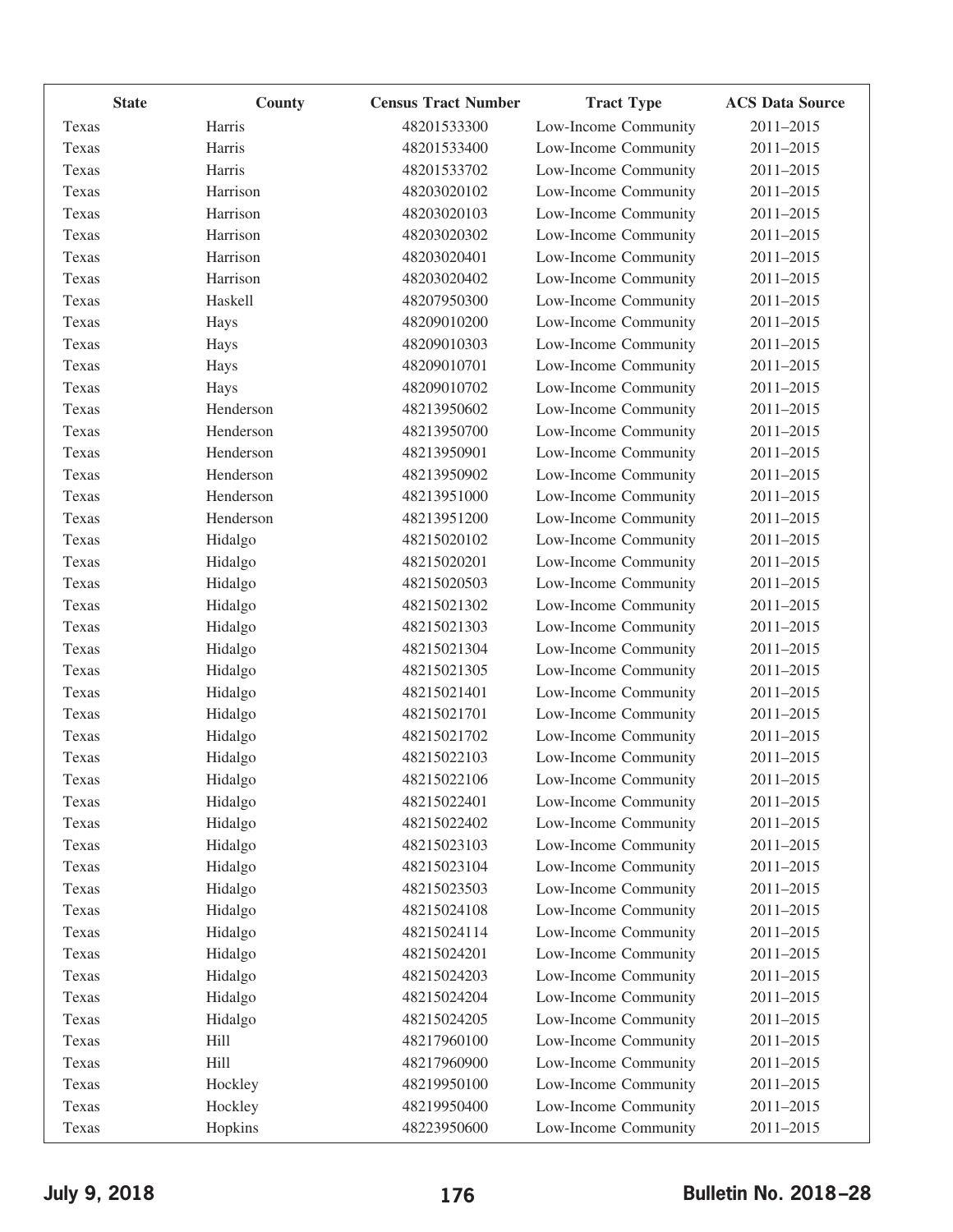| State | County | Census Tract Number | Tract Type | ACS Data Source |
|---|---|---|---|---|
| Texas | Harris | 48201533300 | Low-Income Community | 2011–2015 |
| Texas | Harris | 48201533400 | Low-Income Community | 2011–2015 |
| Texas | Harris | 48201533702 | Low-Income Community | 2011–2015 |
| Texas | Harrison | 48203020102 | Low-Income Community | 2011–2015 |
| Texas | Harrison | 48203020103 | Low-Income Community | 2011–2015 |
| Texas | Harrison | 48203020302 | Low-Income Community | 2011–2015 |
| Texas | Harrison | 48203020401 | Low-Income Community | 2011–2015 |
| Texas | Harrison | 48203020402 | Low-Income Community | 2011–2015 |
| Texas | Haskell | 48207950300 | Low-Income Community | 2011–2015 |
| Texas | Hays | 48209010200 | Low-Income Community | 2011–2015 |
| Texas | Hays | 48209010303 | Low-Income Community | 2011–2015 |
| Texas | Hays | 48209010701 | Low-Income Community | 2011–2015 |
| Texas | Hays | 48209010702 | Low-Income Community | 2011–2015 |
| Texas | Henderson | 48213950602 | Low-Income Community | 2011–2015 |
| Texas | Henderson | 48213950700 | Low-Income Community | 2011–2015 |
| Texas | Henderson | 48213950901 | Low-Income Community | 2011–2015 |
| Texas | Henderson | 48213950902 | Low-Income Community | 2011–2015 |
| Texas | Henderson | 48213951000 | Low-Income Community | 2011–2015 |
| Texas | Henderson | 48213951200 | Low-Income Community | 2011–2015 |
| Texas | Hidalgo | 48215020102 | Low-Income Community | 2011–2015 |
| Texas | Hidalgo | 48215020201 | Low-Income Community | 2011–2015 |
| Texas | Hidalgo | 48215020503 | Low-Income Community | 2011–2015 |
| Texas | Hidalgo | 48215021302 | Low-Income Community | 2011–2015 |
| Texas | Hidalgo | 48215021303 | Low-Income Community | 2011–2015 |
| Texas | Hidalgo | 48215021304 | Low-Income Community | 2011–2015 |
| Texas | Hidalgo | 48215021305 | Low-Income Community | 2011–2015 |
| Texas | Hidalgo | 48215021401 | Low-Income Community | 2011–2015 |
| Texas | Hidalgo | 48215021701 | Low-Income Community | 2011–2015 |
| Texas | Hidalgo | 48215021702 | Low-Income Community | 2011–2015 |
| Texas | Hidalgo | 48215022103 | Low-Income Community | 2011–2015 |
| Texas | Hidalgo | 48215022106 | Low-Income Community | 2011–2015 |
| Texas | Hidalgo | 48215022401 | Low-Income Community | 2011–2015 |
| Texas | Hidalgo | 48215022402 | Low-Income Community | 2011–2015 |
| Texas | Hidalgo | 48215023103 | Low-Income Community | 2011–2015 |
| Texas | Hidalgo | 48215023104 | Low-Income Community | 2011–2015 |
| Texas | Hidalgo | 48215023503 | Low-Income Community | 2011–2015 |
| Texas | Hidalgo | 48215024108 | Low-Income Community | 2011–2015 |
| Texas | Hidalgo | 48215024114 | Low-Income Community | 2011–2015 |
| Texas | Hidalgo | 48215024201 | Low-Income Community | 2011–2015 |
| Texas | Hidalgo | 48215024203 | Low-Income Community | 2011–2015 |
| Texas | Hidalgo | 48215024204 | Low-Income Community | 2011–2015 |
| Texas | Hidalgo | 48215024205 | Low-Income Community | 2011–2015 |
| Texas | Hill | 48217960100 | Low-Income Community | 2011–2015 |
| Texas | Hill | 48217960900 | Low-Income Community | 2011–2015 |
| Texas | Hockley | 48219950100 | Low-Income Community | 2011–2015 |
| Texas | Hockley | 48219950400 | Low-Income Community | 2011–2015 |
| Texas | Hopkins | 48223950600 | Low-Income Community | 2011–2015 |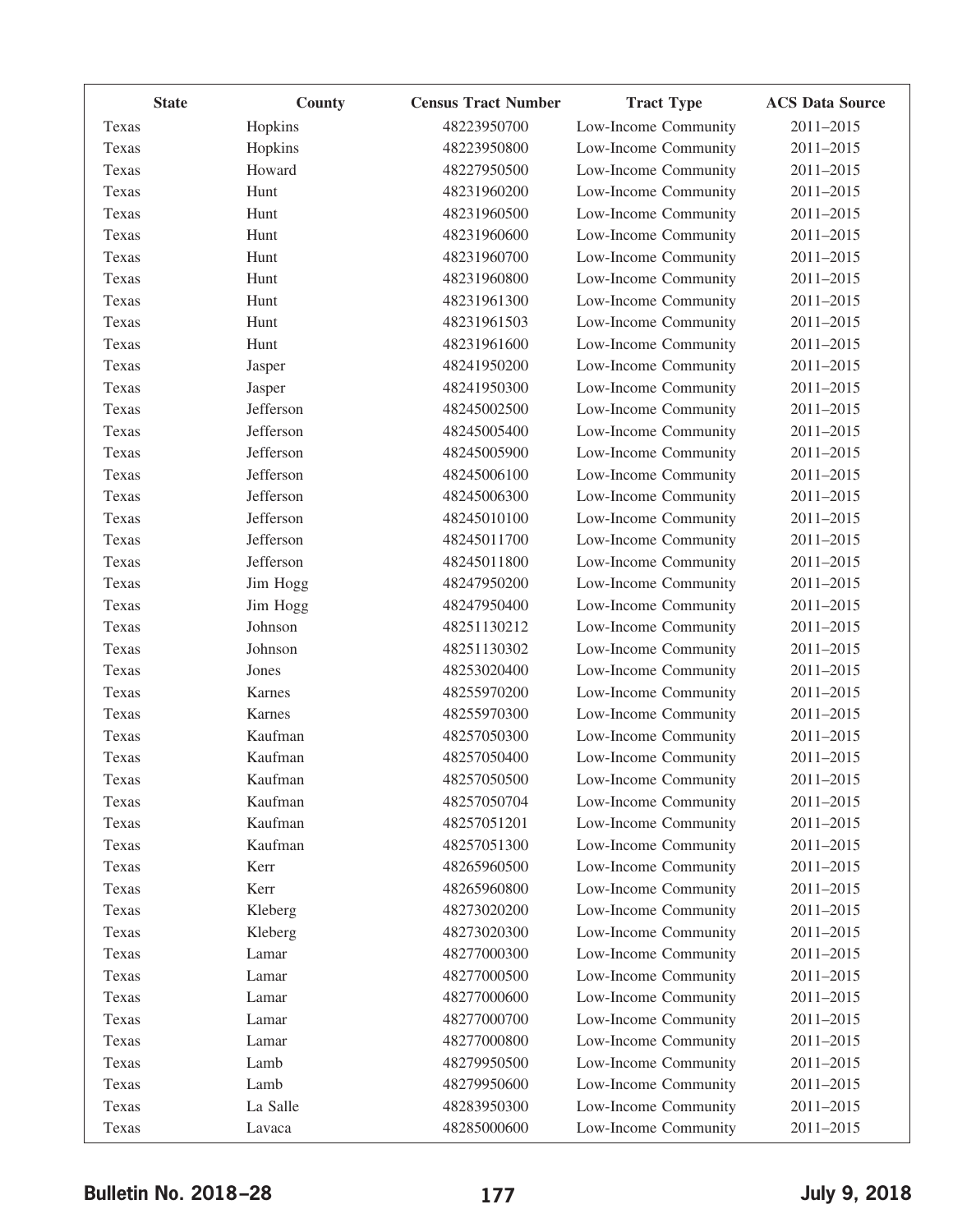| State | County | Census Tract Number | Tract Type | ACS Data Source |
|---|---|---|---|---|
| Texas | Hopkins | 48223950700 | Low-Income Community | 2011–2015 |
| Texas | Hopkins | 48223950800 | Low-Income Community | 2011–2015 |
| Texas | Howard | 48227950500 | Low-Income Community | 2011–2015 |
| Texas | Hunt | 48231960200 | Low-Income Community | 2011–2015 |
| Texas | Hunt | 48231960500 | Low-Income Community | 2011–2015 |
| Texas | Hunt | 48231960600 | Low-Income Community | 2011–2015 |
| Texas | Hunt | 48231960700 | Low-Income Community | 2011–2015 |
| Texas | Hunt | 48231960800 | Low-Income Community | 2011–2015 |
| Texas | Hunt | 48231961300 | Low-Income Community | 2011–2015 |
| Texas | Hunt | 48231961503 | Low-Income Community | 2011–2015 |
| Texas | Hunt | 48231961600 | Low-Income Community | 2011–2015 |
| Texas | Jasper | 48241950200 | Low-Income Community | 2011–2015 |
| Texas | Jasper | 48241950300 | Low-Income Community | 2011–2015 |
| Texas | Jefferson | 48245002500 | Low-Income Community | 2011–2015 |
| Texas | Jefferson | 48245005400 | Low-Income Community | 2011–2015 |
| Texas | Jefferson | 48245005900 | Low-Income Community | 2011–2015 |
| Texas | Jefferson | 48245006100 | Low-Income Community | 2011–2015 |
| Texas | Jefferson | 48245006300 | Low-Income Community | 2011–2015 |
| Texas | Jefferson | 48245010100 | Low-Income Community | 2011–2015 |
| Texas | Jefferson | 48245011700 | Low-Income Community | 2011–2015 |
| Texas | Jefferson | 48245011800 | Low-Income Community | 2011–2015 |
| Texas | Jim Hogg | 48247950200 | Low-Income Community | 2011–2015 |
| Texas | Jim Hogg | 48247950400 | Low-Income Community | 2011–2015 |
| Texas | Johnson | 48251130212 | Low-Income Community | 2011–2015 |
| Texas | Johnson | 48251130302 | Low-Income Community | 2011–2015 |
| Texas | Jones | 48253020400 | Low-Income Community | 2011–2015 |
| Texas | Karnes | 48255970200 | Low-Income Community | 2011–2015 |
| Texas | Karnes | 48255970300 | Low-Income Community | 2011–2015 |
| Texas | Kaufman | 48257050300 | Low-Income Community | 2011–2015 |
| Texas | Kaufman | 48257050400 | Low-Income Community | 2011–2015 |
| Texas | Kaufman | 48257050500 | Low-Income Community | 2011–2015 |
| Texas | Kaufman | 48257050704 | Low-Income Community | 2011–2015 |
| Texas | Kaufman | 48257051201 | Low-Income Community | 2011–2015 |
| Texas | Kaufman | 48257051300 | Low-Income Community | 2011–2015 |
| Texas | Kerr | 48265960500 | Low-Income Community | 2011–2015 |
| Texas | Kerr | 48265960800 | Low-Income Community | 2011–2015 |
| Texas | Kleberg | 48273020200 | Low-Income Community | 2011–2015 |
| Texas | Kleberg | 48273020300 | Low-Income Community | 2011–2015 |
| Texas | Lamar | 48277000300 | Low-Income Community | 2011–2015 |
| Texas | Lamar | 48277000500 | Low-Income Community | 2011–2015 |
| Texas | Lamar | 48277000600 | Low-Income Community | 2011–2015 |
| Texas | Lamar | 48277000700 | Low-Income Community | 2011–2015 |
| Texas | Lamar | 48277000800 | Low-Income Community | 2011–2015 |
| Texas | Lamb | 48279950500 | Low-Income Community | 2011–2015 |
| Texas | Lamb | 48279950600 | Low-Income Community | 2011–2015 |
| Texas | La Salle | 48283950300 | Low-Income Community | 2011–2015 |
| Texas | Lavaca | 48285000600 | Low-Income Community | 2011–2015 |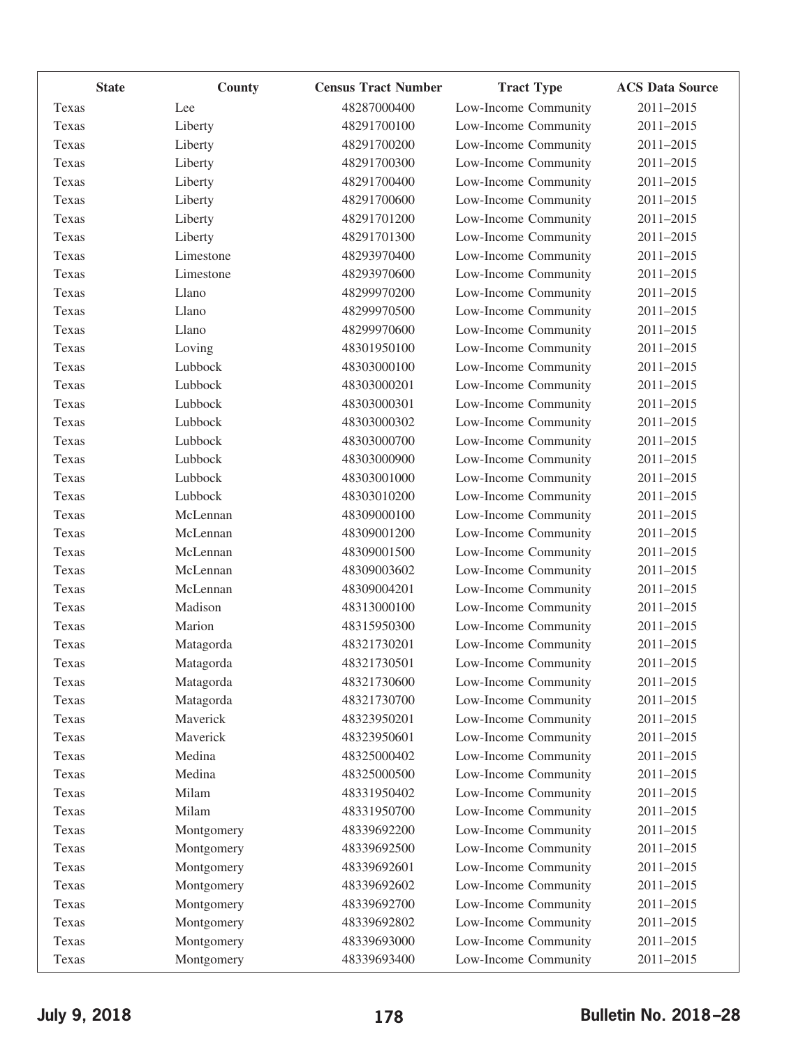| State | County | Census Tract Number | Tract Type | ACS Data Source |
|---|---|---|---|---|
| Texas | Lee | 48287000400 | Low-Income Community | 2011–2015 |
| Texas | Liberty | 48291700100 | Low-Income Community | 2011–2015 |
| Texas | Liberty | 48291700200 | Low-Income Community | 2011–2015 |
| Texas | Liberty | 48291700300 | Low-Income Community | 2011–2015 |
| Texas | Liberty | 48291700400 | Low-Income Community | 2011–2015 |
| Texas | Liberty | 48291700600 | Low-Income Community | 2011–2015 |
| Texas | Liberty | 48291701200 | Low-Income Community | 2011–2015 |
| Texas | Liberty | 48291701300 | Low-Income Community | 2011–2015 |
| Texas | Limestone | 48293970400 | Low-Income Community | 2011–2015 |
| Texas | Limestone | 48293970600 | Low-Income Community | 2011–2015 |
| Texas | Llano | 48299970200 | Low-Income Community | 2011–2015 |
| Texas | Llano | 48299970500 | Low-Income Community | 2011–2015 |
| Texas | Llano | 48299970600 | Low-Income Community | 2011–2015 |
| Texas | Loving | 48301950100 | Low-Income Community | 2011–2015 |
| Texas | Lubbock | 48303000100 | Low-Income Community | 2011–2015 |
| Texas | Lubbock | 48303000201 | Low-Income Community | 2011–2015 |
| Texas | Lubbock | 48303000301 | Low-Income Community | 2011–2015 |
| Texas | Lubbock | 48303000302 | Low-Income Community | 2011–2015 |
| Texas | Lubbock | 48303000700 | Low-Income Community | 2011–2015 |
| Texas | Lubbock | 48303000900 | Low-Income Community | 2011–2015 |
| Texas | Lubbock | 48303001000 | Low-Income Community | 2011–2015 |
| Texas | Lubbock | 48303010200 | Low-Income Community | 2011–2015 |
| Texas | McLennan | 48309000100 | Low-Income Community | 2011–2015 |
| Texas | McLennan | 48309001200 | Low-Income Community | 2011–2015 |
| Texas | McLennan | 48309001500 | Low-Income Community | 2011–2015 |
| Texas | McLennan | 48309003602 | Low-Income Community | 2011–2015 |
| Texas | McLennan | 48309004201 | Low-Income Community | 2011–2015 |
| Texas | Madison | 48313000100 | Low-Income Community | 2011–2015 |
| Texas | Marion | 48315950300 | Low-Income Community | 2011–2015 |
| Texas | Matagorda | 48321730201 | Low-Income Community | 2011–2015 |
| Texas | Matagorda | 48321730501 | Low-Income Community | 2011–2015 |
| Texas | Matagorda | 48321730600 | Low-Income Community | 2011–2015 |
| Texas | Matagorda | 48321730700 | Low-Income Community | 2011–2015 |
| Texas | Maverick | 48323950201 | Low-Income Community | 2011–2015 |
| Texas | Maverick | 48323950601 | Low-Income Community | 2011–2015 |
| Texas | Medina | 48325000402 | Low-Income Community | 2011–2015 |
| Texas | Medina | 48325000500 | Low-Income Community | 2011–2015 |
| Texas | Milam | 48331950402 | Low-Income Community | 2011–2015 |
| Texas | Milam | 48331950700 | Low-Income Community | 2011–2015 |
| Texas | Montgomery | 48339692200 | Low-Income Community | 2011–2015 |
| Texas | Montgomery | 48339692500 | Low-Income Community | 2011–2015 |
| Texas | Montgomery | 48339692601 | Low-Income Community | 2011–2015 |
| Texas | Montgomery | 48339692602 | Low-Income Community | 2011–2015 |
| Texas | Montgomery | 48339692700 | Low-Income Community | 2011–2015 |
| Texas | Montgomery | 48339692802 | Low-Income Community | 2011–2015 |
| Texas | Montgomery | 48339693000 | Low-Income Community | 2011–2015 |
| Texas | Montgomery | 48339693400 | Low-Income Community | 2011–2015 |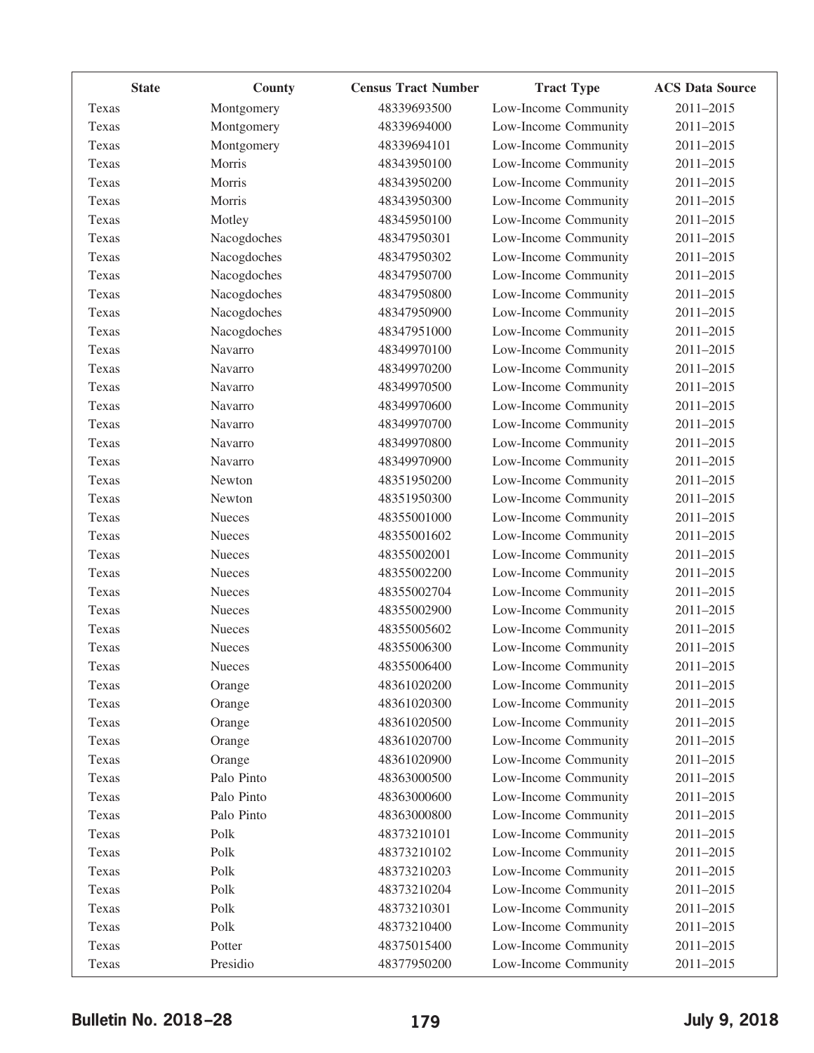| State | County | Census Tract Number | Tract Type | ACS Data Source |
|---|---|---|---|---|
| Texas | Montgomery | 48339693500 | Low-Income Community | 2011–2015 |
| Texas | Montgomery | 48339694000 | Low-Income Community | 2011–2015 |
| Texas | Montgomery | 48339694101 | Low-Income Community | 2011–2015 |
| Texas | Morris | 48343950100 | Low-Income Community | 2011–2015 |
| Texas | Morris | 48343950200 | Low-Income Community | 2011–2015 |
| Texas | Morris | 48343950300 | Low-Income Community | 2011–2015 |
| Texas | Motley | 48345950100 | Low-Income Community | 2011–2015 |
| Texas | Nacogdoches | 48347950301 | Low-Income Community | 2011–2015 |
| Texas | Nacogdoches | 48347950302 | Low-Income Community | 2011–2015 |
| Texas | Nacogdoches | 48347950700 | Low-Income Community | 2011–2015 |
| Texas | Nacogdoches | 48347950800 | Low-Income Community | 2011–2015 |
| Texas | Nacogdoches | 48347950900 | Low-Income Community | 2011–2015 |
| Texas | Nacogdoches | 48347951000 | Low-Income Community | 2011–2015 |
| Texas | Navarro | 48349970100 | Low-Income Community | 2011–2015 |
| Texas | Navarro | 48349970200 | Low-Income Community | 2011–2015 |
| Texas | Navarro | 48349970500 | Low-Income Community | 2011–2015 |
| Texas | Navarro | 48349970600 | Low-Income Community | 2011–2015 |
| Texas | Navarro | 48349970700 | Low-Income Community | 2011–2015 |
| Texas | Navarro | 48349970800 | Low-Income Community | 2011–2015 |
| Texas | Navarro | 48349970900 | Low-Income Community | 2011–2015 |
| Texas | Newton | 48351950200 | Low-Income Community | 2011–2015 |
| Texas | Newton | 48351950300 | Low-Income Community | 2011–2015 |
| Texas | Nueces | 48355001000 | Low-Income Community | 2011–2015 |
| Texas | Nueces | 48355001602 | Low-Income Community | 2011–2015 |
| Texas | Nueces | 48355002001 | Low-Income Community | 2011–2015 |
| Texas | Nueces | 48355002200 | Low-Income Community | 2011–2015 |
| Texas | Nueces | 48355002704 | Low-Income Community | 2011–2015 |
| Texas | Nueces | 48355002900 | Low-Income Community | 2011–2015 |
| Texas | Nueces | 48355005602 | Low-Income Community | 2011–2015 |
| Texas | Nueces | 48355006300 | Low-Income Community | 2011–2015 |
| Texas | Nueces | 48355006400 | Low-Income Community | 2011–2015 |
| Texas | Orange | 48361020200 | Low-Income Community | 2011–2015 |
| Texas | Orange | 48361020300 | Low-Income Community | 2011–2015 |
| Texas | Orange | 48361020500 | Low-Income Community | 2011–2015 |
| Texas | Orange | 48361020700 | Low-Income Community | 2011–2015 |
| Texas | Orange | 48361020900 | Low-Income Community | 2011–2015 |
| Texas | Palo Pinto | 48363000500 | Low-Income Community | 2011–2015 |
| Texas | Palo Pinto | 48363000600 | Low-Income Community | 2011–2015 |
| Texas | Palo Pinto | 48363000800 | Low-Income Community | 2011–2015 |
| Texas | Polk | 48373210101 | Low-Income Community | 2011–2015 |
| Texas | Polk | 48373210102 | Low-Income Community | 2011–2015 |
| Texas | Polk | 48373210203 | Low-Income Community | 2011–2015 |
| Texas | Polk | 48373210204 | Low-Income Community | 2011–2015 |
| Texas | Polk | 48373210301 | Low-Income Community | 2011–2015 |
| Texas | Polk | 48373210400 | Low-Income Community | 2011–2015 |
| Texas | Potter | 48375015400 | Low-Income Community | 2011–2015 |
| Texas | Presidio | 48377950200 | Low-Income Community | 2011–2015 |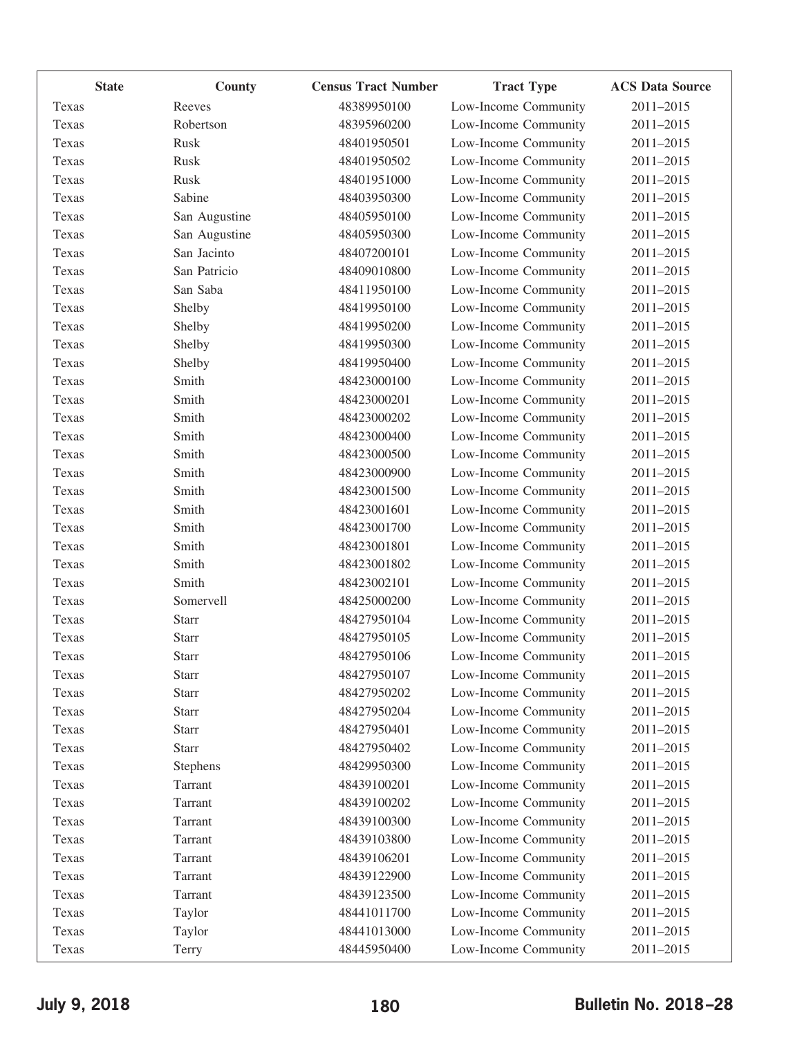| State | County | Census Tract Number | Tract Type | ACS Data Source |
|---|---|---|---|---|
| Texas | Reeves | 48389950100 | Low-Income Community | 2011–2015 |
| Texas | Robertson | 48395960200 | Low-Income Community | 2011–2015 |
| Texas | Rusk | 48401950501 | Low-Income Community | 2011–2015 |
| Texas | Rusk | 48401950502 | Low-Income Community | 2011–2015 |
| Texas | Rusk | 48401951000 | Low-Income Community | 2011–2015 |
| Texas | Sabine | 48403950300 | Low-Income Community | 2011–2015 |
| Texas | San Augustine | 48405950100 | Low-Income Community | 2011–2015 |
| Texas | San Augustine | 48405950300 | Low-Income Community | 2011–2015 |
| Texas | San Jacinto | 48407200101 | Low-Income Community | 2011–2015 |
| Texas | San Patricio | 48409010800 | Low-Income Community | 2011–2015 |
| Texas | San Saba | 48411950100 | Low-Income Community | 2011–2015 |
| Texas | Shelby | 48419950100 | Low-Income Community | 2011–2015 |
| Texas | Shelby | 48419950200 | Low-Income Community | 2011–2015 |
| Texas | Shelby | 48419950300 | Low-Income Community | 2011–2015 |
| Texas | Shelby | 48419950400 | Low-Income Community | 2011–2015 |
| Texas | Smith | 48423000100 | Low-Income Community | 2011–2015 |
| Texas | Smith | 48423000201 | Low-Income Community | 2011–2015 |
| Texas | Smith | 48423000202 | Low-Income Community | 2011–2015 |
| Texas | Smith | 48423000400 | Low-Income Community | 2011–2015 |
| Texas | Smith | 48423000500 | Low-Income Community | 2011–2015 |
| Texas | Smith | 48423000900 | Low-Income Community | 2011–2015 |
| Texas | Smith | 48423001500 | Low-Income Community | 2011–2015 |
| Texas | Smith | 48423001601 | Low-Income Community | 2011–2015 |
| Texas | Smith | 48423001700 | Low-Income Community | 2011–2015 |
| Texas | Smith | 48423001801 | Low-Income Community | 2011–2015 |
| Texas | Smith | 48423001802 | Low-Income Community | 2011–2015 |
| Texas | Smith | 48423002101 | Low-Income Community | 2011–2015 |
| Texas | Somervell | 48425000200 | Low-Income Community | 2011–2015 |
| Texas | Starr | 48427950104 | Low-Income Community | 2011–2015 |
| Texas | Starr | 48427950105 | Low-Income Community | 2011–2015 |
| Texas | Starr | 48427950106 | Low-Income Community | 2011–2015 |
| Texas | Starr | 48427950107 | Low-Income Community | 2011–2015 |
| Texas | Starr | 48427950202 | Low-Income Community | 2011–2015 |
| Texas | Starr | 48427950204 | Low-Income Community | 2011–2015 |
| Texas | Starr | 48427950401 | Low-Income Community | 2011–2015 |
| Texas | Starr | 48427950402 | Low-Income Community | 2011–2015 |
| Texas | Stephens | 48429950300 | Low-Income Community | 2011–2015 |
| Texas | Tarrant | 48439100201 | Low-Income Community | 2011–2015 |
| Texas | Tarrant | 48439100202 | Low-Income Community | 2011–2015 |
| Texas | Tarrant | 48439100300 | Low-Income Community | 2011–2015 |
| Texas | Tarrant | 48439103800 | Low-Income Community | 2011–2015 |
| Texas | Tarrant | 48439106201 | Low-Income Community | 2011–2015 |
| Texas | Tarrant | 48439122900 | Low-Income Community | 2011–2015 |
| Texas | Tarrant | 48439123500 | Low-Income Community | 2011–2015 |
| Texas | Taylor | 48441011700 | Low-Income Community | 2011–2015 |
| Texas | Taylor | 48441013000 | Low-Income Community | 2011–2015 |
| Texas | Terry | 48445950400 | Low-Income Community | 2011–2015 |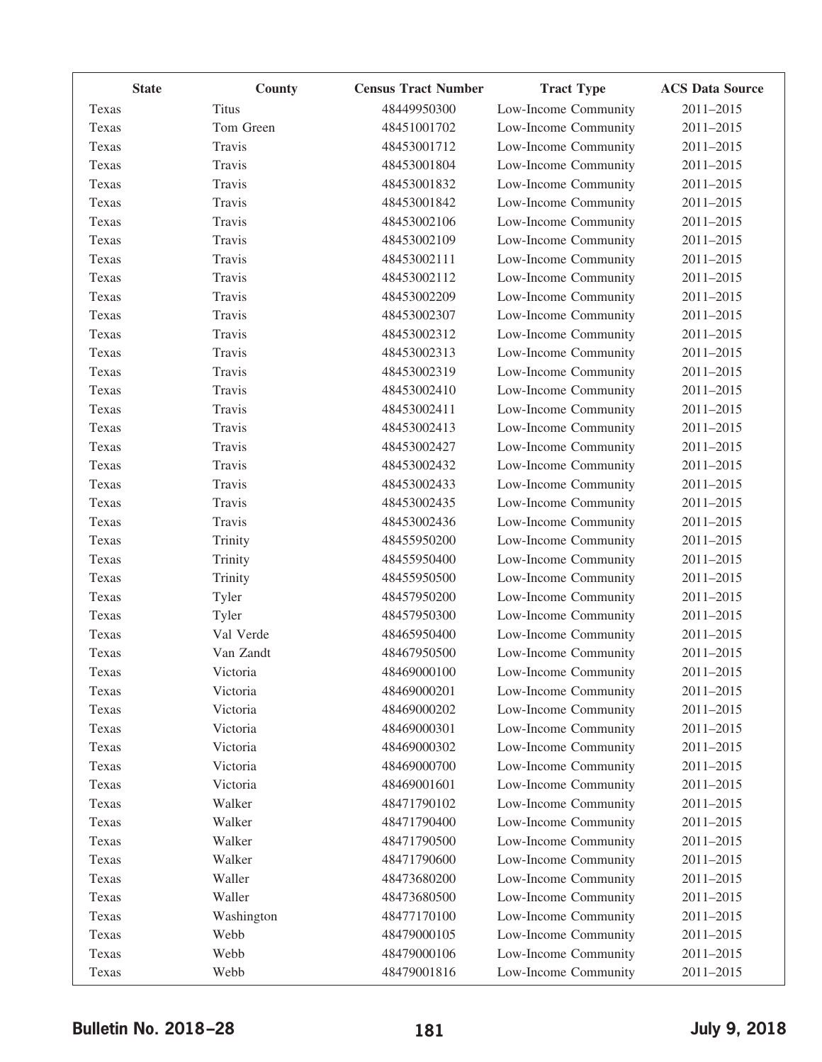| State | County | Census Tract Number | Tract Type | ACS Data Source |
|---|---|---|---|---|
| Texas | Titus | 48449950300 | Low-Income Community | 2011–2015 |
| Texas | Tom Green | 48451001702 | Low-Income Community | 2011–2015 |
| Texas | Travis | 48453001712 | Low-Income Community | 2011–2015 |
| Texas | Travis | 48453001804 | Low-Income Community | 2011–2015 |
| Texas | Travis | 48453001832 | Low-Income Community | 2011–2015 |
| Texas | Travis | 48453001842 | Low-Income Community | 2011–2015 |
| Texas | Travis | 48453002106 | Low-Income Community | 2011–2015 |
| Texas | Travis | 48453002109 | Low-Income Community | 2011–2015 |
| Texas | Travis | 48453002111 | Low-Income Community | 2011–2015 |
| Texas | Travis | 48453002112 | Low-Income Community | 2011–2015 |
| Texas | Travis | 48453002209 | Low-Income Community | 2011–2015 |
| Texas | Travis | 48453002307 | Low-Income Community | 2011–2015 |
| Texas | Travis | 48453002312 | Low-Income Community | 2011–2015 |
| Texas | Travis | 48453002313 | Low-Income Community | 2011–2015 |
| Texas | Travis | 48453002319 | Low-Income Community | 2011–2015 |
| Texas | Travis | 48453002410 | Low-Income Community | 2011–2015 |
| Texas | Travis | 48453002411 | Low-Income Community | 2011–2015 |
| Texas | Travis | 48453002413 | Low-Income Community | 2011–2015 |
| Texas | Travis | 48453002427 | Low-Income Community | 2011–2015 |
| Texas | Travis | 48453002432 | Low-Income Community | 2011–2015 |
| Texas | Travis | 48453002433 | Low-Income Community | 2011–2015 |
| Texas | Travis | 48453002435 | Low-Income Community | 2011–2015 |
| Texas | Travis | 48453002436 | Low-Income Community | 2011–2015 |
| Texas | Trinity | 48455950200 | Low-Income Community | 2011–2015 |
| Texas | Trinity | 48455950400 | Low-Income Community | 2011–2015 |
| Texas | Trinity | 48455950500 | Low-Income Community | 2011–2015 |
| Texas | Tyler | 48457950200 | Low-Income Community | 2011–2015 |
| Texas | Tyler | 48457950300 | Low-Income Community | 2011–2015 |
| Texas | Val Verde | 48465950400 | Low-Income Community | 2011–2015 |
| Texas | Van Zandt | 48467950500 | Low-Income Community | 2011–2015 |
| Texas | Victoria | 48469000100 | Low-Income Community | 2011–2015 |
| Texas | Victoria | 48469000201 | Low-Income Community | 2011–2015 |
| Texas | Victoria | 48469000202 | Low-Income Community | 2011–2015 |
| Texas | Victoria | 48469000301 | Low-Income Community | 2011–2015 |
| Texas | Victoria | 48469000302 | Low-Income Community | 2011–2015 |
| Texas | Victoria | 48469000700 | Low-Income Community | 2011–2015 |
| Texas | Victoria | 48469001601 | Low-Income Community | 2011–2015 |
| Texas | Walker | 48471790102 | Low-Income Community | 2011–2015 |
| Texas | Walker | 48471790400 | Low-Income Community | 2011–2015 |
| Texas | Walker | 48471790500 | Low-Income Community | 2011–2015 |
| Texas | Walker | 48471790600 | Low-Income Community | 2011–2015 |
| Texas | Waller | 48473680200 | Low-Income Community | 2011–2015 |
| Texas | Waller | 48473680500 | Low-Income Community | 2011–2015 |
| Texas | Washington | 48477170100 | Low-Income Community | 2011–2015 |
| Texas | Webb | 48479000105 | Low-Income Community | 2011–2015 |
| Texas | Webb | 48479000106 | Low-Income Community | 2011–2015 |
| Texas | Webb | 48479001816 | Low-Income Community | 2011–2015 |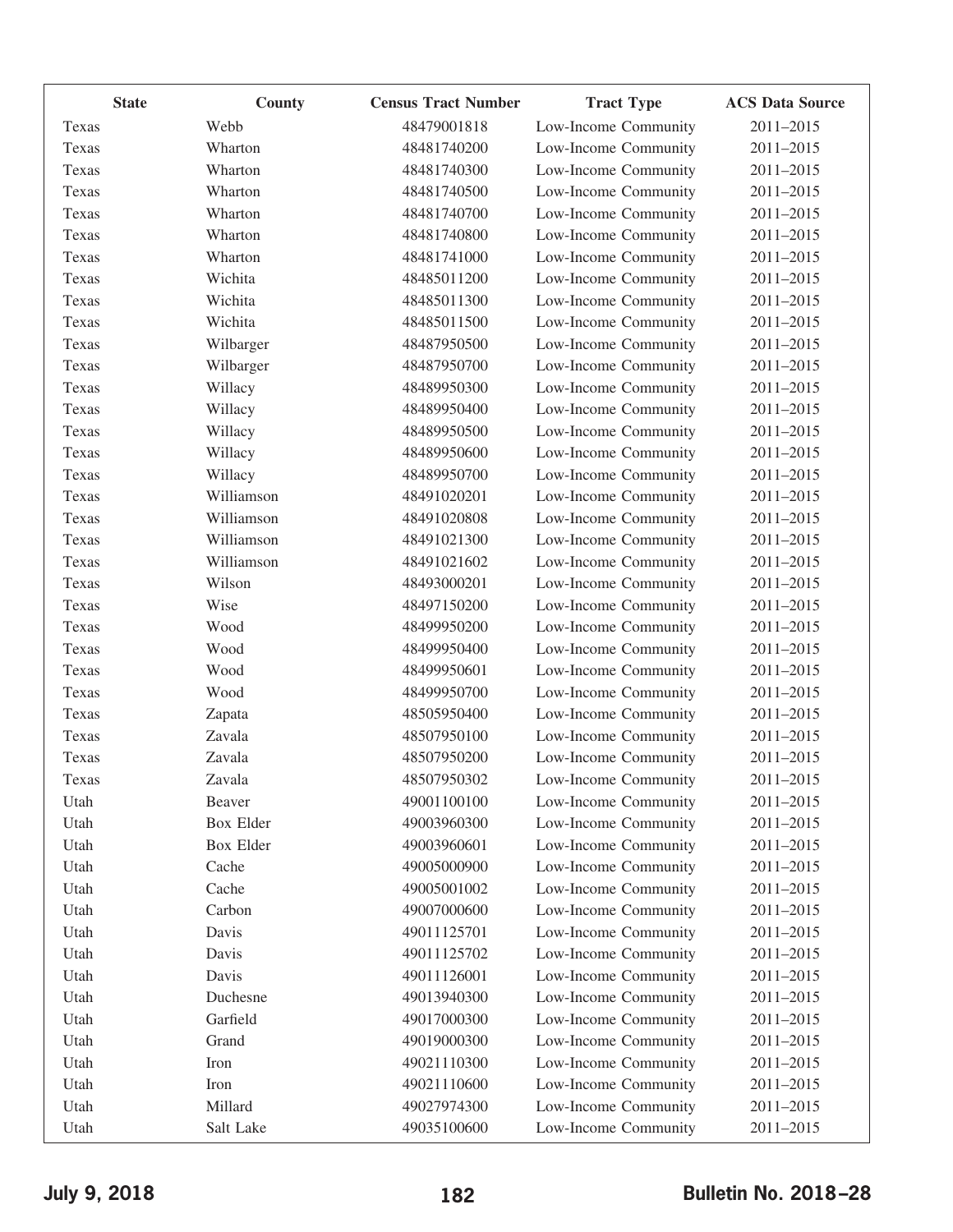| State | County | Census Tract Number | Tract Type | ACS Data Source |
|---|---|---|---|---|
| Texas | Webb | 48479001818 | Low-Income Community | 2011–2015 |
| Texas | Wharton | 48481740200 | Low-Income Community | 2011–2015 |
| Texas | Wharton | 48481740300 | Low-Income Community | 2011–2015 |
| Texas | Wharton | 48481740500 | Low-Income Community | 2011–2015 |
| Texas | Wharton | 48481740700 | Low-Income Community | 2011–2015 |
| Texas | Wharton | 48481740800 | Low-Income Community | 2011–2015 |
| Texas | Wharton | 48481741000 | Low-Income Community | 2011–2015 |
| Texas | Wichita | 48485011200 | Low-Income Community | 2011–2015 |
| Texas | Wichita | 48485011300 | Low-Income Community | 2011–2015 |
| Texas | Wichita | 48485011500 | Low-Income Community | 2011–2015 |
| Texas | Wilbarger | 48487950500 | Low-Income Community | 2011–2015 |
| Texas | Wilbarger | 48487950700 | Low-Income Community | 2011–2015 |
| Texas | Willacy | 48489950300 | Low-Income Community | 2011–2015 |
| Texas | Willacy | 48489950400 | Low-Income Community | 2011–2015 |
| Texas | Willacy | 48489950500 | Low-Income Community | 2011–2015 |
| Texas | Willacy | 48489950600 | Low-Income Community | 2011–2015 |
| Texas | Willacy | 48489950700 | Low-Income Community | 2011–2015 |
| Texas | Williamson | 48491020201 | Low-Income Community | 2011–2015 |
| Texas | Williamson | 48491020808 | Low-Income Community | 2011–2015 |
| Texas | Williamson | 48491021300 | Low-Income Community | 2011–2015 |
| Texas | Williamson | 48491021602 | Low-Income Community | 2011–2015 |
| Texas | Wilson | 48493000201 | Low-Income Community | 2011–2015 |
| Texas | Wise | 48497150200 | Low-Income Community | 2011–2015 |
| Texas | Wood | 48499950200 | Low-Income Community | 2011–2015 |
| Texas | Wood | 48499950400 | Low-Income Community | 2011–2015 |
| Texas | Wood | 48499950601 | Low-Income Community | 2011–2015 |
| Texas | Wood | 48499950700 | Low-Income Community | 2011–2015 |
| Texas | Zapata | 48505950400 | Low-Income Community | 2011–2015 |
| Texas | Zavala | 48507950100 | Low-Income Community | 2011–2015 |
| Texas | Zavala | 48507950200 | Low-Income Community | 2011–2015 |
| Texas | Zavala | 48507950302 | Low-Income Community | 2011–2015 |
| Utah | Beaver | 49001100100 | Low-Income Community | 2011–2015 |
| Utah | Box Elder | 49003960300 | Low-Income Community | 2011–2015 |
| Utah | Box Elder | 49003960601 | Low-Income Community | 2011–2015 |
| Utah | Cache | 49005000900 | Low-Income Community | 2011–2015 |
| Utah | Cache | 49005001002 | Low-Income Community | 2011–2015 |
| Utah | Carbon | 49007000600 | Low-Income Community | 2011–2015 |
| Utah | Davis | 49011125701 | Low-Income Community | 2011–2015 |
| Utah | Davis | 49011125702 | Low-Income Community | 2011–2015 |
| Utah | Davis | 49011126001 | Low-Income Community | 2011–2015 |
| Utah | Duchesne | 49013940300 | Low-Income Community | 2011–2015 |
| Utah | Garfield | 49017000300 | Low-Income Community | 2011–2015 |
| Utah | Grand | 49019000300 | Low-Income Community | 2011–2015 |
| Utah | Iron | 49021110300 | Low-Income Community | 2011–2015 |
| Utah | Iron | 49021110600 | Low-Income Community | 2011–2015 |
| Utah | Millard | 49027974300 | Low-Income Community | 2011–2015 |
| Utah | Salt Lake | 49035100600 | Low-Income Community | 2011–2015 |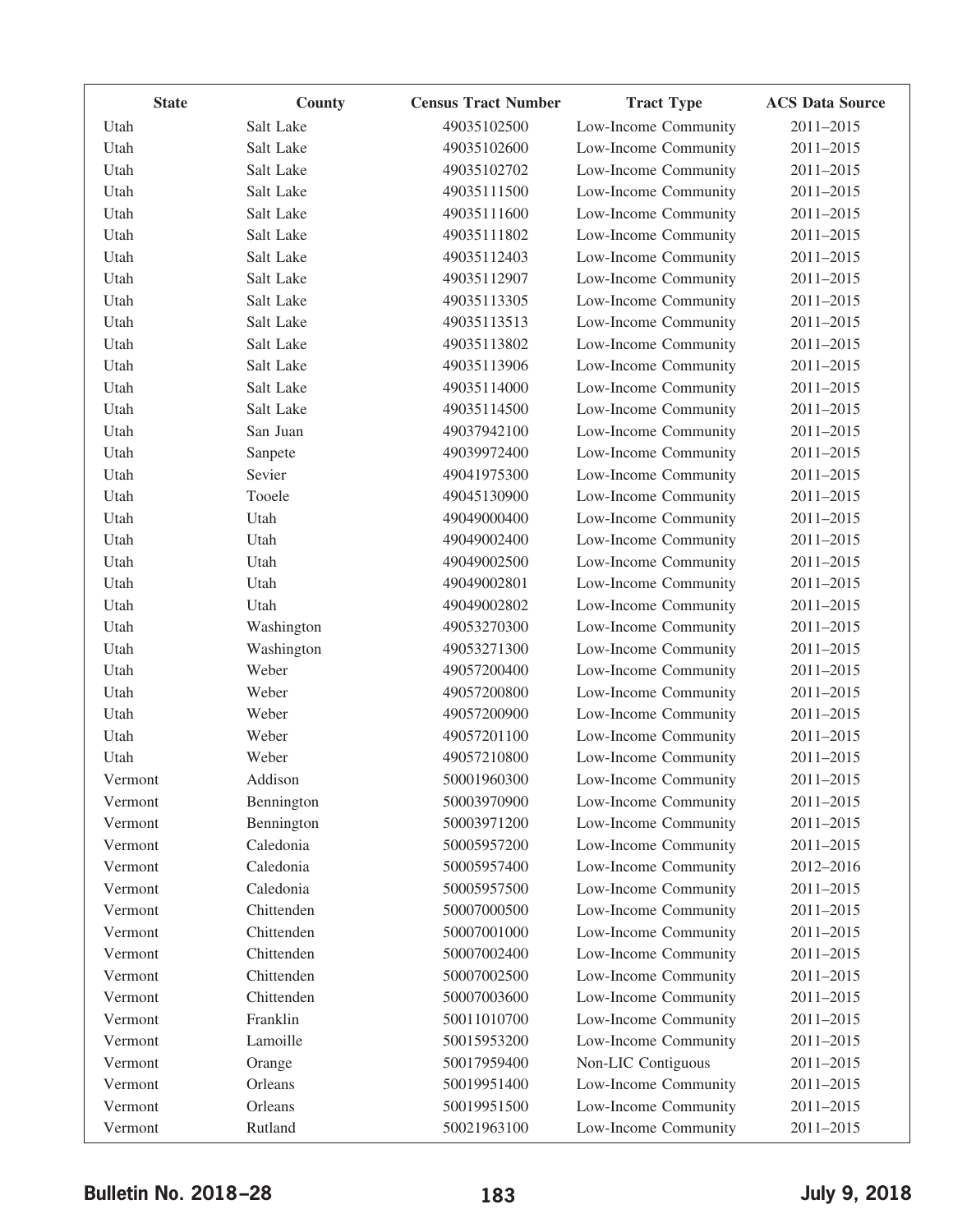| State | County | Census Tract Number | Tract Type | ACS Data Source |
|---|---|---|---|---|
| Utah | Salt Lake | 49035102500 | Low-Income Community | 2011–2015 |
| Utah | Salt Lake | 49035102600 | Low-Income Community | 2011–2015 |
| Utah | Salt Lake | 49035102702 | Low-Income Community | 2011–2015 |
| Utah | Salt Lake | 49035111500 | Low-Income Community | 2011–2015 |
| Utah | Salt Lake | 49035111600 | Low-Income Community | 2011–2015 |
| Utah | Salt Lake | 49035111802 | Low-Income Community | 2011–2015 |
| Utah | Salt Lake | 49035112403 | Low-Income Community | 2011–2015 |
| Utah | Salt Lake | 49035112907 | Low-Income Community | 2011–2015 |
| Utah | Salt Lake | 49035113305 | Low-Income Community | 2011–2015 |
| Utah | Salt Lake | 49035113513 | Low-Income Community | 2011–2015 |
| Utah | Salt Lake | 49035113802 | Low-Income Community | 2011–2015 |
| Utah | Salt Lake | 49035113906 | Low-Income Community | 2011–2015 |
| Utah | Salt Lake | 49035114000 | Low-Income Community | 2011–2015 |
| Utah | Salt Lake | 49035114500 | Low-Income Community | 2011–2015 |
| Utah | San Juan | 49037942100 | Low-Income Community | 2011–2015 |
| Utah | Sanpete | 49039972400 | Low-Income Community | 2011–2015 |
| Utah | Sevier | 49041975300 | Low-Income Community | 2011–2015 |
| Utah | Tooele | 49045130900 | Low-Income Community | 2011–2015 |
| Utah | Utah | 49049000400 | Low-Income Community | 2011–2015 |
| Utah | Utah | 49049002400 | Low-Income Community | 2011–2015 |
| Utah | Utah | 49049002500 | Low-Income Community | 2011–2015 |
| Utah | Utah | 49049002801 | Low-Income Community | 2011–2015 |
| Utah | Utah | 49049002802 | Low-Income Community | 2011–2015 |
| Utah | Washington | 49053270300 | Low-Income Community | 2011–2015 |
| Utah | Washington | 49053271300 | Low-Income Community | 2011–2015 |
| Utah | Weber | 49057200400 | Low-Income Community | 2011–2015 |
| Utah | Weber | 49057200800 | Low-Income Community | 2011–2015 |
| Utah | Weber | 49057200900 | Low-Income Community | 2011–2015 |
| Utah | Weber | 49057201100 | Low-Income Community | 2011–2015 |
| Utah | Weber | 49057210800 | Low-Income Community | 2011–2015 |
| Vermont | Addison | 50001960300 | Low-Income Community | 2011–2015 |
| Vermont | Bennington | 50003970900 | Low-Income Community | 2011–2015 |
| Vermont | Bennington | 50003971200 | Low-Income Community | 2011–2015 |
| Vermont | Caledonia | 50005957200 | Low-Income Community | 2011–2015 |
| Vermont | Caledonia | 50005957400 | Low-Income Community | 2012–2016 |
| Vermont | Caledonia | 50005957500 | Low-Income Community | 2011–2015 |
| Vermont | Chittenden | 50007000500 | Low-Income Community | 2011–2015 |
| Vermont | Chittenden | 50007001000 | Low-Income Community | 2011–2015 |
| Vermont | Chittenden | 50007002400 | Low-Income Community | 2011–2015 |
| Vermont | Chittenden | 50007002500 | Low-Income Community | 2011–2015 |
| Vermont | Chittenden | 50007003600 | Low-Income Community | 2011–2015 |
| Vermont | Franklin | 50011010700 | Low-Income Community | 2011–2015 |
| Vermont | Lamoille | 50015953200 | Low-Income Community | 2011–2015 |
| Vermont | Orange | 50017959400 | Non-LIC Contiguous | 2011–2015 |
| Vermont | Orleans | 50019951400 | Low-Income Community | 2011–2015 |
| Vermont | Orleans | 50019951500 | Low-Income Community | 2011–2015 |
| Vermont | Rutland | 50021963100 | Low-Income Community | 2011–2015 |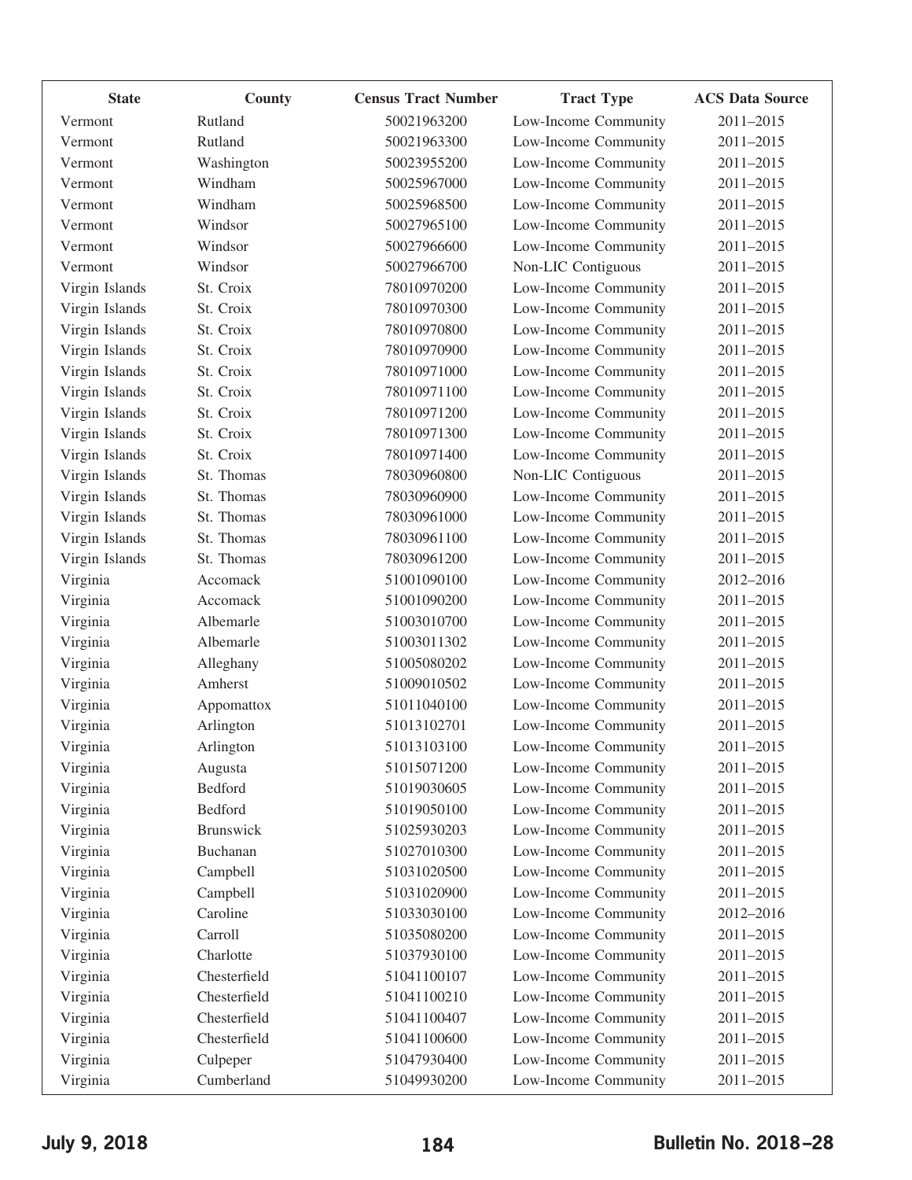| State | County | Census Tract Number | Tract Type | ACS Data Source |
|---|---|---|---|---|
| Vermont | Rutland | 50021963200 | Low-Income Community | 2011–2015 |
| Vermont | Rutland | 50021963300 | Low-Income Community | 2011–2015 |
| Vermont | Washington | 50023955200 | Low-Income Community | 2011–2015 |
| Vermont | Windham | 50025967000 | Low-Income Community | 2011–2015 |
| Vermont | Windham | 50025968500 | Low-Income Community | 2011–2015 |
| Vermont | Windsor | 50027965100 | Low-Income Community | 2011–2015 |
| Vermont | Windsor | 50027966600 | Low-Income Community | 2011–2015 |
| Vermont | Windsor | 50027966700 | Non-LIC Contiguous | 2011–2015 |
| Virgin Islands | St. Croix | 78010970200 | Low-Income Community | 2011–2015 |
| Virgin Islands | St. Croix | 78010970300 | Low-Income Community | 2011–2015 |
| Virgin Islands | St. Croix | 78010970800 | Low-Income Community | 2011–2015 |
| Virgin Islands | St. Croix | 78010970900 | Low-Income Community | 2011–2015 |
| Virgin Islands | St. Croix | 78010971000 | Low-Income Community | 2011–2015 |
| Virgin Islands | St. Croix | 78010971100 | Low-Income Community | 2011–2015 |
| Virgin Islands | St. Croix | 78010971200 | Low-Income Community | 2011–2015 |
| Virgin Islands | St. Croix | 78010971300 | Low-Income Community | 2011–2015 |
| Virgin Islands | St. Croix | 78010971400 | Low-Income Community | 2011–2015 |
| Virgin Islands | St. Thomas | 78030960800 | Non-LIC Contiguous | 2011–2015 |
| Virgin Islands | St. Thomas | 78030960900 | Low-Income Community | 2011–2015 |
| Virgin Islands | St. Thomas | 78030961000 | Low-Income Community | 2011–2015 |
| Virgin Islands | St. Thomas | 78030961100 | Low-Income Community | 2011–2015 |
| Virgin Islands | St. Thomas | 78030961200 | Low-Income Community | 2011–2015 |
| Virginia | Accomack | 51001090100 | Low-Income Community | 2012–2016 |
| Virginia | Accomack | 51001090200 | Low-Income Community | 2011–2015 |
| Virginia | Albemarle | 51003010700 | Low-Income Community | 2011–2015 |
| Virginia | Albemarle | 51003011302 | Low-Income Community | 2011–2015 |
| Virginia | Alleghany | 51005080202 | Low-Income Community | 2011–2015 |
| Virginia | Amherst | 51009010502 | Low-Income Community | 2011–2015 |
| Virginia | Appomattox | 51011040100 | Low-Income Community | 2011–2015 |
| Virginia | Arlington | 51013102701 | Low-Income Community | 2011–2015 |
| Virginia | Arlington | 51013103100 | Low-Income Community | 2011–2015 |
| Virginia | Augusta | 51015071200 | Low-Income Community | 2011–2015 |
| Virginia | Bedford | 51019030605 | Low-Income Community | 2011–2015 |
| Virginia | Bedford | 51019050100 | Low-Income Community | 2011–2015 |
| Virginia | Brunswick | 51025930203 | Low-Income Community | 2011–2015 |
| Virginia | Buchanan | 51027010300 | Low-Income Community | 2011–2015 |
| Virginia | Campbell | 51031020500 | Low-Income Community | 2011–2015 |
| Virginia | Campbell | 51031020900 | Low-Income Community | 2011–2015 |
| Virginia | Caroline | 51033030100 | Low-Income Community | 2012–2016 |
| Virginia | Carroll | 51035080200 | Low-Income Community | 2011–2015 |
| Virginia | Charlotte | 51037930100 | Low-Income Community | 2011–2015 |
| Virginia | Chesterfield | 51041100107 | Low-Income Community | 2011–2015 |
| Virginia | Chesterfield | 51041100210 | Low-Income Community | 2011–2015 |
| Virginia | Chesterfield | 51041100407 | Low-Income Community | 2011–2015 |
| Virginia | Chesterfield | 51041100600 | Low-Income Community | 2011–2015 |
| Virginia | Culpeper | 51047930400 | Low-Income Community | 2011–2015 |
| Virginia | Cumberland | 51049930200 | Low-Income Community | 2011–2015 |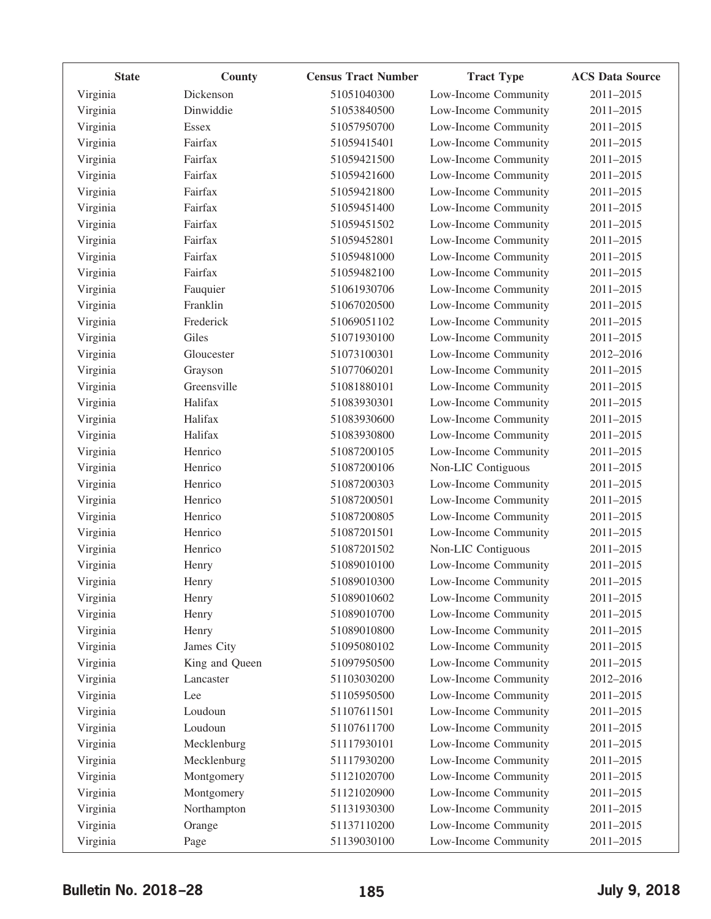| State | County | Census Tract Number | Tract Type | ACS Data Source |
|---|---|---|---|---|
| Virginia | Dickenson | 51051040300 | Low-Income Community | 2011–2015 |
| Virginia | Dinwiddie | 51053840500 | Low-Income Community | 2011–2015 |
| Virginia | Essex | 51057950700 | Low-Income Community | 2011–2015 |
| Virginia | Fairfax | 51059415401 | Low-Income Community | 2011–2015 |
| Virginia | Fairfax | 51059421500 | Low-Income Community | 2011–2015 |
| Virginia | Fairfax | 51059421600 | Low-Income Community | 2011–2015 |
| Virginia | Fairfax | 51059421800 | Low-Income Community | 2011–2015 |
| Virginia | Fairfax | 51059451400 | Low-Income Community | 2011–2015 |
| Virginia | Fairfax | 51059451502 | Low-Income Community | 2011–2015 |
| Virginia | Fairfax | 51059452801 | Low-Income Community | 2011–2015 |
| Virginia | Fairfax | 51059481000 | Low-Income Community | 2011–2015 |
| Virginia | Fairfax | 51059482100 | Low-Income Community | 2011–2015 |
| Virginia | Fauquier | 51061930706 | Low-Income Community | 2011–2015 |
| Virginia | Franklin | 51067020500 | Low-Income Community | 2011–2015 |
| Virginia | Frederick | 51069051102 | Low-Income Community | 2011–2015 |
| Virginia | Giles | 51071930100 | Low-Income Community | 2011–2015 |
| Virginia | Gloucester | 51073100301 | Low-Income Community | 2012–2016 |
| Virginia | Grayson | 51077060201 | Low-Income Community | 2011–2015 |
| Virginia | Greensville | 51081880101 | Low-Income Community | 2011–2015 |
| Virginia | Halifax | 51083930301 | Low-Income Community | 2011–2015 |
| Virginia | Halifax | 51083930600 | Low-Income Community | 2011–2015 |
| Virginia | Halifax | 51083930800 | Low-Income Community | 2011–2015 |
| Virginia | Henrico | 51087200105 | Low-Income Community | 2011–2015 |
| Virginia | Henrico | 51087200106 | Non-LIC Contiguous | 2011–2015 |
| Virginia | Henrico | 51087200303 | Low-Income Community | 2011–2015 |
| Virginia | Henrico | 51087200501 | Low-Income Community | 2011–2015 |
| Virginia | Henrico | 51087200805 | Low-Income Community | 2011–2015 |
| Virginia | Henrico | 51087201501 | Low-Income Community | 2011–2015 |
| Virginia | Henrico | 51087201502 | Non-LIC Contiguous | 2011–2015 |
| Virginia | Henry | 51089010100 | Low-Income Community | 2011–2015 |
| Virginia | Henry | 51089010300 | Low-Income Community | 2011–2015 |
| Virginia | Henry | 51089010602 | Low-Income Community | 2011–2015 |
| Virginia | Henry | 51089010700 | Low-Income Community | 2011–2015 |
| Virginia | Henry | 51089010800 | Low-Income Community | 2011–2015 |
| Virginia | James City | 51095080102 | Low-Income Community | 2011–2015 |
| Virginia | King and Queen | 51097950500 | Low-Income Community | 2011–2015 |
| Virginia | Lancaster | 51103030200 | Low-Income Community | 2012–2016 |
| Virginia | Lee | 51105950500 | Low-Income Community | 2011–2015 |
| Virginia | Loudoun | 51107611501 | Low-Income Community | 2011–2015 |
| Virginia | Loudoun | 51107611700 | Low-Income Community | 2011–2015 |
| Virginia | Mecklenburg | 51117930101 | Low-Income Community | 2011–2015 |
| Virginia | Mecklenburg | 51117930200 | Low-Income Community | 2011–2015 |
| Virginia | Montgomery | 51121020700 | Low-Income Community | 2011–2015 |
| Virginia | Montgomery | 51121020900 | Low-Income Community | 2011–2015 |
| Virginia | Northampton | 51131930300 | Low-Income Community | 2011–2015 |
| Virginia | Orange | 51137110200 | Low-Income Community | 2011–2015 |
| Virginia | Page | 51139030100 | Low-Income Community | 2011–2015 |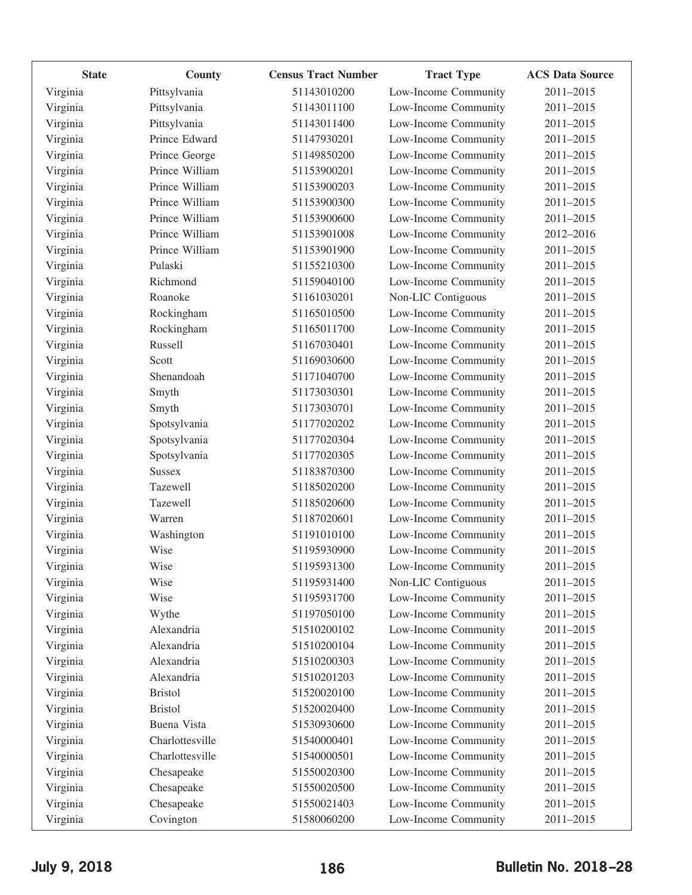| State | County | Census Tract Number | Tract Type | ACS Data Source |
|---|---|---|---|---|
| Virginia | Pittsylvania | 51143010200 | Low-Income Community | 2011–2015 |
| Virginia | Pittsylvania | 51143011100 | Low-Income Community | 2011–2015 |
| Virginia | Pittsylvania | 51143011400 | Low-Income Community | 2011–2015 |
| Virginia | Prince Edward | 51147930201 | Low-Income Community | 2011–2015 |
| Virginia | Prince George | 51149850200 | Low-Income Community | 2011–2015 |
| Virginia | Prince William | 51153900201 | Low-Income Community | 2011–2015 |
| Virginia | Prince William | 51153900203 | Low-Income Community | 2011–2015 |
| Virginia | Prince William | 51153900300 | Low-Income Community | 2011–2015 |
| Virginia | Prince William | 51153900600 | Low-Income Community | 2011–2015 |
| Virginia | Prince William | 51153901008 | Low-Income Community | 2012–2016 |
| Virginia | Prince William | 51153901900 | Low-Income Community | 2011–2015 |
| Virginia | Pulaski | 51155210300 | Low-Income Community | 2011–2015 |
| Virginia | Richmond | 51159040100 | Low-Income Community | 2011–2015 |
| Virginia | Roanoke | 51161030201 | Non-LIC Contiguous | 2011–2015 |
| Virginia | Rockingham | 51165010500 | Low-Income Community | 2011–2015 |
| Virginia | Rockingham | 51165011700 | Low-Income Community | 2011–2015 |
| Virginia | Russell | 51167030401 | Low-Income Community | 2011–2015 |
| Virginia | Scott | 51169030600 | Low-Income Community | 2011–2015 |
| Virginia | Shenandoah | 51171040700 | Low-Income Community | 2011–2015 |
| Virginia | Smyth | 51173030301 | Low-Income Community | 2011–2015 |
| Virginia | Smyth | 51173030701 | Low-Income Community | 2011–2015 |
| Virginia | Spotsylvania | 51177020202 | Low-Income Community | 2011–2015 |
| Virginia | Spotsylvania | 51177020304 | Low-Income Community | 2011–2015 |
| Virginia | Spotsylvania | 51177020305 | Low-Income Community | 2011–2015 |
| Virginia | Sussex | 51183870300 | Low-Income Community | 2011–2015 |
| Virginia | Tazewell | 51185020200 | Low-Income Community | 2011–2015 |
| Virginia | Tazewell | 51185020600 | Low-Income Community | 2011–2015 |
| Virginia | Warren | 51187020601 | Low-Income Community | 2011–2015 |
| Virginia | Washington | 51191010100 | Low-Income Community | 2011–2015 |
| Virginia | Wise | 51195930900 | Low-Income Community | 2011–2015 |
| Virginia | Wise | 51195931300 | Low-Income Community | 2011–2015 |
| Virginia | Wise | 51195931400 | Non-LIC Contiguous | 2011–2015 |
| Virginia | Wise | 51195931700 | Low-Income Community | 2011–2015 |
| Virginia | Wythe | 51197050100 | Low-Income Community | 2011–2015 |
| Virginia | Alexandria | 51510200102 | Low-Income Community | 2011–2015 |
| Virginia | Alexandria | 51510200104 | Low-Income Community | 2011–2015 |
| Virginia | Alexandria | 51510200303 | Low-Income Community | 2011–2015 |
| Virginia | Alexandria | 51510201203 | Low-Income Community | 2011–2015 |
| Virginia | Bristol | 51520020100 | Low-Income Community | 2011–2015 |
| Virginia | Bristol | 51520020400 | Low-Income Community | 2011–2015 |
| Virginia | Buena Vista | 51530930600 | Low-Income Community | 2011–2015 |
| Virginia | Charlottesville | 51540000401 | Low-Income Community | 2011–2015 |
| Virginia | Charlottesville | 51540000501 | Low-Income Community | 2011–2015 |
| Virginia | Chesapeake | 51550020300 | Low-Income Community | 2011–2015 |
| Virginia | Chesapeake | 51550020500 | Low-Income Community | 2011–2015 |
| Virginia | Chesapeake | 51550021403 | Low-Income Community | 2011–2015 |
| Virginia | Covington | 51580060200 | Low-Income Community | 2011–2015 |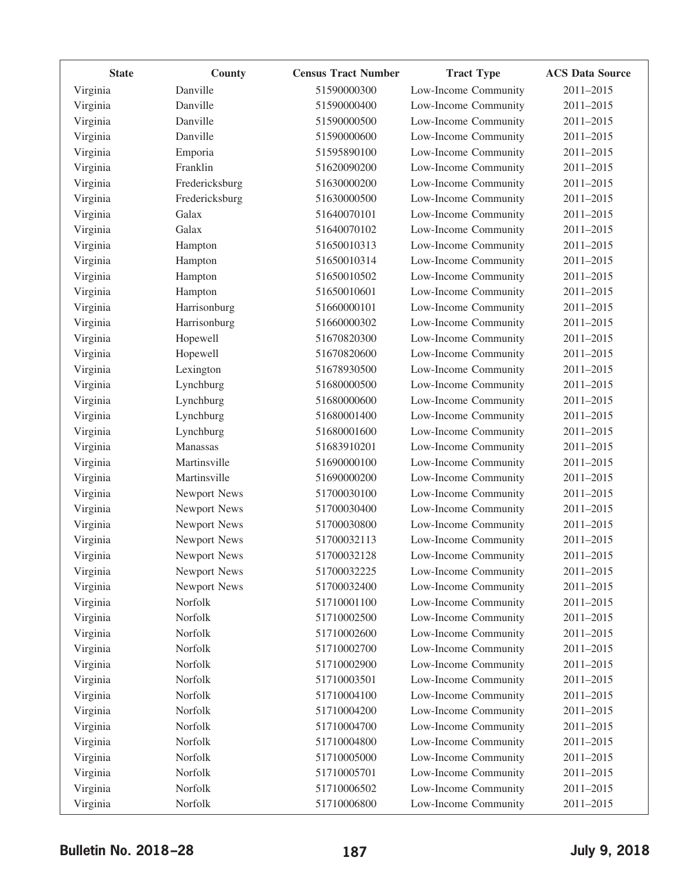| State | County | Census Tract Number | Tract Type | ACS Data Source |
|---|---|---|---|---|
| Virginia | Danville | 51590000300 | Low-Income Community | 2011–2015 |
| Virginia | Danville | 51590000400 | Low-Income Community | 2011–2015 |
| Virginia | Danville | 51590000500 | Low-Income Community | 2011–2015 |
| Virginia | Danville | 51590000600 | Low-Income Community | 2011–2015 |
| Virginia | Emporia | 51595890100 | Low-Income Community | 2011–2015 |
| Virginia | Franklin | 51620090200 | Low-Income Community | 2011–2015 |
| Virginia | Fredericksburg | 51630000200 | Low-Income Community | 2011–2015 |
| Virginia | Fredericksburg | 51630000500 | Low-Income Community | 2011–2015 |
| Virginia | Galax | 51640070101 | Low-Income Community | 2011–2015 |
| Virginia | Galax | 51640070102 | Low-Income Community | 2011–2015 |
| Virginia | Hampton | 51650010313 | Low-Income Community | 2011–2015 |
| Virginia | Hampton | 51650010314 | Low-Income Community | 2011–2015 |
| Virginia | Hampton | 51650010502 | Low-Income Community | 2011–2015 |
| Virginia | Hampton | 51650010601 | Low-Income Community | 2011–2015 |
| Virginia | Harrisonburg | 51660000101 | Low-Income Community | 2011–2015 |
| Virginia | Harrisonburg | 51660000302 | Low-Income Community | 2011–2015 |
| Virginia | Hopewell | 51670820300 | Low-Income Community | 2011–2015 |
| Virginia | Hopewell | 51670820600 | Low-Income Community | 2011–2015 |
| Virginia | Lexington | 51678930500 | Low-Income Community | 2011–2015 |
| Virginia | Lynchburg | 51680000500 | Low-Income Community | 2011–2015 |
| Virginia | Lynchburg | 51680000600 | Low-Income Community | 2011–2015 |
| Virginia | Lynchburg | 51680001400 | Low-Income Community | 2011–2015 |
| Virginia | Lynchburg | 51680001600 | Low-Income Community | 2011–2015 |
| Virginia | Manassas | 51683910201 | Low-Income Community | 2011–2015 |
| Virginia | Martinsville | 51690000100 | Low-Income Community | 2011–2015 |
| Virginia | Martinsville | 51690000200 | Low-Income Community | 2011–2015 |
| Virginia | Newport News | 51700030100 | Low-Income Community | 2011–2015 |
| Virginia | Newport News | 51700030400 | Low-Income Community | 2011–2015 |
| Virginia | Newport News | 51700030800 | Low-Income Community | 2011–2015 |
| Virginia | Newport News | 51700032113 | Low-Income Community | 2011–2015 |
| Virginia | Newport News | 51700032128 | Low-Income Community | 2011–2015 |
| Virginia | Newport News | 51700032225 | Low-Income Community | 2011–2015 |
| Virginia | Newport News | 51700032400 | Low-Income Community | 2011–2015 |
| Virginia | Norfolk | 51710001100 | Low-Income Community | 2011–2015 |
| Virginia | Norfolk | 51710002500 | Low-Income Community | 2011–2015 |
| Virginia | Norfolk | 51710002600 | Low-Income Community | 2011–2015 |
| Virginia | Norfolk | 51710002700 | Low-Income Community | 2011–2015 |
| Virginia | Norfolk | 51710002900 | Low-Income Community | 2011–2015 |
| Virginia | Norfolk | 51710003501 | Low-Income Community | 2011–2015 |
| Virginia | Norfolk | 51710004100 | Low-Income Community | 2011–2015 |
| Virginia | Norfolk | 51710004200 | Low-Income Community | 2011–2015 |
| Virginia | Norfolk | 51710004700 | Low-Income Community | 2011–2015 |
| Virginia | Norfolk | 51710004800 | Low-Income Community | 2011–2015 |
| Virginia | Norfolk | 51710005000 | Low-Income Community | 2011–2015 |
| Virginia | Norfolk | 51710005701 | Low-Income Community | 2011–2015 |
| Virginia | Norfolk | 51710006502 | Low-Income Community | 2011–2015 |
| Virginia | Norfolk | 51710006800 | Low-Income Community | 2011–2015 |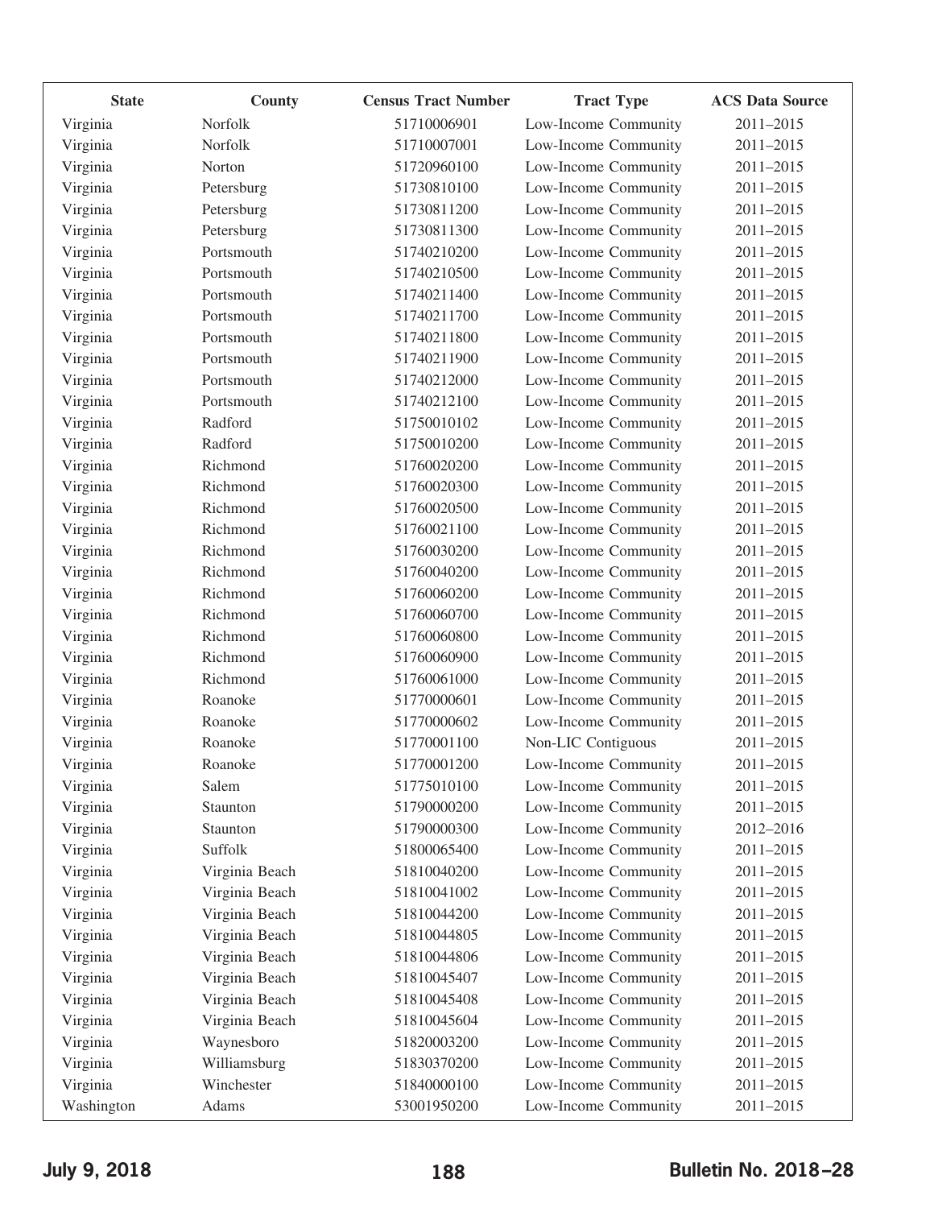| State | County | Census Tract Number | Tract Type | ACS Data Source |
|---|---|---|---|---|
| Virginia | Norfolk | 51710006901 | Low-Income Community | 2011–2015 |
| Virginia | Norfolk | 51710007001 | Low-Income Community | 2011–2015 |
| Virginia | Norton | 51720960100 | Low-Income Community | 2011–2015 |
| Virginia | Petersburg | 51730810100 | Low-Income Community | 2011–2015 |
| Virginia | Petersburg | 51730811200 | Low-Income Community | 2011–2015 |
| Virginia | Petersburg | 51730811300 | Low-Income Community | 2011–2015 |
| Virginia | Portsmouth | 51740210200 | Low-Income Community | 2011–2015 |
| Virginia | Portsmouth | 51740210500 | Low-Income Community | 2011–2015 |
| Virginia | Portsmouth | 51740211400 | Low-Income Community | 2011–2015 |
| Virginia | Portsmouth | 51740211700 | Low-Income Community | 2011–2015 |
| Virginia | Portsmouth | 51740211800 | Low-Income Community | 2011–2015 |
| Virginia | Portsmouth | 51740211900 | Low-Income Community | 2011–2015 |
| Virginia | Portsmouth | 51740212000 | Low-Income Community | 2011–2015 |
| Virginia | Portsmouth | 51740212100 | Low-Income Community | 2011–2015 |
| Virginia | Radford | 51750010102 | Low-Income Community | 2011–2015 |
| Virginia | Radford | 51750010200 | Low-Income Community | 2011–2015 |
| Virginia | Richmond | 51760020200 | Low-Income Community | 2011–2015 |
| Virginia | Richmond | 51760020300 | Low-Income Community | 2011–2015 |
| Virginia | Richmond | 51760020500 | Low-Income Community | 2011–2015 |
| Virginia | Richmond | 51760021100 | Low-Income Community | 2011–2015 |
| Virginia | Richmond | 51760030200 | Low-Income Community | 2011–2015 |
| Virginia | Richmond | 51760040200 | Low-Income Community | 2011–2015 |
| Virginia | Richmond | 51760060200 | Low-Income Community | 2011–2015 |
| Virginia | Richmond | 51760060700 | Low-Income Community | 2011–2015 |
| Virginia | Richmond | 51760060800 | Low-Income Community | 2011–2015 |
| Virginia | Richmond | 51760060900 | Low-Income Community | 2011–2015 |
| Virginia | Richmond | 51760061000 | Low-Income Community | 2011–2015 |
| Virginia | Roanoke | 51770000601 | Low-Income Community | 2011–2015 |
| Virginia | Roanoke | 51770000602 | Low-Income Community | 2011–2015 |
| Virginia | Roanoke | 51770001100 | Non-LIC Contiguous | 2011–2015 |
| Virginia | Roanoke | 51770001200 | Low-Income Community | 2011–2015 |
| Virginia | Salem | 51775010100 | Low-Income Community | 2011–2015 |
| Virginia | Staunton | 51790000200 | Low-Income Community | 2011–2015 |
| Virginia | Staunton | 51790000300 | Low-Income Community | 2012–2016 |
| Virginia | Suffolk | 51800065400 | Low-Income Community | 2011–2015 |
| Virginia | Virginia Beach | 51810040200 | Low-Income Community | 2011–2015 |
| Virginia | Virginia Beach | 51810041002 | Low-Income Community | 2011–2015 |
| Virginia | Virginia Beach | 51810044200 | Low-Income Community | 2011–2015 |
| Virginia | Virginia Beach | 51810044805 | Low-Income Community | 2011–2015 |
| Virginia | Virginia Beach | 51810044806 | Low-Income Community | 2011–2015 |
| Virginia | Virginia Beach | 51810045407 | Low-Income Community | 2011–2015 |
| Virginia | Virginia Beach | 51810045408 | Low-Income Community | 2011–2015 |
| Virginia | Virginia Beach | 51810045604 | Low-Income Community | 2011–2015 |
| Virginia | Waynesboro | 51820003200 | Low-Income Community | 2011–2015 |
| Virginia | Williamsburg | 51830370200 | Low-Income Community | 2011–2015 |
| Virginia | Winchester | 51840000100 | Low-Income Community | 2011–2015 |
| Washington | Adams | 53001950200 | Low-Income Community | 2011–2015 |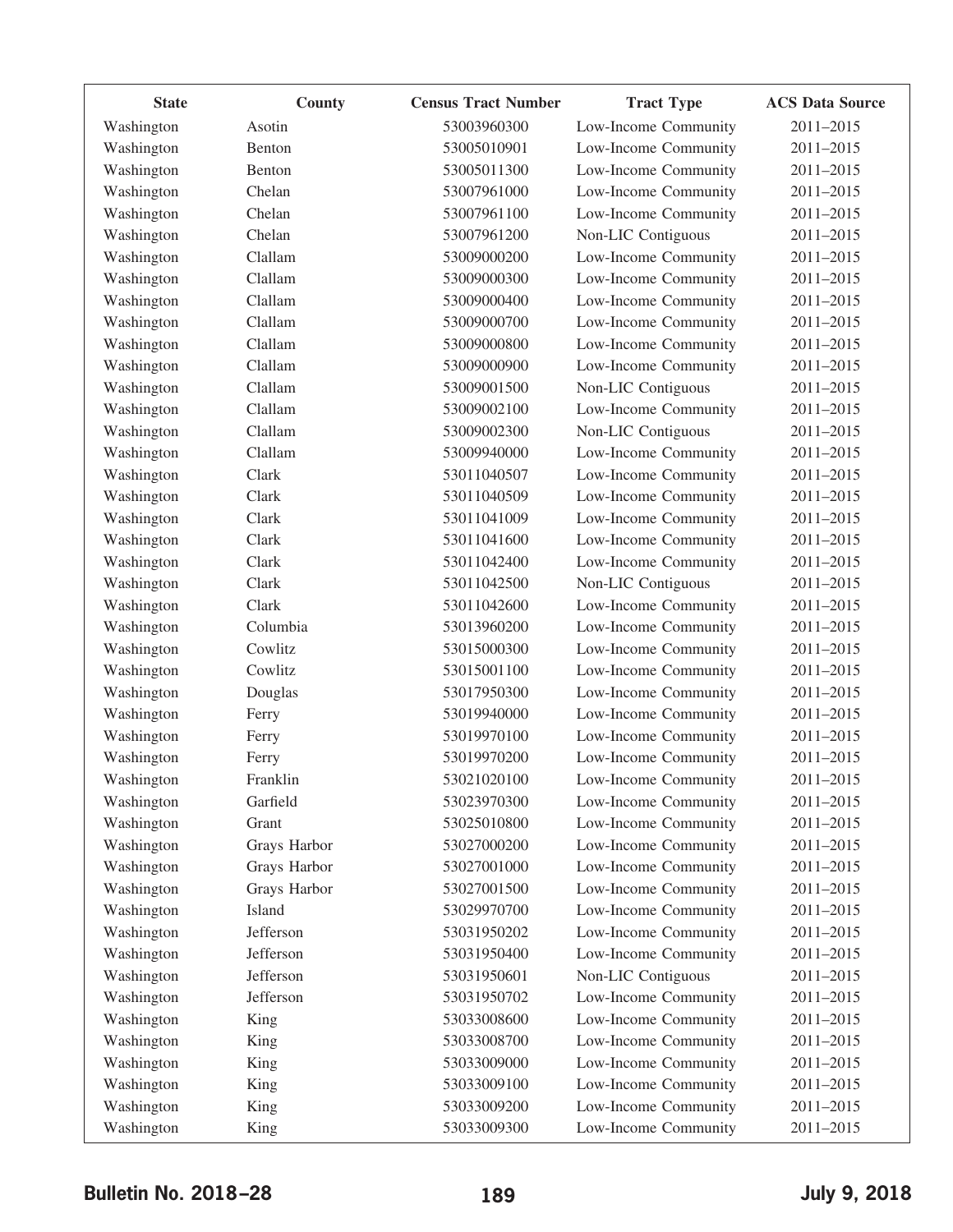| State | County | Census Tract Number | Tract Type | ACS Data Source |
|---|---|---|---|---|
| Washington | Asotin | 53003960300 | Low-Income Community | 2011–2015 |
| Washington | Benton | 53005010901 | Low-Income Community | 2011–2015 |
| Washington | Benton | 53005011300 | Low-Income Community | 2011–2015 |
| Washington | Chelan | 53007961000 | Low-Income Community | 2011–2015 |
| Washington | Chelan | 53007961100 | Low-Income Community | 2011–2015 |
| Washington | Chelan | 53007961200 | Non-LIC Contiguous | 2011–2015 |
| Washington | Clallam | 53009000200 | Low-Income Community | 2011–2015 |
| Washington | Clallam | 53009000300 | Low-Income Community | 2011–2015 |
| Washington | Clallam | 53009000400 | Low-Income Community | 2011–2015 |
| Washington | Clallam | 53009000700 | Low-Income Community | 2011–2015 |
| Washington | Clallam | 53009000800 | Low-Income Community | 2011–2015 |
| Washington | Clallam | 53009000900 | Low-Income Community | 2011–2015 |
| Washington | Clallam | 53009001500 | Non-LIC Contiguous | 2011–2015 |
| Washington | Clallam | 53009002100 | Low-Income Community | 2011–2015 |
| Washington | Clallam | 53009002300 | Non-LIC Contiguous | 2011–2015 |
| Washington | Clallam | 53009940000 | Low-Income Community | 2011–2015 |
| Washington | Clark | 53011040507 | Low-Income Community | 2011–2015 |
| Washington | Clark | 53011040509 | Low-Income Community | 2011–2015 |
| Washington | Clark | 53011041009 | Low-Income Community | 2011–2015 |
| Washington | Clark | 53011041600 | Low-Income Community | 2011–2015 |
| Washington | Clark | 53011042400 | Low-Income Community | 2011–2015 |
| Washington | Clark | 53011042500 | Non-LIC Contiguous | 2011–2015 |
| Washington | Clark | 53011042600 | Low-Income Community | 2011–2015 |
| Washington | Columbia | 53013960200 | Low-Income Community | 2011–2015 |
| Washington | Cowlitz | 53015000300 | Low-Income Community | 2011–2015 |
| Washington | Cowlitz | 53015001100 | Low-Income Community | 2011–2015 |
| Washington | Douglas | 53017950300 | Low-Income Community | 2011–2015 |
| Washington | Ferry | 53019940000 | Low-Income Community | 2011–2015 |
| Washington | Ferry | 53019970100 | Low-Income Community | 2011–2015 |
| Washington | Ferry | 53019970200 | Low-Income Community | 2011–2015 |
| Washington | Franklin | 53021020100 | Low-Income Community | 2011–2015 |
| Washington | Garfield | 53023970300 | Low-Income Community | 2011–2015 |
| Washington | Grant | 53025010800 | Low-Income Community | 2011–2015 |
| Washington | Grays Harbor | 53027000200 | Low-Income Community | 2011–2015 |
| Washington | Grays Harbor | 53027001000 | Low-Income Community | 2011–2015 |
| Washington | Grays Harbor | 53027001500 | Low-Income Community | 2011–2015 |
| Washington | Island | 53029970700 | Low-Income Community | 2011–2015 |
| Washington | Jefferson | 53031950202 | Low-Income Community | 2011–2015 |
| Washington | Jefferson | 53031950400 | Low-Income Community | 2011–2015 |
| Washington | Jefferson | 53031950601 | Non-LIC Contiguous | 2011–2015 |
| Washington | Jefferson | 53031950702 | Low-Income Community | 2011–2015 |
| Washington | King | 53033008600 | Low-Income Community | 2011–2015 |
| Washington | King | 53033008700 | Low-Income Community | 2011–2015 |
| Washington | King | 53033009000 | Low-Income Community | 2011–2015 |
| Washington | King | 53033009100 | Low-Income Community | 2011–2015 |
| Washington | King | 53033009200 | Low-Income Community | 2011–2015 |
| Washington | King | 53033009300 | Low-Income Community | 2011–2015 |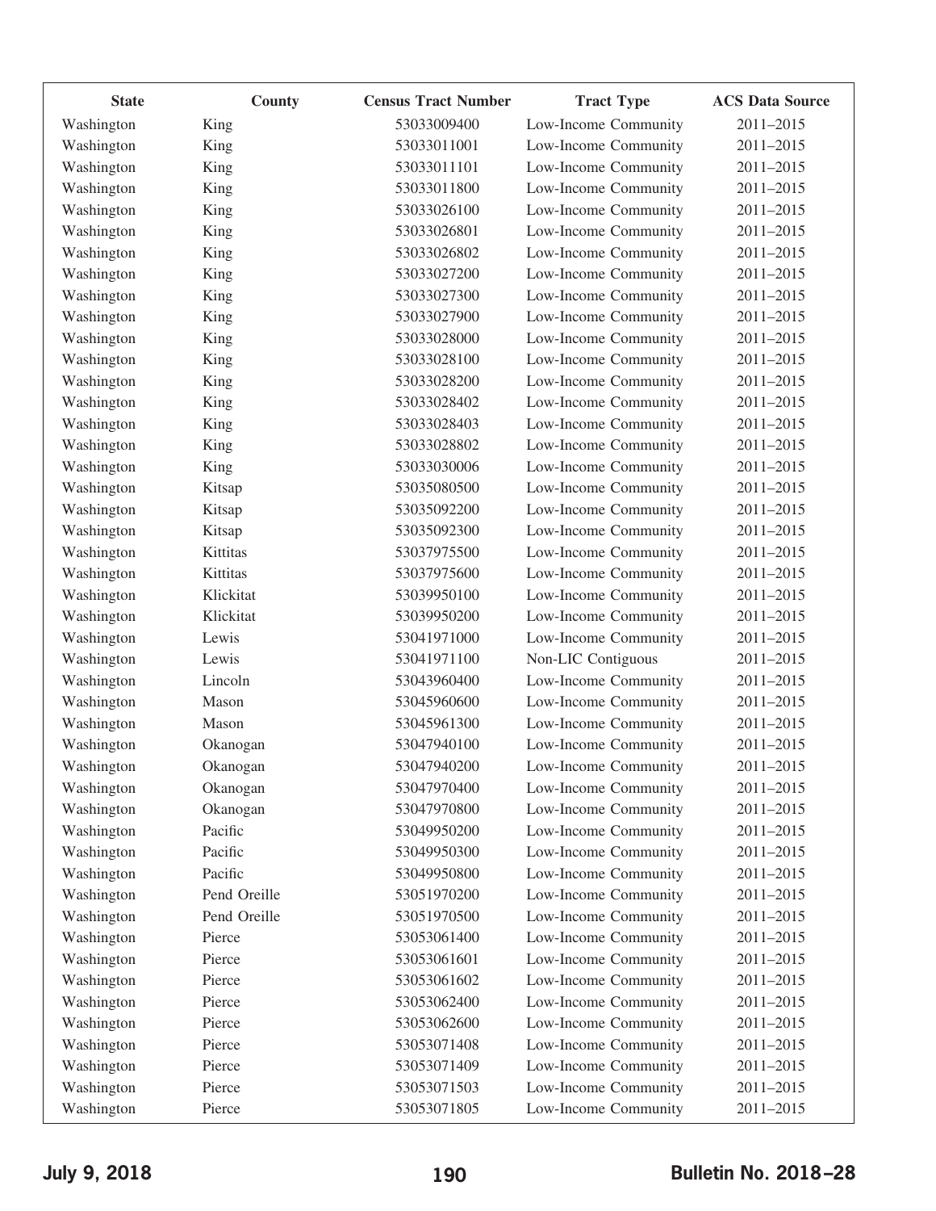| State | County | Census Tract Number | Tract Type | ACS Data Source |
|---|---|---|---|---|
| Washington | King | 53033009400 | Low-Income Community | 2011–2015 |
| Washington | King | 53033011001 | Low-Income Community | 2011–2015 |
| Washington | King | 53033011101 | Low-Income Community | 2011–2015 |
| Washington | King | 53033011800 | Low-Income Community | 2011–2015 |
| Washington | King | 53033026100 | Low-Income Community | 2011–2015 |
| Washington | King | 53033026801 | Low-Income Community | 2011–2015 |
| Washington | King | 53033026802 | Low-Income Community | 2011–2015 |
| Washington | King | 53033027200 | Low-Income Community | 2011–2015 |
| Washington | King | 53033027300 | Low-Income Community | 2011–2015 |
| Washington | King | 53033027900 | Low-Income Community | 2011–2015 |
| Washington | King | 53033028000 | Low-Income Community | 2011–2015 |
| Washington | King | 53033028100 | Low-Income Community | 2011–2015 |
| Washington | King | 53033028200 | Low-Income Community | 2011–2015 |
| Washington | King | 53033028402 | Low-Income Community | 2011–2015 |
| Washington | King | 53033028403 | Low-Income Community | 2011–2015 |
| Washington | King | 53033028802 | Low-Income Community | 2011–2015 |
| Washington | King | 53033030006 | Low-Income Community | 2011–2015 |
| Washington | Kitsap | 53035080500 | Low-Income Community | 2011–2015 |
| Washington | Kitsap | 53035092200 | Low-Income Community | 2011–2015 |
| Washington | Kitsap | 53035092300 | Low-Income Community | 2011–2015 |
| Washington | Kittitas | 53037975500 | Low-Income Community | 2011–2015 |
| Washington | Kittitas | 53037975600 | Low-Income Community | 2011–2015 |
| Washington | Klickitat | 53039950100 | Low-Income Community | 2011–2015 |
| Washington | Klickitat | 53039950200 | Low-Income Community | 2011–2015 |
| Washington | Lewis | 53041971000 | Low-Income Community | 2011–2015 |
| Washington | Lewis | 53041971100 | Non-LIC Contiguous | 2011–2015 |
| Washington | Lincoln | 53043960400 | Low-Income Community | 2011–2015 |
| Washington | Mason | 53045960600 | Low-Income Community | 2011–2015 |
| Washington | Mason | 53045961300 | Low-Income Community | 2011–2015 |
| Washington | Okanogan | 53047940100 | Low-Income Community | 2011–2015 |
| Washington | Okanogan | 53047940200 | Low-Income Community | 2011–2015 |
| Washington | Okanogan | 53047970400 | Low-Income Community | 2011–2015 |
| Washington | Okanogan | 53047970800 | Low-Income Community | 2011–2015 |
| Washington | Pacific | 53049950200 | Low-Income Community | 2011–2015 |
| Washington | Pacific | 53049950300 | Low-Income Community | 2011–2015 |
| Washington | Pacific | 53049950800 | Low-Income Community | 2011–2015 |
| Washington | Pend Oreille | 53051970200 | Low-Income Community | 2011–2015 |
| Washington | Pend Oreille | 53051970500 | Low-Income Community | 2011–2015 |
| Washington | Pierce | 53053061400 | Low-Income Community | 2011–2015 |
| Washington | Pierce | 53053061601 | Low-Income Community | 2011–2015 |
| Washington | Pierce | 53053061602 | Low-Income Community | 2011–2015 |
| Washington | Pierce | 53053062400 | Low-Income Community | 2011–2015 |
| Washington | Pierce | 53053062600 | Low-Income Community | 2011–2015 |
| Washington | Pierce | 53053071408 | Low-Income Community | 2011–2015 |
| Washington | Pierce | 53053071409 | Low-Income Community | 2011–2015 |
| Washington | Pierce | 53053071503 | Low-Income Community | 2011–2015 |
| Washington | Pierce | 53053071805 | Low-Income Community | 2011–2015 |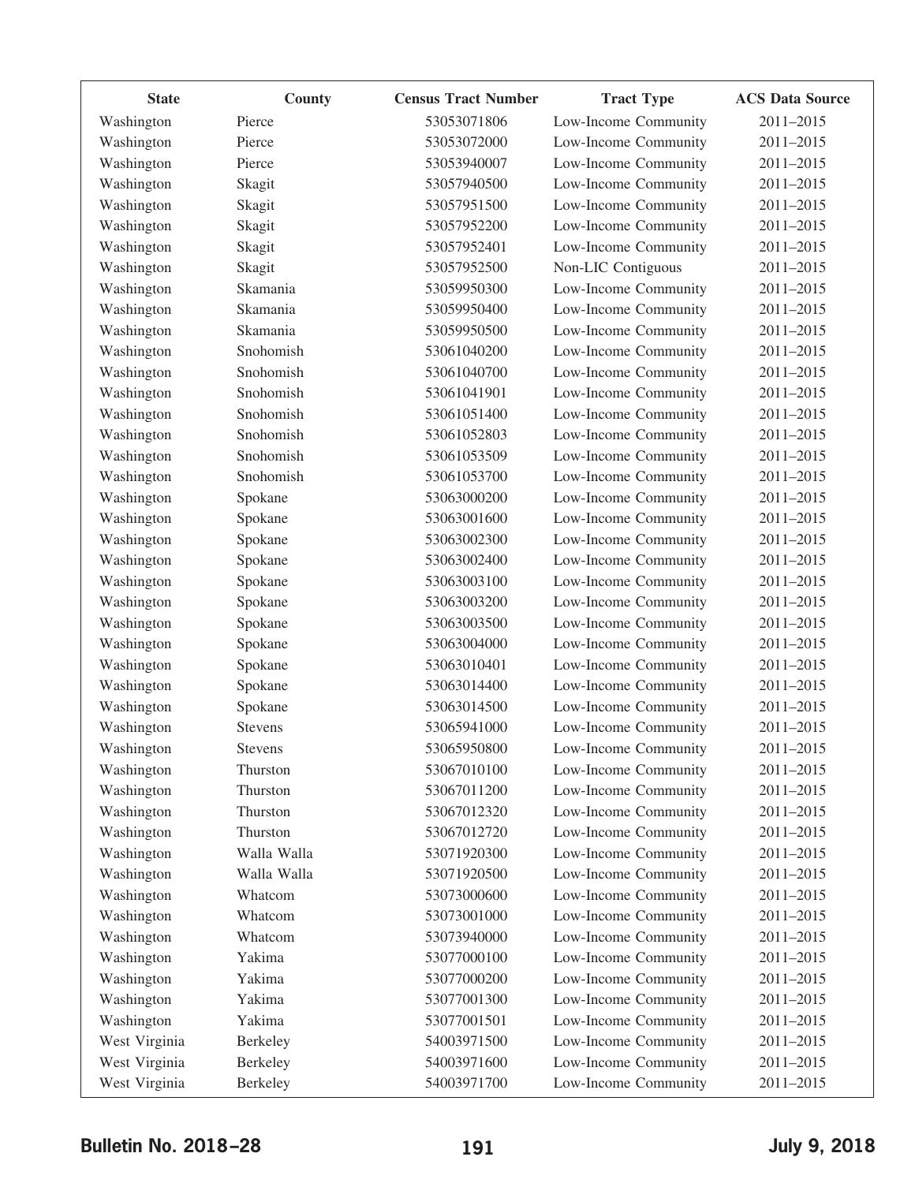| State | County | Census Tract Number | Tract Type | ACS Data Source |
|---|---|---|---|---|
| Washington | Pierce | 53053071806 | Low-Income Community | 2011–2015 |
| Washington | Pierce | 53053072000 | Low-Income Community | 2011–2015 |
| Washington | Pierce | 53053940007 | Low-Income Community | 2011–2015 |
| Washington | Skagit | 53057940500 | Low-Income Community | 2011–2015 |
| Washington | Skagit | 53057951500 | Low-Income Community | 2011–2015 |
| Washington | Skagit | 53057952200 | Low-Income Community | 2011–2015 |
| Washington | Skagit | 53057952401 | Low-Income Community | 2011–2015 |
| Washington | Skagit | 53057952500 | Non-LIC Contiguous | 2011–2015 |
| Washington | Skamania | 53059950300 | Low-Income Community | 2011–2015 |
| Washington | Skamania | 53059950400 | Low-Income Community | 2011–2015 |
| Washington | Skamania | 53059950500 | Low-Income Community | 2011–2015 |
| Washington | Snohomish | 53061040200 | Low-Income Community | 2011–2015 |
| Washington | Snohomish | 53061040700 | Low-Income Community | 2011–2015 |
| Washington | Snohomish | 53061041901 | Low-Income Community | 2011–2015 |
| Washington | Snohomish | 53061051400 | Low-Income Community | 2011–2015 |
| Washington | Snohomish | 53061052803 | Low-Income Community | 2011–2015 |
| Washington | Snohomish | 53061053509 | Low-Income Community | 2011–2015 |
| Washington | Snohomish | 53061053700 | Low-Income Community | 2011–2015 |
| Washington | Spokane | 53063000200 | Low-Income Community | 2011–2015 |
| Washington | Spokane | 53063001600 | Low-Income Community | 2011–2015 |
| Washington | Spokane | 53063002300 | Low-Income Community | 2011–2015 |
| Washington | Spokane | 53063002400 | Low-Income Community | 2011–2015 |
| Washington | Spokane | 53063003100 | Low-Income Community | 2011–2015 |
| Washington | Spokane | 53063003200 | Low-Income Community | 2011–2015 |
| Washington | Spokane | 53063003500 | Low-Income Community | 2011–2015 |
| Washington | Spokane | 53063004000 | Low-Income Community | 2011–2015 |
| Washington | Spokane | 53063010401 | Low-Income Community | 2011–2015 |
| Washington | Spokane | 53063014400 | Low-Income Community | 2011–2015 |
| Washington | Spokane | 53063014500 | Low-Income Community | 2011–2015 |
| Washington | Stevens | 53065941000 | Low-Income Community | 2011–2015 |
| Washington | Stevens | 53065950800 | Low-Income Community | 2011–2015 |
| Washington | Thurston | 53067010100 | Low-Income Community | 2011–2015 |
| Washington | Thurston | 53067011200 | Low-Income Community | 2011–2015 |
| Washington | Thurston | 53067012320 | Low-Income Community | 2011–2015 |
| Washington | Thurston | 53067012720 | Low-Income Community | 2011–2015 |
| Washington | Walla Walla | 53071920300 | Low-Income Community | 2011–2015 |
| Washington | Walla Walla | 53071920500 | Low-Income Community | 2011–2015 |
| Washington | Whatcom | 53073000600 | Low-Income Community | 2011–2015 |
| Washington | Whatcom | 53073001000 | Low-Income Community | 2011–2015 |
| Washington | Whatcom | 53073940000 | Low-Income Community | 2011–2015 |
| Washington | Yakima | 53077000100 | Low-Income Community | 2011–2015 |
| Washington | Yakima | 53077000200 | Low-Income Community | 2011–2015 |
| Washington | Yakima | 53077001300 | Low-Income Community | 2011–2015 |
| Washington | Yakima | 53077001501 | Low-Income Community | 2011–2015 |
| West Virginia | Berkeley | 54003971500 | Low-Income Community | 2011–2015 |
| West Virginia | Berkeley | 54003971600 | Low-Income Community | 2011–2015 |
| West Virginia | Berkeley | 54003971700 | Low-Income Community | 2011–2015 |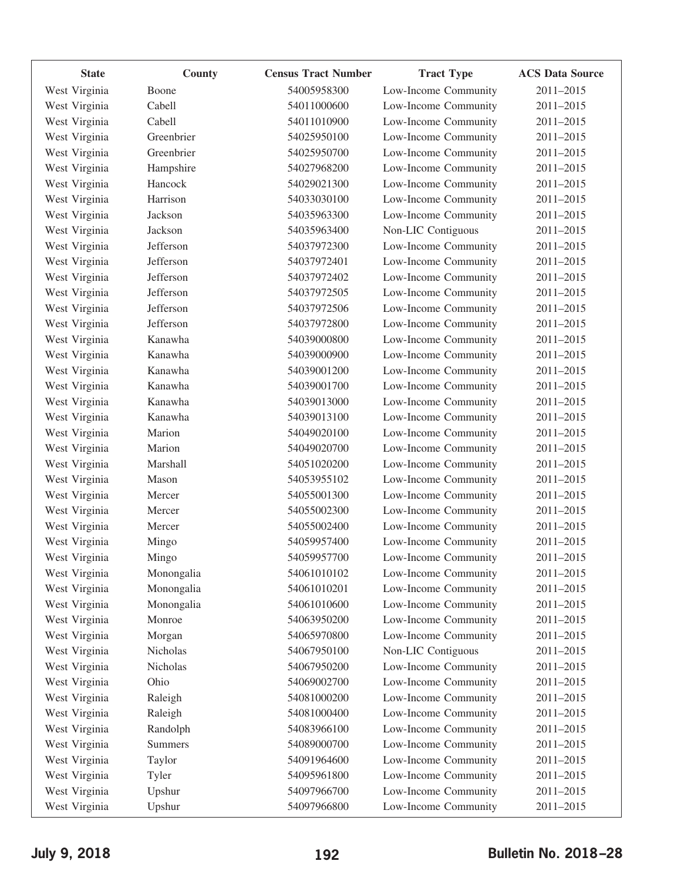| State | County | Census Tract Number | Tract Type | ACS Data Source |
|---|---|---|---|---|
| West Virginia | Boone | 54005958300 | Low-Income Community | 2011–2015 |
| West Virginia | Cabell | 54011000600 | Low-Income Community | 2011–2015 |
| West Virginia | Cabell | 54011010900 | Low-Income Community | 2011–2015 |
| West Virginia | Greenbrier | 54025950100 | Low-Income Community | 2011–2015 |
| West Virginia | Greenbrier | 54025950700 | Low-Income Community | 2011–2015 |
| West Virginia | Hampshire | 54027968200 | Low-Income Community | 2011–2015 |
| West Virginia | Hancock | 54029021300 | Low-Income Community | 2011–2015 |
| West Virginia | Harrison | 54033030100 | Low-Income Community | 2011–2015 |
| West Virginia | Jackson | 54035963300 | Low-Income Community | 2011–2015 |
| West Virginia | Jackson | 54035963400 | Non-LIC Contiguous | 2011–2015 |
| West Virginia | Jefferson | 54037972300 | Low-Income Community | 2011–2015 |
| West Virginia | Jefferson | 54037972401 | Low-Income Community | 2011–2015 |
| West Virginia | Jefferson | 54037972402 | Low-Income Community | 2011–2015 |
| West Virginia | Jefferson | 54037972505 | Low-Income Community | 2011–2015 |
| West Virginia | Jefferson | 54037972506 | Low-Income Community | 2011–2015 |
| West Virginia | Jefferson | 54037972800 | Low-Income Community | 2011–2015 |
| West Virginia | Kanawha | 54039000800 | Low-Income Community | 2011–2015 |
| West Virginia | Kanawha | 54039000900 | Low-Income Community | 2011–2015 |
| West Virginia | Kanawha | 54039001200 | Low-Income Community | 2011–2015 |
| West Virginia | Kanawha | 54039001700 | Low-Income Community | 2011–2015 |
| West Virginia | Kanawha | 54039013000 | Low-Income Community | 2011–2015 |
| West Virginia | Kanawha | 54039013100 | Low-Income Community | 2011–2015 |
| West Virginia | Marion | 54049020100 | Low-Income Community | 2011–2015 |
| West Virginia | Marion | 54049020700 | Low-Income Community | 2011–2015 |
| West Virginia | Marshall | 54051020200 | Low-Income Community | 2011–2015 |
| West Virginia | Mason | 54053955102 | Low-Income Community | 2011–2015 |
| West Virginia | Mercer | 54055001300 | Low-Income Community | 2011–2015 |
| West Virginia | Mercer | 54055002300 | Low-Income Community | 2011–2015 |
| West Virginia | Mercer | 54055002400 | Low-Income Community | 2011–2015 |
| West Virginia | Mingo | 54059957400 | Low-Income Community | 2011–2015 |
| West Virginia | Mingo | 54059957700 | Low-Income Community | 2011–2015 |
| West Virginia | Monongalia | 54061010102 | Low-Income Community | 2011–2015 |
| West Virginia | Monongalia | 54061010201 | Low-Income Community | 2011–2015 |
| West Virginia | Monongalia | 54061010600 | Low-Income Community | 2011–2015 |
| West Virginia | Monroe | 54063950200 | Low-Income Community | 2011–2015 |
| West Virginia | Morgan | 54065970800 | Low-Income Community | 2011–2015 |
| West Virginia | Nicholas | 54067950100 | Non-LIC Contiguous | 2011–2015 |
| West Virginia | Nicholas | 54067950200 | Low-Income Community | 2011–2015 |
| West Virginia | Ohio | 54069002700 | Low-Income Community | 2011–2015 |
| West Virginia | Raleigh | 54081000200 | Low-Income Community | 2011–2015 |
| West Virginia | Raleigh | 54081000400 | Low-Income Community | 2011–2015 |
| West Virginia | Randolph | 54083966100 | Low-Income Community | 2011–2015 |
| West Virginia | Summers | 54089000700 | Low-Income Community | 2011–2015 |
| West Virginia | Taylor | 54091964600 | Low-Income Community | 2011–2015 |
| West Virginia | Tyler | 54095961800 | Low-Income Community | 2011–2015 |
| West Virginia | Upshur | 54097966700 | Low-Income Community | 2011–2015 |
| West Virginia | Upshur | 54097966800 | Low-Income Community | 2011–2015 |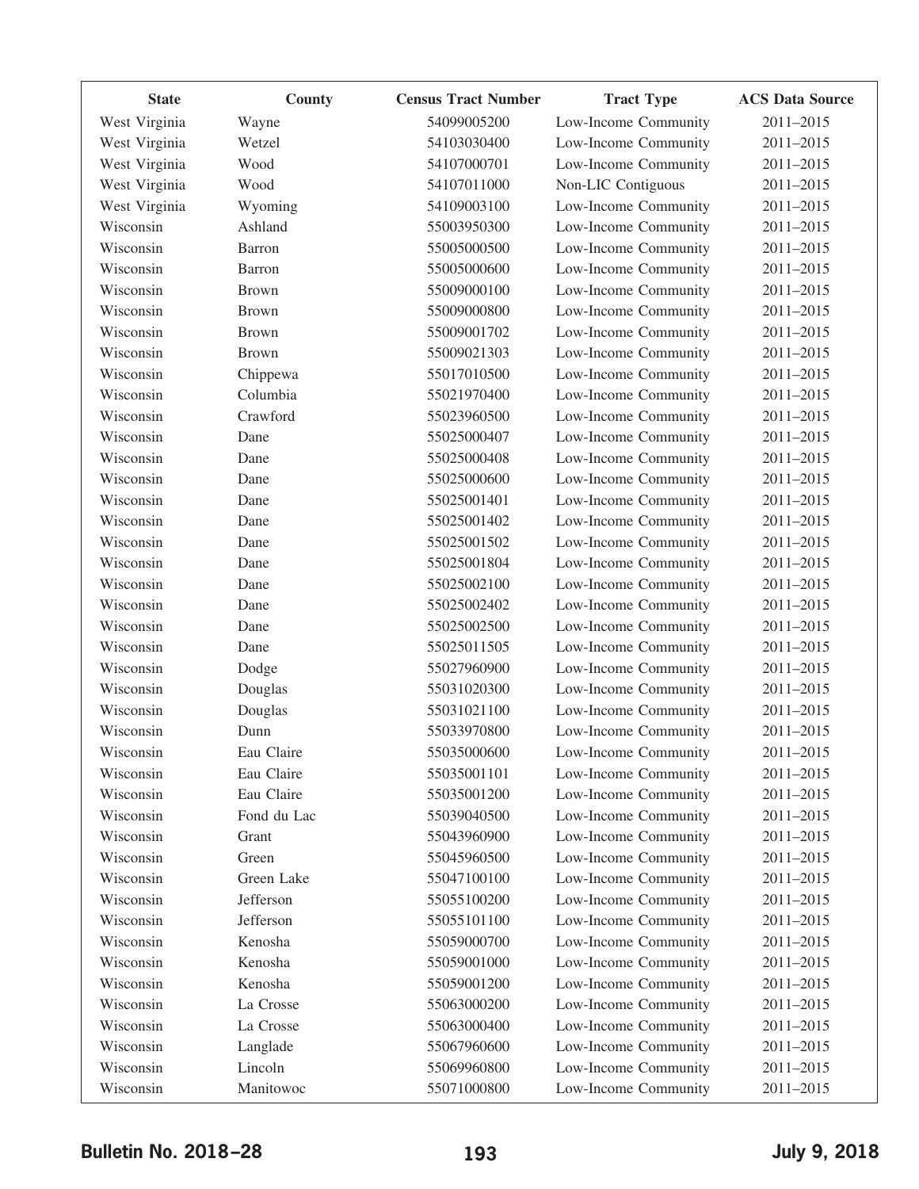| State | County | Census Tract Number | Tract Type | ACS Data Source |
|---|---|---|---|---|
| West Virginia | Wayne | 54099005200 | Low-Income Community | 2011–2015 |
| West Virginia | Wetzel | 54103030400 | Low-Income Community | 2011–2015 |
| West Virginia | Wood | 54107000701 | Low-Income Community | 2011–2015 |
| West Virginia | Wood | 54107011000 | Non-LIC Contiguous | 2011–2015 |
| West Virginia | Wyoming | 54109003100 | Low-Income Community | 2011–2015 |
| Wisconsin | Ashland | 55003950300 | Low-Income Community | 2011–2015 |
| Wisconsin | Barron | 55005000500 | Low-Income Community | 2011–2015 |
| Wisconsin | Barron | 55005000600 | Low-Income Community | 2011–2015 |
| Wisconsin | Brown | 55009000100 | Low-Income Community | 2011–2015 |
| Wisconsin | Brown | 55009000800 | Low-Income Community | 2011–2015 |
| Wisconsin | Brown | 55009001702 | Low-Income Community | 2011–2015 |
| Wisconsin | Brown | 55009021303 | Low-Income Community | 2011–2015 |
| Wisconsin | Chippewa | 55017010500 | Low-Income Community | 2011–2015 |
| Wisconsin | Columbia | 55021970400 | Low-Income Community | 2011–2015 |
| Wisconsin | Crawford | 55023960500 | Low-Income Community | 2011–2015 |
| Wisconsin | Dane | 55025000407 | Low-Income Community | 2011–2015 |
| Wisconsin | Dane | 55025000408 | Low-Income Community | 2011–2015 |
| Wisconsin | Dane | 55025000600 | Low-Income Community | 2011–2015 |
| Wisconsin | Dane | 55025001401 | Low-Income Community | 2011–2015 |
| Wisconsin | Dane | 55025001402 | Low-Income Community | 2011–2015 |
| Wisconsin | Dane | 55025001502 | Low-Income Community | 2011–2015 |
| Wisconsin | Dane | 55025001804 | Low-Income Community | 2011–2015 |
| Wisconsin | Dane | 55025002100 | Low-Income Community | 2011–2015 |
| Wisconsin | Dane | 55025002402 | Low-Income Community | 2011–2015 |
| Wisconsin | Dane | 55025002500 | Low-Income Community | 2011–2015 |
| Wisconsin | Dane | 55025011505 | Low-Income Community | 2011–2015 |
| Wisconsin | Dodge | 55027960900 | Low-Income Community | 2011–2015 |
| Wisconsin | Douglas | 55031020300 | Low-Income Community | 2011–2015 |
| Wisconsin | Douglas | 55031021100 | Low-Income Community | 2011–2015 |
| Wisconsin | Dunn | 55033970800 | Low-Income Community | 2011–2015 |
| Wisconsin | Eau Claire | 55035000600 | Low-Income Community | 2011–2015 |
| Wisconsin | Eau Claire | 55035001101 | Low-Income Community | 2011–2015 |
| Wisconsin | Eau Claire | 55035001200 | Low-Income Community | 2011–2015 |
| Wisconsin | Fond du Lac | 55039040500 | Low-Income Community | 2011–2015 |
| Wisconsin | Grant | 55043960900 | Low-Income Community | 2011–2015 |
| Wisconsin | Green | 55045960500 | Low-Income Community | 2011–2015 |
| Wisconsin | Green Lake | 55047100100 | Low-Income Community | 2011–2015 |
| Wisconsin | Jefferson | 55055100200 | Low-Income Community | 2011–2015 |
| Wisconsin | Jefferson | 55055101100 | Low-Income Community | 2011–2015 |
| Wisconsin | Kenosha | 55059000700 | Low-Income Community | 2011–2015 |
| Wisconsin | Kenosha | 55059001000 | Low-Income Community | 2011–2015 |
| Wisconsin | Kenosha | 55059001200 | Low-Income Community | 2011–2015 |
| Wisconsin | La Crosse | 55063000200 | Low-Income Community | 2011–2015 |
| Wisconsin | La Crosse | 55063000400 | Low-Income Community | 2011–2015 |
| Wisconsin | Langlade | 55067960600 | Low-Income Community | 2011–2015 |
| Wisconsin | Lincoln | 55069960800 | Low-Income Community | 2011–2015 |
| Wisconsin | Manitowoc | 55071000800 | Low-Income Community | 2011–2015 |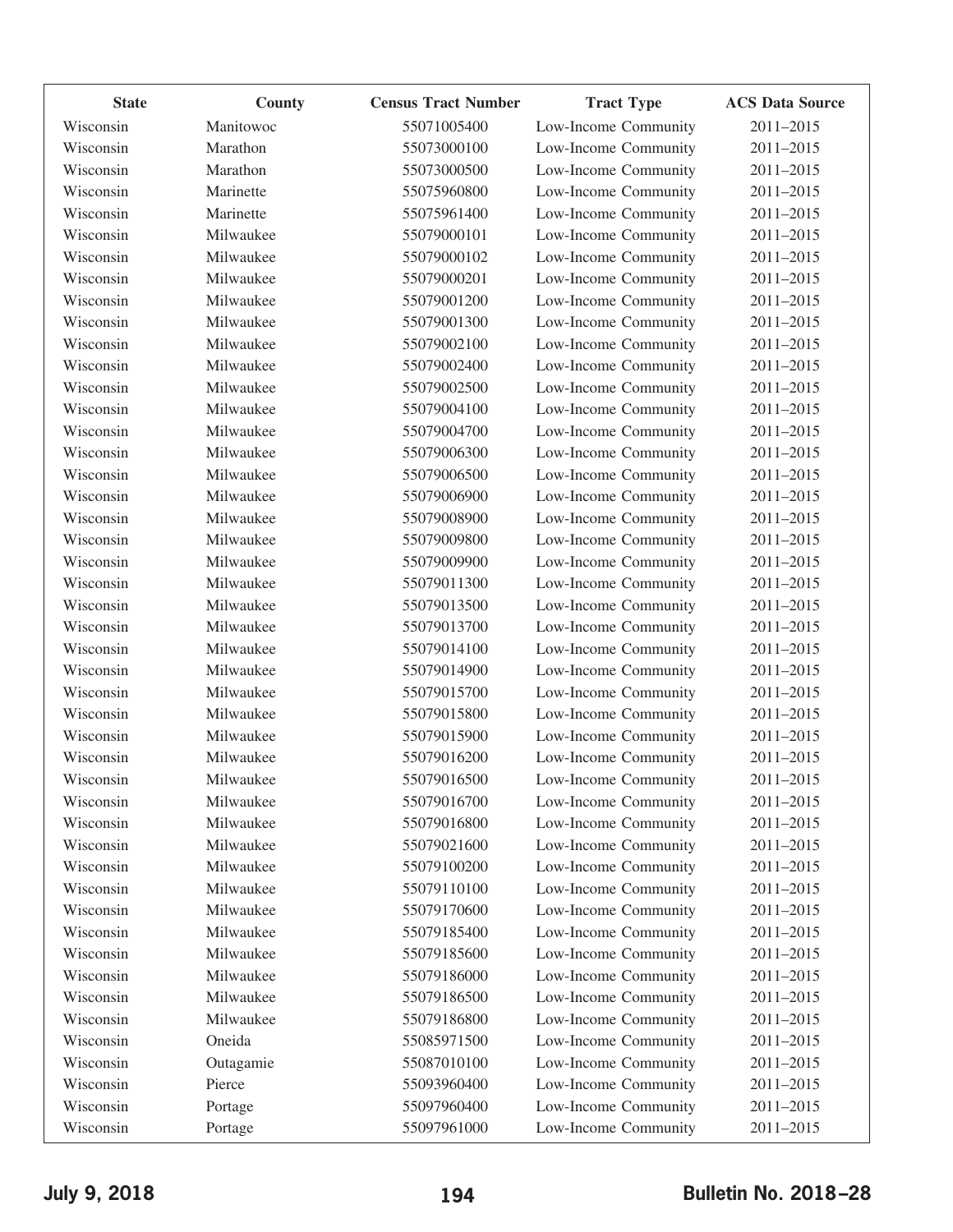| State | County | Census Tract Number | Tract Type | ACS Data Source |
|---|---|---|---|---|
| Wisconsin | Manitowoc | 55071005400 | Low-Income Community | 2011–2015 |
| Wisconsin | Marathon | 55073000100 | Low-Income Community | 2011–2015 |
| Wisconsin | Marathon | 55073000500 | Low-Income Community | 2011–2015 |
| Wisconsin | Marinette | 55075960800 | Low-Income Community | 2011–2015 |
| Wisconsin | Marinette | 55075961400 | Low-Income Community | 2011–2015 |
| Wisconsin | Milwaukee | 55079000101 | Low-Income Community | 2011–2015 |
| Wisconsin | Milwaukee | 55079000102 | Low-Income Community | 2011–2015 |
| Wisconsin | Milwaukee | 55079000201 | Low-Income Community | 2011–2015 |
| Wisconsin | Milwaukee | 55079001200 | Low-Income Community | 2011–2015 |
| Wisconsin | Milwaukee | 55079001300 | Low-Income Community | 2011–2015 |
| Wisconsin | Milwaukee | 55079002100 | Low-Income Community | 2011–2015 |
| Wisconsin | Milwaukee | 55079002400 | Low-Income Community | 2011–2015 |
| Wisconsin | Milwaukee | 55079002500 | Low-Income Community | 2011–2015 |
| Wisconsin | Milwaukee | 55079004100 | Low-Income Community | 2011–2015 |
| Wisconsin | Milwaukee | 55079004700 | Low-Income Community | 2011–2015 |
| Wisconsin | Milwaukee | 55079006300 | Low-Income Community | 2011–2015 |
| Wisconsin | Milwaukee | 55079006500 | Low-Income Community | 2011–2015 |
| Wisconsin | Milwaukee | 55079006900 | Low-Income Community | 2011–2015 |
| Wisconsin | Milwaukee | 55079008900 | Low-Income Community | 2011–2015 |
| Wisconsin | Milwaukee | 55079009800 | Low-Income Community | 2011–2015 |
| Wisconsin | Milwaukee | 55079009900 | Low-Income Community | 2011–2015 |
| Wisconsin | Milwaukee | 55079011300 | Low-Income Community | 2011–2015 |
| Wisconsin | Milwaukee | 55079013500 | Low-Income Community | 2011–2015 |
| Wisconsin | Milwaukee | 55079013700 | Low-Income Community | 2011–2015 |
| Wisconsin | Milwaukee | 55079014100 | Low-Income Community | 2011–2015 |
| Wisconsin | Milwaukee | 55079014900 | Low-Income Community | 2011–2015 |
| Wisconsin | Milwaukee | 55079015700 | Low-Income Community | 2011–2015 |
| Wisconsin | Milwaukee | 55079015800 | Low-Income Community | 2011–2015 |
| Wisconsin | Milwaukee | 55079015900 | Low-Income Community | 2011–2015 |
| Wisconsin | Milwaukee | 55079016200 | Low-Income Community | 2011–2015 |
| Wisconsin | Milwaukee | 55079016500 | Low-Income Community | 2011–2015 |
| Wisconsin | Milwaukee | 55079016700 | Low-Income Community | 2011–2015 |
| Wisconsin | Milwaukee | 55079016800 | Low-Income Community | 2011–2015 |
| Wisconsin | Milwaukee | 55079021600 | Low-Income Community | 2011–2015 |
| Wisconsin | Milwaukee | 55079100200 | Low-Income Community | 2011–2015 |
| Wisconsin | Milwaukee | 55079110100 | Low-Income Community | 2011–2015 |
| Wisconsin | Milwaukee | 55079170600 | Low-Income Community | 2011–2015 |
| Wisconsin | Milwaukee | 55079185400 | Low-Income Community | 2011–2015 |
| Wisconsin | Milwaukee | 55079185600 | Low-Income Community | 2011–2015 |
| Wisconsin | Milwaukee | 55079186000 | Low-Income Community | 2011–2015 |
| Wisconsin | Milwaukee | 55079186500 | Low-Income Community | 2011–2015 |
| Wisconsin | Milwaukee | 55079186800 | Low-Income Community | 2011–2015 |
| Wisconsin | Oneida | 55085971500 | Low-Income Community | 2011–2015 |
| Wisconsin | Outagamie | 55087010100 | Low-Income Community | 2011–2015 |
| Wisconsin | Pierce | 55093960400 | Low-Income Community | 2011–2015 |
| Wisconsin | Portage | 55097960400 | Low-Income Community | 2011–2015 |
| Wisconsin | Portage | 55097961000 | Low-Income Community | 2011–2015 |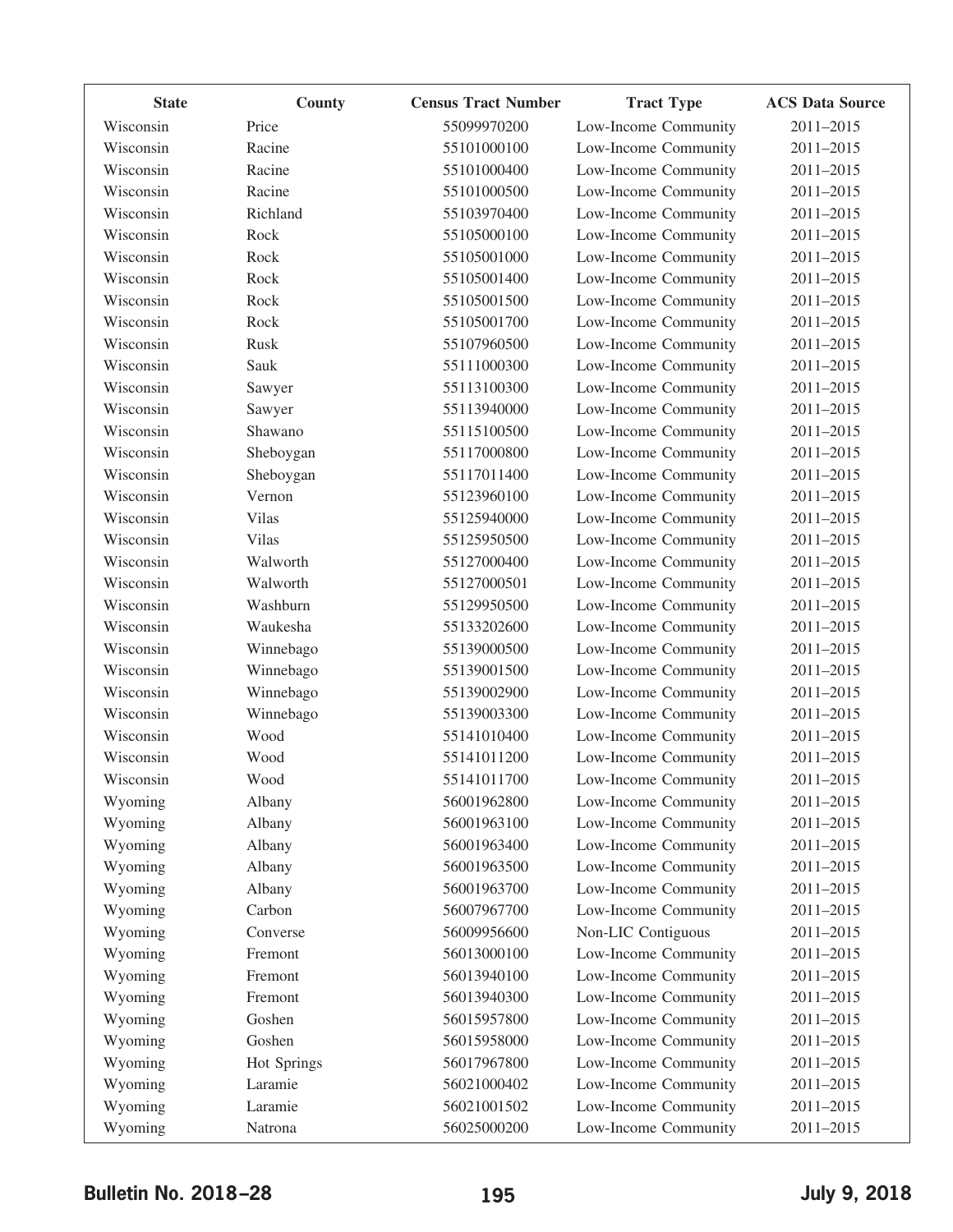| State | County | Census Tract Number | Tract Type | ACS Data Source |
| --- | --- | --- | --- | --- |
| Wisconsin | Price | 55099970200 | Low-Income Community | 2011–2015 |
| Wisconsin | Racine | 55101000100 | Low-Income Community | 2011–2015 |
| Wisconsin | Racine | 55101000400 | Low-Income Community | 2011–2015 |
| Wisconsin | Racine | 55101000500 | Low-Income Community | 2011–2015 |
| Wisconsin | Richland | 55103970400 | Low-Income Community | 2011–2015 |
| Wisconsin | Rock | 55105000100 | Low-Income Community | 2011–2015 |
| Wisconsin | Rock | 55105001000 | Low-Income Community | 2011–2015 |
| Wisconsin | Rock | 55105001400 | Low-Income Community | 2011–2015 |
| Wisconsin | Rock | 55105001500 | Low-Income Community | 2011–2015 |
| Wisconsin | Rock | 55105001700 | Low-Income Community | 2011–2015 |
| Wisconsin | Rusk | 55107960500 | Low-Income Community | 2011–2015 |
| Wisconsin | Sauk | 55111000300 | Low-Income Community | 2011–2015 |
| Wisconsin | Sawyer | 55113100300 | Low-Income Community | 2011–2015 |
| Wisconsin | Sawyer | 55113940000 | Low-Income Community | 2011–2015 |
| Wisconsin | Shawano | 55115100500 | Low-Income Community | 2011–2015 |
| Wisconsin | Sheboygan | 55117000800 | Low-Income Community | 2011–2015 |
| Wisconsin | Sheboygan | 55117011400 | Low-Income Community | 2011–2015 |
| Wisconsin | Vernon | 55123960100 | Low-Income Community | 2011–2015 |
| Wisconsin | Vilas | 55125940000 | Low-Income Community | 2011–2015 |
| Wisconsin | Vilas | 55125950500 | Low-Income Community | 2011–2015 |
| Wisconsin | Walworth | 55127000400 | Low-Income Community | 2011–2015 |
| Wisconsin | Walworth | 55127000501 | Low-Income Community | 2011–2015 |
| Wisconsin | Washburn | 55129950500 | Low-Income Community | 2011–2015 |
| Wisconsin | Waukesha | 55133202600 | Low-Income Community | 2011–2015 |
| Wisconsin | Winnebago | 55139000500 | Low-Income Community | 2011–2015 |
| Wisconsin | Winnebago | 55139001500 | Low-Income Community | 2011–2015 |
| Wisconsin | Winnebago | 55139002900 | Low-Income Community | 2011–2015 |
| Wisconsin | Winnebago | 55139003300 | Low-Income Community | 2011–2015 |
| Wisconsin | Wood | 55141010400 | Low-Income Community | 2011–2015 |
| Wisconsin | Wood | 55141011200 | Low-Income Community | 2011–2015 |
| Wisconsin | Wood | 55141011700 | Low-Income Community | 2011–2015 |
| Wyoming | Albany | 56001962800 | Low-Income Community | 2011–2015 |
| Wyoming | Albany | 56001963100 | Low-Income Community | 2011–2015 |
| Wyoming | Albany | 56001963400 | Low-Income Community | 2011–2015 |
| Wyoming | Albany | 56001963500 | Low-Income Community | 2011–2015 |
| Wyoming | Albany | 56001963700 | Low-Income Community | 2011–2015 |
| Wyoming | Carbon | 56007967700 | Low-Income Community | 2011–2015 |
| Wyoming | Converse | 56009956600 | Non-LIC Contiguous | 2011–2015 |
| Wyoming | Fremont | 56013000100 | Low-Income Community | 2011–2015 |
| Wyoming | Fremont | 56013940100 | Low-Income Community | 2011–2015 |
| Wyoming | Fremont | 56013940300 | Low-Income Community | 2011–2015 |
| Wyoming | Goshen | 56015957800 | Low-Income Community | 2011–2015 |
| Wyoming | Goshen | 56015958000 | Low-Income Community | 2011–2015 |
| Wyoming | Hot Springs | 56017967800 | Low-Income Community | 2011–2015 |
| Wyoming | Laramie | 56021000402 | Low-Income Community | 2011–2015 |
| Wyoming | Laramie | 56021001502 | Low-Income Community | 2011–2015 |
| Wyoming | Natrona | 56025000200 | Low-Income Community | 2011–2015 |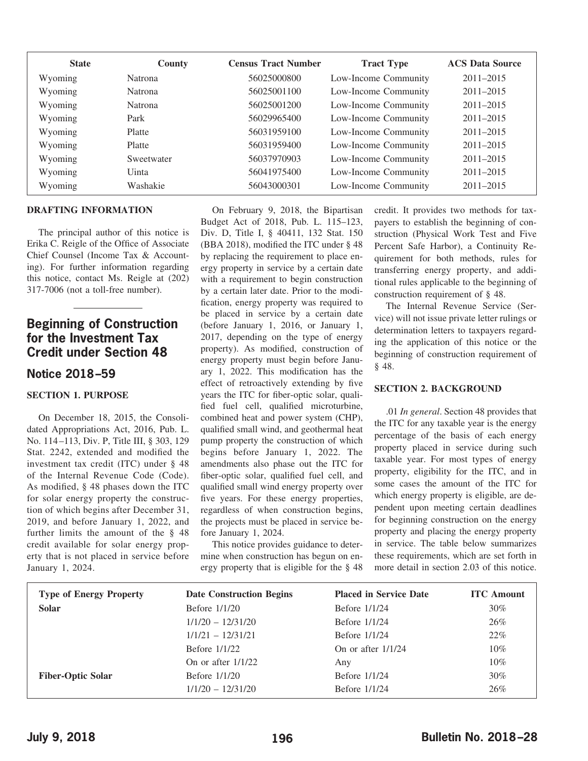| State | County | Census Tract Number | Tract Type | ACS Data Source |
|---|---|---|---|---|
| Wyoming | Natrona | 56025000800 | Low-Income Community | 2011–2015 |
| Wyoming | Natrona | 56025001100 | Low-Income Community | 2011–2015 |
| Wyoming | Natrona | 56025001200 | Low-Income Community | 2011–2015 |
| Wyoming | Park | 56029965400 | Low-Income Community | 2011–2015 |
| Wyoming | Platte | 56031959100 | Low-Income Community | 2011–2015 |
| Wyoming | Platte | 56031959400 | Low-Income Community | 2011–2015 |
| Wyoming | Sweetwater | 56037970903 | Low-Income Community | 2011–2015 |
| Wyoming | Uinta | 56041975400 | Low-Income Community | 2011–2015 |
| Wyoming | Washakie | 56043000301 | Low-Income Community | 2011–2015 |

**DRAFTING INFORMATION**

The principal author of this notice is Erika C. Reigle of the Office of Associate Chief Counsel (Income Tax & Accounting). For further information regarding this notice, contact Ms. Reigle at (202) 317-7006 (not a toll-free number).

---

## Beginning of Construction for the Investment Tax Credit under Section 48

### Notice 2018–59

**SECTION 1. PURPOSE**

On December 18, 2015, the Consolidated Appropriations Act, 2016, Pub. L. No. 114–113, Div. P, Title III, § 303, 129 Stat. 2242, extended and modified the investment tax credit (ITC) under § 48 of the Internal Revenue Code (Code). As modified, § 48 phases down the ITC for solar energy property the construction of which begins after December 31, 2019, and before January 1, 2022, and further limits the amount of the § 48 credit available for solar energy property that is not placed in service before January 1, 2024.

On February 9, 2018, the Bipartisan Budget Act of 2018, Pub. L. 115–123, Div. D, Title I, § 40411, 132 Stat. 150 (BBA 2018), modified the ITC under § 48 by replacing the requirement to place energy property in service by a certain date with a requirement to begin construction by a certain later date. Prior to the modification, energy property was required to be placed in service by a certain date (before January 1, 2016, or January 1, 2017, depending on the type of energy property). As modified, construction of energy property must begin before January 1, 2022. This modification has the effect of retroactively extending by five years the ITC for fiber-optic solar, qualified fuel cell, qualified microturbine, combined heat and power system (CHP), qualified small wind, and geothermal heat pump property the construction of which begins before January 1, 2022. The amendments also phase out the ITC for fiber-optic solar, qualified fuel cell, and qualified small wind energy property over five years. For these energy properties, regardless of when construction begins, the projects must be placed in service before January 1, 2024.

This notice provides guidance to determine when construction has begun on energy property that is eligible for the § 48 credit. It provides two methods for taxpayers to establish the beginning of construction (Physical Work Test and Five Percent Safe Harbor), a Continuity Requirement for both methods, rules for transferring energy property, and additional rules applicable to the beginning of construction requirement of § 48.

The Internal Revenue Service (Service) will not issue private letter rulings or determination letters to taxpayers regarding the application of this notice or the beginning of construction requirement of § 48.

**SECTION 2. BACKGROUND**

.01 *In general*. Section 48 provides that the ITC for any taxable year is the energy percentage of the basis of each energy property placed in service during such taxable year. For most types of energy property, eligibility for the ITC, and in some cases the amount of the ITC for which energy property is eligible, are dependent upon meeting certain deadlines for beginning construction on the energy property and placing the energy property in service. The table below summarizes these requirements, which are set forth in more detail in section 2.03 of this notice.

| Type of Energy Property | Date Construction Begins | Placed in Service Date | ITC Amount |
|---|---|---|---|
| **Solar** | Before 1/1/20 | Before 1/1/24 | 30% |
| | 1/1/20 – 12/31/20 | Before 1/1/24 | 26% |
| | 1/1/21 – 12/31/21 | Before 1/1/24 | 22% |
| | Before 1/1/22 | On or after 1/1/24 | 10% |
| | On or after 1/1/22 | Any | 10% |
| **Fiber-Optic Solar** | Before 1/1/20 | Before 1/1/24 | 30% |
| | 1/1/20 – 12/31/20 | Before 1/1/24 | 26% |